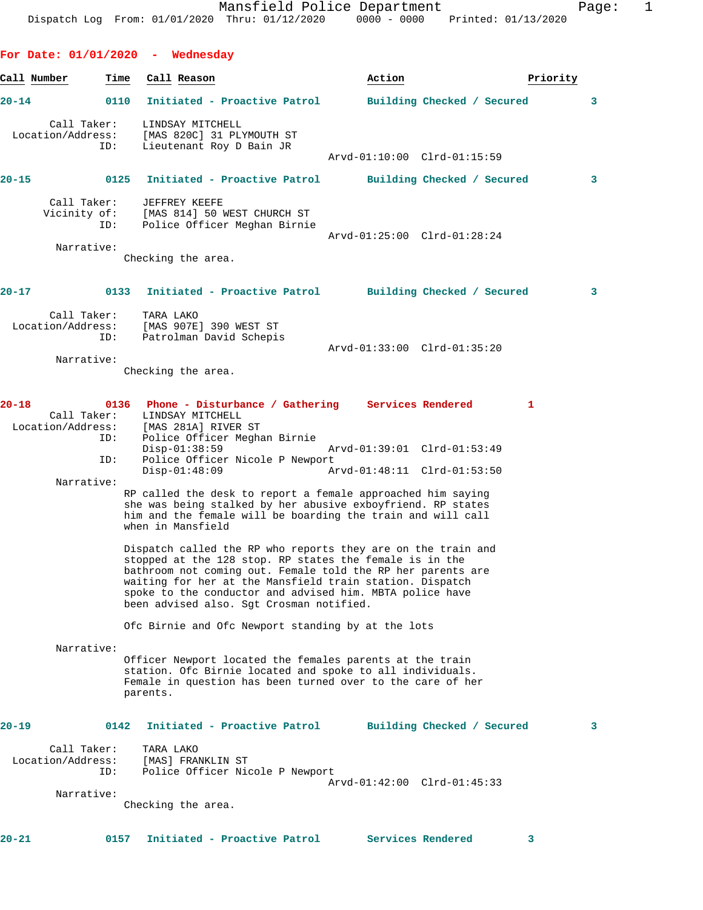Mansfield Police Department
Dispatch Log From: 01/01/2020 Thru: 01/12/2020 0000 - 0000 Printed: 01/13/2020

## For Date: 01/01/2020 - Wednesday

| Call Number | Time | Call Reason | Action | Priority |
|---|---|---|---|---|

**20-14** 0110 **Initiated - Proactive Patrol** — **Building Checked / Secured** — 3

Call Taker: LINDSAY MITCHELL
Location/Address: [MAS 820C] 31 PLYMOUTH ST
ID: Lieutenant Roy D Bain JR
Arvd-01:10:00 Clrd-01:15:59

**20-15** 0125 **Initiated - Proactive Patrol** — **Building Checked / Secured** — 3

Call Taker: JEFFREY KEEFE
Vicinity of: [MAS 814] 50 WEST CHURCH ST
ID: Police Officer Meghan Birnie
Arvd-01:25:00 Clrd-01:28:24

Narrative:
Checking the area.

**20-17** 0133 **Initiated - Proactive Patrol** — **Building Checked / Secured** — 3

Call Taker: TARA LAKO
Location/Address: [MAS 907E] 390 WEST ST
ID: Patrolman David Schepis
Arvd-01:33:00 Clrd-01:35:20

Narrative:
Checking the area.

**20-18** 0136 **Phone - Disturbance / Gathering** — **Services Rendered** — 1

Call Taker: LINDSAY MITCHELL
Location/Address: [MAS 281A] RIVER ST
ID: Police Officer Meghan Birnie
Disp-01:38:59 Arvd-01:39:01 Clrd-01:53:49
ID: Police Officer Nicole P Newport
Disp-01:48:09 Arvd-01:48:11 Clrd-01:53:50

Narrative:
RP called the desk to report a female approached him saying she was being stalked by her abusive exboyfriend. RP states him and the female will be boarding the train and will call when in Mansfield

Dispatch called the RP who reports they are on the train and stopped at the 128 stop. RP states the female is in the bathroom not coming out. Female told the RP her parents are waiting for her at the Mansfield train station. Dispatch spoke to the conductor and advised him. MBTA police have been advised also. Sgt Crosman notified.

Ofc Birnie and Ofc Newport standing by at the lots

Narrative:
Officer Newport located the females parents at the train station. Ofc Birnie located and spoke to all individuals. Female in question has been turned over to the care of her parents.

**20-19** 0142 **Initiated - Proactive Patrol** — **Building Checked / Secured** — 3

Call Taker: TARA LAKO
Location/Address: [MAS] FRANKLIN ST
ID: Police Officer Nicole P Newport
Arvd-01:42:00 Clrd-01:45:33

Narrative:
Checking the area.

**20-21** 0157 **Initiated - Proactive Patrol** — **Services Rendered** — 3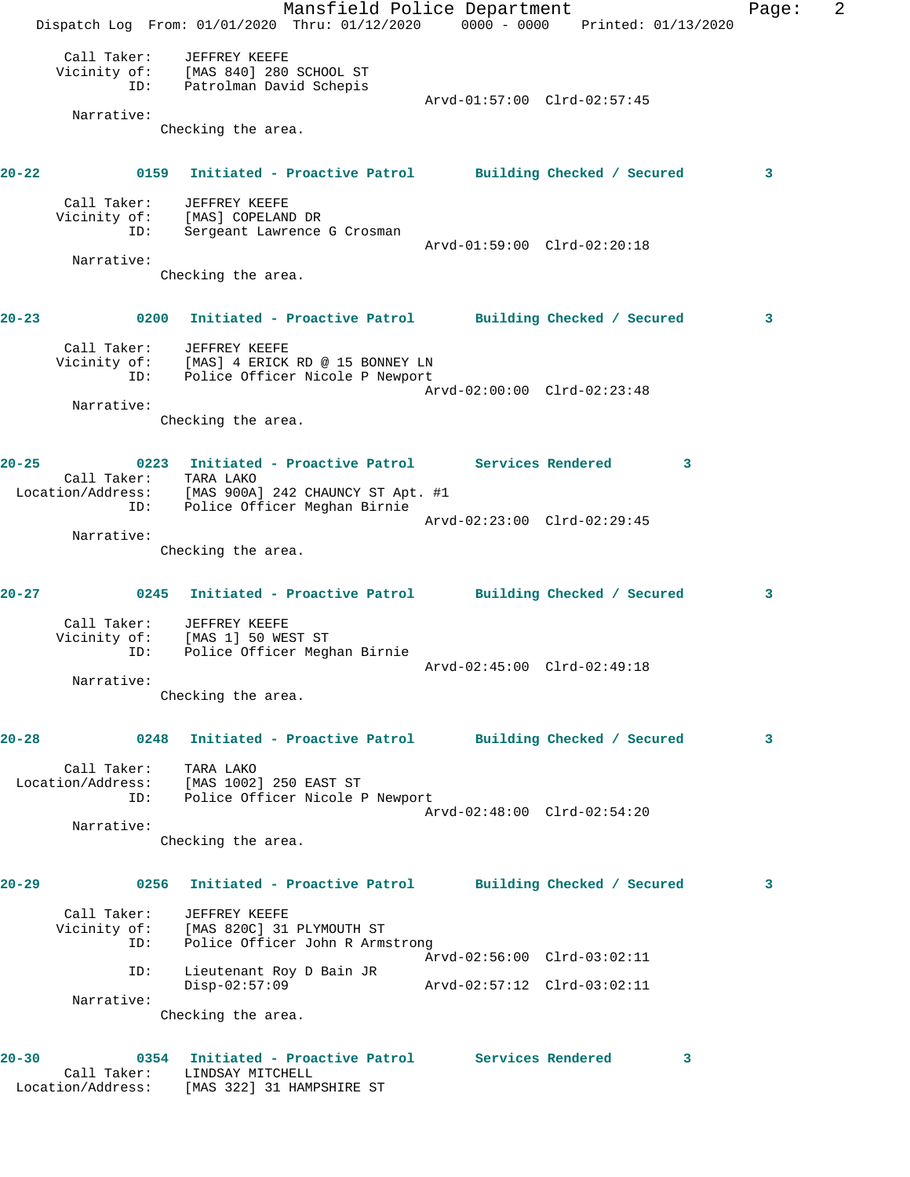Call Taker: JEFFREY KEEFE
Vicinity of: [MAS 840] 280 SCHOOL ST
ID: Patrolman David Schepis
Arvd-01:57:00 Clrd-02:57:45
Narrative:
Checking the area.

**20-22 0159 Initiated - Proactive Patrol Building Checked / Secured 3**

Call Taker: JEFFREY KEEFE
Vicinity of: [MAS] COPELAND DR
ID: Sergeant Lawrence G Crosman
Arvd-01:59:00 Clrd-02:20:18
Narrative:
Checking the area.

**20-23 0200 Initiated - Proactive Patrol Building Checked / Secured 3**

Call Taker: JEFFREY KEEFE
Vicinity of: [MAS] 4 ERICK RD @ 15 BONNEY LN
ID: Police Officer Nicole P Newport
Arvd-02:00:00 Clrd-02:23:48
Narrative:
Checking the area.

**20-25 0223 Initiated - Proactive Patrol Services Rendered 3**

Call Taker: TARA LAKO
Location/Address: [MAS 900A] 242 CHAUNCY ST Apt. #1
ID: Police Officer Meghan Birnie
Arvd-02:23:00 Clrd-02:29:45
Narrative:
Checking the area.

**20-27 0245 Initiated - Proactive Patrol Building Checked / Secured 3**

Call Taker: JEFFREY KEEFE
Vicinity of: [MAS 1] 50 WEST ST
ID: Police Officer Meghan Birnie
Arvd-02:45:00 Clrd-02:49:18
Narrative:
Checking the area.

**20-28 0248 Initiated - Proactive Patrol Building Checked / Secured 3**

Call Taker: TARA LAKO
Location/Address: [MAS 1002] 250 EAST ST
ID: Police Officer Nicole P Newport
Arvd-02:48:00 Clrd-02:54:20
Narrative:
Checking the area.

**20-29 0256 Initiated - Proactive Patrol Building Checked / Secured 3**

Call Taker: JEFFREY KEEFE
Vicinity of: [MAS 820C] 31 PLYMOUTH ST
ID: Police Officer John R Armstrong
Arvd-02:56:00 Clrd-03:02:11
ID: Lieutenant Roy D Bain JR
Disp-02:57:09 Arvd-02:57:12 Clrd-03:02:11
Narrative:
Checking the area.

**20-30 0354 Initiated - Proactive Patrol Services Rendered 3**

Call Taker: LINDSAY MITCHELL
Location/Address: [MAS 322] 31 HAMPSHIRE ST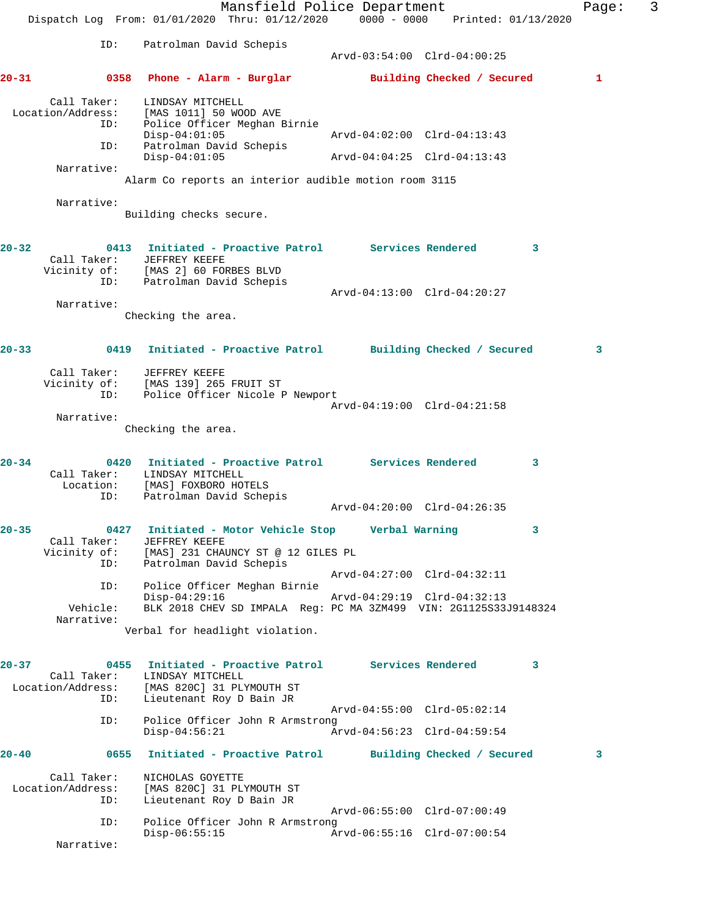```
            ID:    Patrolman David Schepis
                                             Arvd-03:54:00  Clrd-04:00:25

20-31           0358   Phone - Alarm - Burglar          Building Checked / Secured         1

       Call Taker:    LINDSAY MITCHELL
  Location/Address:    [MAS 1011] 50 WOOD AVE
               ID:    Police Officer Meghan Birnie
                      Disp-04:01:05                  Arvd-04:02:00  Clrd-04:13:43
               ID:    Patrolman David Schepis
                      Disp-04:01:05                  Arvd-04:04:25  Clrd-04:13:43
        Narrative:
                    Alarm Co reports an interior audible motion room 3115

        Narrative:
                    Building checks secure.


20-32           0413   Initiated - Proactive Patrol      Services Rendered          3
       Call Taker:    JEFFREY KEEFE
      Vicinity of:    [MAS 2] 60 FORBES BLVD
               ID:    Patrolman David Schepis
                                             Arvd-04:13:00  Clrd-04:20:27
        Narrative:
                    Checking the area.


20-33           0419   Initiated - Proactive Patrol      Building Checked / Secured         3

       Call Taker:    JEFFREY KEEFE
      Vicinity of:    [MAS 139] 265 FRUIT ST
               ID:    Police Officer Nicole P Newport
                                             Arvd-04:19:00  Clrd-04:21:58
        Narrative:
                    Checking the area.


20-34           0420   Initiated - Proactive Patrol      Services Rendered          3
       Call Taker:    LINDSAY MITCHELL
         Location:    [MAS] FOXBORO HOTELS
               ID:    Patrolman David Schepis
                                             Arvd-04:20:00  Clrd-04:26:35

20-35           0427   Initiated - Motor Vehicle Stop    Verbal Warning             3
       Call Taker:    JEFFREY KEEFE
      Vicinity of:    [MAS] 231 CHAUNCY ST @ 12 GILES PL
               ID:    Patrolman David Schepis
                                             Arvd-04:27:00  Clrd-04:32:11
               ID:    Police Officer Meghan Birnie
                      Disp-04:29:16                  Arvd-04:29:19  Clrd-04:32:13
          Vehicle:    BLK 2018 CHEV SD IMPALA  Reg: PC MA 3ZM499  VIN: 2G1125S33J9148324
        Narrative:
                    Verbal for headlight violation.


20-37           0455   Initiated - Proactive Patrol      Services Rendered          3
       Call Taker:    LINDSAY MITCHELL
  Location/Address:    [MAS 820C] 31 PLYMOUTH ST
               ID:    Lieutenant Roy D Bain JR
                                             Arvd-04:55:00  Clrd-05:02:14
               ID:    Police Officer John R Armstrong
                      Disp-04:56:21                  Arvd-04:56:23  Clrd-04:59:54

20-40           0655   Initiated - Proactive Patrol      Building Checked / Secured         3

       Call Taker:    NICHOLAS GOYETTE
  Location/Address:    [MAS 820C] 31 PLYMOUTH ST
               ID:    Lieutenant Roy D Bain JR
                                             Arvd-06:55:00  Clrd-07:00:49
               ID:    Police Officer John R Armstrong
                      Disp-06:55:15                  Arvd-06:55:16  Clrd-07:00:54
        Narrative:
```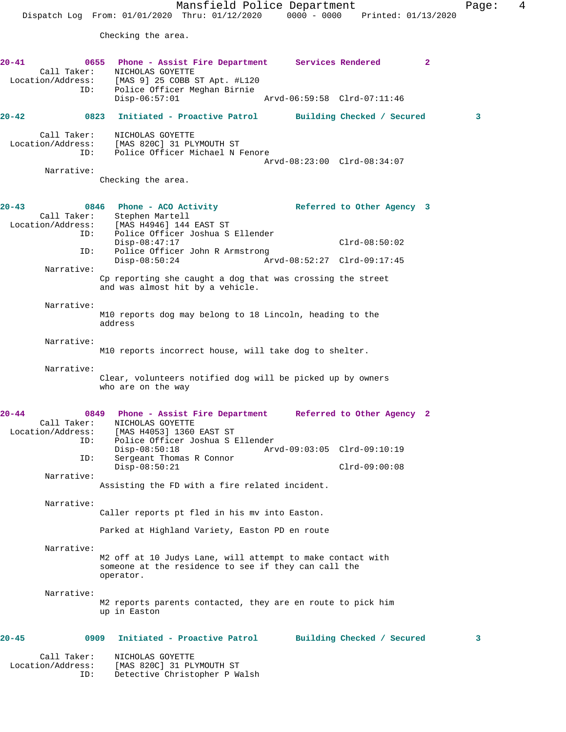Checking the area.

**20-41** 0655 **Phone - Assist Fire Department** **Services Rendered** 2
Call Taker: NICHOLAS GOYETTE
Location/Address: [MAS 9] 25 COBB ST Apt. #L120
ID: Police Officer Meghan Birnie
Disp-06:57:01 Arvd-06:59:58 Clrd-07:11:46

**20-42** 0823 **Initiated - Proactive Patrol** **Building Checked / Secured** 3
Call Taker: NICHOLAS GOYETTE
Location/Address: [MAS 820C] 31 PLYMOUTH ST
ID: Police Officer Michael N Fenore
Arvd-08:23:00 Clrd-08:34:07
Narrative:
Checking the area.

**20-43** 0846 **Phone - ACO Activity** **Referred to Other Agency** 3
Call Taker: Stephen Martell
Location/Address: [MAS H4946] 144 EAST ST
ID: Police Officer Joshua S Ellender
Disp-08:47:17 Clrd-08:50:02
ID: Police Officer John R Armstrong
Disp-08:50:24 Arvd-08:52:27 Clrd-09:17:45
Narrative:
Cp reporting she caught a dog that was crossing the street and was almost hit by a vehicle.

Narrative:
M10 reports dog may belong to 18 Lincoln, heading to the address

Narrative:
M10 reports incorrect house, will take dog to shelter.

Narrative:
Clear, volunteers notified dog will be picked up by owners who are on the way

**20-44** 0849 **Phone - Assist Fire Department** **Referred to Other Agency** 2
Call Taker: NICHOLAS GOYETTE
Location/Address: [MAS H4053] 1360 EAST ST
ID: Police Officer Joshua S Ellender
Disp-08:50:18 Arvd-09:03:05 Clrd-09:10:19
ID: Sergeant Thomas R Connor
Disp-08:50:21 Clrd-09:00:08
Narrative:
Assisting the FD with a fire related incident.

Narrative:
Caller reports pt fled in his mv into Easton.

Parked at Highland Variety, Easton PD en route

Narrative:
M2 off at 10 Judys Lane, will attempt to make contact with someone at the residence to see if they can call the operator.

Narrative:
M2 reports parents contacted, they are en route to pick him up in Easton

**20-45** 0909 **Initiated - Proactive Patrol** **Building Checked / Secured** 3
Call Taker: NICHOLAS GOYETTE
Location/Address: [MAS 820C] 31 PLYMOUTH ST
ID: Detective Christopher P Walsh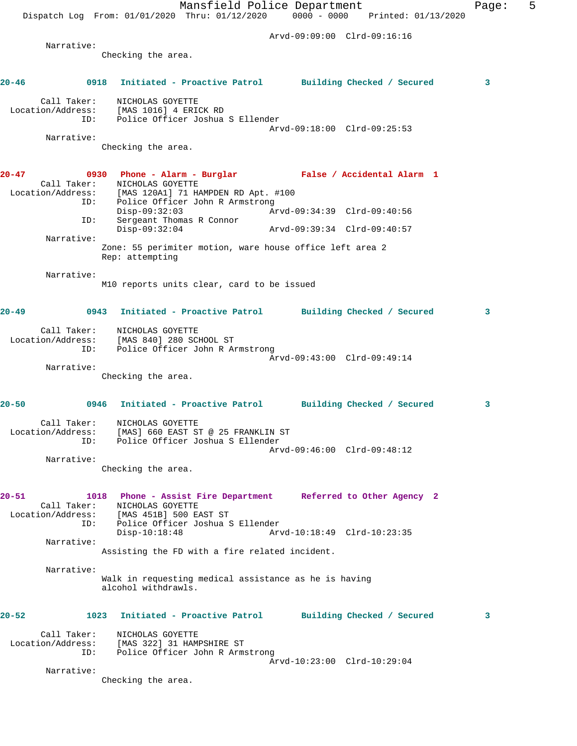Arvd-09:09:00 Clrd-09:16:16

Narrative:
Checking the area.

**20-46 0918 Initiated - Proactive Patrol Building Checked / Secured 3**

Call Taker: NICHOLAS GOYETTE
Location/Address: [MAS 1016] 4 ERICK RD
ID: Police Officer Joshua S Ellender
Arvd-09:18:00 Clrd-09:25:53

Narrative:
Checking the area.

**20-47 0930 Phone - Alarm - Burglar False / Accidental Alarm 1**

Call Taker: NICHOLAS GOYETTE
Location/Address: [MAS 120A1] 71 HAMPDEN RD Apt. #100
ID: Police Officer John R Armstrong
Disp-09:32:03 Arvd-09:34:39 Clrd-09:40:56
ID: Sergeant Thomas R Connor
Disp-09:32:04 Arvd-09:39:34 Clrd-09:40:57

Narrative:
Zone: 55 perimiter motion, ware house office left area 2
Rep: attempting

Narrative:
M10 reports units clear, card to be issued

**20-49 0943 Initiated - Proactive Patrol Building Checked / Secured 3**

Call Taker: NICHOLAS GOYETTE
Location/Address: [MAS 840] 280 SCHOOL ST
ID: Police Officer John R Armstrong
Arvd-09:43:00 Clrd-09:49:14

Narrative:
Checking the area.

**20-50 0946 Initiated - Proactive Patrol Building Checked / Secured 3**

Call Taker: NICHOLAS GOYETTE
Location/Address: [MAS] 660 EAST ST @ 25 FRANKLIN ST
ID: Police Officer Joshua S Ellender
Arvd-09:46:00 Clrd-09:48:12

Narrative:
Checking the area.

**20-51 1018 Phone - Assist Fire Department Referred to Other Agency 2**

Call Taker: NICHOLAS GOYETTE
Location/Address: [MAS 451B] 500 EAST ST
ID: Police Officer Joshua S Ellender
Disp-10:18:48 Arvd-10:18:49 Clrd-10:23:35

Narrative:
Assisting the FD with a fire related incident.

Narrative:
Walk in requesting medical assistance as he is having alcohol withdrawls.

**20-52 1023 Initiated - Proactive Patrol Building Checked / Secured 3**

Call Taker: NICHOLAS GOYETTE
Location/Address: [MAS 322] 31 HAMPSHIRE ST
ID: Police Officer John R Armstrong
Arvd-10:23:00 Clrd-10:29:04

Narrative:
Checking the area.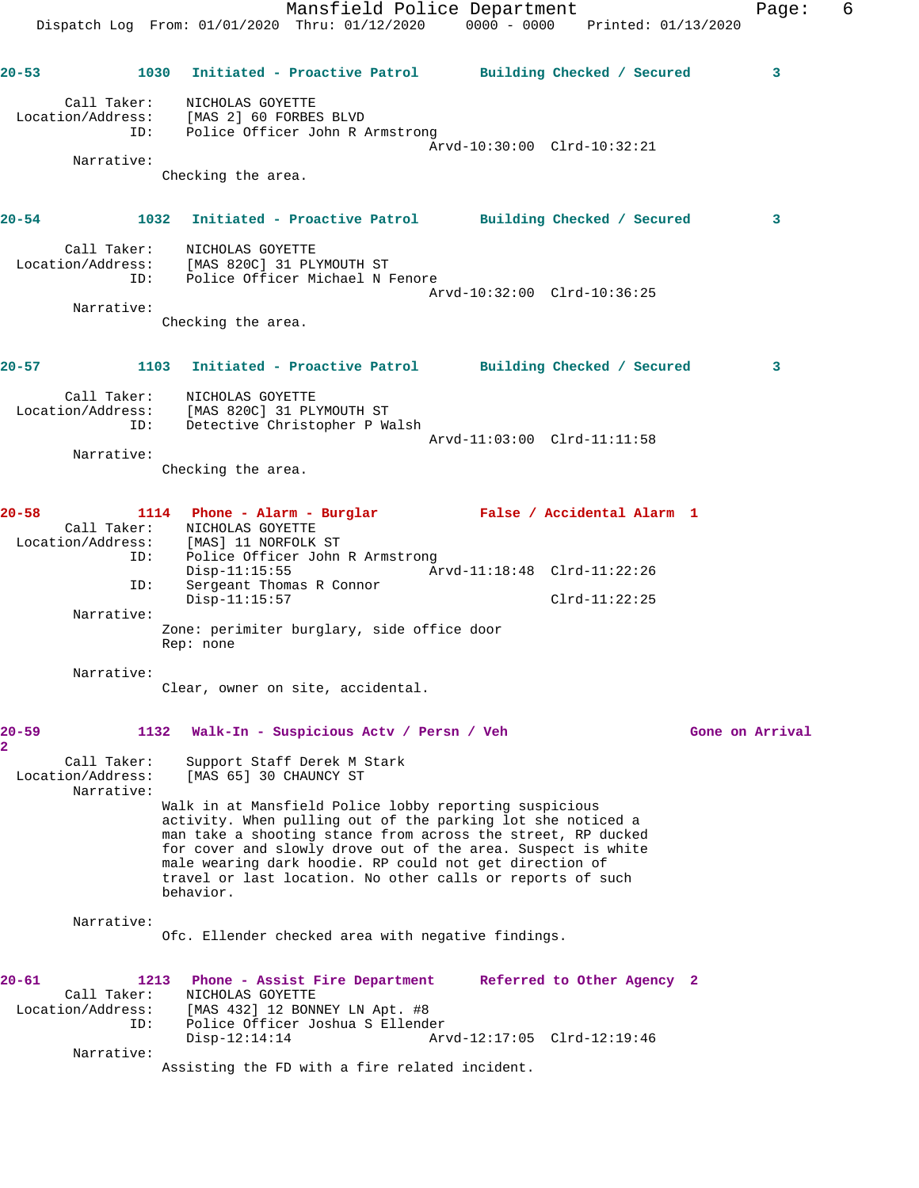**20-53** 1030 Initiated - Proactive Patrol Building Checked / Secured 3

Call Taker: NICHOLAS GOYETTE
Location/Address: [MAS 2] 60 FORBES BLVD
ID: Police Officer John R Armstrong
Arvd-10:30:00 Clrd-10:32:21

Narrative:
Checking the area.

**20-54** 1032 Initiated - Proactive Patrol Building Checked / Secured 3

Call Taker: NICHOLAS GOYETTE
Location/Address: [MAS 820C] 31 PLYMOUTH ST
ID: Police Officer Michael N Fenore
Arvd-10:32:00 Clrd-10:36:25

Narrative:
Checking the area.

**20-57** 1103 Initiated - Proactive Patrol Building Checked / Secured 3

Call Taker: NICHOLAS GOYETTE
Location/Address: [MAS 820C] 31 PLYMOUTH ST
ID: Detective Christopher P Walsh
Arvd-11:03:00 Clrd-11:11:58

Narrative:
Checking the area.

**20-58** 1114 Phone - Alarm - Burglar False / Accidental Alarm 1

Call Taker: NICHOLAS GOYETTE
Location/Address: [MAS] 11 NORFOLK ST
ID: Police Officer John R Armstrong
Disp-11:15:55 Arvd-11:18:48 Clrd-11:22:26
ID: Sergeant Thomas R Connor
Disp-11:15:57 Clrd-11:22:25

Narrative:
Zone: perimiter burglary, side office door
Rep: none

Narrative:
Clear, owner on site, accidental.

**20-59** 1132 Walk-In - Suspicious Actv / Persn / Veh Gone on Arrival 2

Call Taker: Support Staff Derek M Stark
Location/Address: [MAS 65] 30 CHAUNCY ST

Narrative:
Walk in at Mansfield Police lobby reporting suspicious activity. When pulling out of the parking lot she noticed a man take a shooting stance from across the street, RP ducked for cover and slowly drove out of the area. Suspect is white male wearing dark hoodie. RP could not get direction of travel or last location. No other calls or reports of such behavior.

Narrative:
Ofc. Ellender checked area with negative findings.

**20-61** 1213 Phone - Assist Fire Department Referred to Other Agency 2

Call Taker: NICHOLAS GOYETTE
Location/Address: [MAS 432] 12 BONNEY LN Apt. #8
ID: Police Officer Joshua S Ellender
Disp-12:14:14 Arvd-12:17:05 Clrd-12:19:46

Narrative:
Assisting the FD with a fire related incident.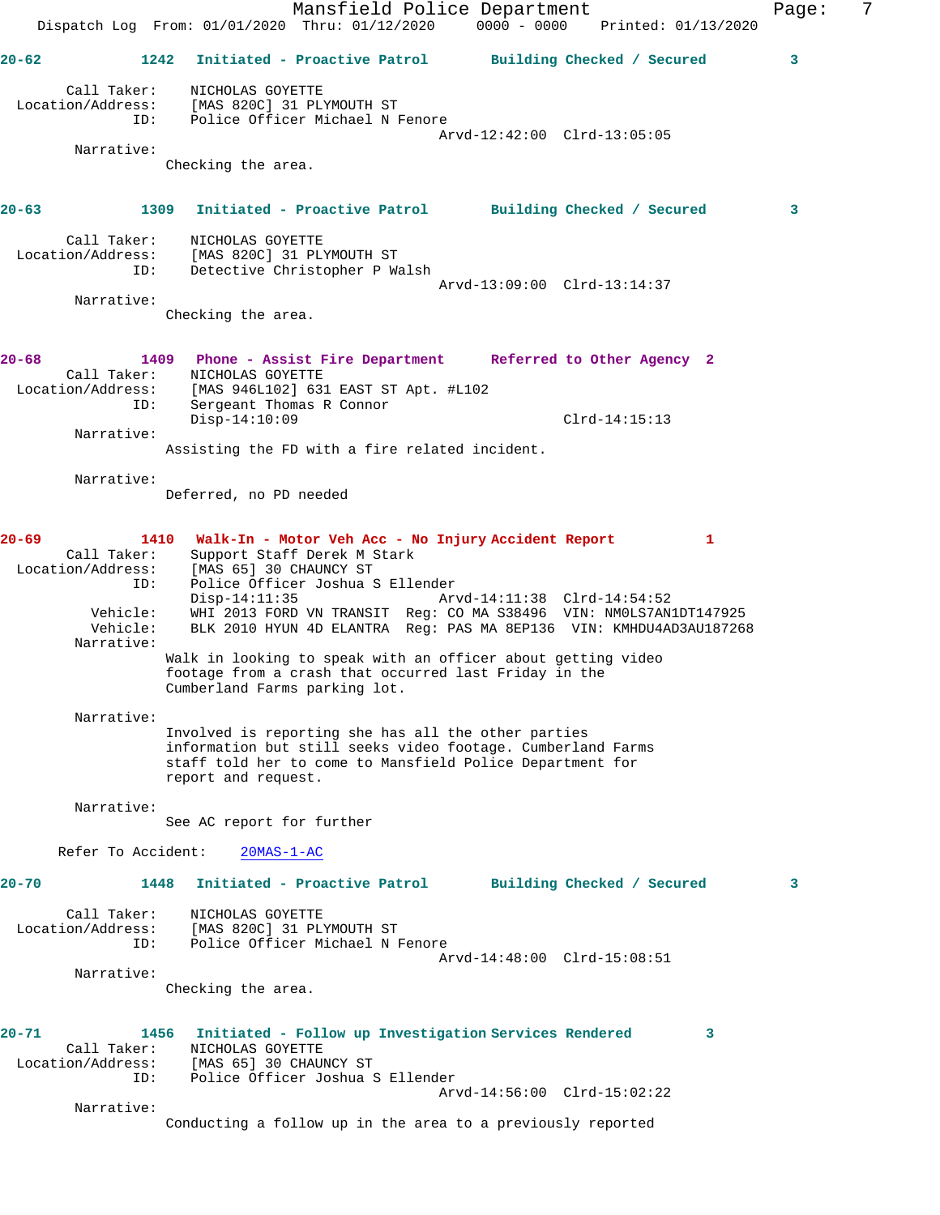**20-62** 1242 **Initiated - Proactive Patrol** **Building Checked / Secured** 3

Call Taker: NICHOLAS GOYETTE
Location/Address: [MAS 820C] 31 PLYMOUTH ST
ID: Police Officer Michael N Fenore
Arvd-12:42:00 Clrd-13:05:05

Narrative:
Checking the area.

**20-63** 1309 **Initiated - Proactive Patrol** **Building Checked / Secured** 3

Call Taker: NICHOLAS GOYETTE
Location/Address: [MAS 820C] 31 PLYMOUTH ST
ID: Detective Christopher P Walsh
Arvd-13:09:00 Clrd-13:14:37

Narrative:
Checking the area.

**20-68** 1409 **Phone - Assist Fire Department** **Referred to Other Agency** 2

Call Taker: NICHOLAS GOYETTE
Location/Address: [MAS 946L102] 631 EAST ST Apt. #L102
ID: Sergeant Thomas R Connor
Disp-14:10:09 Clrd-14:15:13

Narrative:
Assisting the FD with a fire related incident.

Narrative:
Deferred, no PD needed

**20-69** 1410 **Walk-In - Motor Veh Acc - No Injury Accident Report** 1

Call Taker: Support Staff Derek M Stark
Location/Address: [MAS 65] 30 CHAUNCY ST
ID: Police Officer Joshua S Ellender
Disp-14:11:35 Arvd-14:11:38 Clrd-14:54:52
Vehicle: WHI 2013 FORD VN TRANSIT Reg: CO MA S38496 VIN: NM0LS7AN1DT147925
Vehicle: BLK 2010 HYUN 4D ELANTRA Reg: PAS MA 8EP136 VIN: KMHDU4AD3AU187268

Narrative:
Walk in looking to speak with an officer about getting video footage from a crash that occurred last Friday in the Cumberland Farms parking lot.

Narrative:
Involved is reporting she has all the other parties information but still seeks video footage. Cumberland Farms staff told her to come to Mansfield Police Department for report and request.

Narrative:
See AC report for further

Refer To Accident: 20MAS-1-AC

**20-70** 1448 **Initiated - Proactive Patrol** **Building Checked / Secured** 3

Call Taker: NICHOLAS GOYETTE
Location/Address: [MAS 820C] 31 PLYMOUTH ST
ID: Police Officer Michael N Fenore
Arvd-14:48:00 Clrd-15:08:51

Narrative:
Checking the area.

**20-71** 1456 **Initiated - Follow up Investigation Services Rendered** 3

Call Taker: NICHOLAS GOYETTE
Location/Address: [MAS 65] 30 CHAUNCY ST
ID: Police Officer Joshua S Ellender
Arvd-14:56:00 Clrd-15:02:22

Narrative:
Conducting a follow up in the area to a previously reported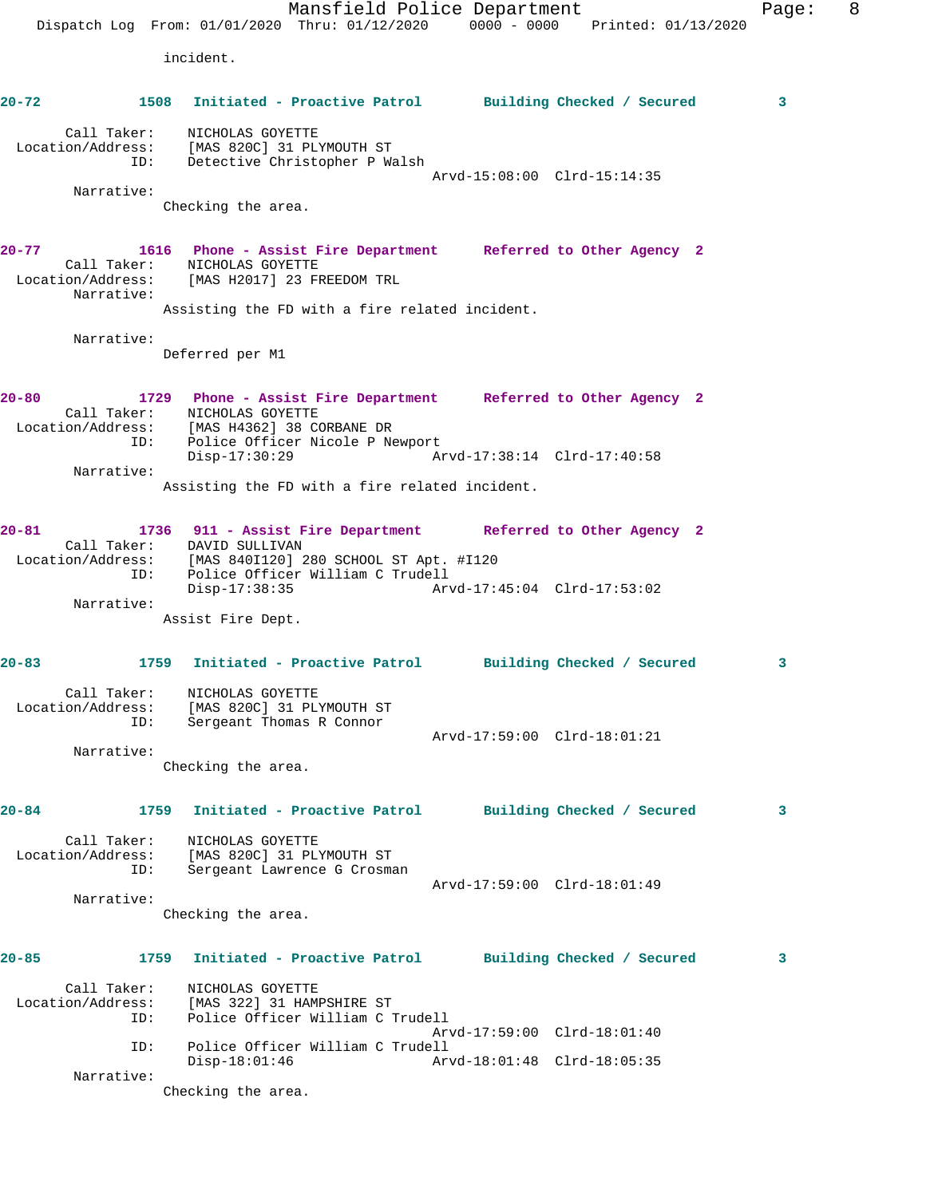incident.

**20-72** 1508 **Initiated - Proactive Patrol** **Building Checked / Secured** 3

Call Taker: NICHOLAS GOYETTE
Location/Address: [MAS 820C] 31 PLYMOUTH ST
ID: Detective Christopher P Walsh
Arvd-15:08:00 Clrd-15:14:35
Narrative:
Checking the area.

**20-77** 1616 **Phone - Assist Fire Department** **Referred to Other Agency** 2
Call Taker: NICHOLAS GOYETTE
Location/Address: [MAS H2017] 23 FREEDOM TRL
Narrative:
Assisting the FD with a fire related incident.

Narrative:
Deferred per M1

**20-80** 1729 **Phone - Assist Fire Department** **Referred to Other Agency** 2
Call Taker: NICHOLAS GOYETTE
Location/Address: [MAS H4362] 38 CORBANE DR
ID: Police Officer Nicole P Newport
Disp-17:30:29 Arvd-17:38:14 Clrd-17:40:58
Narrative:
Assisting the FD with a fire related incident.

**20-81** 1736 **911 - Assist Fire Department** **Referred to Other Agency** 2
Call Taker: DAVID SULLIVAN
Location/Address: [MAS 840I120] 280 SCHOOL ST Apt. #I120
ID: Police Officer William C Trudell
Disp-17:38:35 Arvd-17:45:04 Clrd-17:53:02
Narrative:
Assist Fire Dept.

**20-83** 1759 **Initiated - Proactive Patrol** **Building Checked / Secured** 3

Call Taker: NICHOLAS GOYETTE
Location/Address: [MAS 820C] 31 PLYMOUTH ST
ID: Sergeant Thomas R Connor
Arvd-17:59:00 Clrd-18:01:21
Narrative:
Checking the area.

**20-84** 1759 **Initiated - Proactive Patrol** **Building Checked / Secured** 3

Call Taker: NICHOLAS GOYETTE
Location/Address: [MAS 820C] 31 PLYMOUTH ST
ID: Sergeant Lawrence G Crosman
Arvd-17:59:00 Clrd-18:01:49
Narrative:
Checking the area.

**20-85** 1759 **Initiated - Proactive Patrol** **Building Checked / Secured** 3

Call Taker: NICHOLAS GOYETTE
Location/Address: [MAS 322] 31 HAMPSHIRE ST
ID: Police Officer William C Trudell
Arvd-17:59:00 Clrd-18:01:40
ID: Police Officer William C Trudell
Disp-18:01:46 Arvd-18:01:48 Clrd-18:05:35
Narrative:
Checking the area.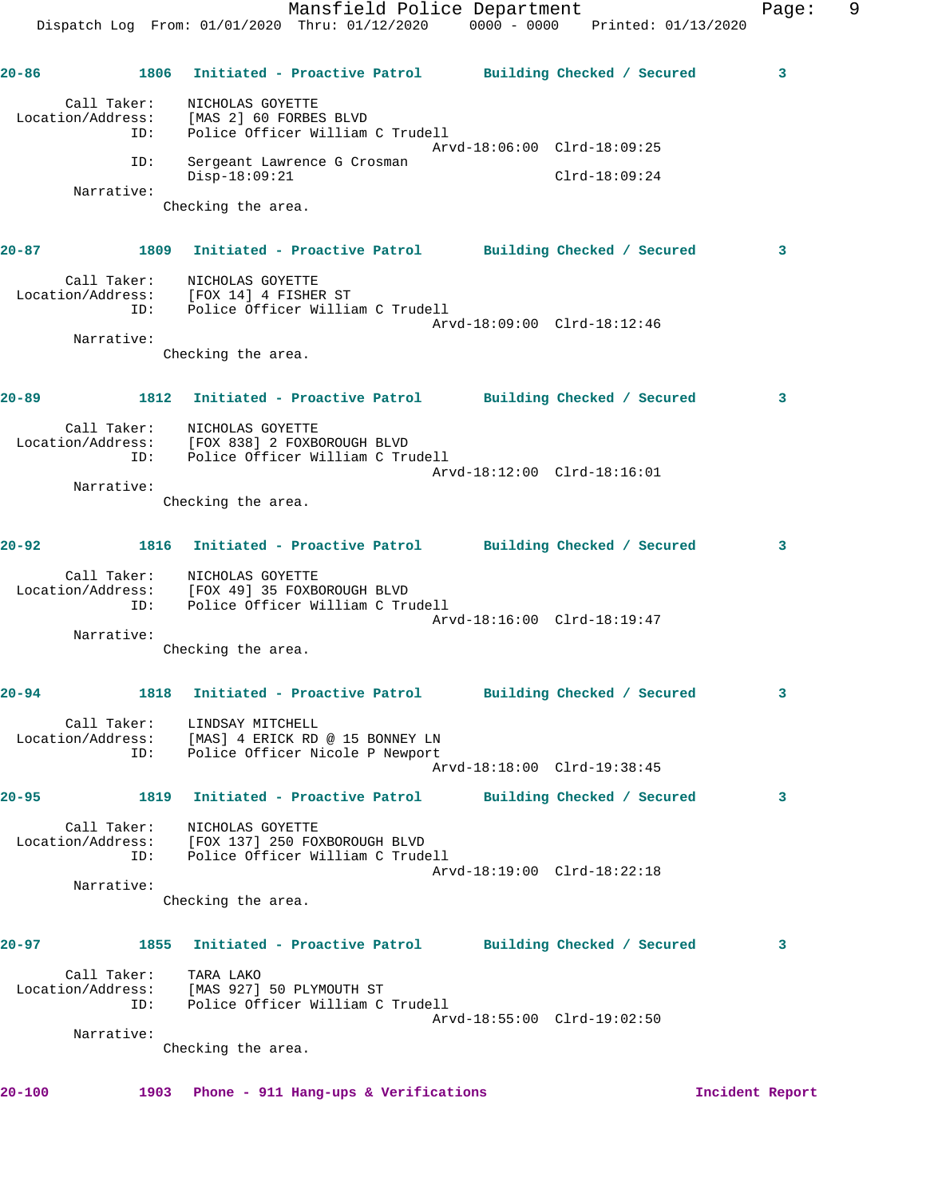**20-86** 1806 **Initiated - Proactive Patrol** **Building Checked / Secured** 3

Call Taker: NICHOLAS GOYETTE
Location/Address: [MAS 2] 60 FORBES BLVD
ID: Police Officer William C Trudell
Arvd-18:06:00 Clrd-18:09:25
ID: Sergeant Lawrence G Crosman
Disp-18:09:21 Clrd-18:09:24
Narrative:
Checking the area.

**20-87** 1809 **Initiated - Proactive Patrol** **Building Checked / Secured** 3

Call Taker: NICHOLAS GOYETTE
Location/Address: [FOX 14] 4 FISHER ST
ID: Police Officer William C Trudell
Arvd-18:09:00 Clrd-18:12:46
Narrative:
Checking the area.

**20-89** 1812 **Initiated - Proactive Patrol** **Building Checked / Secured** 3

Call Taker: NICHOLAS GOYETTE
Location/Address: [FOX 838] 2 FOXBOROUGH BLVD
ID: Police Officer William C Trudell
Arvd-18:12:00 Clrd-18:16:01
Narrative:
Checking the area.

**20-92** 1816 **Initiated - Proactive Patrol** **Building Checked / Secured** 3

Call Taker: NICHOLAS GOYETTE
Location/Address: [FOX 49] 35 FOXBOROUGH BLVD
ID: Police Officer William C Trudell
Arvd-18:16:00 Clrd-18:19:47
Narrative:
Checking the area.

**20-94** 1818 **Initiated - Proactive Patrol** **Building Checked / Secured** 3

Call Taker: LINDSAY MITCHELL
Location/Address: [MAS] 4 ERICK RD @ 15 BONNEY LN
ID: Police Officer Nicole P Newport
Arvd-18:18:00 Clrd-19:38:45

**20-95** 1819 **Initiated - Proactive Patrol** **Building Checked / Secured** 3

Call Taker: NICHOLAS GOYETTE
Location/Address: [FOX 137] 250 FOXBOROUGH BLVD
ID: Police Officer William C Trudell
Arvd-18:19:00 Clrd-18:22:18
Narrative:
Checking the area.

**20-97** 1855 **Initiated - Proactive Patrol** **Building Checked / Secured** 3

Call Taker: TARA LAKO
Location/Address: [MAS 927] 50 PLYMOUTH ST
ID: Police Officer William C Trudell
Arvd-18:55:00 Clrd-19:02:50
Narrative:
Checking the area.

**20-100** 1903 **Phone - 911 Hang-ups & Verifications** **Incident Report**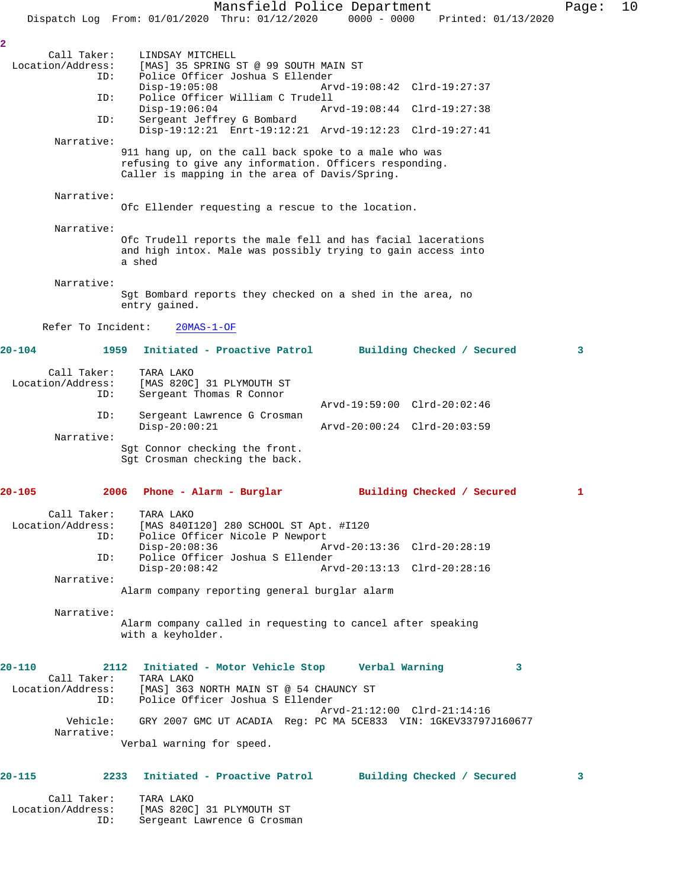2

```
        Call Taker:    LINDSAY MITCHELL
  Location/Address:    [MAS] 35 SPRING ST @ 99 SOUTH MAIN ST
                ID:    Police Officer Joshua S Ellender
                       Disp-19:05:08                Arvd-19:08:42  Clrd-19:27:37
                ID:    Police Officer William C Trudell
                       Disp-19:06:04                Arvd-19:08:44  Clrd-19:27:38
                ID:    Sergeant Jeffrey G Bombard
                       Disp-19:12:21  Enrt-19:12:21  Arvd-19:12:23  Clrd-19:27:41
         Narrative:
                     911 hang up, on the call back spoke to a male who was
                     refusing to give any information. Officers responding.
                     Caller is mapping in the area of Davis/Spring.

         Narrative:
                     Ofc Ellender requesting a rescue to the location.

         Narrative:
                     Ofc Trudell reports the male fell and has facial lacerations
                     and high intox. Male was possibly trying to gain access into
                     a shed

         Narrative:
                     Sgt Bombard reports they checked on a shed in the area, no
                     entry gained.

       Refer To Incident:    20MAS-1-OF
```

**20-104          1959   Initiated - Proactive Patrol       Building Checked / Secured          3**

```
        Call Taker:    TARA LAKO
  Location/Address:    [MAS 820C] 31 PLYMOUTH ST
                ID:    Sergeant Thomas R Connor
                                                    Arvd-19:59:00  Clrd-20:02:46
                ID:    Sergeant Lawrence G Crosman
                       Disp-20:00:21                Arvd-20:00:24  Clrd-20:03:59
         Narrative:
                     Sgt Connor checking the front.
                     Sgt Crosman checking the back.
```

**20-105          2006   Phone - Alarm - Burglar            Building Checked / Secured          1**

```
        Call Taker:    TARA LAKO
  Location/Address:    [MAS 840I120] 280 SCHOOL ST Apt. #I120
                ID:    Police Officer Nicole P Newport
                       Disp-20:08:36                Arvd-20:13:36  Clrd-20:28:19
                ID:    Police Officer Joshua S Ellender
                       Disp-20:08:42                Arvd-20:13:13  Clrd-20:28:16
         Narrative:
                     Alarm company reporting general burglar alarm

         Narrative:
                     Alarm company called in requesting to cancel after speaking
                     with a keyholder.
```

**20-110          2112   Initiated - Motor Vehicle Stop      Verbal Warning           3**

```
        Call Taker:    TARA LAKO
  Location/Address:    [MAS] 363 NORTH MAIN ST @ 54 CHAUNCY ST
                ID:    Police Officer Joshua S Ellender
                                                    Arvd-21:12:00  Clrd-21:14:16
           Vehicle:    GRY 2007 GMC UT ACADIA  Reg: PC MA 5CE833  VIN: 1GKEV33797J160677
         Narrative:
                     Verbal warning for speed.
```

**20-115          2233   Initiated - Proactive Patrol       Building Checked / Secured          3**

```
        Call Taker:    TARA LAKO
  Location/Address:    [MAS 820C] 31 PLYMOUTH ST
                ID:    Sergeant Lawrence G Crosman
```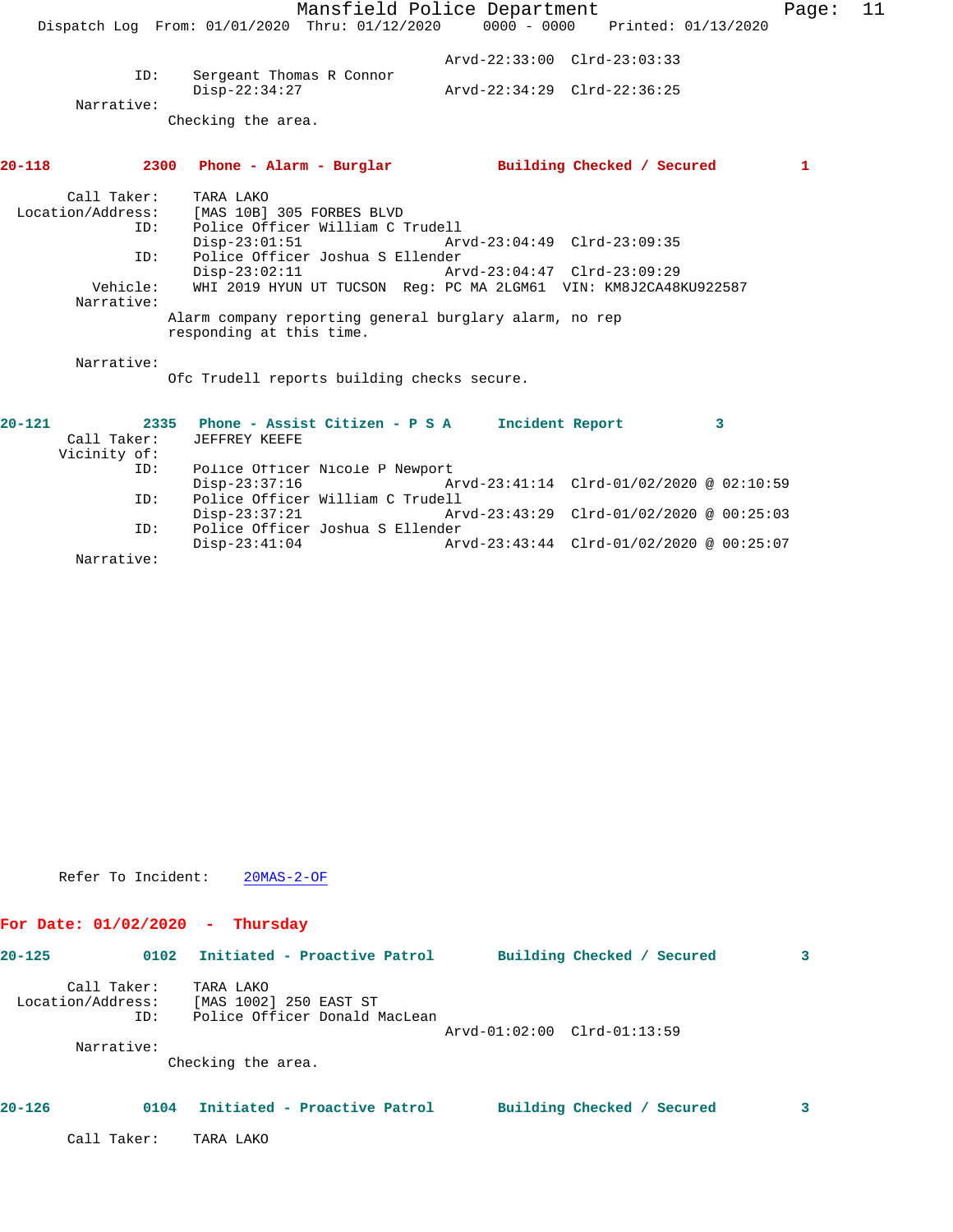Arvd-22:33:00 Clrd-23:03:33

ID: Sergeant Thomas R Connor
Disp-22:34:27 Arvd-22:34:29 Clrd-22:36:25

Narrative:
Checking the area.

**20-118 2300 Phone - Alarm - Burglar Building Checked / Secured 1**

Call Taker: TARA LAKO
Location/Address: [MAS 10B] 305 FORBES BLVD
ID: Police Officer William C Trudell
Disp-23:01:51 Arvd-23:04:49 Clrd-23:09:35
ID: Police Officer Joshua S Ellender
Disp-23:02:11 Arvd-23:04:47 Clrd-23:09:29
Vehicle: WHI 2019 HYUN UT TUCSON Reg: PC MA 2LGM61 VIN: KM8J2CA48KU922587
Narrative:
Alarm company reporting general burglary alarm, no rep responding at this time.

Narrative:
Ofc Trudell reports building checks secure.

**20-121 2335 Phone - Assist Citizen - P S A Incident Report 3**

Call Taker: JEFFREY KEEFE
Vicinity of:
ID: Police Officer Nicole P Newport
Disp-23:37:16 Arvd-23:41:14 Clrd-01/02/2020 @ 02:10:59
ID: Police Officer William C Trudell
Disp-23:37:21 Arvd-23:43:29 Clrd-01/02/2020 @ 00:25:03
ID: Police Officer Joshua S Ellender
Disp-23:41:04 Arvd-23:43:44 Clrd-01/02/2020 @ 00:25:07
Narrative:

Refer To Incident: 20MAS-2-OF

## For Date: 01/02/2020 - Thursday

**20-125 0102 Initiated - Proactive Patrol Building Checked / Secured 3**

Call Taker: TARA LAKO
Location/Address: [MAS 1002] 250 EAST ST
ID: Police Officer Donald MacLean
Arvd-01:02:00 Clrd-01:13:59
Narrative:
Checking the area.

**20-126 0104 Initiated - Proactive Patrol Building Checked / Secured 3**

Call Taker: TARA LAKO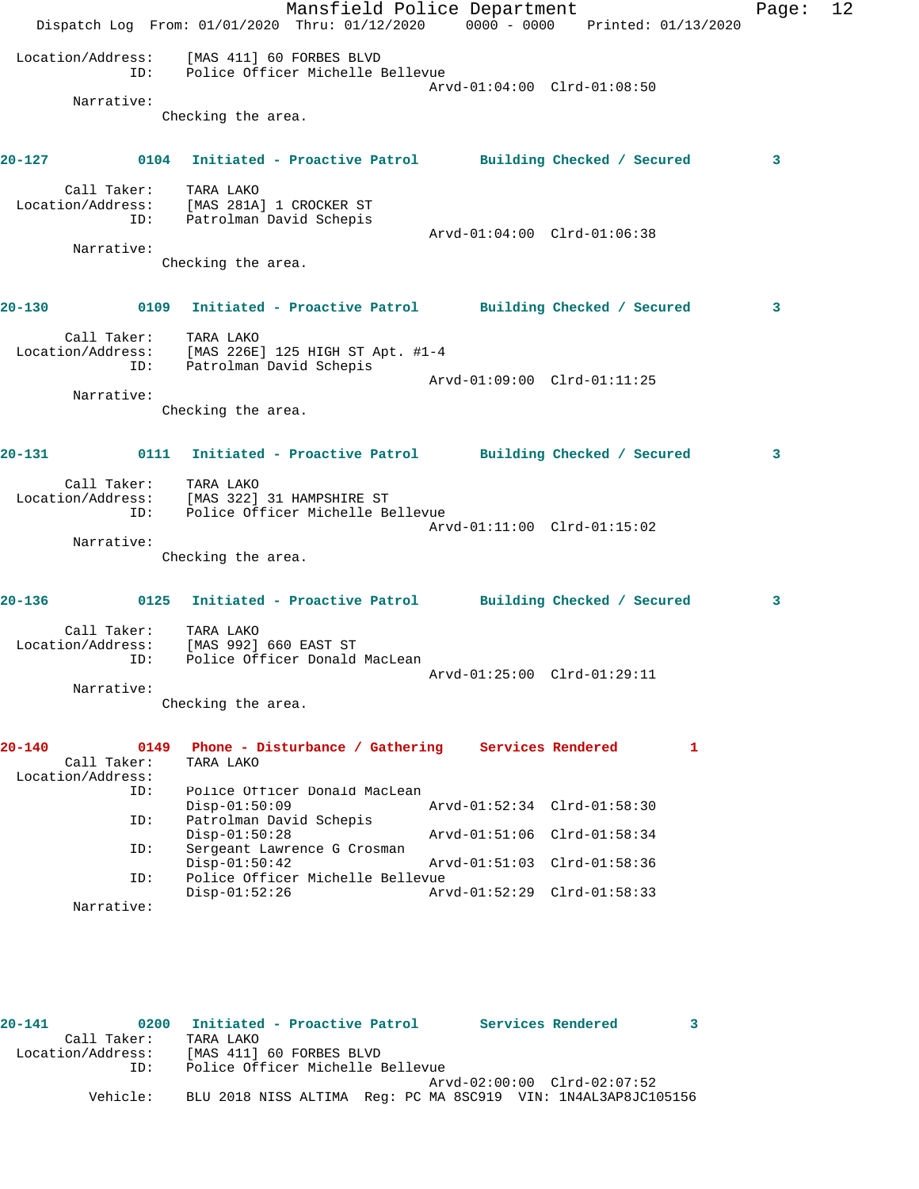Location/Address: [MAS 411] 60 FORBES BLVD
ID: Police Officer Michelle Bellevue
Arvd-01:04:00 Clrd-01:08:50

Narrative:
Checking the area.

**20-127 0104 Initiated - Proactive Patrol Building Checked / Secured 3**

Call Taker: TARA LAKO
Location/Address: [MAS 281A] 1 CROCKER ST
ID: Patrolman David Schepis
Arvd-01:04:00 Clrd-01:06:38

Narrative:
Checking the area.

**20-130 0109 Initiated - Proactive Patrol Building Checked / Secured 3**

Call Taker: TARA LAKO
Location/Address: [MAS 226E] 125 HIGH ST Apt. #1-4
ID: Patrolman David Schepis
Arvd-01:09:00 Clrd-01:11:25

Narrative:
Checking the area.

**20-131 0111 Initiated - Proactive Patrol Building Checked / Secured 3**

Call Taker: TARA LAKO
Location/Address: [MAS 322] 31 HAMPSHIRE ST
ID: Police Officer Michelle Bellevue
Arvd-01:11:00 Clrd-01:15:02

Narrative:
Checking the area.

**20-136 0125 Initiated - Proactive Patrol Building Checked / Secured 3**

Call Taker: TARA LAKO
Location/Address: [MAS 992] 660 EAST ST
ID: Police Officer Donald MacLean
Arvd-01:25:00 Clrd-01:29:11

Narrative:
Checking the area.

**20-140 0149 Phone - Disturbance / Gathering Services Rendered 1**

Call Taker: TARA LAKO
Location/Address:
ID: Police Officer Donald MacLean
Disp-01:50:09 Arvd-01:52:34 Clrd-01:58:30
ID: Patrolman David Schepis
Disp-01:50:28 Arvd-01:51:06 Clrd-01:58:34
ID: Sergeant Lawrence G Crosman
Disp-01:50:42 Arvd-01:51:03 Clrd-01:58:36
ID: Police Officer Michelle Bellevue
Disp-01:52:26 Arvd-01:52:29 Clrd-01:58:33

Narrative:

**20-141 0200 Initiated - Proactive Patrol Services Rendered 3**

Call Taker: TARA LAKO
Location/Address: [MAS 411] 60 FORBES BLVD
ID: Police Officer Michelle Bellevue
Arvd-02:00:00 Clrd-02:07:52
Vehicle: BLU 2018 NISS ALTIMA Reg: PC MA 8SC919 VIN: 1N4AL3AP8JC105156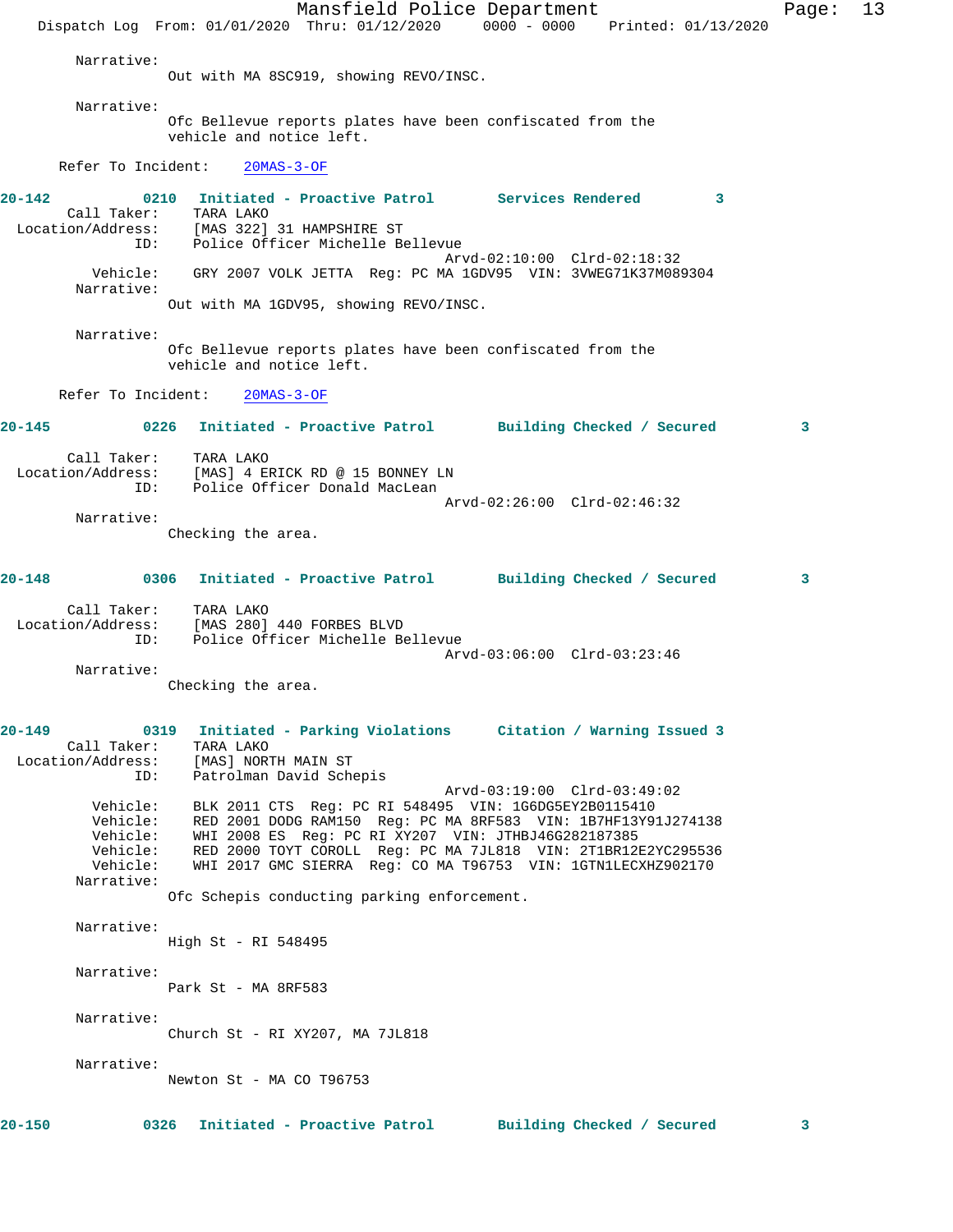Narrative:
Out with MA 8SC919, showing REVO/INSC.

Narrative:
Ofc Bellevue reports plates have been confiscated from the vehicle and notice left.

Refer To Incident: 20MAS-3-OF

**20-142 0210 Initiated - Proactive Patrol Services Rendered 3**

Call Taker: TARA LAKO
Location/Address: [MAS 322] 31 HAMPSHIRE ST
ID: Police Officer Michelle Bellevue
Arvd-02:10:00 Clrd-02:18:32
Vehicle: GRY 2007 VOLK JETTA Reg: PC MA 1GDV95 VIN: 3VWEG71K37M089304
Narrative:
Out with MA 1GDV95, showing REVO/INSC.

Narrative:
Ofc Bellevue reports plates have been confiscated from the vehicle and notice left.

Refer To Incident: 20MAS-3-OF

**20-145 0226 Initiated - Proactive Patrol Building Checked / Secured 3**

Call Taker: TARA LAKO
Location/Address: [MAS] 4 ERICK RD @ 15 BONNEY LN
ID: Police Officer Donald MacLean
Arvd-02:26:00 Clrd-02:46:32
Narrative:
Checking the area.

**20-148 0306 Initiated - Proactive Patrol Building Checked / Secured 3**

Call Taker: TARA LAKO
Location/Address: [MAS 280] 440 FORBES BLVD
ID: Police Officer Michelle Bellevue
Arvd-03:06:00 Clrd-03:23:46
Narrative:
Checking the area.

**20-149 0319 Initiated - Parking Violations Citation / Warning Issued 3**

Call Taker: TARA LAKO
Location/Address: [MAS] NORTH MAIN ST
ID: Patrolman David Schepis
Arvd-03:19:00 Clrd-03:49:02
Vehicle: BLK 2011 CTS Reg: PC RI 548495 VIN: 1G6DG5EY2B0115410
Vehicle: RED 2001 DODG RAM150 Reg: PC MA 8RF583 VIN: 1B7HF13Y91J274138
Vehicle: WHI 2008 ES Reg: PC RI XY207 VIN: JTHBJ46G282187385
Vehicle: RED 2000 TOYT COROLL Reg: PC MA 7JL818 VIN: 2T1BR12E2YC295536
Vehicle: WHI 2017 GMC SIERRA Reg: CO MA T96753 VIN: 1GTN1LECXHZ902170
Narrative:
Ofc Schepis conducting parking enforcement.

Narrative:
High St - RI 548495

Narrative:
Park St - MA 8RF583

Narrative:
Church St - RI XY207, MA 7JL818

Narrative:
Newton St - MA CO T96753

**20-150 0326 Initiated - Proactive Patrol Building Checked / Secured 3**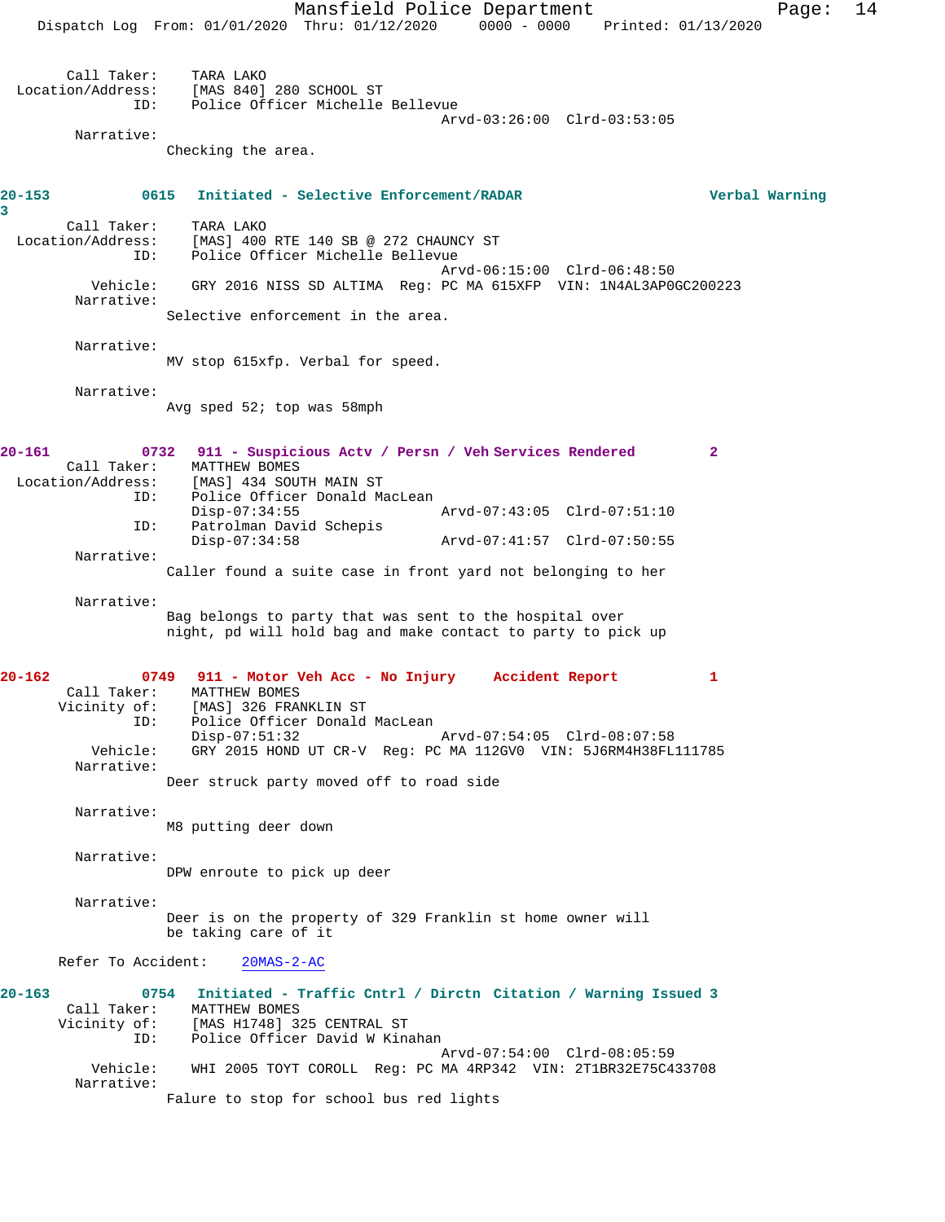```
        Call Taker:    TARA LAKO
  Location/Address:    [MAS 840] 280 SCHOOL ST
                ID:    Police Officer Michelle Bellevue
                                              Arvd-03:26:00  Clrd-03:53:05
         Narrative:
                      Checking the area.
```

**20-153          0615   Initiated - Selective Enforcement/RADAR                    Verbal Warning**
**3**

```
        Call Taker:    TARA LAKO
  Location/Address:    [MAS] 400 RTE 140 SB @ 272 CHAUNCY ST
                ID:    Police Officer Michelle Bellevue
                                              Arvd-06:15:00  Clrd-06:48:50
           Vehicle:    GRY 2016 NISS SD ALTIMA  Reg: PC MA 615XFP  VIN: 1N4AL3AP0GC200223
         Narrative:
                      Selective enforcement in the area.

         Narrative:
                      MV stop 615xfp. Verbal for speed.

         Narrative:
                      Avg sped 52; top was 58mph
```

**20-161          0732   911 - Suspicious Actv / Persn / Veh Services Rendered        2**

```
        Call Taker:    MATTHEW BOMES
  Location/Address:    [MAS] 434 SOUTH MAIN ST
                ID:    Police Officer Donald MacLean
                       Disp-07:34:55               Arvd-07:43:05  Clrd-07:51:10
                ID:    Patrolman David Schepis
                       Disp-07:34:58               Arvd-07:41:57  Clrd-07:50:55
         Narrative:
                      Caller found a suite case in front yard not belonging to her

         Narrative:
                      Bag belongs to party that was sent to the hospital over
                      night, pd will hold bag and make contact to party to pick up
```

**20-162          0749   911 - Motor Veh Acc - No Injury     Accident Report          1**

```
        Call Taker:    MATTHEW BOMES
       Vicinity of:    [MAS] 326 FRANKLIN ST
                ID:    Police Officer Donald MacLean
                       Disp-07:51:32               Arvd-07:54:05  Clrd-08:07:58
           Vehicle:    GRY 2015 HOND UT CR-V  Reg: PC MA 112GV0  VIN: 5J6RM4H38FL111785
         Narrative:
                      Deer struck party moved off to road side

         Narrative:
                      M8 putting deer down

         Narrative:
                      DPW enroute to pick up deer

         Narrative:
                      Deer is on the property of 329 Franklin st home owner will
                      be taking care of it

      Refer To Accident:    20MAS-2-AC
```

**20-163          0754   Initiated - Traffic Cntrl / Dirctn  Citation / Warning Issued 3**

```
        Call Taker:    MATTHEW BOMES
       Vicinity of:    [MAS H1748] 325 CENTRAL ST
                ID:    Police Officer David W Kinahan
                                              Arvd-07:54:00  Clrd-08:05:59
           Vehicle:    WHI 2005 TOYT COROLL  Reg: PC MA 4RP342  VIN: 2T1BR32E75C433708
         Narrative:
                      Falure to stop for school bus red lights
```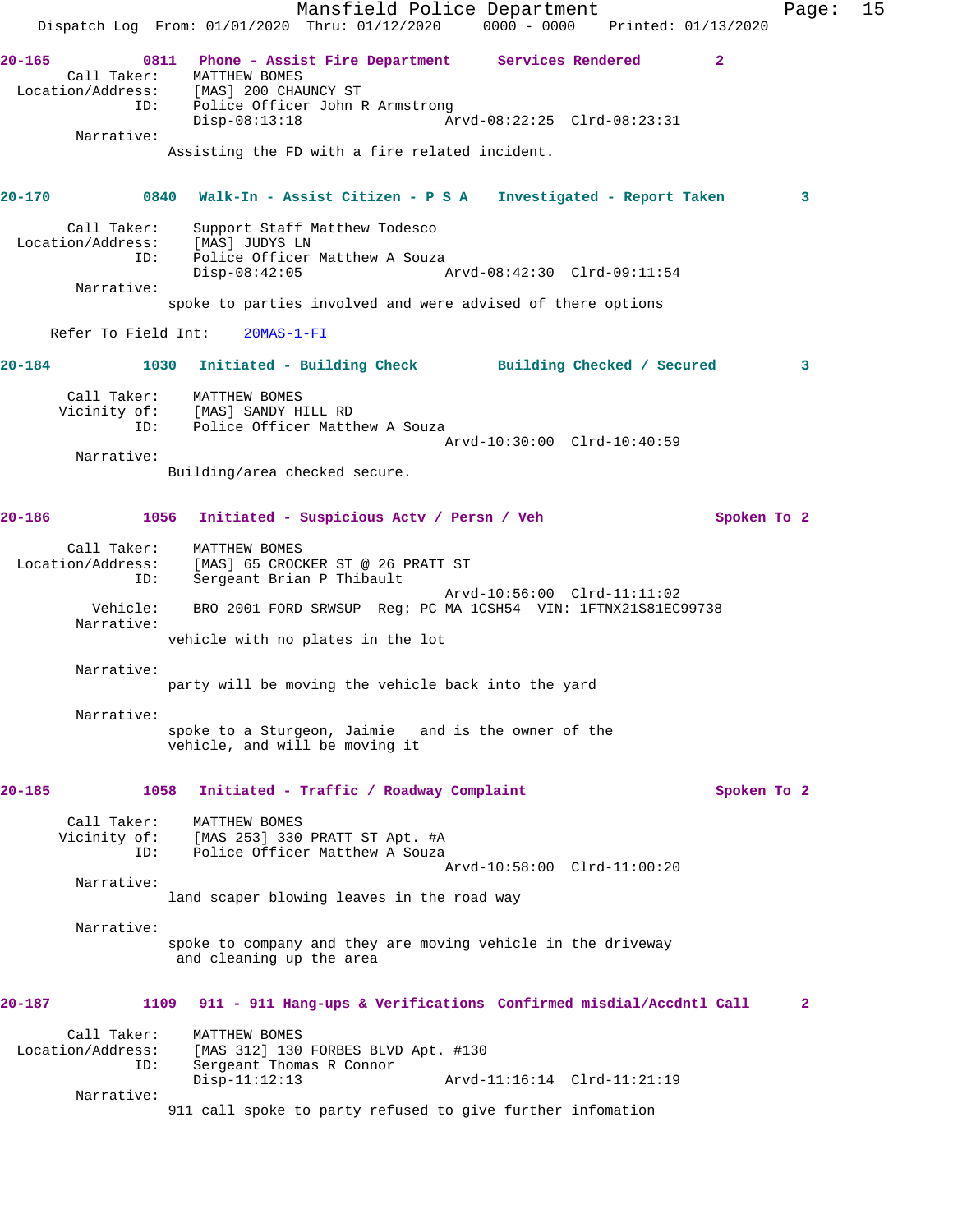**20-165** 0811 **Phone - Assist Fire Department** **Services Rendered** 2

Call Taker: MATTHEW BOMES
Location/Address: [MAS] 200 CHAUNCY ST
ID: Police Officer John R Armstrong
Disp-08:13:18 Arvd-08:22:25 Clrd-08:23:31

Narrative:
Assisting the FD with a fire related incident.

**20-170** 0840 **Walk-In - Assist Citizen - P S A** **Investigated - Report Taken** 3

Call Taker: Support Staff Matthew Todesco
Location/Address: [MAS] JUDYS LN
ID: Police Officer Matthew A Souza
Disp-08:42:05 Arvd-08:42:30 Clrd-09:11:54

Narrative:
spoke to parties involved and were advised of there options

Refer To Field Int: 20MAS-1-FI

**20-184** 1030 **Initiated - Building Check** **Building Checked / Secured** 3

Call Taker: MATTHEW BOMES
Vicinity of: [MAS] SANDY HILL RD
ID: Police Officer Matthew A Souza
Arvd-10:30:00 Clrd-10:40:59

Narrative:
Building/area checked secure.

**20-186** 1056 **Initiated - Suspicious Actv / Persn / Veh** **Spoken To** 2

Call Taker: MATTHEW BOMES
Location/Address: [MAS] 65 CROCKER ST @ 26 PRATT ST
ID: Sergeant Brian P Thibault
Arvd-10:56:00 Clrd-11:11:02
Vehicle: BRO 2001 FORD SRWSUP Reg: PC MA 1CSH54 VIN: 1FTNX21S81EC99738

Narrative:
vehicle with no plates in the lot

Narrative:
party will be moving the vehicle back into the yard

Narrative:
spoke to a Sturgeon, Jaimie and is the owner of the vehicle, and will be moving it

**20-185** 1058 **Initiated - Traffic / Roadway Complaint** **Spoken To** 2

Call Taker: MATTHEW BOMES
Vicinity of: [MAS 253] 330 PRATT ST Apt. #A
ID: Police Officer Matthew A Souza
Arvd-10:58:00 Clrd-11:00:20

Narrative:
land scaper blowing leaves in the road way

Narrative:
spoke to company and they are moving vehicle in the driveway and cleaning up the area

**20-187** 1109 **911 - 911 Hang-ups & Verifications** **Confirmed misdial/Accdntl Call** 2

Call Taker: MATTHEW BOMES
Location/Address: [MAS 312] 130 FORBES BLVD Apt. #130
ID: Sergeant Thomas R Connor
Disp-11:12:13 Arvd-11:16:14 Clrd-11:21:19

Narrative:
911 call spoke to party refused to give further infomation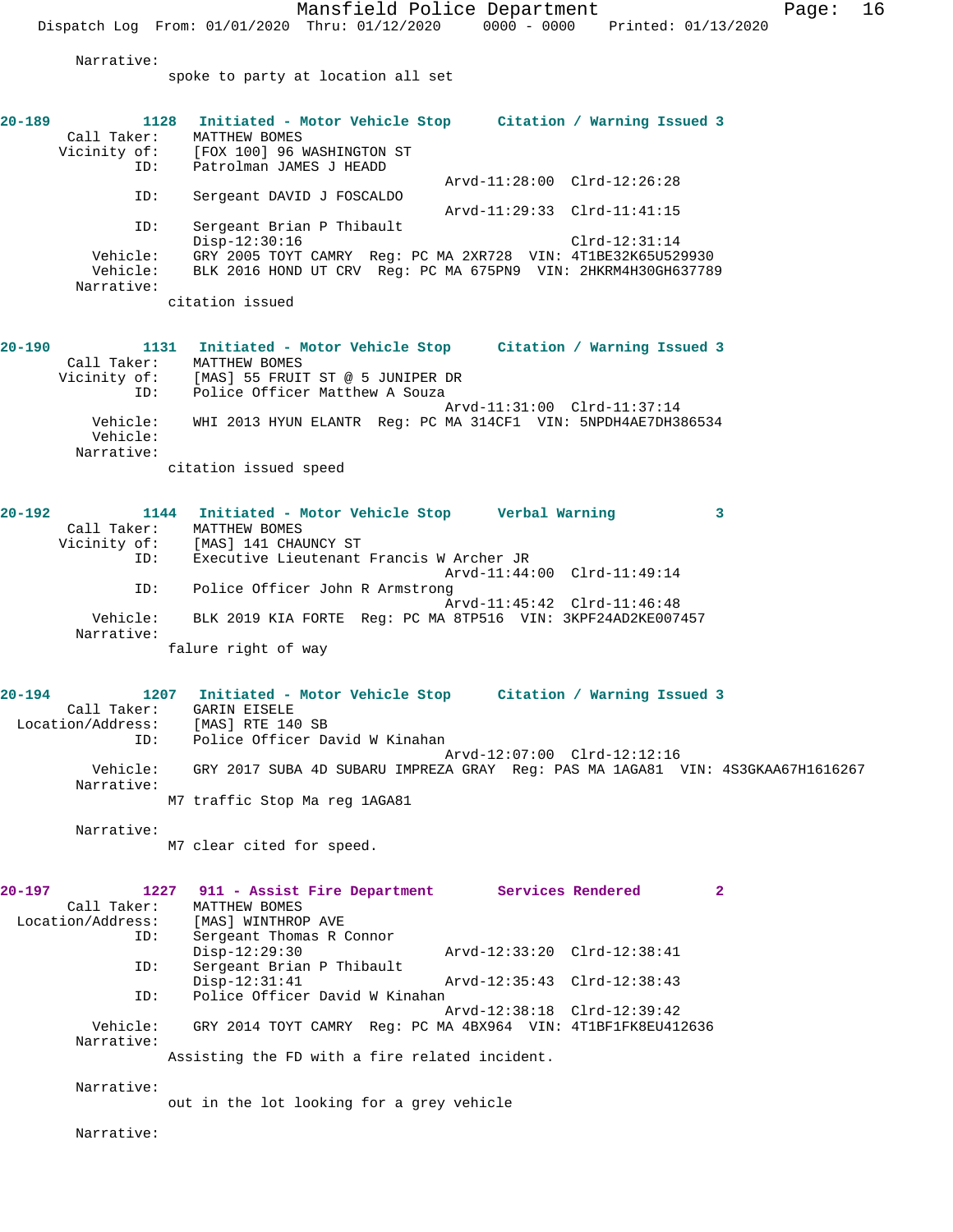Narrative:
spoke to party at location all set

**20-189 1128 Initiated - Motor Vehicle Stop Citation / Warning Issued 3**

Call Taker: MATTHEW BOMES
Vicinity of: [FOX 100] 96 WASHINGTON ST
ID: Patrolman JAMES J HEADD
Arvd-11:28:00 Clrd-12:26:28
ID: Sergeant DAVID J FOSCALDO
Arvd-11:29:33 Clrd-11:41:15
ID: Sergeant Brian P Thibault
Disp-12:30:16 Clrd-12:31:14
Vehicle: GRY 2005 TOYT CAMRY Reg: PC MA 2XR728 VIN: 4T1BE32K65U529930
Vehicle: BLK 2016 HOND UT CRV Reg: PC MA 675PN9 VIN: 2HKRM4H30GH637789
Narrative:
citation issued

**20-190 1131 Initiated - Motor Vehicle Stop Citation / Warning Issued 3**

Call Taker: MATTHEW BOMES
Vicinity of: [MAS] 55 FRUIT ST @ 5 JUNIPER DR
ID: Police Officer Matthew A Souza
Arvd-11:31:00 Clrd-11:37:14
Vehicle: WHI 2013 HYUN ELANTR Reg: PC MA 314CF1 VIN: 5NPDH4AE7DH386534
Vehicle:
Narrative:
citation issued speed

**20-192 1144 Initiated - Motor Vehicle Stop Verbal Warning 3**

Call Taker: MATTHEW BOMES
Vicinity of: [MAS] 141 CHAUNCY ST
ID: Executive Lieutenant Francis W Archer JR
Arvd-11:44:00 Clrd-11:49:14
ID: Police Officer John R Armstrong
Arvd-11:45:42 Clrd-11:46:48
Vehicle: BLK 2019 KIA FORTE Reg: PC MA 8TP516 VIN: 3KPF24AD2KE007457
Narrative:
falure right of way

**20-194 1207 Initiated - Motor Vehicle Stop Citation / Warning Issued 3**

Call Taker: GARIN EISELE
Location/Address: [MAS] RTE 140 SB
ID: Police Officer David W Kinahan
Arvd-12:07:00 Clrd-12:12:16
Vehicle: GRY 2017 SUBA 4D SUBARU IMPREZA GRAY Reg: PAS MA 1AGA81 VIN: 4S3GKAA67H1616267
Narrative:
M7 traffic Stop Ma reg 1AGA81

Narrative:
M7 clear cited for speed.

**20-197 1227 911 - Assist Fire Department Services Rendered 2**

Call Taker: MATTHEW BOMES
Location/Address: [MAS] WINTHROP AVE
ID: Sergeant Thomas R Connor
Disp-12:29:30 Arvd-12:33:20 Clrd-12:38:41
ID: Sergeant Brian P Thibault
Disp-12:31:41 Arvd-12:35:43 Clrd-12:38:43
ID: Police Officer David W Kinahan
Arvd-12:38:18 Clrd-12:39:42
Vehicle: GRY 2014 TOYT CAMRY Reg: PC MA 4BX964 VIN: 4T1BF1FK8EU412636
Narrative:
Assisting the FD with a fire related incident.

Narrative:
out in the lot looking for a grey vehicle

Narrative: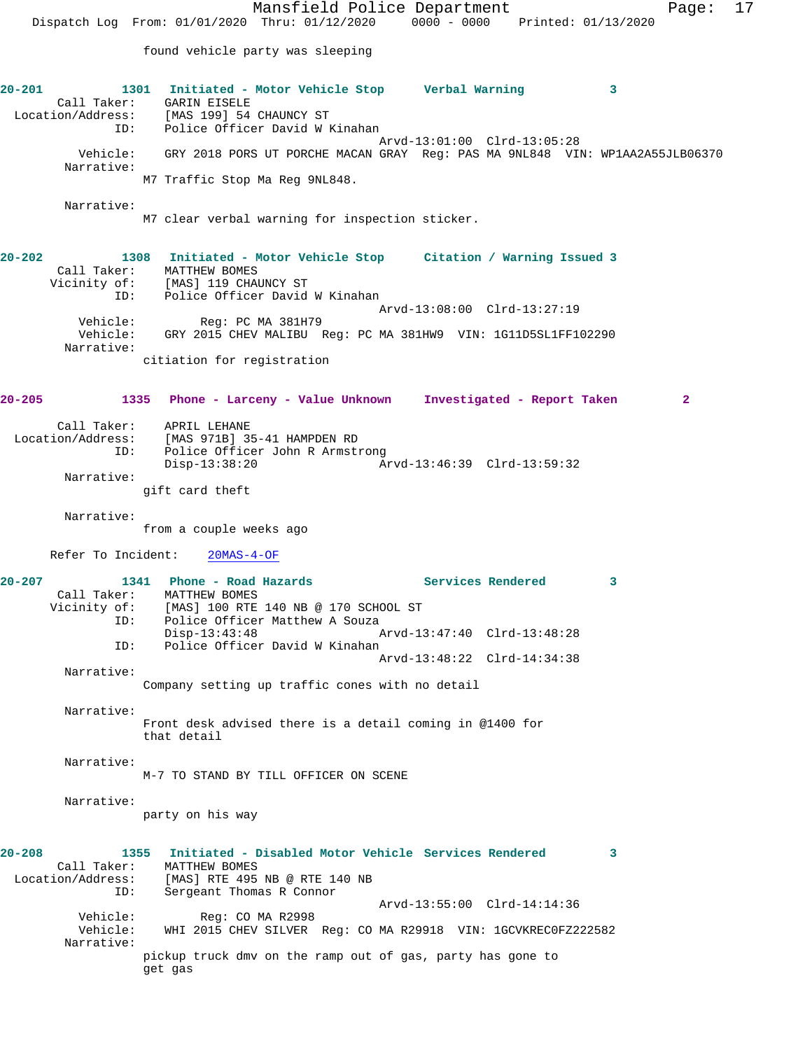found vehicle party was sleeping

**20-201** 1301 **Initiated - Motor Vehicle Stop** **Verbal Warning** 3

Call Taker: GARIN EISELE
Location/Address: [MAS 199] 54 CHAUNCY ST
ID: Police Officer David W Kinahan
Arvd-13:01:00 Clrd-13:05:28
Vehicle: GRY 2018 PORS UT PORCHE MACAN GRAY Reg: PAS MA 9NL848 VIN: WP1AA2A55JLB06370
Narrative:
M7 Traffic Stop Ma Reg 9NL848.

Narrative:
M7 clear verbal warning for inspection sticker.

**20-202** 1308 **Initiated - Motor Vehicle Stop** **Citation / Warning Issued** 3

Call Taker: MATTHEW BOMES
Vicinity of: [MAS] 119 CHAUNCY ST
ID: Police Officer David W Kinahan
Arvd-13:08:00 Clrd-13:27:19
Vehicle: Reg: PC MA 381H79
Vehicle: GRY 2015 CHEV MALIBU Reg: PC MA 381HW9 VIN: 1G11D5SL1FF102290
Narrative:
citiation for registration

**20-205** 1335 **Phone - Larceny - Value Unknown** **Investigated - Report Taken** 2

Call Taker: APRIL LEHANE
Location/Address: [MAS 971B] 35-41 HAMPDEN RD
ID: Police Officer John R Armstrong
Disp-13:38:20 Arvd-13:46:39 Clrd-13:59:32
Narrative:
gift card theft

Narrative:
from a couple weeks ago

Refer To Incident: 20MAS-4-OF

**20-207** 1341 **Phone - Road Hazards** **Services Rendered** 3

Call Taker: MATTHEW BOMES
Vicinity of: [MAS] 100 RTE 140 NB @ 170 SCHOOL ST
ID: Police Officer Matthew A Souza
Disp-13:43:48 Arvd-13:47:40 Clrd-13:48:28
ID: Police Officer David W Kinahan
Arvd-13:48:22 Clrd-14:34:38
Narrative:
Company setting up traffic cones with no detail

Narrative:
Front desk advised there is a detail coming in @1400 for that detail

Narrative:
M-7 TO STAND BY TILL OFFICER ON SCENE

Narrative:
party on his way

**20-208** 1355 **Initiated - Disabled Motor Vehicle** **Services Rendered** 3

Call Taker: MATTHEW BOMES
Location/Address: [MAS] RTE 495 NB @ RTE 140 NB
ID: Sergeant Thomas R Connor
Arvd-13:55:00 Clrd-14:14:36
Vehicle: Reg: CO MA R2998
Vehicle: WHI 2015 CHEV SILVER Reg: CO MA R29918 VIN: 1GCVKREC0FZ222582
Narrative:
pickup truck dmv on the ramp out of gas, party has gone to get gas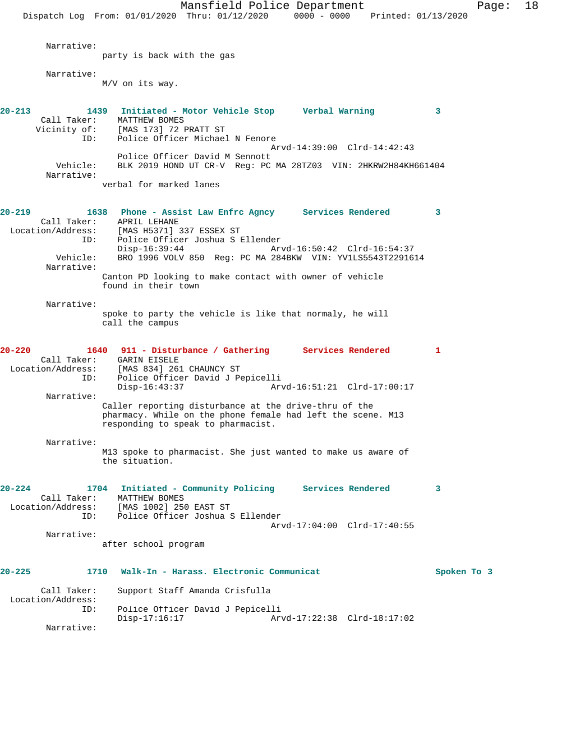Narrative:
party is back with the gas

Narrative:
M/V on its way.

**20-213 1439 Initiated - Motor Vehicle Stop Verbal Warning 3**

Call Taker: MATTHEW BOMES
Vicinity of: [MAS 173] 72 PRATT ST
ID: Police Officer Michael N Fenore
Arvd-14:39:00 Clrd-14:42:43
Police Officer David M Sennott
Vehicle: BLK 2019 HOND UT CR-V Reg: PC MA 28TZ03 VIN: 2HKRW2H84KH661404
Narrative:
verbal for marked lanes

**20-219 1638 Phone - Assist Law Enfrc Agncy Services Rendered 3**

Call Taker: APRIL LEHANE
Location/Address: [MAS H5371] 337 ESSEX ST
ID: Police Officer Joshua S Ellender
Disp-16:39:44 Arvd-16:50:42 Clrd-16:54:37
Vehicle: BRO 1996 VOLV 850 Reg: PC MA 284BKW VIN: YV1LS5543T2291614
Narrative:
Canton PD looking to make contact with owner of vehicle found in their town

Narrative:
spoke to party the vehicle is like that normaly, he will call the campus

**20-220 1640 911 - Disturbance / Gathering Services Rendered 1**

Call Taker: GARIN EISELE
Location/Address: [MAS 834] 261 CHAUNCY ST
ID: Police Officer David J Pepicelli
Disp-16:43:37 Arvd-16:51:21 Clrd-17:00:17
Narrative:
Caller reporting disturbance at the drive-thru of the pharmacy. While on the phone female had left the scene. M13 responding to speak to pharmacist.

Narrative:
M13 spoke to pharmacist. She just wanted to make us aware of the situation.

**20-224 1704 Initiated - Community Policing Services Rendered 3**

Call Taker: MATTHEW BOMES
Location/Address: [MAS 1002] 250 EAST ST
ID: Police Officer Joshua S Ellender
Arvd-17:04:00 Clrd-17:40:55
Narrative:
after school program

**20-225 1710 Walk-In - Harass. Electronic Communicat Spoken To 3**

Call Taker: Support Staff Amanda Crisfulla
Location/Address:
ID: Police Officer David J Pepicelli
Disp-17:16:17 Arvd-17:22:38 Clrd-18:17:02
Narrative: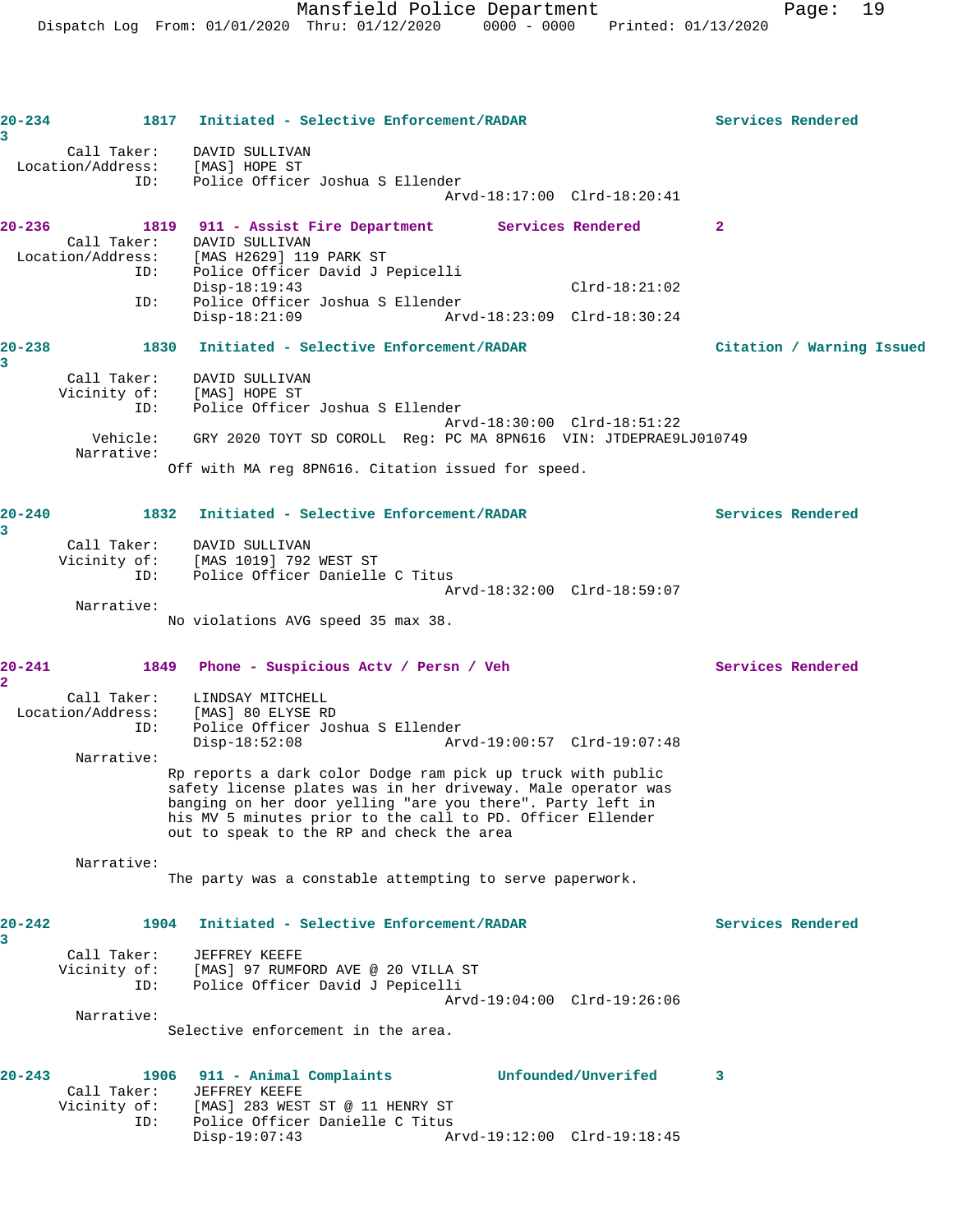**20-234** 1817 Initiated - Selective Enforcement/RADAR Services Rendered 3

Call Taker: DAVID SULLIVAN
Location/Address: [MAS] HOPE ST
ID: Police Officer Joshua S Ellender
Arvd-18:17:00 Clrd-18:20:41

**20-236** 1819 911 - Assist Fire Department Services Rendered 2

Call Taker: DAVID SULLIVAN
Location/Address: [MAS H2629] 119 PARK ST
ID: Police Officer David J Pepicelli
Disp-18:19:43 Clrd-18:21:02
ID: Police Officer Joshua S Ellender
Disp-18:21:09 Arvd-18:23:09 Clrd-18:30:24

**20-238** 1830 Initiated - Selective Enforcement/RADAR Citation / Warning Issued 3

Call Taker: DAVID SULLIVAN
Vicinity of: [MAS] HOPE ST
ID: Police Officer Joshua S Ellender
Arvd-18:30:00 Clrd-18:51:22
Vehicle: GRY 2020 TOYT SD COROLL Reg: PC MA 8PN616 VIN: JTDEPRAE9LJ010749
Narrative:
Off with MA reg 8PN616. Citation issued for speed.

**20-240** 1832 Initiated - Selective Enforcement/RADAR Services Rendered 3

Call Taker: DAVID SULLIVAN
Vicinity of: [MAS 1019] 792 WEST ST
ID: Police Officer Danielle C Titus
Arvd-18:32:00 Clrd-18:59:07
Narrative:
No violations AVG speed 35 max 38.

**20-241** 1849 Phone - Suspicious Actv / Persn / Veh Services Rendered 2

Call Taker: LINDSAY MITCHELL
Location/Address: [MAS] 80 ELYSE RD
ID: Police Officer Joshua S Ellender
Disp-18:52:08 Arvd-19:00:57 Clrd-19:07:48
Narrative:
Rp reports a dark color Dodge ram pick up truck with public safety license plates was in her driveway. Male operator was banging on her door yelling "are you there". Party left in his MV 5 minutes prior to the call to PD. Officer Ellender out to speak to the RP and check the area

Narrative:
The party was a constable attempting to serve paperwork.

**20-242** 1904 Initiated - Selective Enforcement/RADAR Services Rendered 3

Call Taker: JEFFREY KEEFE
Vicinity of: [MAS] 97 RUMFORD AVE @ 20 VILLA ST
ID: Police Officer David J Pepicelli
Arvd-19:04:00 Clrd-19:26:06
Narrative:
Selective enforcement in the area.

**20-243** 1906 911 - Animal Complaints Unfounded/Unverifed 3

Call Taker: JEFFREY KEEFE
Vicinity of: [MAS] 283 WEST ST @ 11 HENRY ST
ID: Police Officer Danielle C Titus
Disp-19:07:43 Arvd-19:12:00 Clrd-19:18:45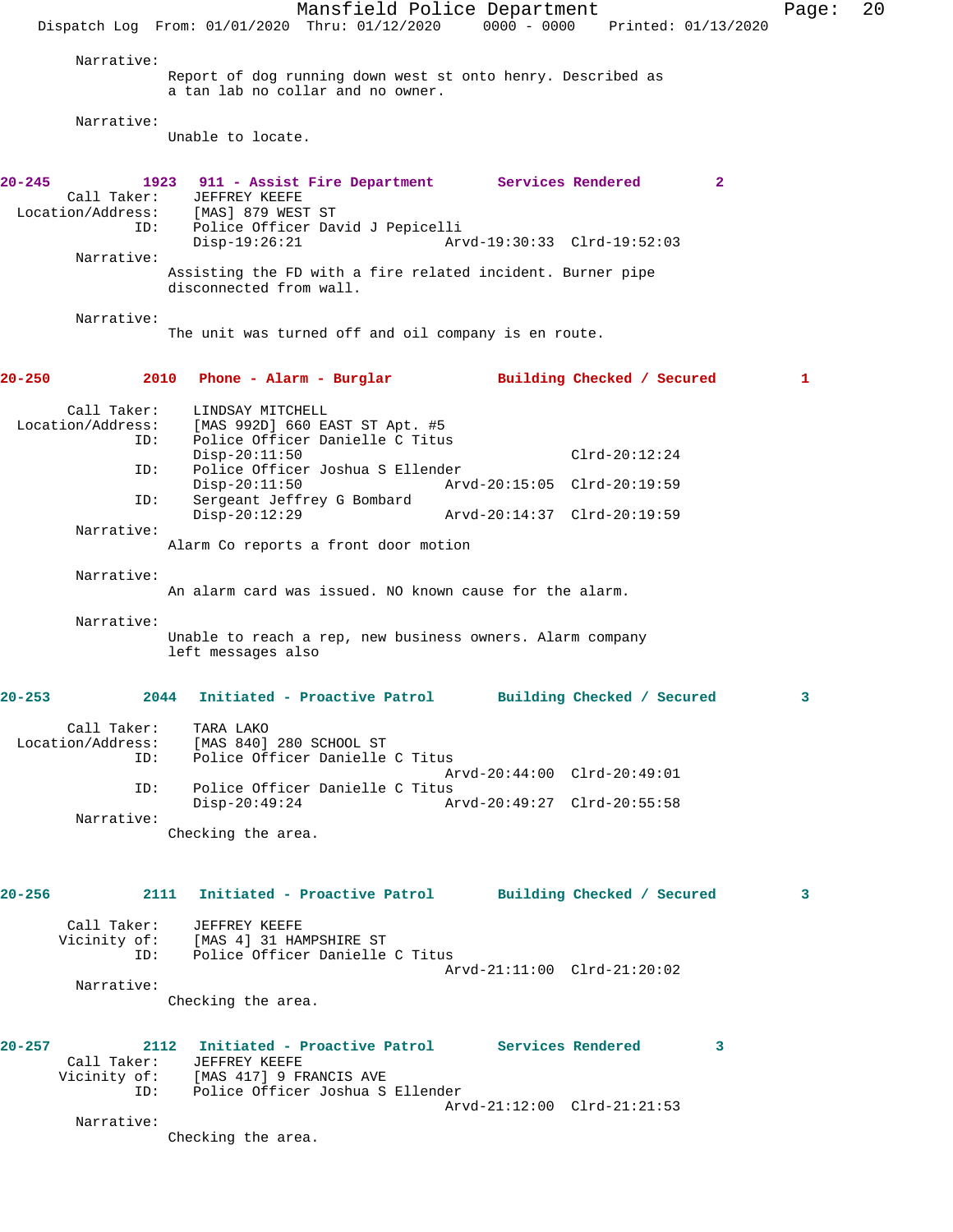Narrative:
Report of dog running down west st onto henry. Described as a tan lab no collar and no owner.

Narrative:
Unable to locate.

**20-245 1923 911 - Assist Fire Department Services Rendered 2**

Call Taker: JEFFREY KEEFE
Location/Address: [MAS] 879 WEST ST
ID: Police Officer David J Pepicelli
Disp-19:26:21 Arvd-19:30:33 Clrd-19:52:03

Narrative:
Assisting the FD with a fire related incident. Burner pipe disconnected from wall.

Narrative:
The unit was turned off and oil company is en route.

**20-250 2010 Phone - Alarm - Burglar Building Checked / Secured 1**

Call Taker: LINDSAY MITCHELL
Location/Address: [MAS 992D] 660 EAST ST Apt. #5
ID: Police Officer Danielle C Titus
Disp-20:11:50 Clrd-20:12:24
ID: Police Officer Joshua S Ellender
Disp-20:11:50 Arvd-20:15:05 Clrd-20:19:59
ID: Sergeant Jeffrey G Bombard
Disp-20:12:29 Arvd-20:14:37 Clrd-20:19:59

Narrative:
Alarm Co reports a front door motion

Narrative:
An alarm card was issued. NO known cause for the alarm.

Narrative:
Unable to reach a rep, new business owners. Alarm company left messages also

**20-253 2044 Initiated - Proactive Patrol Building Checked / Secured 3**

Call Taker: TARA LAKO
Location/Address: [MAS 840] 280 SCHOOL ST
ID: Police Officer Danielle C Titus
Arvd-20:44:00 Clrd-20:49:01
ID: Police Officer Danielle C Titus
Disp-20:49:24 Arvd-20:49:27 Clrd-20:55:58

Narrative:
Checking the area.

**20-256 2111 Initiated - Proactive Patrol Building Checked / Secured 3**

Call Taker: JEFFREY KEEFE
Vicinity of: [MAS 4] 31 HAMPSHIRE ST
ID: Police Officer Danielle C Titus
Arvd-21:11:00 Clrd-21:20:02

Narrative:
Checking the area.

**20-257 2112 Initiated - Proactive Patrol Services Rendered 3**

Call Taker: JEFFREY KEEFE
Vicinity of: [MAS 417] 9 FRANCIS AVE
ID: Police Officer Joshua S Ellender
Arvd-21:12:00 Clrd-21:21:53

Narrative:
Checking the area.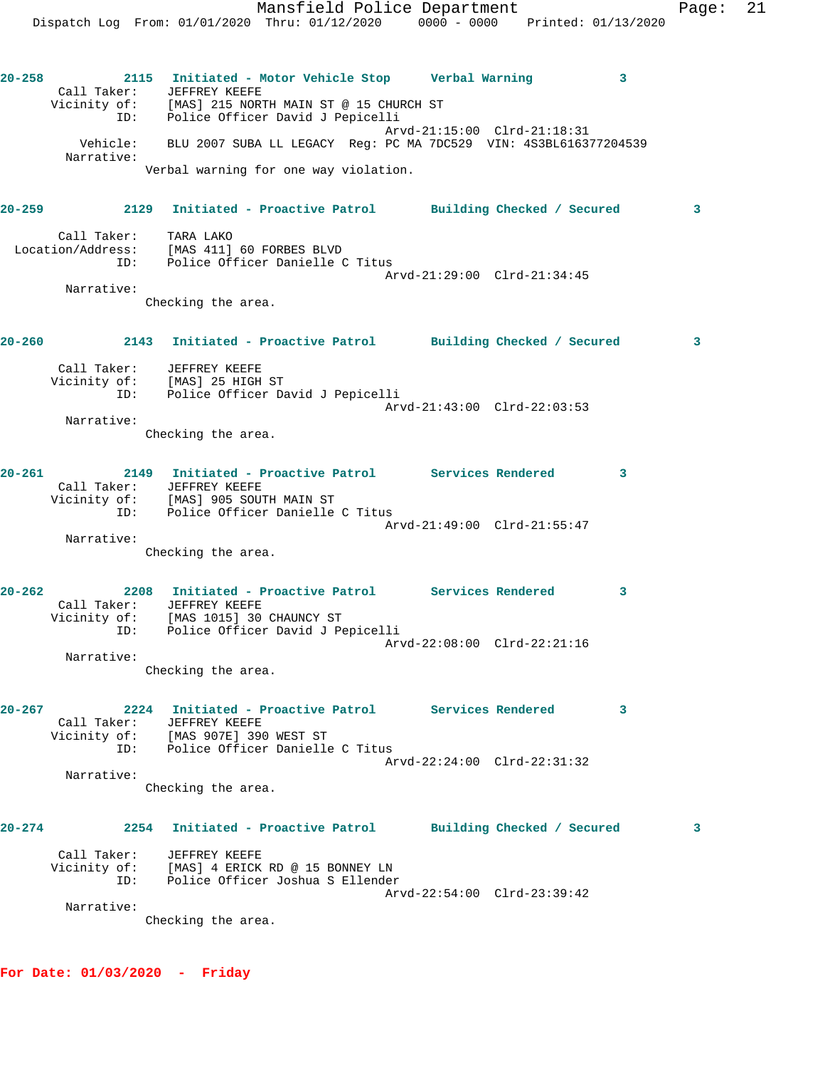**20-258** 2115 **Initiated - Motor Vehicle Stop** **Verbal Warning** 3

Call Taker: JEFFREY KEEFE
Vicinity of: [MAS] 215 NORTH MAIN ST @ 15 CHURCH ST
ID: Police Officer David J Pepicelli
Arvd-21:15:00 Clrd-21:18:31
Vehicle: BLU 2007 SUBA LL LEGACY Reg: PC MA 7DC529 VIN: 4S3BL616377204539
Narrative:
Verbal warning for one way violation.

**20-259** 2129 **Initiated - Proactive Patrol** **Building Checked / Secured** 3

Call Taker: TARA LAKO
Location/Address: [MAS 411] 60 FORBES BLVD
ID: Police Officer Danielle C Titus
Arvd-21:29:00 Clrd-21:34:45
Narrative:
Checking the area.

**20-260** 2143 **Initiated - Proactive Patrol** **Building Checked / Secured** 3

Call Taker: JEFFREY KEEFE
Vicinity of: [MAS] 25 HIGH ST
ID: Police Officer David J Pepicelli
Arvd-21:43:00 Clrd-22:03:53
Narrative:
Checking the area.

**20-261** 2149 **Initiated - Proactive Patrol** **Services Rendered** 3

Call Taker: JEFFREY KEEFE
Vicinity of: [MAS] 905 SOUTH MAIN ST
ID: Police Officer Danielle C Titus
Arvd-21:49:00 Clrd-21:55:47
Narrative:
Checking the area.

**20-262** 2208 **Initiated - Proactive Patrol** **Services Rendered** 3

Call Taker: JEFFREY KEEFE
Vicinity of: [MAS 1015] 30 CHAUNCY ST
ID: Police Officer David J Pepicelli
Arvd-22:08:00 Clrd-22:21:16
Narrative:
Checking the area.

**20-267** 2224 **Initiated - Proactive Patrol** **Services Rendered** 3

Call Taker: JEFFREY KEEFE
Vicinity of: [MAS 907E] 390 WEST ST
ID: Police Officer Danielle C Titus
Arvd-22:24:00 Clrd-22:31:32
Narrative:
Checking the area.

**20-274** 2254 **Initiated - Proactive Patrol** **Building Checked / Secured** 3

Call Taker: JEFFREY KEEFE
Vicinity of: [MAS] 4 ERICK RD @ 15 BONNEY LN
ID: Police Officer Joshua S Ellender
Arvd-22:54:00 Clrd-23:39:42
Narrative:
Checking the area.

**For Date: 01/03/2020 - Friday**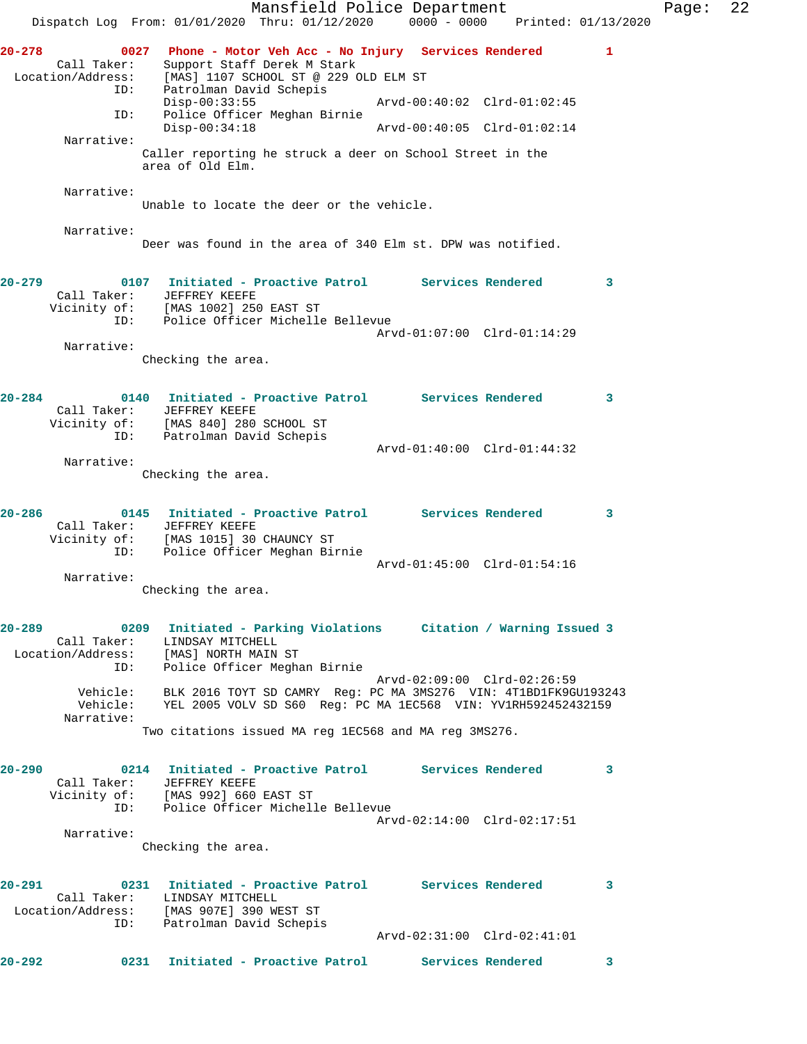**20-278** 0027 **Phone - Motor Veh Acc - No Injury** **Services Rendered** 1

Call Taker: Support Staff Derek M Stark
Location/Address: [MAS] 1107 SCHOOL ST @ 229 OLD ELM ST
ID: Patrolman David Schepis
Disp-00:33:55 Arvd-00:40:02 Clrd-01:02:45
ID: Police Officer Meghan Birnie
Disp-00:34:18 Arvd-00:40:05 Clrd-01:02:14

Narrative:
Caller reporting he struck a deer on School Street in the area of Old Elm.

Narrative:
Unable to locate the deer or the vehicle.

Narrative:
Deer was found in the area of 340 Elm st. DPW was notified.

**20-279** 0107 **Initiated - Proactive Patrol** **Services Rendered** 3

Call Taker: JEFFREY KEEFE
Vicinity of: [MAS 1002] 250 EAST ST
ID: Police Officer Michelle Bellevue
Arvd-01:07:00 Clrd-01:14:29

Narrative:
Checking the area.

**20-284** 0140 **Initiated - Proactive Patrol** **Services Rendered** 3

Call Taker: JEFFREY KEEFE
Vicinity of: [MAS 840] 280 SCHOOL ST
ID: Patrolman David Schepis
Arvd-01:40:00 Clrd-01:44:32

Narrative:
Checking the area.

**20-286** 0145 **Initiated - Proactive Patrol** **Services Rendered** 3

Call Taker: JEFFREY KEEFE
Vicinity of: [MAS 1015] 30 CHAUNCY ST
ID: Police Officer Meghan Birnie
Arvd-01:45:00 Clrd-01:54:16

Narrative:
Checking the area.

**20-289** 0209 **Initiated - Parking Violations** **Citation / Warning Issued** 3

Call Taker: LINDSAY MITCHELL
Location/Address: [MAS] NORTH MAIN ST
ID: Police Officer Meghan Birnie
Arvd-02:09:00 Clrd-02:26:59
Vehicle: BLK 2016 TOYT SD CAMRY Reg: PC MA 3MS276 VIN: 4T1BD1FK9GU193243
Vehicle: YEL 2005 VOLV SD S60 Reg: PC MA 1EC568 VIN: YV1RH592452432159

Narrative:
Two citations issued MA reg 1EC568 and MA reg 3MS276.

**20-290** 0214 **Initiated - Proactive Patrol** **Services Rendered** 3

Call Taker: JEFFREY KEEFE
Vicinity of: [MAS 992] 660 EAST ST
ID: Police Officer Michelle Bellevue
Arvd-02:14:00 Clrd-02:17:51

Narrative:
Checking the area.

**20-291** 0231 **Initiated - Proactive Patrol** **Services Rendered** 3

Call Taker: LINDSAY MITCHELL
Location/Address: [MAS 907E] 390 WEST ST
ID: Patrolman David Schepis
Arvd-02:31:00 Clrd-02:41:01

**20-292** 0231 **Initiated - Proactive Patrol** **Services Rendered** 3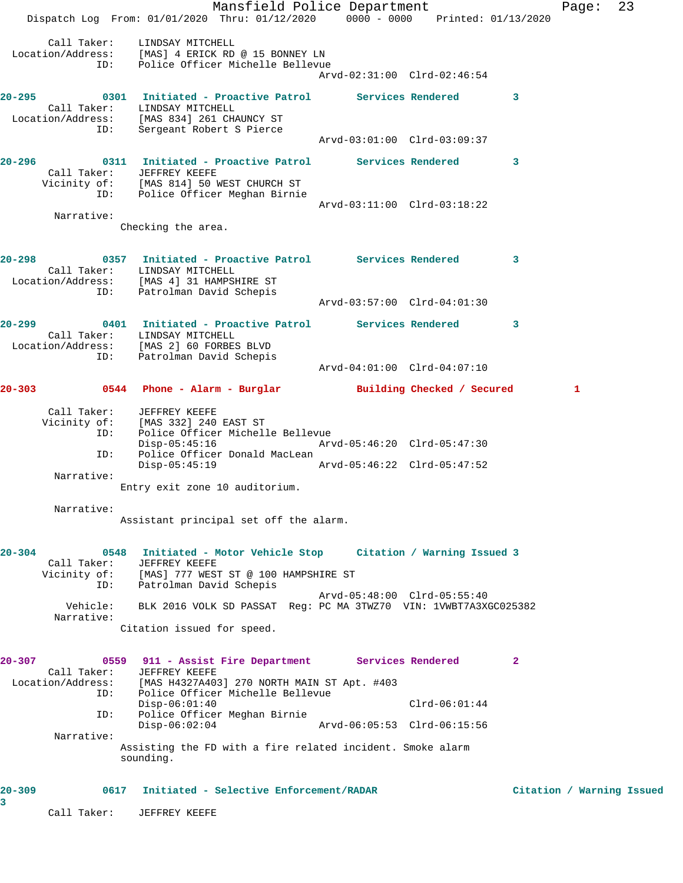Call Taker: LINDSAY MITCHELL
Location/Address: [MAS] 4 ERICK RD @ 15 BONNEY LN
ID: Police Officer Michelle Bellevue
Arvd-02:31:00 Clrd-02:46:54

**20-295** 0301 **Initiated - Proactive Patrol** **Services Rendered** 3
Call Taker: LINDSAY MITCHELL
Location/Address: [MAS 834] 261 CHAUNCY ST
ID: Sergeant Robert S Pierce
Arvd-03:01:00 Clrd-03:09:37

**20-296** 0311 **Initiated - Proactive Patrol** **Services Rendered** 3
Call Taker: JEFFREY KEEFE
Vicinity of: [MAS 814] 50 WEST CHURCH ST
ID: Police Officer Meghan Birnie
Arvd-03:11:00 Clrd-03:18:22
Narrative:
Checking the area.

**20-298** 0357 **Initiated - Proactive Patrol** **Services Rendered** 3
Call Taker: LINDSAY MITCHELL
Location/Address: [MAS 4] 31 HAMPSHIRE ST
ID: Patrolman David Schepis
Arvd-03:57:00 Clrd-04:01:30

**20-299** 0401 **Initiated - Proactive Patrol** **Services Rendered** 3
Call Taker: LINDSAY MITCHELL
Location/Address: [MAS 2] 60 FORBES BLVD
ID: Patrolman David Schepis
Arvd-04:01:00 Clrd-04:07:10

**20-303** 0544 **Phone - Alarm - Burglar** **Building Checked / Secured** 1

Call Taker: JEFFREY KEEFE
Vicinity of: [MAS 332] 240 EAST ST
ID: Police Officer Michelle Bellevue
Disp-05:45:16 Arvd-05:46:20 Clrd-05:47:30
ID: Police Officer Donald MacLean
Disp-05:45:19 Arvd-05:46:22 Clrd-05:47:52
Narrative:
Entry exit zone 10 auditorium.

Narrative:
Assistant principal set off the alarm.

**20-304** 0548 **Initiated - Motor Vehicle Stop** **Citation / Warning Issued** 3
Call Taker: JEFFREY KEEFE
Vicinity of: [MAS] 777 WEST ST @ 100 HAMPSHIRE ST
ID: Patrolman David Schepis
Arvd-05:48:00 Clrd-05:55:40
Vehicle: BLK 2016 VOLK SD PASSAT Reg: PC MA 3TWZ70 VIN: 1VWBT7A3XGC025382
Narrative:
Citation issued for speed.

**20-307** 0559 **911 - Assist Fire Department** **Services Rendered** 2
Call Taker: JEFFREY KEEFE
Location/Address: [MAS H4327A403] 270 NORTH MAIN ST Apt. #403
ID: Police Officer Michelle Bellevue
Disp-06:01:40 Clrd-06:01:44
ID: Police Officer Meghan Birnie
Disp-06:02:04 Arvd-06:05:53 Clrd-06:15:56
Narrative:
Assisting the FD with a fire related incident. Smoke alarm sounding.

**20-309** 0617 **Initiated - Selective Enforcement/RADAR** **Citation / Warning Issued** 3
Call Taker: JEFFREY KEEFE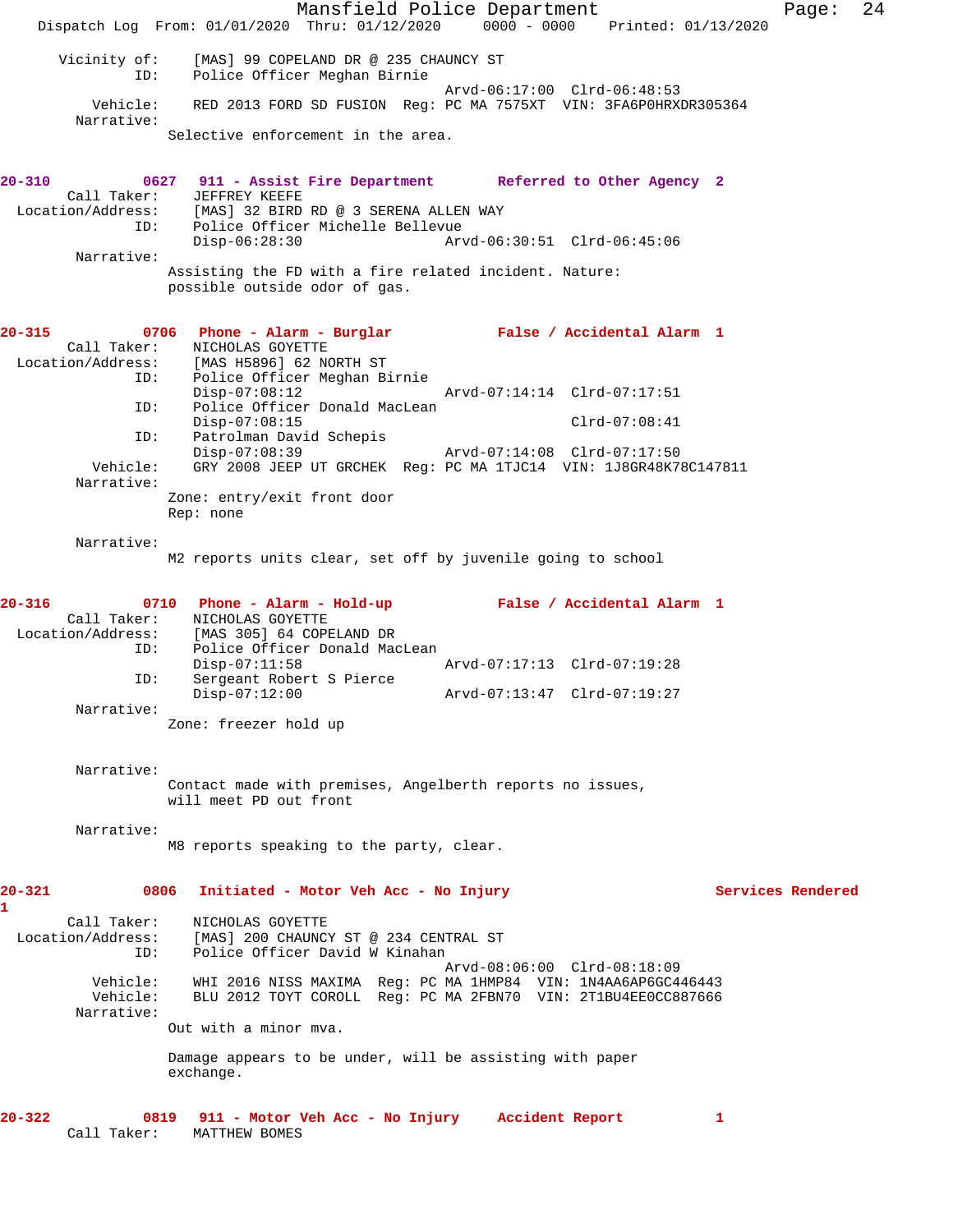Vicinity of: [MAS] 99 COPELAND DR @ 235 CHAUNCY ST
ID: Police Officer Meghan Birnie
Arvd-06:17:00 Clrd-06:48:53
Vehicle: RED 2013 FORD SD FUSION Reg: PC MA 7575XT VIN: 3FA6P0HRXDR305364
Narrative:
Selective enforcement in the area.

**20-310 0627 911 - Assist Fire Department Referred to Other Agency 2**
Call Taker: JEFFREY KEEFE
Location/Address: [MAS] 32 BIRD RD @ 3 SERENA ALLEN WAY
ID: Police Officer Michelle Bellevue
Disp-06:28:30 Arvd-06:30:51 Clrd-06:45:06
Narrative:
Assisting the FD with a fire related incident. Nature: possible outside odor of gas.

**20-315 0706 Phone - Alarm - Burglar False / Accidental Alarm 1**
Call Taker: NICHOLAS GOYETTE
Location/Address: [MAS H5896] 62 NORTH ST
ID: Police Officer Meghan Birnie
Disp-07:08:12 Arvd-07:14:14 Clrd-07:17:51
ID: Police Officer Donald MacLean
Disp-07:08:15 Clrd-07:08:41
ID: Patrolman David Schepis
Disp-07:08:39 Arvd-07:14:08 Clrd-07:17:50
Vehicle: GRY 2008 JEEP UT GRCHEK Reg: PC MA 1TJC14 VIN: 1J8GR48K78C147811
Narrative:
Zone: entry/exit front door
Rep: none

Narrative:
M2 reports units clear, set off by juvenile going to school

**20-316 0710 Phone - Alarm - Hold-up False / Accidental Alarm 1**
Call Taker: NICHOLAS GOYETTE
Location/Address: [MAS 305] 64 COPELAND DR
ID: Police Officer Donald MacLean
Disp-07:11:58 Arvd-07:17:13 Clrd-07:19:28
ID: Sergeant Robert S Pierce
Disp-07:12:00 Arvd-07:13:47 Clrd-07:19:27
Narrative:
Zone: freezer hold up

Narrative:
Contact made with premises, Angelberth reports no issues, will meet PD out front

Narrative:
M8 reports speaking to the party, clear.

**20-321 0806 Initiated - Motor Veh Acc - No Injury Services Rendered 1**
Call Taker: NICHOLAS GOYETTE
Location/Address: [MAS] 200 CHAUNCY ST @ 234 CENTRAL ST
ID: Police Officer David W Kinahan
Arvd-08:06:00 Clrd-08:18:09
Vehicle: WHI 2016 NISS MAXIMA Reg: PC MA 1HMP84 VIN: 1N4AA6AP6GC446443
Vehicle: BLU 2012 TOYT COROLL Reg: PC MA 2FBN70 VIN: 2T1BU4EE0CC887666
Narrative:
Out with a minor mva.

Damage appears to be under, will be assisting with paper exchange.

**20-322 0819 911 - Motor Veh Acc - No Injury Accident Report 1**
Call Taker: MATTHEW BOMES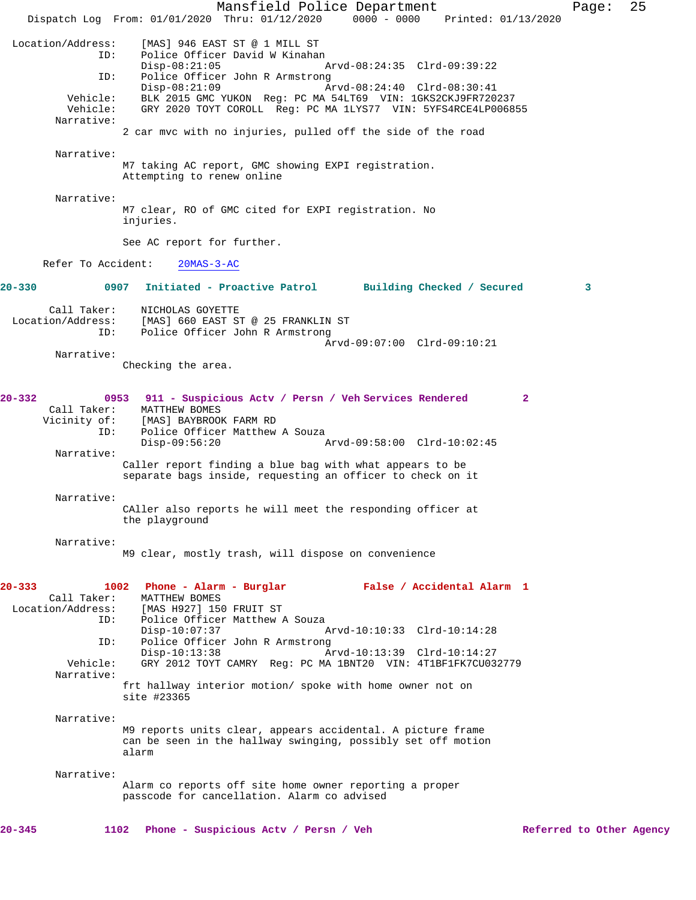```
Location/Address:    [MAS] 946 EAST ST @ 1 MILL ST
              ID:    Police Officer David W Kinahan
                     Disp-08:21:05                 Arvd-08:24:35  Clrd-09:39:22
              ID:    Police Officer John R Armstrong
                     Disp-08:21:09                 Arvd-08:24:40  Clrd-08:30:41
         Vehicle:    BLK 2015 GMC YUKON  Reg: PC MA 54LT69  VIN: 1GKS2CKJ9FR720237
         Vehicle:    GRY 2020 TOYT COROLL  Reg: PC MA 1LYS77  VIN: 5YFS4RCE4LP006855
       Narrative:
                   2 car mvc with no injuries, pulled off the side of the road

       Narrative:
                   M7 taking AC report, GMC showing EXPI registration.
                   Attempting to renew online

       Narrative:
                   M7 clear, RO of GMC cited for EXPI registration. No
                   injuries.

                   See AC report for further.

      Refer To Accident:    20MAS-3-AC

20-330          0907  Initiated - Proactive Patrol       Building Checked / Secured         3

      Call Taker:    NICHOLAS GOYETTE
Location/Address:    [MAS] 660 EAST ST @ 25 FRANKLIN ST
              ID:    Police Officer John R Armstrong
                                                   Arvd-09:07:00  Clrd-09:10:21
       Narrative:
                   Checking the area.

20-332          0953  911 - Suspicious Actv / Persn / Veh Services Rendered          2
      Call Taker:    MATTHEW BOMES
     Vicinity of:    [MAS] BAYBROOK FARM RD
              ID:    Police Officer Matthew A Souza
                     Disp-09:56:20                 Arvd-09:58:00  Clrd-10:02:45
       Narrative:
                   Caller report finding a blue bag with what appears to be
                   separate bags inside, requesting an officer to check on it

       Narrative:
                   CAller also reports he will meet the responding officer at
                   the playground

       Narrative:
                   M9 clear, mostly trash, will dispose on convenience

20-333          1002  Phone - Alarm - Burglar            False / Accidental Alarm  1
      Call Taker:    MATTHEW BOMES
Location/Address:    [MAS H927] 150 FRUIT ST
              ID:    Police Officer Matthew A Souza
                     Disp-10:07:37                 Arvd-10:10:33  Clrd-10:14:28
              ID:    Police Officer John R Armstrong
                     Disp-10:13:38                 Arvd-10:13:39  Clrd-10:14:27
         Vehicle:    GRY 2012 TOYT CAMRY  Reg: PC MA 1BNT20  VIN: 4T1BF1FK7CU032779
       Narrative:
                   frt hallway interior motion/ spoke with home owner not on
                   site #23365

       Narrative:
                   M9 reports units clear, appears accidental. A picture frame
                   can be seen in the hallway swinging, possibly set off motion
                   alarm

       Narrative:
                   Alarm co reports off site home owner reporting a proper
                   passcode for cancellation. Alarm co advised

20-345          1102  Phone - Suspicious Actv / Persn / Veh                         Referred to Other Agency
```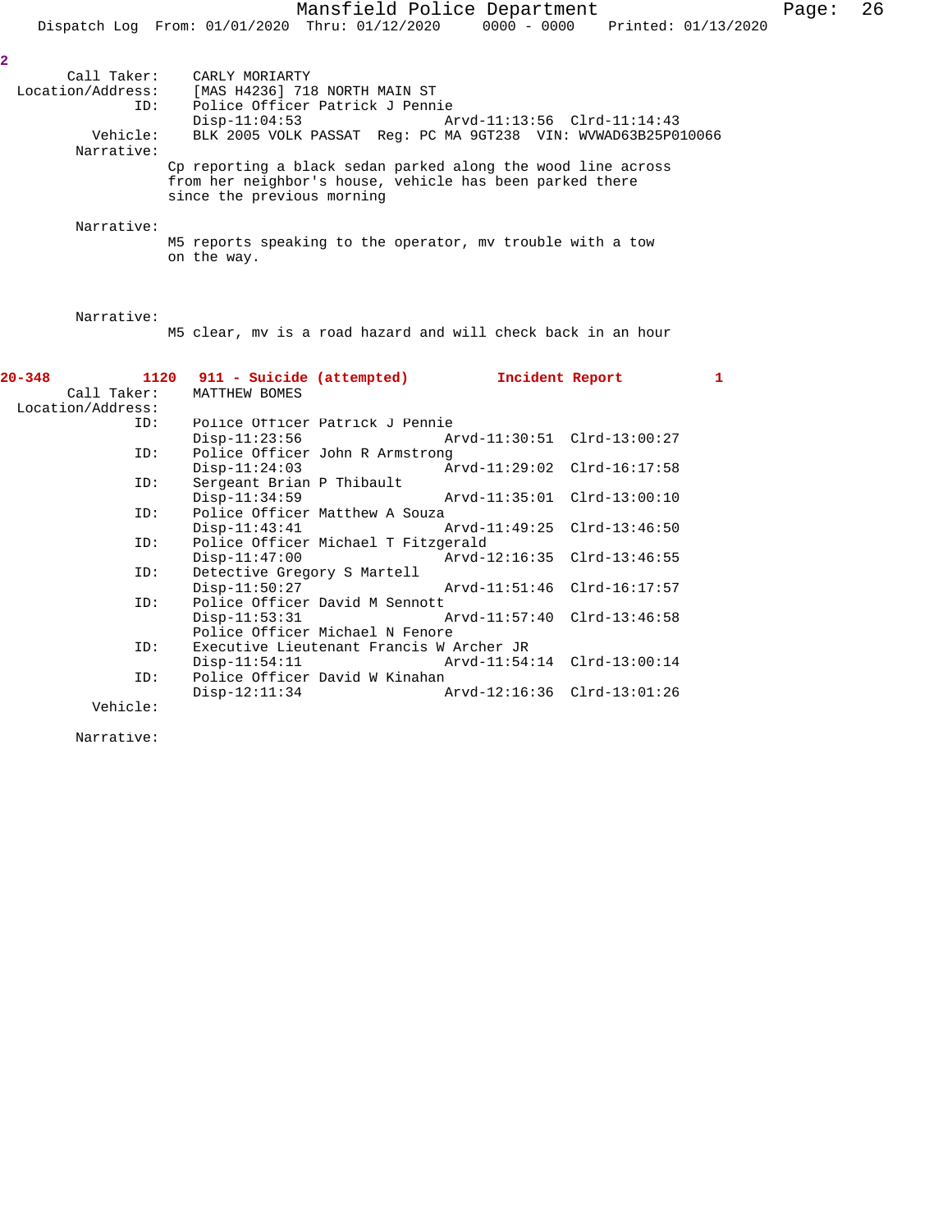2

Call Taker: CARLY MORIARTY
Location/Address: [MAS H4236] 718 NORTH MAIN ST
ID: Police Officer Patrick J Pennie
Disp-11:04:53 Arvd-11:13:56 Clrd-11:14:43
Vehicle: BLK 2005 VOLK PASSAT Reg: PC MA 9GT238 VIN: WVWAD63B25P010066
Narrative:
Cp reporting a black sedan parked along the wood line across from her neighbor's house, vehicle has been parked there since the previous morning

Narrative:
M5 reports speaking to the operator, mv trouble with a tow on the way.

Narrative:
M5 clear, mv is a road hazard and will check back in an hour

**20-348 1120 911 - Suicide (attempted) Incident Report 1**

Call Taker: MATTHEW BOMES
Location/Address:
ID: Police Officer Patrick J Pennie
Disp-11:23:56 Arvd-11:30:51 Clrd-13:00:27
ID: Police Officer John R Armstrong
Disp-11:24:03 Arvd-11:29:02 Clrd-16:17:58
ID: Sergeant Brian P Thibault
Disp-11:34:59 Arvd-11:35:01 Clrd-13:00:10
ID: Police Officer Matthew A Souza
Disp-11:43:41 Arvd-11:49:25 Clrd-13:46:50
ID: Police Officer Michael T Fitzgerald
Disp-11:47:00 Arvd-12:16:35 Clrd-13:46:55
ID: Detective Gregory S Martell
Disp-11:50:27 Arvd-11:51:46 Clrd-16:17:57
ID: Police Officer David M Sennott
Disp-11:53:31 Arvd-11:57:40 Clrd-13:46:58
Police Officer Michael N Fenore
ID: Executive Lieutenant Francis W Archer JR
Disp-11:54:11 Arvd-11:54:14 Clrd-13:00:14
ID: Police Officer David W Kinahan
Disp-12:11:34 Arvd-12:16:36 Clrd-13:01:26
Vehicle:

Narrative: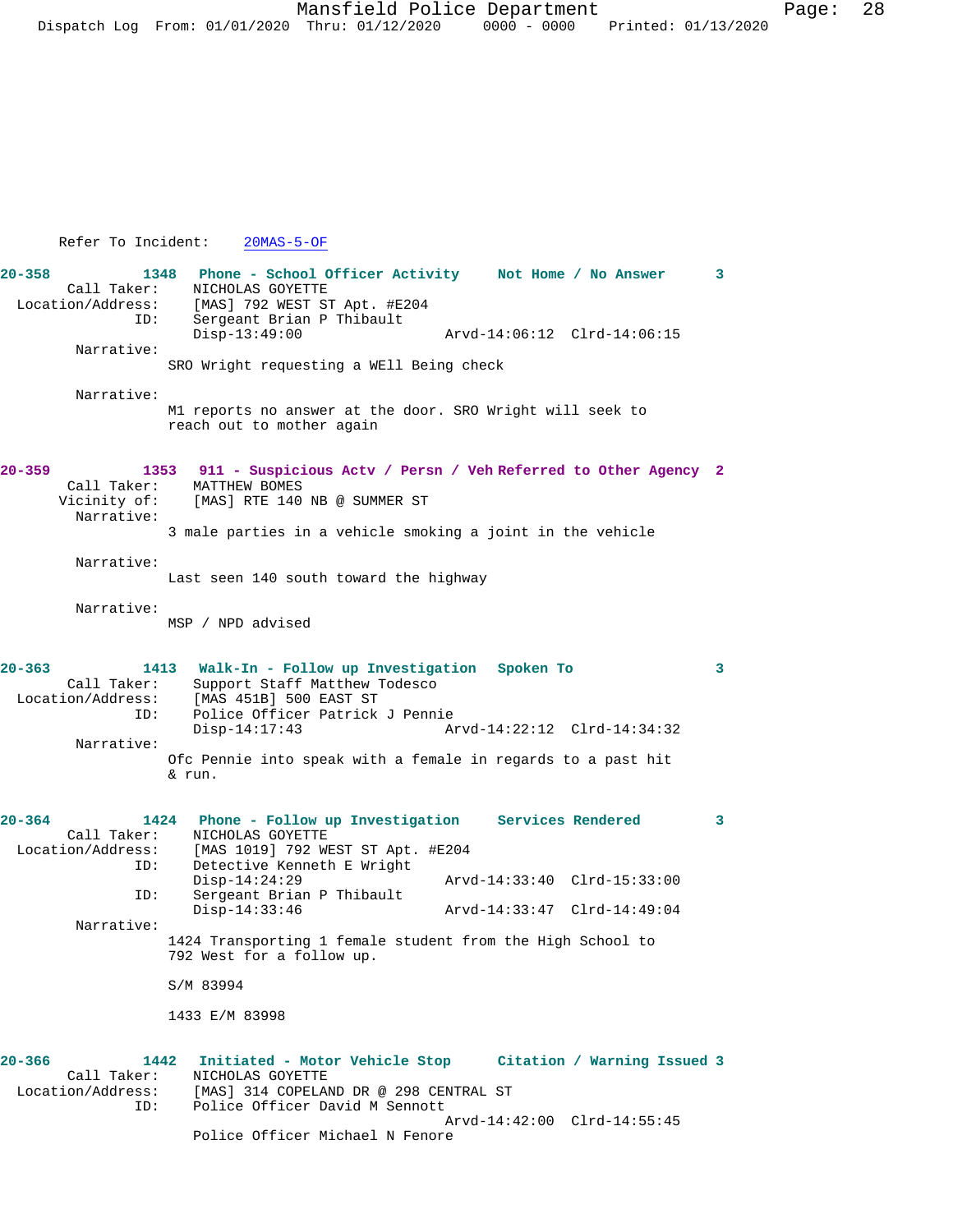Refer To Incident: 20MAS-5-OF

**20-358 1348 Phone - School Officer Activity Not Home / No Answer 3**

Call Taker: NICHOLAS GOYETTE
Location/Address: [MAS] 792 WEST ST Apt. #E204
ID: Sergeant Brian P Thibault
Disp-13:49:00 Arvd-14:06:12 Clrd-14:06:15

Narrative:
SRO Wright requesting a WEll Being check

Narrative:
M1 reports no answer at the door. SRO Wright will seek to reach out to mother again

**20-359 1353 911 - Suspicious Actv / Persn / Veh Referred to Other Agency 2**

Call Taker: MATTHEW BOMES
Vicinity of: [MAS] RTE 140 NB @ SUMMER ST

Narrative:
3 male parties in a vehicle smoking a joint in the vehicle

Narrative:
Last seen 140 south toward the highway

Narrative:
MSP / NPD advised

**20-363 1413 Walk-In - Follow up Investigation Spoken To 3**

Call Taker: Support Staff Matthew Todesco
Location/Address: [MAS 451B] 500 EAST ST
ID: Police Officer Patrick J Pennie
Disp-14:17:43 Arvd-14:22:12 Clrd-14:34:32

Narrative:
Ofc Pennie into speak with a female in regards to a past hit & run.

**20-364 1424 Phone - Follow up Investigation Services Rendered 3**

Call Taker: NICHOLAS GOYETTE
Location/Address: [MAS 1019] 792 WEST ST Apt. #E204
ID: Detective Kenneth E Wright
Disp-14:24:29 Arvd-14:33:40 Clrd-15:33:00
ID: Sergeant Brian P Thibault
Disp-14:33:46 Arvd-14:33:47 Clrd-14:49:04

Narrative:
1424 Transporting 1 female student from the High School to 792 West for a follow up.

S/M 83994

1433 E/M 83998

**20-366 1442 Initiated - Motor Vehicle Stop Citation / Warning Issued 3**

Call Taker: NICHOLAS GOYETTE
Location/Address: [MAS] 314 COPELAND DR @ 298 CENTRAL ST
ID: Police Officer David M Sennott
Arvd-14:42:00 Clrd-14:55:45
Police Officer Michael N Fenore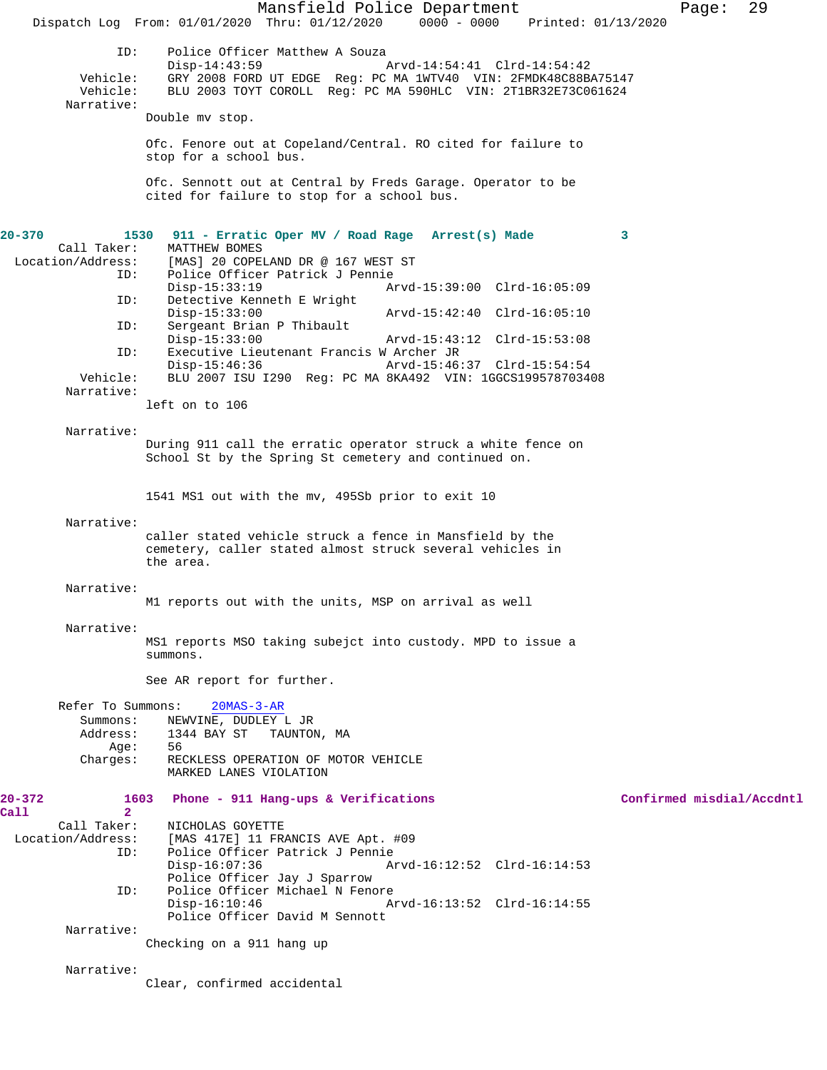```
                ID:    Police Officer Matthew A Souza
                       Disp-14:43:59                Arvd-14:54:41  Clrd-14:54:42
           Vehicle:    GRY 2008 FORD UT EDGE  Reg: PC MA 1WTV40  VIN: 2FMDK48C88BA75147
           Vehicle:    BLU 2003 TOYT COROLL  Reg: PC MA 590HLC  VIN: 2T1BR32E73C061624
         Narrative:
                      Double mv stop.

                      Ofc. Fenore out at Copeland/Central. RO cited for failure to
                      stop for a school bus.

                      Ofc. Sennott out at Central by Freds Garage. Operator to be
                      cited for failure to stop for a school bus.
```

**20-370 1530 911 - Erratic Oper MV / Road Rage Arrest(s) Made 3**

```
        Call Taker:    MATTHEW BOMES
  Location/Address:    [MAS] 20 COPELAND DR @ 167 WEST ST
                ID:    Police Officer Patrick J Pennie
                       Disp-15:33:19                Arvd-15:39:00  Clrd-16:05:09
                ID:    Detective Kenneth E Wright
                       Disp-15:33:00                Arvd-15:42:40  Clrd-16:05:10
                ID:    Sergeant Brian P Thibault
                       Disp-15:33:00                Arvd-15:43:12  Clrd-15:53:08
                ID:    Executive Lieutenant Francis W Archer JR
                       Disp-15:46:36                Arvd-15:46:37  Clrd-15:54:54
           Vehicle:    BLU 2007 ISU I290  Reg: PC MA 8KA492  VIN: 1GGCS199578703408
         Narrative:
                      left on to 106

         Narrative:
                      During 911 call the erratic operator struck a white fence on
                      School St by the Spring St cemetery and continued on.


                      1541 MS1 out with the mv, 495Sb prior to exit 10

         Narrative:
                      caller stated vehicle struck a fence in Mansfield by the
                      cemetery, caller stated almost struck several vehicles in
                      the area.

         Narrative:
                      M1 reports out with the units, MSP on arrival as well

         Narrative:
                      MS1 reports MSO taking subejct into custody. MPD to issue a
                      summons.

                      See AR report for further.

       Refer To Summons:    20MAS-3-AR
           Summons:    NEWVINE, DUDLEY L JR
           Address:    1344 BAY ST   TAUNTON, MA
               Age:    56
           Charges:    RECKLESS OPERATION OF MOTOR VEHICLE
                       MARKED LANES VIOLATION
```

**20-372 1603 Phone - 911 Hang-ups & Verifications Confirmed misdial/Accdntl Call 2**

```
        Call Taker:    NICHOLAS GOYETTE
  Location/Address:    [MAS 417E] 11 FRANCIS AVE Apt. #09
                ID:    Police Officer Patrick J Pennie
                       Disp-16:07:36                Arvd-16:12:52  Clrd-16:14:53
                       Police Officer Jay J Sparrow
                ID:    Police Officer Michael N Fenore
                       Disp-16:10:46                Arvd-16:13:52  Clrd-16:14:55
                       Police Officer David M Sennott
         Narrative:
                      Checking on a 911 hang up

         Narrative:
                      Clear, confirmed accidental
```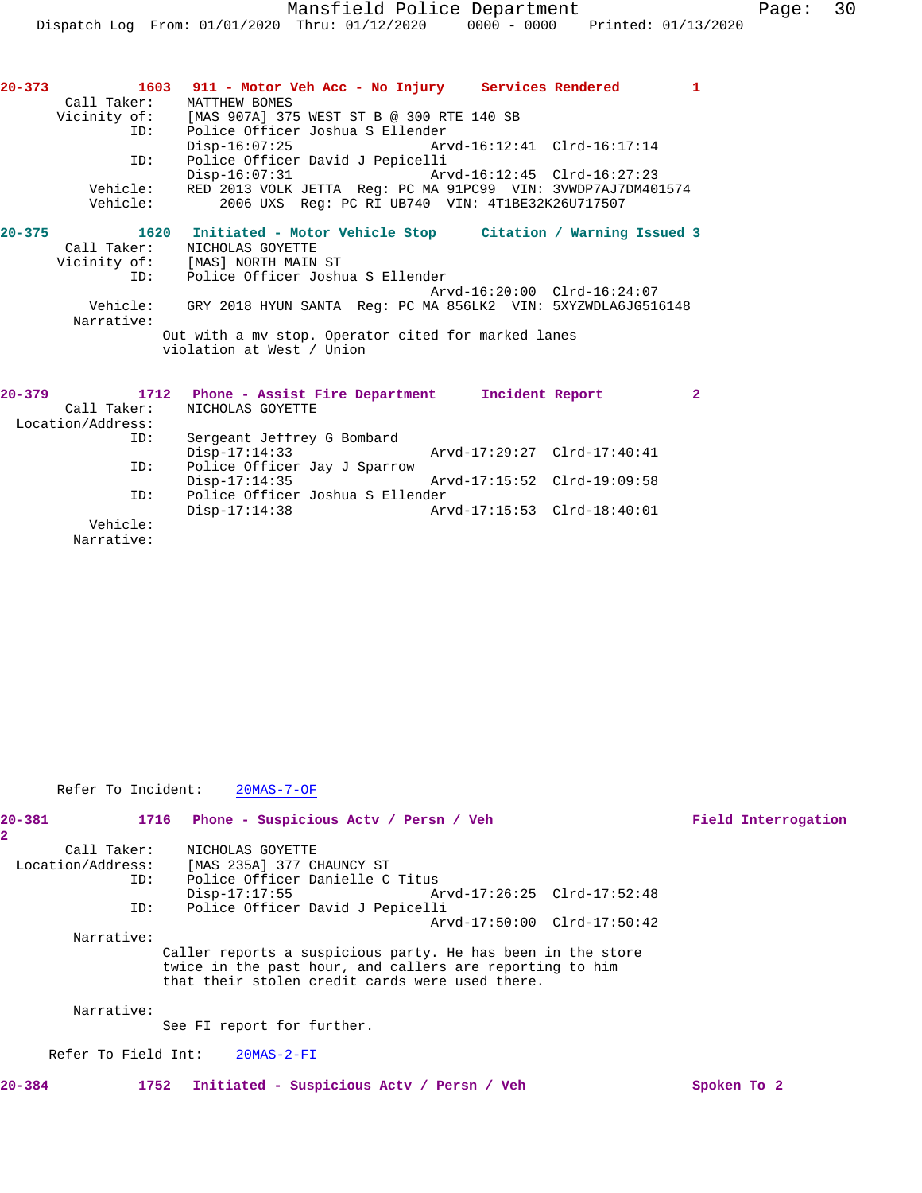**20-373** 1603 **911 - Motor Veh Acc - No Injury** **Services Rendered** 1

Call Taker: MATTHEW BOMES
Vicinity of: [MAS 907A] 375 WEST ST B @ 300 RTE 140 SB
ID: Police Officer Joshua S Ellender
Disp-16:07:25 Arvd-16:12:41 Clrd-16:17:14
ID: Police Officer David J Pepicelli
Disp-16:07:31 Arvd-16:12:45 Clrd-16:27:23
Vehicle: RED 2013 VOLK JETTA Reg: PC MA 91PC99 VIN: 3VWDP7AJ7DM401574
Vehicle: 2006 UXS Reg: PC RI UB740 VIN: 4T1BE32K26U717507

**20-375** 1620 **Initiated - Motor Vehicle Stop** **Citation / Warning Issued** 3

Call Taker: NICHOLAS GOYETTE
Vicinity of: [MAS] NORTH MAIN ST
ID: Police Officer Joshua S Ellender
Arvd-16:20:00 Clrd-16:24:07
Vehicle: GRY 2018 HYUN SANTA Reg: PC MA 856LK2 VIN: 5XYZWDLA6JG516148
Narrative:

Out with a mv stop. Operator cited for marked lanes violation at West / Union

**20-379** 1712 **Phone - Assist Fire Department** **Incident Report** 2

Call Taker: NICHOLAS GOYETTE
Location/Address:
ID: Sergeant Jeffrey G Bombard
Disp-17:14:33 Arvd-17:29:27 Clrd-17:40:41
ID: Police Officer Jay J Sparrow
Disp-17:14:35 Arvd-17:15:52 Clrd-19:09:58
ID: Police Officer Joshua S Ellender
Disp-17:14:38 Arvd-17:15:53 Clrd-18:40:01
Vehicle:
Narrative:

Refer To Incident: 20MAS-7-OF

**20-381** 1716 **Phone - Suspicious Actv / Persn / Veh** **Field Interrogation** 2

Call Taker: NICHOLAS GOYETTE
Location/Address: [MAS 235A] 377 CHAUNCY ST
ID: Police Officer Danielle C Titus
Disp-17:17:55 Arvd-17:26:25 Clrd-17:52:48
ID: Police Officer David J Pepicelli
Arvd-17:50:00 Clrd-17:50:42
Narrative:

Caller reports a suspicious party. He has been in the store twice in the past hour, and callers are reporting to him that their stolen credit cards were used there.

Narrative:

See FI report for further.

Refer To Field Int: 20MAS-2-FI

**20-384** 1752 **Initiated - Suspicious Actv / Persn / Veh** **Spoken To** 2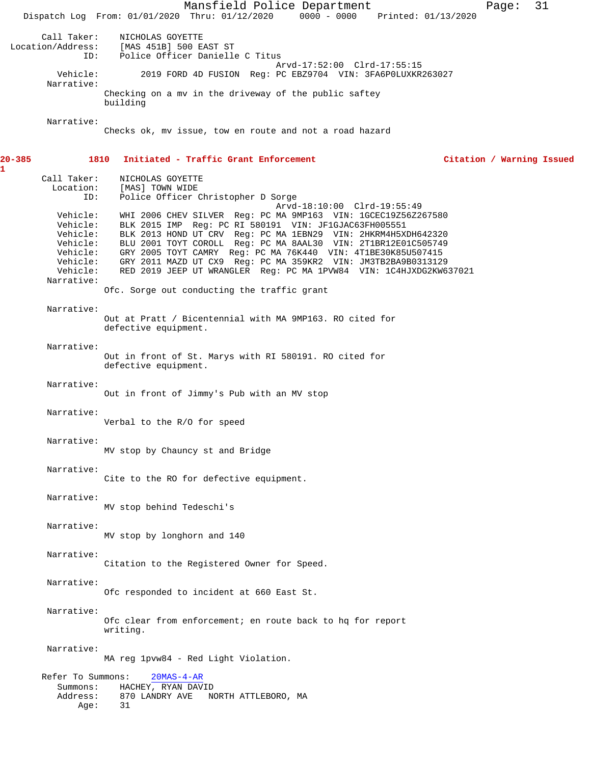Call Taker: NICHOLAS GOYETTE
Location/Address: [MAS 451B] 500 EAST ST
ID: Police Officer Danielle C Titus
Arvd-17:52:00 Clrd-17:55:15
Vehicle: 2019 FORD 4D FUSION Reg: PC EBZ9704 VIN: 3FA6P0LUXKR263027
Narrative:
Checking on a mv in the driveway of the public saftey building

Narrative:
Checks ok, mv issue, tow en route and not a road hazard

**20-3851** **1810 Initiated - Traffic Grant Enforcement** **Citation / Warning Issued**

Call Taker: NICHOLAS GOYETTE
Location: [MAS] TOWN WIDE
ID: Police Officer Christopher D Sorge
Arvd-18:10:00 Clrd-19:55:49
Vehicle: WHI 2006 CHEV SILVER Reg: PC MA 9MP163 VIN: 1GCEC19Z56Z267580
Vehicle: BLK 2015 IMP Reg: PC RI 580191 VIN: JF1GJAC63FH005551
Vehicle: BLK 2013 HOND UT CRV Reg: PC MA 1EBN29 VIN: 2HKRM4H5XDH642320
Vehicle: BLU 2001 TOYT COROLL Reg: PC MA 8AAL30 VIN: 2T1BR12E01C505749
Vehicle: GRY 2005 TOYT CAMRY Reg: PC MA 76K440 VIN: 4T1BE30K85U507415
Vehicle: GRY 2011 MAZD UT CX9 Reg: PC MA 359KR2 VIN: JM3TB2BA9B0313129
Vehicle: RED 2019 JEEP UT WRANGLER Reg: PC MA 1PVW84 VIN: 1C4HJXDG2KW637021
Narrative:
Ofc. Sorge out conducting the traffic grant

Narrative:
Out at Pratt / Bicentennial with MA 9MP163. RO cited for defective equipment.

Narrative:
Out in front of St. Marys with RI 580191. RO cited for defective equipment.

Narrative:
Out in front of Jimmy's Pub with an MV stop

Narrative:
Verbal to the R/O for speed

Narrative:
MV stop by Chauncy st and Bridge

Narrative:
Cite to the RO for defective equipment.

Narrative:
MV stop behind Tedeschi's

Narrative:
MV stop by longhorn and 140

Narrative:
Citation to the Registered Owner for Speed.

Narrative:
Ofc responded to incident at 660 East St.

Narrative:
Ofc clear from enforcement; en route back to hq for report writing.

Narrative:
MA reg 1pvw84 - Red Light Violation.

Refer To Summons: 20MAS-4-AR
Summons: HACHEY, RYAN DAVID
Address: 870 LANDRY AVE NORTH ATTLEBORO, MA
Age: 31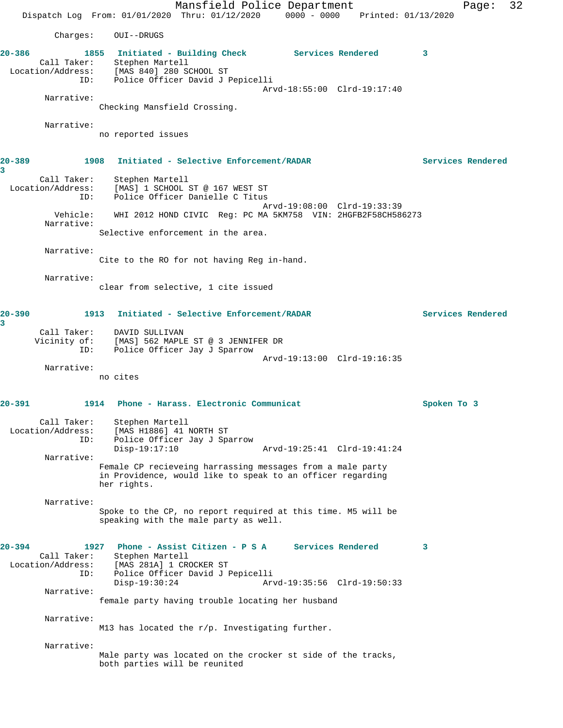Charges: OUI--DRUGS

**20-386** 1855 **Initiated - Building Check** **Services Rendered** **3**

Call Taker: Stephen Martell
Location/Address: [MAS 840] 280 SCHOOL ST
ID: Police Officer David J Pepicelli
Arvd-18:55:00 Clrd-19:17:40

Narrative:
Checking Mansfield Crossing.

Narrative:
no reported issues

**20-389** 1908 **Initiated - Selective Enforcement/RADAR** **Services Rendered** **3**

Call Taker: Stephen Martell
Location/Address: [MAS] 1 SCHOOL ST @ 167 WEST ST
ID: Police Officer Danielle C Titus
Arvd-19:08:00 Clrd-19:33:39
Vehicle: WHI 2012 HOND CIVIC Reg: PC MA 5KM758 VIN: 2HGFB2F58CH586273

Narrative:
Selective enforcement in the area.

Narrative:
Cite to the RO for not having Reg in-hand.

Narrative:
clear from selective, 1 cite issued

**20-390** 1913 **Initiated - Selective Enforcement/RADAR** **Services Rendered** **3**

Call Taker: DAVID SULLIVAN
Vicinity of: [MAS] 562 MAPLE ST @ 3 JENNIFER DR
ID: Police Officer Jay J Sparrow
Arvd-19:13:00 Clrd-19:16:35

Narrative:
no cites

**20-391** 1914 **Phone - Harass. Electronic Communicat** **Spoken To 3**

Call Taker: Stephen Martell
Location/Address: [MAS H1886] 41 NORTH ST
ID: Police Officer Jay J Sparrow
Disp-19:17:10 Arvd-19:25:41 Clrd-19:41:24

Narrative:
Female CP recieveing harrassing messages from a male party in Providence, would like to speak to an officer regarding her rights.

Narrative:
Spoke to the CP, no report required at this time. M5 will be speaking with the male party as well.

**20-394** 1927 **Phone - Assist Citizen - P S A** **Services Rendered** **3**

Call Taker: Stephen Martell
Location/Address: [MAS 281A] 1 CROCKER ST
ID: Police Officer David J Pepicelli
Disp-19:30:24 Arvd-19:35:56 Clrd-19:50:33

Narrative:
female party having trouble locating her husband

Narrative:
M13 has located the r/p. Investigating further.

Narrative:
Male party was located on the crocker st side of the tracks, both parties will be reunited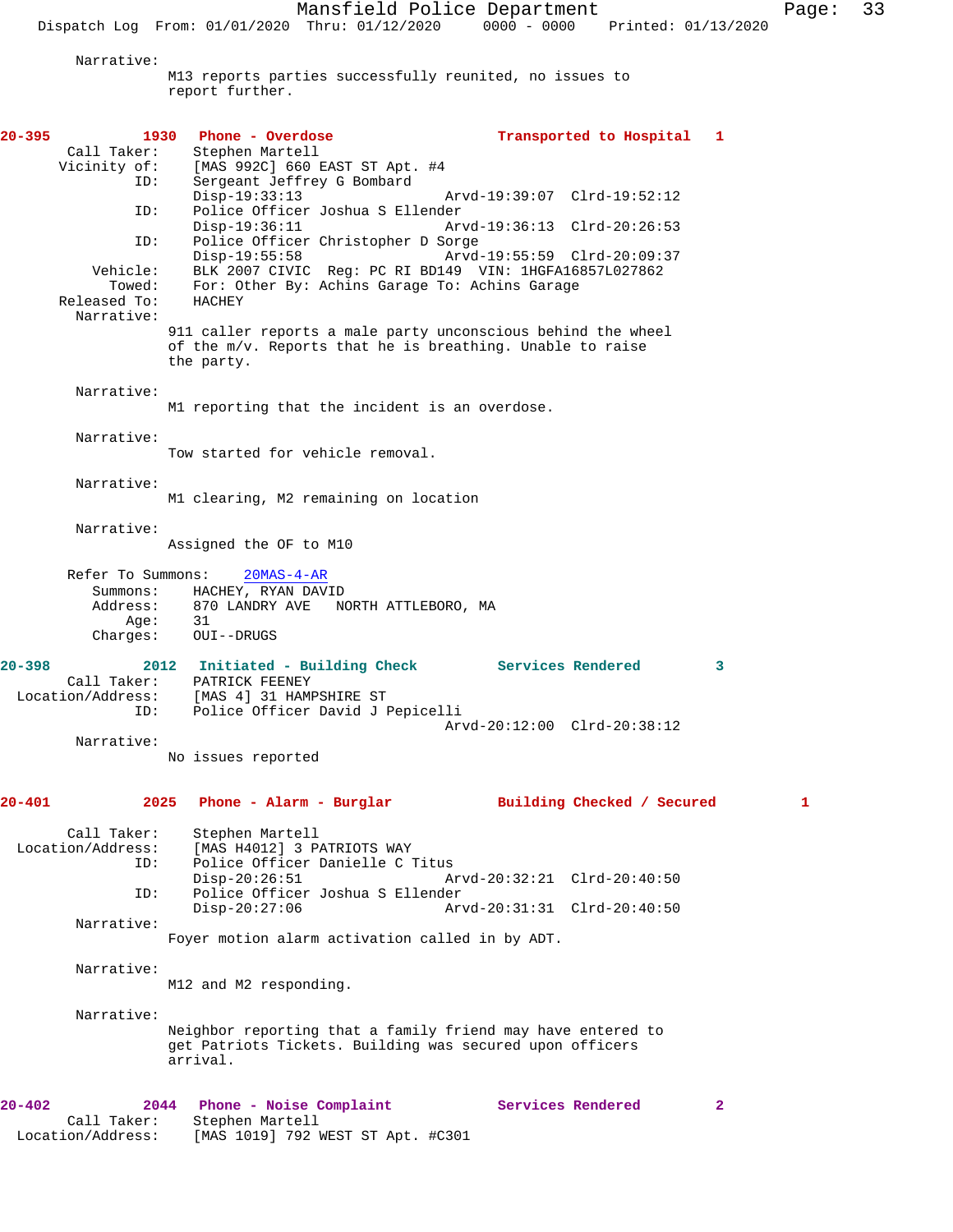Narrative:
M13 reports parties successfully reunited, no issues to report further.

**20-395 1930 Phone - Overdose Transported to Hospital 1**

Call Taker: Stephen Martell
Vicinity of: [MAS 992C] 660 EAST ST Apt. #4
ID: Sergeant Jeffrey G Bombard
Disp-19:33:13 Arvd-19:39:07 Clrd-19:52:12
ID: Police Officer Joshua S Ellender
Disp-19:36:11 Arvd-19:36:13 Clrd-20:26:53
ID: Police Officer Christopher D Sorge
Disp-19:55:58 Arvd-19:55:59 Clrd-20:09:37
Vehicle: BLK 2007 CIVIC Reg: PC RI BD149 VIN: 1HGFA16857L027862
Towed: For: Other By: Achins Garage To: Achins Garage
Released To: HACHEY

Narrative:
911 caller reports a male party unconscious behind the wheel of the m/v. Reports that he is breathing. Unable to raise the party.

Narrative:
M1 reporting that the incident is an overdose.

Narrative:
Tow started for vehicle removal.

Narrative:
M1 clearing, M2 remaining on location

Narrative:
Assigned the OF to M10

Refer To Summons: 20MAS-4-AR
Summons: HACHEY, RYAN DAVID
Address: 870 LANDRY AVE NORTH ATTLEBORO, MA
Age: 31
Charges: OUI--DRUGS

**20-398 2012 Initiated - Building Check Services Rendered 3**

Call Taker: PATRICK FEENEY
Location/Address: [MAS 4] 31 HAMPSHIRE ST
ID: Police Officer David J Pepicelli
Arvd-20:12:00 Clrd-20:38:12

Narrative:
No issues reported

**20-401 2025 Phone - Alarm - Burglar Building Checked / Secured 1**

Call Taker: Stephen Martell
Location/Address: [MAS H4012] 3 PATRIOTS WAY
ID: Police Officer Danielle C Titus
Disp-20:26:51 Arvd-20:32:21 Clrd-20:40:50
ID: Police Officer Joshua S Ellender
Disp-20:27:06 Arvd-20:31:31 Clrd-20:40:50

Narrative:
Foyer motion alarm activation called in by ADT.

Narrative:
M12 and M2 responding.

Narrative:
Neighbor reporting that a family friend may have entered to get Patriots Tickets. Building was secured upon officers arrival.

**20-402 2044 Phone - Noise Complaint Services Rendered 2**

Call Taker: Stephen Martell
Location/Address: [MAS 1019] 792 WEST ST Apt. #C301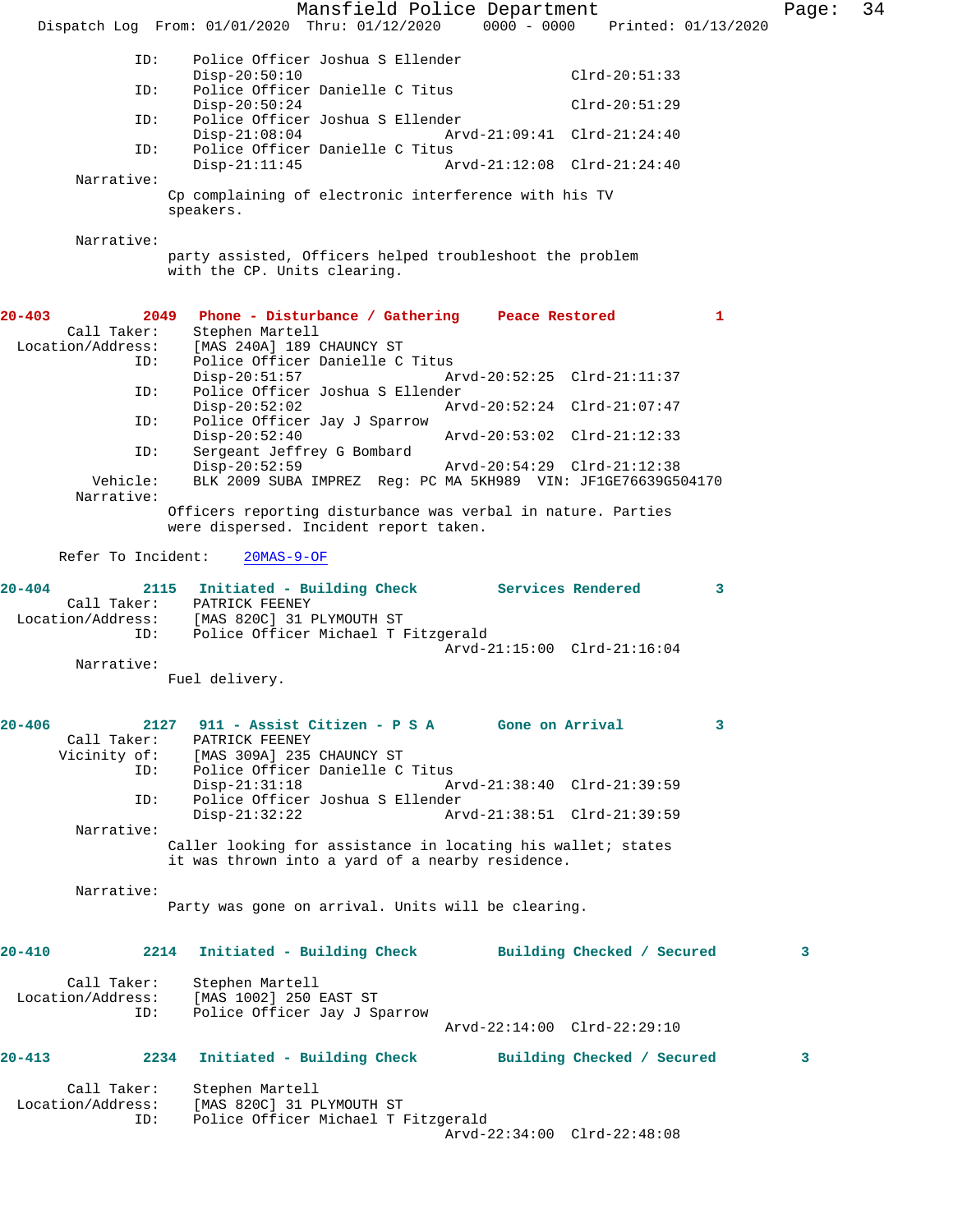```
            ID:    Police Officer Joshua S Ellender
                   Disp-20:50:10                        Clrd-20:51:33
            ID:    Police Officer Danielle C Titus
                   Disp-20:50:24                        Clrd-20:51:29
            ID:    Police Officer Joshua S Ellender
                   Disp-21:08:04              Arvd-21:09:41  Clrd-21:24:40
            ID:    Police Officer Danielle C Titus
                   Disp-21:11:45              Arvd-21:12:08  Clrd-21:24:40
     Narrative:
                  Cp complaining of electronic interference with his TV
                  speakers.

     Narrative:
                  party assisted, Officers helped troubleshoot the problem
                  with the CP. Units clearing.
```

```
20-403         2049   Phone - Disturbance / Gathering     Peace Restored            1
     Call Taker:     Stephen Martell
  Location/Address:  [MAS 240A] 189 CHAUNCY ST
            ID:    Police Officer Danielle C Titus
                   Disp-20:51:57              Arvd-20:52:25  Clrd-21:11:37
            ID:    Police Officer Joshua S Ellender
                   Disp-20:52:02              Arvd-20:52:24  Clrd-21:07:47
            ID:    Police Officer Jay J Sparrow
                   Disp-20:52:40              Arvd-20:53:02  Clrd-21:12:33
            ID:    Sergeant Jeffrey G Bombard
                   Disp-20:52:59              Arvd-20:54:29  Clrd-21:12:38
       Vehicle:    BLK 2009 SUBA IMPREZ  Reg: PC MA 5KH989  VIN: JF1GE76639G504170
     Narrative:
                  Officers reporting disturbance was verbal in nature. Parties
                  were dispersed. Incident report taken.

    Refer To Incident:    20MAS-9-OF
```

```
20-404         2115   Initiated - Building Check          Services Rendered         3
     Call Taker:     PATRICK FEENEY
  Location/Address:  [MAS 820C] 31 PLYMOUTH ST
            ID:    Police Officer Michael T Fitzgerald
                                              Arvd-21:15:00  Clrd-21:16:04
     Narrative:
                  Fuel delivery.
```

```
20-406         2127   911 - Assist Citizen - P S A        Gone on Arrival           3
     Call Taker:     PATRICK FEENEY
    Vicinity of:     [MAS 309A] 235 CHAUNCY ST
            ID:    Police Officer Danielle C Titus
                   Disp-21:31:18              Arvd-21:38:40  Clrd-21:39:59
            ID:    Police Officer Joshua S Ellender
                   Disp-21:32:22              Arvd-21:38:51  Clrd-21:39:59
     Narrative:
                  Caller looking for assistance in locating his wallet; states
                  it was thrown into a yard of a nearby residence.

     Narrative:
                  Party was gone on arrival. Units will be clearing.
```

```
20-410         2214   Initiated - Building Check          Building Checked / Secured        3

     Call Taker:     Stephen Martell
  Location/Address:  [MAS 1002] 250 EAST ST
            ID:    Police Officer Jay J Sparrow
                                              Arvd-22:14:00  Clrd-22:29:10
```

```
20-413         2234   Initiated - Building Check          Building Checked / Secured        3

     Call Taker:     Stephen Martell
  Location/Address:  [MAS 820C] 31 PLYMOUTH ST
            ID:    Police Officer Michael T Fitzgerald
                                              Arvd-22:34:00  Clrd-22:48:08
```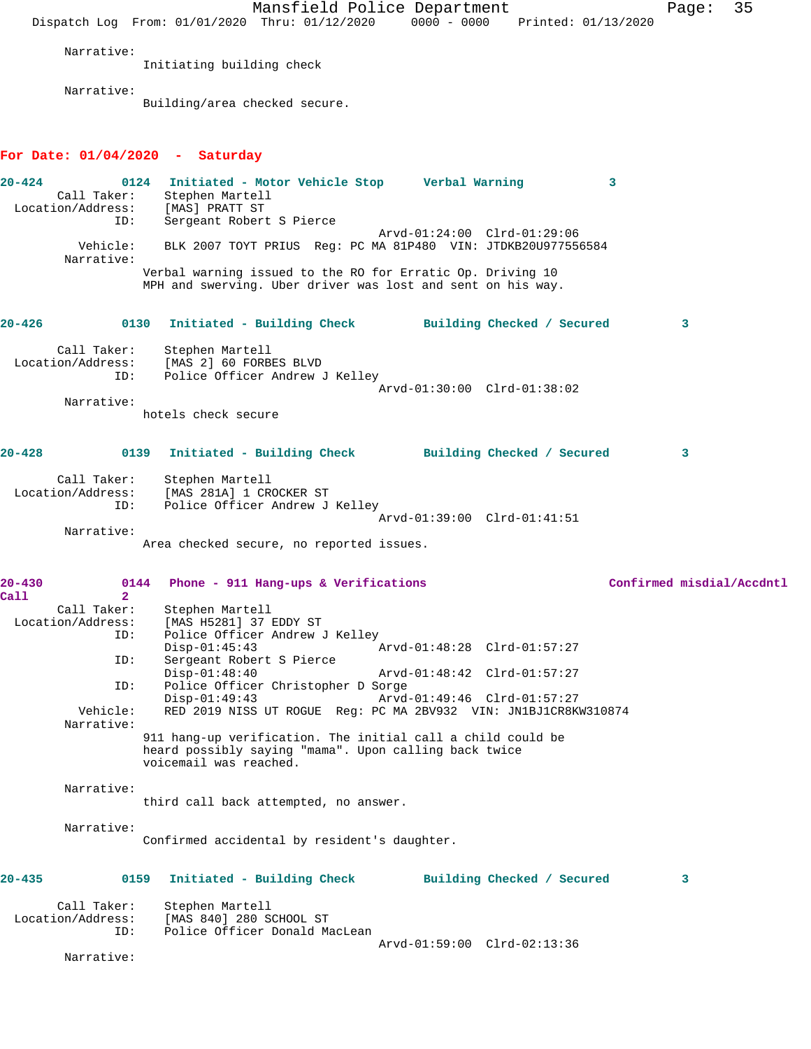Narrative:
Initiating building check

Narrative:
Building/area checked secure.

**For Date: 01/04/2020 - Saturday**

**20-424 0124 Initiated - Motor Vehicle Stop Verbal Warning 3**

Call Taker: Stephen Martell
Location/Address: [MAS] PRATT ST
ID: Sergeant Robert S Pierce
Arvd-01:24:00 Clrd-01:29:06
Vehicle: BLK 2007 TOYT PRIUS Reg: PC MA 81P480 VIN: JTDKB20U977556584
Narrative:
Verbal warning issued to the RO for Erratic Op. Driving 10 MPH and swerving. Uber driver was lost and sent on his way.

**20-426 0130 Initiated - Building Check Building Checked / Secured 3**

Call Taker: Stephen Martell
Location/Address: [MAS 2] 60 FORBES BLVD
ID: Police Officer Andrew J Kelley
Arvd-01:30:00 Clrd-01:38:02
Narrative:
hotels check secure

**20-428 0139 Initiated - Building Check Building Checked / Secured 3**

Call Taker: Stephen Martell
Location/Address: [MAS 281A] 1 CROCKER ST
ID: Police Officer Andrew J Kelley
Arvd-01:39:00 Clrd-01:41:51
Narrative:
Area checked secure, no reported issues.

**20-430 0144 Phone - 911 Hang-ups & Verifications Confirmed misdial/Accdntl Call 2**

Call Taker: Stephen Martell
Location/Address: [MAS H5281] 37 EDDY ST
ID: Police Officer Andrew J Kelley
Disp-01:45:43 Arvd-01:48:28 Clrd-01:57:27
ID: Sergeant Robert S Pierce
Disp-01:48:40 Arvd-01:48:42 Clrd-01:57:27
ID: Police Officer Christopher D Sorge
Disp-01:49:43 Arvd-01:49:46 Clrd-01:57:27
Vehicle: RED 2019 NISS UT ROGUE Reg: PC MA 2BV932 VIN: JN1BJ1CR8KW310874
Narrative:
911 hang-up verification. The initial call a child could be heard possibly saying "mama". Upon calling back twice voicemail was reached.

Narrative:
third call back attempted, no answer.

Narrative:
Confirmed accidental by resident's daughter.

**20-435 0159 Initiated - Building Check Building Checked / Secured 3**

Call Taker: Stephen Martell
Location/Address: [MAS 840] 280 SCHOOL ST
ID: Police Officer Donald MacLean
Arvd-01:59:00 Clrd-02:13:36
Narrative: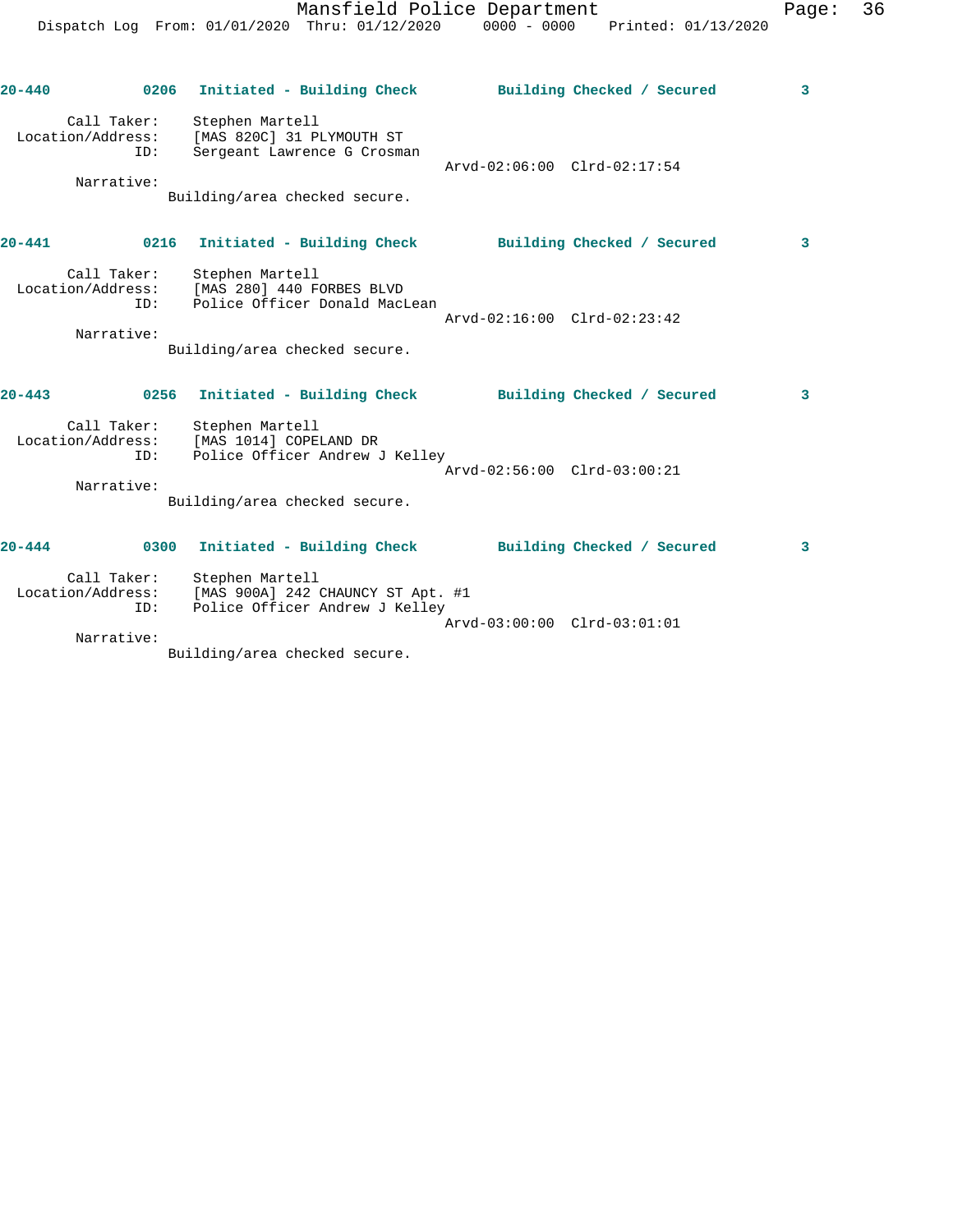**20-440** **0206 Initiated - Building Check** **Building Checked / Secured** **3**

Call Taker: Stephen Martell
Location/Address: [MAS 820C] 31 PLYMOUTH ST
ID: Sergeant Lawrence G Crosman
Arvd-02:06:00 Clrd-02:17:54
Narrative:
Building/area checked secure.

**20-441** **0216 Initiated - Building Check** **Building Checked / Secured** **3**

Call Taker: Stephen Martell
Location/Address: [MAS 280] 440 FORBES BLVD
ID: Police Officer Donald MacLean
Arvd-02:16:00 Clrd-02:23:42
Narrative:
Building/area checked secure.

**20-443** **0256 Initiated - Building Check** **Building Checked / Secured** **3**

Call Taker: Stephen Martell
Location/Address: [MAS 1014] COPELAND DR
ID: Police Officer Andrew J Kelley
Arvd-02:56:00 Clrd-03:00:21
Narrative:
Building/area checked secure.

**20-444** **0300 Initiated - Building Check** **Building Checked / Secured** **3**

Call Taker: Stephen Martell
Location/Address: [MAS 900A] 242 CHAUNCY ST Apt. #1
ID: Police Officer Andrew J Kelley
Arvd-03:00:00 Clrd-03:01:01
Narrative:
Building/area checked secure.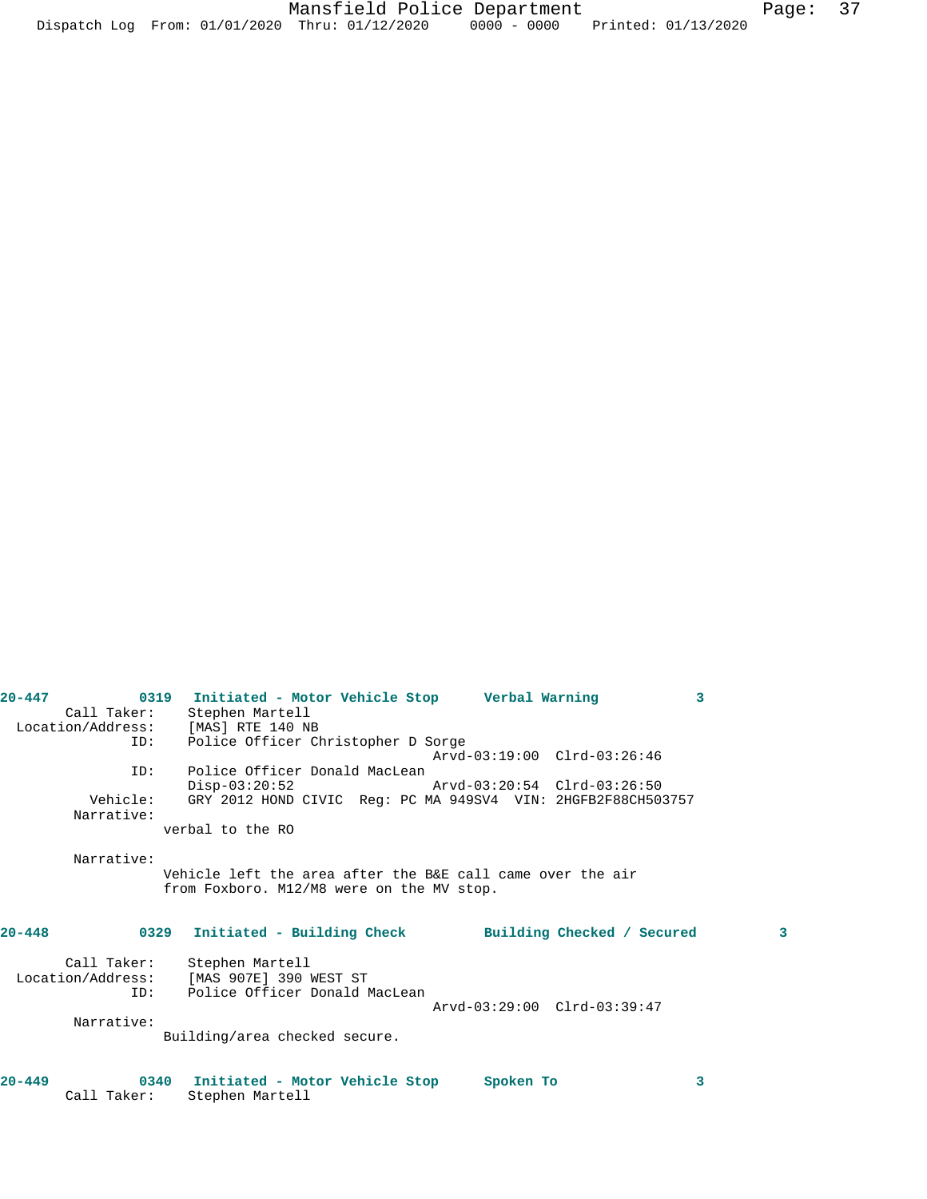**20-447 0319 Initiated - Motor Vehicle Stop Verbal Warning 3**

Call Taker: Stephen Martell
Location/Address: [MAS] RTE 140 NB
ID: Police Officer Christopher D Sorge
Arvd-03:19:00 Clrd-03:26:46
ID: Police Officer Donald MacLean
Disp-03:20:52 Arvd-03:20:54 Clrd-03:26:50
Vehicle: GRY 2012 HOND CIVIC Reg: PC MA 949SV4 VIN: 2HGFB2F88CH503757
Narrative:
verbal to the RO

Narrative:
Vehicle left the area after the B&E call came over the air from Foxboro. M12/M8 were on the MV stop.

**20-448 0329 Initiated - Building Check Building Checked / Secured 3**

Call Taker: Stephen Martell
Location/Address: [MAS 907E] 390 WEST ST
ID: Police Officer Donald MacLean
Arvd-03:29:00 Clrd-03:39:47
Narrative:
Building/area checked secure.

**20-449 0340 Initiated - Motor Vehicle Stop Spoken To 3**

Call Taker: Stephen Martell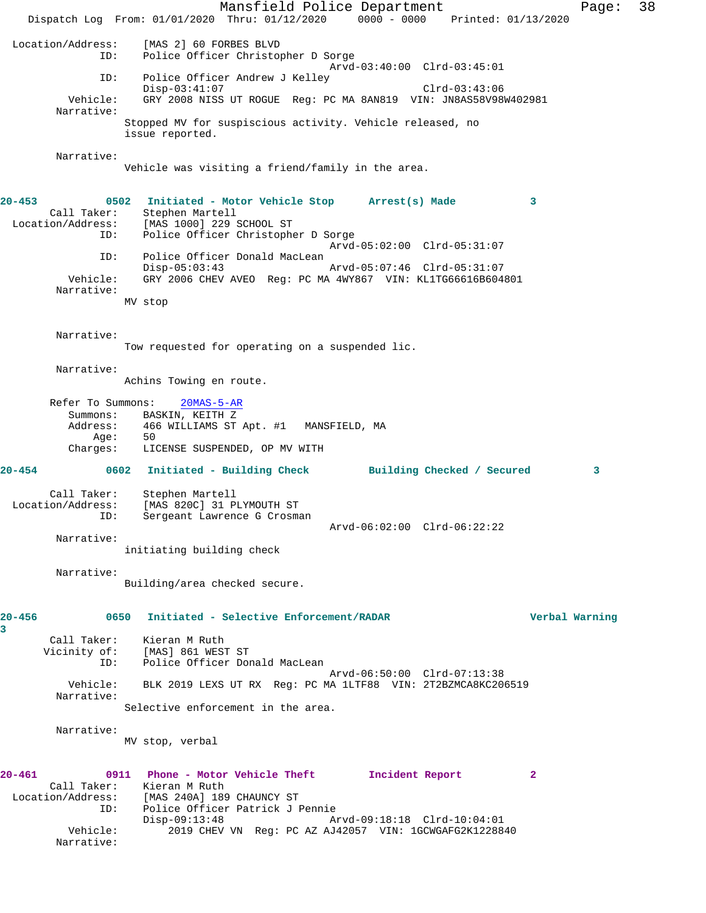```
Location/Address:    [MAS 2] 60 FORBES BLVD
            ID:      Police Officer Christopher D Sorge
                                                Arvd-03:40:00  Clrd-03:45:01
            ID:      Police Officer Andrew J Kelley
                     Disp-03:41:07                             Clrd-03:43:06
       Vehicle:      GRY 2008 NISS UT ROGUE  Reg: PC MA 8AN819  VIN: JN8AS58V98W402981
     Narrative:
                   Stopped MV for suspicious activity. Vehicle released, no
                   issue reported.

     Narrative:
                   Vehicle was visiting a friend/family in the area.
```

```
20-453          0502   Initiated - Motor Vehicle Stop     Arrest(s) Made           3
       Call Taker:     Stephen Martell
  Location/Address:    [MAS 1000] 229 SCHOOL ST
            ID:        Police Officer Christopher D Sorge
                                                Arvd-05:02:00  Clrd-05:31:07
            ID:        Police Officer Donald MacLean
                       Disp-05:03:43            Arvd-05:07:46  Clrd-05:31:07
       Vehicle:        GRY 2006 CHEV AVEO  Reg: PC MA 4WY867  VIN: KL1TG66616B604801
     Narrative:
                   MV stop


     Narrative:
                   Tow requested for operating on a suspended lic.

     Narrative:
                   Achins Towing en route.

     Refer To Summons:    20MAS-5-AR
          Summons:     BASKIN, KEITH Z
          Address:     466 WILLIAMS ST Apt. #1   MANSFIELD, MA
              Age:     50
          Charges:     LICENSE SUSPENDED, OP MV WITH
```

```
20-454          0602   Initiated - Building Check         Building Checked / Secured          3

       Call Taker:     Stephen Martell
  Location/Address:    [MAS 820C] 31 PLYMOUTH ST
            ID:        Sergeant Lawrence G Crosman
                                                Arvd-06:02:00  Clrd-06:22:22
     Narrative:
                   initiating building check

     Narrative:
                   Building/area checked secure.
```

```
20-456          0650   Initiated - Selective Enforcement/RADAR                    Verbal Warning
3
       Call Taker:     Kieran M Ruth
      Vicinity of:     [MAS] 861 WEST ST
            ID:        Police Officer Donald MacLean
                                                Arvd-06:50:00  Clrd-07:13:38
       Vehicle:        BLK 2019 LEXS UT RX  Reg: PC MA 1LTF88  VIN: 2T2BZMCA8KC206519
     Narrative:
                   Selective enforcement in the area.

     Narrative:
                   MV stop, verbal
```

```
20-461          0911   Phone - Motor Vehicle Theft        Incident Report          2
       Call Taker:     Kieran M Ruth
  Location/Address:    [MAS 240A] 189 CHAUNCY ST
            ID:        Police Officer Patrick J Pennie
                       Disp-09:13:48            Arvd-09:18:18  Clrd-10:04:01
       Vehicle:           2019 CHEV VN  Reg: PC AZ AJ42057  VIN: 1GCWGAFG2K1228840
     Narrative:
```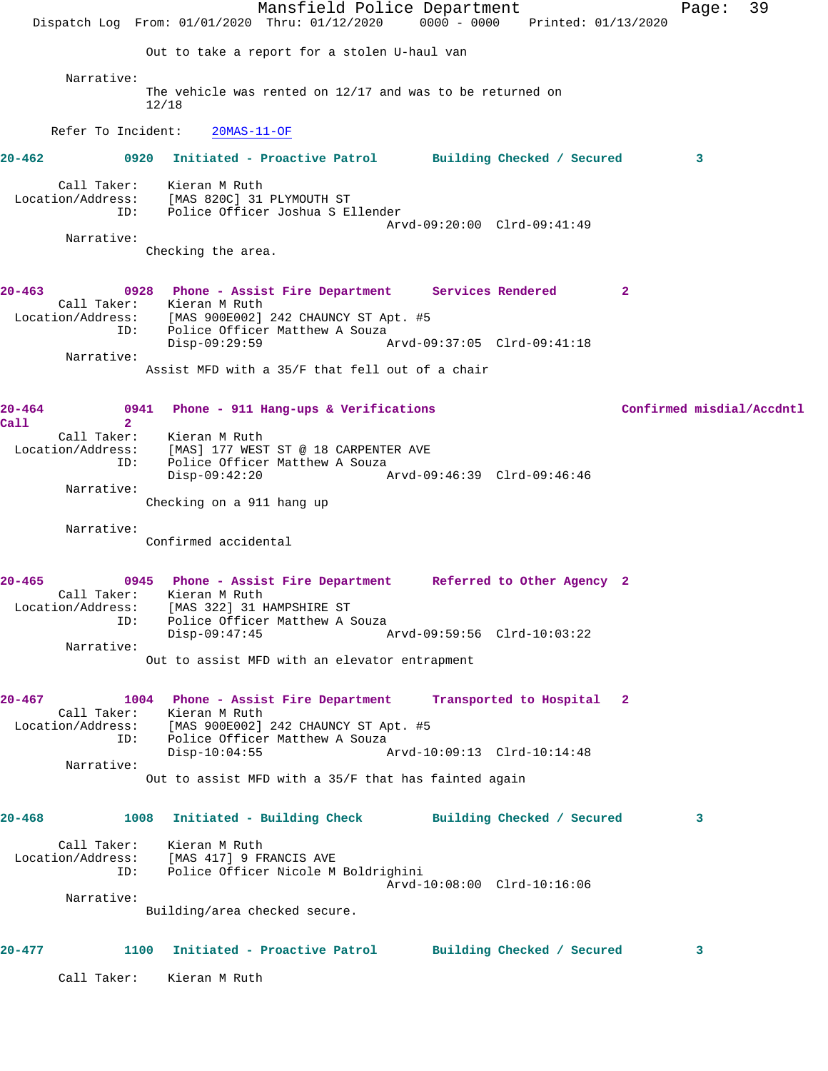Out to take a report for a stolen U-haul van

Narrative:
The vehicle was rented on 12/17 and was to be returned on 12/18

Refer To Incident: 20MAS-11-OF

**20-462 0920 Initiated - Proactive Patrol Building Checked / Secured 3**

Call Taker: Kieran M Ruth
Location/Address: [MAS 820C] 31 PLYMOUTH ST
ID: Police Officer Joshua S Ellender
Arvd-09:20:00 Clrd-09:41:49

Narrative:
Checking the area.

**20-463 0928 Phone - Assist Fire Department Services Rendered 2**

Call Taker: Kieran M Ruth
Location/Address: [MAS 900E002] 242 CHAUNCY ST Apt. #5
ID: Police Officer Matthew A Souza
Disp-09:29:59 Arvd-09:37:05 Clrd-09:41:18

Narrative:
Assist MFD with a 35/F that fell out of a chair

**20-464 0941 Phone - 911 Hang-ups & Verifications Confirmed misdial/Accdntl Call 2**

Call Taker: Kieran M Ruth
Location/Address: [MAS] 177 WEST ST @ 18 CARPENTER AVE
ID: Police Officer Matthew A Souza
Disp-09:42:20 Arvd-09:46:39 Clrd-09:46:46

Narrative:
Checking on a 911 hang up

Narrative:
Confirmed accidental

**20-465 0945 Phone - Assist Fire Department Referred to Other Agency 2**

Call Taker: Kieran M Ruth
Location/Address: [MAS 322] 31 HAMPSHIRE ST
ID: Police Officer Matthew A Souza
Disp-09:47:45 Arvd-09:59:56 Clrd-10:03:22

Narrative:
Out to assist MFD with an elevator entrapment

**20-467 1004 Phone - Assist Fire Department Transported to Hospital 2**

Call Taker: Kieran M Ruth
Location/Address: [MAS 900E002] 242 CHAUNCY ST Apt. #5
ID: Police Officer Matthew A Souza
Disp-10:04:55 Arvd-10:09:13 Clrd-10:14:48

Narrative:
Out to assist MFD with a 35/F that has fainted again

**20-468 1008 Initiated - Building Check Building Checked / Secured 3**

Call Taker: Kieran M Ruth
Location/Address: [MAS 417] 9 FRANCIS AVE
ID: Police Officer Nicole M Boldrighini
Arvd-10:08:00 Clrd-10:16:06

Narrative:
Building/area checked secure.

**20-477 1100 Initiated - Proactive Patrol Building Checked / Secured 3**

Call Taker: Kieran M Ruth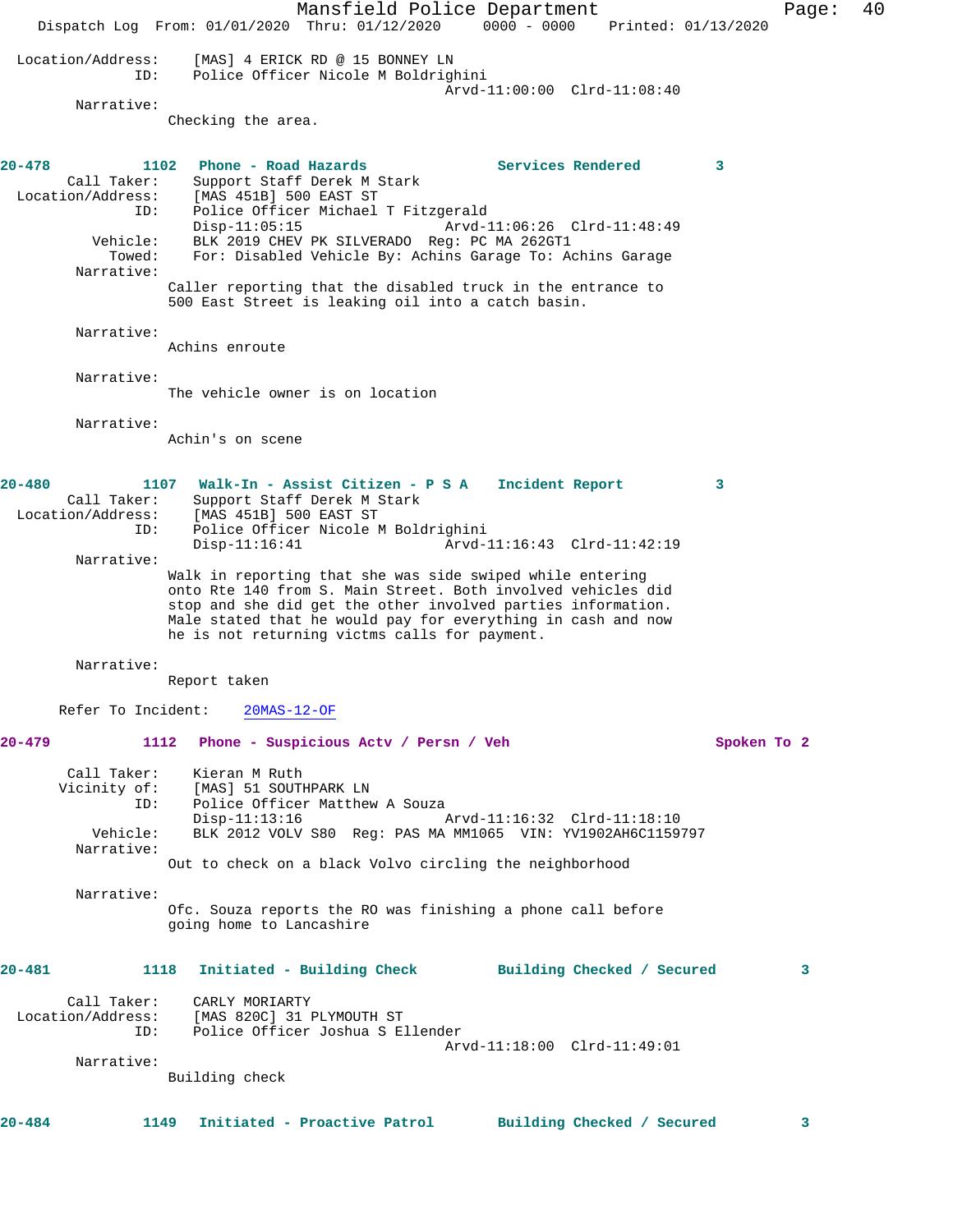Location/Address: [MAS] 4 ERICK RD @ 15 BONNEY LN
ID: Police Officer Nicole M Boldrighini
Arvd-11:00:00 Clrd-11:08:40

Narrative:
Checking the area.

**20-478 1102 Phone - Road Hazards Services Rendered 3**

Call Taker: Support Staff Derek M Stark
Location/Address: [MAS 451B] 500 EAST ST
ID: Police Officer Michael T Fitzgerald
Disp-11:05:15 Arvd-11:06:26 Clrd-11:48:49
Vehicle: BLK 2019 CHEV PK SILVERADO Reg: PC MA 262GT1
Towed: For: Disabled Vehicle By: Achins Garage To: Achins Garage

Narrative:
Caller reporting that the disabled truck in the entrance to 500 East Street is leaking oil into a catch basin.

Narrative:
Achins enroute

Narrative:
The vehicle owner is on location

Narrative:
Achin's on scene

**20-480 1107 Walk-In - Assist Citizen - P S A Incident Report 3**

Call Taker: Support Staff Derek M Stark
Location/Address: [MAS 451B] 500 EAST ST
ID: Police Officer Nicole M Boldrighini
Disp-11:16:41 Arvd-11:16:43 Clrd-11:42:19

Narrative:
Walk in reporting that she was side swiped while entering onto Rte 140 from S. Main Street. Both involved vehicles did stop and she did get the other involved parties information. Male stated that he would pay for everything in cash and now he is not returning victms calls for payment.

Narrative:
Report taken

Refer To Incident: 20MAS-12-OF

**20-479 1112 Phone - Suspicious Actv / Persn / Veh Spoken To 2**

Call Taker: Kieran M Ruth
Vicinity of: [MAS] 51 SOUTHPARK LN
ID: Police Officer Matthew A Souza
Disp-11:13:16 Arvd-11:16:32 Clrd-11:18:10
Vehicle: BLK 2012 VOLV S80 Reg: PAS MA MM1065 VIN: YV1902AH6C1159797

Narrative:
Out to check on a black Volvo circling the neighborhood

Narrative:
Ofc. Souza reports the RO was finishing a phone call before going home to Lancashire

**20-481 1118 Initiated - Building Check Building Checked / Secured 3**

Call Taker: CARLY MORIARTY
Location/Address: [MAS 820C] 31 PLYMOUTH ST
ID: Police Officer Joshua S Ellender
Arvd-11:18:00 Clrd-11:49:01

Narrative:
Building check

**20-484 1149 Initiated - Proactive Patrol Building Checked / Secured 3**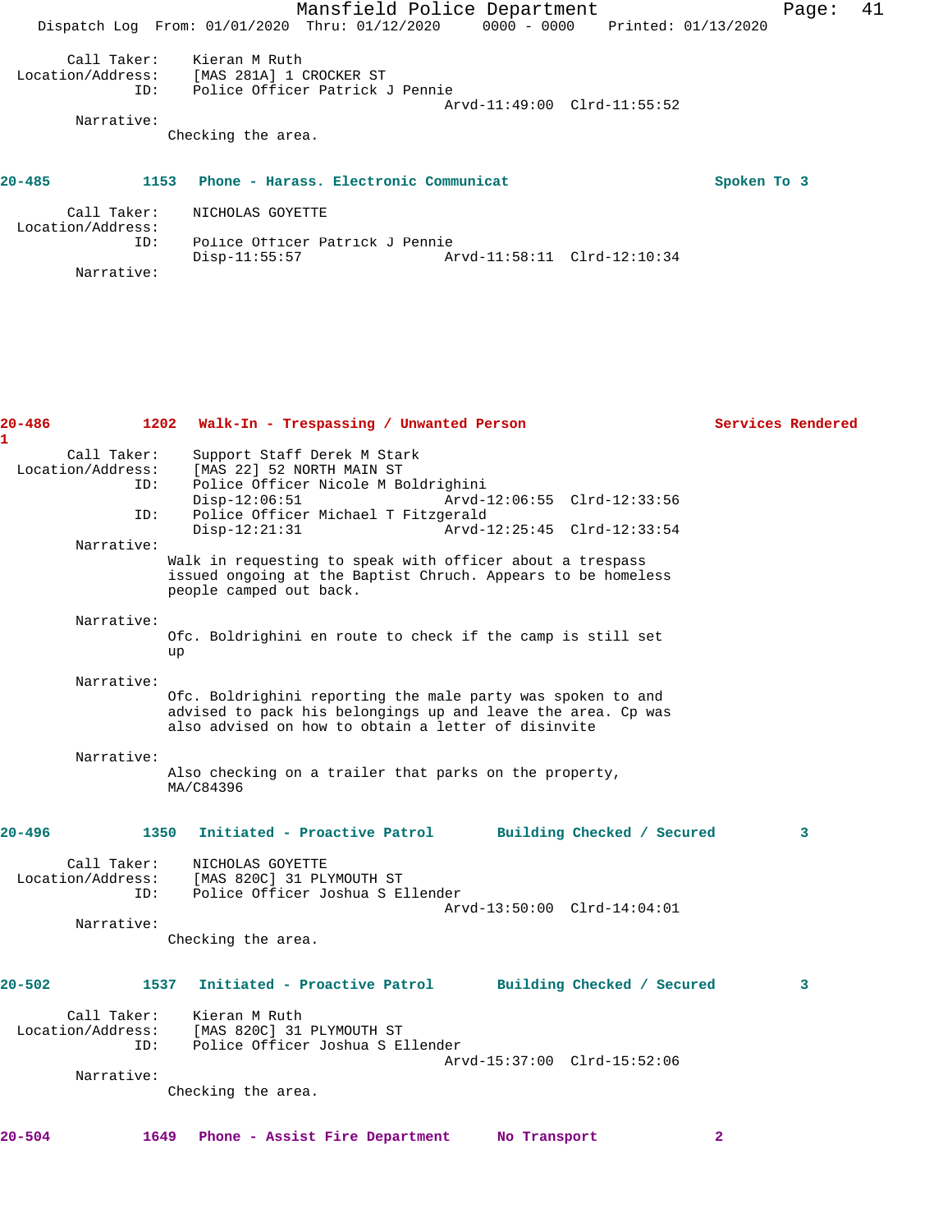Call Taker: Kieran M Ruth
Location/Address: [MAS 281A] 1 CROCKER ST
ID: Police Officer Patrick J Pennie
Arvd-11:49:00 Clrd-11:55:52
Narrative:
Checking the area.

**20-485 1153 Phone - Harass. Electronic Communicat Spoken To 3**

Call Taker: NICHOLAS GOYETTE
Location/Address:
ID: Police Officer Patrick J Pennie
Disp-11:55:57 Arvd-11:58:11 Clrd-12:10:34
Narrative:

**20-486 1202 Walk-In - Trespassing / Unwanted Person Services Rendered 1**

Call Taker: Support Staff Derek M Stark
Location/Address: [MAS 22] 52 NORTH MAIN ST
ID: Police Officer Nicole M Boldrighini
Disp-12:06:51 Arvd-12:06:55 Clrd-12:33:56
ID: Police Officer Michael T Fitzgerald
Disp-12:21:31 Arvd-12:25:45 Clrd-12:33:54
Narrative:
Walk in requesting to speak with officer about a trespass issued ongoing at the Baptist Chruch. Appears to be homeless people camped out back.

Narrative:
Ofc. Boldrighini en route to check if the camp is still set up

Narrative:
Ofc. Boldrighini reporting the male party was spoken to and advised to pack his belongings up and leave the area. Cp was also advised on how to obtain a letter of disinvite

Narrative:
Also checking on a trailer that parks on the property, MA/C84396

**20-496 1350 Initiated - Proactive Patrol Building Checked / Secured 3**

Call Taker: NICHOLAS GOYETTE
Location/Address: [MAS 820C] 31 PLYMOUTH ST
ID: Police Officer Joshua S Ellender
Arvd-13:50:00 Clrd-14:04:01
Narrative:
Checking the area.

**20-502 1537 Initiated - Proactive Patrol Building Checked / Secured 3**

Call Taker: Kieran M Ruth
Location/Address: [MAS 820C] 31 PLYMOUTH ST
ID: Police Officer Joshua S Ellender
Arvd-15:37:00 Clrd-15:52:06
Narrative:
Checking the area.

**20-504 1649 Phone - Assist Fire Department No Transport 2**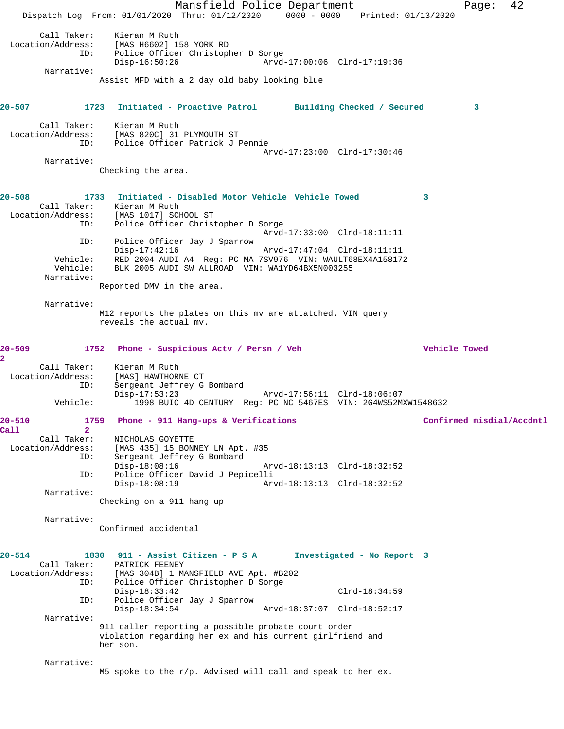Call Taker: Kieran M Ruth
Location/Address: [MAS H6602] 158 YORK RD
ID: Police Officer Christopher D Sorge
Disp-16:50:26 Arvd-17:00:06 Clrd-17:19:36
Narrative:
Assist MFD with a 2 day old baby looking blue

**20-507 1723 Initiated - Proactive Patrol Building Checked / Secured 3**

Call Taker: Kieran M Ruth
Location/Address: [MAS 820C] 31 PLYMOUTH ST
ID: Police Officer Patrick J Pennie
Arvd-17:23:00 Clrd-17:30:46
Narrative:
Checking the area.

**20-508 1733 Initiated - Disabled Motor Vehicle Vehicle Towed 3**

Call Taker: Kieran M Ruth
Location/Address: [MAS 1017] SCHOOL ST
ID: Police Officer Christopher D Sorge
Arvd-17:33:00 Clrd-18:11:11
ID: Police Officer Jay J Sparrow
Disp-17:42:16 Arvd-17:47:04 Clrd-18:11:11
Vehicle: RED 2004 AUDI A4 Reg: PC MA 7SV976 VIN: WAULT68EX4A158172
Vehicle: BLK 2005 AUDI SW ALLROAD VIN: WA1YD64BX5N003255
Narrative:
Reported DMV in the area.

Narrative:
M12 reports the plates on this mv are attatched. VIN query reveals the actual mv.

**20-509 1752 Phone - Suspicious Actv / Persn / Veh Vehicle Towed 2**

Call Taker: Kieran M Ruth
Location/Address: [MAS] HAWTHORNE CT
ID: Sergeant Jeffrey G Bombard
Disp-17:53:23 Arvd-17:56:11 Clrd-18:06:07
Vehicle: 1998 BUIC 4D CENTURY Reg: PC NC 5467ES VIN: 2G4WS52MXW1548632

**20-510 1759 Phone - 911 Hang-ups & Verifications Confirmed misdial/Accdntl Call 2**

Call Taker: NICHOLAS GOYETTE
Location/Address: [MAS 435] 15 BONNEY LN Apt. #35
ID: Sergeant Jeffrey G Bombard
Disp-18:08:16 Arvd-18:13:13 Clrd-18:32:52
ID: Police Officer David J Pepicelli
Disp-18:08:19 Arvd-18:13:13 Clrd-18:32:52
Narrative:
Checking on a 911 hang up

Narrative:
Confirmed accidental

**20-514 1830 911 - Assist Citizen - P S A Investigated - No Report 3**

Call Taker: PATRICK FEENEY
Location/Address: [MAS 304B] 1 MANSFIELD AVE Apt. #B202
ID: Police Officer Christopher D Sorge
Disp-18:33:42 Clrd-18:34:59
ID: Police Officer Jay J Sparrow
Disp-18:34:54 Arvd-18:37:07 Clrd-18:52:17
Narrative:
911 caller reporting a possible probate court order violation regarding her ex and his current girlfriend and her son.

Narrative:
M5 spoke to the r/p. Advised will call and speak to her ex.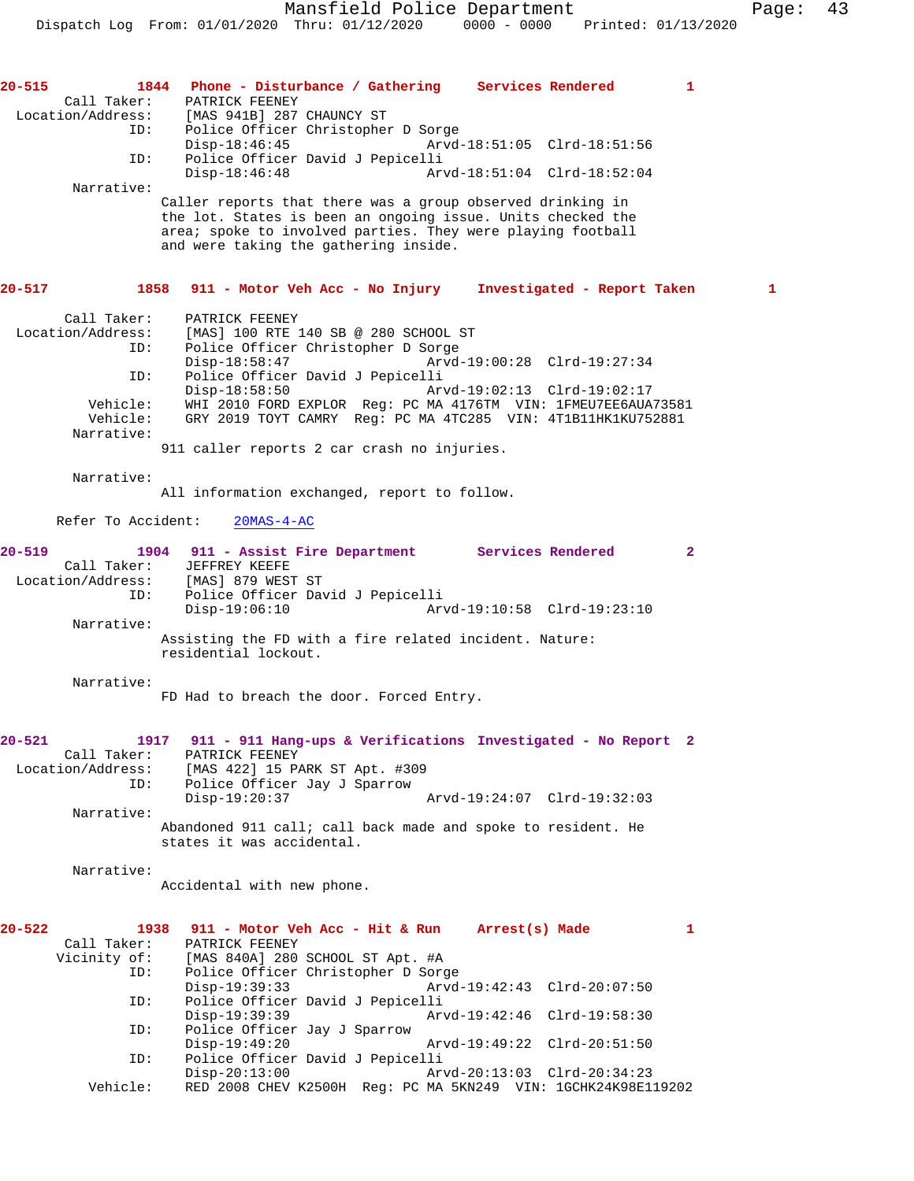**20-515** 1844 **Phone - Disturbance / Gathering** **Services Rendered** 1

Call Taker: PATRICK FEENEY
Location/Address: [MAS 941B] 287 CHAUNCY ST
ID: Police Officer Christopher D Sorge
Disp-18:46:45 Arvd-18:51:05 Clrd-18:51:56
ID: Police Officer David J Pepicelli
Disp-18:46:48 Arvd-18:51:04 Clrd-18:52:04
Narrative:
Caller reports that there was a group observed drinking in the lot. States is been an ongoing issue. Units checked the area; spoke to involved parties. They were playing football and were taking the gathering inside.

**20-517** 1858 **911 - Motor Veh Acc - No Injury** **Investigated - Report Taken** 1

Call Taker: PATRICK FEENEY
Location/Address: [MAS] 100 RTE 140 SB @ 280 SCHOOL ST
ID: Police Officer Christopher D Sorge
Disp-18:58:47 Arvd-19:00:28 Clrd-19:27:34
ID: Police Officer David J Pepicelli
Disp-18:58:50 Arvd-19:02:13 Clrd-19:02:17
Vehicle: WHI 2010 FORD EXPLOR Reg: PC MA 4176TM VIN: 1FMEU7EE6AUA73581
Vehicle: GRY 2019 TOYT CAMRY Reg: PC MA 4TC285 VIN: 4T1B11HK1KU752881
Narrative:
911 caller reports 2 car crash no injuries.

Narrative:
All information exchanged, report to follow.

Refer To Accident: 20MAS-4-AC

**20-519** 1904 **911 - Assist Fire Department** **Services Rendered** 2

Call Taker: JEFFREY KEEFE
Location/Address: [MAS] 879 WEST ST
ID: Police Officer David J Pepicelli
Disp-19:06:10 Arvd-19:10:58 Clrd-19:23:10
Narrative:
Assisting the FD with a fire related incident. Nature: residential lockout.

Narrative:
FD Had to breach the door. Forced Entry.

**20-521** 1917 **911 - 911 Hang-ups & Verifications** **Investigated - No Report** 2

Call Taker: PATRICK FEENEY
Location/Address: [MAS 422] 15 PARK ST Apt. #309
ID: Police Officer Jay J Sparrow
Disp-19:20:37 Arvd-19:24:07 Clrd-19:32:03
Narrative:
Abandoned 911 call; call back made and spoke to resident. He states it was accidental.

Narrative:
Accidental with new phone.

**20-522** 1938 **911 - Motor Veh Acc - Hit & Run** **Arrest(s) Made** 1

Call Taker: PATRICK FEENEY
Vicinity of: [MAS 840A] 280 SCHOOL ST Apt. #A
ID: Police Officer Christopher D Sorge
Disp-19:39:33 Arvd-19:42:43 Clrd-20:07:50
ID: Police Officer David J Pepicelli
Disp-19:39:39 Arvd-19:42:46 Clrd-19:58:30
ID: Police Officer Jay J Sparrow
Disp-19:49:20 Arvd-19:49:22 Clrd-20:51:50
ID: Police Officer David J Pepicelli
Disp-20:13:00 Arvd-20:13:03 Clrd-20:34:23
Vehicle: RED 2008 CHEV K2500H Reg: PC MA 5KN249 VIN: 1GCHK24K98E119202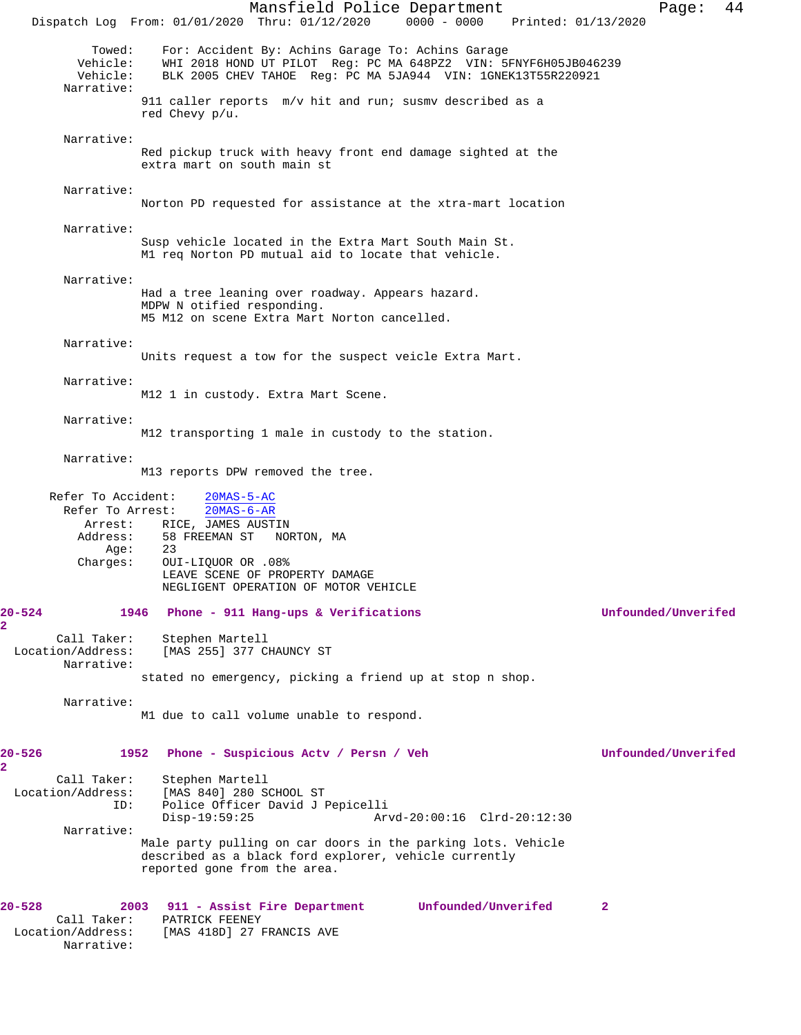Towed: For: Accident By: Achins Garage To: Achins Garage
Vehicle: WHI 2018 HOND UT PILOT Reg: PC MA 648PZ2 VIN: 5FNYF6H05JB046239
Vehicle: BLK 2005 CHEV TAHOE Reg: PC MA 5JA944 VIN: 1GNEK13T55R220921
Narrative:
911 caller reports m/v hit and run; susmv described as a red Chevy p/u.

Narrative:
Red pickup truck with heavy front end damage sighted at the extra mart on south main st

Narrative:
Norton PD requested for assistance at the xtra-mart location

Narrative:
Susp vehicle located in the Extra Mart South Main St. M1 req Norton PD mutual aid to locate that vehicle.

Narrative:
Had a tree leaning over roadway. Appears hazard. MDPW N otified responding. M5 M12 on scene Extra Mart Norton cancelled.

Narrative:
Units request a tow for the suspect veicle Extra Mart.

Narrative:
M12 1 in custody. Extra Mart Scene.

Narrative:
M12 transporting 1 male in custody to the station.

Narrative:
M13 reports DPW removed the tree.

Refer To Accident: 20MAS-5-AC
Refer To Arrest: 20MAS-6-AR
Arrest: RICE, JAMES AUSTIN
Address: 58 FREEMAN ST NORTON, MA
Age: 23
Charges: OUI-LIQUOR OR .08%
LEAVE SCENE OF PROPERTY DAMAGE
NEGLIGENT OPERATION OF MOTOR VEHICLE

**20-524 1946 Phone - 911 Hang-ups & Verifications Unfounded/Unverifed 2**
Call Taker: Stephen Martell
Location/Address: [MAS 255] 377 CHAUNCY ST
Narrative:
stated no emergency, picking a friend up at stop n shop.

Narrative:
M1 due to call volume unable to respond.

**20-526 1952 Phone - Suspicious Actv / Persn / Veh Unfounded/Unverifed 2**
Call Taker: Stephen Martell
Location/Address: [MAS 840] 280 SCHOOL ST
ID: Police Officer David J Pepicelli
Disp-19:59:25 Arvd-20:00:16 Clrd-20:12:30
Narrative:
Male party pulling on car doors in the parking lots. Vehicle described as a black ford explorer, vehicle currently reported gone from the area.

**20-528 2003 911 - Assist Fire Department Unfounded/Unverifed 2**
Call Taker: PATRICK FEENEY
Location/Address: [MAS 418D] 27 FRANCIS AVE
Narrative: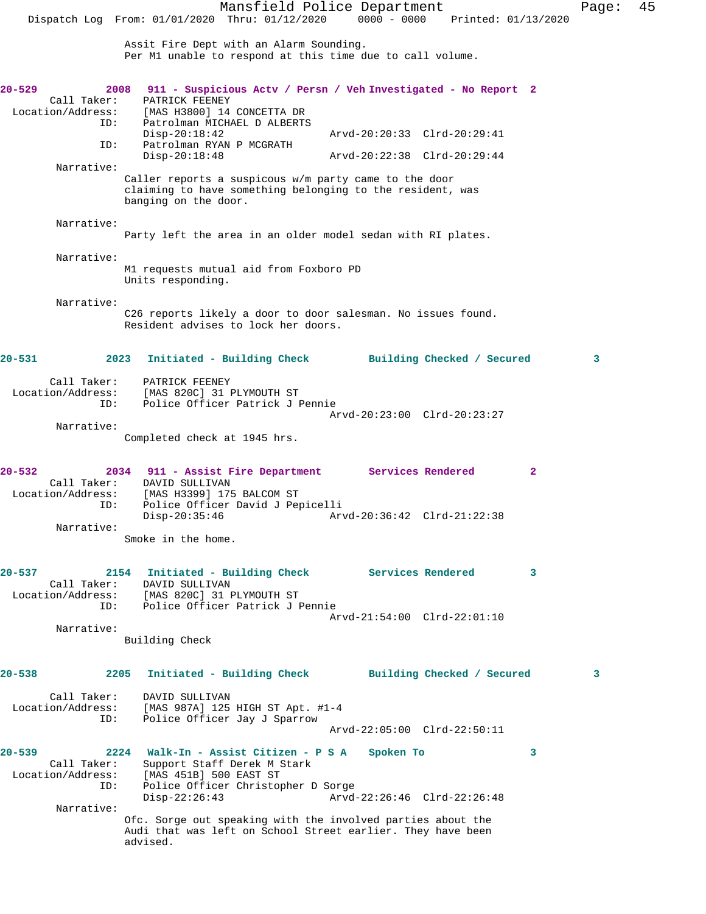Assit Fire Dept with an Alarm Sounding.
Per M1 unable to respond at this time due to call volume.

**20-529** 2008 **911 - Suspicious Actv / Persn / Veh Investigated - No Report** 2

Call Taker: PATRICK FEENEY
Location/Address: [MAS H3800] 14 CONCETTA DR
ID: Patrolman MICHAEL D ALBERTS
Disp-20:18:42 Arvd-20:20:33 Clrd-20:29:41
ID: Patrolman RYAN P MCGRATH
Disp-20:18:48 Arvd-20:22:38 Clrd-20:29:44

Narrative:
Caller reports a suspicous w/m party came to the door claiming to have something belonging to the resident, was banging on the door.

Narrative:
Party left the area in an older model sedan with RI plates.

Narrative:
M1 requests mutual aid from Foxboro PD
Units responding.

Narrative:
C26 reports likely a door to door salesman. No issues found.
Resident advises to lock her doors.

**20-531** 2023 **Initiated - Building Check** Building Checked / Secured 3

Call Taker: PATRICK FEENEY
Location/Address: [MAS 820C] 31 PLYMOUTH ST
ID: Police Officer Patrick J Pennie
Arvd-20:23:00 Clrd-20:23:27

Narrative:
Completed check at 1945 hrs.

**20-532** 2034 **911 - Assist Fire Department** Services Rendered 2

Call Taker: DAVID SULLIVAN
Location/Address: [MAS H3399] 175 BALCOM ST
ID: Police Officer David J Pepicelli
Disp-20:35:46 Arvd-20:36:42 Clrd-21:22:38

Narrative:
Smoke in the home.

**20-537** 2154 **Initiated - Building Check** Services Rendered 3

Call Taker: DAVID SULLIVAN
Location/Address: [MAS 820C] 31 PLYMOUTH ST
ID: Police Officer Patrick J Pennie
Arvd-21:54:00 Clrd-22:01:10

Narrative:
Building Check

**20-538** 2205 **Initiated - Building Check** Building Checked / Secured 3

Call Taker: DAVID SULLIVAN
Location/Address: [MAS 987A] 125 HIGH ST Apt. #1-4
ID: Police Officer Jay J Sparrow
Arvd-22:05:00 Clrd-22:50:11

**20-539** 2224 **Walk-In - Assist Citizen - P S A** Spoken To 3

Call Taker: Support Staff Derek M Stark
Location/Address: [MAS 451B] 500 EAST ST
ID: Police Officer Christopher D Sorge
Disp-22:26:43 Arvd-22:26:46 Clrd-22:26:48

Narrative:
Ofc. Sorge out speaking with the involved parties about the Audi that was left on School Street earlier. They have been advised.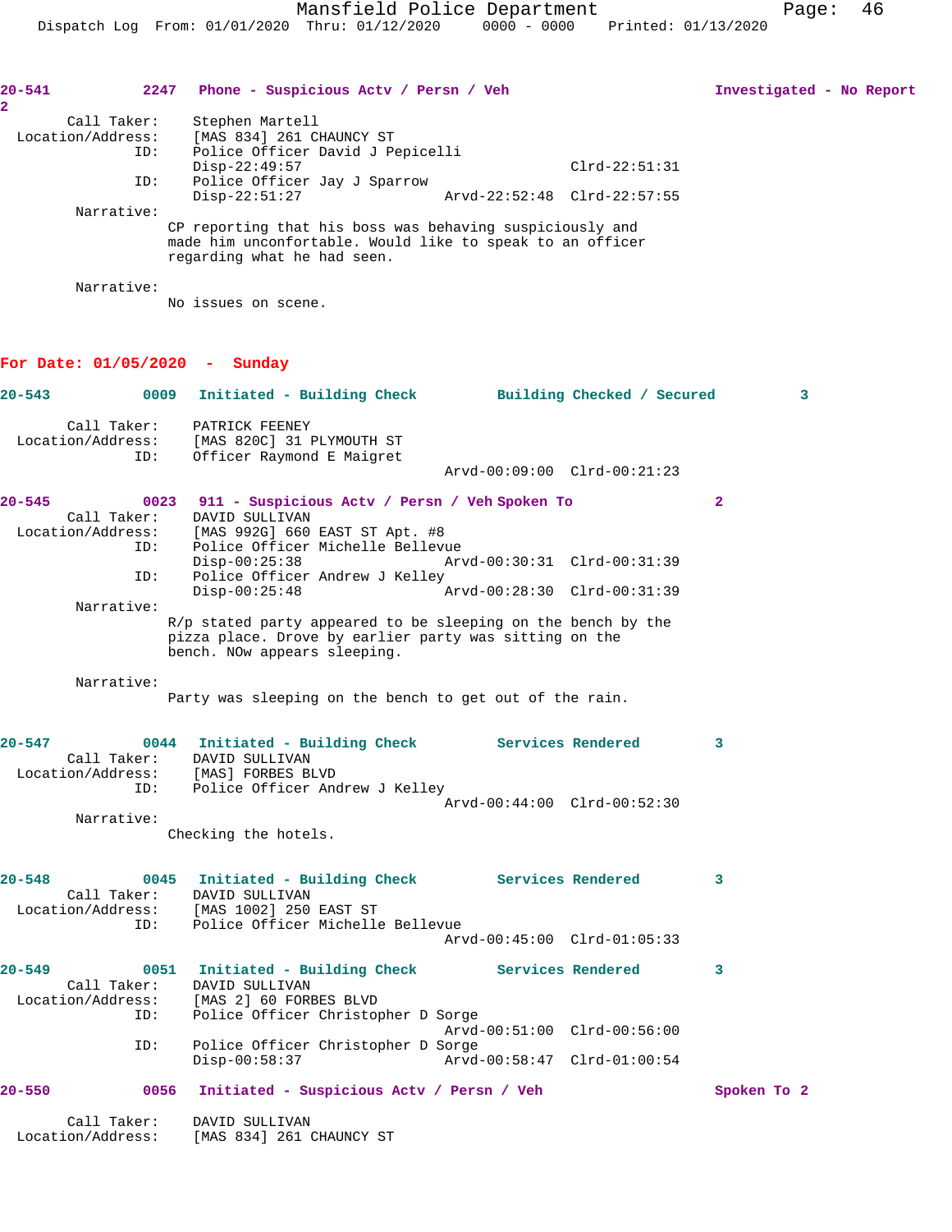**20-541** 2247 **Phone - Suspicious Actv / Persn / Veh** **Investigated - No Report** 2

Call Taker: Stephen Martell
Location/Address: [MAS 834] 261 CHAUNCY ST
ID: Police Officer David J Pepicelli
Disp-22:49:57 Clrd-22:51:31
ID: Police Officer Jay J Sparrow
Disp-22:51:27 Arvd-22:52:48 Clrd-22:57:55

Narrative:
CP reporting that his boss was behaving suspiciously and made him unconfortable. Would like to speak to an officer regarding what he had seen.

Narrative:
No issues on scene.

## For Date: 01/05/2020 - Sunday

**20-543** 0009 **Initiated - Building Check** **Building Checked / Secured** 3

Call Taker: PATRICK FEENEY
Location/Address: [MAS 820C] 31 PLYMOUTH ST
ID: Officer Raymond E Maigret
Arvd-00:09:00 Clrd-00:21:23

**20-545** 0023 **911 - Suspicious Actv / Persn / Veh** **Spoken To** 2

Call Taker: DAVID SULLIVAN
Location/Address: [MAS 992G] 660 EAST ST Apt. #8
ID: Police Officer Michelle Bellevue
Disp-00:25:38 Arvd-00:30:31 Clrd-00:31:39
ID: Police Officer Andrew J Kelley
Disp-00:25:48 Arvd-00:28:30 Clrd-00:31:39

Narrative:
R/p stated party appeared to be sleeping on the bench by the pizza place. Drove by earlier party was sitting on the bench. NOw appears sleeping.

Narrative:
Party was sleeping on the bench to get out of the rain.

**20-547** 0044 **Initiated - Building Check** **Services Rendered** 3

Call Taker: DAVID SULLIVAN
Location/Address: [MAS] FORBES BLVD
ID: Police Officer Andrew J Kelley
Arvd-00:44:00 Clrd-00:52:30

Narrative:
Checking the hotels.

**20-548** 0045 **Initiated - Building Check** **Services Rendered** 3

Call Taker: DAVID SULLIVAN
Location/Address: [MAS 1002] 250 EAST ST
ID: Police Officer Michelle Bellevue
Arvd-00:45:00 Clrd-01:05:33

**20-549** 0051 **Initiated - Building Check** **Services Rendered** 3

Call Taker: DAVID SULLIVAN
Location/Address: [MAS 2] 60 FORBES BLVD
ID: Police Officer Christopher D Sorge
Arvd-00:51:00 Clrd-00:56:00
ID: Police Officer Christopher D Sorge
Disp-00:58:37 Arvd-00:58:47 Clrd-01:00:54

**20-550** 0056 **Initiated - Suspicious Actv / Persn / Veh** **Spoken To** 2

Call Taker: DAVID SULLIVAN
Location/Address: [MAS 834] 261 CHAUNCY ST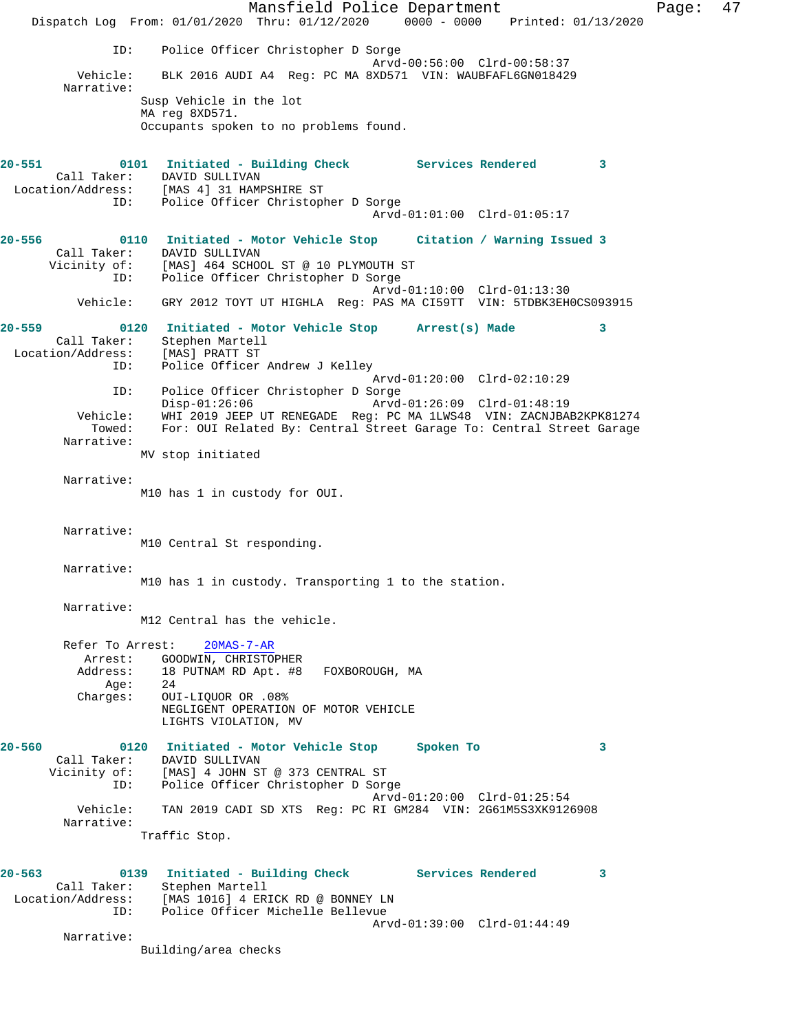```
             ID:    Police Officer Christopher D Sorge
                                              Arvd-00:56:00  Clrd-00:58:37
        Vehicle:    BLK 2016 AUDI A4  Reg: PC MA 8XD571  VIN: WAUBFAFL6GN018429
      Narrative:
                   Susp Vehicle in the lot
                   MA reg 8XD571.
                   Occupants spoken to no problems found.
```

**20-551 0101 Initiated - Building Check Services Rendered 3**

```
     Call Taker:    DAVID SULLIVAN
  Location/Address:    [MAS 4] 31 HAMPSHIRE ST
             ID:    Police Officer Christopher D Sorge
                                              Arvd-01:01:00  Clrd-01:05:17
```

**20-556 0110 Initiated - Motor Vehicle Stop Citation / Warning Issued 3**

```
     Call Taker:    DAVID SULLIVAN
     Vicinity of:    [MAS] 464 SCHOOL ST @ 10 PLYMOUTH ST
             ID:    Police Officer Christopher D Sorge
                                              Arvd-01:10:00  Clrd-01:13:30
        Vehicle:    GRY 2012 TOYT UT HIGHLA  Reg: PAS MA CI59TT  VIN: 5TDBK3EH0CS093915
```

**20-559 0120 Initiated - Motor Vehicle Stop Arrest(s) Made 3**

```
     Call Taker:    Stephen Martell
  Location/Address:    [MAS] PRATT ST
             ID:    Police Officer Andrew J Kelley
                                              Arvd-01:20:00  Clrd-02:10:29
             ID:    Police Officer Christopher D Sorge
                    Disp-01:26:06             Arvd-01:26:09  Clrd-01:48:19
        Vehicle:    WHI 2019 JEEP UT RENEGADE  Reg: PC MA 1LWS48  VIN: ZACNJBAB2KPK81274
          Towed:    For: OUI Related By: Central Street Garage To: Central Street Garage
      Narrative:
                   MV stop initiated

      Narrative:
                   M10 has 1 in custody for OUI.


      Narrative:
                   M10 Central St responding.

      Narrative:
                   M10 has 1 in custody. Transporting 1 to the station.

      Narrative:
                   M12 Central has the vehicle.

      Refer To Arrest:    20MAS-7-AR
         Arrest:    GOODWIN, CHRISTOPHER
        Address:    18 PUTNAM RD Apt. #8   FOXBOROUGH, MA
            Age:    24
        Charges:    OUI-LIQUOR OR .08%
                    NEGLIGENT OPERATION OF MOTOR VEHICLE
                    LIGHTS VIOLATION, MV
```

**20-560 0120 Initiated - Motor Vehicle Stop Spoken To 3**

```
     Call Taker:    DAVID SULLIVAN
     Vicinity of:    [MAS] 4 JOHN ST @ 373 CENTRAL ST
             ID:    Police Officer Christopher D Sorge
                                              Arvd-01:20:00  Clrd-01:25:54
        Vehicle:    TAN 2019 CADI SD XTS  Reg: PC RI GM284  VIN: 2G61M5S3XK9126908
      Narrative:
                   Traffic Stop.
```

**20-563 0139 Initiated - Building Check Services Rendered 3**

```
     Call Taker:    Stephen Martell
  Location/Address:    [MAS 1016] 4 ERICK RD @ BONNEY LN
             ID:    Police Officer Michelle Bellevue
                                              Arvd-01:39:00  Clrd-01:44:49
      Narrative:
                   Building/area checks
```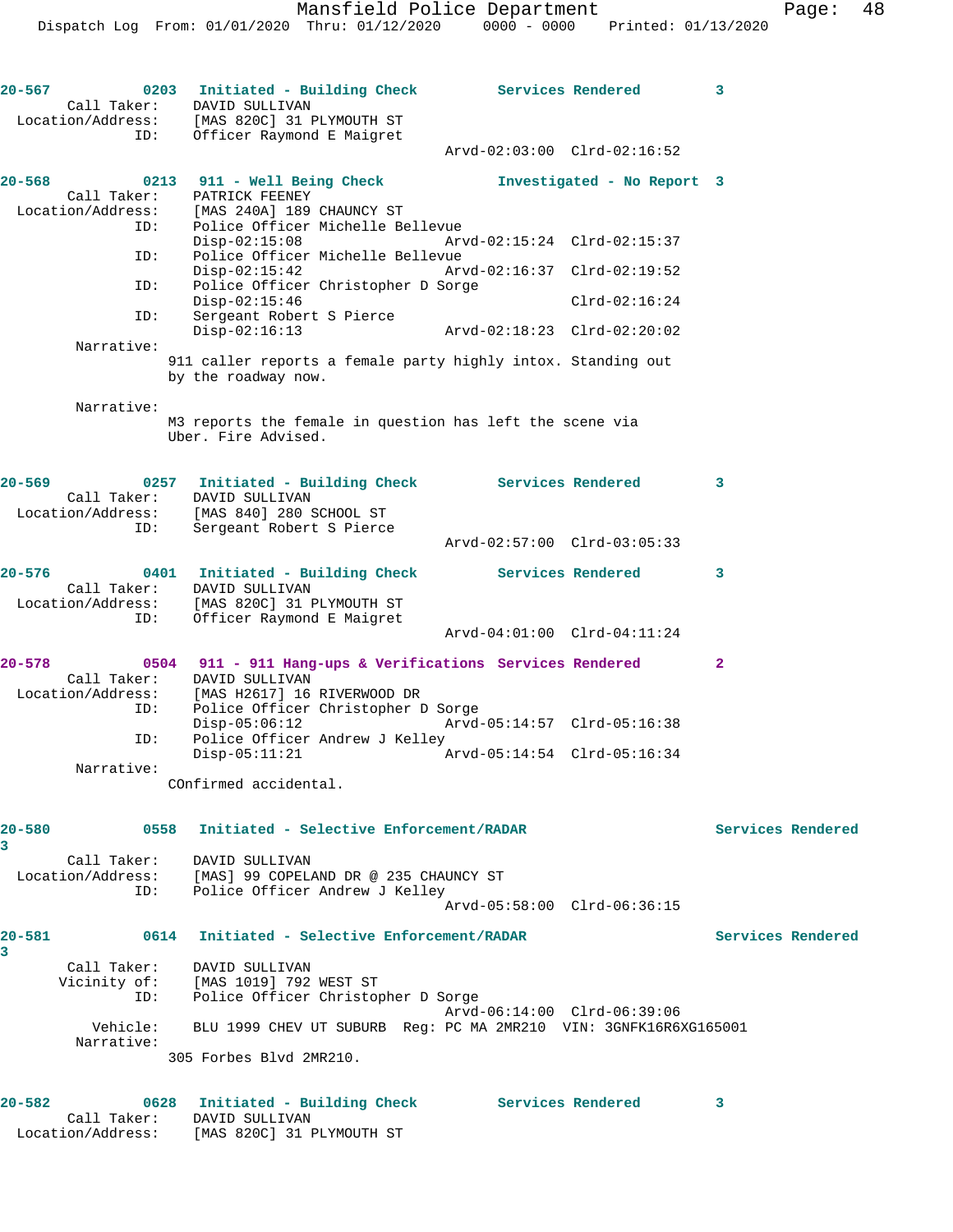```
20-567        0203   Initiated - Building Check         Services Rendered        3
       Call Taker:    DAVID SULLIVAN
  Location/Address:    [MAS 820C] 31 PLYMOUTH ST
                ID:    Officer Raymond E Maigret
                                                  Arvd-02:03:00  Clrd-02:16:52

20-568        0213   911 - Well Being Check             Investigated - No Report  3
       Call Taker:    PATRICK FEENEY
  Location/Address:    [MAS 240A] 189 CHAUNCY ST
                ID:    Police Officer Michelle Bellevue
                       Disp-02:15:08              Arvd-02:15:24  Clrd-02:15:37
                ID:    Police Officer Michelle Bellevue
                       Disp-02:15:42              Arvd-02:16:37  Clrd-02:19:52
                ID:    Police Officer Christopher D Sorge
                       Disp-02:15:46                             Clrd-02:16:24
                ID:    Sergeant Robert S Pierce
                       Disp-02:16:13              Arvd-02:18:23  Clrd-02:20:02
         Narrative:
                      911 caller reports a female party highly intox. Standing out
                      by the roadway now.

         Narrative:
                      M3 reports the female in question has left the scene via
                      Uber. Fire Advised.

20-569        0257   Initiated - Building Check         Services Rendered        3
       Call Taker:    DAVID SULLIVAN
  Location/Address:    [MAS 840] 280 SCHOOL ST
                ID:    Sergeant Robert S Pierce
                                                  Arvd-02:57:00  Clrd-03:05:33

20-576        0401   Initiated - Building Check         Services Rendered        3
       Call Taker:    DAVID SULLIVAN
  Location/Address:    [MAS 820C] 31 PLYMOUTH ST
                ID:    Officer Raymond E Maigret
                                                  Arvd-04:01:00  Clrd-04:11:24

20-578        0504   911 - 911 Hang-ups & Verifications  Services Rendered        2
       Call Taker:    DAVID SULLIVAN
  Location/Address:    [MAS H2617] 16 RIVERWOOD DR
                ID:    Police Officer Christopher D Sorge
                       Disp-05:06:12              Arvd-05:14:57  Clrd-05:16:38
                ID:    Police Officer Andrew J Kelley
                       Disp-05:11:21              Arvd-05:14:54  Clrd-05:16:34
         Narrative:
                      COnfirmed accidental.

20-580        0558   Initiated - Selective Enforcement/RADAR             Services Rendered
3
       Call Taker:    DAVID SULLIVAN
  Location/Address:    [MAS] 99 COPELAND DR @ 235 CHAUNCY ST
                ID:    Police Officer Andrew J Kelley
                                                  Arvd-05:58:00  Clrd-06:36:15

20-581        0614   Initiated - Selective Enforcement/RADAR             Services Rendered
3
       Call Taker:    DAVID SULLIVAN
       Vicinity of:    [MAS 1019] 792 WEST ST
                ID:    Police Officer Christopher D Sorge
                                                  Arvd-06:14:00  Clrd-06:39:06
           Vehicle:    BLU 1999 CHEV UT SUBURB  Reg: PC MA 2MR210  VIN: 3GNFK16R6XG165001
         Narrative:
                      305 Forbes Blvd 2MR210.

20-582        0628   Initiated - Building Check         Services Rendered        3
       Call Taker:    DAVID SULLIVAN
  Location/Address:    [MAS 820C] 31 PLYMOUTH ST
```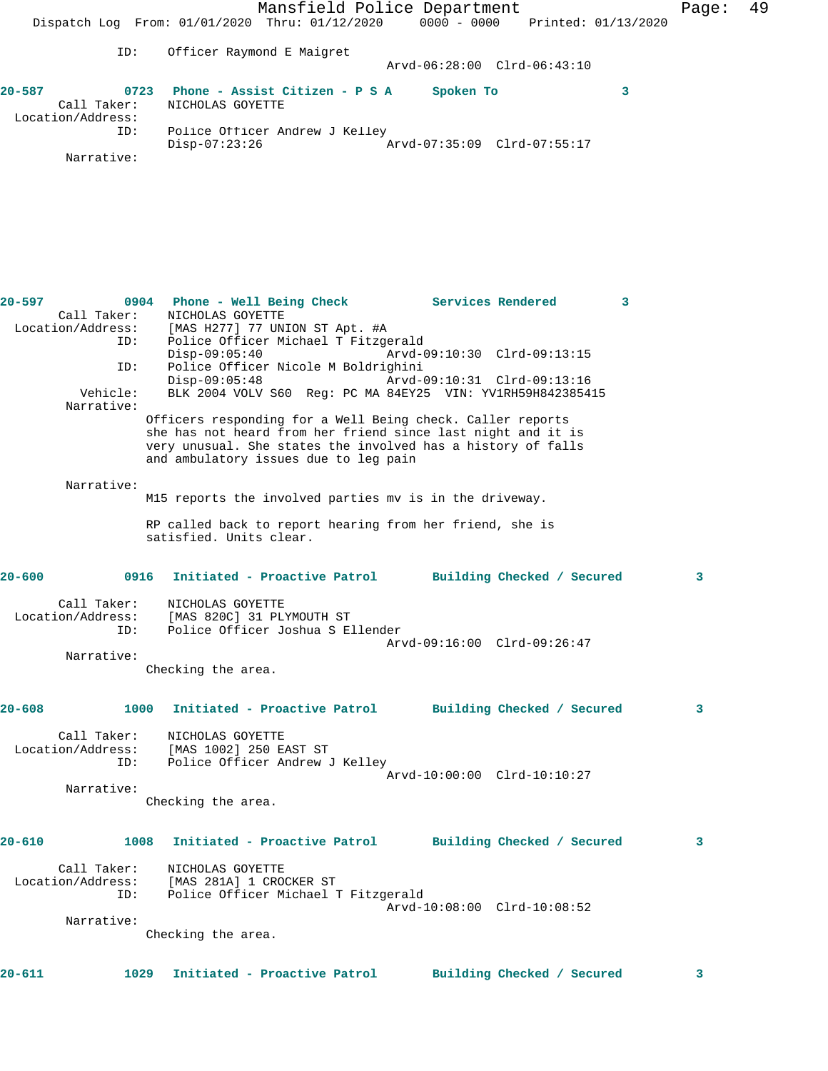ID: Officer Raymond E Maigret
Arvd-06:28:00 Clrd-06:43:10

**20-587 0723 Phone - Assist Citizen - P S A Spoken To 3**

Call Taker: NICHOLAS GOYETTE
Location/Address:
ID: Police Officer Andrew J Kelley
Disp-07:23:26 Arvd-07:35:09 Clrd-07:55:17
Narrative:

**20-597 0904 Phone - Well Being Check Services Rendered 3**

Call Taker: NICHOLAS GOYETTE
Location/Address: [MAS H277] 77 UNION ST Apt. #A
ID: Police Officer Michael T Fitzgerald
Disp-09:05:40 Arvd-09:10:30 Clrd-09:13:15
ID: Police Officer Nicole M Boldrighini
Disp-09:05:48 Arvd-09:10:31 Clrd-09:13:16
Vehicle: BLK 2004 VOLV S60 Reg: PC MA 84EY25 VIN: YV1RH59H842385415
Narrative:
Officers responding for a Well Being check. Caller reports she has not heard from her friend since last night and it is very unusual. She states the involved has a history of falls and ambulatory issues due to leg pain

Narrative:
M15 reports the involved parties mv is in the driveway.

RP called back to report hearing from her friend, she is satisfied. Units clear.

**20-600 0916 Initiated - Proactive Patrol Building Checked / Secured 3**

Call Taker: NICHOLAS GOYETTE
Location/Address: [MAS 820C] 31 PLYMOUTH ST
ID: Police Officer Joshua S Ellender
Arvd-09:16:00 Clrd-09:26:47
Narrative:
Checking the area.

**20-608 1000 Initiated - Proactive Patrol Building Checked / Secured 3**

Call Taker: NICHOLAS GOYETTE
Location/Address: [MAS 1002] 250 EAST ST
ID: Police Officer Andrew J Kelley
Arvd-10:00:00 Clrd-10:10:27
Narrative:
Checking the area.

**20-610 1008 Initiated - Proactive Patrol Building Checked / Secured 3**

Call Taker: NICHOLAS GOYETTE
Location/Address: [MAS 281A] 1 CROCKER ST
ID: Police Officer Michael T Fitzgerald
Arvd-10:08:00 Clrd-10:08:52
Narrative:
Checking the area.

**20-611 1029 Initiated - Proactive Patrol Building Checked / Secured 3**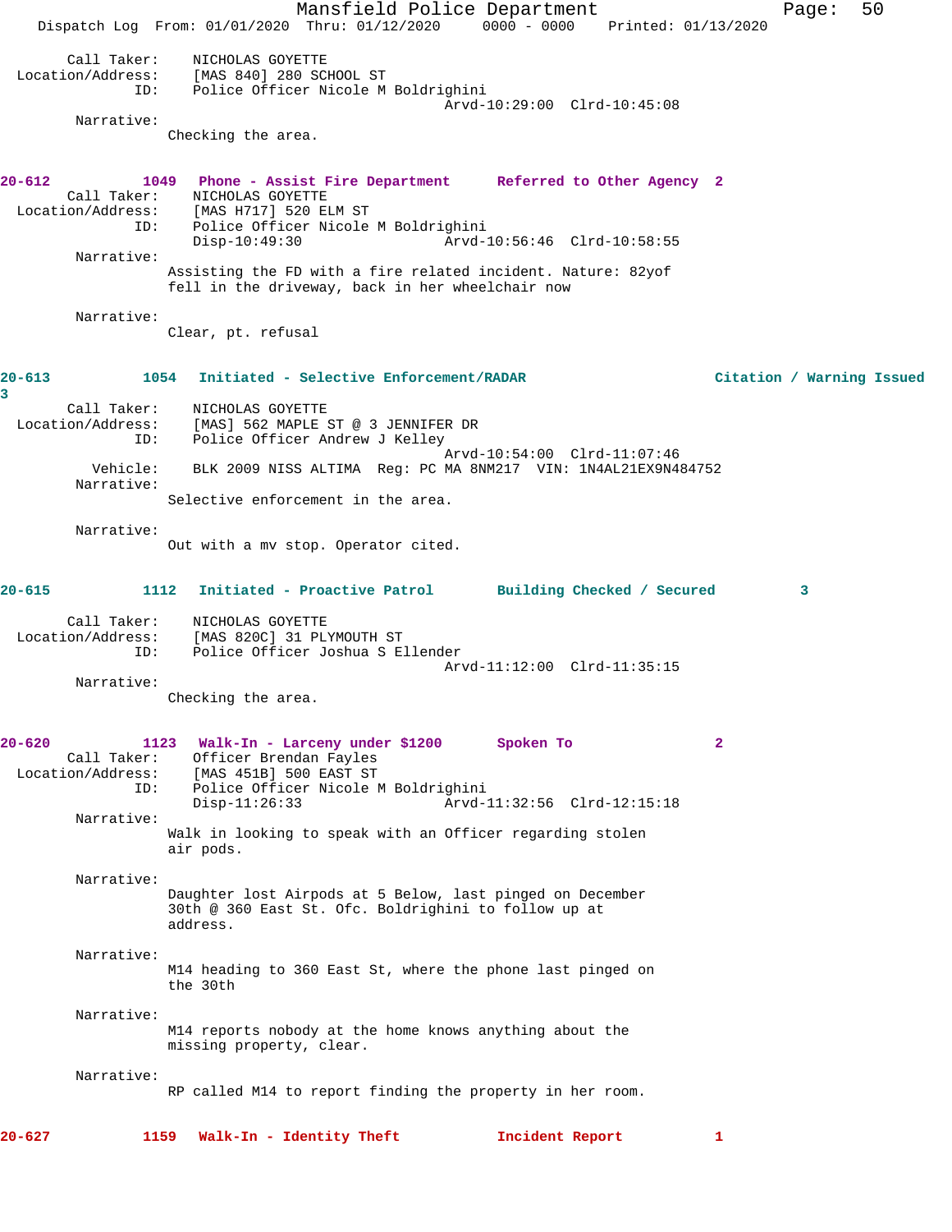Call Taker: NICHOLAS GOYETTE
Location/Address: [MAS 840] 280 SCHOOL ST
ID: Police Officer Nicole M Boldrighini
Arvd-10:29:00 Clrd-10:45:08

Narrative:
Checking the area.

**20-612 1049 Phone - Assist Fire Department Referred to Other Agency 2**

Call Taker: NICHOLAS GOYETTE
Location/Address: [MAS H717] 520 ELM ST
ID: Police Officer Nicole M Boldrighini
Disp-10:49:30 Arvd-10:56:46 Clrd-10:58:55

Narrative:
Assisting the FD with a fire related incident. Nature: 82yof fell in the driveway, back in her wheelchair now

Narrative:
Clear, pt. refusal

**20-613 1054 Initiated - Selective Enforcement/RADAR Citation / Warning Issued 3**

Call Taker: NICHOLAS GOYETTE
Location/Address: [MAS] 562 MAPLE ST @ 3 JENNIFER DR
ID: Police Officer Andrew J Kelley
Arvd-10:54:00 Clrd-11:07:46
Vehicle: BLK 2009 NISS ALTIMA Reg: PC MA 8NM217 VIN: 1N4AL21EX9N484752

Narrative:
Selective enforcement in the area.

Narrative:
Out with a mv stop. Operator cited.

**20-615 1112 Initiated - Proactive Patrol Building Checked / Secured 3**

Call Taker: NICHOLAS GOYETTE
Location/Address: [MAS 820C] 31 PLYMOUTH ST
ID: Police Officer Joshua S Ellender
Arvd-11:12:00 Clrd-11:35:15

Narrative:
Checking the area.

**20-620 1123 Walk-In - Larceny under $1200 Spoken To 2**

Call Taker: Officer Brendan Fayles
Location/Address: [MAS 451B] 500 EAST ST
ID: Police Officer Nicole M Boldrighini
Disp-11:26:33 Arvd-11:32:56 Clrd-12:15:18

Narrative:
Walk in looking to speak with an Officer regarding stolen air pods.

Narrative:
Daughter lost Airpods at 5 Below, last pinged on December 30th @ 360 East St. Ofc. Boldrighini to follow up at address.

Narrative:
M14 heading to 360 East St, where the phone last pinged on the 30th

Narrative:
M14 reports nobody at the home knows anything about the missing property, clear.

Narrative:
RP called M14 to report finding the property in her room.

**20-627 1159 Walk-In - Identity Theft Incident Report 1**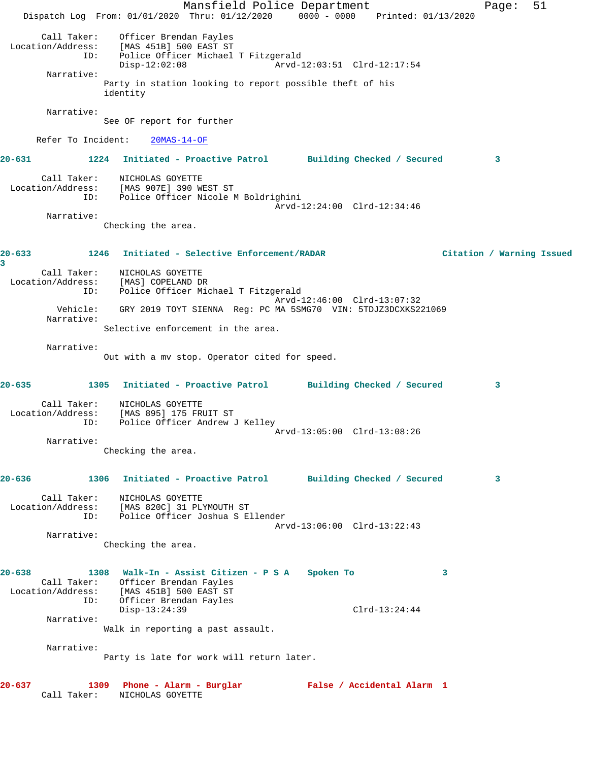```
Call Taker:    Officer Brendan Fayles
Location/Address:    [MAS 451B] 500 EAST ST
ID:    Police Officer Michael T Fitzgerald
       Disp-12:02:08                    Arvd-12:03:51  Clrd-12:17:54
Narrative:
       Party in station looking to report possible theft of his
       identity

Narrative:
       See OF report for further

Refer To Incident:    20MAS-14-OF
```

**20-631 1224 Initiated - Proactive Patrol Building Checked / Secured 3**

```
Call Taker:    NICHOLAS GOYETTE
Location/Address:    [MAS 907E] 390 WEST ST
ID:    Police Officer Nicole M Boldrighini
                                        Arvd-12:24:00  Clrd-12:34:46
Narrative:
       Checking the area.
```

**20-633 1246 Initiated - Selective Enforcement/RADAR Citation / Warning Issued 3**

```
Call Taker:    NICHOLAS GOYETTE
Location/Address:    [MAS] COPELAND DR
ID:    Police Officer Michael T Fitzgerald
                                        Arvd-12:46:00  Clrd-13:07:32
Vehicle:    GRY 2019 TOYT SIENNA  Reg: PC MA 5SMG70  VIN: 5TDJZ3DCXKS221069
Narrative:
       Selective enforcement in the area.

Narrative:
       Out with a mv stop. Operator cited for speed.
```

**20-635 1305 Initiated - Proactive Patrol Building Checked / Secured 3**

```
Call Taker:    NICHOLAS GOYETTE
Location/Address:    [MAS 895] 175 FRUIT ST
ID:    Police Officer Andrew J Kelley
                                        Arvd-13:05:00  Clrd-13:08:26
Narrative:
       Checking the area.
```

**20-636 1306 Initiated - Proactive Patrol Building Checked / Secured 3**

```
Call Taker:    NICHOLAS GOYETTE
Location/Address:    [MAS 820C] 31 PLYMOUTH ST
ID:    Police Officer Joshua S Ellender
                                        Arvd-13:06:00  Clrd-13:22:43
Narrative:
       Checking the area.
```

**20-638 1308 Walk-In - Assist Citizen - P S A Spoken To 3**

```
Call Taker:    Officer Brendan Fayles
Location/Address:    [MAS 451B] 500 EAST ST
ID:    Officer Brendan Fayles
       Disp-13:24:39                                   Clrd-13:24:44
Narrative:
       Walk in reporting a past assault.

Narrative:
       Party is late for work will return later.
```

**20-637 1309 Phone - Alarm - Burglar False / Accidental Alarm 1**

```
Call Taker:    NICHOLAS GOYETTE
```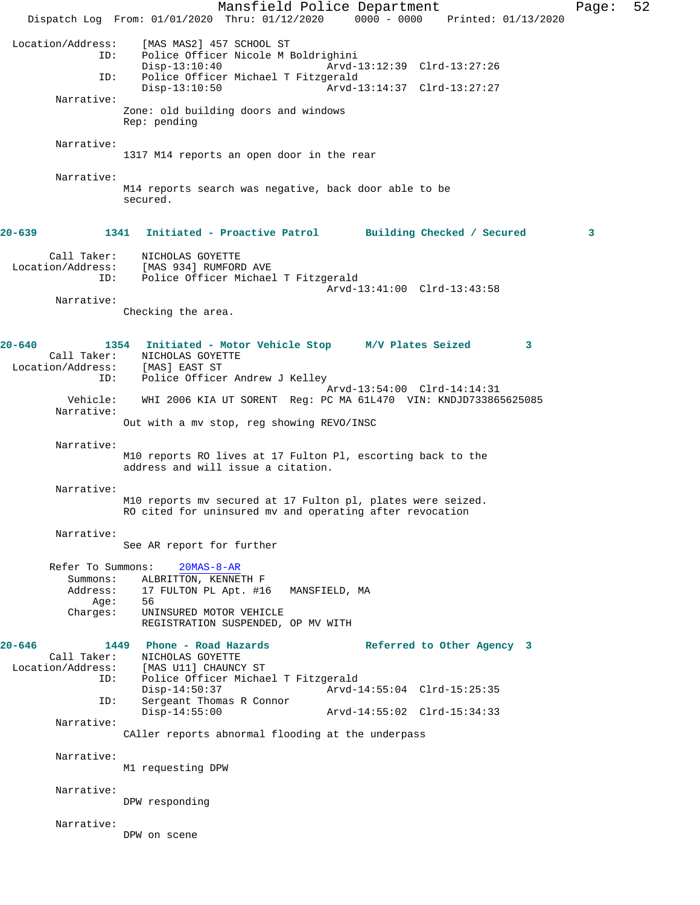```
Location/Address:    [MAS MAS2] 457 SCHOOL ST
              ID:    Police Officer Nicole M Boldrighini
                     Disp-13:10:40                Arvd-13:12:39  Clrd-13:27:26
              ID:    Police Officer Michael T Fitzgerald
                     Disp-13:10:50                Arvd-13:14:37  Clrd-13:27:27
       Narrative:
                    Zone: old building doors and windows
                    Rep: pending

       Narrative:
                    1317 M14 reports an open door in the rear

       Narrative:
                    M14 reports search was negative, back door able to be
                    secured.

20-639         1341  Initiated - Proactive Patrol      Building Checked / Secured         3

      Call Taker:    NICHOLAS GOYETTE
Location/Address:    [MAS 934] RUMFORD AVE
              ID:    Police Officer Michael T Fitzgerald
                                                  Arvd-13:41:00  Clrd-13:43:58
       Narrative:
                    Checking the area.

20-640         1354  Initiated - Motor Vehicle Stop     M/V Plates Seized         3
      Call Taker:    NICHOLAS GOYETTE
Location/Address:    [MAS] EAST ST
              ID:    Police Officer Andrew J Kelley
                                                  Arvd-13:54:00  Clrd-14:14:31
         Vehicle:    WHI 2006 KIA UT SORENT  Reg: PC MA 61L470  VIN: KNDJD733865625085
       Narrative:
                    Out with a mv stop, reg showing REVO/INSC

       Narrative:
                    M10 reports RO lives at 17 Fulton Pl, escorting back to the
                    address and will issue a citation.

       Narrative:
                    M10 reports mv secured at 17 Fulton pl, plates were seized.
                    RO cited for uninsured mv and operating after revocation

       Narrative:
                    See AR report for further

      Refer To Summons:    20MAS-8-AR
         Summons:    ALBRITTON, KENNETH F
         Address:    17 FULTON PL Apt. #16   MANSFIELD, MA
             Age:    56
         Charges:    UNINSURED MOTOR VEHICLE
                     REGISTRATION SUSPENDED, OP MV WITH

20-646         1449  Phone - Road Hazards               Referred to Other Agency  3
      Call Taker:    NICHOLAS GOYETTE
Location/Address:    [MAS U11] CHAUNCY ST
              ID:    Police Officer Michael T Fitzgerald
                     Disp-14:50:37                Arvd-14:55:04  Clrd-15:25:35
              ID:    Sergeant Thomas R Connor
                     Disp-14:55:00                Arvd-14:55:02  Clrd-15:34:33
       Narrative:
                    CAller reports abnormal flooding at the underpass

       Narrative:
                    M1 requesting DPW

       Narrative:
                    DPW responding

       Narrative:
                    DPW on scene
```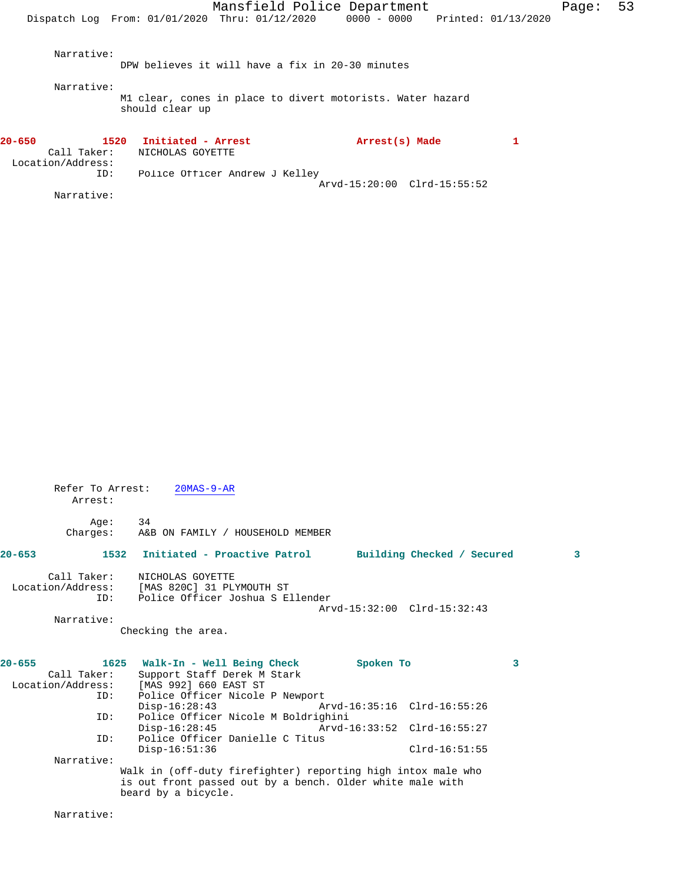Narrative:
DPW believes it will have a fix in 20-30 minutes

Narrative:
M1 clear, cones in place to divert motorists. Water hazard should clear up

**20-650 1520 Initiated - Arrest Arrest(s) Made 1**

Call Taker: NICHOLAS GOYETTE
Location/Address:
ID: Police Officer Andrew J Kelley
Arvd-15:20:00 Clrd-15:55:52
Narrative:

Refer To Arrest: 20MAS-9-AR
Arrest:

Age: 34
Charges: A&B ON FAMILY / HOUSEHOLD MEMBER

**20-653 1532 Initiated - Proactive Patrol Building Checked / Secured 3**

Call Taker: NICHOLAS GOYETTE
Location/Address: [MAS 820C] 31 PLYMOUTH ST
ID: Police Officer Joshua S Ellender
Arvd-15:32:00 Clrd-15:32:43
Narrative:
Checking the area.

**20-655 1625 Walk-In - Well Being Check Spoken To 3**

Call Taker: Support Staff Derek M Stark
Location/Address: [MAS 992] 660 EAST ST
ID: Police Officer Nicole P Newport
Disp-16:28:43 Arvd-16:35:16 Clrd-16:55:26
ID: Police Officer Nicole M Boldrighini
Disp-16:28:45 Arvd-16:33:52 Clrd-16:55:27
ID: Police Officer Danielle C Titus
Disp-16:51:36 Clrd-16:51:55
Narrative:
Walk in (off-duty firefighter) reporting high intox male who is out front passed out by a bench. Older white male with beard by a bicycle.

Narrative: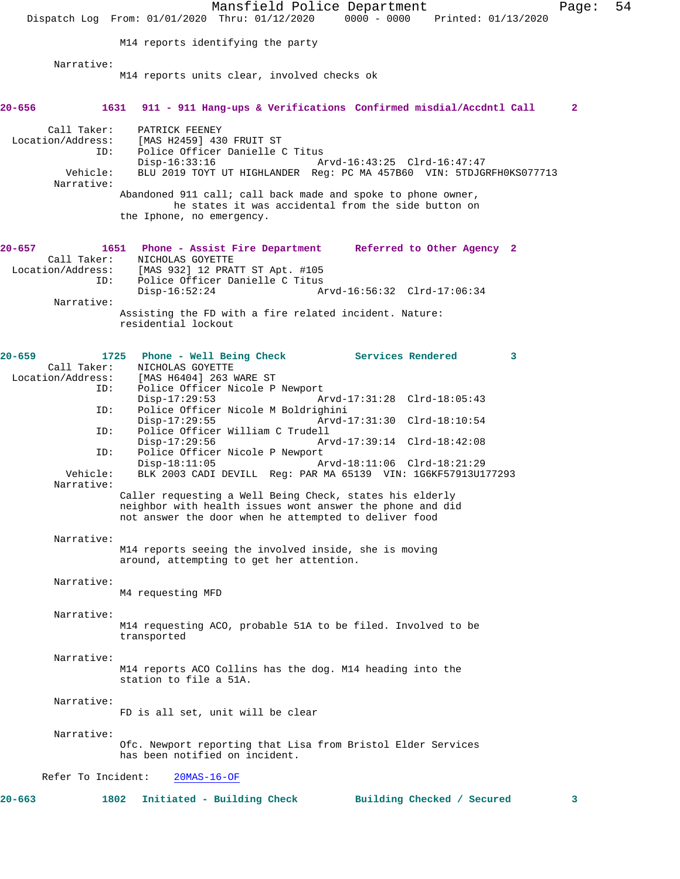M14 reports identifying the party

Narrative:
M14 reports units clear, involved checks ok

**20-656 1631 911 - 911 Hang-ups & Verifications Confirmed misdial/Accdntl Call 2**

Call Taker: PATRICK FEENEY
Location/Address: [MAS H2459] 430 FRUIT ST
ID: Police Officer Danielle C Titus
Disp-16:33:16 Arvd-16:43:25 Clrd-16:47:47
Vehicle: BLU 2019 TOYT UT HIGHLANDER Reg: PC MA 457B60 VIN: 5TDJGRFH0KS077713
Narrative:
Abandoned 911 call; call back made and spoke to phone owner, he states it was accidental from the side button on the Iphone, no emergency.

**20-657 1651 Phone - Assist Fire Department Referred to Other Agency 2**

Call Taker: NICHOLAS GOYETTE
Location/Address: [MAS 932] 12 PRATT ST Apt. #105
ID: Police Officer Danielle C Titus
Disp-16:52:24 Arvd-16:56:32 Clrd-17:06:34
Narrative:
Assisting the FD with a fire related incident. Nature: residential lockout

**20-659 1725 Phone - Well Being Check Services Rendered 3**

Call Taker: NICHOLAS GOYETTE
Location/Address: [MAS H6404] 263 WARE ST
ID: Police Officer Nicole P Newport
Disp-17:29:53 Arvd-17:31:28 Clrd-18:05:43
ID: Police Officer Nicole M Boldrighini
Disp-17:29:55 Arvd-17:31:30 Clrd-18:10:54
ID: Police Officer William C Trudell
Disp-17:29:56 Arvd-17:39:14 Clrd-18:42:08
ID: Police Officer Nicole P Newport
Disp-18:11:05 Arvd-18:11:06 Clrd-18:21:29
Vehicle: BLK 2003 CADI DEVILL Reg: PAR MA 65139 VIN: 1G6KF57913U177293
Narrative:
Caller requesting a Well Being Check, states his elderly neighbor with health issues wont answer the phone and did not answer the door when he attempted to deliver food

Narrative:
M14 reports seeing the involved inside, she is moving around, attempting to get her attention.

Narrative:
M4 requesting MFD

Narrative:
M14 requesting ACO, probable 51A to be filed. Involved to be transported

Narrative:
M14 reports ACO Collins has the dog. M14 heading into the station to file a 51A.

Narrative:
FD is all set, unit will be clear

Narrative:
Ofc. Newport reporting that Lisa from Bristol Elder Services has been notified on incident.

Refer To Incident: 20MAS-16-OF

**20-663 1802 Initiated - Building Check Building Checked / Secured 3**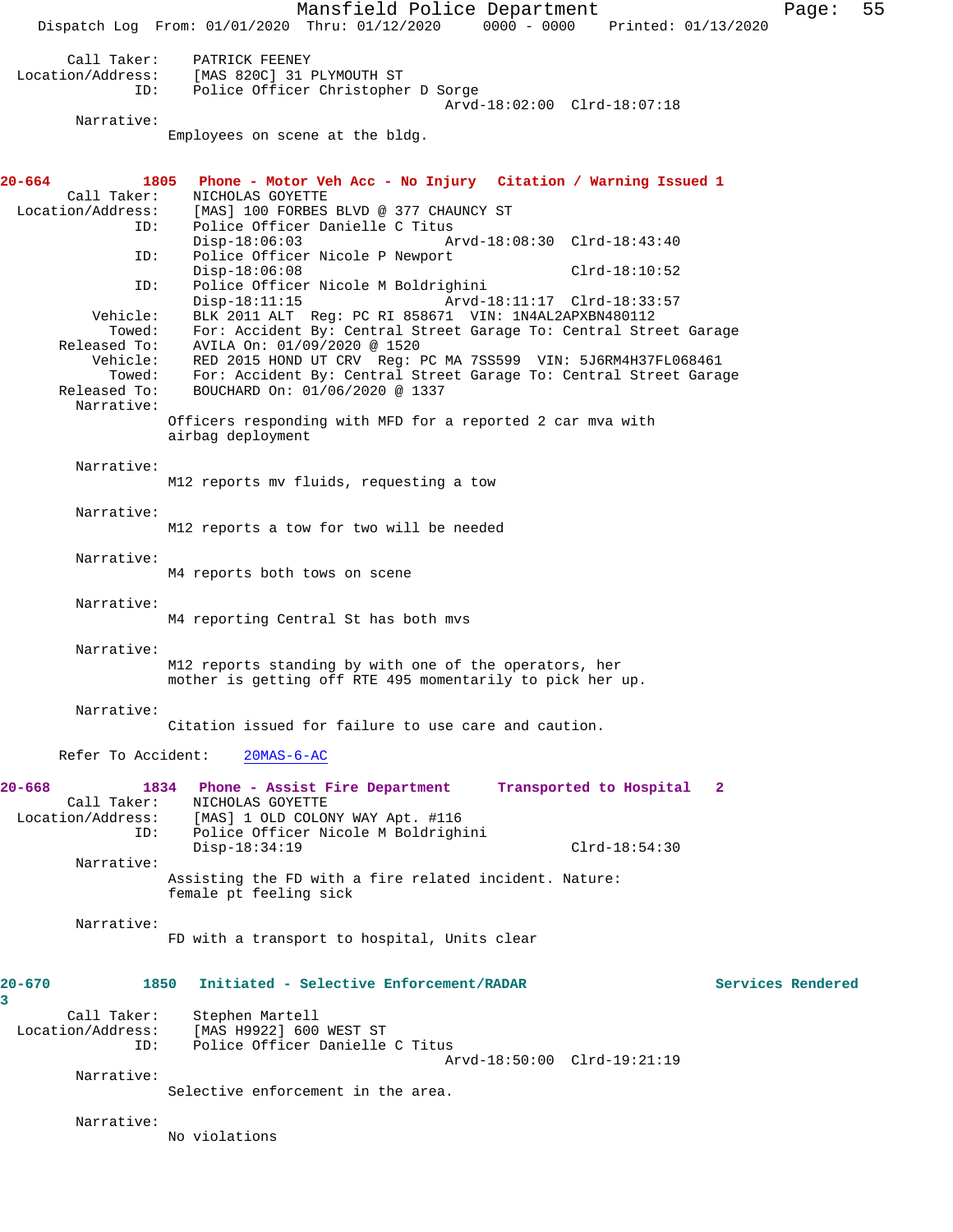Call Taker: PATRICK FEENEY
Location/Address: [MAS 820C] 31 PLYMOUTH ST
ID: Police Officer Christopher D Sorge
Arvd-18:02:00 Clrd-18:07:18

Narrative:
Employees on scene at the bldg.

**20-664 1805 Phone - Motor Veh Acc - No Injury Citation / Warning Issued 1**

Call Taker: NICHOLAS GOYETTE
Location/Address: [MAS] 100 FORBES BLVD @ 377 CHAUNCY ST
ID: Police Officer Danielle C Titus
Disp-18:06:03 Arvd-18:08:30 Clrd-18:43:40
ID: Police Officer Nicole P Newport
Disp-18:06:08 Clrd-18:10:52
ID: Police Officer Nicole M Boldrighini
Disp-18:11:15 Arvd-18:11:17 Clrd-18:33:57
Vehicle: BLK 2011 ALT Reg: PC RI 858671 VIN: 1N4AL2APXBN480112
Towed: For: Accident By: Central Street Garage To: Central Street Garage
Released To: AVILA On: 01/09/2020 @ 1520
Vehicle: RED 2015 HOND UT CRV Reg: PC MA 7SS599 VIN: 5J6RM4H37FL068461
Towed: For: Accident By: Central Street Garage To: Central Street Garage
Released To: BOUCHARD On: 01/06/2020 @ 1337

Narrative:
Officers responding with MFD for a reported 2 car mva with airbag deployment

Narrative:
M12 reports mv fluids, requesting a tow

Narrative:
M12 reports a tow for two will be needed

Narrative:
M4 reports both tows on scene

Narrative:
M4 reporting Central St has both mvs

Narrative:
M12 reports standing by with one of the operators, her mother is getting off RTE 495 momentarily to pick her up.

Narrative:
Citation issued for failure to use care and caution.

Refer To Accident: 20MAS-6-AC

**20-668 1834 Phone - Assist Fire Department Transported to Hospital 2**

Call Taker: NICHOLAS GOYETTE
Location/Address: [MAS] 1 OLD COLONY WAY Apt. #116
ID: Police Officer Nicole M Boldrighini
Disp-18:34:19 Clrd-18:54:30

Narrative:
Assisting the FD with a fire related incident. Nature: female pt feeling sick

Narrative:
FD with a transport to hospital, Units clear

**20-670 1850 Initiated - Selective Enforcement/RADAR Services Rendered 3**

Call Taker: Stephen Martell
Location/Address: [MAS H9922] 600 WEST ST
ID: Police Officer Danielle C Titus
Arvd-18:50:00 Clrd-19:21:19

Narrative:
Selective enforcement in the area.

Narrative:
No violations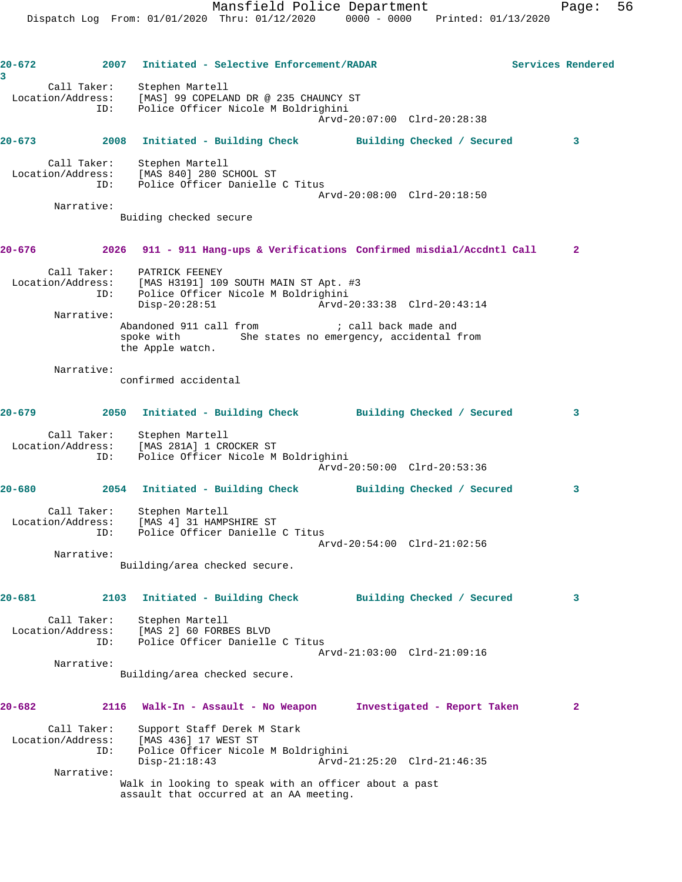**20-672 2007 Initiated - Selective Enforcement/RADAR Services Rendered 3**

Call Taker: Stephen Martell
Location/Address: [MAS] 99 COPELAND DR @ 235 CHAUNCY ST
ID: Police Officer Nicole M Boldrighini
Arvd-20:07:00 Clrd-20:28:38

**20-673 2008 Initiated - Building Check Building Checked / Secured 3**

Call Taker: Stephen Martell
Location/Address: [MAS 840] 280 SCHOOL ST
ID: Police Officer Danielle C Titus
Arvd-20:08:00 Clrd-20:18:50

Narrative:
Buiding checked secure

**20-676 2026 911 - 911 Hang-ups & Verifications Confirmed misdial/Accdntl Call 2**

Call Taker: PATRICK FEENEY
Location/Address: [MAS H3191] 109 SOUTH MAIN ST Apt. #3
ID: Police Officer Nicole M Boldrighini
Disp-20:28:51 Arvd-20:33:38 Clrd-20:43:14

Narrative:
Abandoned 911 call from ; call back made and spoke with She states no emergency, accidental from the Apple watch.

Narrative:
confirmed accidental

**20-679 2050 Initiated - Building Check Building Checked / Secured 3**

Call Taker: Stephen Martell
Location/Address: [MAS 281A] 1 CROCKER ST
ID: Police Officer Nicole M Boldrighini
Arvd-20:50:00 Clrd-20:53:36

**20-680 2054 Initiated - Building Check Building Checked / Secured 3**

Call Taker: Stephen Martell
Location/Address: [MAS 4] 31 HAMPSHIRE ST
ID: Police Officer Danielle C Titus
Arvd-20:54:00 Clrd-21:02:56

Narrative:
Building/area checked secure.

**20-681 2103 Initiated - Building Check Building Checked / Secured 3**

Call Taker: Stephen Martell
Location/Address: [MAS 2] 60 FORBES BLVD
ID: Police Officer Danielle C Titus
Arvd-21:03:00 Clrd-21:09:16

Narrative:
Building/area checked secure.

**20-682 2116 Walk-In - Assault - No Weapon Investigated - Report Taken 2**

Call Taker: Support Staff Derek M Stark
Location/Address: [MAS 436] 17 WEST ST
ID: Police Officer Nicole M Boldrighini
Disp-21:18:43 Arvd-21:25:20 Clrd-21:46:35

Narrative:
Walk in looking to speak with an officer about a past assault that occurred at an AA meeting.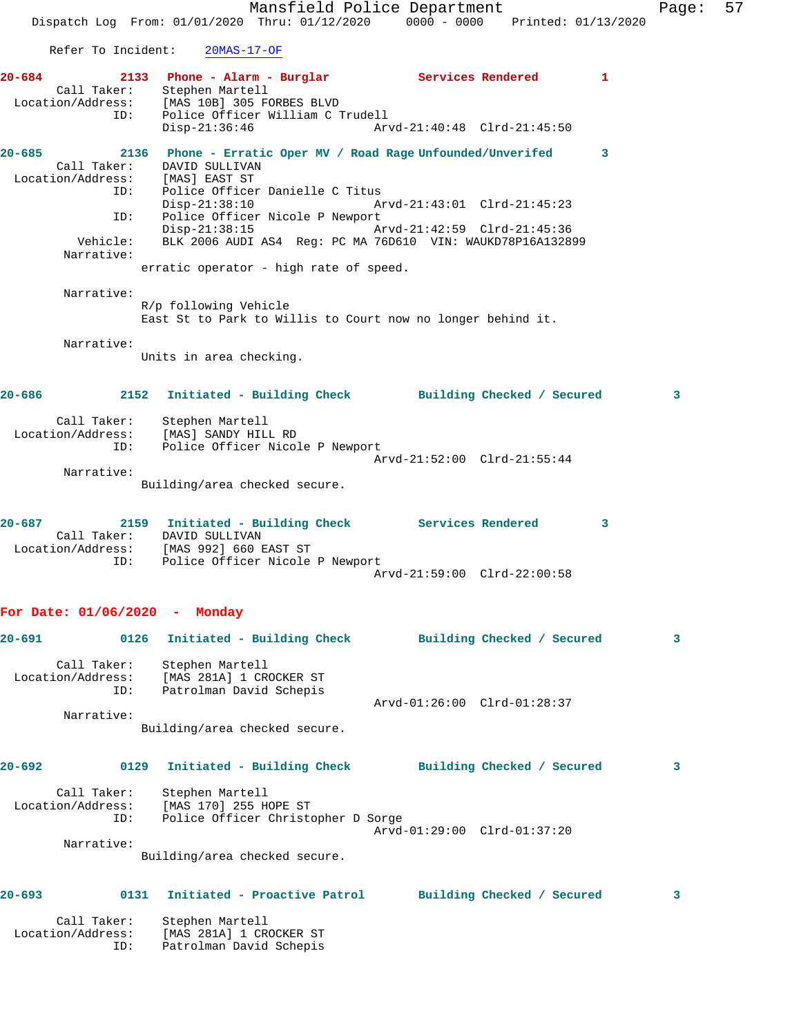Refer To Incident: 20MAS-17-OF

**20-684 2133 Phone - Alarm - Burglar Services Rendered 1**

Call Taker: Stephen Martell
Location/Address: [MAS 10B] 305 FORBES BLVD
ID: Police Officer William C Trudell
Disp-21:36:46 Arvd-21:40:48 Clrd-21:45:50

**20-685 2136 Phone - Erratic Oper MV / Road Rage Unfounded/Unverifed 3**

Call Taker: DAVID SULLIVAN
Location/Address: [MAS] EAST ST
ID: Police Officer Danielle C Titus
Disp-21:38:10 Arvd-21:43:01 Clrd-21:45:23
ID: Police Officer Nicole P Newport
Disp-21:38:15 Arvd-21:42:59 Clrd-21:45:36
Vehicle: BLK 2006 AUDI AS4 Reg: PC MA 76D610 VIN: WAUKD78P16A132899
Narrative:
erratic operator - high rate of speed.

Narrative:
R/p following Vehicle
East St to Park to Willis to Court now no longer behind it.

Narrative:
Units in area checking.

**20-686 2152 Initiated - Building Check Building Checked / Secured 3**

Call Taker: Stephen Martell
Location/Address: [MAS] SANDY HILL RD
ID: Police Officer Nicole P Newport
Arvd-21:52:00 Clrd-21:55:44
Narrative:
Building/area checked secure.

**20-687 2159 Initiated - Building Check Services Rendered 3**

Call Taker: DAVID SULLIVAN
Location/Address: [MAS 992] 660 EAST ST
ID: Police Officer Nicole P Newport
Arvd-21:59:00 Clrd-22:00:58

## For Date: 01/06/2020 - Monday

**20-691 0126 Initiated - Building Check Building Checked / Secured 3**

Call Taker: Stephen Martell
Location/Address: [MAS 281A] 1 CROCKER ST
ID: Patrolman David Schepis
Arvd-01:26:00 Clrd-01:28:37
Narrative:
Building/area checked secure.

**20-692 0129 Initiated - Building Check Building Checked / Secured 3**

Call Taker: Stephen Martell
Location/Address: [MAS 170] 255 HOPE ST
ID: Police Officer Christopher D Sorge
Arvd-01:29:00 Clrd-01:37:20
Narrative:
Building/area checked secure.

**20-693 0131 Initiated - Proactive Patrol Building Checked / Secured 3**

Call Taker: Stephen Martell
Location/Address: [MAS 281A] 1 CROCKER ST
ID: Patrolman David Schepis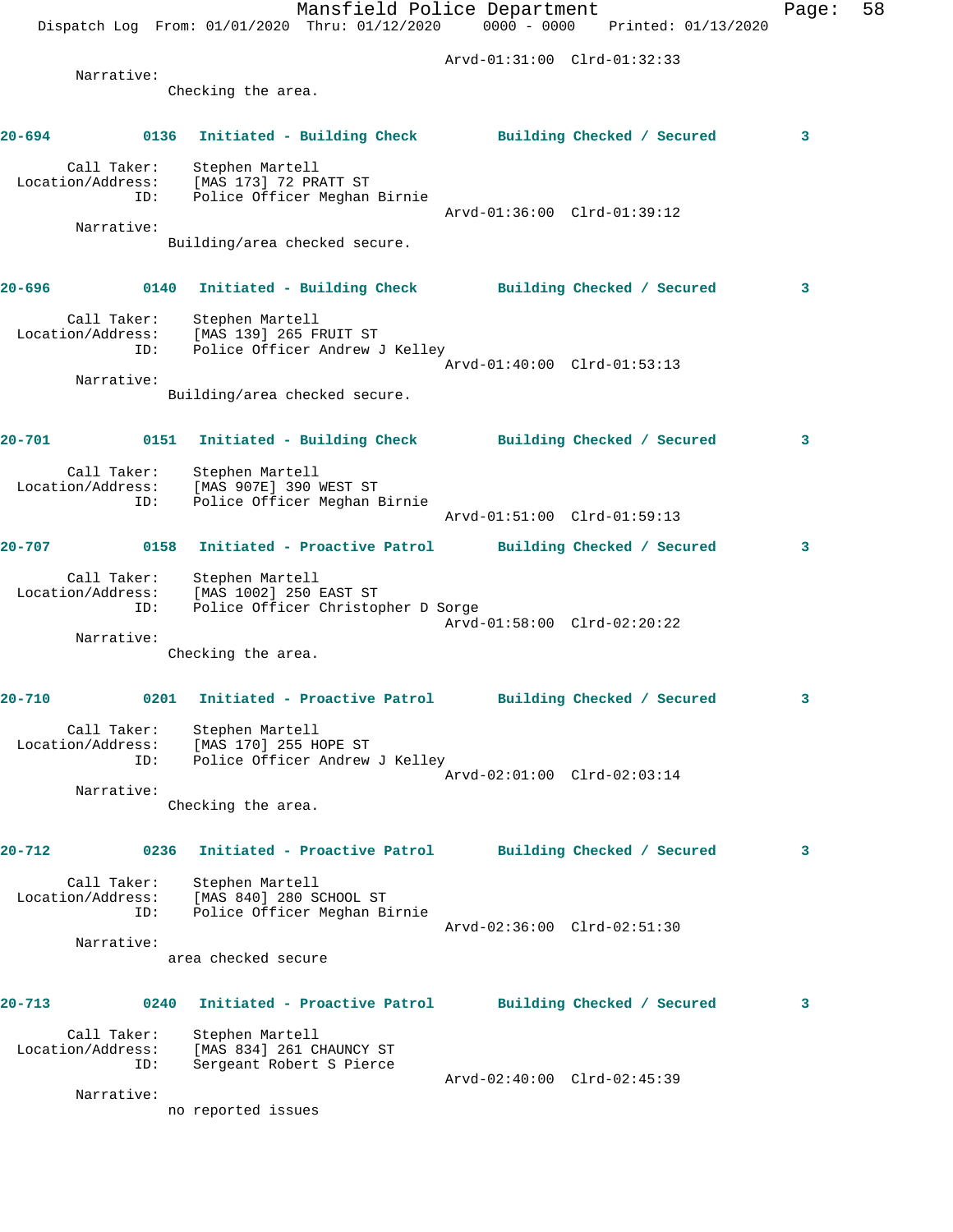Arvd-01:31:00 Clrd-01:32:33

Narrative:
Checking the area.

**20-694 0136 Initiated - Building Check Building Checked / Secured 3**

Call Taker: Stephen Martell
Location/Address: [MAS 173] 72 PRATT ST
ID: Police Officer Meghan Birnie
Arvd-01:36:00 Clrd-01:39:12

Narrative:
Building/area checked secure.

**20-696 0140 Initiated - Building Check Building Checked / Secured 3**

Call Taker: Stephen Martell
Location/Address: [MAS 139] 265 FRUIT ST
ID: Police Officer Andrew J Kelley
Arvd-01:40:00 Clrd-01:53:13

Narrative:
Building/area checked secure.

**20-701 0151 Initiated - Building Check Building Checked / Secured 3**

Call Taker: Stephen Martell
Location/Address: [MAS 907E] 390 WEST ST
ID: Police Officer Meghan Birnie
Arvd-01:51:00 Clrd-01:59:13

**20-707 0158 Initiated - Proactive Patrol Building Checked / Secured 3**

Call Taker: Stephen Martell
Location/Address: [MAS 1002] 250 EAST ST
ID: Police Officer Christopher D Sorge
Arvd-01:58:00 Clrd-02:20:22

Narrative:
Checking the area.

**20-710 0201 Initiated - Proactive Patrol Building Checked / Secured 3**

Call Taker: Stephen Martell
Location/Address: [MAS 170] 255 HOPE ST
ID: Police Officer Andrew J Kelley
Arvd-02:01:00 Clrd-02:03:14

Narrative:
Checking the area.

**20-712 0236 Initiated - Proactive Patrol Building Checked / Secured 3**

Call Taker: Stephen Martell
Location/Address: [MAS 840] 280 SCHOOL ST
ID: Police Officer Meghan Birnie
Arvd-02:36:00 Clrd-02:51:30

Narrative:
area checked secure

**20-713 0240 Initiated - Proactive Patrol Building Checked / Secured 3**

Call Taker: Stephen Martell
Location/Address: [MAS 834] 261 CHAUNCY ST
ID: Sergeant Robert S Pierce
Arvd-02:40:00 Clrd-02:45:39

Narrative:
no reported issues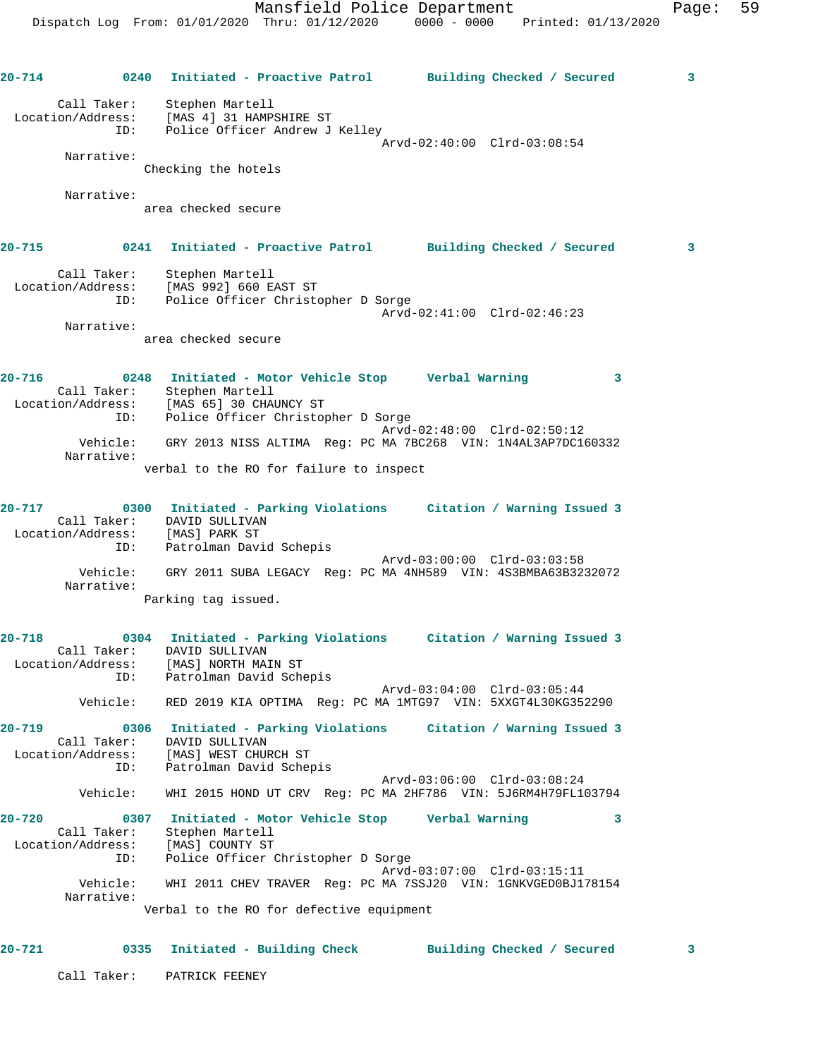**20-714** 0240 Initiated - Proactive Patrol Building Checked / Secured 3

Call Taker: Stephen Martell
Location/Address: [MAS 4] 31 HAMPSHIRE ST
ID: Police Officer Andrew J Kelley
Arvd-02:40:00 Clrd-03:08:54

Narrative:
Checking the hotels

Narrative:
area checked secure

**20-715** 0241 Initiated - Proactive Patrol Building Checked / Secured 3

Call Taker: Stephen Martell
Location/Address: [MAS 992] 660 EAST ST
ID: Police Officer Christopher D Sorge
Arvd-02:41:00 Clrd-02:46:23

Narrative:
area checked secure

**20-716** 0248 Initiated - Motor Vehicle Stop Verbal Warning 3

Call Taker: Stephen Martell
Location/Address: [MAS 65] 30 CHAUNCY ST
ID: Police Officer Christopher D Sorge
Arvd-02:48:00 Clrd-02:50:12
Vehicle: GRY 2013 NISS ALTIMA Reg: PC MA 7BC268 VIN: 1N4AL3AP7DC160332

Narrative:
verbal to the RO for failure to inspect

**20-717** 0300 Initiated - Parking Violations Citation / Warning Issued 3

Call Taker: DAVID SULLIVAN
Location/Address: [MAS] PARK ST
ID: Patrolman David Schepis
Arvd-03:00:00 Clrd-03:03:58
Vehicle: GRY 2011 SUBA LEGACY Reg: PC MA 4NH589 VIN: 4S3BMBA63B3232072

Narrative:
Parking tag issued.

**20-718** 0304 Initiated - Parking Violations Citation / Warning Issued 3

Call Taker: DAVID SULLIVAN
Location/Address: [MAS] NORTH MAIN ST
ID: Patrolman David Schepis
Arvd-03:04:00 Clrd-03:05:44
Vehicle: RED 2019 KIA OPTIMA Reg: PC MA 1MTG97 VIN: 5XXGT4L30KG352290

**20-719** 0306 Initiated - Parking Violations Citation / Warning Issued 3

Call Taker: DAVID SULLIVAN
Location/Address: [MAS] WEST CHURCH ST
ID: Patrolman David Schepis
Arvd-03:06:00 Clrd-03:08:24
Vehicle: WHI 2015 HOND UT CRV Reg: PC MA 2HF786 VIN: 5J6RM4H79FL103794

**20-720** 0307 Initiated - Motor Vehicle Stop Verbal Warning 3

Call Taker: Stephen Martell
Location/Address: [MAS] COUNTY ST
ID: Police Officer Christopher D Sorge
Arvd-03:07:00 Clrd-03:15:11
Vehicle: WHI 2011 CHEV TRAVER Reg: PC MA 7SSJ20 VIN: 1GNKVGED0BJ178154

Narrative:
Verbal to the RO for defective equipment

**20-721** 0335 Initiated - Building Check Building Checked / Secured 3

Call Taker: PATRICK FEENEY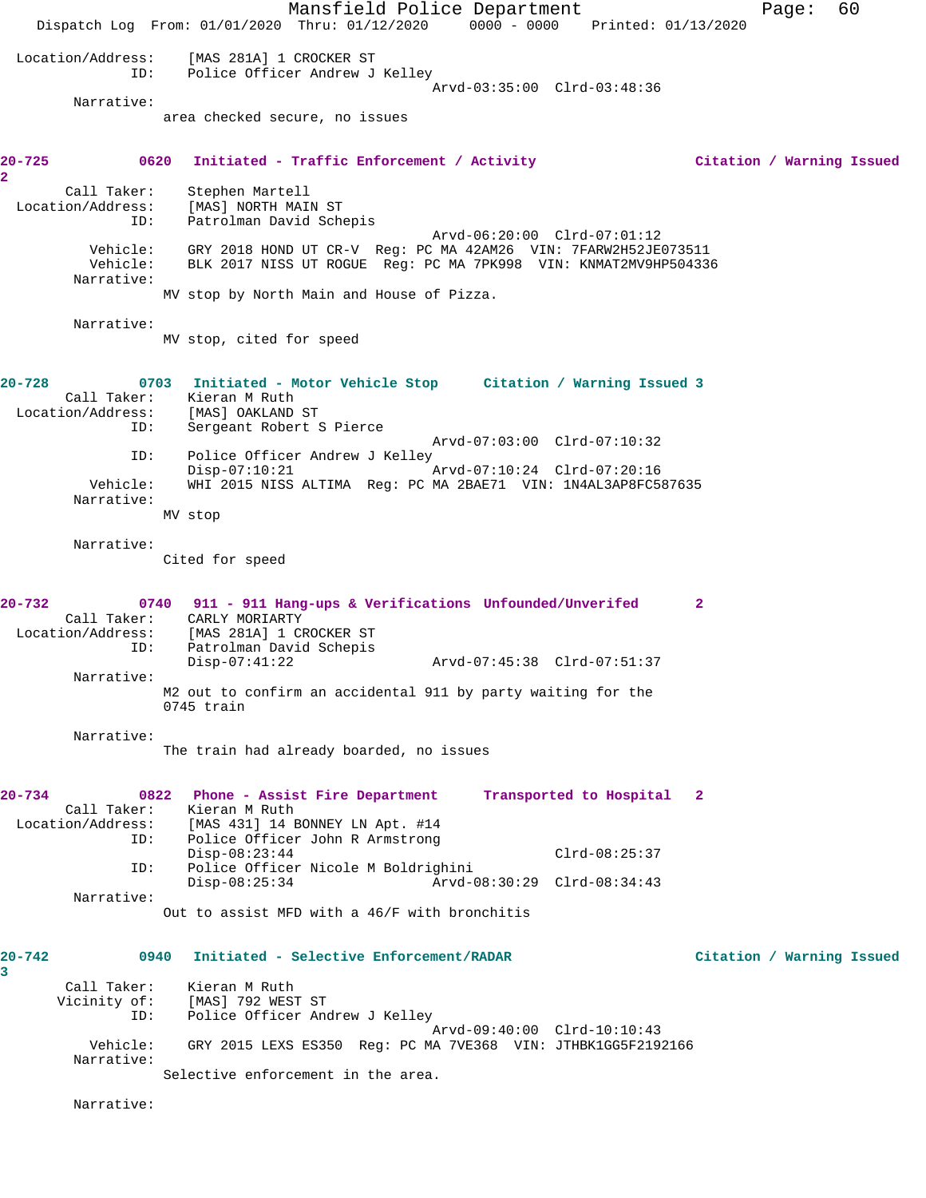```
Location/Address:    [MAS 281A] 1 CROCKER ST
              ID:    Police Officer Andrew J Kelley
                                                Arvd-03:35:00  Clrd-03:48:36
       Narrative:
              area checked secure, no issues
```

**20-725** 0620 **Initiated - Traffic Enforcement / Activity** **Citation / Warning Issued 2**

```
      Call Taker:    Stephen Martell
Location/Address:    [MAS] NORTH MAIN ST
              ID:    Patrolman David Schepis
                                                Arvd-06:20:00  Clrd-07:01:12
         Vehicle:    GRY 2018 HOND UT CR-V  Reg: PC MA 42AM26  VIN: 7FARW2H52JE073511
         Vehicle:    BLK 2017 NISS UT ROGUE  Reg: PC MA 7PK998  VIN: KNMAT2MV9HP504336
       Narrative:
              MV stop by North Main and House of Pizza.

       Narrative:
              MV stop, cited for speed
```

**20-728** 0703 **Initiated - Motor Vehicle Stop** **Citation / Warning Issued 3**

```
      Call Taker:    Kieran M Ruth
Location/Address:    [MAS] OAKLAND ST
              ID:    Sergeant Robert S Pierce
                                                Arvd-07:03:00  Clrd-07:10:32
              ID:    Police Officer Andrew J Kelley
                     Disp-07:10:21              Arvd-07:10:24  Clrd-07:20:16
         Vehicle:    WHI 2015 NISS ALTIMA  Reg: PC MA 2BAE71  VIN: 1N4AL3AP8FC587635
       Narrative:
              MV stop

       Narrative:
              Cited for speed
```

**20-732** 0740 **911 - 911 Hang-ups & Verifications** **Unfounded/Unverifed 2**

```
      Call Taker:    CARLY MORIARTY
Location/Address:    [MAS 281A] 1 CROCKER ST
              ID:    Patrolman David Schepis
                     Disp-07:41:22              Arvd-07:45:38  Clrd-07:51:37
       Narrative:
              M2 out to confirm an accidental 911 by party waiting for the
              0745 train

       Narrative:
              The train had already boarded, no issues
```

**20-734** 0822 **Phone - Assist Fire Department** **Transported to Hospital 2**

```
      Call Taker:    Kieran M Ruth
Location/Address:    [MAS 431] 14 BONNEY LN Apt. #14
              ID:    Police Officer John R Armstrong
                     Disp-08:23:44                             Clrd-08:25:37
              ID:    Police Officer Nicole M Boldrighini
                     Disp-08:25:34              Arvd-08:30:29  Clrd-08:34:43
       Narrative:
              Out to assist MFD with a 46/F with bronchitis
```

**20-742** 0940 **Initiated - Selective Enforcement/RADAR** **Citation / Warning Issued 3**

```
      Call Taker:    Kieran M Ruth
     Vicinity of:    [MAS] 792 WEST ST
              ID:    Police Officer Andrew J Kelley
                                                Arvd-09:40:00  Clrd-10:10:43
         Vehicle:    GRY 2015 LEXS ES350  Reg: PC MA 7VE368  VIN: JTHBK1GG5F2192166
       Narrative:
              Selective enforcement in the area.

       Narrative:
```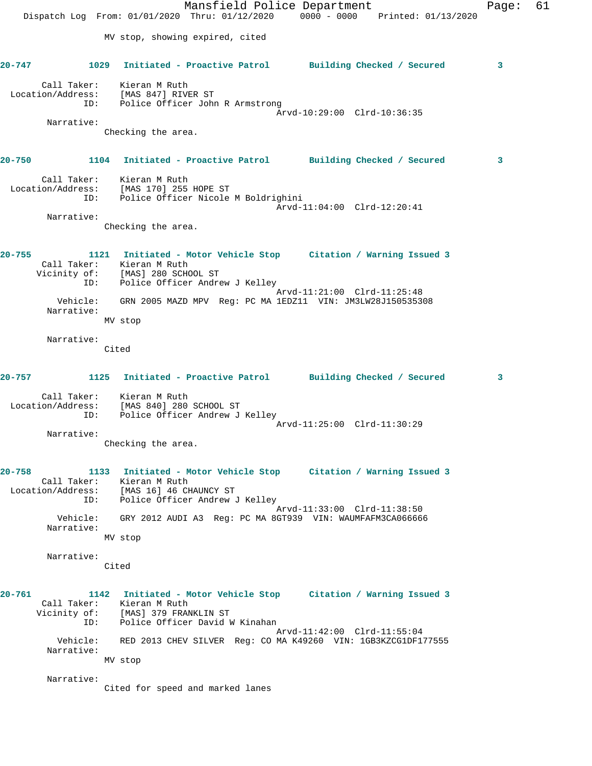MV stop, showing expired, cited

**20-747** 1029 **Initiated - Proactive Patrol** **Building Checked / Secured** 3

Call Taker: Kieran M Ruth
Location/Address: [MAS 847] RIVER ST
ID: Police Officer John R Armstrong
Arvd-10:29:00 Clrd-10:36:35
Narrative:
Checking the area.

**20-750** 1104 **Initiated - Proactive Patrol** **Building Checked / Secured** 3

Call Taker: Kieran M Ruth
Location/Address: [MAS 170] 255 HOPE ST
ID: Police Officer Nicole M Boldrighini
Arvd-11:04:00 Clrd-12:20:41
Narrative:
Checking the area.

**20-755** 1121 **Initiated - Motor Vehicle Stop** **Citation / Warning Issued** 3
Call Taker: Kieran M Ruth
Vicinity of: [MAS] 280 SCHOOL ST
ID: Police Officer Andrew J Kelley
Arvd-11:21:00 Clrd-11:25:48
Vehicle: GRN 2005 MAZD MPV Reg: PC MA 1EDZ11 VIN: JM3LW28J150535308
Narrative:
MV stop

Narrative:
Cited

**20-757** 1125 **Initiated - Proactive Patrol** **Building Checked / Secured** 3

Call Taker: Kieran M Ruth
Location/Address: [MAS 840] 280 SCHOOL ST
ID: Police Officer Andrew J Kelley
Arvd-11:25:00 Clrd-11:30:29
Narrative:
Checking the area.

**20-758** 1133 **Initiated - Motor Vehicle Stop** **Citation / Warning Issued** 3
Call Taker: Kieran M Ruth
Location/Address: [MAS 16] 46 CHAUNCY ST
ID: Police Officer Andrew J Kelley
Arvd-11:33:00 Clrd-11:38:50
Vehicle: GRY 2012 AUDI A3 Reg: PC MA 8GT939 VIN: WAUMFAFM3CA066666
Narrative:
MV stop

Narrative:
Cited

**20-761** 1142 **Initiated - Motor Vehicle Stop** **Citation / Warning Issued** 3
Call Taker: Kieran M Ruth
Vicinity of: [MAS] 379 FRANKLIN ST
ID: Police Officer David W Kinahan
Arvd-11:42:00 Clrd-11:55:04
Vehicle: RED 2013 CHEV SILVER Reg: CO MA K49260 VIN: 1GB3KZCG1DF177555
Narrative:
MV stop

Narrative:
Cited for speed and marked lanes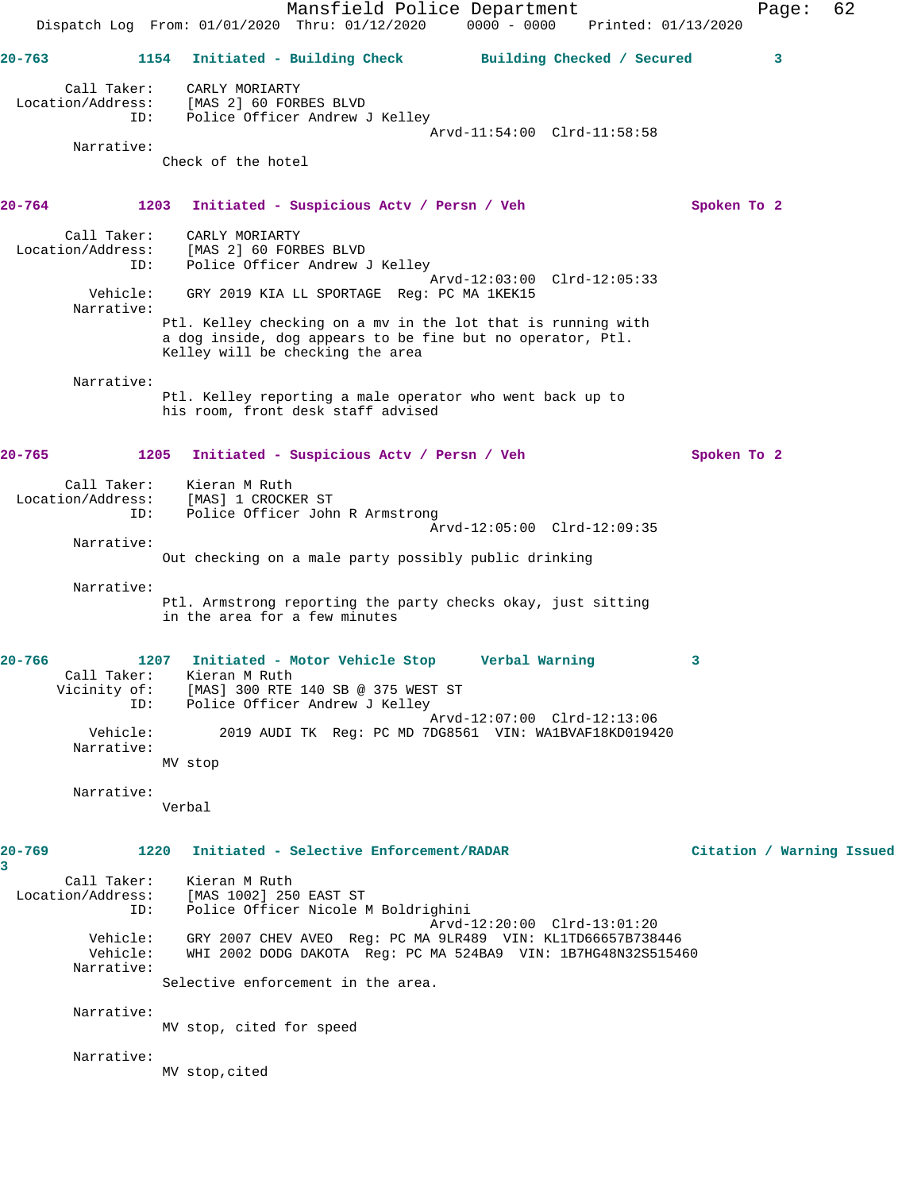**20-763** 1154 **Initiated - Building Check** **Building Checked / Secured** 3

Call Taker: CARLY MORIARTY
Location/Address: [MAS 2] 60 FORBES BLVD
ID: Police Officer Andrew J Kelley
Arvd-11:54:00 Clrd-11:58:58

Narrative:
Check of the hotel

**20-764** 1203 **Initiated - Suspicious Actv / Persn / Veh** **Spoken To 2**

Call Taker: CARLY MORIARTY
Location/Address: [MAS 2] 60 FORBES BLVD
ID: Police Officer Andrew J Kelley
Arvd-12:03:00 Clrd-12:05:33
Vehicle: GRY 2019 KIA LL SPORTAGE Reg: PC MA 1KEK15

Narrative:
Ptl. Kelley checking on a mv in the lot that is running with a dog inside, dog appears to be fine but no operator, Ptl. Kelley will be checking the area

Narrative:
Ptl. Kelley reporting a male operator who went back up to his room, front desk staff advised

**20-765** 1205 **Initiated - Suspicious Actv / Persn / Veh** **Spoken To 2**

Call Taker: Kieran M Ruth
Location/Address: [MAS] 1 CROCKER ST
ID: Police Officer John R Armstrong
Arvd-12:05:00 Clrd-12:09:35

Narrative:
Out checking on a male party possibly public drinking

Narrative:
Ptl. Armstrong reporting the party checks okay, just sitting in the area for a few minutes

**20-766** 1207 **Initiated - Motor Vehicle Stop** **Verbal Warning** 3

Call Taker: Kieran M Ruth
Vicinity of: [MAS] 300 RTE 140 SB @ 375 WEST ST
ID: Police Officer Andrew J Kelley
Arvd-12:07:00 Clrd-12:13:06
Vehicle: 2019 AUDI TK Reg: PC MD 7DG8561 VIN: WA1BVAF18KD019420

Narrative:
MV stop

Narrative:
Verbal

**20-769** 1220 **Initiated - Selective Enforcement/RADAR** **Citation / Warning Issued** 3

Call Taker: Kieran M Ruth
Location/Address: [MAS 1002] 250 EAST ST
ID: Police Officer Nicole M Boldrighini
Arvd-12:20:00 Clrd-13:01:20
Vehicle: GRY 2007 CHEV AVEO Reg: PC MA 9LR489 VIN: KL1TD66657B738446
Vehicle: WHI 2002 DODG DAKOTA Reg: PC MA 524BA9 VIN: 1B7HG48N32S515460

Narrative:
Selective enforcement in the area.

Narrative:
MV stop, cited for speed

Narrative:
MV stop,cited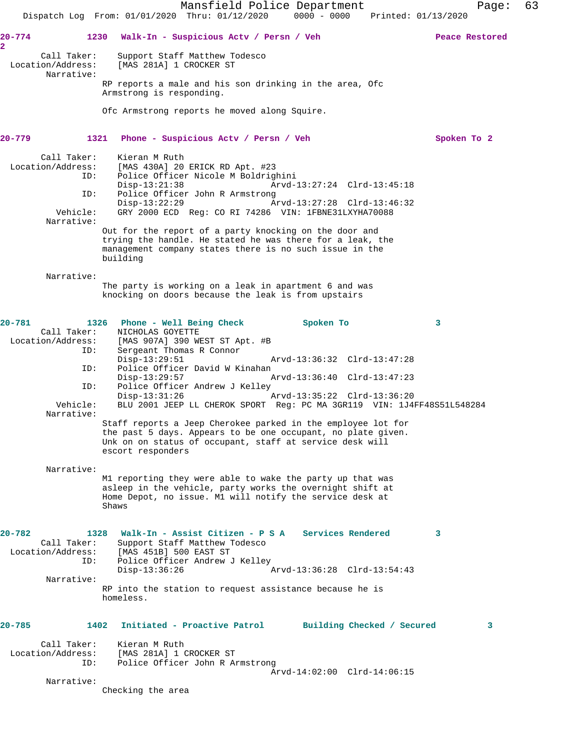**20-774** 1230 Walk-In - Suspicious Actv / Persn / Veh Peace Restored 2

Call Taker: Support Staff Matthew Todesco
Location/Address: [MAS 281A] 1 CROCKER ST
Narrative:
RP reports a male and his son drinking in the area, Ofc Armstrong is responding.

Ofc Armstrong reports he moved along Squire.

**20-779** 1321 Phone - Suspicious Actv / Persn / Veh Spoken To 2

Call Taker: Kieran M Ruth
Location/Address: [MAS 430A] 20 ERICK RD Apt. #23
ID: Police Officer Nicole M Boldrighini
Disp-13:21:38 Arvd-13:27:24 Clrd-13:45:18
ID: Police Officer John R Armstrong
Disp-13:22:29 Arvd-13:27:28 Clrd-13:46:32
Vehicle: GRY 2000 ECD Reg: CO RI 74286 VIN: 1FBNE31LXYHA70088
Narrative:
Out for the report of a party knocking on the door and trying the handle. He stated he was there for a leak, the management company states there is no such issue in the building

Narrative:
The party is working on a leak in apartment 6 and was knocking on doors because the leak is from upstairs

**20-781** 1326 Phone - Well Being Check Spoken To 3

Call Taker: NICHOLAS GOYETTE
Location/Address: [MAS 907A] 390 WEST ST Apt. #B
ID: Sergeant Thomas R Connor
Disp-13:29:51 Arvd-13:36:32 Clrd-13:47:28
ID: Police Officer David W Kinahan
Disp-13:29:57 Arvd-13:36:40 Clrd-13:47:23
ID: Police Officer Andrew J Kelley
Disp-13:31:26 Arvd-13:35:22 Clrd-13:36:20
Vehicle: BLU 2001 JEEP LL CHEROK SPORT Reg: PC MA 3GR119 VIN: 1J4FF48S51L548284
Narrative:
Staff reports a Jeep Cherokee parked in the employee lot for the past 5 days. Appears to be one occupant, no plate given. Unk on on status of occupant, staff at service desk will escort responders

Narrative:
M1 reporting they were able to wake the party up that was asleep in the vehicle, party works the overnight shift at Home Depot, no issue. M1 will notify the service desk at Shaws

**20-782** 1328 Walk-In - Assist Citizen - P S A Services Rendered 3

Call Taker: Support Staff Matthew Todesco
Location/Address: [MAS 451B] 500 EAST ST
ID: Police Officer Andrew J Kelley
Disp-13:36:26 Arvd-13:36:28 Clrd-13:54:43
Narrative:
RP into the station to request assistance because he is homeless.

**20-785** 1402 Initiated - Proactive Patrol Building Checked / Secured 3

Call Taker: Kieran M Ruth
Location/Address: [MAS 281A] 1 CROCKER ST
ID: Police Officer John R Armstrong
Arvd-14:02:00 Clrd-14:06:15
Narrative:
Checking the area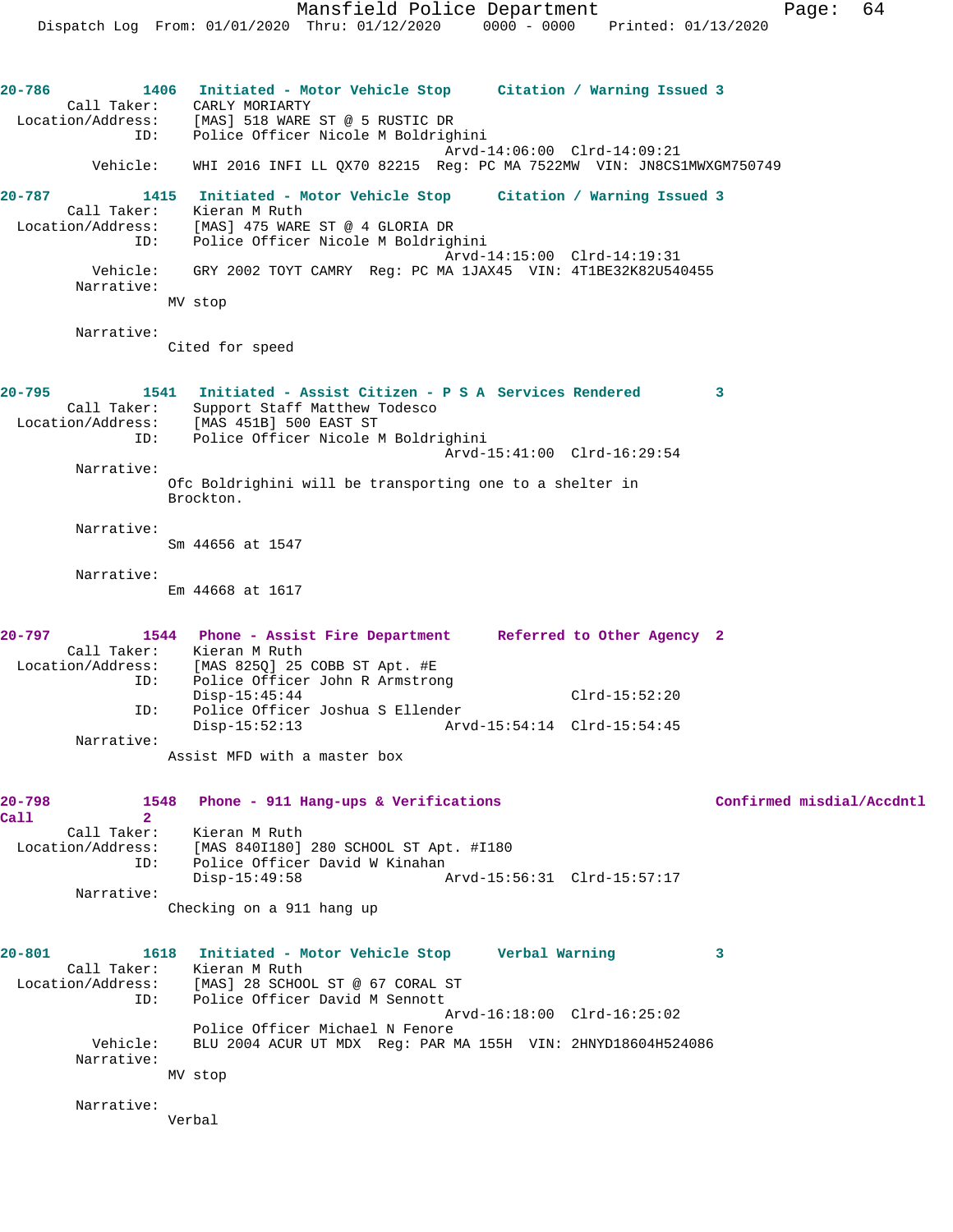20-786 1406 Initiated - Motor Vehicle Stop Citation / Warning Issued 3
Call Taker: CARLY MORIARTY
Location/Address: [MAS] 518 WARE ST @ 5 RUSTIC DR
ID: Police Officer Nicole M Boldrighini
Arvd-14:06:00 Clrd-14:09:21
Vehicle: WHI 2016 INFI LL QX70 82215 Reg: PC MA 7522MW VIN: JN8CS1MWXGM750749

20-787 1415 Initiated - Motor Vehicle Stop Citation / Warning Issued 3
Call Taker: Kieran M Ruth
Location/Address: [MAS] 475 WARE ST @ 4 GLORIA DR
ID: Police Officer Nicole M Boldrighini
Arvd-14:15:00 Clrd-14:19:31
Vehicle: GRY 2002 TOYT CAMRY Reg: PC MA 1JAX45 VIN: 4T1BE32K82U540455
Narrative:
MV stop

Narrative:
Cited for speed

20-795 1541 Initiated - Assist Citizen - P S A Services Rendered 3
Call Taker: Support Staff Matthew Todesco
Location/Address: [MAS 451B] 500 EAST ST
ID: Police Officer Nicole M Boldrighini
Arvd-15:41:00 Clrd-16:29:54
Narrative:
Ofc Boldrighini will be transporting one to a shelter in Brockton.

Narrative:
Sm 44656 at 1547

Narrative:
Em 44668 at 1617

20-797 1544 Phone - Assist Fire Department Referred to Other Agency 2
Call Taker: Kieran M Ruth
Location/Address: [MAS 825Q] 25 COBB ST Apt. #E
ID: Police Officer John R Armstrong
Disp-15:45:44 Clrd-15:52:20
ID: Police Officer Joshua S Ellender
Disp-15:52:13 Arvd-15:54:14 Clrd-15:54:45
Narrative:
Assist MFD with a master box

20-798 1548 Phone - 911 Hang-ups & Verifications Confirmed misdial/Accdntl Call 2
Call Taker: Kieran M Ruth
Location/Address: [MAS 840I180] 280 SCHOOL ST Apt. #I180
ID: Police Officer David W Kinahan
Disp-15:49:58 Arvd-15:56:31 Clrd-15:57:17
Narrative:
Checking on a 911 hang up

20-801 1618 Initiated - Motor Vehicle Stop Verbal Warning 3
Call Taker: Kieran M Ruth
Location/Address: [MAS] 28 SCHOOL ST @ 67 CORAL ST
ID: Police Officer David M Sennott
Arvd-16:18:00 Clrd-16:25:02
Police Officer Michael N Fenore
Vehicle: BLU 2004 ACUR UT MDX Reg: PAR MA 155H VIN: 2HNYD18604H524086
Narrative:
MV stop

Narrative:
Verbal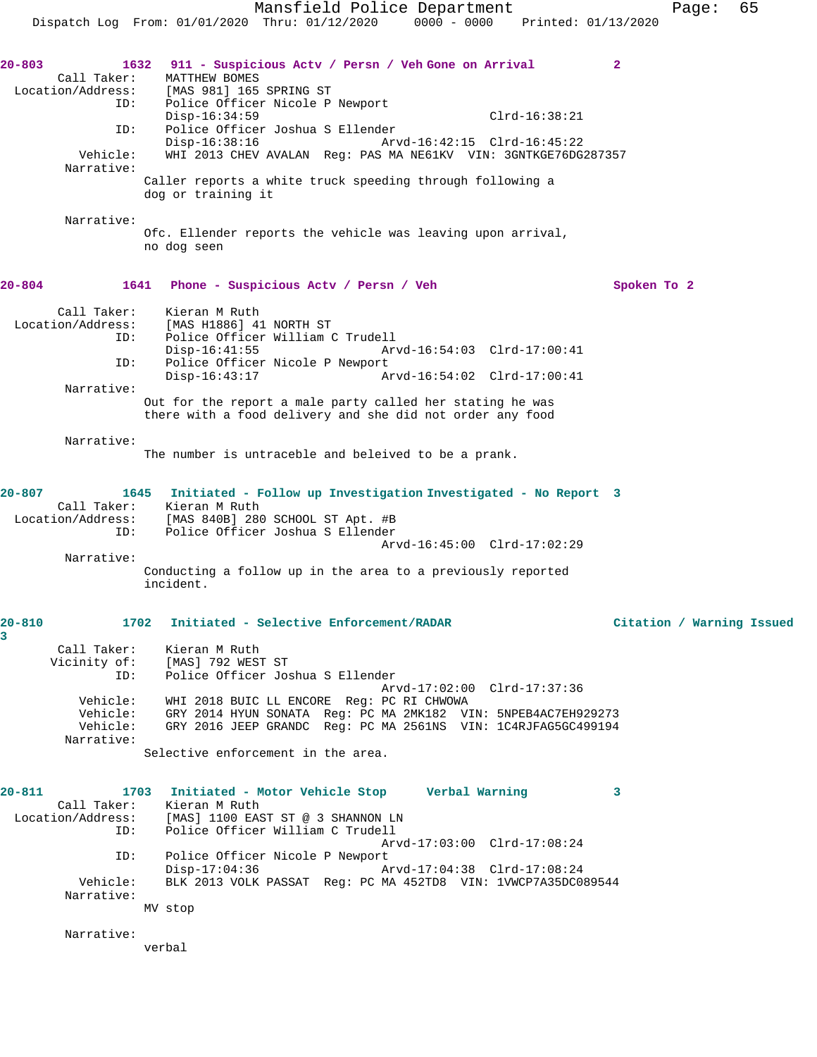**20-803** 1632 **911 - Suspicious Actv / Persn / Veh Gone on Arrival** 2

Call Taker: MATTHEW BOMES
Location/Address: [MAS 981] 165 SPRING ST
ID: Police Officer Nicole P Newport
Disp-16:34:59 Clrd-16:38:21
ID: Police Officer Joshua S Ellender
Disp-16:38:16 Arvd-16:42:15 Clrd-16:45:22
Vehicle: WHI 2013 CHEV AVALAN Reg: PAS MA NE61KV VIN: 3GNTKGE76DG287357
Narrative:
Caller reports a white truck speeding through following a dog or training it

Narrative:
Ofc. Ellender reports the vehicle was leaving upon arrival, no dog seen

**20-804** 1641 **Phone - Suspicious Actv / Persn / Veh** Spoken To 2

Call Taker: Kieran M Ruth
Location/Address: [MAS H1886] 41 NORTH ST
ID: Police Officer William C Trudell
Disp-16:41:55 Arvd-16:54:03 Clrd-17:00:41
ID: Police Officer Nicole P Newport
Disp-16:43:17 Arvd-16:54:02 Clrd-17:00:41
Narrative:
Out for the report a male party called her stating he was there with a food delivery and she did not order any food

Narrative:
The number is untraceble and beleived to be a prank.

**20-807** 1645 **Initiated - Follow up Investigation Investigated - No Report** 3

Call Taker: Kieran M Ruth
Location/Address: [MAS 840B] 280 SCHOOL ST Apt. #B
ID: Police Officer Joshua S Ellender
Arvd-16:45:00 Clrd-17:02:29
Narrative:
Conducting a follow up in the area to a previously reported incident.

**20-810** 1702 **Initiated - Selective Enforcement/RADAR** Citation / Warning Issued 3

Call Taker: Kieran M Ruth
Vicinity of: [MAS] 792 WEST ST
ID: Police Officer Joshua S Ellender
Arvd-17:02:00 Clrd-17:37:36
Vehicle: WHI 2018 BUIC LL ENCORE Reg: PC RI CHWOWA
Vehicle: GRY 2014 HYUN SONATA Reg: PC MA 2MK182 VIN: 5NPEB4AC7EH929273
Vehicle: GRY 2016 JEEP GRANDC Reg: PC MA 2561NS VIN: 1C4RJFAG5GC499194
Narrative:
Selective enforcement in the area.

**20-811** 1703 **Initiated - Motor Vehicle Stop** Verbal Warning 3

Call Taker: Kieran M Ruth
Location/Address: [MAS] 1100 EAST ST @ 3 SHANNON LN
ID: Police Officer William C Trudell
Arvd-17:03:00 Clrd-17:08:24
ID: Police Officer Nicole P Newport
Disp-17:04:36 Arvd-17:04:38 Clrd-17:08:24
Vehicle: BLK 2013 VOLK PASSAT Reg: PC MA 452TD8 VIN: 1VWCP7A35DC089544
Narrative:
MV stop

Narrative:
verbal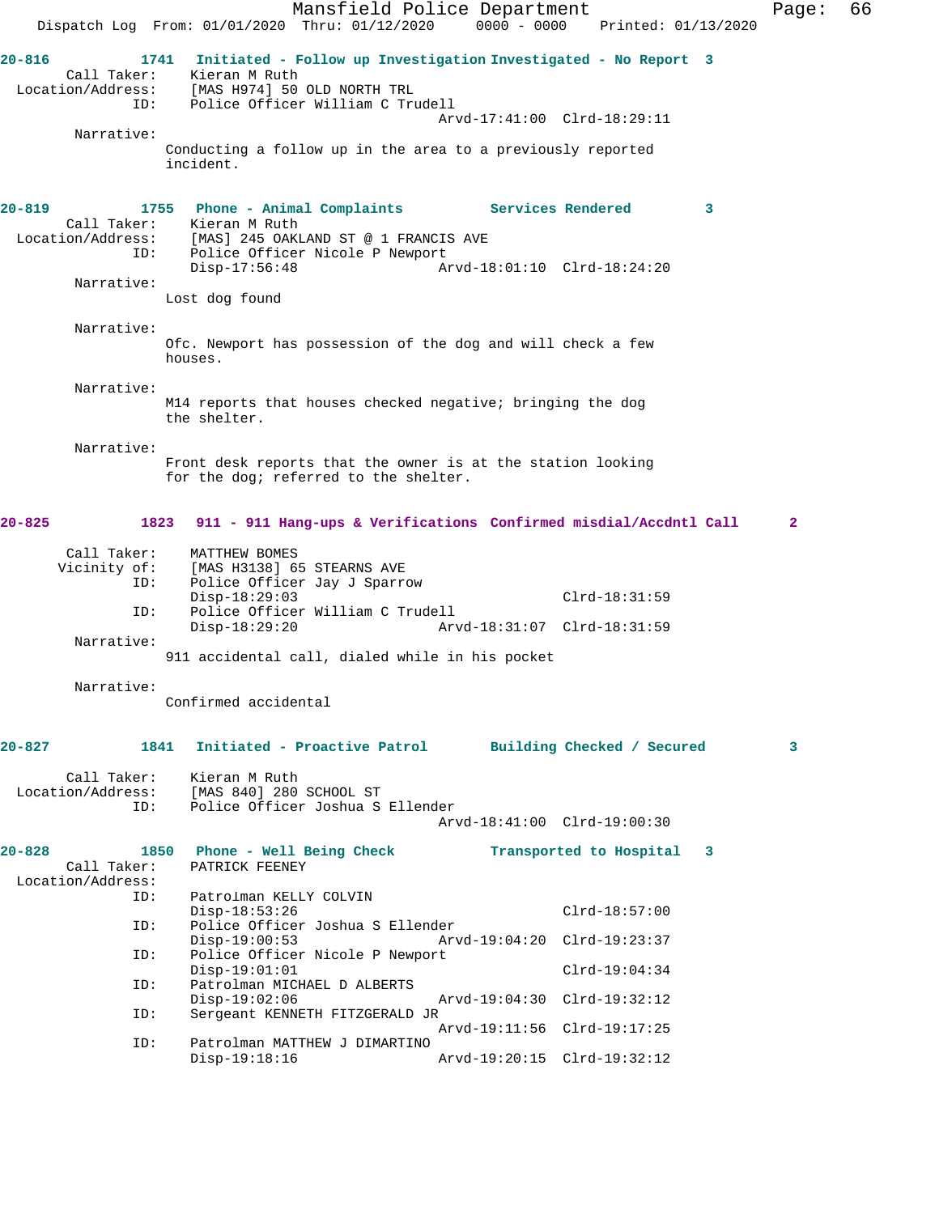**20-816 1741 Initiated - Follow up Investigation Investigated - No Report 3**

Call Taker: Kieran M Ruth
Location/Address: [MAS H974] 50 OLD NORTH TRL
ID: Police Officer William C Trudell
Arvd-17:41:00 Clrd-18:29:11

Narrative:
Conducting a follow up in the area to a previously reported incident.

**20-819 1755 Phone - Animal Complaints Services Rendered 3**

Call Taker: Kieran M Ruth
Location/Address: [MAS] 245 OAKLAND ST @ 1 FRANCIS AVE
ID: Police Officer Nicole P Newport
Disp-17:56:48 Arvd-18:01:10 Clrd-18:24:20

Narrative:
Lost dog found

Narrative:
Ofc. Newport has possession of the dog and will check a few houses.

Narrative:
M14 reports that houses checked negative; bringing the dog the shelter.

Narrative:
Front desk reports that the owner is at the station looking for the dog; referred to the shelter.

**20-825 1823 911 - 911 Hang-ups & Verifications Confirmed misdial/Accdntl Call 2**

Call Taker: MATTHEW BOMES
Vicinity of: [MAS H3138] 65 STEARNS AVE
ID: Police Officer Jay J Sparrow
Disp-18:29:03 Clrd-18:31:59
ID: Police Officer William C Trudell
Disp-18:29:20 Arvd-18:31:07 Clrd-18:31:59

Narrative:
911 accidental call, dialed while in his pocket

Narrative:
Confirmed accidental

**20-827 1841 Initiated - Proactive Patrol Building Checked / Secured 3**

Call Taker: Kieran M Ruth
Location/Address: [MAS 840] 280 SCHOOL ST
ID: Police Officer Joshua S Ellender
Arvd-18:41:00 Clrd-19:00:30

**20-828 1850 Phone - Well Being Check Transported to Hospital 3**

Call Taker: PATRICK FEENEY
Location/Address:
ID: Patrolman KELLY COLVIN
Disp-18:53:26 Clrd-18:57:00
ID: Police Officer Joshua S Ellender
Disp-19:00:53 Arvd-19:04:20 Clrd-19:23:37
ID: Police Officer Nicole P Newport
Disp-19:01:01 Clrd-19:04:34
ID: Patrolman MICHAEL D ALBERTS
Disp-19:02:06 Arvd-19:04:30 Clrd-19:32:12
ID: Sergeant KENNETH FITZGERALD JR
Arvd-19:11:56 Clrd-19:17:25
ID: Patrolman MATTHEW J DIMARTINO
Disp-19:18:16 Arvd-19:20:15 Clrd-19:32:12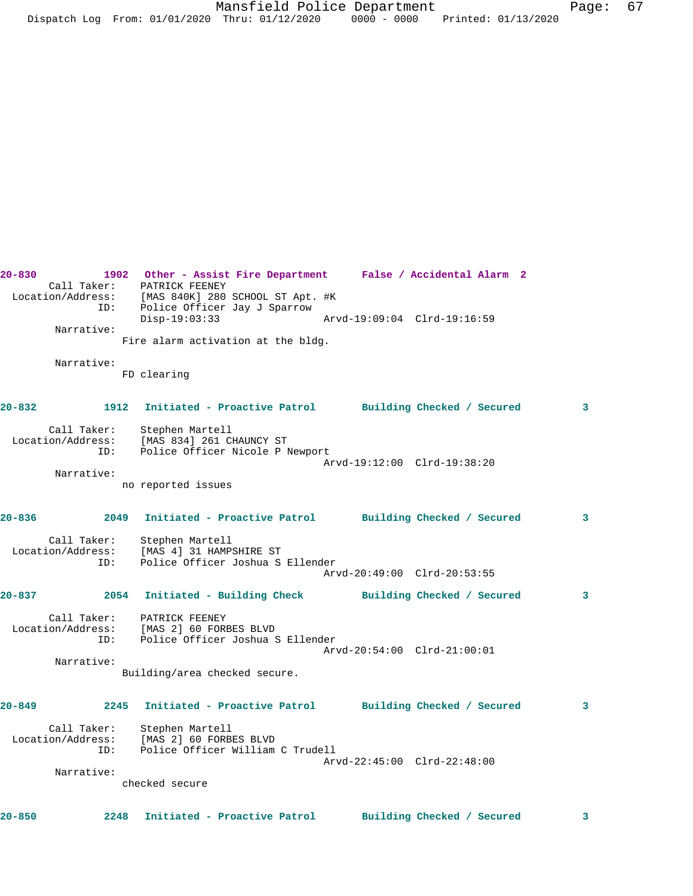**20-830 1902 Other - Assist Fire Department False / Accidental Alarm 2**

Call Taker: PATRICK FEENEY
Location/Address: [MAS 840K] 280 SCHOOL ST Apt. #K
ID: Police Officer Jay J Sparrow
Disp-19:03:33 Arvd-19:09:04 Clrd-19:16:59

Narrative:
Fire alarm activation at the bldg.

Narrative:
FD clearing

**20-832 1912 Initiated - Proactive Patrol Building Checked / Secured 3**

Call Taker: Stephen Martell
Location/Address: [MAS 834] 261 CHAUNCY ST
ID: Police Officer Nicole P Newport
Arvd-19:12:00 Clrd-19:38:20

Narrative:
no reported issues

**20-836 2049 Initiated - Proactive Patrol Building Checked / Secured 3**

Call Taker: Stephen Martell
Location/Address: [MAS 4] 31 HAMPSHIRE ST
ID: Police Officer Joshua S Ellender
Arvd-20:49:00 Clrd-20:53:55

**20-837 2054 Initiated - Building Check Building Checked / Secured 3**

Call Taker: PATRICK FEENEY
Location/Address: [MAS 2] 60 FORBES BLVD
ID: Police Officer Joshua S Ellender
Arvd-20:54:00 Clrd-21:00:01

Narrative:
Building/area checked secure.

**20-849 2245 Initiated - Proactive Patrol Building Checked / Secured 3**

Call Taker: Stephen Martell
Location/Address: [MAS 2] 60 FORBES BLVD
ID: Police Officer William C Trudell
Arvd-22:45:00 Clrd-22:48:00

Narrative:
checked secure

**20-850 2248 Initiated - Proactive Patrol Building Checked / Secured 3**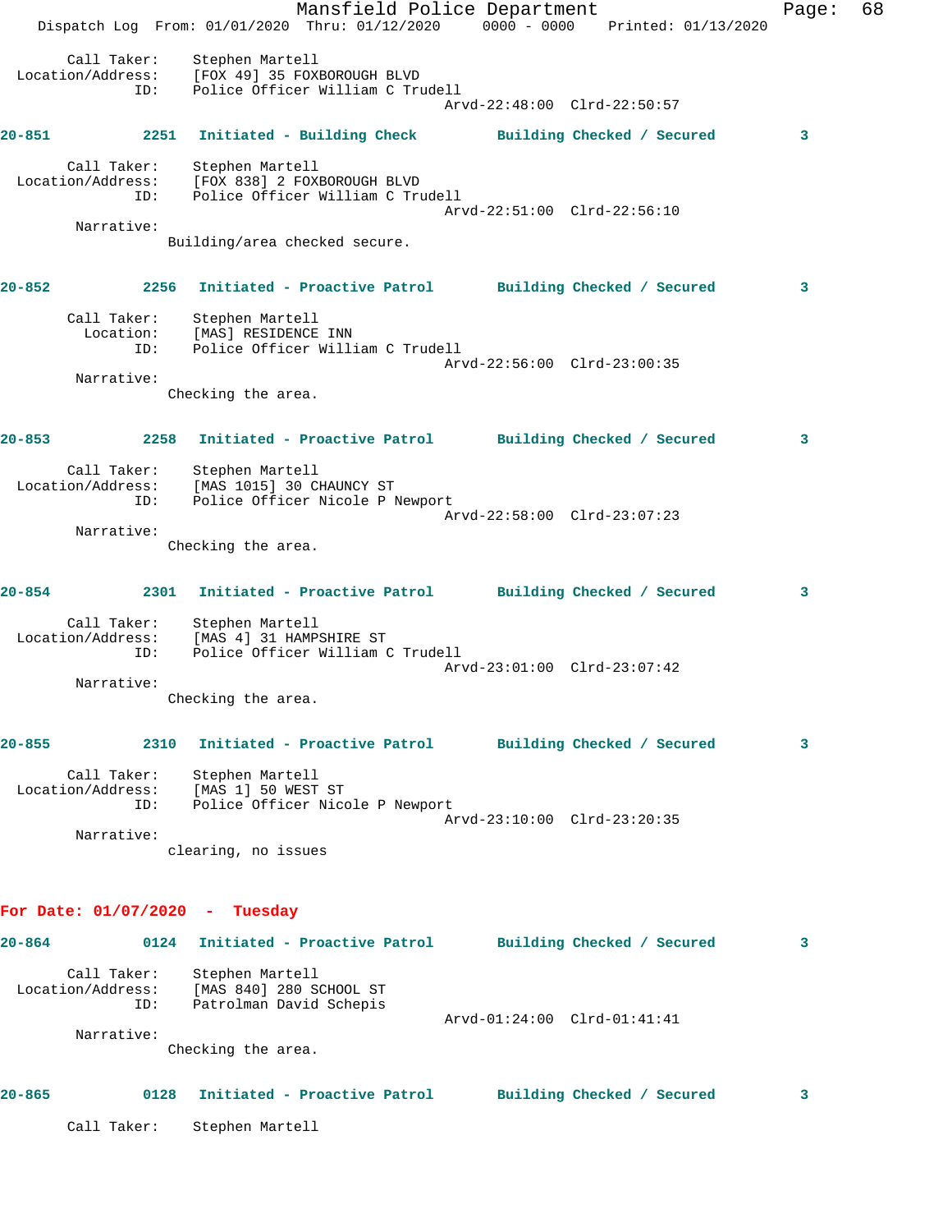Call Taker: Stephen Martell
Location/Address: [FOX 49] 35 FOXBOROUGH BLVD
ID: Police Officer William C Trudell
Arvd-22:48:00 Clrd-22:50:57

**20-851 2251 Initiated - Building Check Building Checked / Secured 3**

Call Taker: Stephen Martell
Location/Address: [FOX 838] 2 FOXBOROUGH BLVD
ID: Police Officer William C Trudell
Arvd-22:51:00 Clrd-22:56:10
Narrative:
Building/area checked secure.

**20-852 2256 Initiated - Proactive Patrol Building Checked / Secured 3**

Call Taker: Stephen Martell
Location: [MAS] RESIDENCE INN
ID: Police Officer William C Trudell
Arvd-22:56:00 Clrd-23:00:35
Narrative:
Checking the area.

**20-853 2258 Initiated - Proactive Patrol Building Checked / Secured 3**

Call Taker: Stephen Martell
Location/Address: [MAS 1015] 30 CHAUNCY ST
ID: Police Officer Nicole P Newport
Arvd-22:58:00 Clrd-23:07:23
Narrative:
Checking the area.

**20-854 2301 Initiated - Proactive Patrol Building Checked / Secured 3**

Call Taker: Stephen Martell
Location/Address: [MAS 4] 31 HAMPSHIRE ST
ID: Police Officer William C Trudell
Arvd-23:01:00 Clrd-23:07:42
Narrative:
Checking the area.

**20-855 2310 Initiated - Proactive Patrol Building Checked / Secured 3**

Call Taker: Stephen Martell
Location/Address: [MAS 1] 50 WEST ST
ID: Police Officer Nicole P Newport
Arvd-23:10:00 Clrd-23:20:35
Narrative:
clearing, no issues

## For Date: 01/07/2020 - Tuesday

**20-864 0124 Initiated - Proactive Patrol Building Checked / Secured 3**

Call Taker: Stephen Martell
Location/Address: [MAS 840] 280 SCHOOL ST
ID: Patrolman David Schepis
Arvd-01:24:00 Clrd-01:41:41
Narrative:
Checking the area.

**20-865 0128 Initiated - Proactive Patrol Building Checked / Secured 3**

Call Taker: Stephen Martell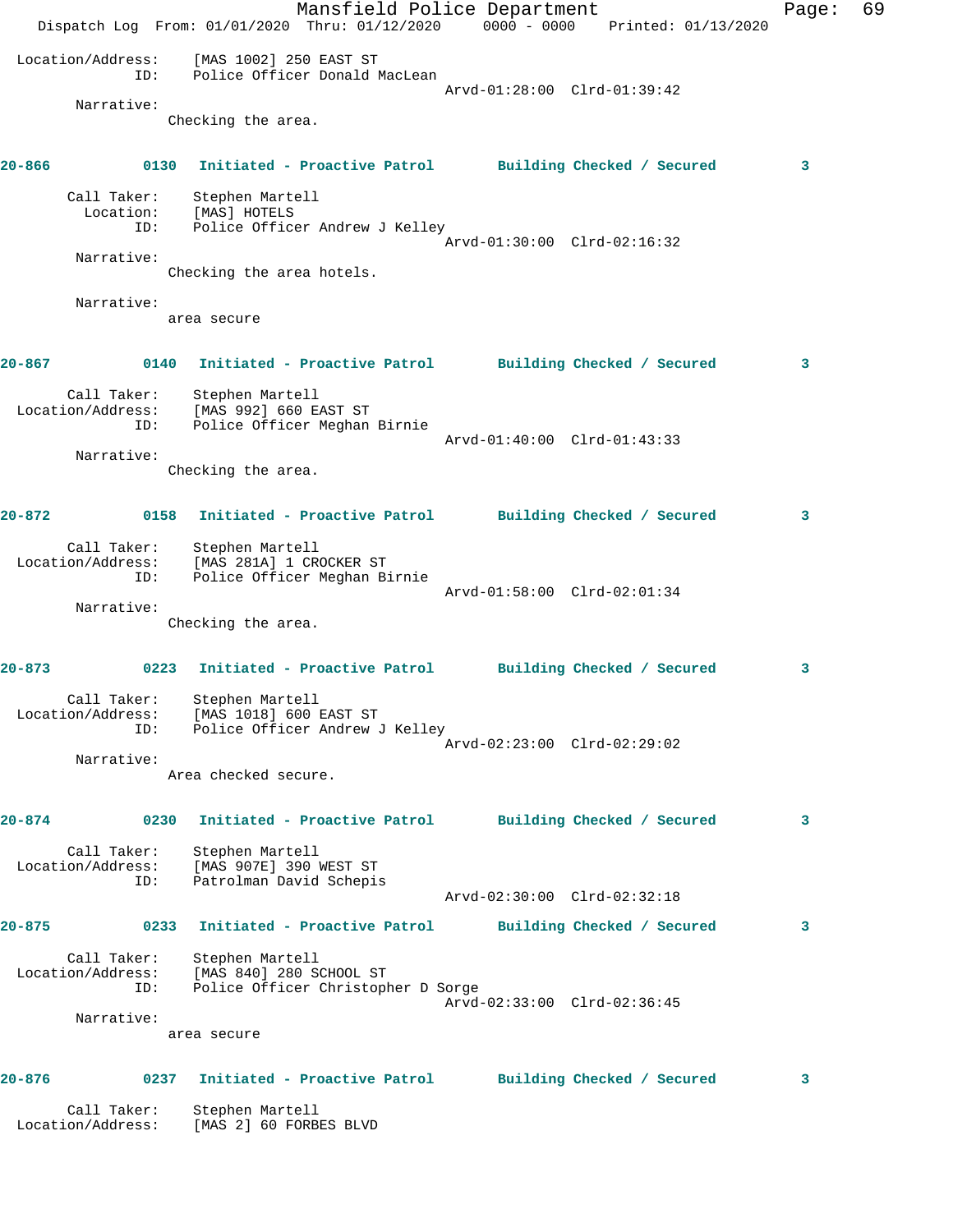Location/Address: [MAS 1002] 250 EAST ST
ID: Police Officer Donald MacLean
Arvd-01:28:00 Clrd-01:39:42

Narrative:
Checking the area.

**20-866 0130 Initiated - Proactive Patrol Building Checked / Secured 3**

Call Taker: Stephen Martell
Location: [MAS] HOTELS
ID: Police Officer Andrew J Kelley
Arvd-01:30:00 Clrd-02:16:32

Narrative:
Checking the area hotels.

Narrative:
area secure

**20-867 0140 Initiated - Proactive Patrol Building Checked / Secured 3**

Call Taker: Stephen Martell
Location/Address: [MAS 992] 660 EAST ST
ID: Police Officer Meghan Birnie
Arvd-01:40:00 Clrd-01:43:33

Narrative:
Checking the area.

**20-872 0158 Initiated - Proactive Patrol Building Checked / Secured 3**

Call Taker: Stephen Martell
Location/Address: [MAS 281A] 1 CROCKER ST
ID: Police Officer Meghan Birnie
Arvd-01:58:00 Clrd-02:01:34

Narrative:
Checking the area.

**20-873 0223 Initiated - Proactive Patrol Building Checked / Secured 3**

Call Taker: Stephen Martell
Location/Address: [MAS 1018] 600 EAST ST
ID: Police Officer Andrew J Kelley
Arvd-02:23:00 Clrd-02:29:02

Narrative:
Area checked secure.

**20-874 0230 Initiated - Proactive Patrol Building Checked / Secured 3**

Call Taker: Stephen Martell
Location/Address: [MAS 907E] 390 WEST ST
ID: Patrolman David Schepis
Arvd-02:30:00 Clrd-02:32:18

**20-875 0233 Initiated - Proactive Patrol Building Checked / Secured 3**

Call Taker: Stephen Martell
Location/Address: [MAS 840] 280 SCHOOL ST
ID: Police Officer Christopher D Sorge
Arvd-02:33:00 Clrd-02:36:45

Narrative:
area secure

**20-876 0237 Initiated - Proactive Patrol Building Checked / Secured 3**

Call Taker: Stephen Martell
Location/Address: [MAS 2] 60 FORBES BLVD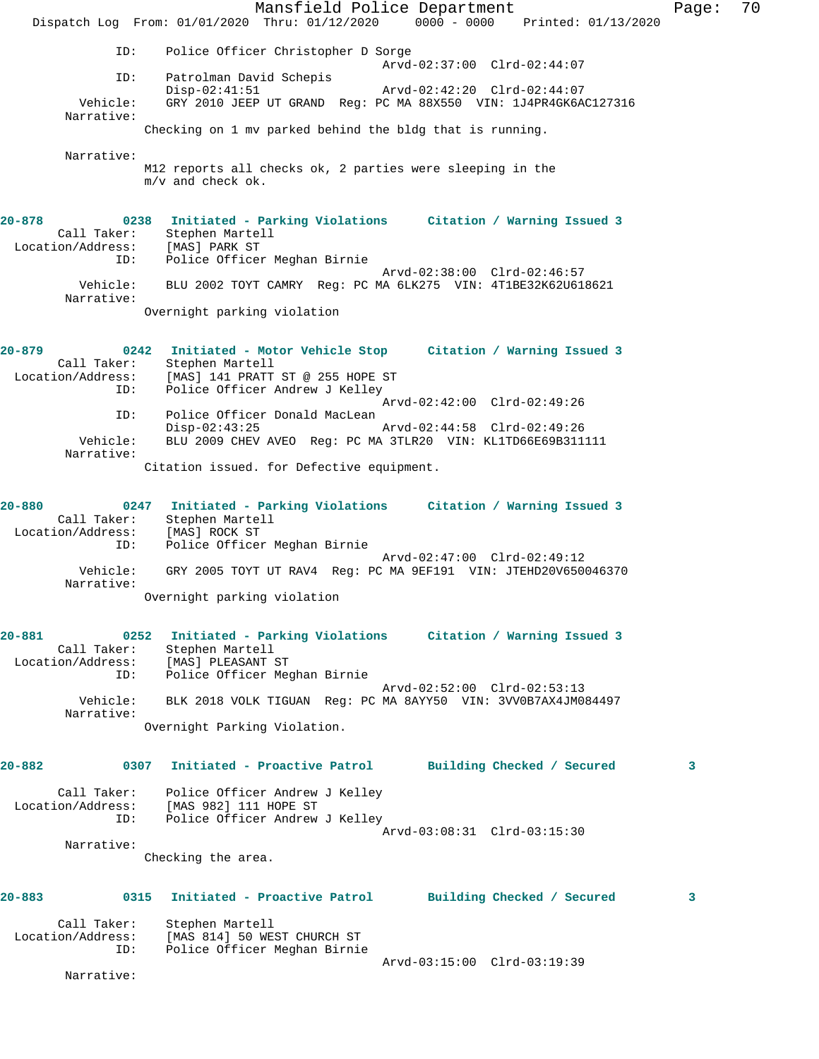```
            ID:    Police Officer Christopher D Sorge
                                              Arvd-02:37:00  Clrd-02:44:07
            ID:    Patrolman David Schepis
                   Disp-02:41:51              Arvd-02:42:20  Clrd-02:44:07
       Vehicle:    GRY 2010 JEEP UT GRAND  Reg: PC MA 88X550  VIN: 1J4PR4GK6AC127316
     Narrative:
                 Checking on 1 mv parked behind the bldg that is running.

     Narrative:
                 M12 reports all checks ok, 2 parties were sleeping in the
                 m/v and check ok.


20-878         0238   Initiated - Parking Violations     Citation / Warning Issued 3
      Call Taker:    Stephen Martell
  Location/Address:  [MAS] PARK ST
              ID:    Police Officer Meghan Birnie
                                              Arvd-02:38:00  Clrd-02:46:57
         Vehicle:    BLU 2002 TOYT CAMRY  Reg: PC MA 6LK275  VIN: 4T1BE32K62U618621
       Narrative:
                 Overnight parking violation


20-879         0242   Initiated - Motor Vehicle Stop     Citation / Warning Issued 3
      Call Taker:    Stephen Martell
  Location/Address:  [MAS] 141 PRATT ST @ 255 HOPE ST
              ID:    Police Officer Andrew J Kelley
                                              Arvd-02:42:00  Clrd-02:49:26
              ID:    Police Officer Donald MacLean
                     Disp-02:43:25            Arvd-02:44:58  Clrd-02:49:26
         Vehicle:    BLU 2009 CHEV AVEO  Reg: PC MA 3TLR20  VIN: KL1TD66E69B311111
       Narrative:
                 Citation issued. for Defective equipment.


20-880         0247   Initiated - Parking Violations     Citation / Warning Issued 3
      Call Taker:    Stephen Martell
  Location/Address:  [MAS] ROCK ST
              ID:    Police Officer Meghan Birnie
                                              Arvd-02:47:00  Clrd-02:49:12
         Vehicle:    GRY 2005 TOYT UT RAV4  Reg: PC MA 9EF191  VIN: JTEHD20V650046370
       Narrative:
                 Overnight parking violation


20-881         0252   Initiated - Parking Violations     Citation / Warning Issued 3
      Call Taker:    Stephen Martell
  Location/Address:  [MAS] PLEASANT ST
              ID:    Police Officer Meghan Birnie
                                              Arvd-02:52:00  Clrd-02:53:13
         Vehicle:    BLK 2018 VOLK TIGUAN  Reg: PC MA 8AYY50  VIN: 3VV0B7AX4JM084497
       Narrative:
                 Overnight Parking Violation.


20-882         0307   Initiated - Proactive Patrol       Building Checked / Secured        3

      Call Taker:    Police Officer Andrew J Kelley
  Location/Address:  [MAS 982] 111 HOPE ST
              ID:    Police Officer Andrew J Kelley
                                              Arvd-03:08:31  Clrd-03:15:30
       Narrative:
                 Checking the area.


20-883         0315   Initiated - Proactive Patrol       Building Checked / Secured        3

      Call Taker:    Stephen Martell
  Location/Address:  [MAS 814] 50 WEST CHURCH ST
              ID:    Police Officer Meghan Birnie
                                              Arvd-03:15:00  Clrd-03:19:39
       Narrative:
```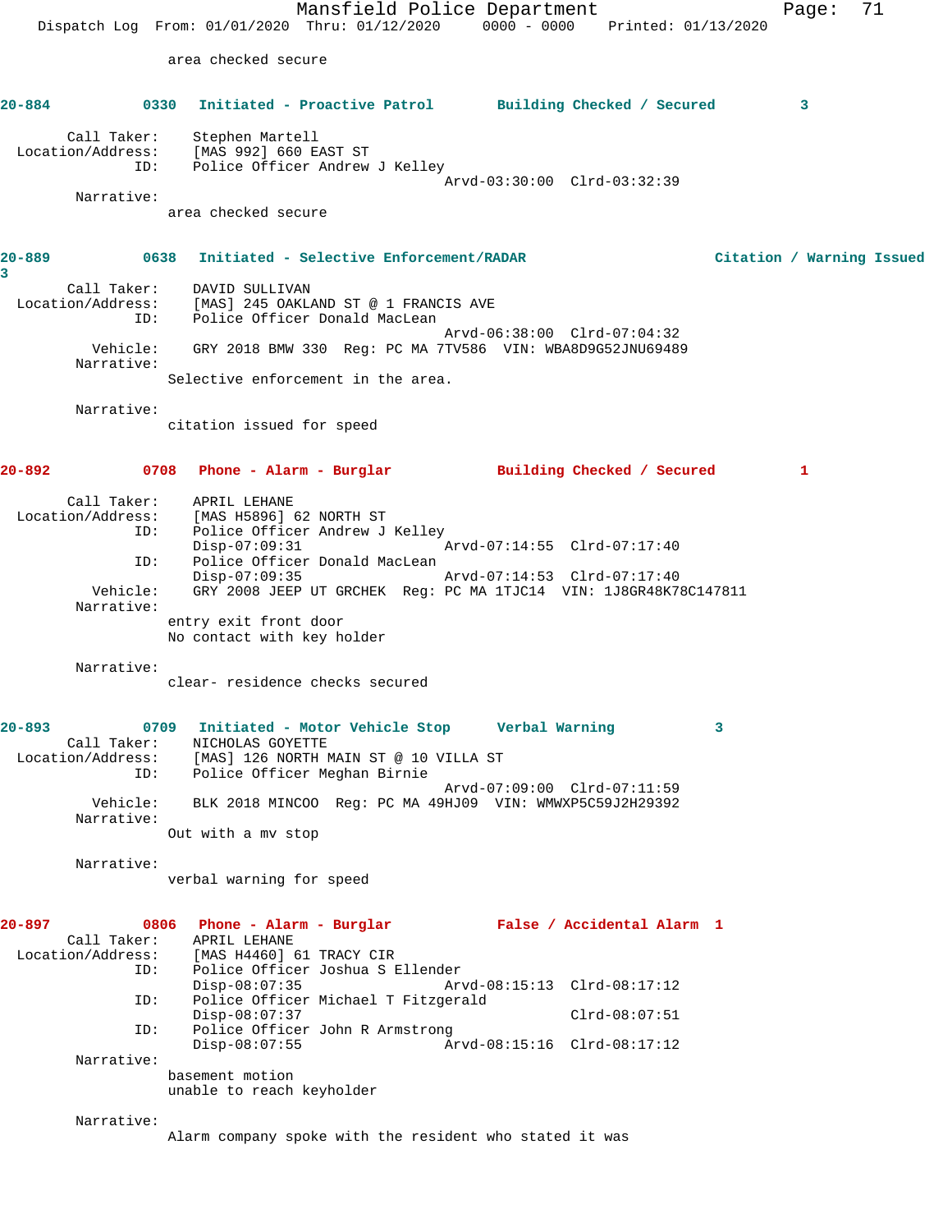area checked secure

**20-884** 0330 Initiated - Proactive Patrol Building Checked / Secured 3

```
       Call Taker:    Stephen Martell
 Location/Address:    [MAS 992] 660 EAST ST
               ID:    Police Officer Andrew J Kelley
                                          Arvd-03:30:00  Clrd-03:32:39
        Narrative:
                     area checked secure
```

**20-889** 0638 Initiated - Selective Enforcement/RADAR Citation / Warning Issued 3

```
       Call Taker:    DAVID SULLIVAN
 Location/Address:    [MAS] 245 OAKLAND ST @ 1 FRANCIS AVE
               ID:    Police Officer Donald MacLean
                                          Arvd-06:38:00  Clrd-07:04:32
          Vehicle:    GRY 2018 BMW 330  Reg: PC MA 7TV586  VIN: WBA8D9G52JNU69489
        Narrative:
                     Selective enforcement in the area.

        Narrative:
                     citation issued for speed
```

**20-892** 0708 Phone - Alarm - Burglar Building Checked / Secured 1

```
       Call Taker:    APRIL LEHANE
 Location/Address:    [MAS H5896] 62 NORTH ST
               ID:    Police Officer Andrew J Kelley
                      Disp-07:09:31               Arvd-07:14:55  Clrd-07:17:40
               ID:    Police Officer Donald MacLean
                      Disp-07:09:35               Arvd-07:14:53  Clrd-07:17:40
          Vehicle:    GRY 2008 JEEP UT GRCHEK  Reg: PC MA 1TJC14  VIN: 1J8GR48K78C147811
        Narrative:
                     entry exit front door
                     No contact with key holder

        Narrative:
                     clear- residence checks secured
```

**20-893** 0709 Initiated - Motor Vehicle Stop Verbal Warning 3

```
       Call Taker:    NICHOLAS GOYETTE
 Location/Address:    [MAS] 126 NORTH MAIN ST @ 10 VILLA ST
               ID:    Police Officer Meghan Birnie
                                          Arvd-07:09:00  Clrd-07:11:59
          Vehicle:    BLK 2018 MINCOO  Reg: PC MA 49HJ09  VIN: WMWXP5C59J2H29392
        Narrative:
                     Out with a mv stop

        Narrative:
                     verbal warning for speed
```

**20-897** 0806 Phone - Alarm - Burglar False / Accidental Alarm 1

```
       Call Taker:    APRIL LEHANE
 Location/Address:    [MAS H4460] 61 TRACY CIR
               ID:    Police Officer Joshua S Ellender
                      Disp-08:07:35               Arvd-08:15:13  Clrd-08:17:12
               ID:    Police Officer Michael T Fitzgerald
                      Disp-08:07:37                              Clrd-08:07:51
               ID:    Police Officer John R Armstrong
                      Disp-08:07:55               Arvd-08:15:16  Clrd-08:17:12
        Narrative:
                     basement motion
                     unable to reach keyholder

        Narrative:
                     Alarm company spoke with the resident who stated it was
```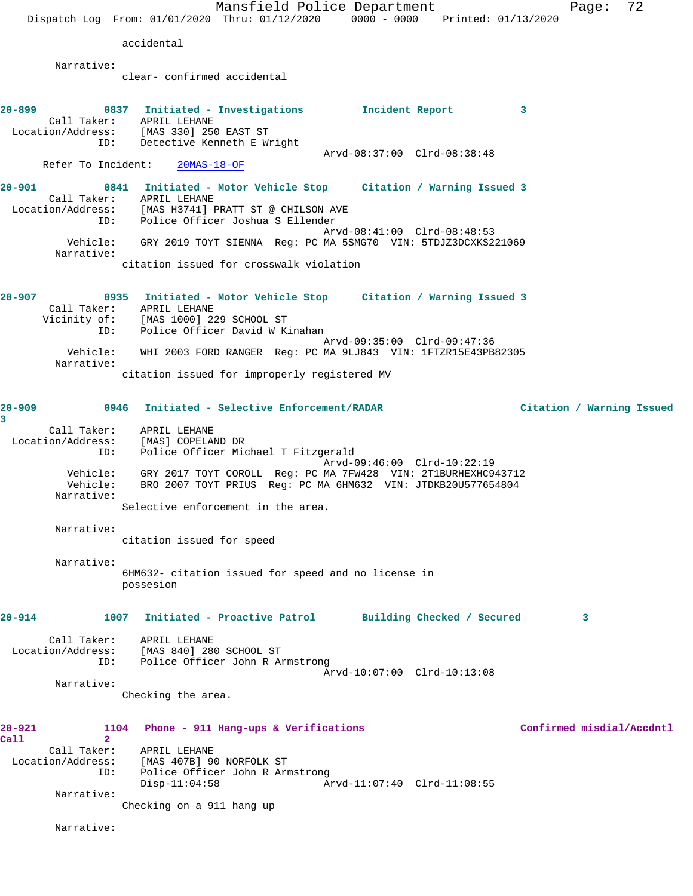accidental

Narrative:
clear- confirmed accidental

**20-899** 0837 **Initiated - Investigations** **Incident Report** 3
Call Taker: APRIL LEHANE
Location/Address: [MAS 330] 250 EAST ST
ID: Detective Kenneth E Wright
Arvd-08:37:00 Clrd-08:38:48
Refer To Incident: 20MAS-18-OF

**20-901** 0841 **Initiated - Motor Vehicle Stop** **Citation / Warning Issued** 3
Call Taker: APRIL LEHANE
Location/Address: [MAS H3741] PRATT ST @ CHILSON AVE
ID: Police Officer Joshua S Ellender
Arvd-08:41:00 Clrd-08:48:53
Vehicle: GRY 2019 TOYT SIENNA Reg: PC MA 5SMG70 VIN: 5TDJZ3DCXKS221069
Narrative:
citation issued for crosswalk violation

**20-907** 0935 **Initiated - Motor Vehicle Stop** **Citation / Warning Issued** 3
Call Taker: APRIL LEHANE
Vicinity of: [MAS 1000] 229 SCHOOL ST
ID: Police Officer David W Kinahan
Arvd-09:35:00 Clrd-09:47:36
Vehicle: WHI 2003 FORD RANGER Reg: PC MA 9LJ843 VIN: 1FTZR15E43PB82305
Narrative:
citation issued for improperly registered MV

**20-909** 0946 **Initiated - Selective Enforcement/RADAR** **Citation / Warning Issued** 3
Call Taker: APRIL LEHANE
Location/Address: [MAS] COPELAND DR
ID: Police Officer Michael T Fitzgerald
Arvd-09:46:00 Clrd-10:22:19
Vehicle: GRY 2017 TOYT COROLL Reg: PC MA 7FW428 VIN: 2T1BURHEXHC943712
Vehicle: BRO 2007 TOYT PRIUS Reg: PC MA 6HM632 VIN: JTDKB20U577654804
Narrative:
Selective enforcement in the area.

Narrative:
citation issued for speed

Narrative:
6HM632- citation issued for speed and no license in possesion

**20-914** 1007 **Initiated - Proactive Patrol** **Building Checked / Secured** 3
Call Taker: APRIL LEHANE
Location/Address: [MAS 840] 280 SCHOOL ST
ID: Police Officer John R Armstrong
Arvd-10:07:00 Clrd-10:13:08
Narrative:
Checking the area.

**20-921** 1104 **Phone - 911 Hang-ups & Verifications** **Confirmed misdial/Accdntl Call** 2
Call Taker: APRIL LEHANE
Location/Address: [MAS 407B] 90 NORFOLK ST
ID: Police Officer John R Armstrong
Disp-11:04:58 Arvd-11:07:40 Clrd-11:08:55
Narrative:
Checking on a 911 hang up

Narrative: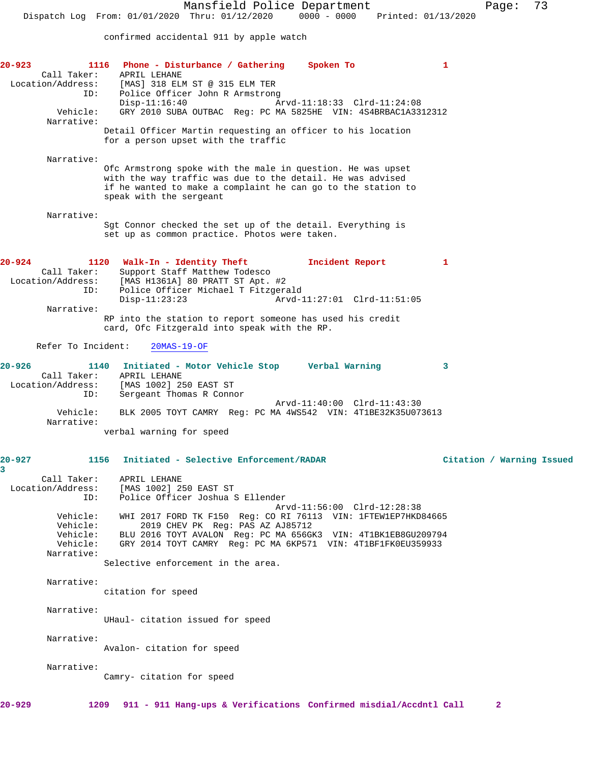confirmed accidental 911 by apple watch

**20-923 1116 Phone - Disturbance / Gathering Spoken To 1**

Call Taker: APRIL LEHANE
Location/Address: [MAS] 318 ELM ST @ 315 ELM TER
ID: Police Officer John R Armstrong
Disp-11:16:40 Arvd-11:18:33 Clrd-11:24:08
Vehicle: GRY 2010 SUBA OUTBAC Reg: PC MA 5825HE VIN: 4S4BRBAC1A3312312
Narrative:
Detail Officer Martin requesting an officer to his location for a person upset with the traffic

Narrative:
Ofc Armstrong spoke with the male in question. He was upset with the way traffic was due to the detail. He was advised if he wanted to make a complaint he can go to the station to speak with the sergeant

Narrative:
Sgt Connor checked the set up of the detail. Everything is set up as common practice. Photos were taken.

**20-924 1120 Walk-In - Identity Theft Incident Report 1**

Call Taker: Support Staff Matthew Todesco
Location/Address: [MAS H1361A] 80 PRATT ST Apt. #2
ID: Police Officer Michael T Fitzgerald
Disp-11:23:23 Arvd-11:27:01 Clrd-11:51:05
Narrative:
RP into the station to report someone has used his credit card, Ofc Fitzgerald into speak with the RP.

Refer To Incident: 20MAS-19-OF

**20-926 1140 Initiated - Motor Vehicle Stop Verbal Warning 3**

Call Taker: APRIL LEHANE
Location/Address: [MAS 1002] 250 EAST ST
ID: Sergeant Thomas R Connor
Arvd-11:40:00 Clrd-11:43:30
Vehicle: BLK 2005 TOYT CAMRY Reg: PC MA 4WS542 VIN: 4T1BE32K35U073613
Narrative:
verbal warning for speed

**20-927 1156 Initiated - Selective Enforcement/RADAR Citation / Warning Issued 3**

Call Taker: APRIL LEHANE
Location/Address: [MAS 1002] 250 EAST ST
ID: Police Officer Joshua S Ellender
Arvd-11:56:00 Clrd-12:28:38
Vehicle: WHI 2017 FORD TK F150 Reg: CO RI 76113 VIN: 1FTEW1EP7HKD84665
Vehicle: 2019 CHEV PK Reg: PAS AZ AJ85712
Vehicle: BLU 2016 TOYT AVALON Reg: PC MA 656GK3 VIN: 4T1BK1EB8GU209794
Vehicle: GRY 2014 TOYT CAMRY Reg: PC MA 6KP571 VIN: 4T1BF1FK0EU359933
Narrative:
Selective enforcement in the area.

Narrative:
citation for speed

Narrative:
UHaul- citation issued for speed

Narrative:
Avalon- citation for speed

Narrative:
Camry- citation for speed

**20-929 1209 911 - 911 Hang-ups & Verifications Confirmed misdial/Accdntl Call 2**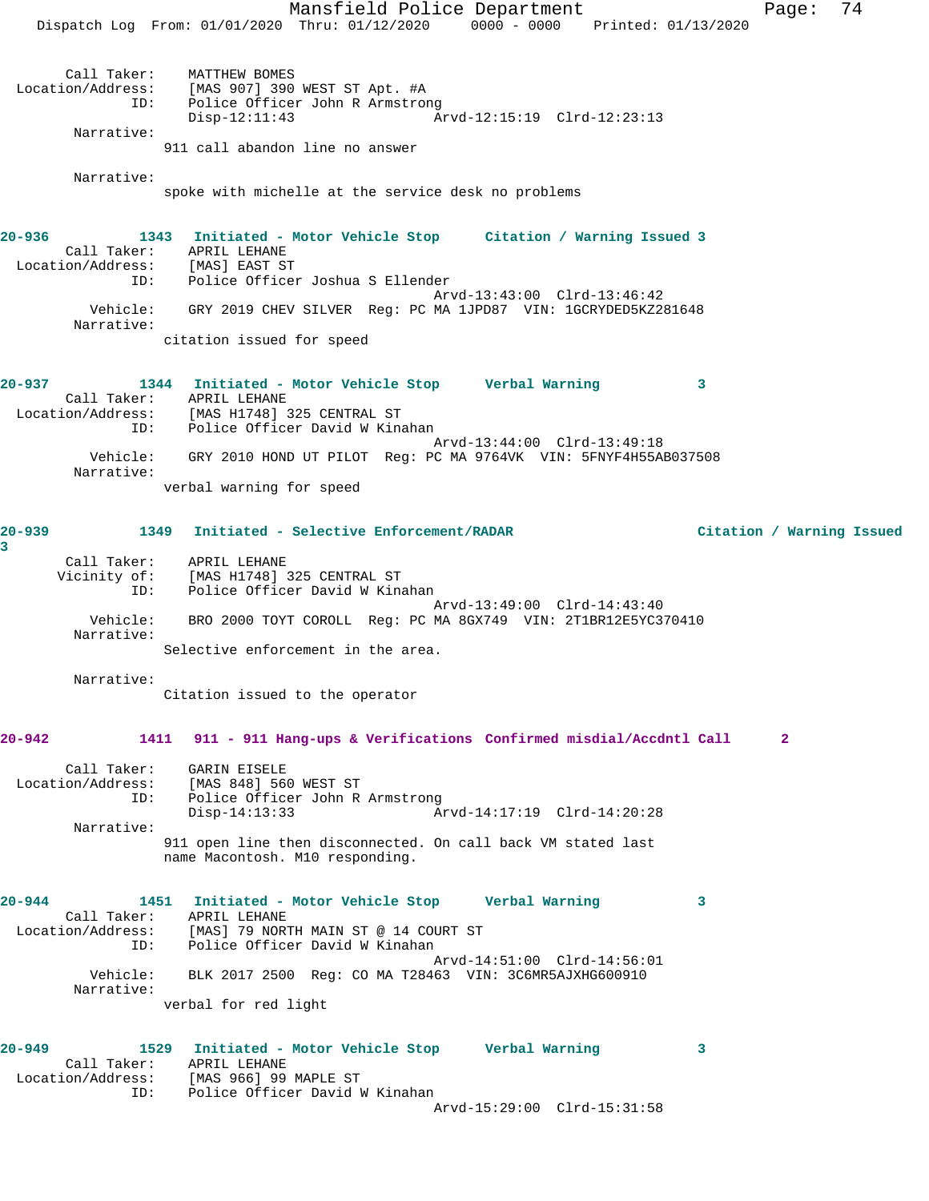Call Taker: MATTHEW BOMES
Location/Address: [MAS 907] 390 WEST ST Apt. #A
ID: Police Officer John R Armstrong
Disp-12:11:43 Arvd-12:15:19 Clrd-12:23:13

Narrative:
911 call abandon line no answer

Narrative:
spoke with michelle at the service desk no problems

**20-936 1343 Initiated - Motor Vehicle Stop Citation / Warning Issued 3**

Call Taker: APRIL LEHANE
Location/Address: [MAS] EAST ST
ID: Police Officer Joshua S Ellender
Arvd-13:43:00 Clrd-13:46:42
Vehicle: GRY 2019 CHEV SILVER Reg: PC MA 1JPD87 VIN: 1GCRYDED5KZ281648

Narrative:
citation issued for speed

**20-937 1344 Initiated - Motor Vehicle Stop Verbal Warning 3**

Call Taker: APRIL LEHANE
Location/Address: [MAS H1748] 325 CENTRAL ST
ID: Police Officer David W Kinahan
Arvd-13:44:00 Clrd-13:49:18
Vehicle: GRY 2010 HOND UT PILOT Reg: PC MA 9764VK VIN: 5FNYF4H55AB037508

Narrative:
verbal warning for speed

**20-939 1349 Initiated - Selective Enforcement/RADAR Citation / Warning Issued 3**

Call Taker: APRIL LEHANE
Vicinity of: [MAS H1748] 325 CENTRAL ST
ID: Police Officer David W Kinahan
Arvd-13:49:00 Clrd-14:43:40
Vehicle: BRO 2000 TOYT COROLL Reg: PC MA 8GX749 VIN: 2T1BR12E5YC370410

Narrative:
Selective enforcement in the area.

Narrative:
Citation issued to the operator

**20-942 1411 911 - 911 Hang-ups & Verifications Confirmed misdial/Accdntl Call 2**

Call Taker: GARIN EISELE
Location/Address: [MAS 848] 560 WEST ST
ID: Police Officer John R Armstrong
Disp-14:13:33 Arvd-14:17:19 Clrd-14:20:28

Narrative:
911 open line then disconnected. On call back VM stated last name Macontosh. M10 responding.

**20-944 1451 Initiated - Motor Vehicle Stop Verbal Warning 3**

Call Taker: APRIL LEHANE
Location/Address: [MAS] 79 NORTH MAIN ST @ 14 COURT ST
ID: Police Officer David W Kinahan
Arvd-14:51:00 Clrd-14:56:01
Vehicle: BLK 2017 2500 Reg: CO MA T28463 VIN: 3C6MR5AJXHG600910

Narrative:
verbal for red light

**20-949 1529 Initiated - Motor Vehicle Stop Verbal Warning 3**

Call Taker: APRIL LEHANE
Location/Address: [MAS 966] 99 MAPLE ST
ID: Police Officer David W Kinahan
Arvd-15:29:00 Clrd-15:31:58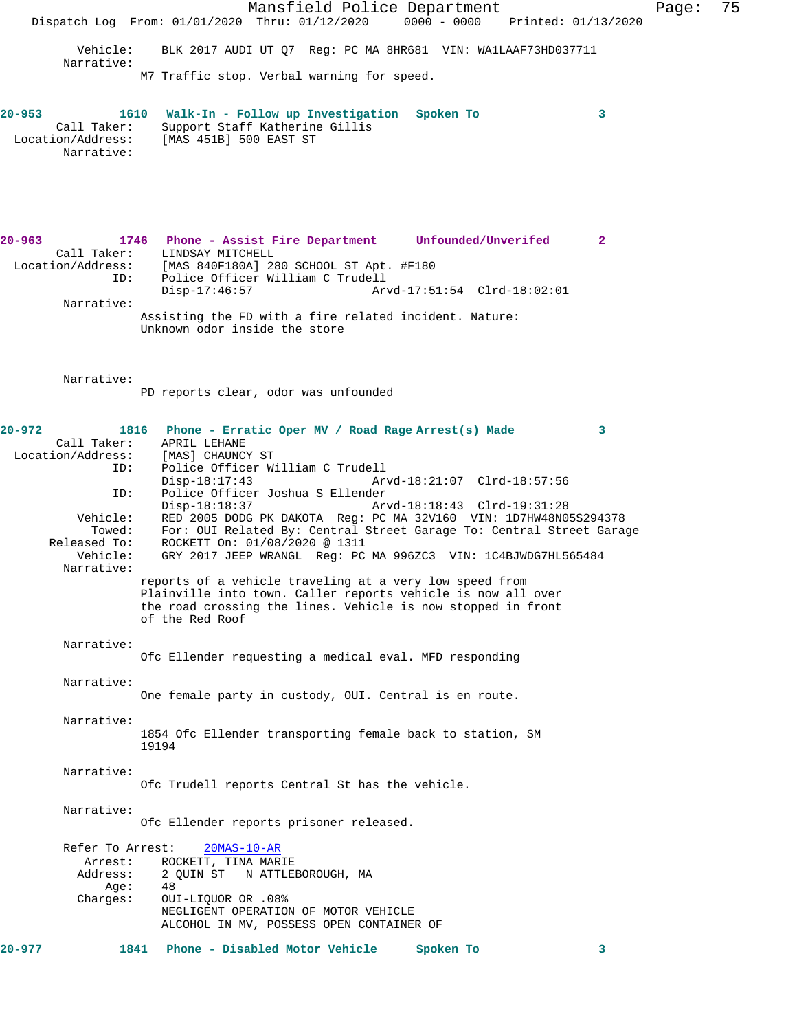Vehicle: BLK 2017 AUDI UT Q7 Reg: PC MA 8HR681 VIN: WA1LAAF73HD037711
Narrative:
M7 Traffic stop. Verbal warning for speed.

**20-953 1610 Walk-In - Follow up Investigation Spoken To 3**

Call Taker: Support Staff Katherine Gillis
Location/Address: [MAS 451B] 500 EAST ST
Narrative:

**20-963 1746 Phone - Assist Fire Department Unfounded/Unverifed 2**

Call Taker: LINDSAY MITCHELL
Location/Address: [MAS 840F180A] 280 SCHOOL ST Apt. #F180
ID: Police Officer William C Trudell
Disp-17:46:57 Arvd-17:51:54 Clrd-18:02:01
Narrative:
Assisting the FD with a fire related incident. Nature: Unknown odor inside the store

Narrative:
PD reports clear, odor was unfounded

**20-972 1816 Phone - Erratic Oper MV / Road Rage Arrest(s) Made 3**

Call Taker: APRIL LEHANE
Location/Address: [MAS] CHAUNCY ST
ID: Police Officer William C Trudell
Disp-18:17:43 Arvd-18:21:07 Clrd-18:57:56
ID: Police Officer Joshua S Ellender
Disp-18:18:37 Arvd-18:18:43 Clrd-19:31:28
Vehicle: RED 2005 DODG PK DAKOTA Reg: PC MA 32V160 VIN: 1D7HW48N05S294378
Towed: For: OUI Related By: Central Street Garage To: Central Street Garage
Released To: ROCKETT On: 01/08/2020 @ 1311
Vehicle: GRY 2017 JEEP WRANGL Reg: PC MA 996ZC3 VIN: 1C4BJWDG7HL565484
Narrative:
reports of a vehicle traveling at a very low speed from Plainville into town. Caller reports vehicle is now all over the road crossing the lines. Vehicle is now stopped in front of the Red Roof

Narrative:
Ofc Ellender requesting a medical eval. MFD responding

Narrative:
One female party in custody, OUI. Central is en route.

Narrative:
1854 Ofc Ellender transporting female back to station, SM 19194

Narrative:
Ofc Trudell reports Central St has the vehicle.

Narrative:
Ofc Ellender reports prisoner released.

Refer To Arrest: 20MAS-10-AR
Arrest: ROCKETT, TINA MARIE
Address: 2 QUIN ST N ATTLEBOROUGH, MA
Age: 48
Charges: OUI-LIQUOR OR .08%
NEGLIGENT OPERATION OF MOTOR VEHICLE
ALCOHOL IN MV, POSSESS OPEN CONTAINER OF

**20-977 1841 Phone - Disabled Motor Vehicle Spoken To 3**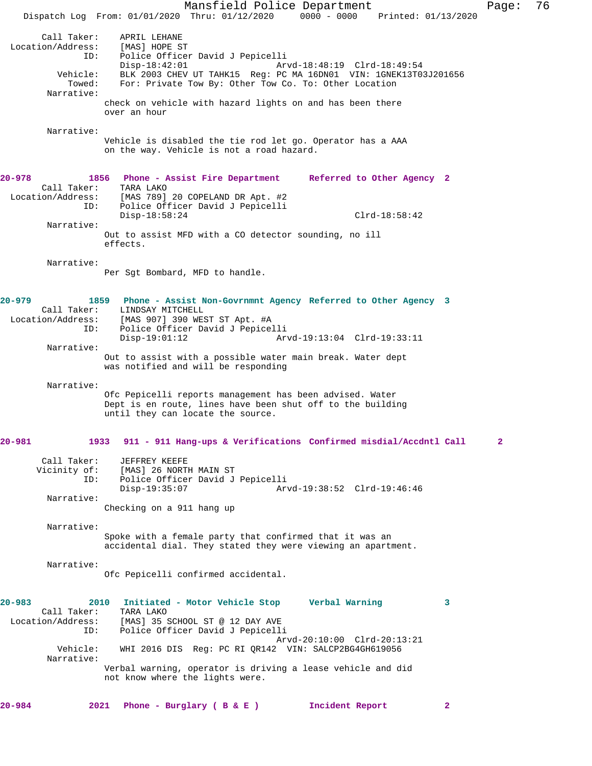```
        Call Taker:    APRIL LEHANE
  Location/Address:    [MAS] HOPE ST
                ID:    Police Officer David J Pepicelli
                       Disp-18:42:01                 Arvd-18:48:19  Clrd-18:49:54
           Vehicle:    BLK 2003 CHEV UT TAHK15  Reg: PC MA 16DN01  VIN: 1GNEK13T03J201656
             Towed:    For: Private Tow By: Other Tow Co. To: Other Location
         Narrative:
                    check on vehicle with hazard lights on and has been there
                    over an hour

         Narrative:
                    Vehicle is disabled the tie rod let go. Operator has a AAA
                    on the way. Vehicle is not a road hazard.


20-978          1856   Phone - Assist Fire Department      Referred to Other Agency  2
        Call Taker:    TARA LAKO
  Location/Address:    [MAS 789] 20 COPELAND DR Apt. #2
                ID:    Police Officer David J Pepicelli
                       Disp-18:58:24                                Clrd-18:58:42
         Narrative:
                    Out to assist MFD with a CO detector sounding, no ill
                    effects.

         Narrative:
                    Per Sgt Bombard, MFD to handle.


20-979          1859   Phone - Assist Non-Govrnmnt Agency  Referred to Other Agency  3
        Call Taker:    LINDSAY MITCHELL
  Location/Address:    [MAS 907] 390 WEST ST Apt. #A
                ID:    Police Officer David J Pepicelli
                       Disp-19:01:12                 Arvd-19:13:04  Clrd-19:33:11
         Narrative:
                    Out to assist with a possible water main break. Water dept
                    was notified and will be responding

         Narrative:
                    Ofc Pepicelli reports management has been advised. Water
                    Dept is en route, lines have been shut off to the building
                    until they can locate the source.


20-981          1933   911 - 911 Hang-ups & Verifications  Confirmed misdial/Accdntl Call      2

        Call Taker:    JEFFREY KEEFE
       Vicinity of:    [MAS] 26 NORTH MAIN ST
                ID:    Police Officer David J Pepicelli
                       Disp-19:35:07                 Arvd-19:38:52  Clrd-19:46:46
         Narrative:
                    Checking on a 911 hang up

         Narrative:
                    Spoke with a female party that confirmed that it was an
                    accidental dial. They stated they were viewing an apartment.

         Narrative:
                    Ofc Pepicelli confirmed accidental.


20-983          2010   Initiated - Motor Vehicle Stop      Verbal Warning           3
        Call Taker:    TARA LAKO
  Location/Address:    [MAS] 35 SCHOOL ST @ 12 DAY AVE
                ID:    Police Officer David J Pepicelli
                                                     Arvd-20:10:00  Clrd-20:13:21
           Vehicle:    WHI 2016 DIS  Reg: PC RI QR142  VIN: SALCP2BG4GH619056
         Narrative:
                    Verbal warning, operator is driving a lease vehicle and did
                    not know where the lights were.


20-984          2021   Phone - Burglary ( B & E )          Incident Report          2
```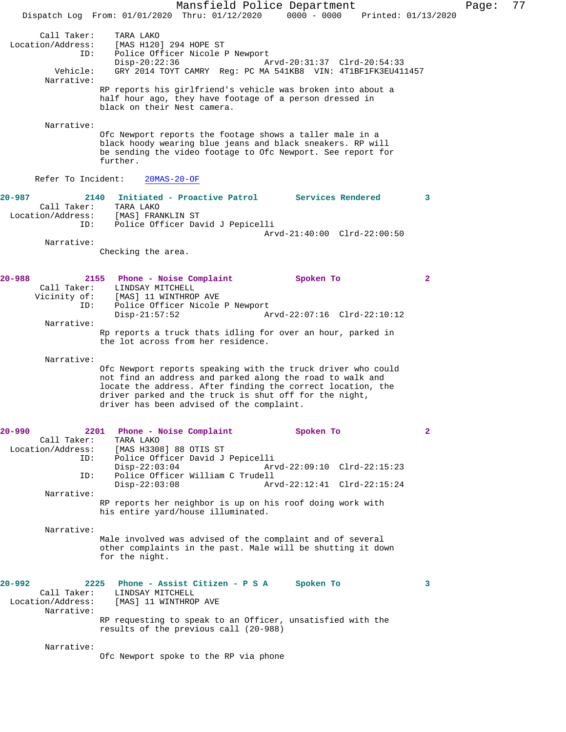Call Taker: TARA LAKO
Location/Address: [MAS H120] 294 HOPE ST
ID: Police Officer Nicole P Newport
Disp-20:22:36 Arvd-20:31:37 Clrd-20:54:33
Vehicle: GRY 2014 TOYT CAMRY Reg: PC MA 541KB8 VIN: 4T1BF1FK3EU411457
Narrative:
RP reports his girlfriend's vehicle was broken into about a half hour ago, they have footage of a person dressed in black on their Nest camera.

Narrative:
Ofc Newport reports the footage shows a taller male in a black hoody wearing blue jeans and black sneakers. RP will be sending the video footage to Ofc Newport. See report for further.

Refer To Incident: 20MAS-20-OF

**20-987 2140 Initiated - Proactive Patrol Services Rendered 3**
Call Taker: TARA LAKO
Location/Address: [MAS] FRANKLIN ST
ID: Police Officer David J Pepicelli
Arvd-21:40:00 Clrd-22:00:50
Narrative:
Checking the area.

**20-988 2155 Phone - Noise Complaint Spoken To 2**
Call Taker: LINDSAY MITCHELL
Vicinity of: [MAS] 11 WINTHROP AVE
ID: Police Officer Nicole P Newport
Disp-21:57:52 Arvd-22:07:16 Clrd-22:10:12
Narrative:
Rp reports a truck thats idling for over an hour, parked in the lot across from her residence.

Narrative:
Ofc Newport reports speaking with the truck driver who could not find an address and parked along the road to walk and locate the address. After finding the correct location, the driver parked and the truck is shut off for the night, driver has been advised of the complaint.

**20-990 2201 Phone - Noise Complaint Spoken To 2**
Call Taker: TARA LAKO
Location/Address: [MAS H3308] 88 OTIS ST
ID: Police Officer David J Pepicelli
Disp-22:03:04 Arvd-22:09:10 Clrd-22:15:23
ID: Police Officer William C Trudell
Disp-22:03:08 Arvd-22:12:41 Clrd-22:15:24
Narrative:
RP reports her neighbor is up on his roof doing work with his entire yard/house illuminated.

Narrative:
Male involved was advised of the complaint and of several other complaints in the past. Male will be shutting it down for the night.

**20-992 2225 Phone - Assist Citizen - P S A Spoken To 3**
Call Taker: LINDSAY MITCHELL
Location/Address: [MAS] 11 WINTHROP AVE
Narrative:
RP requesting to speak to an Officer, unsatisfied with the results of the previous call (20-988)

Narrative:
Ofc Newport spoke to the RP via phone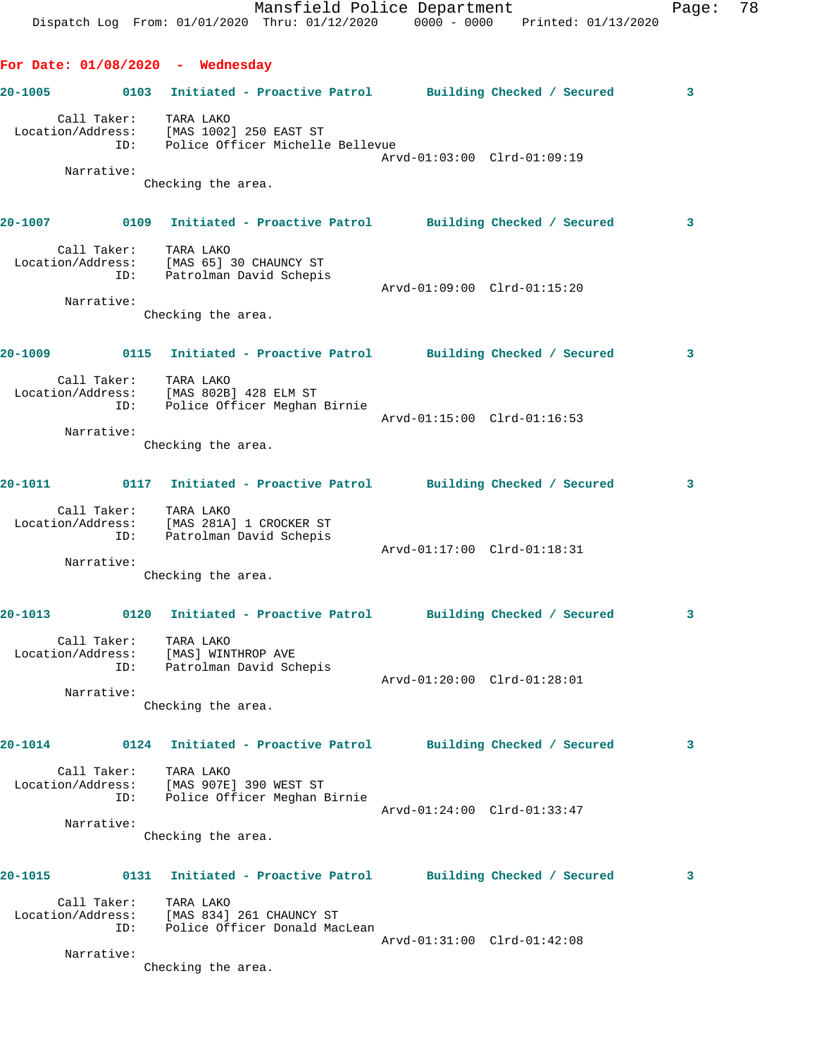**For Date: 01/08/2020 - Wednesday**

**20-1005** 0103 Initiated - Proactive Patrol Building Checked / Secured 3

Call Taker: TARA LAKO
Location/Address: [MAS 1002] 250 EAST ST
ID: Police Officer Michelle Bellevue
Arvd-01:03:00 Clrd-01:09:19
Narrative:
Checking the area.

**20-1007** 0109 Initiated - Proactive Patrol Building Checked / Secured 3

Call Taker: TARA LAKO
Location/Address: [MAS 65] 30 CHAUNCY ST
ID: Patrolman David Schepis
Arvd-01:09:00 Clrd-01:15:20
Narrative:
Checking the area.

**20-1009** 0115 Initiated - Proactive Patrol Building Checked / Secured 3

Call Taker: TARA LAKO
Location/Address: [MAS 802B] 428 ELM ST
ID: Police Officer Meghan Birnie
Arvd-01:15:00 Clrd-01:16:53
Narrative:
Checking the area.

**20-1011** 0117 Initiated - Proactive Patrol Building Checked / Secured 3

Call Taker: TARA LAKO
Location/Address: [MAS 281A] 1 CROCKER ST
ID: Patrolman David Schepis
Arvd-01:17:00 Clrd-01:18:31
Narrative:
Checking the area.

**20-1013** 0120 Initiated - Proactive Patrol Building Checked / Secured 3

Call Taker: TARA LAKO
Location/Address: [MAS] WINTHROP AVE
ID: Patrolman David Schepis
Arvd-01:20:00 Clrd-01:28:01
Narrative:
Checking the area.

**20-1014** 0124 Initiated - Proactive Patrol Building Checked / Secured 3

Call Taker: TARA LAKO
Location/Address: [MAS 907E] 390 WEST ST
ID: Police Officer Meghan Birnie
Arvd-01:24:00 Clrd-01:33:47
Narrative:
Checking the area.

**20-1015** 0131 Initiated - Proactive Patrol Building Checked / Secured 3

Call Taker: TARA LAKO
Location/Address: [MAS 834] 261 CHAUNCY ST
ID: Police Officer Donald MacLean
Arvd-01:31:00 Clrd-01:42:08
Narrative:
Checking the area.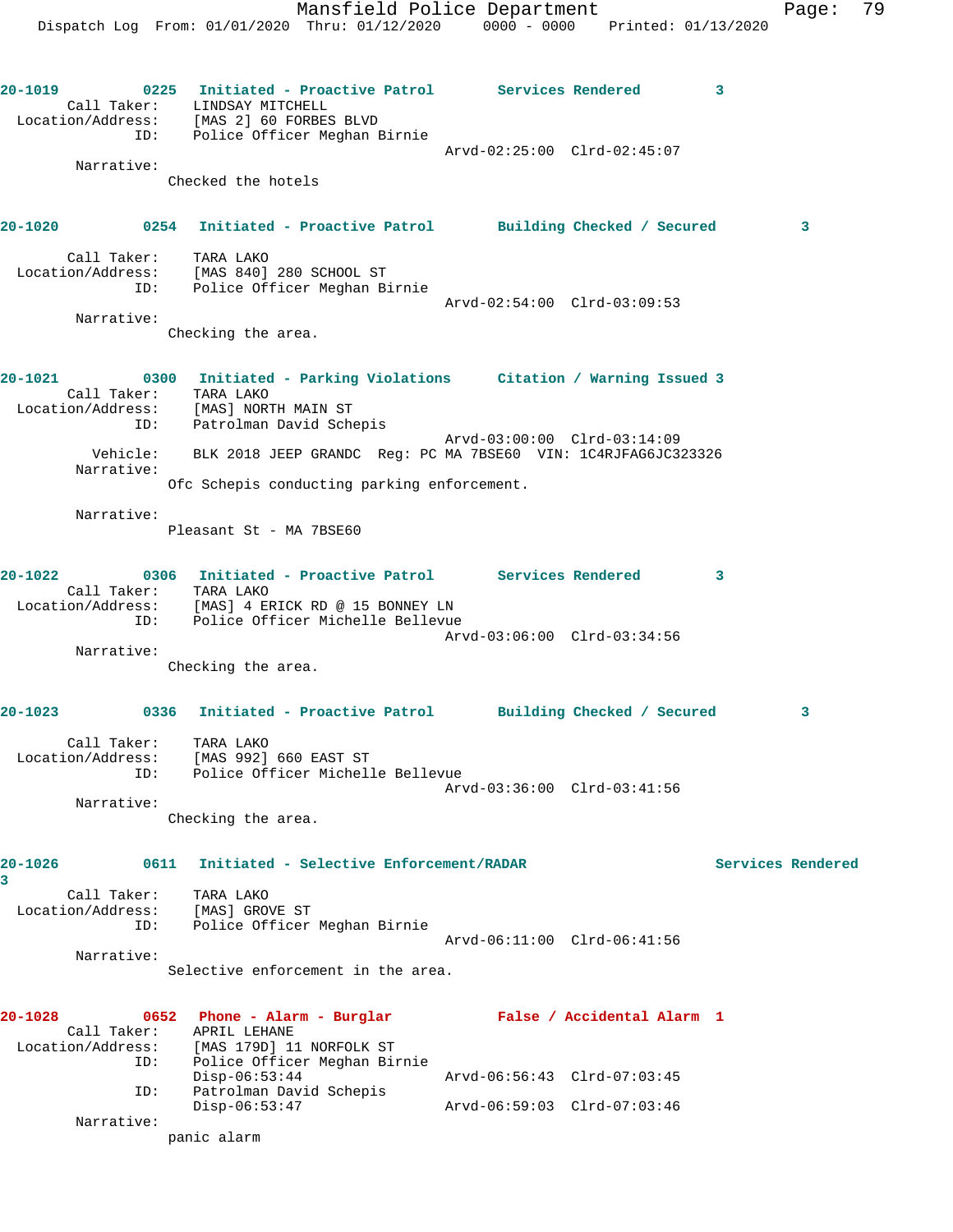**20-1019** 0225 **Initiated - Proactive Patrol** **Services Rendered** 3

Call Taker: LINDSAY MITCHELL
Location/Address: [MAS 2] 60 FORBES BLVD
ID: Police Officer Meghan Birnie
Arvd-02:25:00 Clrd-02:45:07

Narrative:
Checked the hotels

**20-1020** 0254 **Initiated - Proactive Patrol** **Building Checked / Secured** 3

Call Taker: TARA LAKO
Location/Address: [MAS 840] 280 SCHOOL ST
ID: Police Officer Meghan Birnie
Arvd-02:54:00 Clrd-03:09:53

Narrative:
Checking the area.

**20-1021** 0300 **Initiated - Parking Violations** **Citation / Warning Issued** 3

Call Taker: TARA LAKO
Location/Address: [MAS] NORTH MAIN ST
ID: Patrolman David Schepis
Arvd-03:00:00 Clrd-03:14:09
Vehicle: BLK 2018 JEEP GRANDC Reg: PC MA 7BSE60 VIN: 1C4RJFAG6JC323326

Narrative:
Ofc Schepis conducting parking enforcement.

Narrative:
Pleasant St - MA 7BSE60

**20-1022** 0306 **Initiated - Proactive Patrol** **Services Rendered** 3

Call Taker: TARA LAKO
Location/Address: [MAS] 4 ERICK RD @ 15 BONNEY LN
ID: Police Officer Michelle Bellevue
Arvd-03:06:00 Clrd-03:34:56

Narrative:
Checking the area.

**20-1023** 0336 **Initiated - Proactive Patrol** **Building Checked / Secured** 3

Call Taker: TARA LAKO
Location/Address: [MAS 992] 660 EAST ST
ID: Police Officer Michelle Bellevue
Arvd-03:36:00 Clrd-03:41:56

Narrative:
Checking the area.

**20-1026** 0611 **Initiated - Selective Enforcement/RADAR** **Services Rendered** 3

Call Taker: TARA LAKO
Location/Address: [MAS] GROVE ST
ID: Police Officer Meghan Birnie
Arvd-06:11:00 Clrd-06:41:56

Narrative:
Selective enforcement in the area.

**20-1028** 0652 **Phone - Alarm - Burglar** **False / Accidental Alarm** 1

Call Taker: APRIL LEHANE
Location/Address: [MAS 179D] 11 NORFOLK ST
ID: Police Officer Meghan Birnie
Disp-06:53:44 Arvd-06:56:43 Clrd-07:03:45
ID: Patrolman David Schepis
Disp-06:53:47 Arvd-06:59:03 Clrd-07:03:46

Narrative:
panic alarm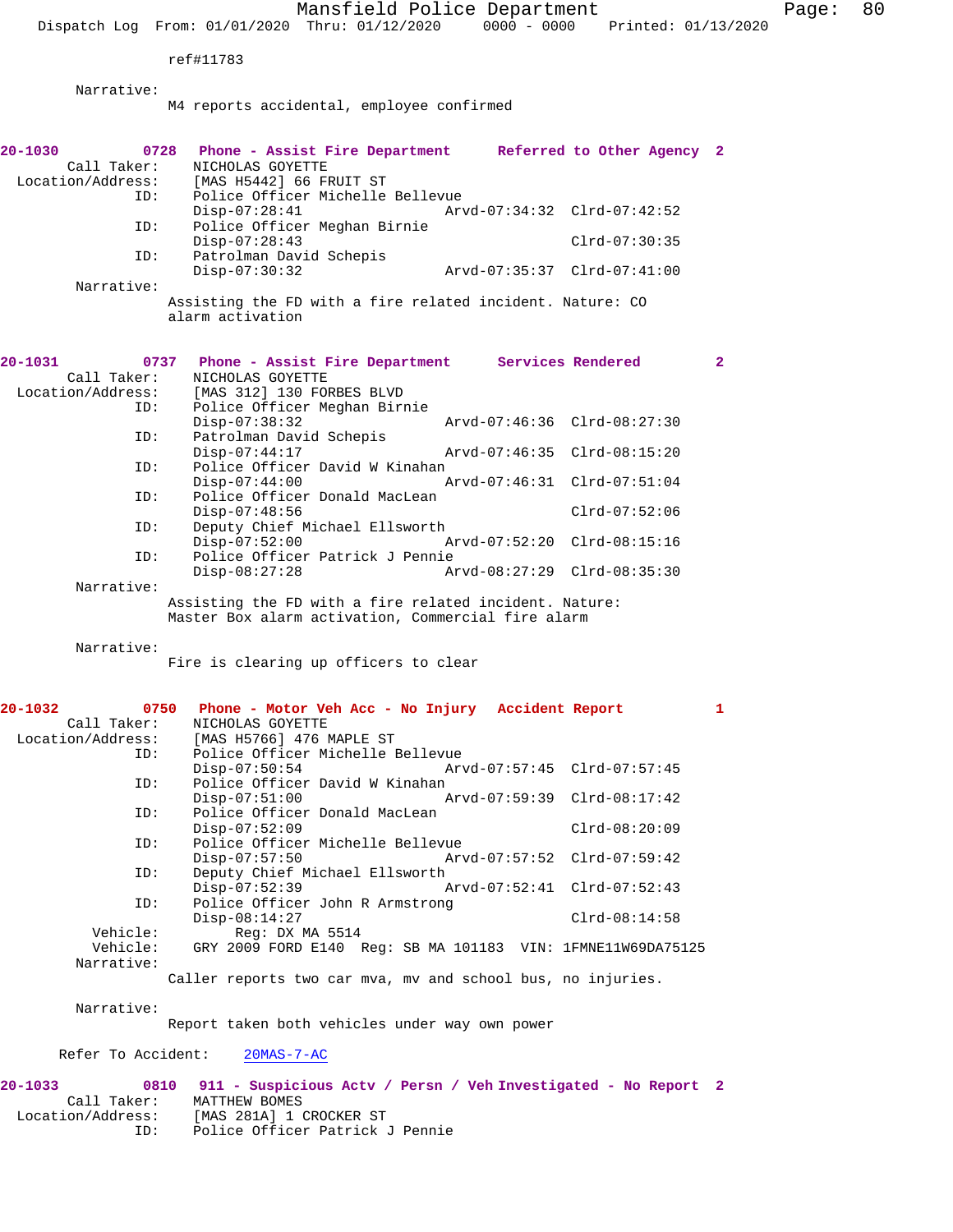ref#11783

Narrative:
M4 reports accidental, employee confirmed

**20-1030 0728 Phone - Assist Fire Department Referred to Other Agency 2**

Call Taker: NICHOLAS GOYETTE
Location/Address: [MAS H5442] 66 FRUIT ST
ID: Police Officer Michelle Bellevue
Disp-07:28:41 Arvd-07:34:32 Clrd-07:42:52
ID: Police Officer Meghan Birnie
Disp-07:28:43 Clrd-07:30:35
ID: Patrolman David Schepis
Disp-07:30:32 Arvd-07:35:37 Clrd-07:41:00

Narrative:
Assisting the FD with a fire related incident. Nature: CO alarm activation

**20-1031 0737 Phone - Assist Fire Department Services Rendered 2**

Call Taker: NICHOLAS GOYETTE
Location/Address: [MAS 312] 130 FORBES BLVD
ID: Police Officer Meghan Birnie
Disp-07:38:32 Arvd-07:46:36 Clrd-08:27:30
ID: Patrolman David Schepis
Disp-07:44:17 Arvd-07:46:35 Clrd-08:15:20
ID: Police Officer David W Kinahan
Disp-07:44:00 Arvd-07:46:31 Clrd-07:51:04
ID: Police Officer Donald MacLean
Disp-07:48:56 Clrd-07:52:06
ID: Deputy Chief Michael Ellsworth
Disp-07:52:00 Arvd-07:52:20 Clrd-08:15:16
ID: Police Officer Patrick J Pennie
Disp-08:27:28 Arvd-08:27:29 Clrd-08:35:30

Narrative:
Assisting the FD with a fire related incident. Nature: Master Box alarm activation, Commercial fire alarm

Narrative:
Fire is clearing up officers to clear

**20-1032 0750 Phone - Motor Veh Acc - No Injury Accident Report 1**

Call Taker: NICHOLAS GOYETTE
Location/Address: [MAS H5766] 476 MAPLE ST
ID: Police Officer Michelle Bellevue
Disp-07:50:54 Arvd-07:57:45 Clrd-07:57:45
ID: Police Officer David W Kinahan
Disp-07:51:00 Arvd-07:59:39 Clrd-08:17:42
ID: Police Officer Donald MacLean
Disp-07:52:09 Clrd-08:20:09
ID: Police Officer Michelle Bellevue
Disp-07:57:50 Arvd-07:57:52 Clrd-07:59:42
ID: Deputy Chief Michael Ellsworth
Disp-07:52:39 Arvd-07:52:41 Clrd-07:52:43
ID: Police Officer John R Armstrong
Disp-08:14:27 Clrd-08:14:58
Vehicle: Reg: DX MA 5514
Vehicle: GRY 2009 FORD E140 Reg: SB MA 101183 VIN: 1FMNE11W69DA75125

Narrative:
Caller reports two car mva, mv and school bus, no injuries.

Narrative:
Report taken both vehicles under way own power

Refer To Accident: 20MAS-7-AC

**20-1033 0810 911 - Suspicious Actv / Persn / Veh Investigated - No Report 2**

Call Taker: MATTHEW BOMES
Location/Address: [MAS 281A] 1 CROCKER ST
ID: Police Officer Patrick J Pennie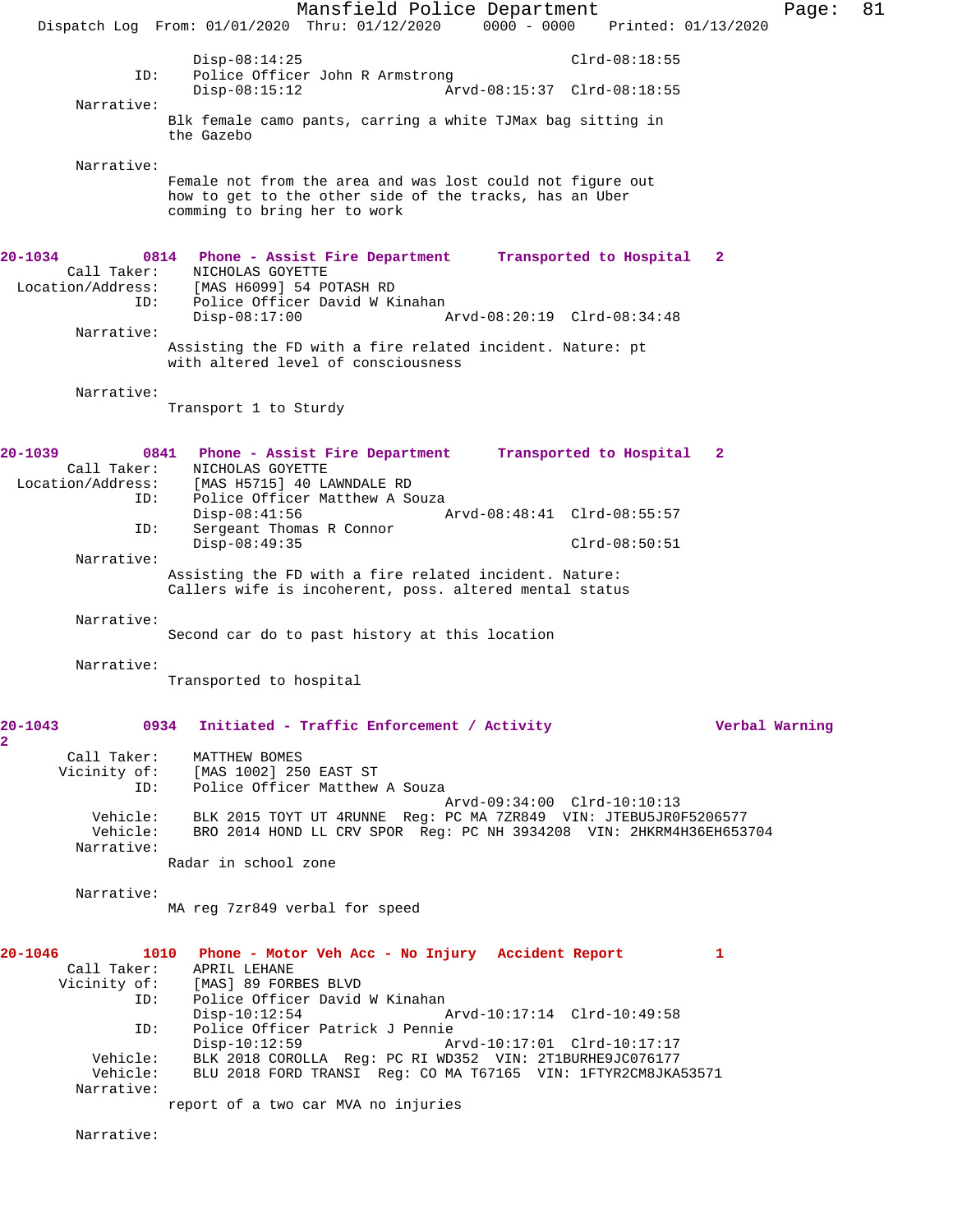```
                Disp-08:14:25                              Clrd-08:18:55
            ID:    Police Officer John R Armstrong
                Disp-08:15:12                   Arvd-08:15:37  Clrd-08:18:55
     Narrative:
              Blk female camo pants, carring a white TJMax bag sitting in
              the Gazebo

     Narrative:
              Female not from the area and was lost could not figure out
              how to get to the other side of the tracks, has an Uber
              comming to bring her to work
```

**20-1034 0814 Phone - Assist Fire Department Transported to Hospital 2**

```
    Call Taker:    NICHOLAS GOYETTE
  Location/Address:    [MAS H6099] 54 POTASH RD
            ID:    Police Officer David W Kinahan
                Disp-08:17:00                   Arvd-08:20:19  Clrd-08:34:48
     Narrative:
              Assisting the FD with a fire related incident. Nature: pt
              with altered level of consciousness

     Narrative:
              Transport 1 to Sturdy
```

**20-1039 0841 Phone - Assist Fire Department Transported to Hospital 2**

```
    Call Taker:    NICHOLAS GOYETTE
  Location/Address:    [MAS H5715] 40 LAWNDALE RD
            ID:    Police Officer Matthew A Souza
                Disp-08:41:56                   Arvd-08:48:41  Clrd-08:55:57
            ID:    Sergeant Thomas R Connor
                Disp-08:49:35                              Clrd-08:50:51
     Narrative:
              Assisting the FD with a fire related incident. Nature:
              Callers wife is incoherent, poss. altered mental status

     Narrative:
              Second car do to past history at this location

     Narrative:
              Transported to hospital
```

**20-1043 0934 Initiated - Traffic Enforcement / Activity Verbal Warning 2**

```
    Call Taker:    MATTHEW BOMES
    Vicinity of:    [MAS 1002] 250 EAST ST
            ID:    Police Officer Matthew A Souza
                                                Arvd-09:34:00  Clrd-10:10:13
       Vehicle:    BLK 2015 TOYT UT 4RUNNE  Reg: PC MA 7ZR849  VIN: JTEBU5JR0F5206577
       Vehicle:    BRO 2014 HOND LL CRV SPOR  Reg: PC NH 3934208  VIN: 2HKRM4H36EH653704
     Narrative:
              Radar in school zone

     Narrative:
              MA reg 7zr849 verbal for speed
```

**20-1046 1010 Phone - Motor Veh Acc - No Injury Accident Report 1**

```
    Call Taker:    APRIL LEHANE
    Vicinity of:    [MAS] 89 FORBES BLVD
            ID:    Police Officer David W Kinahan
                Disp-10:12:54                   Arvd-10:17:14  Clrd-10:49:58
            ID:    Police Officer Patrick J Pennie
                Disp-10:12:59                   Arvd-10:17:01  Clrd-10:17:17
       Vehicle:    BLK 2018 COROLLA  Reg: PC RI WD352  VIN: 2T1BURHE9JC076177
       Vehicle:    BLU 2018 FORD TRANSI  Reg: CO MA T67165  VIN: 1FTYR2CM8JKA53571
     Narrative:
              report of a two car MVA no injuries

     Narrative:
```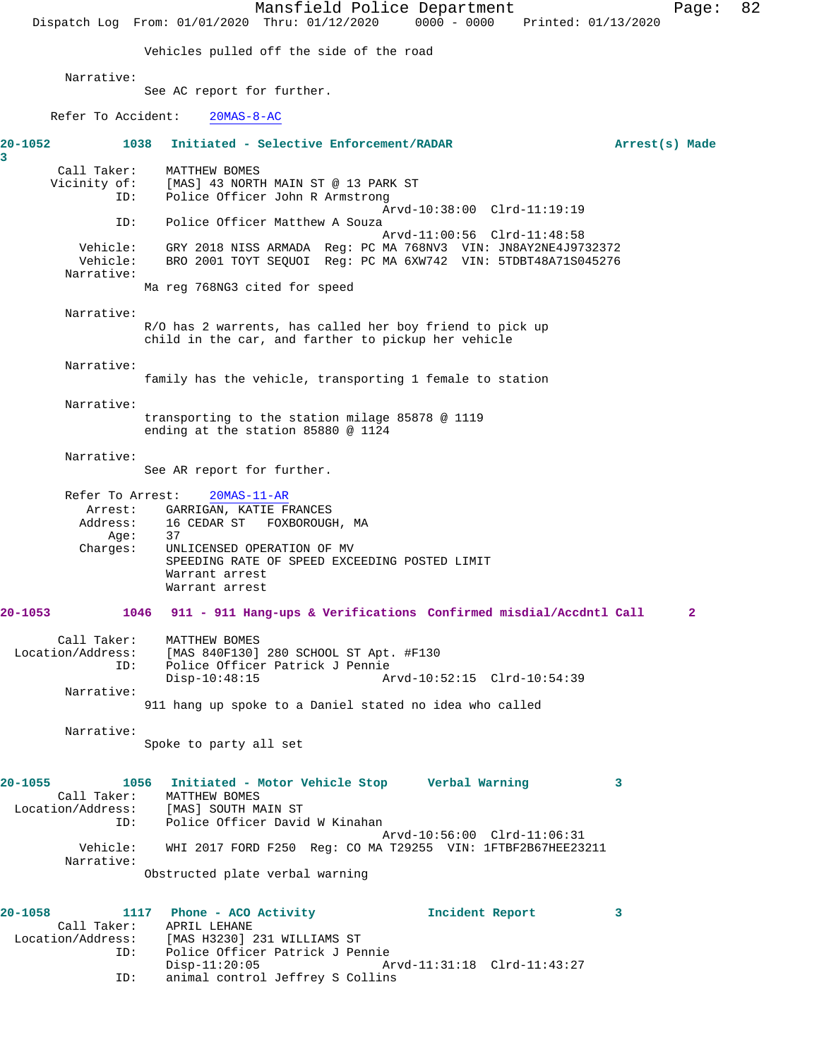Vehicles pulled off the side of the road

Narrative:
See AC report for further.

Refer To Accident: 20MAS-8-AC

**20-1052 1038 Initiated - Selective Enforcement/RADAR Arrest(s) Made 3**

Call Taker: MATTHEW BOMES
Vicinity of: [MAS] 43 NORTH MAIN ST @ 13 PARK ST
ID: Police Officer John R Armstrong
Arvd-10:38:00 Clrd-11:19:19
ID: Police Officer Matthew A Souza
Arvd-11:00:56 Clrd-11:48:58
Vehicle: GRY 2018 NISS ARMADA Reg: PC MA 768NV3 VIN: JN8AY2NE4J9732372
Vehicle: BRO 2001 TOYT SEQUOI Reg: PC MA 6XW742 VIN: 5TDBT48A71S045276
Narrative:
Ma reg 768NG3 cited for speed

Narrative:
R/O has 2 warrents, has called her boy friend to pick up child in the car, and farther to pickup her vehicle

Narrative:
family has the vehicle, transporting 1 female to station

Narrative:
transporting to the station milage 85878 @ 1119
ending at the station 85880 @ 1124

Narrative:
See AR report for further.

Refer To Arrest: 20MAS-11-AR
Arrest: GARRIGAN, KATIE FRANCES
Address: 16 CEDAR ST FOXBOROUGH, MA
Age: 37
Charges: UNLICENSED OPERATION OF MV
SPEEDING RATE OF SPEED EXCEEDING POSTED LIMIT
Warrant arrest
Warrant arrest

**20-1053 1046 911 - 911 Hang-ups & Verifications Confirmed misdial/Accdntl Call 2**

Call Taker: MATTHEW BOMES
Location/Address: [MAS 840F130] 280 SCHOOL ST Apt. #F130
ID: Police Officer Patrick J Pennie
Disp-10:48:15 Arvd-10:52:15 Clrd-10:54:39
Narrative:
911 hang up spoke to a Daniel stated no idea who called

Narrative:
Spoke to party all set

**20-1055 1056 Initiated - Motor Vehicle Stop Verbal Warning 3**

Call Taker: MATTHEW BOMES
Location/Address: [MAS] SOUTH MAIN ST
ID: Police Officer David W Kinahan
Arvd-10:56:00 Clrd-11:06:31
Vehicle: WHI 2017 FORD F250 Reg: CO MA T29255 VIN: 1FTBF2B67HEE23211
Narrative:
Obstructed plate verbal warning

**20-1058 1117 Phone - ACO Activity Incident Report 3**

Call Taker: APRIL LEHANE
Location/Address: [MAS H3230] 231 WILLIAMS ST
ID: Police Officer Patrick J Pennie
Disp-11:20:05 Arvd-11:31:18 Clrd-11:43:27
ID: animal control Jeffrey S Collins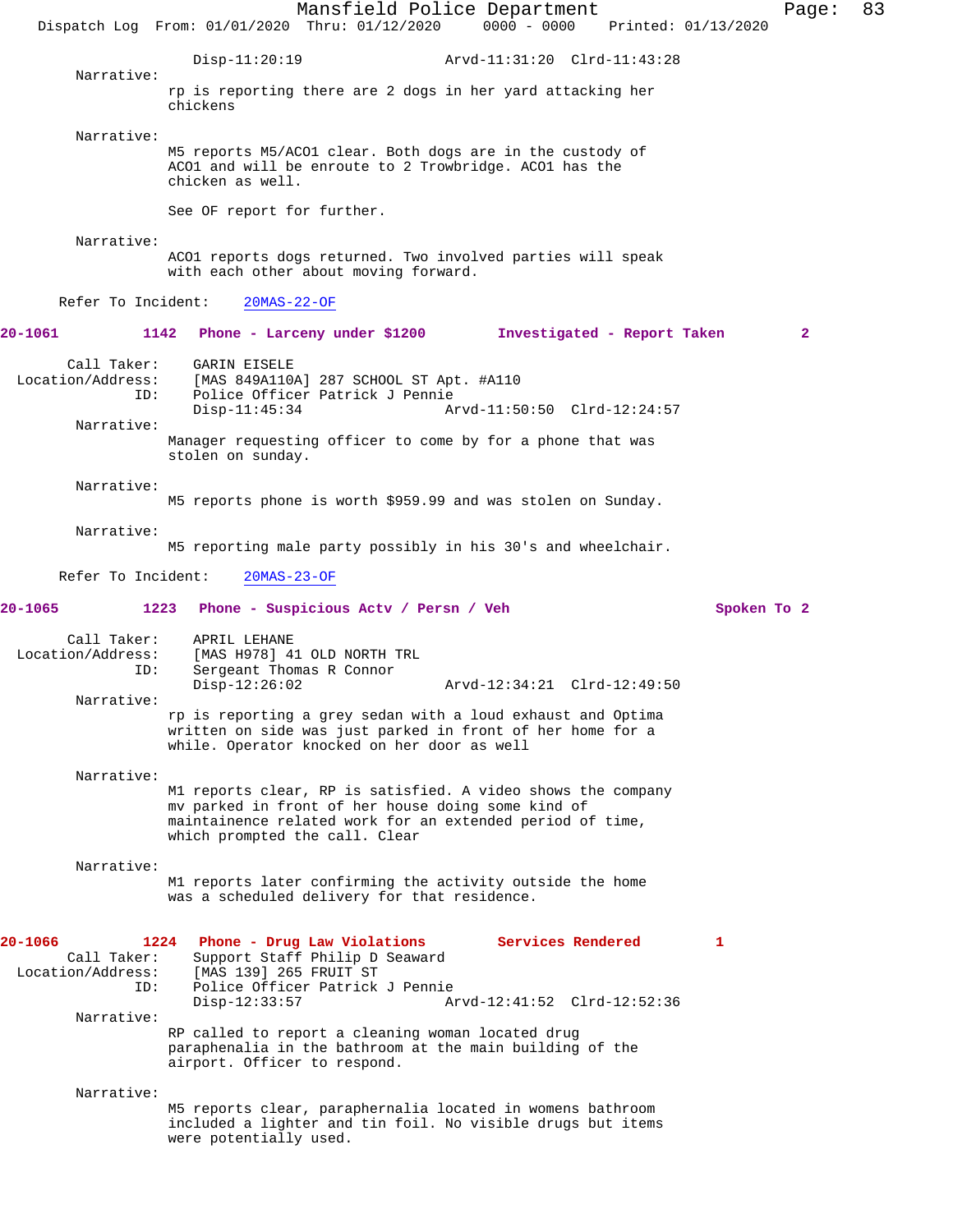Disp-11:20:19 Arvd-11:31:20 Clrd-11:43:28

Narrative:
rp is reporting there are 2 dogs in her yard attacking her chickens

Narrative:
M5 reports M5/ACO1 clear. Both dogs are in the custody of ACO1 and will be enroute to 2 Trowbridge. ACO1 has the chicken as well.

See OF report for further.

Narrative:
ACO1 reports dogs returned. Two involved parties will speak with each other about moving forward.

Refer To Incident: 20MAS-22-OF

**20-1061 1142 Phone - Larceny under $1200 Investigated - Report Taken 2**

Call Taker: GARIN EISELE
Location/Address: [MAS 849A110A] 287 SCHOOL ST Apt. #A110
ID: Police Officer Patrick J Pennie
Disp-11:45:34 Arvd-11:50:50 Clrd-12:24:57

Narrative:
Manager requesting officer to come by for a phone that was stolen on sunday.

Narrative:
M5 reports phone is worth $959.99 and was stolen on Sunday.

Narrative:
M5 reporting male party possibly in his 30's and wheelchair.

Refer To Incident: 20MAS-23-OF

**20-1065 1223 Phone - Suspicious Actv / Persn / Veh Spoken To 2**

Call Taker: APRIL LEHANE
Location/Address: [MAS H978] 41 OLD NORTH TRL
ID: Sergeant Thomas R Connor
Disp-12:26:02 Arvd-12:34:21 Clrd-12:49:50

Narrative:
rp is reporting a grey sedan with a loud exhaust and Optima written on side was just parked in front of her home for a while. Operator knocked on her door as well

Narrative:
M1 reports clear, RP is satisfied. A video shows the company mv parked in front of her house doing some kind of maintainence related work for an extended period of time, which prompted the call. Clear

Narrative:
M1 reports later confirming the activity outside the home was a scheduled delivery for that residence.

**20-1066 1224 Phone - Drug Law Violations Services Rendered 1**

Call Taker: Support Staff Philip D Seaward
Location/Address: [MAS 139] 265 FRUIT ST
ID: Police Officer Patrick J Pennie
Disp-12:33:57 Arvd-12:41:52 Clrd-12:52:36

Narrative:
RP called to report a cleaning woman located drug paraphenalia in the bathroom at the main building of the airport. Officer to respond.

Narrative:
M5 reports clear, paraphernalia located in womens bathroom included a lighter and tin foil. No visible drugs but items were potentially used.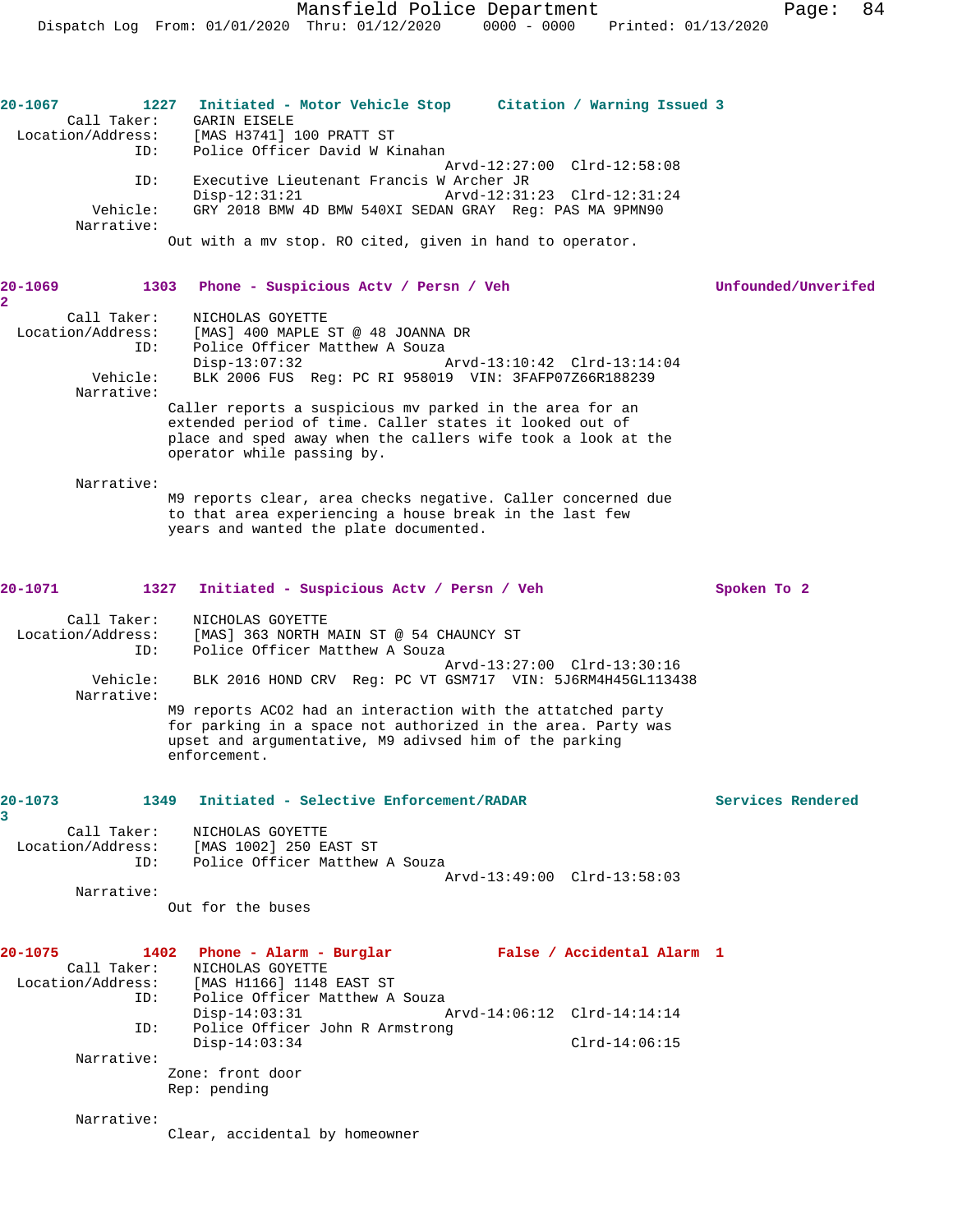**20-1067** 1227 **Initiated - Motor Vehicle Stop** **Citation / Warning Issued 3**

Call Taker: GARIN EISELE
Location/Address: [MAS H3741] 100 PRATT ST
ID: Police Officer David W Kinahan
Arvd-12:27:00 Clrd-12:58:08
ID: Executive Lieutenant Francis W Archer JR
Disp-12:31:21 Arvd-12:31:23 Clrd-12:31:24
Vehicle: GRY 2018 BMW 4D BMW 540XI SEDAN GRAY Reg: PAS MA 9PMN90
Narrative:
Out with a mv stop. RO cited, given in hand to operator.

**20-1069** 1303 **Phone - Suspicious Actv / Persn / Veh** **Unfounded/Unverifed 2**

Call Taker: NICHOLAS GOYETTE
Location/Address: [MAS] 400 MAPLE ST @ 48 JOANNA DR
ID: Police Officer Matthew A Souza
Disp-13:07:32 Arvd-13:10:42 Clrd-13:14:04
Vehicle: BLK 2006 FUS Reg: PC RI 958019 VIN: 3FAFP07Z66R188239
Narrative:
Caller reports a suspicious mv parked in the area for an extended period of time. Caller states it looked out of place and sped away when the callers wife took a look at the operator while passing by.

Narrative:
M9 reports clear, area checks negative. Caller concerned due to that area experiencing a house break in the last few years and wanted the plate documented.

**20-1071** 1327 **Initiated - Suspicious Actv / Persn / Veh** **Spoken To 2**

Call Taker: NICHOLAS GOYETTE
Location/Address: [MAS] 363 NORTH MAIN ST @ 54 CHAUNCY ST
ID: Police Officer Matthew A Souza
Arvd-13:27:00 Clrd-13:30:16
Vehicle: BLK 2016 HOND CRV Reg: PC VT GSM717 VIN: 5J6RM4H45GL113438
Narrative:
M9 reports ACO2 had an interaction with the attatched party for parking in a space not authorized in the area. Party was upset and argumentative, M9 adivsed him of the parking enforcement.

**20-1073** 1349 **Initiated - Selective Enforcement/RADAR** **Services Rendered 3**

Call Taker: NICHOLAS GOYETTE
Location/Address: [MAS 1002] 250 EAST ST
ID: Police Officer Matthew A Souza
Arvd-13:49:00 Clrd-13:58:03
Narrative:
Out for the buses

**20-1075** 1402 **Phone - Alarm - Burglar** **False / Accidental Alarm 1**

Call Taker: NICHOLAS GOYETTE
Location/Address: [MAS H1166] 1148 EAST ST
ID: Police Officer Matthew A Souza
Disp-14:03:31 Arvd-14:06:12 Clrd-14:14:14
ID: Police Officer John R Armstrong
Disp-14:03:34 Clrd-14:06:15
Narrative:
Zone: front door
Rep: pending

Narrative:
Clear, accidental by homeowner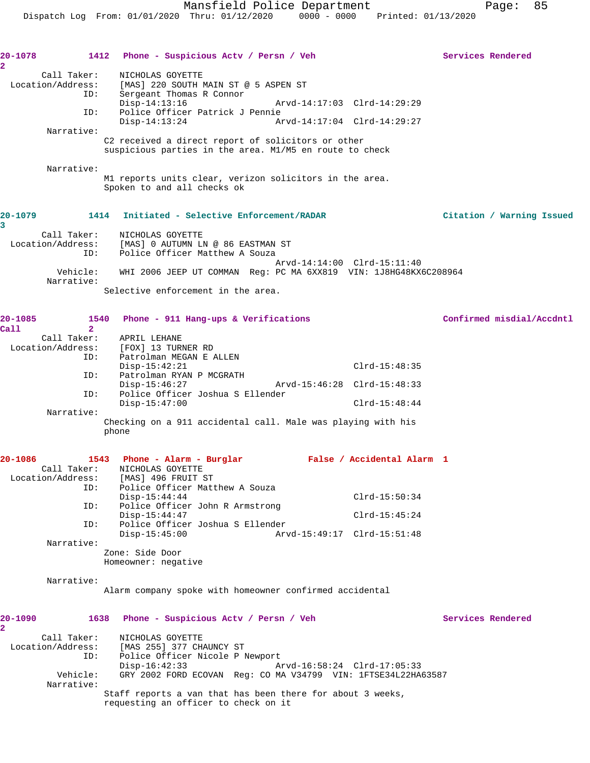**20-1078** **1412 Phone - Suspicious Actv / Persn / Veh** **Services Rendered**
**2**

Call Taker: NICHOLAS GOYETTE
Location/Address: [MAS] 220 SOUTH MAIN ST @ 5 ASPEN ST
ID: Sergeant Thomas R Connor
Disp-14:13:16 Arvd-14:17:03 Clrd-14:29:29
ID: Police Officer Patrick J Pennie
Disp-14:13:24 Arvd-14:17:04 Clrd-14:29:27
Narrative:
C2 received a direct report of solicitors or other suspicious parties in the area. M1/M5 en route to check

Narrative:
M1 reports units clear, verizon solicitors in the area. Spoken to and all checks ok

**20-1079** **1414 Initiated - Selective Enforcement/RADAR** **Citation / Warning Issued**
**3**

Call Taker: NICHOLAS GOYETTE
Location/Address: [MAS] 0 AUTUMN LN @ 86 EASTMAN ST
ID: Police Officer Matthew A Souza
Arvd-14:14:00 Clrd-15:11:40
Vehicle: WHI 2006 JEEP UT COMMAN Reg: PC MA 6XX819 VIN: 1J8HG48KX6C208964
Narrative:
Selective enforcement in the area.

**20-1085** **1540 Phone - 911 Hang-ups & Verifications** **Confirmed misdial/Accdntl Call** **2**

Call Taker: APRIL LEHANE
Location/Address: [FOX] 13 TURNER RD
ID: Patrolman MEGAN E ALLEN
Disp-15:42:21 Clrd-15:48:35
ID: Patrolman RYAN P MCGRATH
Disp-15:46:27 Arvd-15:46:28 Clrd-15:48:33
ID: Police Officer Joshua S Ellender
Disp-15:47:00 Clrd-15:48:44
Narrative:
Checking on a 911 accidental call. Male was playing with his phone

**20-1086** **1543 Phone - Alarm - Burglar** **False / Accidental Alarm 1**

Call Taker: NICHOLAS GOYETTE
Location/Address: [MAS] 496 FRUIT ST
ID: Police Officer Matthew A Souza
Disp-15:44:44 Clrd-15:50:34
ID: Police Officer John R Armstrong
Disp-15:44:47 Clrd-15:45:24
ID: Police Officer Joshua S Ellender
Disp-15:45:00 Arvd-15:49:17 Clrd-15:51:48
Narrative:
Zone: Side Door
Homeowner: negative

Narrative:
Alarm company spoke with homeowner confirmed accidental

**20-1090** **1638 Phone - Suspicious Actv / Persn / Veh** **Services Rendered**
**2**

Call Taker: NICHOLAS GOYETTE
Location/Address: [MAS 255] 377 CHAUNCY ST
ID: Police Officer Nicole P Newport
Disp-16:42:33 Arvd-16:58:24 Clrd-17:05:33
Vehicle: GRY 2002 FORD ECOVAN Reg: CO MA V34799 VIN: 1FTSE34L22HA63587
Narrative:
Staff reports a van that has been there for about 3 weeks, requesting an officer to check on it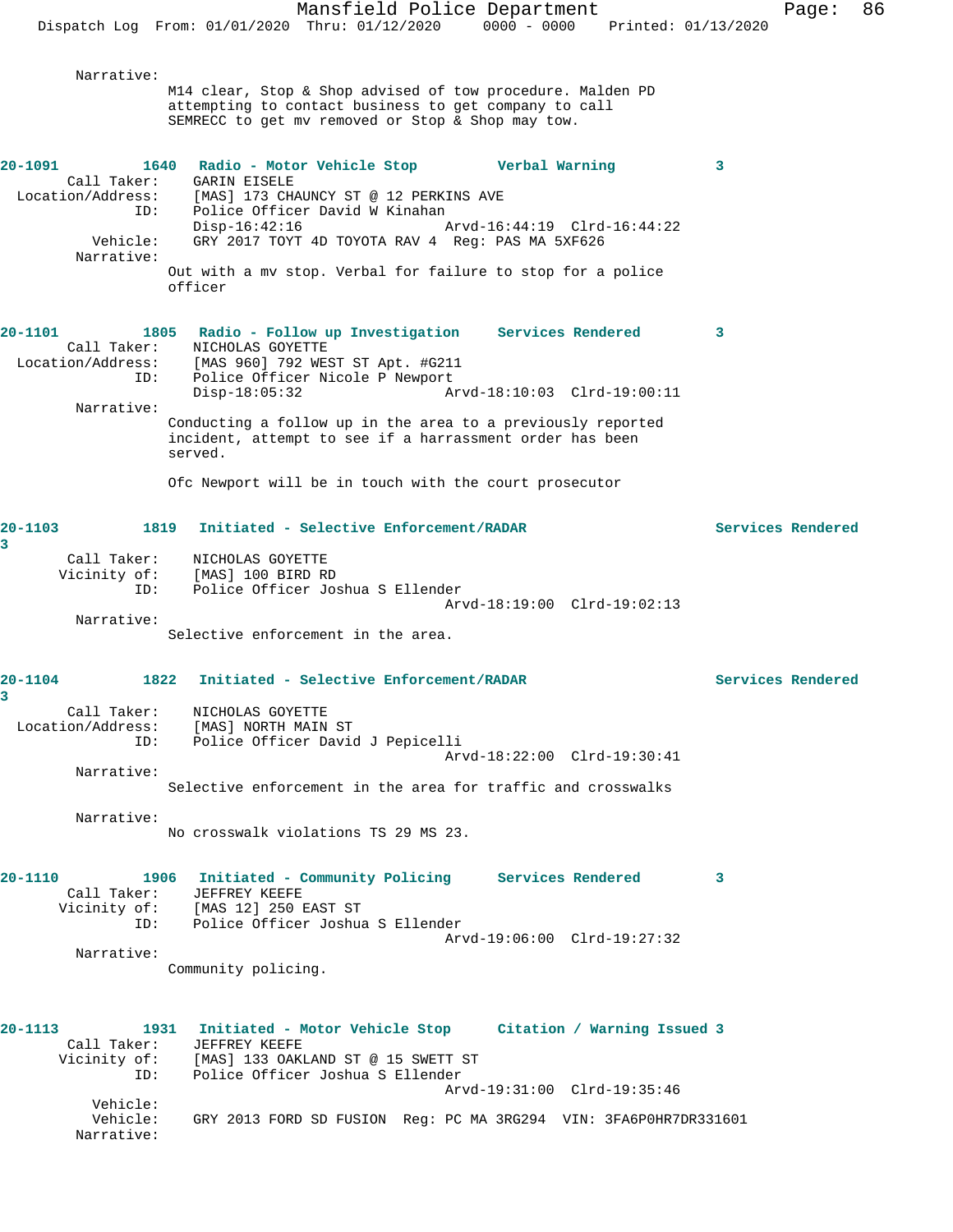Narrative:
M14 clear, Stop & Shop advised of tow procedure. Malden PD attempting to contact business to get company to call SEMRECC to get mv removed or Stop & Shop may tow.

**20-1091 1640 Radio - Motor Vehicle Stop — Verbal Warning — 3**

Call Taker: GARIN EISELE
Location/Address: [MAS] 173 CHAUNCY ST @ 12 PERKINS AVE
ID: Police Officer David W Kinahan
Disp-16:42:16 Arvd-16:44:19 Clrd-16:44:22
Vehicle: GRY 2017 TOYT 4D TOYOTA RAV 4 Reg: PAS MA 5XF626
Narrative:
Out with a mv stop. Verbal for failure to stop for a police officer

**20-1101 1805 Radio - Follow up Investigation — Services Rendered — 3**

Call Taker: NICHOLAS GOYETTE
Location/Address: [MAS 960] 792 WEST ST Apt. #G211
ID: Police Officer Nicole P Newport
Disp-18:05:32 Arvd-18:10:03 Clrd-19:00:11
Narrative:
Conducting a follow up in the area to a previously reported incident, attempt to see if a harrassment order has been served.

Ofc Newport will be in touch with the court prosecutor

**20-1103 1819 Initiated - Selective Enforcement/RADAR — Services Rendered — 3**

Call Taker: NICHOLAS GOYETTE
Vicinity of: [MAS] 100 BIRD RD
ID: Police Officer Joshua S Ellender
Arvd-18:19:00 Clrd-19:02:13
Narrative:
Selective enforcement in the area.

**20-1104 1822 Initiated - Selective Enforcement/RADAR — Services Rendered — 3**

Call Taker: NICHOLAS GOYETTE
Location/Address: [MAS] NORTH MAIN ST
ID: Police Officer David J Pepicelli
Arvd-18:22:00 Clrd-19:30:41
Narrative:
Selective enforcement in the area for traffic and crosswalks

Narrative:
No crosswalk violations TS 29 MS 23.

**20-1110 1906 Initiated - Community Policing — Services Rendered — 3**

Call Taker: JEFFREY KEEFE
Vicinity of: [MAS 12] 250 EAST ST
ID: Police Officer Joshua S Ellender
Arvd-19:06:00 Clrd-19:27:32
Narrative:
Community policing.

**20-1113 1931 Initiated - Motor Vehicle Stop — Citation / Warning Issued — 3**

Call Taker: JEFFREY KEEFE
Vicinity of: [MAS] 133 OAKLAND ST @ 15 SWETT ST
ID: Police Officer Joshua S Ellender
Arvd-19:31:00 Clrd-19:35:46
Vehicle:
Vehicle: GRY 2013 FORD SD FUSION Reg: PC MA 3RG294 VIN: 3FA6P0HR7DR331601
Narrative: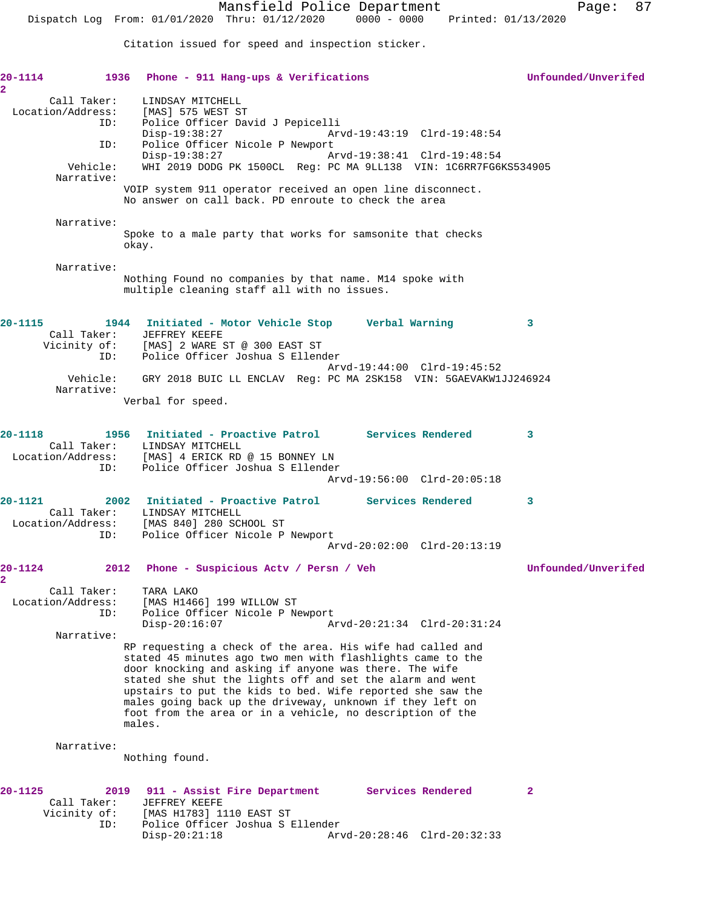Citation issued for speed and inspection sticker.

**20-1114** 1936 **Phone - 911 Hang-ups & Verifications** **Unfounded/Unverifed** 2

Call Taker: LINDSAY MITCHELL
Location/Address: [MAS] 575 WEST ST
ID: Police Officer David J Pepicelli
Disp-19:38:27 Arvd-19:43:19 Clrd-19:48:54
ID: Police Officer Nicole P Newport
Disp-19:38:27 Arvd-19:38:41 Clrd-19:48:54
Vehicle: WHI 2019 DODG PK 1500CL Reg: PC MA 9LL138 VIN: 1C6RR7FG6KS534905
Narrative:
VOIP system 911 operator received an open line disconnect. No answer on call back. PD enroute to check the area

Narrative:
Spoke to a male party that works for samsonite that checks okay.

Narrative:
Nothing Found no companies by that name. M14 spoke with multiple cleaning staff all with no issues.

**20-1115** 1944 **Initiated - Motor Vehicle Stop** **Verbal Warning** 3

Call Taker: JEFFREY KEEFE
Vicinity of: [MAS] 2 WARE ST @ 300 EAST ST
ID: Police Officer Joshua S Ellender
Arvd-19:44:00 Clrd-19:45:52
Vehicle: GRY 2018 BUIC LL ENCLAV Reg: PC MA 2SK158 VIN: 5GAEVAKW1JJ246924
Narrative:
Verbal for speed.

**20-1118** 1956 **Initiated - Proactive Patrol** **Services Rendered** 3

Call Taker: LINDSAY MITCHELL
Location/Address: [MAS] 4 ERICK RD @ 15 BONNEY LN
ID: Police Officer Joshua S Ellender
Arvd-19:56:00 Clrd-20:05:18

**20-1121** 2002 **Initiated - Proactive Patrol** **Services Rendered** 3

Call Taker: LINDSAY MITCHELL
Location/Address: [MAS 840] 280 SCHOOL ST
ID: Police Officer Nicole P Newport
Arvd-20:02:00 Clrd-20:13:19

**20-1124** 2012 **Phone - Suspicious Actv / Persn / Veh** **Unfounded/Unverifed** 2

Call Taker: TARA LAKO
Location/Address: [MAS H1466] 199 WILLOW ST
ID: Police Officer Nicole P Newport
Disp-20:16:07 Arvd-20:21:34 Clrd-20:31:24
Narrative:
RP requesting a check of the area. His wife had called and stated 45 minutes ago two men with flashlights came to the door knocking and asking if anyone was there. The wife stated she shut the lights off and set the alarm and went upstairs to put the kids to bed. Wife reported she saw the males going back up the driveway, unknown if they left on foot from the area or in a vehicle, no description of the males.

Narrative:
Nothing found.

**20-1125** 2019 **911 - Assist Fire Department** **Services Rendered** 2

Call Taker: JEFFREY KEEFE
Vicinity of: [MAS H1783] 1110 EAST ST
ID: Police Officer Joshua S Ellender
Disp-20:21:18 Arvd-20:28:46 Clrd-20:32:33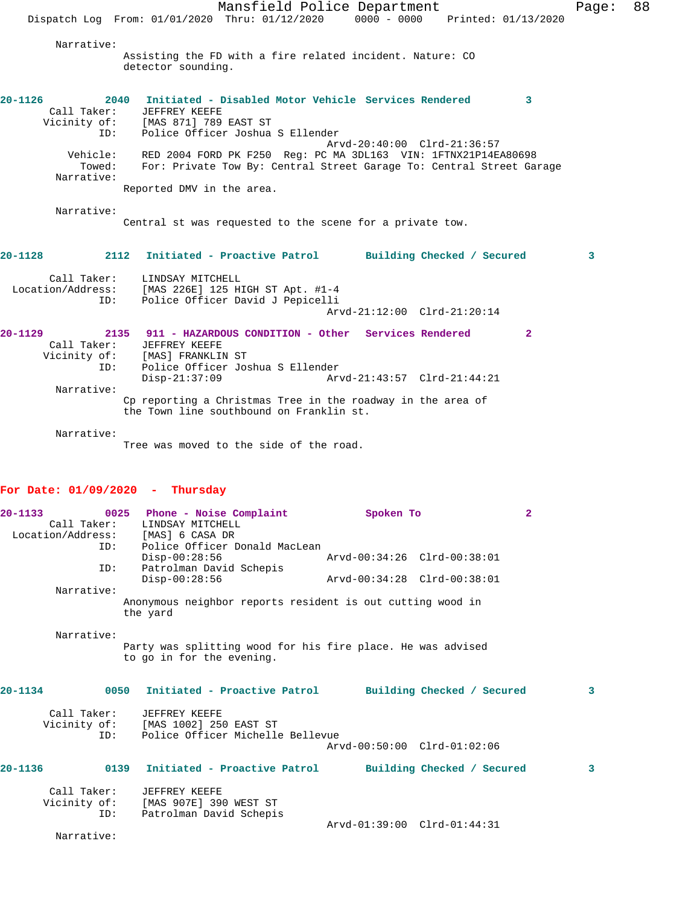Narrative:
Assisting the FD with a fire related incident. Nature: CO detector sounding.

**20-1126 2040 Initiated - Disabled Motor Vehicle Services Rendered 3**

Call Taker: JEFFREY KEEFE
Vicinity of: [MAS 871] 789 EAST ST
ID: Police Officer Joshua S Ellender
Arvd-20:40:00 Clrd-21:36:57
Vehicle: RED 2004 FORD PK F250 Reg: PC MA 3DL163 VIN: 1FTNX21P14EA80698
Towed: For: Private Tow By: Central Street Garage To: Central Street Garage
Narrative:
Reported DMV in the area.

Narrative:
Central st was requested to the scene for a private tow.

**20-1128 2112 Initiated - Proactive Patrol Building Checked / Secured 3**

Call Taker: LINDSAY MITCHELL
Location/Address: [MAS 226E] 125 HIGH ST Apt. #1-4
ID: Police Officer David J Pepicelli
Arvd-21:12:00 Clrd-21:20:14

**20-1129 2135 911 - HAZARDOUS CONDITION - Other Services Rendered 2**

Call Taker: JEFFREY KEEFE
Vicinity of: [MAS] FRANKLIN ST
ID: Police Officer Joshua S Ellender
Disp-21:37:09 Arvd-21:43:57 Clrd-21:44:21
Narrative:
Cp reporting a Christmas Tree in the roadway in the area of the Town line southbound on Franklin st.

Narrative:
Tree was moved to the side of the road.

## For Date: 01/09/2020 - Thursday

**20-1133 0025 Phone - Noise Complaint Spoken To 2**

Call Taker: LINDSAY MITCHELL
Location/Address: [MAS] 6 CASA DR
ID: Police Officer Donald MacLean
Disp-00:28:56 Arvd-00:34:26 Clrd-00:38:01
ID: Patrolman David Schepis
Disp-00:28:56 Arvd-00:34:28 Clrd-00:38:01
Narrative:
Anonymous neighbor reports resident is out cutting wood in the yard

Narrative:
Party was splitting wood for his fire place. He was advised to go in for the evening.

**20-1134 0050 Initiated - Proactive Patrol Building Checked / Secured 3**

Call Taker: JEFFREY KEEFE
Vicinity of: [MAS 1002] 250 EAST ST
ID: Police Officer Michelle Bellevue
Arvd-00:50:00 Clrd-01:02:06

**20-1136 0139 Initiated - Proactive Patrol Building Checked / Secured 3**

Call Taker: JEFFREY KEEFE
Vicinity of: [MAS 907E] 390 WEST ST
ID: Patrolman David Schepis
Arvd-01:39:00 Clrd-01:44:31
Narrative: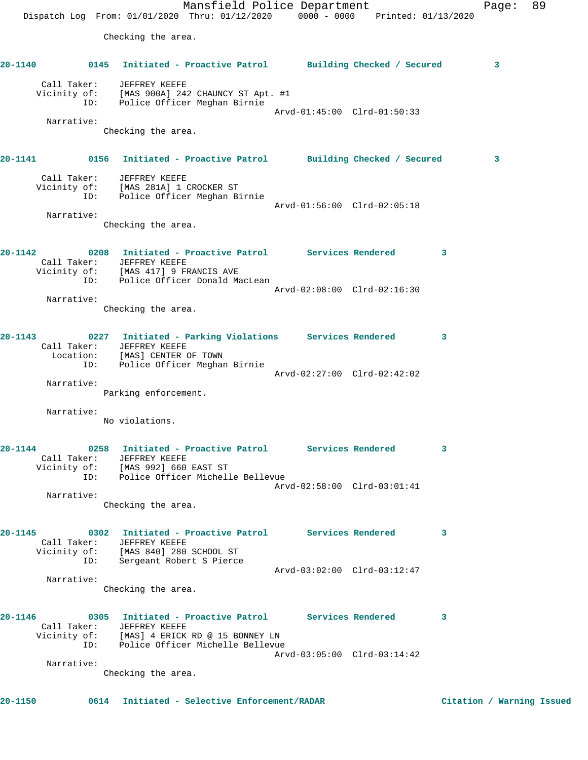Checking the area.

**20-1140** 0145 **Initiated - Proactive Patrol** **Building Checked / Secured** 3

Call Taker: JEFFREY KEEFE
Vicinity of: [MAS 900A] 242 CHAUNCY ST Apt. #1
ID: Police Officer Meghan Birnie
Arvd-01:45:00 Clrd-01:50:33

Narrative:
Checking the area.

**20-1141** 0156 **Initiated - Proactive Patrol** **Building Checked / Secured** 3

Call Taker: JEFFREY KEEFE
Vicinity of: [MAS 281A] 1 CROCKER ST
ID: Police Officer Meghan Birnie
Arvd-01:56:00 Clrd-02:05:18

Narrative:
Checking the area.

**20-1142** 0208 **Initiated - Proactive Patrol** **Services Rendered** 3

Call Taker: JEFFREY KEEFE
Vicinity of: [MAS 417] 9 FRANCIS AVE
ID: Police Officer Donald MacLean
Arvd-02:08:00 Clrd-02:16:30

Narrative:
Checking the area.

**20-1143** 0227 **Initiated - Parking Violations** **Services Rendered** 3

Call Taker: JEFFREY KEEFE
Location: [MAS] CENTER OF TOWN
ID: Police Officer Meghan Birnie
Arvd-02:27:00 Clrd-02:42:02

Narrative:
Parking enforcement.

Narrative:
No violations.

**20-1144** 0258 **Initiated - Proactive Patrol** **Services Rendered** 3

Call Taker: JEFFREY KEEFE
Vicinity of: [MAS 992] 660 EAST ST
ID: Police Officer Michelle Bellevue
Arvd-02:58:00 Clrd-03:01:41

Narrative:
Checking the area.

**20-1145** 0302 **Initiated - Proactive Patrol** **Services Rendered** 3

Call Taker: JEFFREY KEEFE
Vicinity of: [MAS 840] 280 SCHOOL ST
ID: Sergeant Robert S Pierce
Arvd-03:02:00 Clrd-03:12:47

Narrative:
Checking the area.

**20-1146** 0305 **Initiated - Proactive Patrol** **Services Rendered** 3

Call Taker: JEFFREY KEEFE
Vicinity of: [MAS] 4 ERICK RD @ 15 BONNEY LN
ID: Police Officer Michelle Bellevue
Arvd-03:05:00 Clrd-03:14:42

Narrative:
Checking the area.

**20-1150** 0614 **Initiated - Selective Enforcement/RADAR** **Citation / Warning Issued**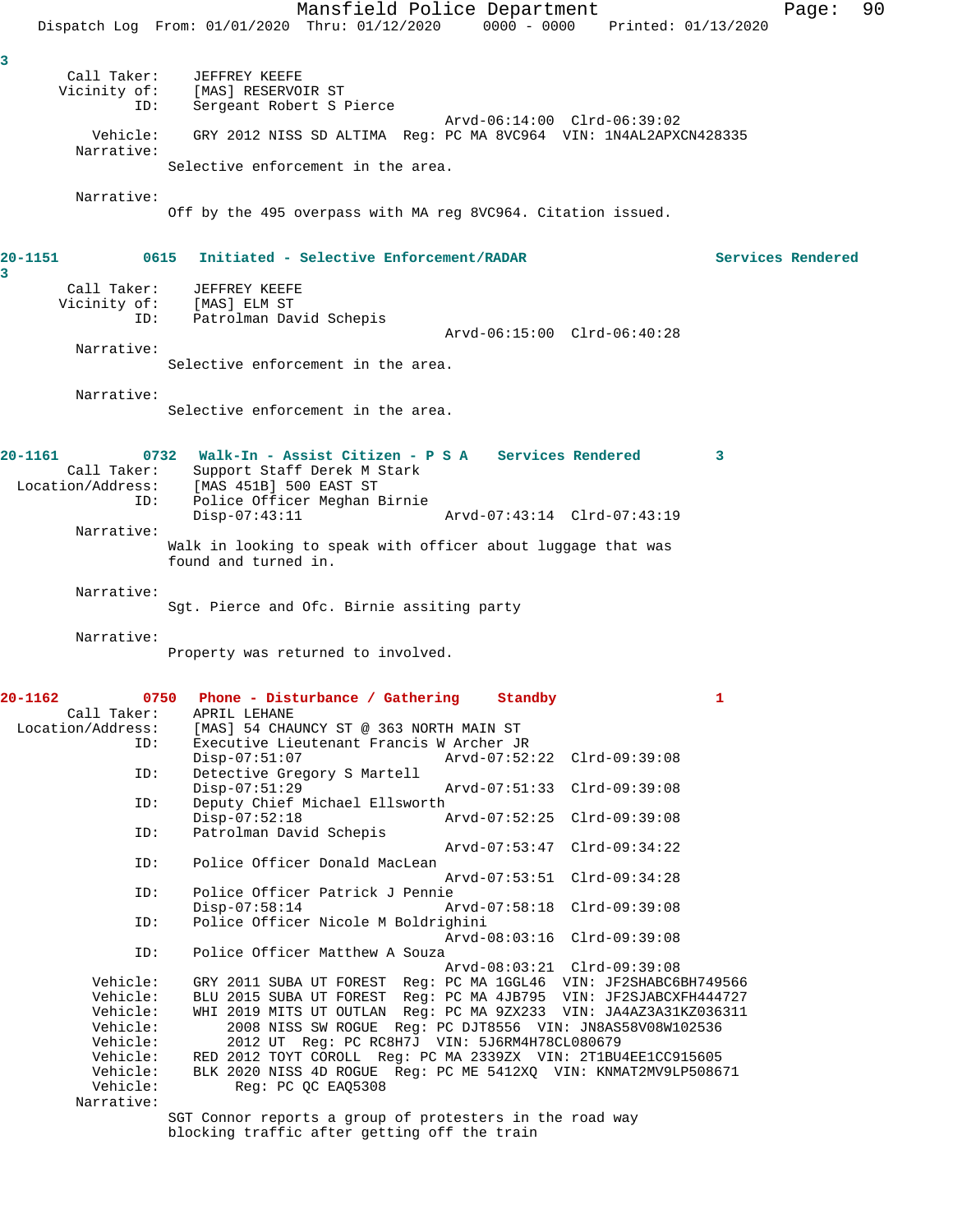3

```
        Call Taker:    JEFFREY KEEFE
       Vicinity of:    [MAS] RESERVOIR ST
                ID:    Sergeant Robert S Pierce
                                             Arvd-06:14:00  Clrd-06:39:02
           Vehicle:    GRY 2012 NISS SD ALTIMA  Reg: PC MA 8VC964  VIN: 1N4AL2APXCN428335
         Narrative:
                    Selective enforcement in the area.

         Narrative:
                    Off by the 495 overpass with MA reg 8VC964. Citation issued.
```

**20-1151          0615   Initiated - Selective Enforcement/RADAR                    Services Rendered**
**3**

```
        Call Taker:    JEFFREY KEEFE
       Vicinity of:    [MAS] ELM ST
                ID:    Patrolman David Schepis
                                             Arvd-06:15:00  Clrd-06:40:28
         Narrative:
                    Selective enforcement in the area.

         Narrative:
                    Selective enforcement in the area.
```

**20-1161          0732   Walk-In - Assist Citizen - P S A    Services Rendered        3**

```
        Call Taker:    Support Staff Derek M Stark
  Location/Address:    [MAS 451B] 500 EAST ST
                ID:    Police Officer Meghan Birnie
                       Disp-07:43:11                 Arvd-07:43:14  Clrd-07:43:19
         Narrative:
                    Walk in looking to speak with officer about luggage that was
                    found and turned in.

         Narrative:
                    Sgt. Pierce and Ofc. Birnie assiting party

         Narrative:
                    Property was returned to involved.
```

**20-1162          0750   Phone - Disturbance / Gathering     Standby                  1**

```
        Call Taker:    APRIL LEHANE
  Location/Address:    [MAS] 54 CHAUNCY ST @ 363 NORTH MAIN ST
                ID:    Executive Lieutenant Francis W Archer JR
                       Disp-07:51:07                 Arvd-07:52:22  Clrd-09:39:08
                ID:    Detective Gregory S Martell
                       Disp-07:51:29                 Arvd-07:51:33  Clrd-09:39:08
                ID:    Deputy Chief Michael Ellsworth
                       Disp-07:52:18                 Arvd-07:52:25  Clrd-09:39:08
                ID:    Patrolman David Schepis
                                                     Arvd-07:53:47  Clrd-09:34:22
                ID:    Police Officer Donald MacLean
                                                     Arvd-07:53:51  Clrd-09:34:28
                ID:    Police Officer Patrick J Pennie
                       Disp-07:58:14                 Arvd-07:58:18  Clrd-09:39:08
                ID:    Police Officer Nicole M Boldrighini
                                                     Arvd-08:03:16  Clrd-09:39:08
                ID:    Police Officer Matthew A Souza
                                                     Arvd-08:03:21  Clrd-09:39:08
           Vehicle:    GRY 2011 SUBA UT FOREST  Reg: PC MA 1GGL46  VIN: JF2SHABC6BH749566
           Vehicle:    BLU 2015 SUBA UT FOREST  Reg: PC MA 4JB795  VIN: JF2SJABCXFH444727
           Vehicle:    WHI 2019 MITS UT OUTLAN  Reg: PC MA 9ZX233  VIN: JA4AZ3A31KZ036311
           Vehicle:        2008 NISS SW ROGUE  Reg: PC DJT8556  VIN: JN8AS58V08W102536
           Vehicle:        2012 UT  Reg: PC RC8H7J  VIN: 5J6RM4H78CL080679
           Vehicle:    RED 2012 TOYT COROLL  Reg: PC MA 2339ZX  VIN: 2T1BU4EE1CC915605
           Vehicle:    BLK 2020 NISS 4D ROGUE  Reg: PC ME 5412XQ  VIN: KNMAT2MV9LP508671
           Vehicle:         Reg: PC QC EAQ5308
         Narrative:
                    SGT Connor reports a group of protesters in the road way
                    blocking traffic after getting off the train
```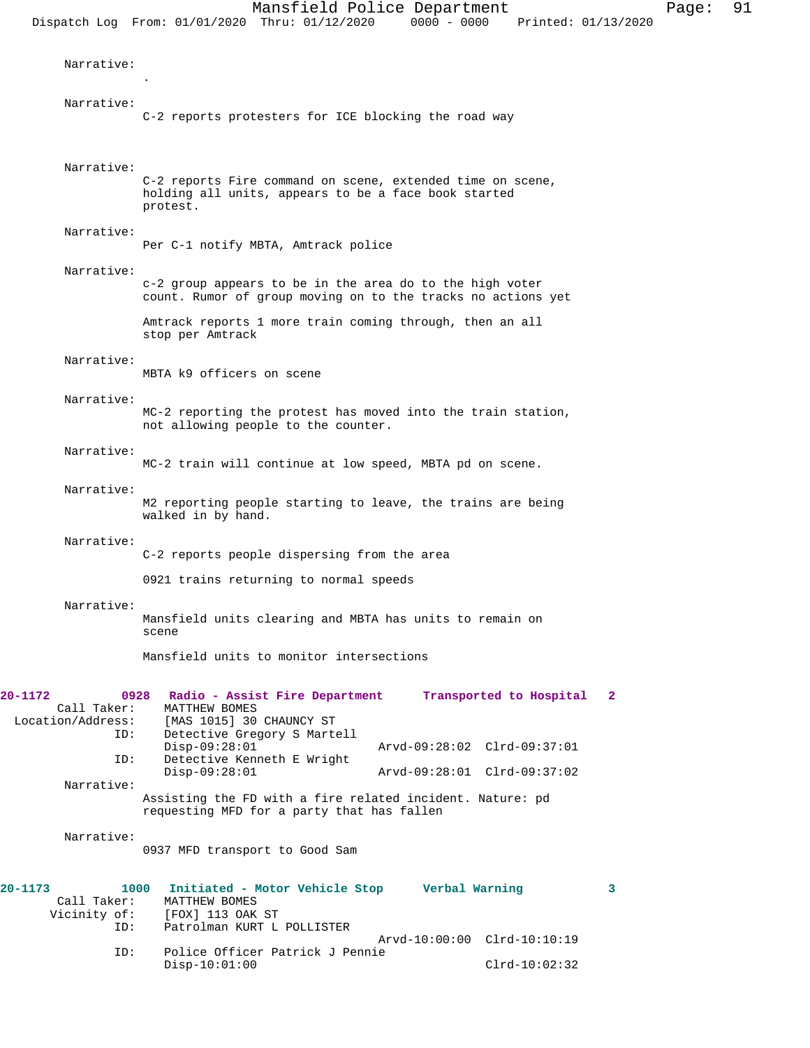Narrative:
.

Narrative:
C-2 reports protesters for ICE blocking the road way

Narrative:
C-2 reports Fire command on scene, extended time on scene, holding all units, appears to be a face book started protest.

Narrative:
Per C-1 notify MBTA, Amtrack police

Narrative:
c-2 group appears to be in the area do to the high voter count. Rumor of group moving on to the tracks no actions yet

Amtrack reports 1 more train coming through, then an all stop per Amtrack

Narrative:
MBTA k9 officers on scene

Narrative:
MC-2 reporting the protest has moved into the train station, not allowing people to the counter.

Narrative:
MC-2 train will continue at low speed, MBTA pd on scene.

Narrative:
M2 reporting people starting to leave, the trains are being walked in by hand.

Narrative:
C-2 reports people dispersing from the area

0921 trains returning to normal speeds

Narrative:
Mansfield units clearing and MBTA has units to remain on scene

Mansfield units to monitor intersections

**20-1172 0928 Radio - Assist Fire Department — Transported to Hospital 2**

Call Taker: MATTHEW BOMES
Location/Address: [MAS 1015] 30 CHAUNCY ST
ID: Detective Gregory S Martell
Disp-09:28:01 Arvd-09:28:02 Clrd-09:37:01
ID: Detective Kenneth E Wright
Disp-09:28:01 Arvd-09:28:01 Clrd-09:37:02

Narrative:
Assisting the FD with a fire related incident. Nature: pd requesting MFD for a party that has fallen

Narrative:
0937 MFD transport to Good Sam

**20-1173 1000 Initiated - Motor Vehicle Stop — Verbal Warning 3**

Call Taker: MATTHEW BOMES
Vicinity of: [FOX] 113 OAK ST
ID: Patrolman KURT L POLLISTER
Arvd-10:00:00 Clrd-10:10:19
ID: Police Officer Patrick J Pennie
Disp-10:01:00 Clrd-10:02:32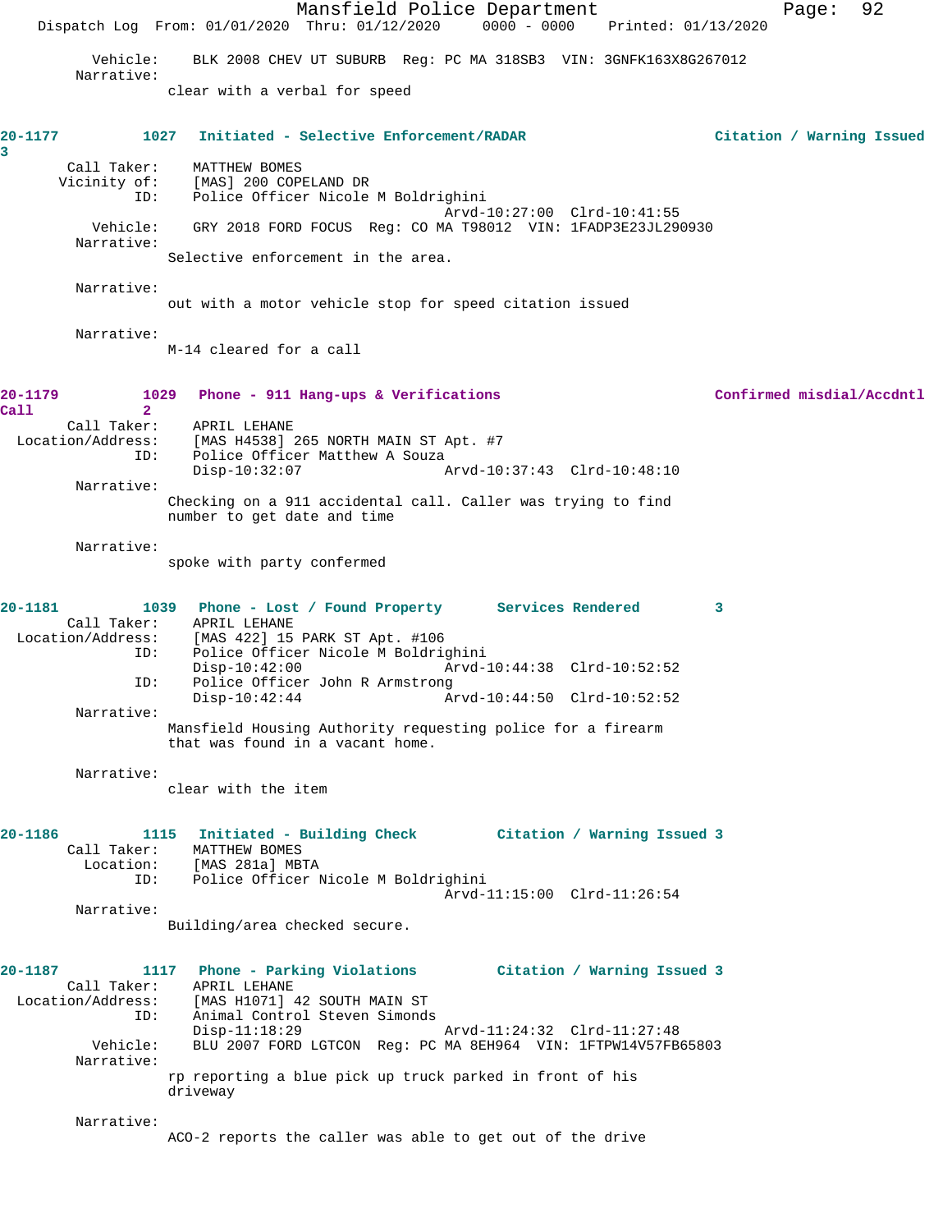Vehicle: BLK 2008 CHEV UT SUBURB Reg: PC MA 318SB3 VIN: 3GNFK163X8G267012
Narrative:
clear with a verbal for speed

**20-1177 1027 Initiated - Selective Enforcement/RADAR Citation / Warning Issued 3**

Call Taker: MATTHEW BOMES
Vicinity of: [MAS] 200 COPELAND DR
ID: Police Officer Nicole M Boldrighini
Arvd-10:27:00 Clrd-10:41:55
Vehicle: GRY 2018 FORD FOCUS Reg: CO MA T98012 VIN: 1FADP3E23JL290930
Narrative:
Selective enforcement in the area.

Narrative:
out with a motor vehicle stop for speed citation issued

Narrative:
M-14 cleared for a call

**20-1179 1029 Phone - 911 Hang-ups & Verifications Confirmed misdial/Accdntl Call 2**

Call Taker: APRIL LEHANE
Location/Address: [MAS H4538] 265 NORTH MAIN ST Apt. #7
ID: Police Officer Matthew A Souza
Disp-10:32:07 Arvd-10:37:43 Clrd-10:48:10
Narrative:
Checking on a 911 accidental call. Caller was trying to find number to get date and time

Narrative:
spoke with party confermed

**20-1181 1039 Phone - Lost / Found Property Services Rendered 3**

Call Taker: APRIL LEHANE
Location/Address: [MAS 422] 15 PARK ST Apt. #106
ID: Police Officer Nicole M Boldrighini
Disp-10:42:00 Arvd-10:44:38 Clrd-10:52:52
ID: Police Officer John R Armstrong
Disp-10:42:44 Arvd-10:44:50 Clrd-10:52:52
Narrative:
Mansfield Housing Authority requesting police for a firearm that was found in a vacant home.

Narrative:
clear with the item

**20-1186 1115 Initiated - Building Check Citation / Warning Issued 3**

Call Taker: MATTHEW BOMES
Location: [MAS 281a] MBTA
ID: Police Officer Nicole M Boldrighini
Arvd-11:15:00 Clrd-11:26:54
Narrative:
Building/area checked secure.

**20-1187 1117 Phone - Parking Violations Citation / Warning Issued 3**

Call Taker: APRIL LEHANE
Location/Address: [MAS H1071] 42 SOUTH MAIN ST
ID: Animal Control Steven Simonds
Disp-11:18:29 Arvd-11:24:32 Clrd-11:27:48
Vehicle: BLU 2007 FORD LGTCON Reg: PC MA 8EH964 VIN: 1FTPW14V57FB65803
Narrative:
rp reporting a blue pick up truck parked in front of his driveway

Narrative:
ACO-2 reports the caller was able to get out of the drive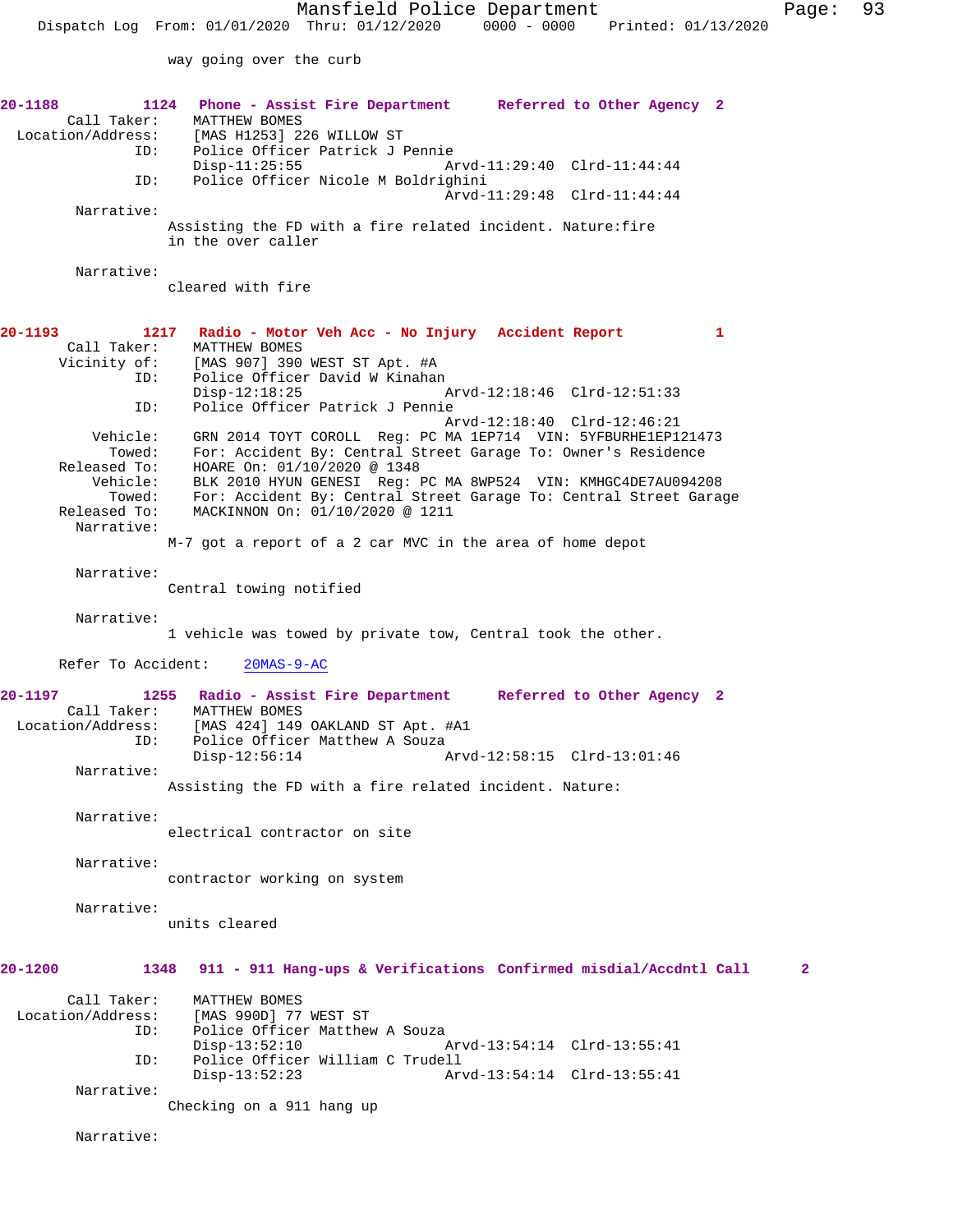way going over the curb

**20-1188** 1124 **Phone - Assist Fire Department** **Referred to Other Agency** 2

Call Taker: MATTHEW BOMES
Location/Address: [MAS H1253] 226 WILLOW ST
ID: Police Officer Patrick J Pennie
Disp-11:25:55 Arvd-11:29:40 Clrd-11:44:44
ID: Police Officer Nicole M Boldrighini
Arvd-11:29:48 Clrd-11:44:44

Narrative:
Assisting the FD with a fire related incident. Nature:fire in the over caller

Narrative:
cleared with fire

**20-1193** 1217 **Radio - Motor Veh Acc - No Injury** **Accident Report** 1

Call Taker: MATTHEW BOMES
Vicinity of: [MAS 907] 390 WEST ST Apt. #A
ID: Police Officer David W Kinahan
Disp-12:18:25 Arvd-12:18:46 Clrd-12:51:33
ID: Police Officer Patrick J Pennie
Arvd-12:18:40 Clrd-12:46:21

Vehicle: GRN 2014 TOYT COROLL Reg: PC MA 1EP714 VIN: 5YFBURHE1EP121473
Towed: For: Accident By: Central Street Garage To: Owner's Residence
Released To: HOARE On: 01/10/2020 @ 1348
Vehicle: BLK 2010 HYUN GENESI Reg: PC MA 8WP524 VIN: KMHGC4DE7AU094208
Towed: For: Accident By: Central Street Garage To: Central Street Garage
Released To: MACKINNON On: 01/10/2020 @ 1211

Narrative:
M-7 got a report of a 2 car MVC in the area of home depot

Narrative:
Central towing notified

Narrative:
1 vehicle was towed by private tow, Central took the other.

Refer To Accident: 20MAS-9-AC

**20-1197** 1255 **Radio - Assist Fire Department** **Referred to Other Agency** 2

Call Taker: MATTHEW BOMES
Location/Address: [MAS 424] 149 OAKLAND ST Apt. #A1
ID: Police Officer Matthew A Souza
Disp-12:56:14 Arvd-12:58:15 Clrd-13:01:46

Narrative:
Assisting the FD with a fire related incident. Nature:

Narrative:
electrical contractor on site

Narrative:
contractor working on system

Narrative:
units cleared

**20-1200** 1348 **911 - 911 Hang-ups & Verifications** **Confirmed misdial/Accdntl Call** 2

Call Taker: MATTHEW BOMES
Location/Address: [MAS 990D] 77 WEST ST
ID: Police Officer Matthew A Souza
Disp-13:52:10 Arvd-13:54:14 Clrd-13:55:41
ID: Police Officer William C Trudell
Disp-13:52:23 Arvd-13:54:14 Clrd-13:55:41

Narrative:
Checking on a 911 hang up

Narrative: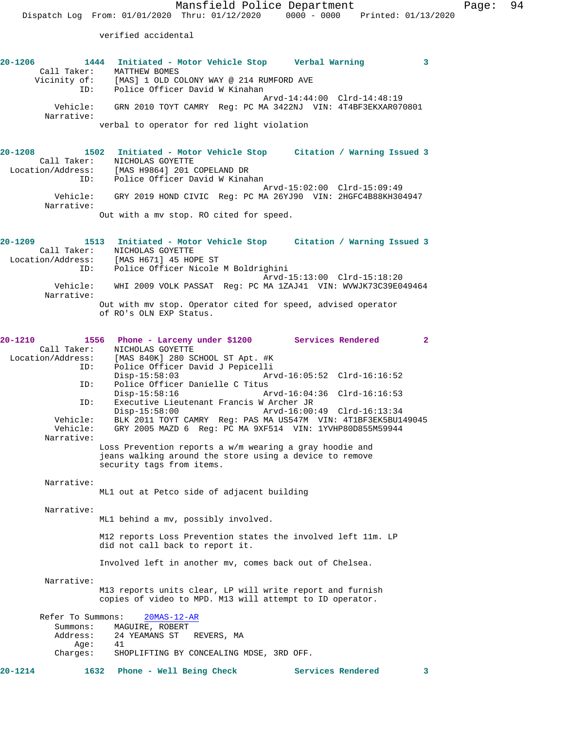verified accidental

**20-1206** 1444 **Initiated - Motor Vehicle Stop** **Verbal Warning** 3

Call Taker: MATTHEW BOMES
Vicinity of: [MAS] 1 OLD COLONY WAY @ 214 RUMFORD AVE
ID: Police Officer David W Kinahan
Arvd-14:44:00 Clrd-14:48:19
Vehicle: GRN 2010 TOYT CAMRY Reg: PC MA 3422NJ VIN: 4T4BF3EKXAR070801
Narrative:
verbal to operator for red light violation

**20-1208** 1502 **Initiated - Motor Vehicle Stop** **Citation / Warning Issued** 3

Call Taker: NICHOLAS GOYETTE
Location/Address: [MAS H9864] 201 COPELAND DR
ID: Police Officer David W Kinahan
Arvd-15:02:00 Clrd-15:09:49
Vehicle: GRY 2019 HOND CIVIC Reg: PC MA 26YJ90 VIN: 2HGFC4B88KH304947
Narrative:
Out with a mv stop. RO cited for speed.

**20-1209** 1513 **Initiated - Motor Vehicle Stop** **Citation / Warning Issued** 3

Call Taker: NICHOLAS GOYETTE
Location/Address: [MAS H671] 45 HOPE ST
ID: Police Officer Nicole M Boldrighini
Arvd-15:13:00 Clrd-15:18:20
Vehicle: WHI 2009 VOLK PASSAT Reg: PC MA 1ZAJ41 VIN: WVWJK73C39E049464
Narrative:
Out with mv stop. Operator cited for speed, advised operator of RO's OLN EXP Status.

**20-1210** 1556 **Phone - Larceny under $1200** **Services Rendered** 2

Call Taker: NICHOLAS GOYETTE
Location/Address: [MAS 840K] 280 SCHOOL ST Apt. #K
ID: Police Officer David J Pepicelli
Disp-15:58:03 Arvd-16:05:52 Clrd-16:16:52
ID: Police Officer Danielle C Titus
Disp-15:58:16 Arvd-16:04:36 Clrd-16:16:53
ID: Executive Lieutenant Francis W Archer JR
Disp-15:58:00 Arvd-16:00:49 Clrd-16:13:34
Vehicle: BLK 2011 TOYT CAMRY Reg: PAS MA US547M VIN: 4T1BF3EK5BU149045
Vehicle: GRY 2005 MAZD 6 Reg: PC MA 9XF514 VIN: 1YVHP80D855M59944
Narrative:
Loss Prevention reports a w/m wearing a gray hoodie and jeans walking around the store using a device to remove security tags from items.

Narrative:
ML1 out at Petco side of adjacent building

Narrative:
ML1 behind a mv, possibly involved.

M12 reports Loss Prevention states the involved left 11m. LP did not call back to report it.

Involved left in another mv, comes back out of Chelsea.

Narrative:
M13 reports units clear, LP will write report and furnish copies of video to MPD. M13 will attempt to ID operator.

Refer To Summons: 20MAS-12-AR
Summons: MAGUIRE, ROBERT
Address: 24 YEAMANS ST REVERS, MA
Age: 41
Charges: SHOPLIFTING BY CONCEALING MDSE, 3RD OFF.

**20-1214** 1632 **Phone - Well Being Check** **Services Rendered** 3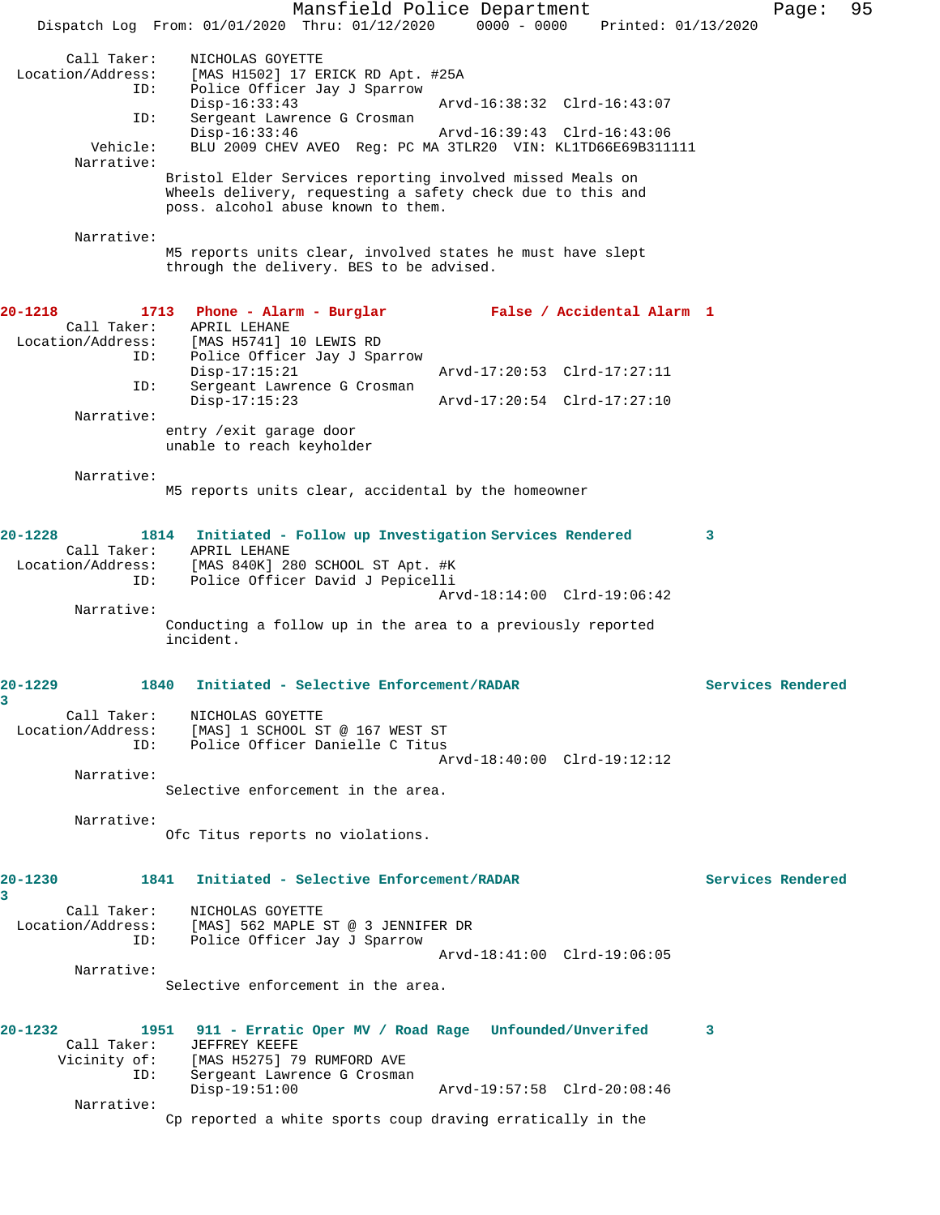```
        Call Taker:    NICHOLAS GOYETTE
  Location/Address:    [MAS H1502] 17 ERICK RD Apt. #25A
                ID:    Police Officer Jay J Sparrow
                       Disp-16:33:43                 Arvd-16:38:32  Clrd-16:43:07
                ID:    Sergeant Lawrence G Crosman
                       Disp-16:33:46                 Arvd-16:39:43  Clrd-16:43:06
           Vehicle:    BLU 2009 CHEV AVEO  Reg: PC MA 3TLR20  VIN: KL1TD66E69B311111
         Narrative:
                      Bristol Elder Services reporting involved missed Meals on
                      Wheels delivery, requesting a safety check due to this and
                      poss. alcohol abuse known to them.

         Narrative:
                      M5 reports units clear, involved states he must have slept
                      through the delivery. BES to be advised.


20-1218          1713   Phone - Alarm - Burglar            False / Accidental Alarm  1
        Call Taker:    APRIL LEHANE
  Location/Address:    [MAS H5741] 10 LEWIS RD
                ID:    Police Officer Jay J Sparrow
                       Disp-17:15:21                 Arvd-17:20:53  Clrd-17:27:11
                ID:    Sergeant Lawrence G Crosman
                       Disp-17:15:23                 Arvd-17:20:54  Clrd-17:27:10
         Narrative:
                      entry /exit garage door
                      unable to reach keyholder

         Narrative:
                      M5 reports units clear, accidental by the homeowner


20-1228          1814   Initiated - Follow up Investigation Services Rendered        3
        Call Taker:    APRIL LEHANE
  Location/Address:    [MAS 840K] 280 SCHOOL ST Apt. #K
                ID:    Police Officer David J Pepicelli
                                                     Arvd-18:14:00  Clrd-19:06:42
         Narrative:
                      Conducting a follow up in the area to a previously reported
                      incident.


20-1229          1840   Initiated - Selective Enforcement/RADAR               Services Rendered
3
        Call Taker:    NICHOLAS GOYETTE
  Location/Address:    [MAS] 1 SCHOOL ST @ 167 WEST ST
                ID:    Police Officer Danielle C Titus
                                                     Arvd-18:40:00  Clrd-19:12:12
         Narrative:
                      Selective enforcement in the area.

         Narrative:
                      Ofc Titus reports no violations.


20-1230          1841   Initiated - Selective Enforcement/RADAR               Services Rendered
3
        Call Taker:    NICHOLAS GOYETTE
  Location/Address:    [MAS] 562 MAPLE ST @ 3 JENNIFER DR
                ID:    Police Officer Jay J Sparrow
                                                     Arvd-18:41:00  Clrd-19:06:05
         Narrative:
                      Selective enforcement in the area.


20-1232          1951   911 - Erratic Oper MV / Road Rage   Unfounded/Unverifed       3
        Call Taker:    JEFFREY KEEFE
       Vicinity of:    [MAS H5275] 79 RUMFORD AVE
                ID:    Sergeant Lawrence G Crosman
                       Disp-19:51:00                 Arvd-19:57:58  Clrd-20:08:46
         Narrative:
                      Cp reported a white sports coup draving erratically in the
```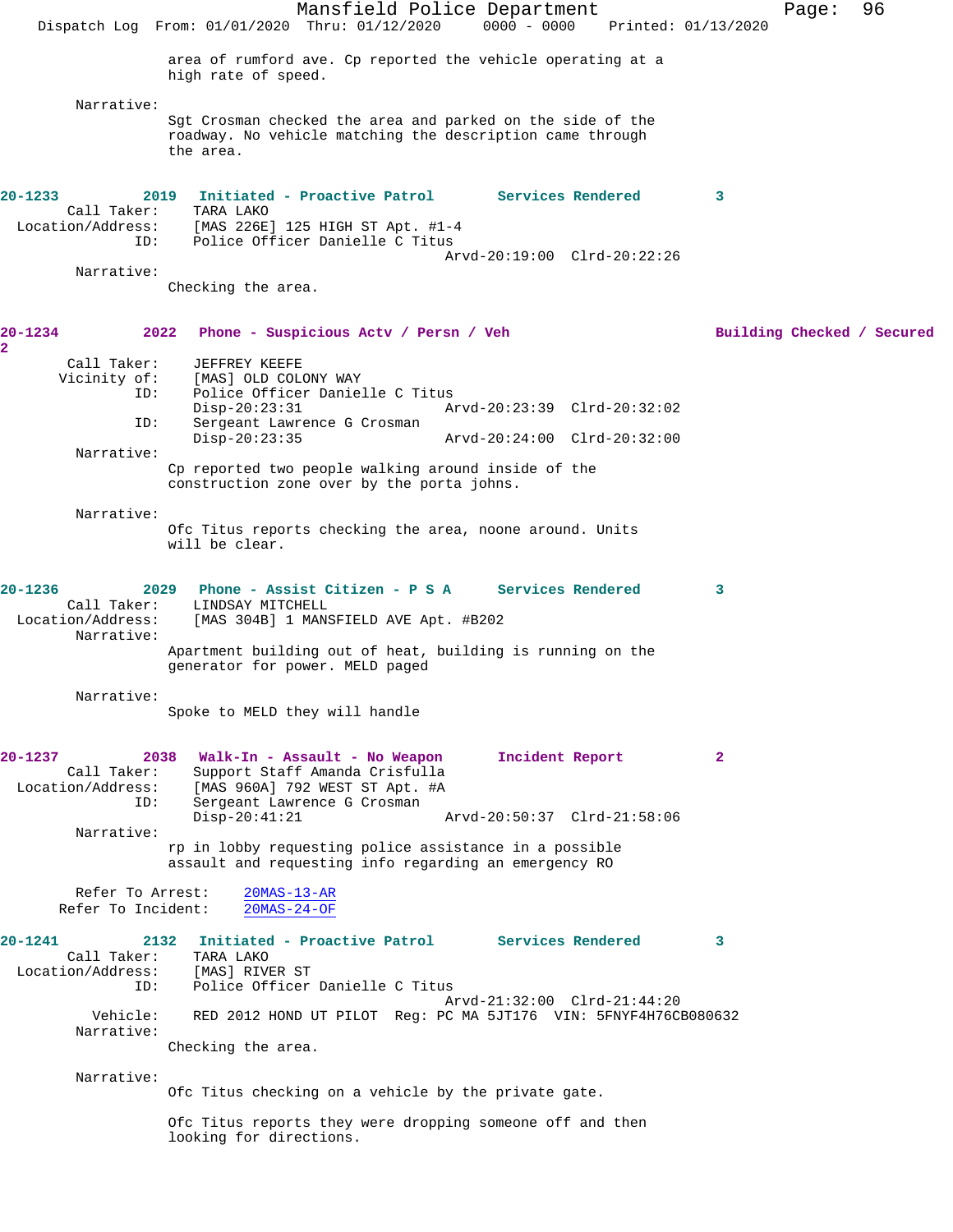area of rumford ave. Cp reported the vehicle operating at a high rate of speed.

Narrative:
Sgt Crosman checked the area and parked on the side of the roadway. No vehicle matching the description came through the area.

**20-1233** 2019 **Initiated - Proactive Patrol** **Services Rendered** **3**
Call Taker: TARA LAKO
Location/Address: [MAS 226E] 125 HIGH ST Apt. #1-4
ID: Police Officer Danielle C Titus
Arvd-20:19:00 Clrd-20:22:26
Narrative:
Checking the area.

**20-1234** 2022 **Phone - Suspicious Actv / Persn / Veh** **Building Checked / Secured** **2**
Call Taker: JEFFREY KEEFE
Vicinity of: [MAS] OLD COLONY WAY
ID: Police Officer Danielle C Titus
Disp-20:23:31 Arvd-20:23:39 Clrd-20:32:02
ID: Sergeant Lawrence G Crosman
Disp-20:23:35 Arvd-20:24:00 Clrd-20:32:00
Narrative:
Cp reported two people walking around inside of the construction zone over by the porta johns.

Narrative:
Ofc Titus reports checking the area, noone around. Units will be clear.

**20-1236** 2029 **Phone - Assist Citizen - P S A** **Services Rendered** **3**
Call Taker: LINDSAY MITCHELL
Location/Address: [MAS 304B] 1 MANSFIELD AVE Apt. #B202
Narrative:
Apartment building out of heat, building is running on the generator for power. MELD paged

Narrative:
Spoke to MELD they will handle

**20-1237** 2038 **Walk-In - Assault - No Weapon** **Incident Report** **2**
Call Taker: Support Staff Amanda Crisfulla
Location/Address: [MAS 960A] 792 WEST ST Apt. #A
ID: Sergeant Lawrence G Crosman
Disp-20:41:21 Arvd-20:50:37 Clrd-21:58:06
Narrative:
rp in lobby requesting police assistance in a possible assault and requesting info regarding an emergency RO

Refer To Arrest: 20MAS-13-AR
Refer To Incident: 20MAS-24-OF

**20-1241** 2132 **Initiated - Proactive Patrol** **Services Rendered** **3**
Call Taker: TARA LAKO
Location/Address: [MAS] RIVER ST
ID: Police Officer Danielle C Titus
Arvd-21:32:00 Clrd-21:44:20
Vehicle: RED 2012 HOND UT PILOT Reg: PC MA 5JT176 VIN: 5FNYF4H76CB080632
Narrative:
Checking the area.

Narrative:
Ofc Titus checking on a vehicle by the private gate.

Ofc Titus reports they were dropping someone off and then looking for directions.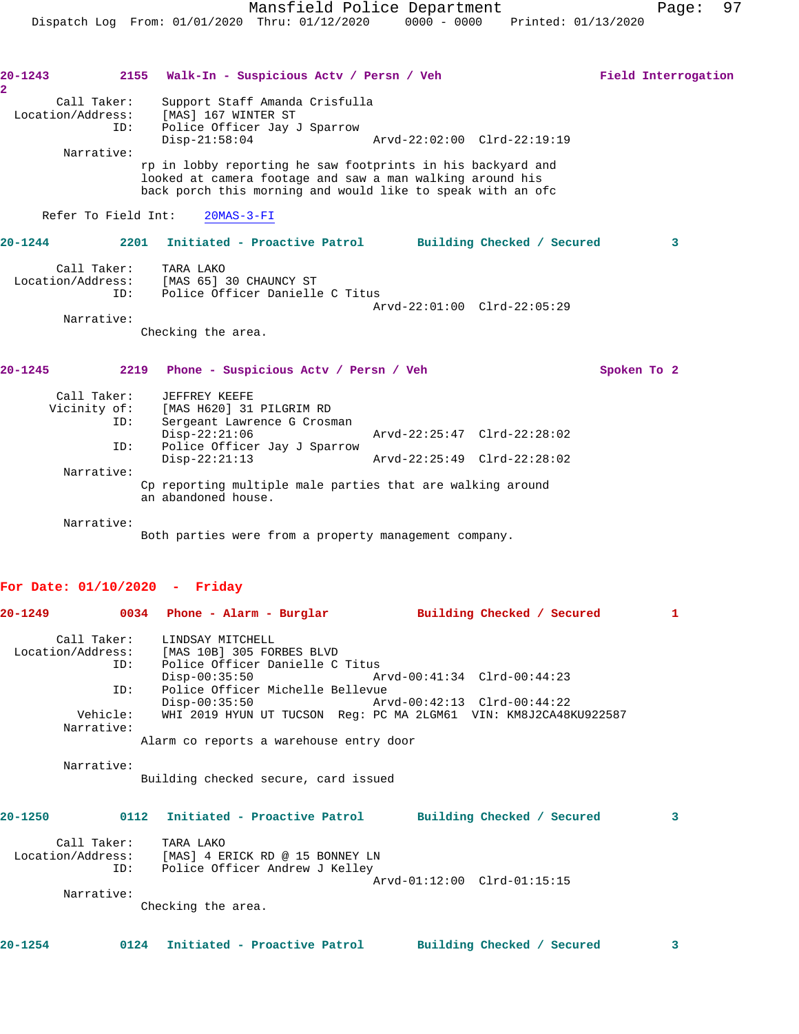**20-1243** 2155 **Walk-In - Suspicious Actv / Persn / Veh** **Field Interrogation 2**

Call Taker: Support Staff Amanda Crisfulla
Location/Address: [MAS] 167 WINTER ST
ID: Police Officer Jay J Sparrow
Disp-21:58:04 Arvd-22:02:00 Clrd-22:19:19

Narrative:
rp in lobby reporting he saw footprints in his backyard and looked at camera footage and saw a man walking around his back porch this morning and would like to speak with an ofc

Refer To Field Int: 20MAS-3-FI

**20-1244** 2201 **Initiated - Proactive Patrol** **Building Checked / Secured** **3**

Call Taker: TARA LAKO
Location/Address: [MAS 65] 30 CHAUNCY ST
ID: Police Officer Danielle C Titus
Arvd-22:01:00 Clrd-22:05:29

Narrative:
Checking the area.

**20-1245** 2219 **Phone - Suspicious Actv / Persn / Veh** **Spoken To 2**

Call Taker: JEFFREY KEEFE
Vicinity of: [MAS H620] 31 PILGRIM RD
ID: Sergeant Lawrence G Crosman
Disp-22:21:06 Arvd-22:25:47 Clrd-22:28:02
ID: Police Officer Jay J Sparrow
Disp-22:21:13 Arvd-22:25:49 Clrd-22:28:02

Narrative:
Cp reporting multiple male parties that are walking around an abandoned house.

Narrative:
Both parties were from a property management company.

## For Date: 01/10/2020 - Friday

**20-1249** 0034 **Phone - Alarm - Burglar** **Building Checked / Secured** **1**

Call Taker: LINDSAY MITCHELL
Location/Address: [MAS 10B] 305 FORBES BLVD
ID: Police Officer Danielle C Titus
Disp-00:35:50 Arvd-00:41:34 Clrd-00:44:23
ID: Police Officer Michelle Bellevue
Disp-00:35:50 Arvd-00:42:13 Clrd-00:44:22
Vehicle: WHI 2019 HYUN UT TUCSON Reg: PC MA 2LGM61 VIN: KM8J2CA48KU922587

Narrative:
Alarm co reports a warehouse entry door

Narrative:
Building checked secure, card issued

**20-1250** 0112 **Initiated - Proactive Patrol** **Building Checked / Secured** **3**

Call Taker: TARA LAKO
Location/Address: [MAS] 4 ERICK RD @ 15 BONNEY LN
ID: Police Officer Andrew J Kelley
Arvd-01:12:00 Clrd-01:15:15

Narrative:
Checking the area.

**20-1254** 0124 **Initiated - Proactive Patrol** **Building Checked / Secured** **3**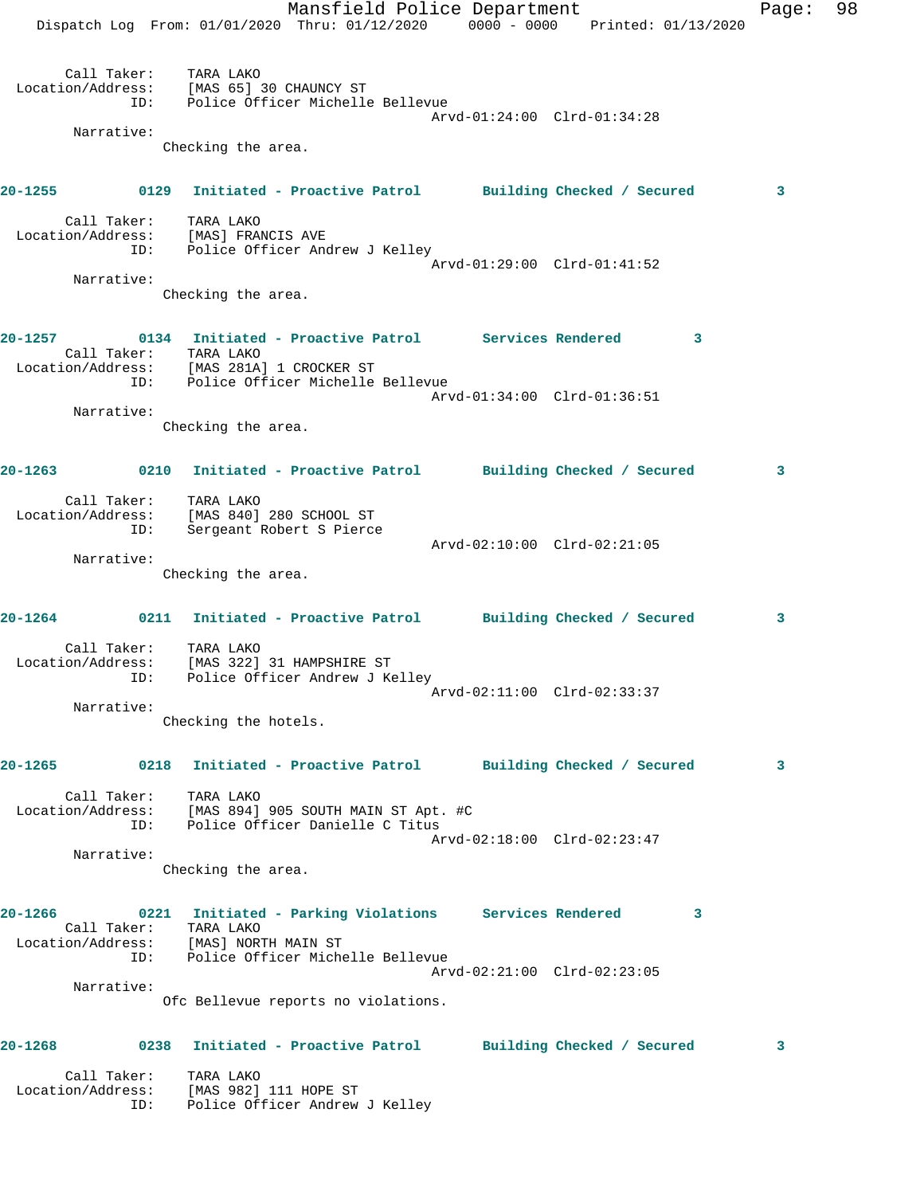Call Taker: TARA LAKO
Location/Address: [MAS 65] 30 CHAUNCY ST
ID: Police Officer Michelle Bellevue
Arvd-01:24:00 Clrd-01:34:28
Narrative:
Checking the area.

**20-1255 0129 Initiated - Proactive Patrol Building Checked / Secured 3**

Call Taker: TARA LAKO
Location/Address: [MAS] FRANCIS AVE
ID: Police Officer Andrew J Kelley
Arvd-01:29:00 Clrd-01:41:52
Narrative:
Checking the area.

**20-1257 0134 Initiated - Proactive Patrol Services Rendered 3**

Call Taker: TARA LAKO
Location/Address: [MAS 281A] 1 CROCKER ST
ID: Police Officer Michelle Bellevue
Arvd-01:34:00 Clrd-01:36:51
Narrative:
Checking the area.

**20-1263 0210 Initiated - Proactive Patrol Building Checked / Secured 3**

Call Taker: TARA LAKO
Location/Address: [MAS 840] 280 SCHOOL ST
ID: Sergeant Robert S Pierce
Arvd-02:10:00 Clrd-02:21:05
Narrative:
Checking the area.

**20-1264 0211 Initiated - Proactive Patrol Building Checked / Secured 3**

Call Taker: TARA LAKO
Location/Address: [MAS 322] 31 HAMPSHIRE ST
ID: Police Officer Andrew J Kelley
Arvd-02:11:00 Clrd-02:33:37
Narrative:
Checking the hotels.

**20-1265 0218 Initiated - Proactive Patrol Building Checked / Secured 3**

Call Taker: TARA LAKO
Location/Address: [MAS 894] 905 SOUTH MAIN ST Apt. #C
ID: Police Officer Danielle C Titus
Arvd-02:18:00 Clrd-02:23:47
Narrative:
Checking the area.

**20-1266 0221 Initiated - Parking Violations Services Rendered 3**

Call Taker: TARA LAKO
Location/Address: [MAS] NORTH MAIN ST
ID: Police Officer Michelle Bellevue
Arvd-02:21:00 Clrd-02:23:05
Narrative:
Ofc Bellevue reports no violations.

**20-1268 0238 Initiated - Proactive Patrol Building Checked / Secured 3**

Call Taker: TARA LAKO
Location/Address: [MAS 982] 111 HOPE ST
ID: Police Officer Andrew J Kelley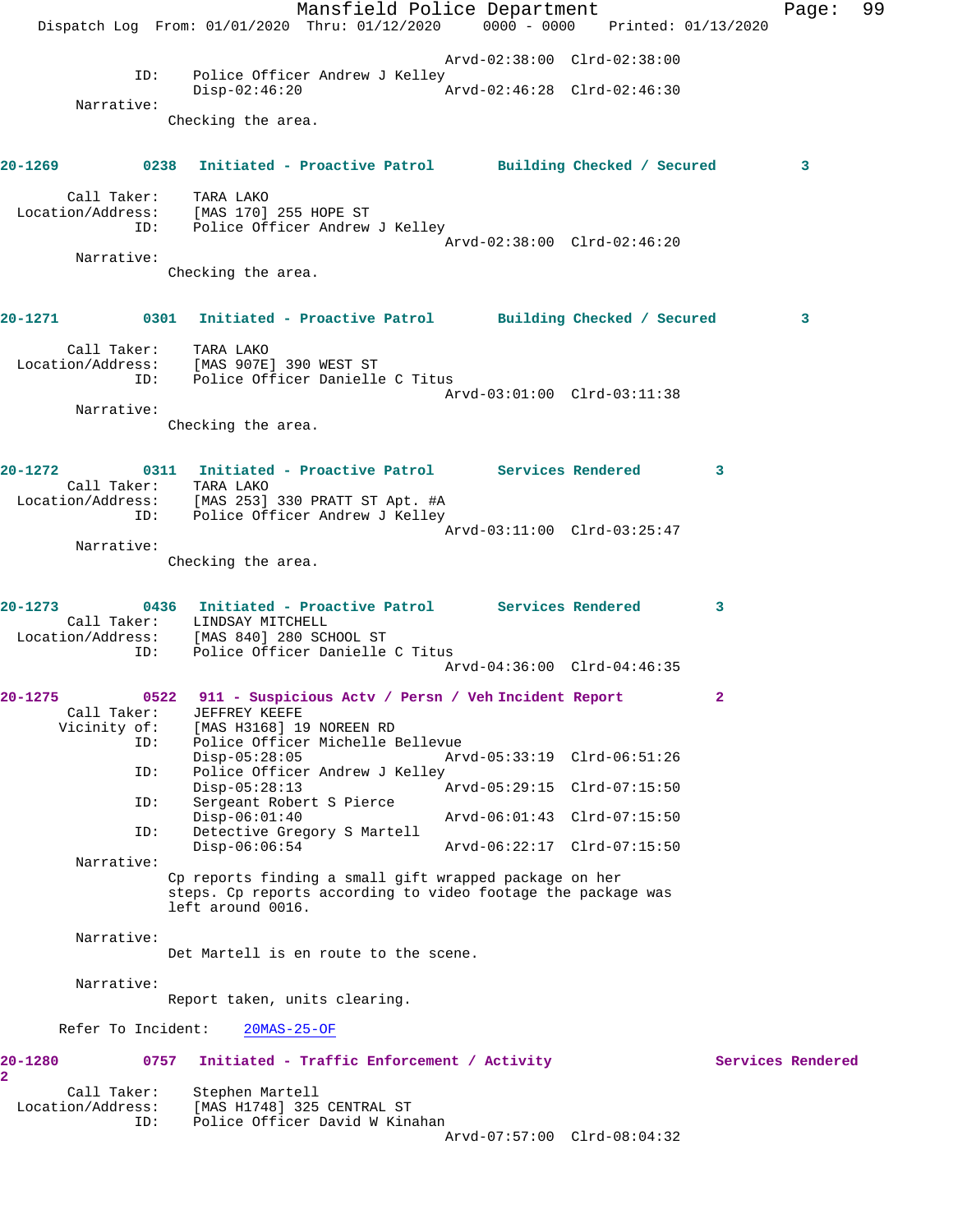```
                              Arvd-02:38:00  Clrd-02:38:00
            ID:     Police Officer Andrew J Kelley
                    Disp-02:46:20             Arvd-02:46:28  Clrd-02:46:30
       Narrative:
                   Checking the area.


20-1269         0238   Initiated - Proactive Patrol       Building Checked / Secured         3

       Call Taker:    TARA LAKO
  Location/Address:    [MAS 170] 255 HOPE ST
               ID:    Police Officer Andrew J Kelley
                                              Arvd-02:38:00  Clrd-02:46:20
       Narrative:
                   Checking the area.


20-1271         0301   Initiated - Proactive Patrol       Building Checked / Secured         3

       Call Taker:    TARA LAKO
  Location/Address:    [MAS 907E] 390 WEST ST
               ID:    Police Officer Danielle C Titus
                                              Arvd-03:01:00  Clrd-03:11:38
       Narrative:
                   Checking the area.


20-1272         0311   Initiated - Proactive Patrol       Services Rendered         3
       Call Taker:    TARA LAKO
  Location/Address:    [MAS 253] 330 PRATT ST Apt. #A
               ID:    Police Officer Andrew J Kelley
                                              Arvd-03:11:00  Clrd-03:25:47
       Narrative:
                   Checking the area.


20-1273         0436   Initiated - Proactive Patrol       Services Rendered         3
       Call Taker:    LINDSAY MITCHELL
  Location/Address:    [MAS 840] 280 SCHOOL ST
               ID:    Police Officer Danielle C Titus
                                              Arvd-04:36:00  Clrd-04:46:35

20-1275         0522   911 - Suspicious Actv / Persn / Veh Incident Report         2
       Call Taker:    JEFFREY KEEFE
      Vicinity of:    [MAS H3168] 19 NOREEN RD
               ID:    Police Officer Michelle Bellevue
                    Disp-05:28:05             Arvd-05:33:19  Clrd-06:51:26
               ID:    Police Officer Andrew J Kelley
                    Disp-05:28:13             Arvd-05:29:15  Clrd-07:15:50
               ID:    Sergeant Robert S Pierce
                    Disp-06:01:40             Arvd-06:01:43  Clrd-07:15:50
               ID:    Detective Gregory S Martell
                    Disp-06:06:54             Arvd-06:22:17  Clrd-07:15:50
       Narrative:
                   Cp reports finding a small gift wrapped package on her
                   steps. Cp reports according to video footage the package was
                   left around 0016.

       Narrative:
                   Det Martell is en route to the scene.

       Narrative:
                   Report taken, units clearing.

      Refer To Incident:    20MAS-25-OF

20-1280         0757   Initiated - Traffic Enforcement / Activity                 Services Rendered
2
       Call Taker:    Stephen Martell
  Location/Address:    [MAS H1748] 325 CENTRAL ST
               ID:    Police Officer David W Kinahan
                                              Arvd-07:57:00  Clrd-08:04:32
```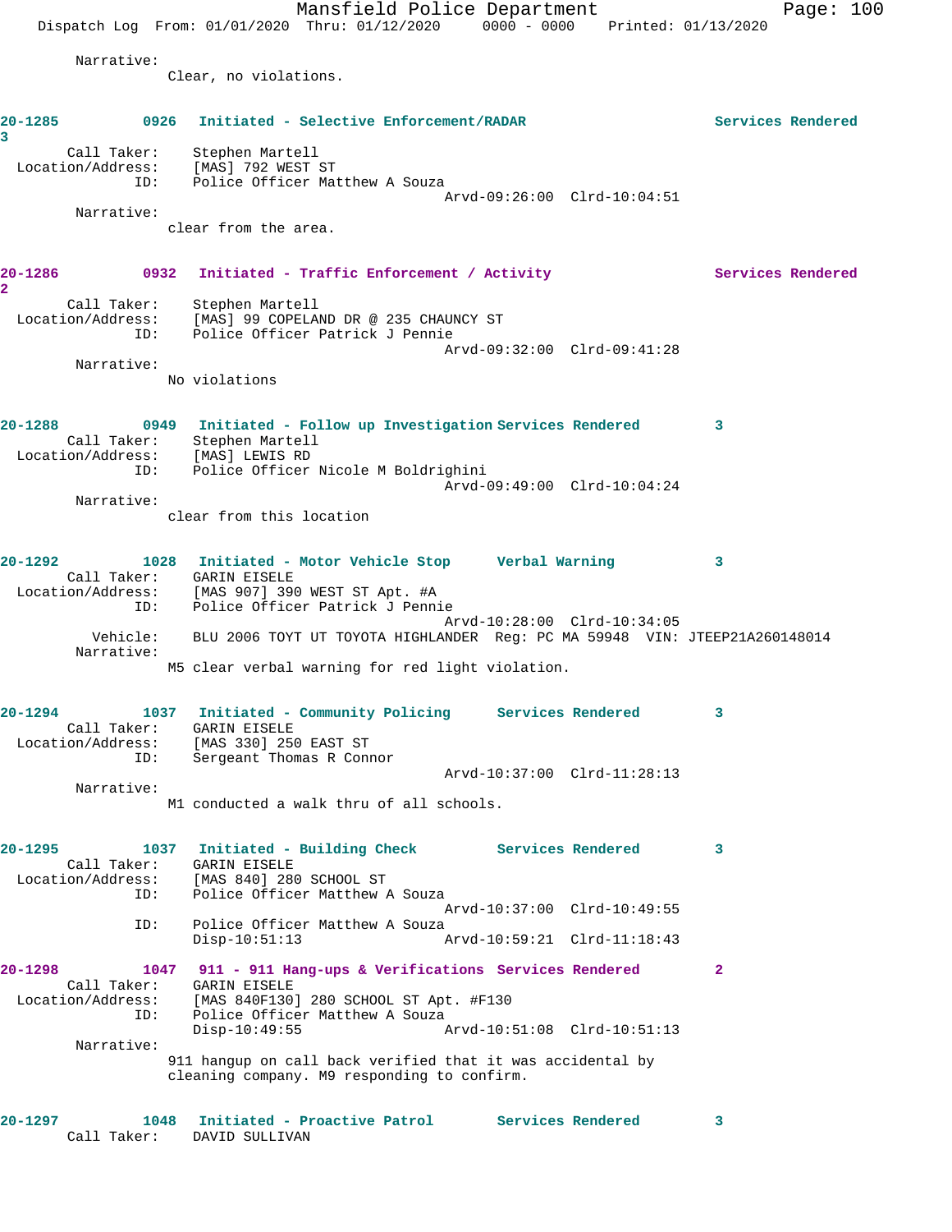Narrative:
Clear, no violations.

**20-1285** 0926 **Initiated - Selective Enforcement/RADAR** **Services Rendered** 3

Call Taker: Stephen Martell
Location/Address: [MAS] 792 WEST ST
ID: Police Officer Matthew A Souza
Arvd-09:26:00 Clrd-10:04:51

Narrative:
clear from the area.

**20-1286** 0932 **Initiated - Traffic Enforcement / Activity** **Services Rendered** 2

Call Taker: Stephen Martell
Location/Address: [MAS] 99 COPELAND DR @ 235 CHAUNCY ST
ID: Police Officer Patrick J Pennie
Arvd-09:32:00 Clrd-09:41:28

Narrative:
No violations

**20-1288** 0949 **Initiated - Follow up Investigation** **Services Rendered** 3

Call Taker: Stephen Martell
Location/Address: [MAS] LEWIS RD
ID: Police Officer Nicole M Boldrighini
Arvd-09:49:00 Clrd-10:04:24

Narrative:
clear from this location

**20-1292** 1028 **Initiated - Motor Vehicle Stop** **Verbal Warning** 3

Call Taker: GARIN EISELE
Location/Address: [MAS 907] 390 WEST ST Apt. #A
ID: Police Officer Patrick J Pennie
Arvd-10:28:00 Clrd-10:34:05
Vehicle: BLU 2006 TOYT UT TOYOTA HIGHLANDER Reg: PC MA 59948 VIN: JTEEP21A260148014

Narrative:
M5 clear verbal warning for red light violation.

**20-1294** 1037 **Initiated - Community Policing** **Services Rendered** 3

Call Taker: GARIN EISELE
Location/Address: [MAS 330] 250 EAST ST
ID: Sergeant Thomas R Connor
Arvd-10:37:00 Clrd-11:28:13

Narrative:
M1 conducted a walk thru of all schools.

**20-1295** 1037 **Initiated - Building Check** **Services Rendered** 3

Call Taker: GARIN EISELE
Location/Address: [MAS 840] 280 SCHOOL ST
ID: Police Officer Matthew A Souza
Arvd-10:37:00 Clrd-10:49:55
ID: Police Officer Matthew A Souza
Disp-10:51:13 Arvd-10:59:21 Clrd-11:18:43

**20-1298** 1047 **911 - 911 Hang-ups & Verifications** **Services Rendered** 2

Call Taker: GARIN EISELE
Location/Address: [MAS 840F130] 280 SCHOOL ST Apt. #F130
ID: Police Officer Matthew A Souza
Disp-10:49:55 Arvd-10:51:08 Clrd-10:51:13

Narrative:
911 hangup on call back verified that it was accidental by cleaning company. M9 responding to confirm.

**20-1297** 1048 **Initiated - Proactive Patrol** **Services Rendered** 3

Call Taker: DAVID SULLIVAN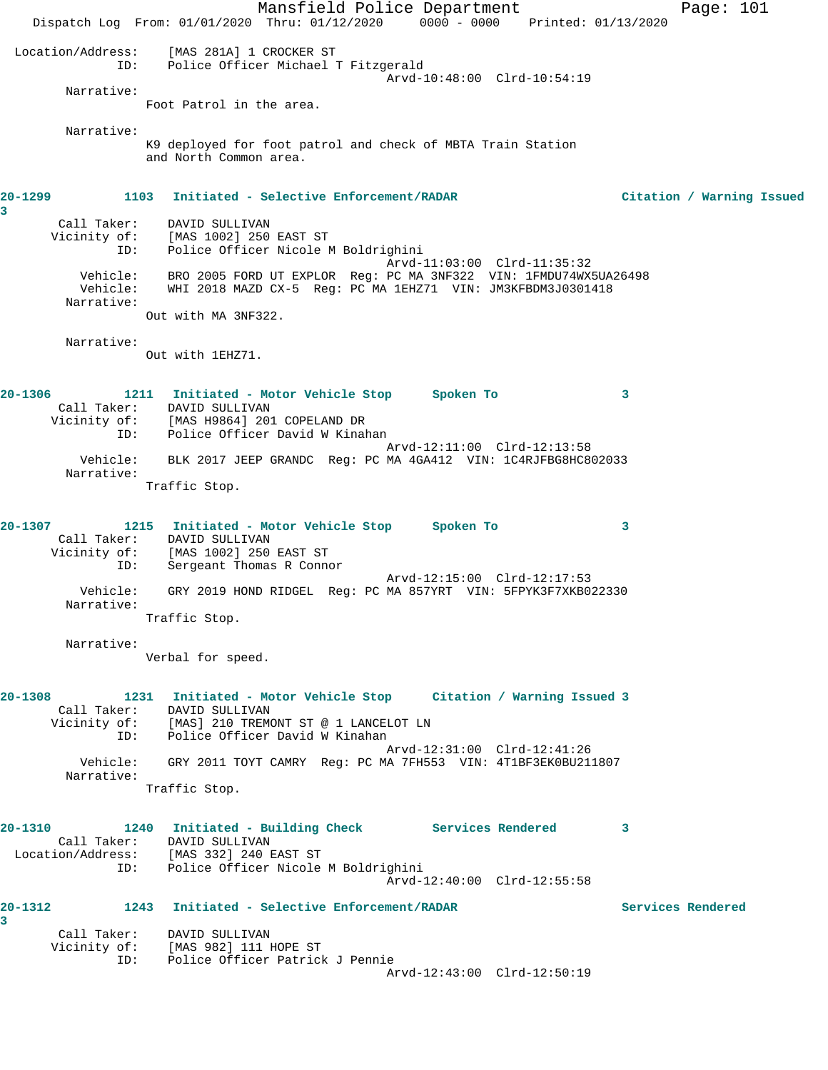```
  Location/Address:     [MAS 281A] 1 CROCKER ST
                ID:     Police Officer Michael T Fitzgerald
                                              Arvd-10:48:00  Clrd-10:54:19
         Narrative:
                    Foot Patrol in the area.

         Narrative:
                    K9 deployed for foot patrol and check of MBTA Train Station
                    and North Common area.


20-1299          1103   Initiated - Selective Enforcement/RADAR                  Citation / Warning Issued
3
        Call Taker:     DAVID SULLIVAN
       Vicinity of:     [MAS 1002] 250 EAST ST
                ID:     Police Officer Nicole M Boldrighini
                                              Arvd-11:03:00  Clrd-11:35:32
           Vehicle:     BRO 2005 FORD UT EXPLOR  Reg: PC MA 3NF322  VIN: 1FMDU74WX5UA26498
           Vehicle:     WHI 2018 MAZD CX-5  Reg: PC MA 1EHZ71  VIN: JM3KFBDM3J0301418
         Narrative:
                    Out with MA 3NF322.

         Narrative:
                    Out with 1EHZ71.


20-1306          1211   Initiated - Motor Vehicle Stop      Spoken To                3
        Call Taker:     DAVID SULLIVAN
       Vicinity of:     [MAS H9864] 201 COPELAND DR
                ID:     Police Officer David W Kinahan
                                              Arvd-12:11:00  Clrd-12:13:58
           Vehicle:     BLK 2017 JEEP GRANDC  Reg: PC MA 4GA412  VIN: 1C4RJFBG8HC802033
         Narrative:
                    Traffic Stop.


20-1307          1215   Initiated - Motor Vehicle Stop      Spoken To                3
        Call Taker:     DAVID SULLIVAN
       Vicinity of:     [MAS 1002] 250 EAST ST
                ID:     Sergeant Thomas R Connor
                                              Arvd-12:15:00  Clrd-12:17:53
           Vehicle:     GRY 2019 HOND RIDGEL  Reg: PC MA 857YRT  VIN: 5FPYK3F7XKB022330
         Narrative:
                    Traffic Stop.

         Narrative:
                    Verbal for speed.


20-1308          1231   Initiated - Motor Vehicle Stop      Citation / Warning Issued 3
        Call Taker:     DAVID SULLIVAN
       Vicinity of:     [MAS] 210 TREMONT ST @ 1 LANCELOT LN
                ID:     Police Officer David W Kinahan
                                              Arvd-12:31:00  Clrd-12:41:26
           Vehicle:     GRY 2011 TOYT CAMRY  Reg: PC MA 7FH553  VIN: 4T1BF3EK0BU211807
         Narrative:
                    Traffic Stop.


20-1310          1240   Initiated - Building Check          Services Rendered        3
        Call Taker:     DAVID SULLIVAN
  Location/Address:     [MAS 332] 240 EAST ST
                ID:     Police Officer Nicole M Boldrighini
                                              Arvd-12:40:00  Clrd-12:55:58

20-1312          1243   Initiated - Selective Enforcement/RADAR                  Services Rendered
3
        Call Taker:     DAVID SULLIVAN
       Vicinity of:     [MAS 982] 111 HOPE ST
                ID:     Police Officer Patrick J Pennie
                                              Arvd-12:43:00  Clrd-12:50:19
```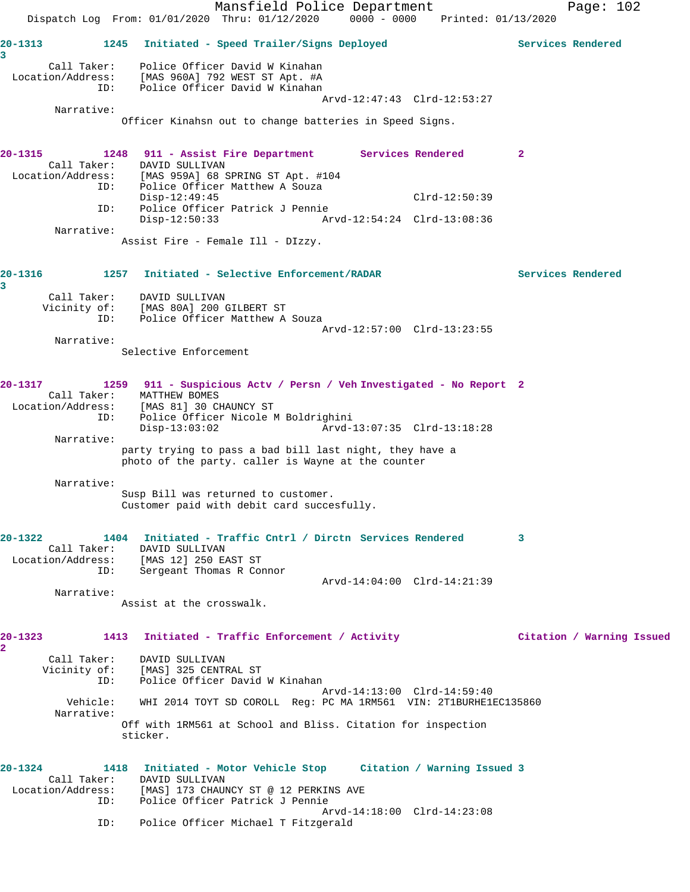```
20-1313          1245   Initiated - Speed Trailer/Signs Deployed                  Services Rendered
3
        Call Taker:     Police Officer David W Kinahan
  Location/Address:     [MAS 960A] 792 WEST ST Apt. #A
                ID:     Police Officer David W Kinahan
                                                 Arvd-12:47:43  Clrd-12:53:27
         Narrative:
                       Officer Kinahsn out to change batteries in Speed Signs.


20-1315          1248   911 - Assist Fire Department       Services Rendered         2
        Call Taker:     DAVID SULLIVAN
  Location/Address:     [MAS 959A] 68 SPRING ST Apt. #104
                ID:     Police Officer Matthew A Souza
                        Disp-12:49:45                            Clrd-12:50:39
                ID:     Police Officer Patrick J Pennie
                        Disp-12:50:33                Arvd-12:54:24  Clrd-13:08:36
         Narrative:
                       Assist Fire - Female Ill - DIzzy.


20-1316          1257   Initiated - Selective Enforcement/RADAR                   Services Rendered
3
        Call Taker:     DAVID SULLIVAN
         Vicinity of:   [MAS 80A] 200 GILBERT ST
                ID:     Police Officer Matthew A Souza
                                                 Arvd-12:57:00  Clrd-13:23:55
         Narrative:
                       Selective Enforcement


20-1317          1259   911 - Suspicious Actv / Persn / Veh Investigated - No Report  2
        Call Taker:     MATTHEW BOMES
  Location/Address:     [MAS 81] 30 CHAUNCY ST
                ID:     Police Officer Nicole M Boldrighini
                        Disp-13:03:02                Arvd-13:07:35  Clrd-13:18:28
         Narrative:
                       party trying to pass a bad bill last night, they have a
                       photo of the party. caller is Wayne at the counter

         Narrative:
                       Susp Bill was returned to customer.
                       Customer paid with debit card succesfully.


20-1322          1404   Initiated - Traffic Cntrl / Dirctn  Services Rendered         3
        Call Taker:     DAVID SULLIVAN
  Location/Address:     [MAS 12] 250 EAST ST
                ID:     Sergeant Thomas R Connor
                                                 Arvd-14:04:00  Clrd-14:21:39
         Narrative:
                       Assist at the crosswalk.


20-1323          1413   Initiated - Traffic Enforcement / Activity                Citation / Warning Issued
2
        Call Taker:     DAVID SULLIVAN
         Vicinity of:   [MAS] 325 CENTRAL ST
                ID:     Police Officer David W Kinahan
                                                 Arvd-14:13:00  Clrd-14:59:40
           Vehicle:     WHI 2014 TOYT SD COROLL  Reg: PC MA 1RM561  VIN: 2T1BURHE1EC135860
         Narrative:
                       Off with 1RM561 at School and Bliss. Citation for inspection
                       sticker.


20-1324          1418   Initiated - Motor Vehicle Stop     Citation / Warning Issued 3
        Call Taker:     DAVID SULLIVAN
  Location/Address:     [MAS] 173 CHAUNCY ST @ 12 PERKINS AVE
                ID:     Police Officer Patrick J Pennie
                                                 Arvd-14:18:00  Clrd-14:23:08
                ID:     Police Officer Michael T Fitzgerald
```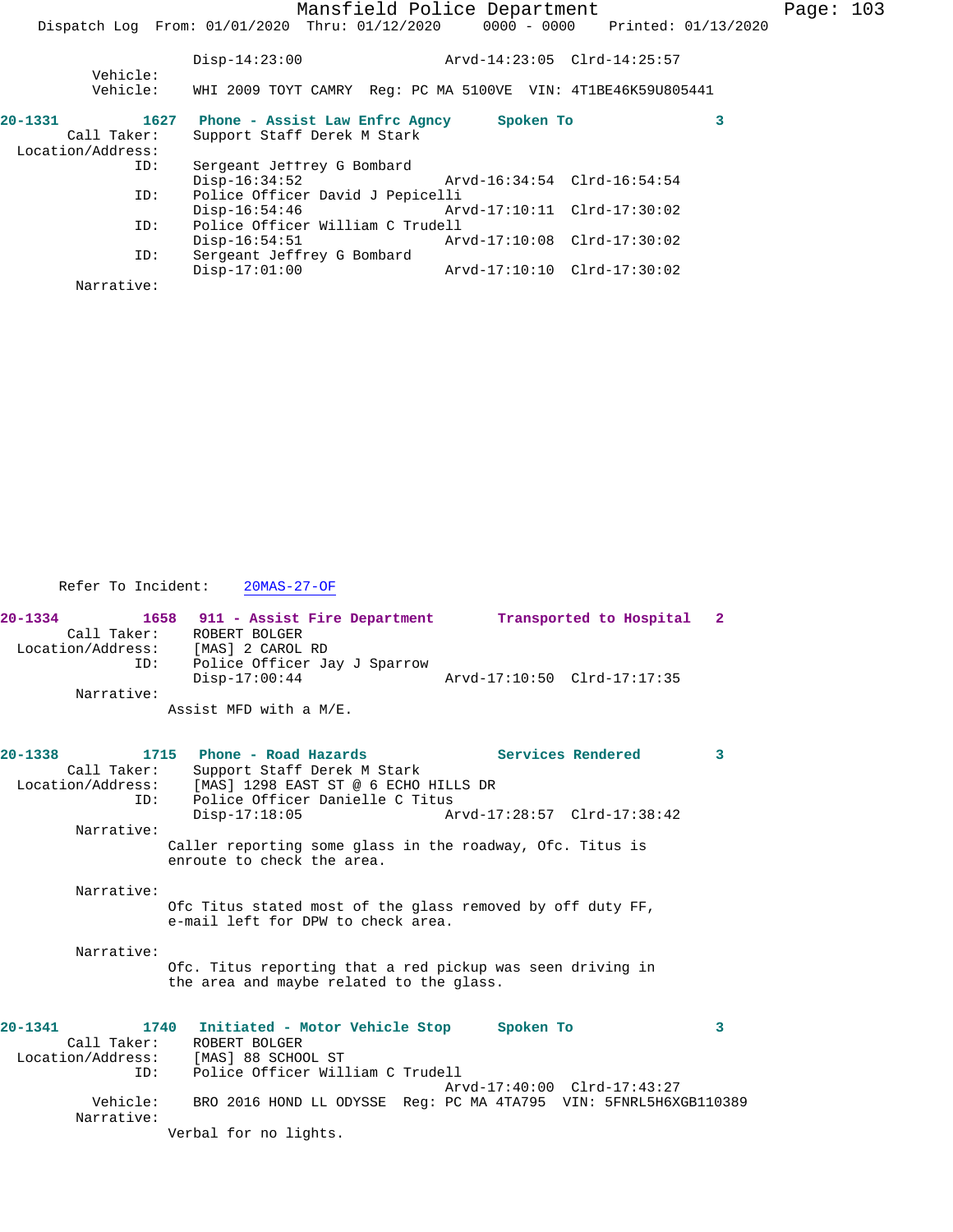Disp-14:23:00 Arvd-14:23:05 Clrd-14:25:57
Vehicle:
Vehicle: WHI 2009 TOYT CAMRY Reg: PC MA 5100VE VIN: 4T1BE46K59U805441

**20-1331 1627 Phone - Assist Law Enfrc Agncy Spoken To 3**
Call Taker: Support Staff Derek M Stark
Location/Address:
ID: Sergeant Jeffrey G Bombard
Disp-16:34:52 Arvd-16:34:54 Clrd-16:54:54
ID: Police Officer David J Pepicelli
Disp-16:54:46 Arvd-17:10:11 Clrd-17:30:02
ID: Police Officer William C Trudell
Disp-16:54:51 Arvd-17:10:08 Clrd-17:30:02
ID: Sergeant Jeffrey G Bombard
Disp-17:01:00 Arvd-17:10:10 Clrd-17:30:02
Narrative:

Refer To Incident: 20MAS-27-OF

**20-1334 1658 911 - Assist Fire Department Transported to Hospital 2**
Call Taker: ROBERT BOLGER
Location/Address: [MAS] 2 CAROL RD
ID: Police Officer Jay J Sparrow
Disp-17:00:44 Arvd-17:10:50 Clrd-17:17:35
Narrative:
Assist MFD with a M/E.

**20-1338 1715 Phone - Road Hazards Services Rendered 3**
Call Taker: Support Staff Derek M Stark
Location/Address: [MAS] 1298 EAST ST @ 6 ECHO HILLS DR
ID: Police Officer Danielle C Titus
Disp-17:18:05 Arvd-17:28:57 Clrd-17:38:42
Narrative:
Caller reporting some glass in the roadway, Ofc. Titus is enroute to check the area.

Narrative:
Ofc Titus stated most of the glass removed by off duty FF, e-mail left for DPW to check area.

Narrative:
Ofc. Titus reporting that a red pickup was seen driving in the area and maybe related to the glass.

**20-1341 1740 Initiated - Motor Vehicle Stop Spoken To 3**
Call Taker: ROBERT BOLGER
Location/Address: [MAS] 88 SCHOOL ST
ID: Police Officer William C Trudell
Arvd-17:40:00 Clrd-17:43:27
Vehicle: BRO 2016 HOND LL ODYSSE Reg: PC MA 4TA795 VIN: 5FNRL5H6XGB110389
Narrative:
Verbal for no lights.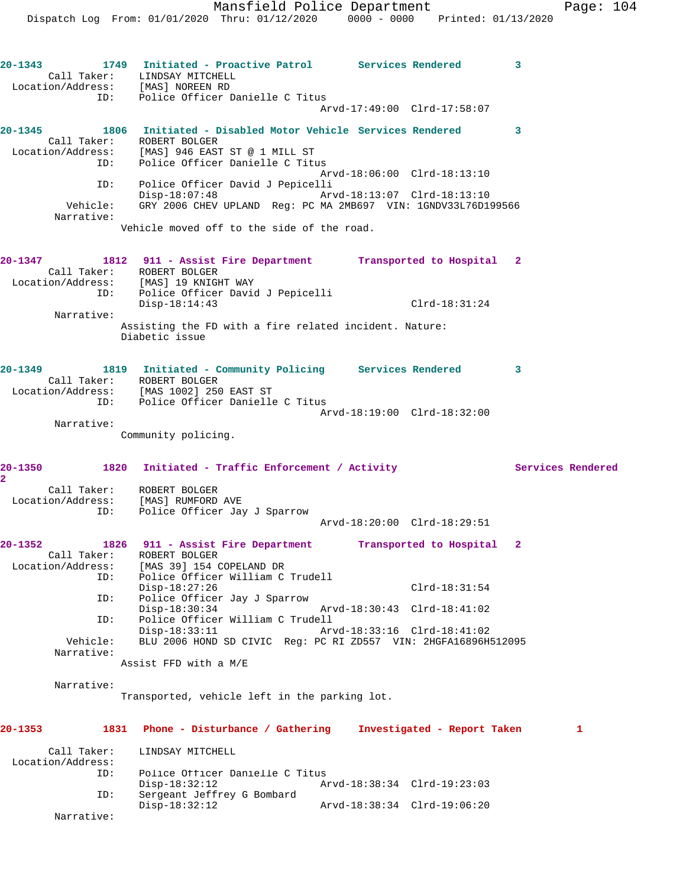```
20-1343        1749   Initiated - Proactive Patrol       Services Rendered         3
        Call Taker:     LINDSAY MITCHELL
   Location/Address:    [MAS] NOREEN RD
                 ID:    Police Officer Danielle C Titus
                                              Arvd-17:49:00  Clrd-17:58:07

20-1345        1806   Initiated - Disabled Motor Vehicle  Services Rendered         3
        Call Taker:     ROBERT BOLGER
   Location/Address:    [MAS] 946 EAST ST @ 1 MILL ST
                 ID:    Police Officer Danielle C Titus
                                              Arvd-18:06:00  Clrd-18:13:10
                 ID:    Police Officer David J Pepicelli
                        Disp-18:07:48         Arvd-18:13:07  Clrd-18:13:10
            Vehicle:    GRY 2006 CHEV UPLAND  Reg: PC MA 2MB697  VIN: 1GNDV33L76D199566
          Narrative:
                     Vehicle moved off to the side of the road.

20-1347        1812   911 - Assist Fire Department       Transported to Hospital   2
        Call Taker:     ROBERT BOLGER
   Location/Address:    [MAS] 19 KNIGHT WAY
                 ID:    Police Officer David J Pepicelli
                        Disp-18:14:43                        Clrd-18:31:24
          Narrative:
                     Assisting the FD with a fire related incident. Nature:
                     Diabetic issue

20-1349        1819   Initiated - Community Policing     Services Rendered         3
        Call Taker:     ROBERT BOLGER
   Location/Address:    [MAS 1002] 250 EAST ST
                 ID:    Police Officer Danielle C Titus
                                              Arvd-18:19:00  Clrd-18:32:00
          Narrative:
                     Community policing.

20-1350        1820   Initiated - Traffic Enforcement / Activity                  Services Rendered
2
        Call Taker:     ROBERT BOLGER
   Location/Address:    [MAS] RUMFORD AVE
                 ID:    Police Officer Jay J Sparrow
                                              Arvd-18:20:00  Clrd-18:29:51

20-1352        1826   911 - Assist Fire Department       Transported to Hospital   2
        Call Taker:     ROBERT BOLGER
   Location/Address:    [MAS 39] 154 COPELAND DR
                 ID:    Police Officer William C Trudell
                        Disp-18:27:26                        Clrd-18:31:54
                 ID:    Police Officer Jay J Sparrow
                        Disp-18:30:34         Arvd-18:30:43  Clrd-18:41:02
                 ID:    Police Officer William C Trudell
                        Disp-18:33:11         Arvd-18:33:16  Clrd-18:41:02
            Vehicle:    BLU 2006 HOND SD CIVIC  Reg: PC RI ZD557  VIN: 2HGFA16896H512095
          Narrative:
                     Assist FFD with a M/E

          Narrative:
                     Transported, vehicle left in the parking lot.

20-1353        1831   Phone - Disturbance / Gathering    Investigated - Report Taken         1

        Call Taker:     LINDSAY MITCHELL
   Location/Address:
                 ID:    Police Officer Danielle C Titus
                        Disp-18:32:12         Arvd-18:38:34  Clrd-19:23:03
                 ID:    Sergeant Jeffrey G Bombard
                        Disp-18:32:12         Arvd-18:38:34  Clrd-19:06:20
          Narrative:
```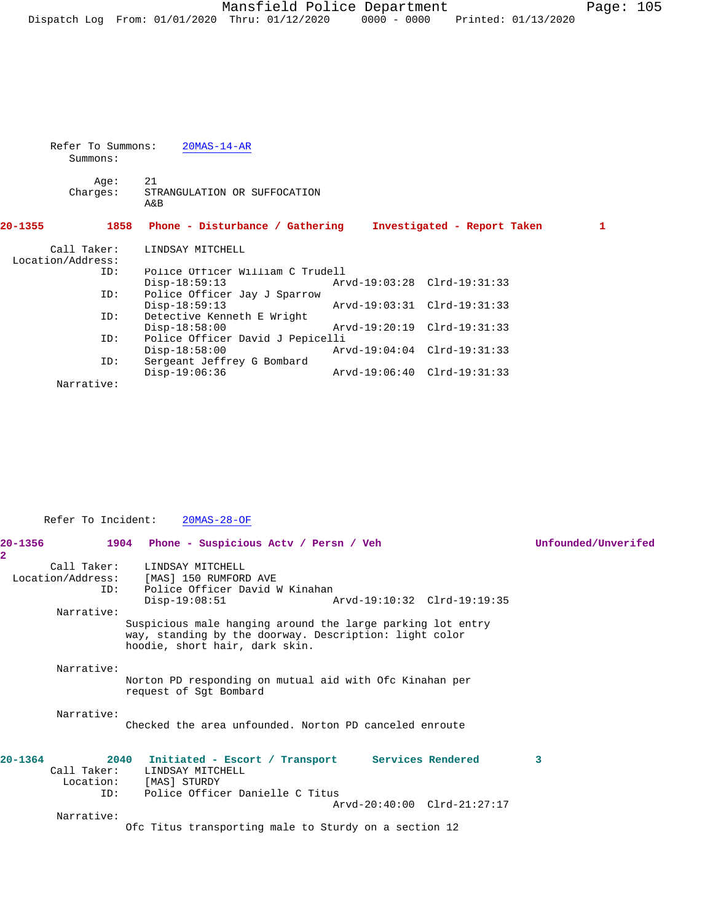Refer To Summons: 20MAS-14-AR

Summons:

Age: 21

Charges: STRANGULATION OR SUFFOCATION
A&B

**20-1355 1858 Phone - Disturbance / Gathering Investigated - Report Taken 1**

Call Taker: LINDSAY MITCHELL

Location/Address:

ID: Police Officer William C Trudell
Disp-18:59:13 Arvd-19:03:28 Clrd-19:31:33

ID: Police Officer Jay J Sparrow
Disp-18:59:13 Arvd-19:03:31 Clrd-19:31:33

ID: Detective Kenneth E Wright
Disp-18:58:00 Arvd-19:20:19 Clrd-19:31:33

ID: Police Officer David J Pepicelli
Disp-18:58:00 Arvd-19:04:04 Clrd-19:31:33

ID: Sergeant Jeffrey G Bombard
Disp-19:06:36 Arvd-19:06:40 Clrd-19:31:33

Narrative:

Refer To Incident: 20MAS-28-OF

**20-1356 1904 Phone - Suspicious Actv / Persn / Veh Unfounded/Unverifed 2**

Call Taker: LINDSAY MITCHELL

Location/Address: [MAS] 150 RUMFORD AVE

ID: Police Officer David W Kinahan
Disp-19:08:51 Arvd-19:10:32 Clrd-19:19:35

Narrative:

Suspicious male hanging around the large parking lot entry way, standing by the doorway. Description: light color hoodie, short hair, dark skin.

Narrative:

Norton PD responding on mutual aid with Ofc Kinahan per request of Sgt Bombard

Narrative:

Checked the area unfounded. Norton PD canceled enroute

**20-1364 2040 Initiated - Escort / Transport Services Rendered 3**

Call Taker: LINDSAY MITCHELL

Location: [MAS] STURDY

ID: Police Officer Danielle C Titus
Arvd-20:40:00 Clrd-21:27:17

Narrative:

Ofc Titus transporting male to Sturdy on a section 12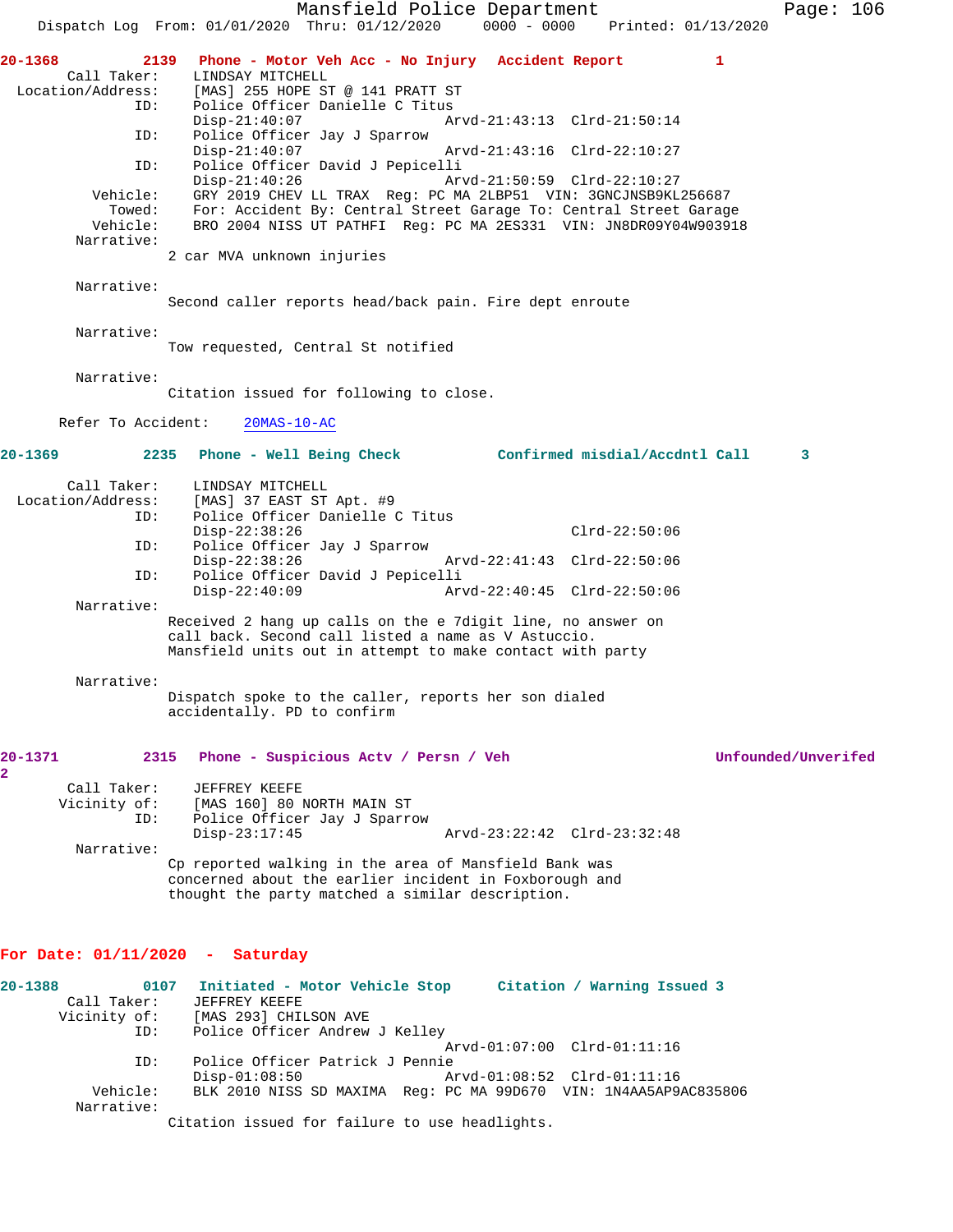**20-1368** 2139 Phone - Motor Veh Acc - No Injury Accident Report 1

Call Taker: LINDSAY MITCHELL
Location/Address: [MAS] 255 HOPE ST @ 141 PRATT ST
ID: Police Officer Danielle C Titus
Disp-21:40:07 Arvd-21:43:13 Clrd-21:50:14
ID: Police Officer Jay J Sparrow
Disp-21:40:07 Arvd-21:43:16 Clrd-22:10:27
ID: Police Officer David J Pepicelli
Disp-21:40:26 Arvd-21:50:59 Clrd-22:10:27
Vehicle: GRY 2019 CHEV LL TRAX Reg: PC MA 2LBP51 VIN: 3GNCJNSB9KL256687
Towed: For: Accident By: Central Street Garage To: Central Street Garage
Vehicle: BRO 2004 NISS UT PATHFI Reg: PC MA 2ES331 VIN: JN8DR09Y04W903918
Narrative:
2 car MVA unknown injuries

Narrative:
Second caller reports head/back pain. Fire dept enroute

Narrative:
Tow requested, Central St notified

Narrative:
Citation issued for following to close.

Refer To Accident: 20MAS-10-AC

**20-1369** 2235 Phone - Well Being Check Confirmed misdial/Accdntl Call 3

Call Taker: LINDSAY MITCHELL
Location/Address: [MAS] 37 EAST ST Apt. #9
ID: Police Officer Danielle C Titus
Disp-22:38:26 Clrd-22:50:06
ID: Police Officer Jay J Sparrow
Disp-22:38:26 Arvd-22:41:43 Clrd-22:50:06
ID: Police Officer David J Pepicelli
Disp-22:40:09 Arvd-22:40:45 Clrd-22:50:06
Narrative:
Received 2 hang up calls on the e 7digit line, no answer on call back. Second call listed a name as V Astuccio. Mansfield units out in attempt to make contact with party

Narrative:
Dispatch spoke to the caller, reports her son dialed accidentally. PD to confirm

**20-1371** 2315 Phone - Suspicious Actv / Persn / Veh Unfounded/Unverifed 2

Call Taker: JEFFREY KEEFE
Vicinity of: [MAS 160] 80 NORTH MAIN ST
ID: Police Officer Jay J Sparrow
Disp-23:17:45 Arvd-23:22:42 Clrd-23:32:48
Narrative:
Cp reported walking in the area of Mansfield Bank was concerned about the earlier incident in Foxborough and thought the party matched a similar description.

## For Date: 01/11/2020 - Saturday

**20-1388** 0107 Initiated - Motor Vehicle Stop Citation / Warning Issued 3

Call Taker: JEFFREY KEEFE
Vicinity of: [MAS 293] CHILSON AVE
ID: Police Officer Andrew J Kelley
Arvd-01:07:00 Clrd-01:11:16
ID: Police Officer Patrick J Pennie
Disp-01:08:50 Arvd-01:08:52 Clrd-01:11:16
Vehicle: BLK 2010 NISS SD MAXIMA Reg: PC MA 99D670 VIN: 1N4AA5AP9AC835806
Narrative:
Citation issued for failure to use headlights.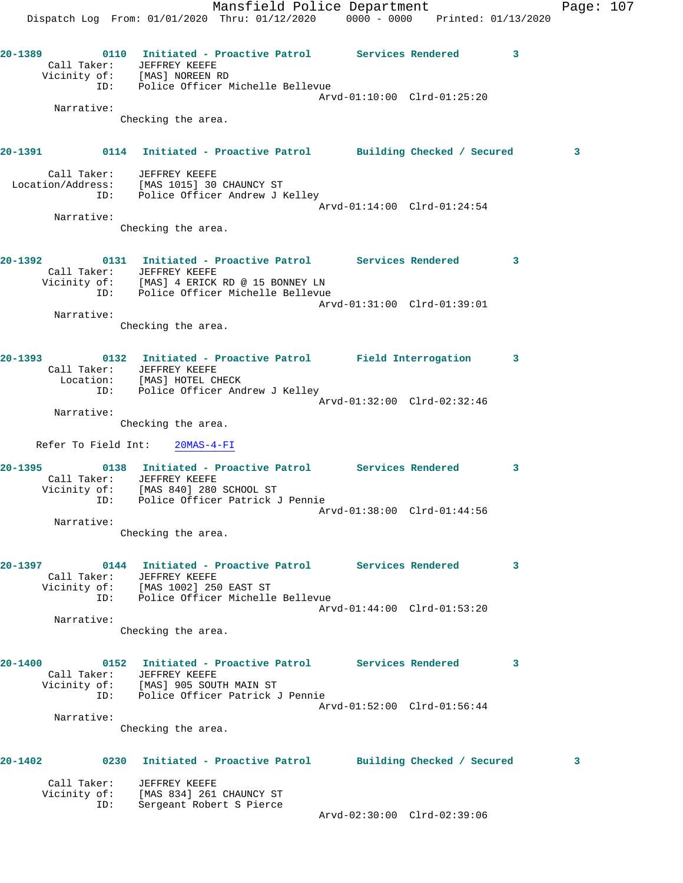**20-1389** 0110 Initiated - Proactive Patrol Services Rendered 3

Call Taker: JEFFREY KEEFE
Vicinity of: [MAS] NOREEN RD
ID: Police Officer Michelle Bellevue
Arvd-01:10:00 Clrd-01:25:20

Narrative:
Checking the area.

**20-1391** 0114 Initiated - Proactive Patrol Building Checked / Secured 3

Call Taker: JEFFREY KEEFE
Location/Address: [MAS 1015] 30 CHAUNCY ST
ID: Police Officer Andrew J Kelley
Arvd-01:14:00 Clrd-01:24:54

Narrative:
Checking the area.

**20-1392** 0131 Initiated - Proactive Patrol Services Rendered 3

Call Taker: JEFFREY KEEFE
Vicinity of: [MAS] 4 ERICK RD @ 15 BONNEY LN
ID: Police Officer Michelle Bellevue
Arvd-01:31:00 Clrd-01:39:01

Narrative:
Checking the area.

**20-1393** 0132 Initiated - Proactive Patrol Field Interrogation 3

Call Taker: JEFFREY KEEFE
Location: [MAS] HOTEL CHECK
ID: Police Officer Andrew J Kelley
Arvd-01:32:00 Clrd-02:32:46

Narrative:
Checking the area.

Refer To Field Int: 20MAS-4-FI

**20-1395** 0138 Initiated - Proactive Patrol Services Rendered 3

Call Taker: JEFFREY KEEFE
Vicinity of: [MAS 840] 280 SCHOOL ST
ID: Police Officer Patrick J Pennie
Arvd-01:38:00 Clrd-01:44:56

Narrative:
Checking the area.

**20-1397** 0144 Initiated - Proactive Patrol Services Rendered 3

Call Taker: JEFFREY KEEFE
Vicinity of: [MAS 1002] 250 EAST ST
ID: Police Officer Michelle Bellevue
Arvd-01:44:00 Clrd-01:53:20

Narrative:
Checking the area.

**20-1400** 0152 Initiated - Proactive Patrol Services Rendered 3

Call Taker: JEFFREY KEEFE
Vicinity of: [MAS] 905 SOUTH MAIN ST
ID: Police Officer Patrick J Pennie
Arvd-01:52:00 Clrd-01:56:44

Narrative:
Checking the area.

**20-1402** 0230 Initiated - Proactive Patrol Building Checked / Secured 3

Call Taker: JEFFREY KEEFE
Vicinity of: [MAS 834] 261 CHAUNCY ST
ID: Sergeant Robert S Pierce
Arvd-02:30:00 Clrd-02:39:06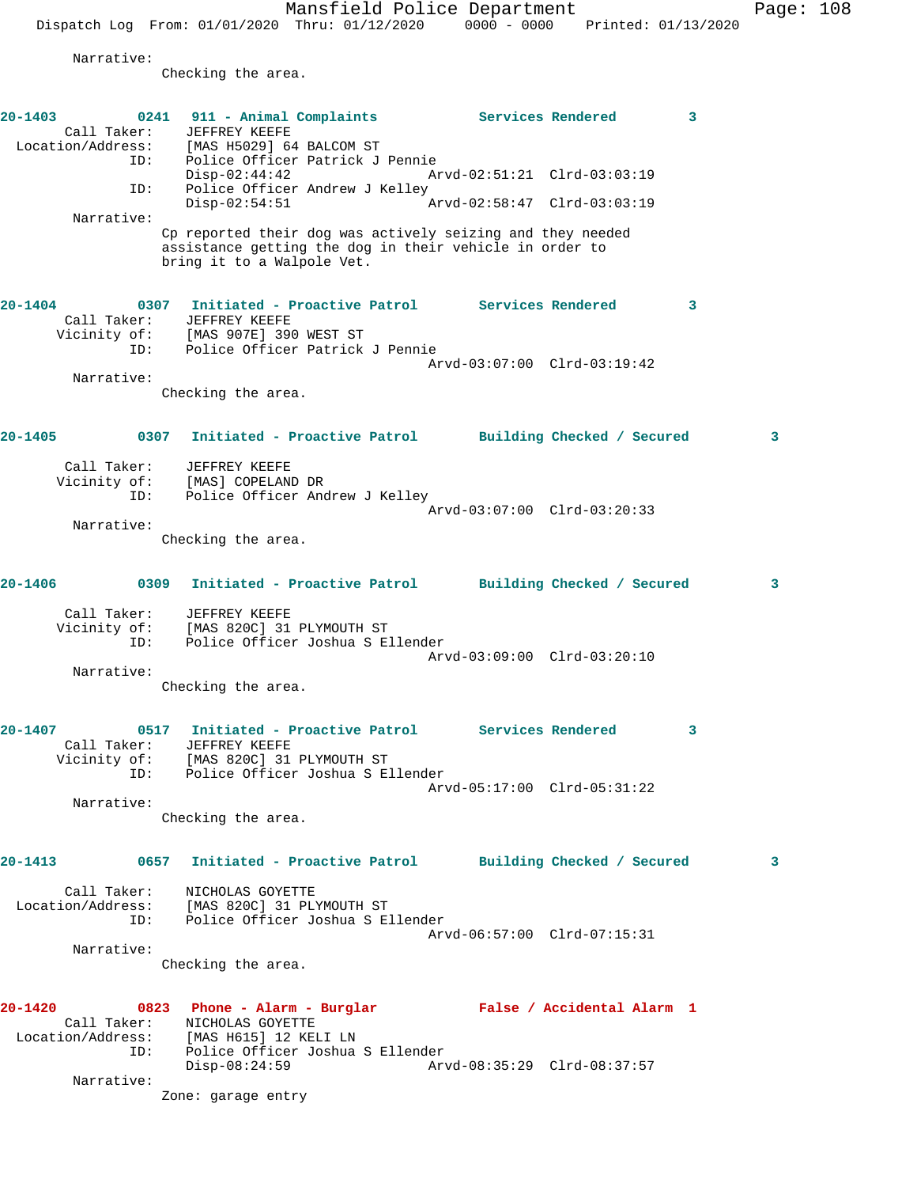Narrative:
Checking the area.

**20-1403** 0241 **911 - Animal Complaints** **Services Rendered** 3

Call Taker: JEFFREY KEEFE
Location/Address: [MAS H5029] 64 BALCOM ST
ID: Police Officer Patrick J Pennie
Disp-02:44:42 Arvd-02:51:21 Clrd-03:03:19
ID: Police Officer Andrew J Kelley
Disp-02:54:51 Arvd-02:58:47 Clrd-03:03:19

Narrative:
Cp reported their dog was actively seizing and they needed assistance getting the dog in their vehicle in order to bring it to a Walpole Vet.

**20-1404** 0307 **Initiated - Proactive Patrol** **Services Rendered** 3

Call Taker: JEFFREY KEEFE
Vicinity of: [MAS 907E] 390 WEST ST
ID: Police Officer Patrick J Pennie
Arvd-03:07:00 Clrd-03:19:42

Narrative:
Checking the area.

**20-1405** 0307 **Initiated - Proactive Patrol** **Building Checked / Secured** 3

Call Taker: JEFFREY KEEFE
Vicinity of: [MAS] COPELAND DR
ID: Police Officer Andrew J Kelley
Arvd-03:07:00 Clrd-03:20:33

Narrative:
Checking the area.

**20-1406** 0309 **Initiated - Proactive Patrol** **Building Checked / Secured** 3

Call Taker: JEFFREY KEEFE
Vicinity of: [MAS 820C] 31 PLYMOUTH ST
ID: Police Officer Joshua S Ellender
Arvd-03:09:00 Clrd-03:20:10

Narrative:
Checking the area.

**20-1407** 0517 **Initiated - Proactive Patrol** **Services Rendered** 3

Call Taker: JEFFREY KEEFE
Vicinity of: [MAS 820C] 31 PLYMOUTH ST
ID: Police Officer Joshua S Ellender
Arvd-05:17:00 Clrd-05:31:22

Narrative:
Checking the area.

**20-1413** 0657 **Initiated - Proactive Patrol** **Building Checked / Secured** 3

Call Taker: NICHOLAS GOYETTE
Location/Address: [MAS 820C] 31 PLYMOUTH ST
ID: Police Officer Joshua S Ellender
Arvd-06:57:00 Clrd-07:15:31

Narrative:
Checking the area.

**20-1420** 0823 **Phone - Alarm - Burglar** **False / Accidental Alarm** 1

Call Taker: NICHOLAS GOYETTE
Location/Address: [MAS H615] 12 KELI LN
ID: Police Officer Joshua S Ellender
Disp-08:24:59 Arvd-08:35:29 Clrd-08:37:57

Narrative:
Zone: garage entry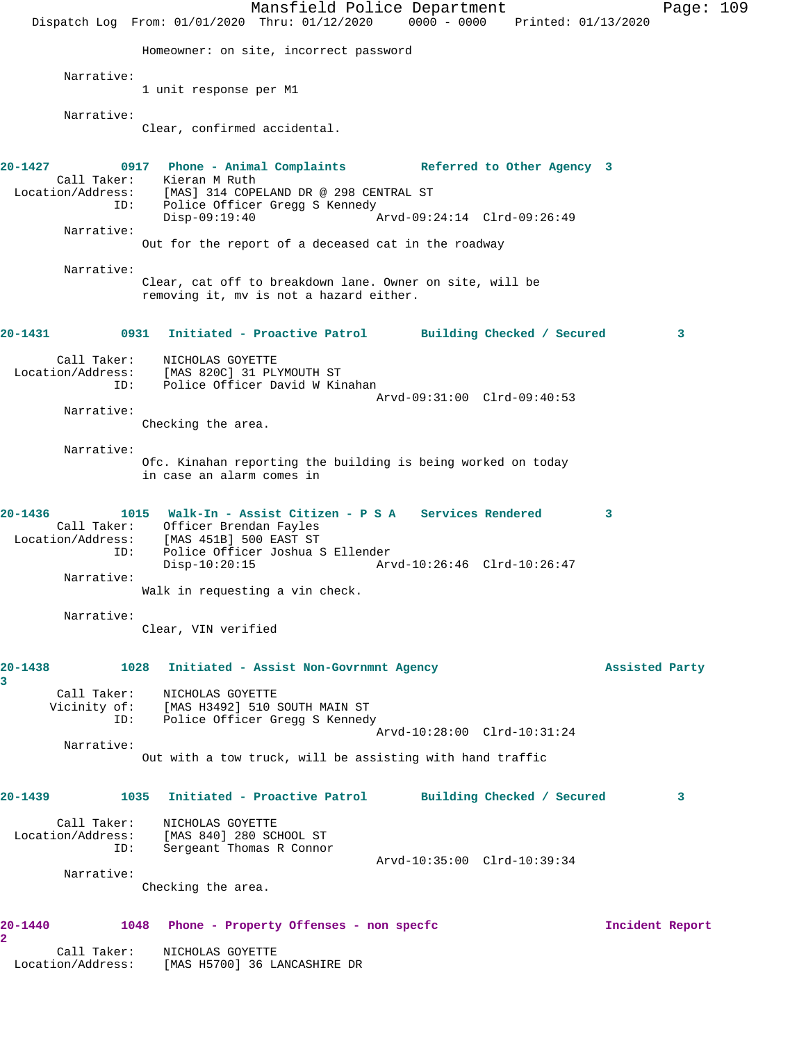Homeowner: on site, incorrect password

Narrative:
1 unit response per M1

Narrative:
Clear, confirmed accidental.

**20-1427** 0917 **Phone - Animal Complaints** **Referred to Other Agency 3**
Call Taker: Kieran M Ruth
Location/Address: [MAS] 314 COPELAND DR @ 298 CENTRAL ST
ID: Police Officer Gregg S Kennedy
Disp-09:19:40 Arvd-09:24:14 Clrd-09:26:49

Narrative:
Out for the report of a deceased cat in the roadway

Narrative:
Clear, cat off to breakdown lane. Owner on site, will be removing it, mv is not a hazard either.

**20-1431** 0931 **Initiated - Proactive Patrol** **Building Checked / Secured 3**
Call Taker: NICHOLAS GOYETTE
Location/Address: [MAS 820C] 31 PLYMOUTH ST
ID: Police Officer David W Kinahan
Arvd-09:31:00 Clrd-09:40:53

Narrative:
Checking the area.

Narrative:
Ofc. Kinahan reporting the building is being worked on today in case an alarm comes in

**20-1436** 1015 **Walk-In - Assist Citizen - P S A** **Services Rendered 3**
Call Taker: Officer Brendan Fayles
Location/Address: [MAS 451B] 500 EAST ST
ID: Police Officer Joshua S Ellender
Disp-10:20:15 Arvd-10:26:46 Clrd-10:26:47

Narrative:
Walk in requesting a vin check.

Narrative:
Clear, VIN verified

**20-1438** 1028 **Initiated - Assist Non-Govrnmnt Agency** **Assisted Party 3**
Call Taker: NICHOLAS GOYETTE
Vicinity of: [MAS H3492] 510 SOUTH MAIN ST
ID: Police Officer Gregg S Kennedy
Arvd-10:28:00 Clrd-10:31:24

Narrative:
Out with a tow truck, will be assisting with hand traffic

**20-1439** 1035 **Initiated - Proactive Patrol** **Building Checked / Secured 3**
Call Taker: NICHOLAS GOYETTE
Location/Address: [MAS 840] 280 SCHOOL ST
ID: Sergeant Thomas R Connor
Arvd-10:35:00 Clrd-10:39:34

Narrative:
Checking the area.

**20-1440** 1048 **Phone - Property Offenses - non specfc** **Incident Report 2**
Call Taker: NICHOLAS GOYETTE
Location/Address: [MAS H5700] 36 LANCASHIRE DR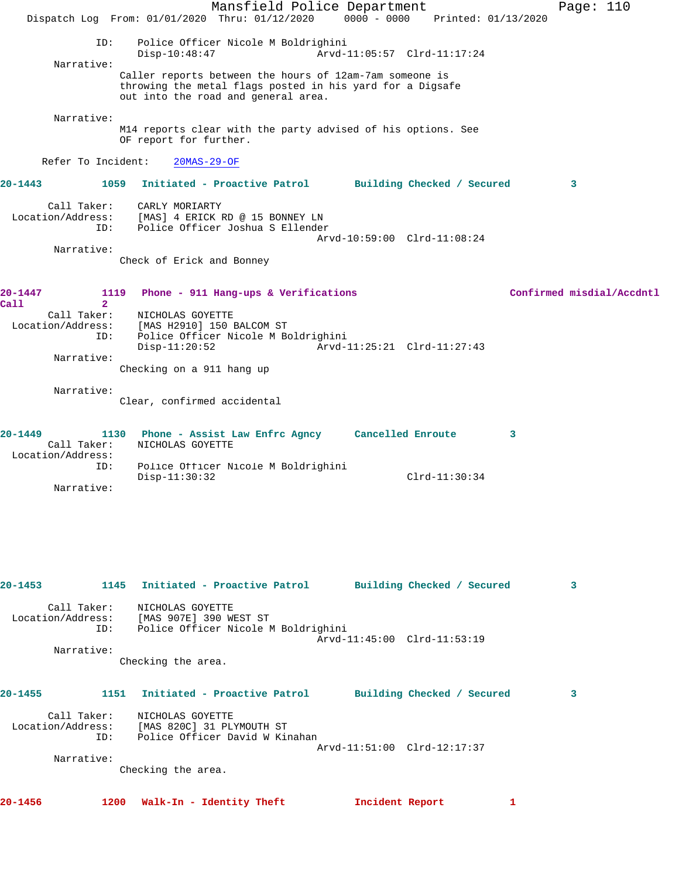ID: Police Officer Nicole M Boldrighini
Disp-10:48:47 Arvd-11:05:57 Clrd-11:17:24

Narrative:
Caller reports between the hours of 12am-7am someone is throwing the metal flags posted in his yard for a Digsafe out into the road and general area.

Narrative:
M14 reports clear with the party advised of his options. See OF report for further.

Refer To Incident: 20MAS-29-OF

**20-1443 1059 Initiated - Proactive Patrol Building Checked / Secured 3**

Call Taker: CARLY MORIARTY
Location/Address: [MAS] 4 ERICK RD @ 15 BONNEY LN
ID: Police Officer Joshua S Ellender
Arvd-10:59:00 Clrd-11:08:24

Narrative:
Check of Erick and Bonney

**20-1447 1119 Phone - 911 Hang-ups & Verifications Confirmed misdial/Accdntl Call 2**

Call Taker: NICHOLAS GOYETTE
Location/Address: [MAS H2910] 150 BALCOM ST
ID: Police Officer Nicole M Boldrighini
Disp-11:20:52 Arvd-11:25:21 Clrd-11:27:43

Narrative:
Checking on a 911 hang up

Narrative:
Clear, confirmed accidental

**20-1449 1130 Phone - Assist Law Enfrc Agncy Cancelled Enroute 3**

Call Taker: NICHOLAS GOYETTE
Location/Address:
ID: Police Officer Nicole M Boldrighini
Disp-11:30:32 Clrd-11:30:34

Narrative:

**20-1453 1145 Initiated - Proactive Patrol Building Checked / Secured 3**

Call Taker: NICHOLAS GOYETTE
Location/Address: [MAS 907E] 390 WEST ST
ID: Police Officer Nicole M Boldrighini
Arvd-11:45:00 Clrd-11:53:19

Narrative:
Checking the area.

**20-1455 1151 Initiated - Proactive Patrol Building Checked / Secured 3**

Call Taker: NICHOLAS GOYETTE
Location/Address: [MAS 820C] 31 PLYMOUTH ST
ID: Police Officer David W Kinahan
Arvd-11:51:00 Clrd-12:17:37

Narrative:
Checking the area.

**20-1456 1200 Walk-In - Identity Theft Incident Report 1**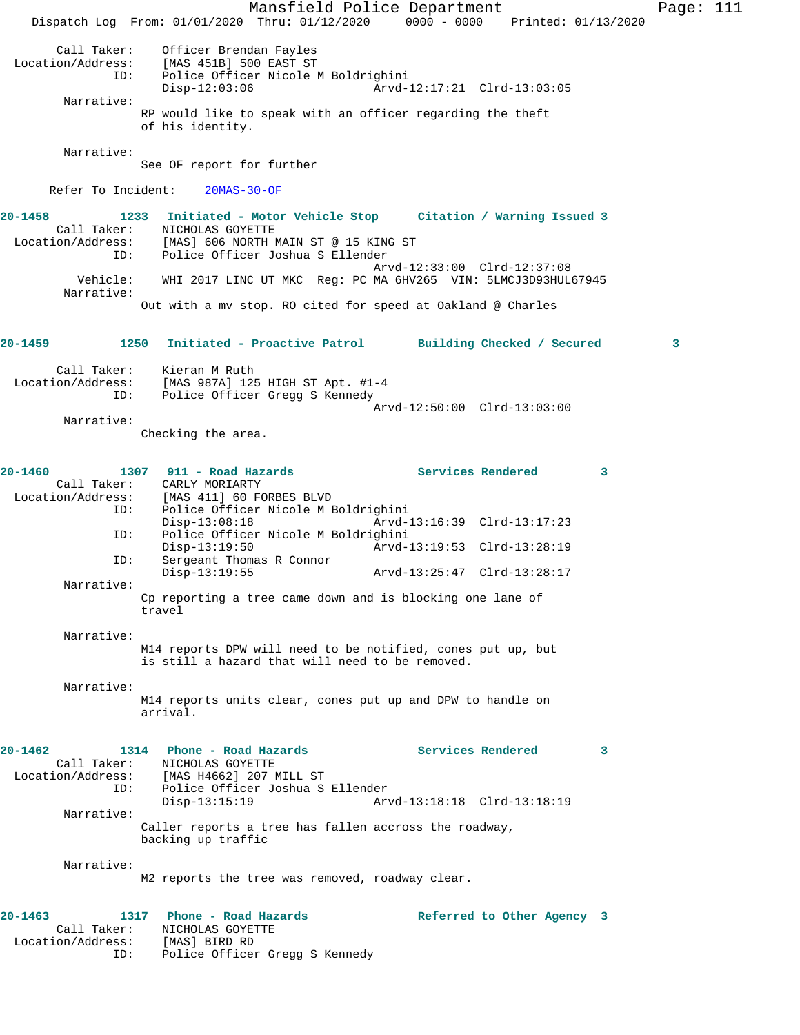```
        Call Taker:    Officer Brendan Fayles
  Location/Address:    [MAS 451B] 500 EAST ST
                ID:    Police Officer Nicole M Boldrighini
                       Disp-12:03:06                 Arvd-12:17:21  Clrd-13:03:05
         Narrative:
                    RP would like to speak with an officer regarding the theft
                    of his identity.

         Narrative:
                    See OF report for further

      Refer To Incident:    20MAS-30-OF

20-1458          1233   Initiated - Motor Vehicle Stop      Citation / Warning Issued 3
        Call Taker:    NICHOLAS GOYETTE
  Location/Address:    [MAS] 606 NORTH MAIN ST @ 15 KING ST
                ID:    Police Officer Joshua S Ellender
                                                     Arvd-12:33:00  Clrd-12:37:08
           Vehicle:    WHI 2017 LINC UT MKC  Reg: PC MA 6HV265  VIN: 5LMCJ3D93HUL67945
         Narrative:
                    Out with a mv stop. RO cited for speed at Oakland @ Charles

20-1459          1250   Initiated - Proactive Patrol        Building Checked / Secured         3

        Call Taker:    Kieran M Ruth
  Location/Address:    [MAS 987A] 125 HIGH ST Apt. #1-4
                ID:    Police Officer Gregg S Kennedy
                                                     Arvd-12:50:00  Clrd-13:03:00
         Narrative:
                    Checking the area.

20-1460          1307   911 - Road Hazards                  Services Rendered         3
        Call Taker:    CARLY MORIARTY
  Location/Address:    [MAS 411] 60 FORBES BLVD
                ID:    Police Officer Nicole M Boldrighini
                       Disp-13:08:18                 Arvd-13:16:39  Clrd-13:17:23
                ID:    Police Officer Nicole M Boldrighini
                       Disp-13:19:50                 Arvd-13:19:53  Clrd-13:28:19
                ID:    Sergeant Thomas R Connor
                       Disp-13:19:55                 Arvd-13:25:47  Clrd-13:28:17
         Narrative:
                    Cp reporting a tree came down and is blocking one lane of
                    travel

         Narrative:
                    M14 reports DPW will need to be notified, cones put up, but
                    is still a hazard that will need to be removed.

         Narrative:
                    M14 reports units clear, cones put up and DPW to handle on
                    arrival.

20-1462          1314   Phone - Road Hazards                Services Rendered         3
        Call Taker:    NICHOLAS GOYETTE
  Location/Address:    [MAS H4662] 207 MILL ST
                ID:    Police Officer Joshua S Ellender
                       Disp-13:15:19                 Arvd-13:18:18  Clrd-13:18:19
         Narrative:
                    Caller reports a tree has fallen accross the roadway,
                    backing up traffic

         Narrative:
                    M2 reports the tree was removed, roadway clear.

20-1463          1317   Phone - Road Hazards                Referred to Other Agency  3
        Call Taker:    NICHOLAS GOYETTE
  Location/Address:    [MAS] BIRD RD
                ID:    Police Officer Gregg S Kennedy
```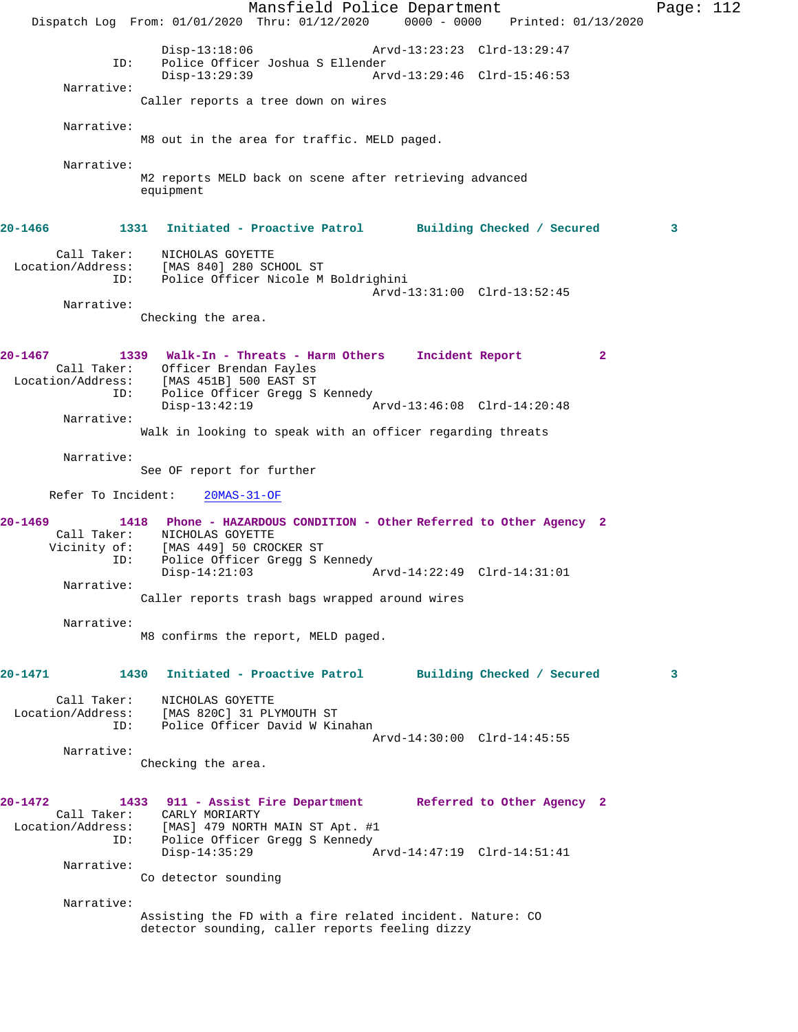Disp-13:18:06 Arvd-13:23:23 Clrd-13:29:47
ID: Police Officer Joshua S Ellender
Disp-13:29:39 Arvd-13:29:46 Clrd-15:46:53

Narrative:
Caller reports a tree down on wires

Narrative:
M8 out in the area for traffic. MELD paged.

Narrative:
M2 reports MELD back on scene after retrieving advanced equipment

**20-1466 1331 Initiated - Proactive Patrol Building Checked / Secured 3**

Call Taker: NICHOLAS GOYETTE
Location/Address: [MAS 840] 280 SCHOOL ST
ID: Police Officer Nicole M Boldrighini
Arvd-13:31:00 Clrd-13:52:45

Narrative:
Checking the area.

**20-1467 1339 Walk-In - Threats - Harm Others Incident Report 2**

Call Taker: Officer Brendan Fayles
Location/Address: [MAS 451B] 500 EAST ST
ID: Police Officer Gregg S Kennedy
Disp-13:42:19 Arvd-13:46:08 Clrd-14:20:48

Narrative:
Walk in looking to speak with an officer regarding threats

Narrative:
See OF report for further

Refer To Incident: 20MAS-31-OF

**20-1469 1418 Phone - HAZARDOUS CONDITION - Other Referred to Other Agency 2**

Call Taker: NICHOLAS GOYETTE
Vicinity of: [MAS 449] 50 CROCKER ST
ID: Police Officer Gregg S Kennedy
Disp-14:21:03 Arvd-14:22:49 Clrd-14:31:01

Narrative:
Caller reports trash bags wrapped around wires

Narrative:
M8 confirms the report, MELD paged.

**20-1471 1430 Initiated - Proactive Patrol Building Checked / Secured 3**

Call Taker: NICHOLAS GOYETTE
Location/Address: [MAS 820C] 31 PLYMOUTH ST
ID: Police Officer David W Kinahan
Arvd-14:30:00 Clrd-14:45:55

Narrative:
Checking the area.

**20-1472 1433 911 - Assist Fire Department Referred to Other Agency 2**

Call Taker: CARLY MORIARTY
Location/Address: [MAS] 479 NORTH MAIN ST Apt. #1
ID: Police Officer Gregg S Kennedy
Disp-14:35:29 Arvd-14:47:19 Clrd-14:51:41

Narrative:
Co detector sounding

Narrative:
Assisting the FD with a fire related incident. Nature: CO detector sounding, caller reports feeling dizzy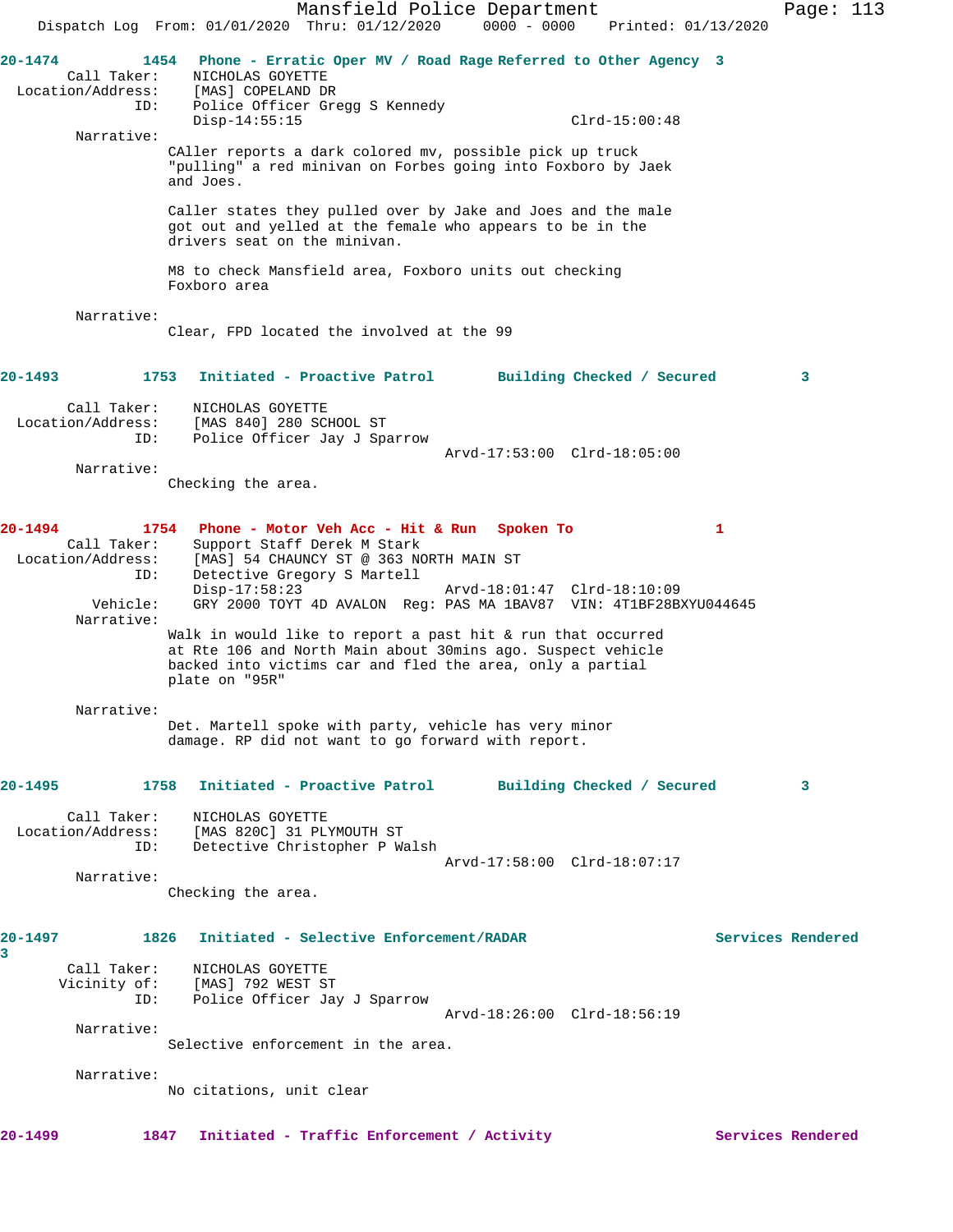**20-1474** 1454 **Phone - Erratic Oper MV / Road Rage Referred to Other Agency 3**

Call Taker: NICHOLAS GOYETTE
Location/Address: [MAS] COPELAND DR
ID: Police Officer Gregg S Kennedy
Disp-14:55:15 Clrd-15:00:48

Narrative:
CAller reports a dark colored mv, possible pick up truck "pulling" a red minivan on Forbes going into Foxboro by Jaek and Joes.

Caller states they pulled over by Jake and Joes and the male got out and yelled at the female who appears to be in the drivers seat on the minivan.

M8 to check Mansfield area, Foxboro units out checking Foxboro area

Narrative:
Clear, FPD located the involved at the 99

**20-1493** 1753 **Initiated - Proactive Patrol Building Checked / Secured 3**

Call Taker: NICHOLAS GOYETTE
Location/Address: [MAS 840] 280 SCHOOL ST
ID: Police Officer Jay J Sparrow
Arvd-17:53:00 Clrd-18:05:00

Narrative:
Checking the area.

**20-1494** 1754 **Phone - Motor Veh Acc - Hit & Run Spoken To 1**

Call Taker: Support Staff Derek M Stark
Location/Address: [MAS] 54 CHAUNCY ST @ 363 NORTH MAIN ST
ID: Detective Gregory S Martell
Disp-17:58:23 Arvd-18:01:47 Clrd-18:10:09
Vehicle: GRY 2000 TOYT 4D AVALON Reg: PAS MA 1BAV87 VIN: 4T1BF28BXYU044645

Narrative:
Walk in would like to report a past hit & run that occurred at Rte 106 and North Main about 30mins ago. Suspect vehicle backed into victims car and fled the area, only a partial plate on "95R"

Narrative:
Det. Martell spoke with party, vehicle has very minor damage. RP did not want to go forward with report.

**20-1495** 1758 **Initiated - Proactive Patrol Building Checked / Secured 3**

Call Taker: NICHOLAS GOYETTE
Location/Address: [MAS 820C] 31 PLYMOUTH ST
ID: Detective Christopher P Walsh
Arvd-17:58:00 Clrd-18:07:17

Narrative:
Checking the area.

**20-1497** 1826 **Initiated - Selective Enforcement/RADAR Services Rendered 3**

Call Taker: NICHOLAS GOYETTE
Vicinity of: [MAS] 792 WEST ST
ID: Police Officer Jay J Sparrow
Arvd-18:26:00 Clrd-18:56:19

Narrative:
Selective enforcement in the area.

Narrative:
No citations, unit clear

**20-1499** 1847 **Initiated - Traffic Enforcement / Activity Services Rendered**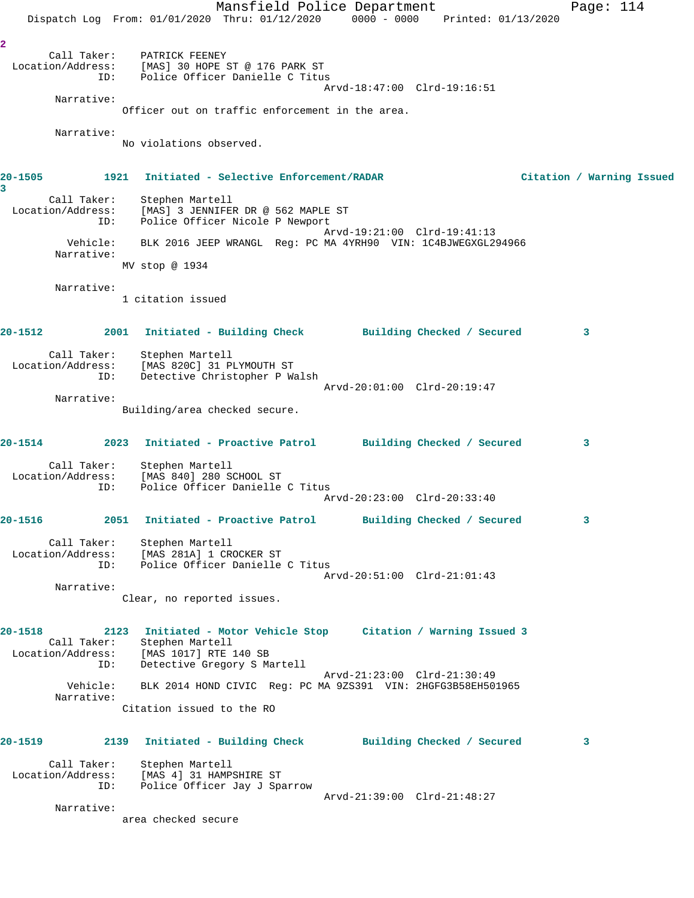2

Call Taker: PATRICK FEENEY
Location/Address: [MAS] 30 HOPE ST @ 176 PARK ST
ID: Police Officer Danielle C Titus
Arvd-18:47:00 Clrd-19:16:51

Narrative:
Officer out on traffic enforcement in the area.

Narrative:
No violations observed.

**20-1505 1921 Initiated - Selective Enforcement/RADAR Citation / Warning Issued 3**

Call Taker: Stephen Martell
Location/Address: [MAS] 3 JENNIFER DR @ 562 MAPLE ST
ID: Police Officer Nicole P Newport
Arvd-19:21:00 Clrd-19:41:13
Vehicle: BLK 2016 JEEP WRANGL Reg: PC MA 4YRH90 VIN: 1C4BJWEGXGL294966

Narrative:
MV stop @ 1934

Narrative:
1 citation issued

**20-1512 2001 Initiated - Building Check Building Checked / Secured 3**

Call Taker: Stephen Martell
Location/Address: [MAS 820C] 31 PLYMOUTH ST
ID: Detective Christopher P Walsh
Arvd-20:01:00 Clrd-20:19:47

Narrative:
Building/area checked secure.

**20-1514 2023 Initiated - Proactive Patrol Building Checked / Secured 3**

Call Taker: Stephen Martell
Location/Address: [MAS 840] 280 SCHOOL ST
ID: Police Officer Danielle C Titus
Arvd-20:23:00 Clrd-20:33:40

**20-1516 2051 Initiated - Proactive Patrol Building Checked / Secured 3**

Call Taker: Stephen Martell
Location/Address: [MAS 281A] 1 CROCKER ST
ID: Police Officer Danielle C Titus
Arvd-20:51:00 Clrd-21:01:43

Narrative:
Clear, no reported issues.

**20-1518 2123 Initiated - Motor Vehicle Stop Citation / Warning Issued 3**

Call Taker: Stephen Martell
Location/Address: [MAS 1017] RTE 140 SB
ID: Detective Gregory S Martell
Arvd-21:23:00 Clrd-21:30:49
Vehicle: BLK 2014 HOND CIVIC Reg: PC MA 9ZS391 VIN: 2HGFG3B58EH501965

Narrative:
Citation issued to the RO

**20-1519 2139 Initiated - Building Check Building Checked / Secured 3**

Call Taker: Stephen Martell
Location/Address: [MAS 4] 31 HAMPSHIRE ST
ID: Police Officer Jay J Sparrow
Arvd-21:39:00 Clrd-21:48:27

Narrative:
area checked secure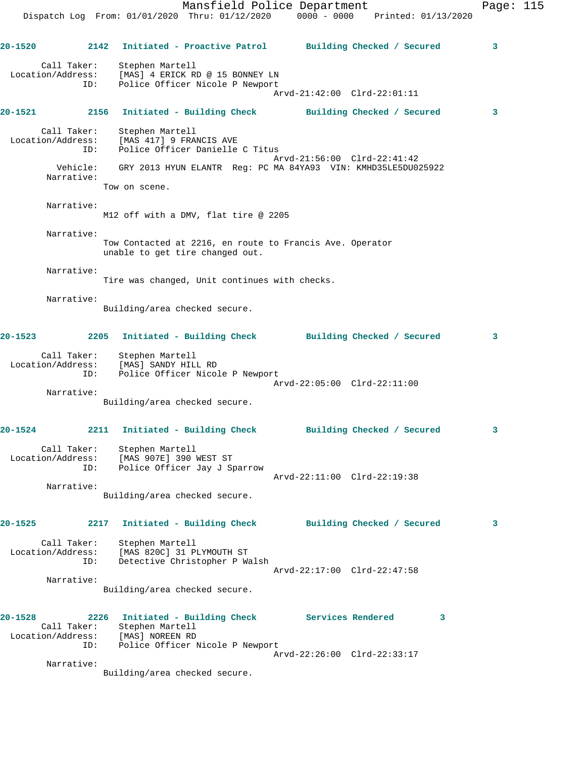**20-1520** 2142 **Initiated - Proactive Patrol** **Building Checked / Secured** 3

Call Taker: Stephen Martell
Location/Address: [MAS] 4 ERICK RD @ 15 BONNEY LN
ID: Police Officer Nicole P Newport
Arvd-21:42:00 Clrd-22:01:11

**20-1521** 2156 **Initiated - Building Check** **Building Checked / Secured** 3

Call Taker: Stephen Martell
Location/Address: [MAS 417] 9 FRANCIS AVE
ID: Police Officer Danielle C Titus
Arvd-21:56:00 Clrd-22:41:42
Vehicle: GRY 2013 HYUN ELANTR Reg: PC MA 84YA93 VIN: KMHD35LE5DU025922

Narrative:
Tow on scene.

Narrative:
M12 off with a DMV, flat tire @ 2205

Narrative:
Tow Contacted at 2216, en route to Francis Ave. Operator unable to get tire changed out.

Narrative:
Tire was changed, Unit continues with checks.

Narrative:
Building/area checked secure.

**20-1523** 2205 **Initiated - Building Check** **Building Checked / Secured** 3

Call Taker: Stephen Martell
Location/Address: [MAS] SANDY HILL RD
ID: Police Officer Nicole P Newport
Arvd-22:05:00 Clrd-22:11:00

Narrative:
Building/area checked secure.

**20-1524** 2211 **Initiated - Building Check** **Building Checked / Secured** 3

Call Taker: Stephen Martell
Location/Address: [MAS 907E] 390 WEST ST
ID: Police Officer Jay J Sparrow
Arvd-22:11:00 Clrd-22:19:38

Narrative:
Building/area checked secure.

**20-1525** 2217 **Initiated - Building Check** **Building Checked / Secured** 3

Call Taker: Stephen Martell
Location/Address: [MAS 820C] 31 PLYMOUTH ST
ID: Detective Christopher P Walsh
Arvd-22:17:00 Clrd-22:47:58

Narrative:
Building/area checked secure.

**20-1528** 2226 **Initiated - Building Check** **Services Rendered** 3

Call Taker: Stephen Martell
Location/Address: [MAS] NOREEN RD
ID: Police Officer Nicole P Newport
Arvd-22:26:00 Clrd-22:33:17

Narrative:
Building/area checked secure.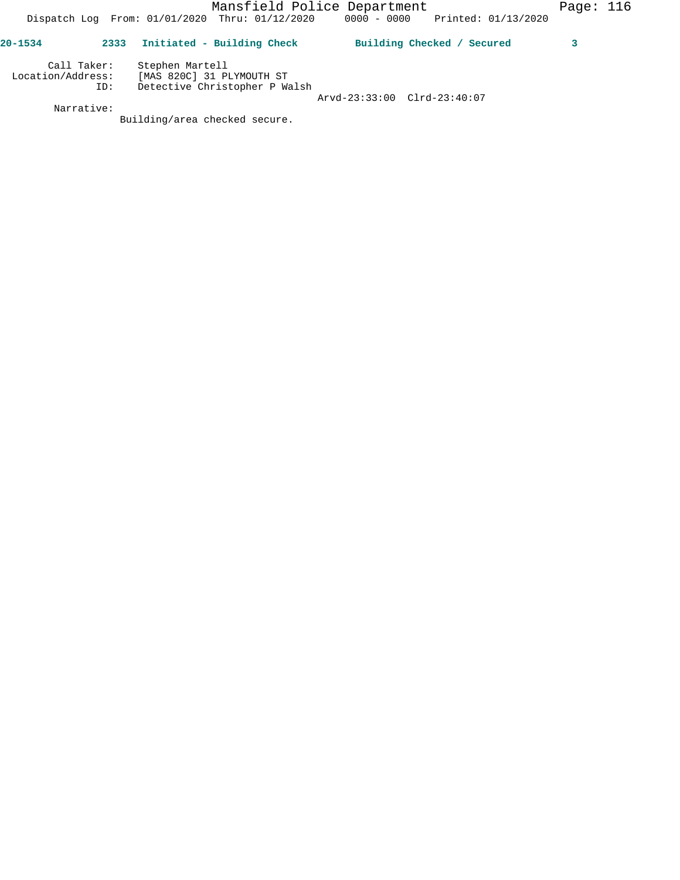**20-1534 2333 Initiated - Building Check Building Checked / Secured 3**

Call Taker: Stephen Martell
Location/Address: [MAS 820C] 31 PLYMOUTH ST
ID: Detective Christopher P Walsh
Arvd-23:33:00 Clrd-23:40:07

Narrative:
Building/area checked secure.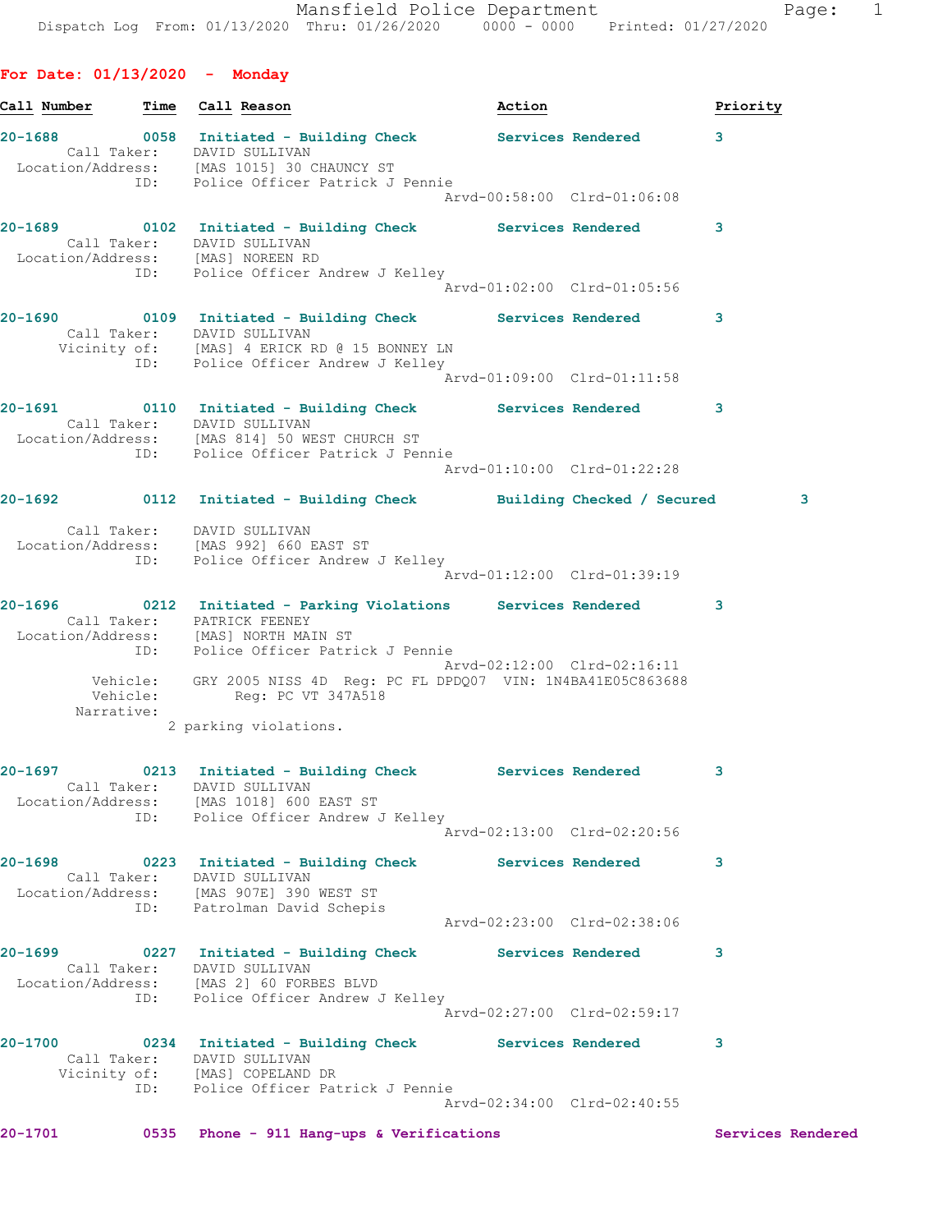## For Date: 01/13/2020 - Monday

| Call Number | Time | Call Reason | Action | Priority |
|---|---|---|---|---|

**20-1688** 0058 Initiated - Building Check — Services Rendered — 3
Call Taker: DAVID SULLIVAN
Location/Address: [MAS 1015] 30 CHAUNCY ST
ID: Police Officer Patrick J Pennie
Arvd-00:58:00 Clrd-01:06:08

**20-1689** 0102 Initiated - Building Check — Services Rendered — 3
Call Taker: DAVID SULLIVAN
Location/Address: [MAS] NOREEN RD
ID: Police Officer Andrew J Kelley
Arvd-01:02:00 Clrd-01:05:56

**20-1690** 0109 Initiated - Building Check — Services Rendered — 3
Call Taker: DAVID SULLIVAN
Vicinity of: [MAS] 4 ERICK RD @ 15 BONNEY LN
ID: Police Officer Andrew J Kelley
Arvd-01:09:00 Clrd-01:11:58

**20-1691** 0110 Initiated - Building Check — Services Rendered — 3
Call Taker: DAVID SULLIVAN
Location/Address: [MAS 814] 50 WEST CHURCH ST
ID: Police Officer Patrick J Pennie
Arvd-01:10:00 Clrd-01:22:28

**20-1692** 0112 Initiated - Building Check — Building Checked / Secured — 3
Call Taker: DAVID SULLIVAN
Location/Address: [MAS 992] 660 EAST ST
ID: Police Officer Andrew J Kelley
Arvd-01:12:00 Clrd-01:39:19

**20-1696** 0212 Initiated - Parking Violations — Services Rendered — 3
Call Taker: PATRICK FEENEY
Location/Address: [MAS] NORTH MAIN ST
ID: Police Officer Patrick J Pennie
Arvd-02:12:00 Clrd-02:16:11
Vehicle: GRY 2005 NISS 4D Reg: PC FL DPDQ07 VIN: 1N4BA41E05C863688
Vehicle: Reg: PC VT 347A518
Narrative:
2 parking violations.

**20-1697** 0213 Initiated - Building Check — Services Rendered — 3
Call Taker: DAVID SULLIVAN
Location/Address: [MAS 1018] 600 EAST ST
ID: Police Officer Andrew J Kelley
Arvd-02:13:00 Clrd-02:20:56

**20-1698** 0223 Initiated - Building Check — Services Rendered — 3
Call Taker: DAVID SULLIVAN
Location/Address: [MAS 907E] 390 WEST ST
ID: Patrolman David Schepis
Arvd-02:23:00 Clrd-02:38:06

**20-1699** 0227 Initiated - Building Check — Services Rendered — 3
Call Taker: DAVID SULLIVAN
Location/Address: [MAS 2] 60 FORBES BLVD
ID: Police Officer Andrew J Kelley
Arvd-02:27:00 Clrd-02:59:17

**20-1700** 0234 Initiated - Building Check — Services Rendered — 3
Call Taker: DAVID SULLIVAN
Vicinity of: [MAS] COPELAND DR
ID: Police Officer Patrick J Pennie
Arvd-02:34:00 Clrd-02:40:55

**20-1701** 0535 Phone - 911 Hang-ups & Verifications — Services Rendered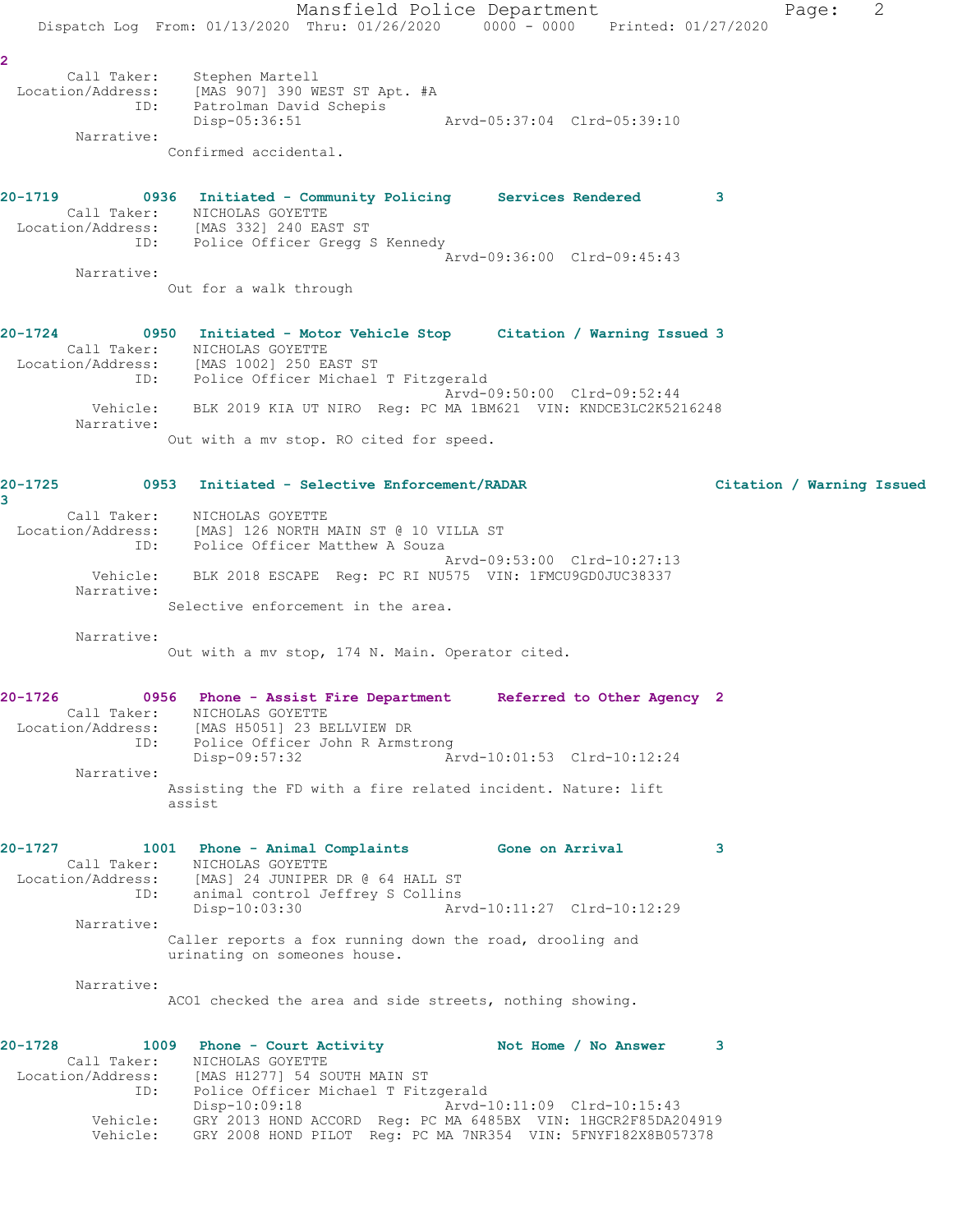2

Call Taker: Stephen Martell
Location/Address: [MAS 907] 390 WEST ST Apt. #A
ID: Patrolman David Schepis
Disp-05:36:51 Arvd-05:37:04 Clrd-05:39:10
Narrative:
Confirmed accidental.

**20-1719 0936 Initiated - Community Policing Services Rendered 3**
Call Taker: NICHOLAS GOYETTE
Location/Address: [MAS 332] 240 EAST ST
ID: Police Officer Gregg S Kennedy
Arvd-09:36:00 Clrd-09:45:43
Narrative:
Out for a walk through

**20-1724 0950 Initiated - Motor Vehicle Stop Citation / Warning Issued 3**
Call Taker: NICHOLAS GOYETTE
Location/Address: [MAS 1002] 250 EAST ST
ID: Police Officer Michael T Fitzgerald
Arvd-09:50:00 Clrd-09:52:44
Vehicle: BLK 2019 KIA UT NIRO Reg: PC MA 1BM621 VIN: KNDCE3LC2K5216248
Narrative:
Out with a mv stop. RO cited for speed.

**20-1725 0953 Initiated - Selective Enforcement/RADAR Citation / Warning Issued 3**
Call Taker: NICHOLAS GOYETTE
Location/Address: [MAS] 126 NORTH MAIN ST @ 10 VILLA ST
ID: Police Officer Matthew A Souza
Arvd-09:53:00 Clrd-10:27:13
Vehicle: BLK 2018 ESCAPE Reg: PC RI NU575 VIN: 1FMCU9GD0JUC38337
Narrative:
Selective enforcement in the area.

Narrative:
Out with a mv stop, 174 N. Main. Operator cited.

**20-1726 0956 Phone - Assist Fire Department Referred to Other Agency 2**
Call Taker: NICHOLAS GOYETTE
Location/Address: [MAS H5051] 23 BELLVIEW DR
ID: Police Officer John R Armstrong
Disp-09:57:32 Arvd-10:01:53 Clrd-10:12:24
Narrative:
Assisting the FD with a fire related incident. Nature: lift assist

**20-1727 1001 Phone - Animal Complaints Gone on Arrival 3**
Call Taker: NICHOLAS GOYETTE
Location/Address: [MAS] 24 JUNIPER DR @ 64 HALL ST
ID: animal control Jeffrey S Collins
Disp-10:03:30 Arvd-10:11:27 Clrd-10:12:29
Narrative:
Caller reports a fox running down the road, drooling and urinating on someones house.

Narrative:
ACO1 checked the area and side streets, nothing showing.

**20-1728 1009 Phone - Court Activity Not Home / No Answer 3**
Call Taker: NICHOLAS GOYETTE
Location/Address: [MAS H1277] 54 SOUTH MAIN ST
ID: Police Officer Michael T Fitzgerald
Disp-10:09:18 Arvd-10:11:09 Clrd-10:15:43
Vehicle: GRY 2013 HOND ACCORD Reg: PC MA 6485BX VIN: 1HGCR2F85DA204919
Vehicle: GRY 2008 HOND PILOT Reg: PC MA 7NR354 VIN: 5FNYF182X8B057378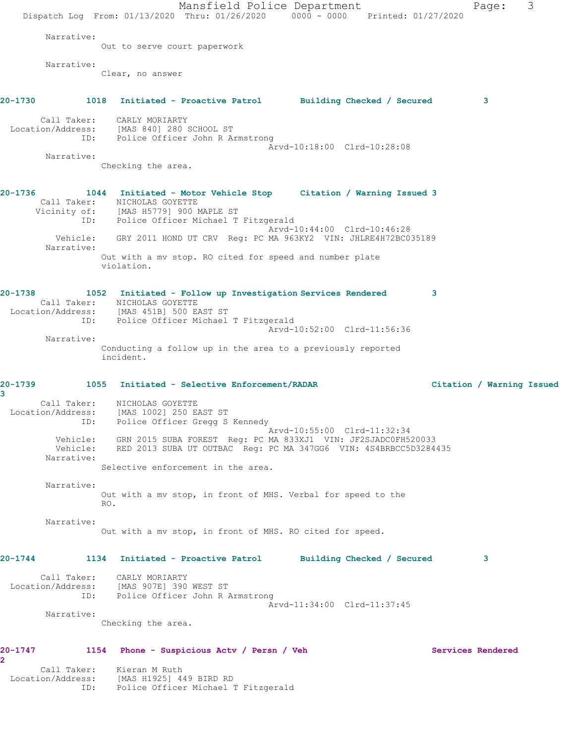Narrative:
Out to serve court paperwork

Narrative:
Clear, no answer

**20-1730 1018 Initiated - Proactive Patrol Building Checked / Secured 3**

Call Taker: CARLY MORIARTY
Location/Address: [MAS 840] 280 SCHOOL ST
ID: Police Officer John R Armstrong
Arvd-10:18:00 Clrd-10:28:08
Narrative:
Checking the area.

**20-1736 1044 Initiated - Motor Vehicle Stop Citation / Warning Issued 3**

Call Taker: NICHOLAS GOYETTE
Vicinity of: [MAS H5779] 900 MAPLE ST
ID: Police Officer Michael T Fitzgerald
Arvd-10:44:00 Clrd-10:46:28
Vehicle: GRY 2011 HOND UT CRV Reg: PC MA 963KY2 VIN: JHLRE4H72BC035189
Narrative:
Out with a mv stop. RO cited for speed and number plate violation.

**20-1738 1052 Initiated - Follow up Investigation Services Rendered 3**

Call Taker: NICHOLAS GOYETTE
Location/Address: [MAS 451B] 500 EAST ST
ID: Police Officer Michael T Fitzgerald
Arvd-10:52:00 Clrd-11:56:36
Narrative:
Conducting a follow up in the area to a previously reported incident.

**20-1739 1055 Initiated - Selective Enforcement/RADAR Citation / Warning Issued 3**

Call Taker: NICHOLAS GOYETTE
Location/Address: [MAS 1002] 250 EAST ST
ID: Police Officer Gregg S Kennedy
Arvd-10:55:00 Clrd-11:32:34
Vehicle: GRN 2015 SUBA FOREST Reg: PC MA 833XJ1 VIN: JF2SJADC0FH520033
Vehicle: RED 2013 SUBA UT OUTBAC Reg: PC MA 347GG6 VIN: 4S4BRBCC5D3284435
Narrative:
Selective enforcement in the area.

Narrative:
Out with a mv stop, in front of MHS. Verbal for speed to the RO.

Narrative:
Out with a mv stop, in front of MHS. RO cited for speed.

**20-1744 1134 Initiated - Proactive Patrol Building Checked / Secured 3**

Call Taker: CARLY MORIARTY
Location/Address: [MAS 907E] 390 WEST ST
ID: Police Officer John R Armstrong
Arvd-11:34:00 Clrd-11:37:45
Narrative:
Checking the area.

**20-1747 1154 Phone - Suspicious Actv / Persn / Veh Services Rendered 2**

Call Taker: Kieran M Ruth
Location/Address: [MAS H1925] 449 BIRD RD
ID: Police Officer Michael T Fitzgerald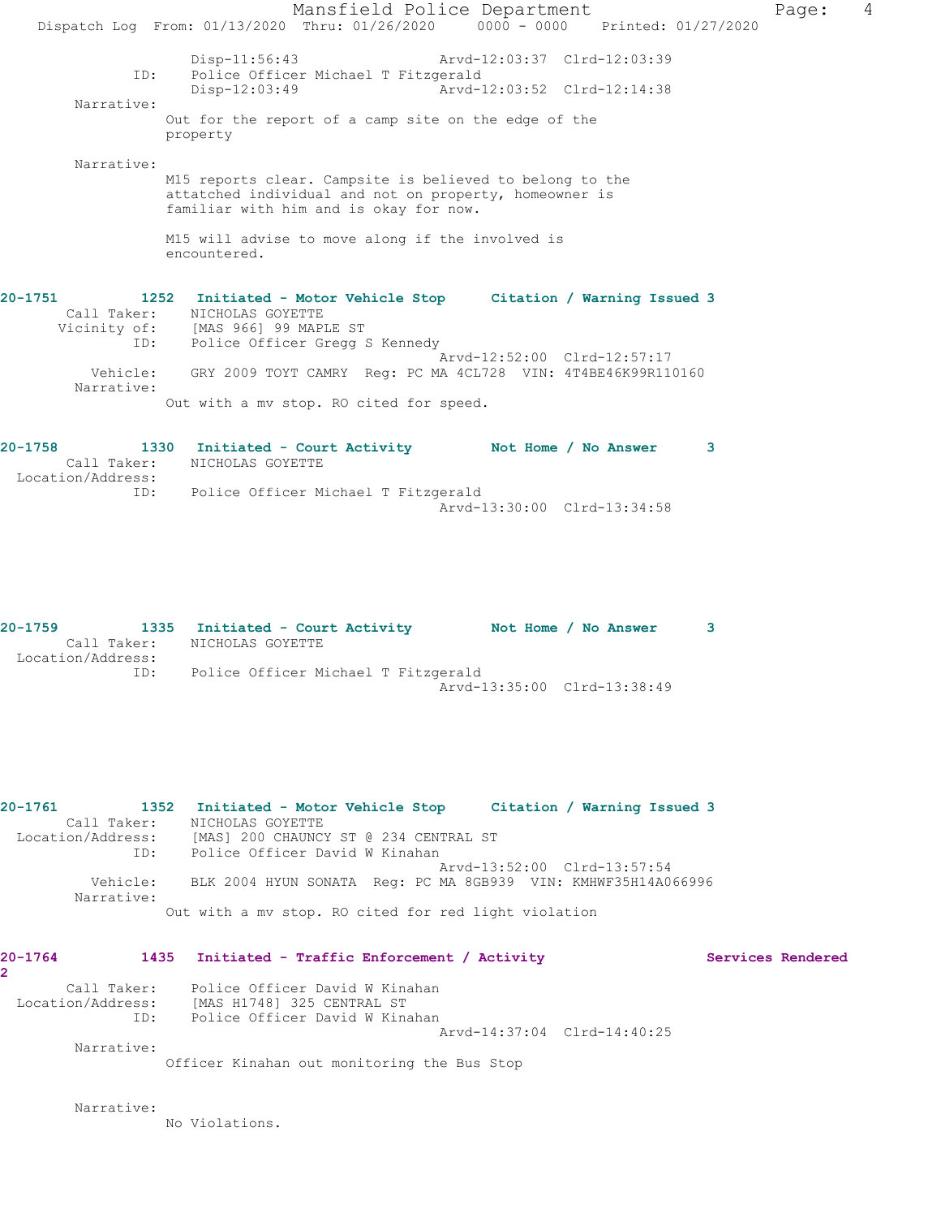Disp-11:56:43                Arvd-12:03:37  Clrd-12:03:39
            ID:    Police Officer Michael T Fitzgerald
                Disp-12:03:49                Arvd-12:03:52  Clrd-12:14:38

Narrative:
Out for the report of a camp site on the edge of the property

Narrative:
M15 reports clear. Campsite is believed to belong to the attatched individual and not on property, homeowner is familiar with him and is okay for now.

M15 will advise to move along if the involved is encountered.

**20-1751 1252 Initiated - Motor Vehicle Stop Citation / Warning Issued 3**

Call Taker: NICHOLAS GOYETTE
Vicinity of: [MAS 966] 99 MAPLE ST
ID: Police Officer Gregg S Kennedy
Arvd-12:52:00 Clrd-12:57:17
Vehicle: GRY 2009 TOYT CAMRY Reg: PC MA 4CL728 VIN: 4T4BE46K99R110160
Narrative:
Out with a mv stop. RO cited for speed.

**20-1758 1330 Initiated - Court Activity Not Home / No Answer 3**

Call Taker: NICHOLAS GOYETTE
Location/Address:
ID: Police Officer Michael T Fitzgerald
Arvd-13:30:00 Clrd-13:34:58

**20-1759 1335 Initiated - Court Activity Not Home / No Answer 3**

Call Taker: NICHOLAS GOYETTE
Location/Address:
ID: Police Officer Michael T Fitzgerald
Arvd-13:35:00 Clrd-13:38:49

**20-1761 1352 Initiated - Motor Vehicle Stop Citation / Warning Issued 3**

Call Taker: NICHOLAS GOYETTE
Location/Address: [MAS] 200 CHAUNCY ST @ 234 CENTRAL ST
ID: Police Officer David W Kinahan
Arvd-13:52:00 Clrd-13:57:54
Vehicle: BLK 2004 HYUN SONATA Reg: PC MA 8GB939 VIN: KMHWF35H14A066996
Narrative:
Out with a mv stop. RO cited for red light violation

**20-1764 1435 Initiated - Traffic Enforcement / Activity Services Rendered 2**

Call Taker: Police Officer David W Kinahan
Location/Address: [MAS H1748] 325 CENTRAL ST
ID: Police Officer David W Kinahan
Arvd-14:37:04 Clrd-14:40:25
Narrative:
Officer Kinahan out monitoring the Bus Stop

Narrative:
No Violations.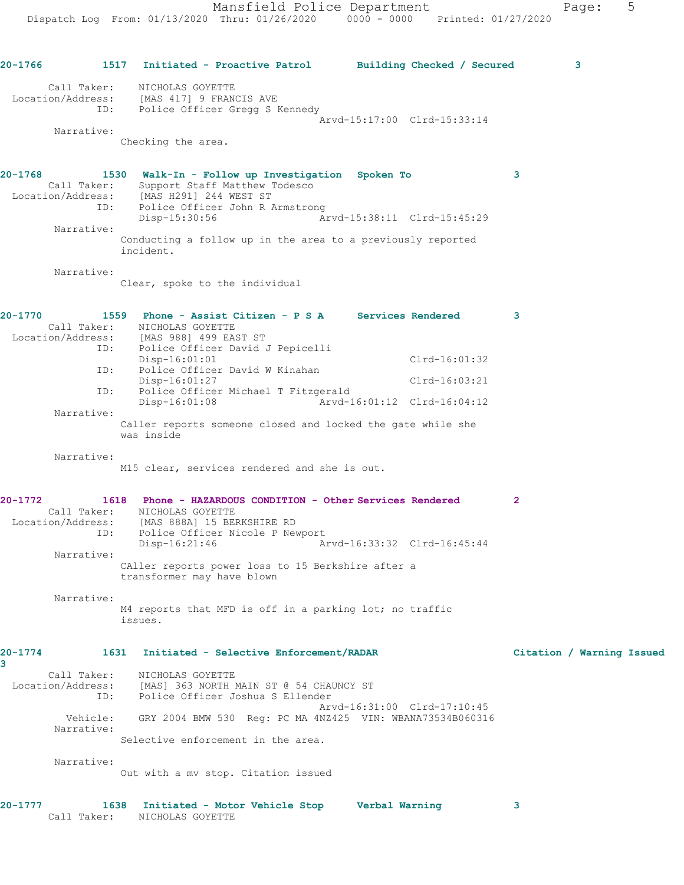**20-1766 1517 Initiated - Proactive Patrol Building Checked / Secured 3**

Call Taker: NICHOLAS GOYETTE
Location/Address: [MAS 417] 9 FRANCIS AVE
ID: Police Officer Gregg S Kennedy
Arvd-15:17:00 Clrd-15:33:14

Narrative:
Checking the area.

**20-1768 1530 Walk-In - Follow up Investigation Spoken To 3**

Call Taker: Support Staff Matthew Todesco
Location/Address: [MAS H291] 244 WEST ST
ID: Police Officer John R Armstrong
Disp-15:30:56 Arvd-15:38:11 Clrd-15:45:29

Narrative:
Conducting a follow up in the area to a previously reported incident.

Narrative:
Clear, spoke to the individual

**20-1770 1559 Phone - Assist Citizen - P S A Services Rendered 3**

Call Taker: NICHOLAS GOYETTE
Location/Address: [MAS 988] 499 EAST ST
ID: Police Officer David J Pepicelli
Disp-16:01:01 Clrd-16:01:32
ID: Police Officer David W Kinahan
Disp-16:01:27 Clrd-16:03:21
ID: Police Officer Michael T Fitzgerald
Disp-16:01:08 Arvd-16:01:12 Clrd-16:04:12

Narrative:
Caller reports someone closed and locked the gate while she was inside

Narrative:
M15 clear, services rendered and she is out.

**20-1772 1618 Phone - HAZARDOUS CONDITION - Other Services Rendered 2**

Call Taker: NICHOLAS GOYETTE
Location/Address: [MAS 888A] 15 BERKSHIRE RD
ID: Police Officer Nicole P Newport
Disp-16:21:46 Arvd-16:33:32 Clrd-16:45:44

Narrative:
CAller reports power loss to 15 Berkshire after a transformer may have blown

Narrative:
M4 reports that MFD is off in a parking lot; no traffic issues.

**20-1774 1631 Initiated - Selective Enforcement/RADAR Citation / Warning Issued 3**

Call Taker: NICHOLAS GOYETTE
Location/Address: [MAS] 363 NORTH MAIN ST @ 54 CHAUNCY ST
ID: Police Officer Joshua S Ellender
Arvd-16:31:00 Clrd-17:10:45
Vehicle: GRY 2004 BMW 530 Reg: PC MA 4NZ425 VIN: WBANA73534B060316

Narrative:
Selective enforcement in the area.

Narrative:
Out with a mv stop. Citation issued

**20-1777 1638 Initiated - Motor Vehicle Stop Verbal Warning 3**

Call Taker: NICHOLAS GOYETTE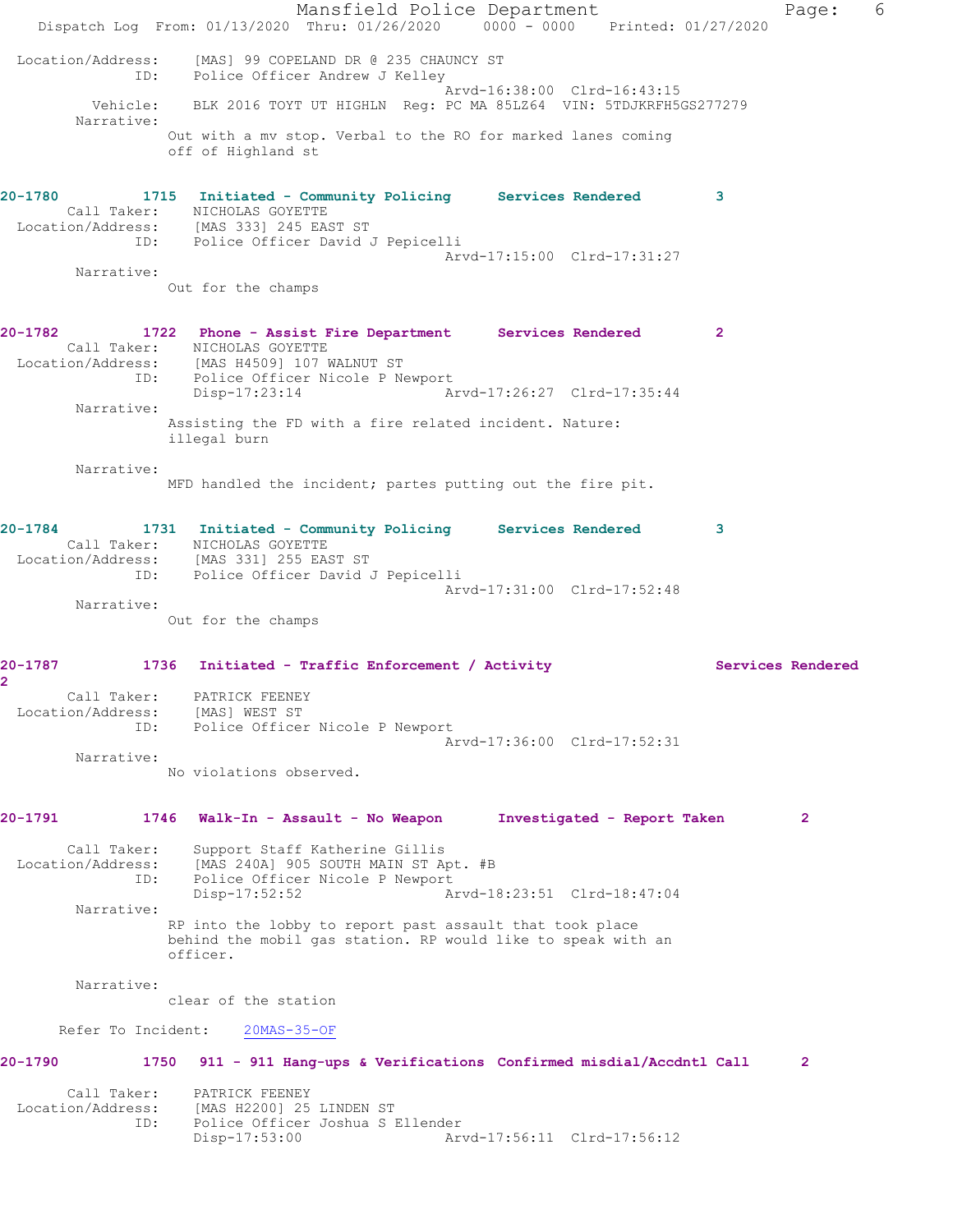```
 Location/Address:    [MAS] 99 COPELAND DR @ 235 CHAUNCY ST
              ID:    Police Officer Andrew J Kelley
                                        Arvd-16:38:00  Clrd-16:43:15
         Vehicle:    BLK 2016 TOYT UT HIGHLN  Reg: PC MA 85LZ64  VIN: 5TDJKRFH5GS277279
       Narrative:
                Out with a mv stop. Verbal to the RO for marked lanes coming
                off of Highland st


20-1780         1715  Initiated - Community Policing     Services Rendered        3
      Call Taker:    NICHOLAS GOYETTE
 Location/Address:   [MAS 333] 245 EAST ST
              ID:    Police Officer David J Pepicelli
                                        Arvd-17:15:00  Clrd-17:31:27
       Narrative:
                Out for the champs


20-1782         1722  Phone - Assist Fire Department     Services Rendered        2
      Call Taker:    NICHOLAS GOYETTE
 Location/Address:   [MAS H4509] 107 WALNUT ST
              ID:    Police Officer Nicole P Newport
                     Disp-17:23:14              Arvd-17:26:27  Clrd-17:35:44
       Narrative:
                Assisting the FD with a fire related incident. Nature:
                illegal burn

       Narrative:
                MFD handled the incident; partes putting out the fire pit.


20-1784         1731  Initiated - Community Policing     Services Rendered        3
      Call Taker:    NICHOLAS GOYETTE
 Location/Address:   [MAS 331] 255 EAST ST
              ID:    Police Officer David J Pepicelli
                                        Arvd-17:31:00  Clrd-17:52:48
       Narrative:
                Out for the champs


20-1787         1736  Initiated - Traffic Enforcement / Activity                  Services Rendered
2
      Call Taker:    PATRICK FEENEY
 Location/Address:   [MAS] WEST ST
              ID:    Police Officer Nicole P Newport
                                        Arvd-17:36:00  Clrd-17:52:31
       Narrative:
                No violations observed.


20-1791         1746  Walk-In - Assault - No Weapon      Investigated - Report Taken        2

      Call Taker:    Support Staff Katherine Gillis
 Location/Address:   [MAS 240A] 905 SOUTH MAIN ST Apt. #B
              ID:    Police Officer Nicole P Newport
                     Disp-17:52:52              Arvd-18:23:51  Clrd-18:47:04
       Narrative:
                RP into the lobby to report past assault that took place
                behind the mobil gas station. RP would like to speak with an
                officer.

       Narrative:
                clear of the station

     Refer To Incident:    20MAS-35-OF

20-1790         1750  911 - 911 Hang-ups & Verifications  Confirmed misdial/Accdntl Call      2

      Call Taker:    PATRICK FEENEY
 Location/Address:   [MAS H2200] 25 LINDEN ST
              ID:    Police Officer Joshua S Ellender
                     Disp-17:53:00              Arvd-17:56:11  Clrd-17:56:12
```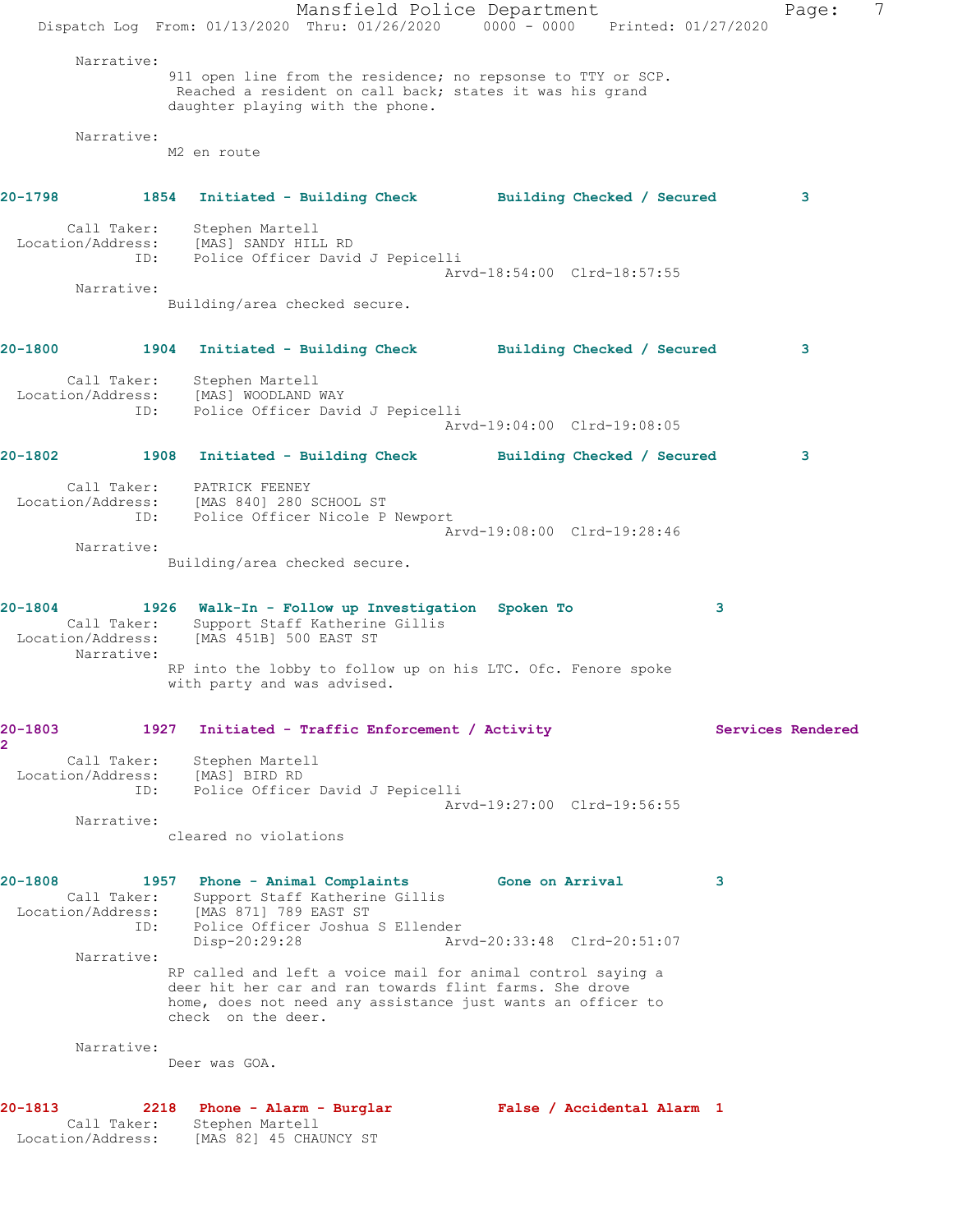Narrative:
911 open line from the residence; no repsonse to TTY or SCP. Reached a resident on call back; states it was his grand daughter playing with the phone.

Narrative:
M2 en route

**20-1798 1854 Initiated - Building Check Building Checked / Secured 3**

Call Taker: Stephen Martell
Location/Address: [MAS] SANDY HILL RD
ID: Police Officer David J Pepicelli
Arvd-18:54:00 Clrd-18:57:55
Narrative:
Building/area checked secure.

**20-1800 1904 Initiated - Building Check Building Checked / Secured 3**

Call Taker: Stephen Martell
Location/Address: [MAS] WOODLAND WAY
ID: Police Officer David J Pepicelli
Arvd-19:04:00 Clrd-19:08:05

**20-1802 1908 Initiated - Building Check Building Checked / Secured 3**

Call Taker: PATRICK FEENEY
Location/Address: [MAS 840] 280 SCHOOL ST
ID: Police Officer Nicole P Newport
Arvd-19:08:00 Clrd-19:28:46
Narrative:
Building/area checked secure.

**20-1804 1926 Walk-In - Follow up Investigation Spoken To 3**

Call Taker: Support Staff Katherine Gillis
Location/Address: [MAS 451B] 500 EAST ST
Narrative:
RP into the lobby to follow up on his LTC. Ofc. Fenore spoke with party and was advised.

**20-1803 1927 Initiated - Traffic Enforcement / Activity Services Rendered 2**

Call Taker: Stephen Martell
Location/Address: [MAS] BIRD RD
ID: Police Officer David J Pepicelli
Arvd-19:27:00 Clrd-19:56:55
Narrative:
cleared no violations

**20-1808 1957 Phone - Animal Complaints Gone on Arrival 3**

Call Taker: Support Staff Katherine Gillis
Location/Address: [MAS 871] 789 EAST ST
ID: Police Officer Joshua S Ellender
Disp-20:29:28 Arvd-20:33:48 Clrd-20:51:07
Narrative:
RP called and left a voice mail for animal control saying a deer hit her car and ran towards flint farms. She drove home, does not need any assistance just wants an officer to check on the deer.

Narrative:
Deer was GOA.

**20-1813 2218 Phone - Alarm - Burglar False / Accidental Alarm 1**

Call Taker: Stephen Martell
Location/Address: [MAS 82] 45 CHAUNCY ST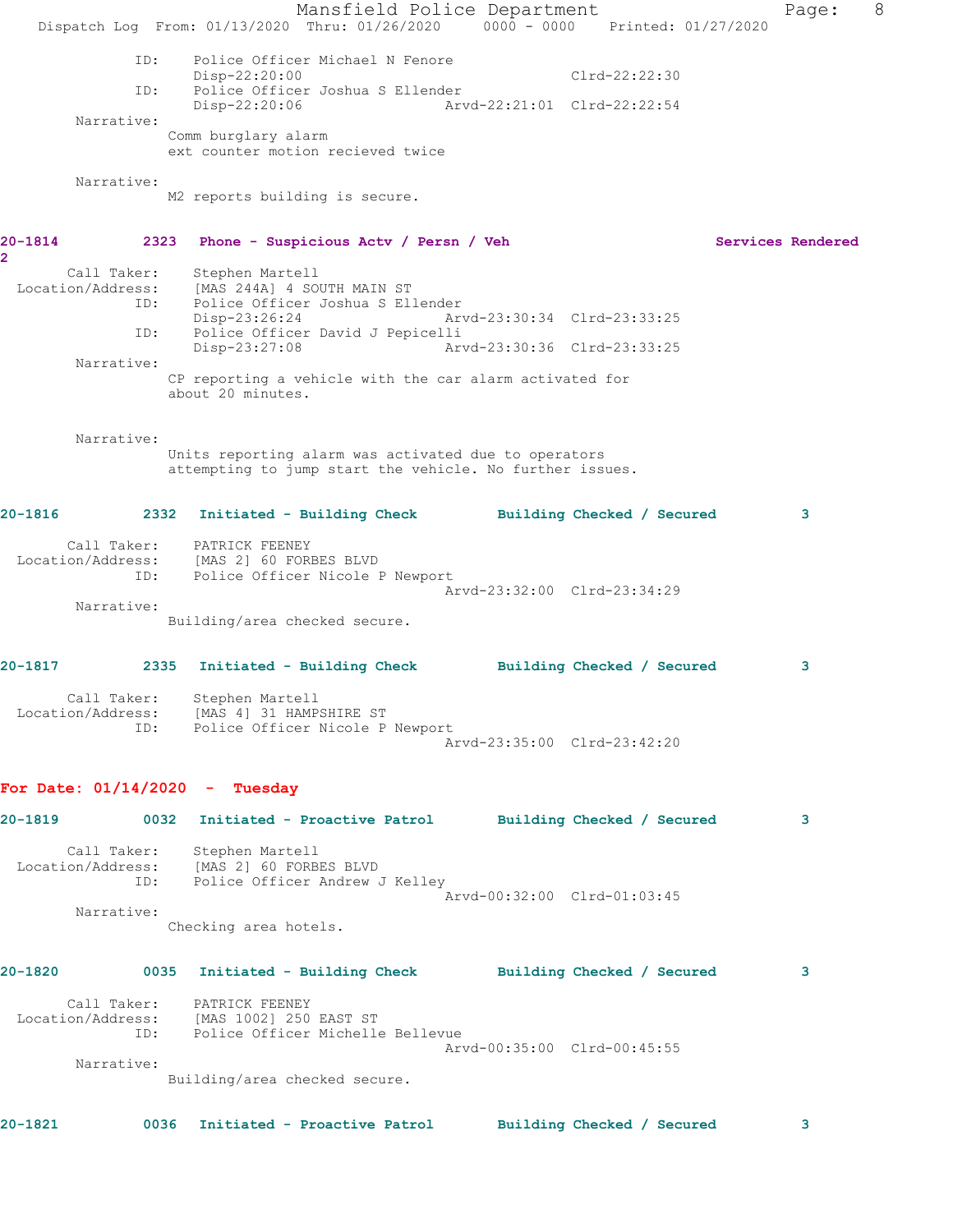```
            ID:    Police Officer Michael N Fenore
                   Disp-22:20:00                              Clrd-22:22:30
            ID:    Police Officer Joshua S Ellender
                   Disp-22:20:06                Arvd-22:21:01  Clrd-22:22:54
       Narrative:
                  Comm burglary alarm
                  ext counter motion recieved twice

       Narrative:
                  M2 reports building is secure.
```

**20-1814 2323 Phone - Suspicious Actv / Persn / Veh** **Services Rendered** **2**

```
     Call Taker:    Stephen Martell
 Location/Address:  [MAS 244A] 4 SOUTH MAIN ST
            ID:     Police Officer Joshua S Ellender
                    Disp-23:26:24                Arvd-23:30:34  Clrd-23:33:25
            ID:     Police Officer David J Pepicelli
                    Disp-23:27:08                Arvd-23:30:36  Clrd-23:33:25
       Narrative:
                  CP reporting a vehicle with the car alarm activated for
                  about 20 minutes.

       Narrative:
                  Units reporting alarm was activated due to operators
                  attempting to jump start the vehicle. No further issues.
```

**20-1816 2332 Initiated - Building Check** **Building Checked / Secured** **3**

```
     Call Taker:    PATRICK FEENEY
 Location/Address:  [MAS 2] 60 FORBES BLVD
            ID:     Police Officer Nicole P Newport
                                                 Arvd-23:32:00  Clrd-23:34:29
       Narrative:
                  Building/area checked secure.
```

**20-1817 2335 Initiated - Building Check** **Building Checked / Secured** **3**

```
     Call Taker:    Stephen Martell
 Location/Address:  [MAS 4] 31 HAMPSHIRE ST
            ID:     Police Officer Nicole P Newport
                                                 Arvd-23:35:00  Clrd-23:42:20
```

## For Date: 01/14/2020 - Tuesday

**20-1819 0032 Initiated - Proactive Patrol** **Building Checked / Secured** **3**

```
     Call Taker:    Stephen Martell
 Location/Address:  [MAS 2] 60 FORBES BLVD
            ID:     Police Officer Andrew J Kelley
                                                 Arvd-00:32:00  Clrd-01:03:45
       Narrative:
                  Checking area hotels.
```

**20-1820 0035 Initiated - Building Check** **Building Checked / Secured** **3**

```
     Call Taker:    PATRICK FEENEY
 Location/Address:  [MAS 1002] 250 EAST ST
            ID:     Police Officer Michelle Bellevue
                                                 Arvd-00:35:00  Clrd-00:45:55
       Narrative:
                  Building/area checked secure.
```

**20-1821 0036 Initiated - Proactive Patrol** **Building Checked / Secured** **3**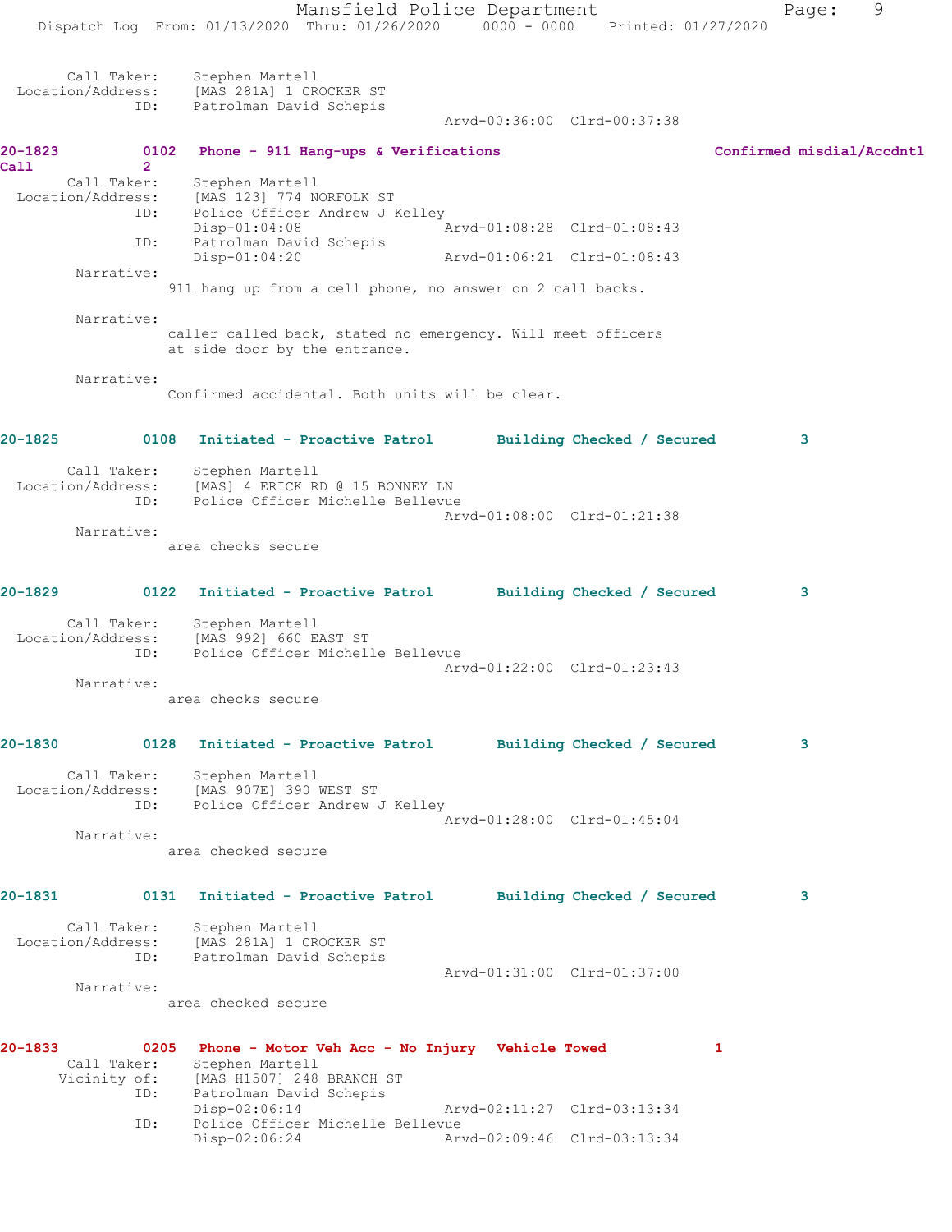```
        Call Taker:    Stephen Martell
  Location/Address:    [MAS 281A] 1 CROCKER ST
                ID:    Patrolman David Schepis
                                             Arvd-00:36:00  Clrd-00:37:38

20-1823          0102   Phone - 911 Hang-ups & Verifications                     Confirmed misdial/Accdntl
Call             2
        Call Taker:    Stephen Martell
  Location/Address:    [MAS 123] 774 NORFOLK ST
                ID:    Police Officer Andrew J Kelley
                       Disp-01:04:08                  Arvd-01:08:28  Clrd-01:08:43
                ID:    Patrolman David Schepis
                       Disp-01:04:20                  Arvd-01:06:21  Clrd-01:08:43
         Narrative:
                      911 hang up from a cell phone, no answer on 2 call backs.

         Narrative:
                      caller called back, stated no emergency. Will meet officers
                      at side door by the entrance.

         Narrative:
                      Confirmed accidental. Both units will be clear.


20-1825          0108   Initiated - Proactive Patrol       Building Checked / Secured          3

        Call Taker:    Stephen Martell
  Location/Address:    [MAS] 4 ERICK RD @ 15 BONNEY LN
                ID:    Police Officer Michelle Bellevue
                                             Arvd-01:08:00  Clrd-01:21:38
         Narrative:
                      area checks secure


20-1829          0122   Initiated - Proactive Patrol       Building Checked / Secured          3

        Call Taker:    Stephen Martell
  Location/Address:    [MAS 992] 660 EAST ST
                ID:    Police Officer Michelle Bellevue
                                             Arvd-01:22:00  Clrd-01:23:43
         Narrative:
                      area checks secure


20-1830          0128   Initiated - Proactive Patrol       Building Checked / Secured          3

        Call Taker:    Stephen Martell
  Location/Address:    [MAS 907E] 390 WEST ST
                ID:    Police Officer Andrew J Kelley
                                             Arvd-01:28:00  Clrd-01:45:04
         Narrative:
                      area checked secure


20-1831          0131   Initiated - Proactive Patrol       Building Checked / Secured          3

        Call Taker:    Stephen Martell
  Location/Address:    [MAS 281A] 1 CROCKER ST
                ID:    Patrolman David Schepis
                                             Arvd-01:31:00  Clrd-01:37:00
         Narrative:
                      area checked secure


20-1833          0205   Phone - Motor Veh Acc - No Injury   Vehicle Towed             1
        Call Taker:    Stephen Martell
       Vicinity of:    [MAS H1507] 248 BRANCH ST
                ID:    Patrolman David Schepis
                       Disp-02:06:14                  Arvd-02:11:27  Clrd-03:13:34
                ID:    Police Officer Michelle Bellevue
                       Disp-02:06:24                  Arvd-02:09:46  Clrd-03:13:34
```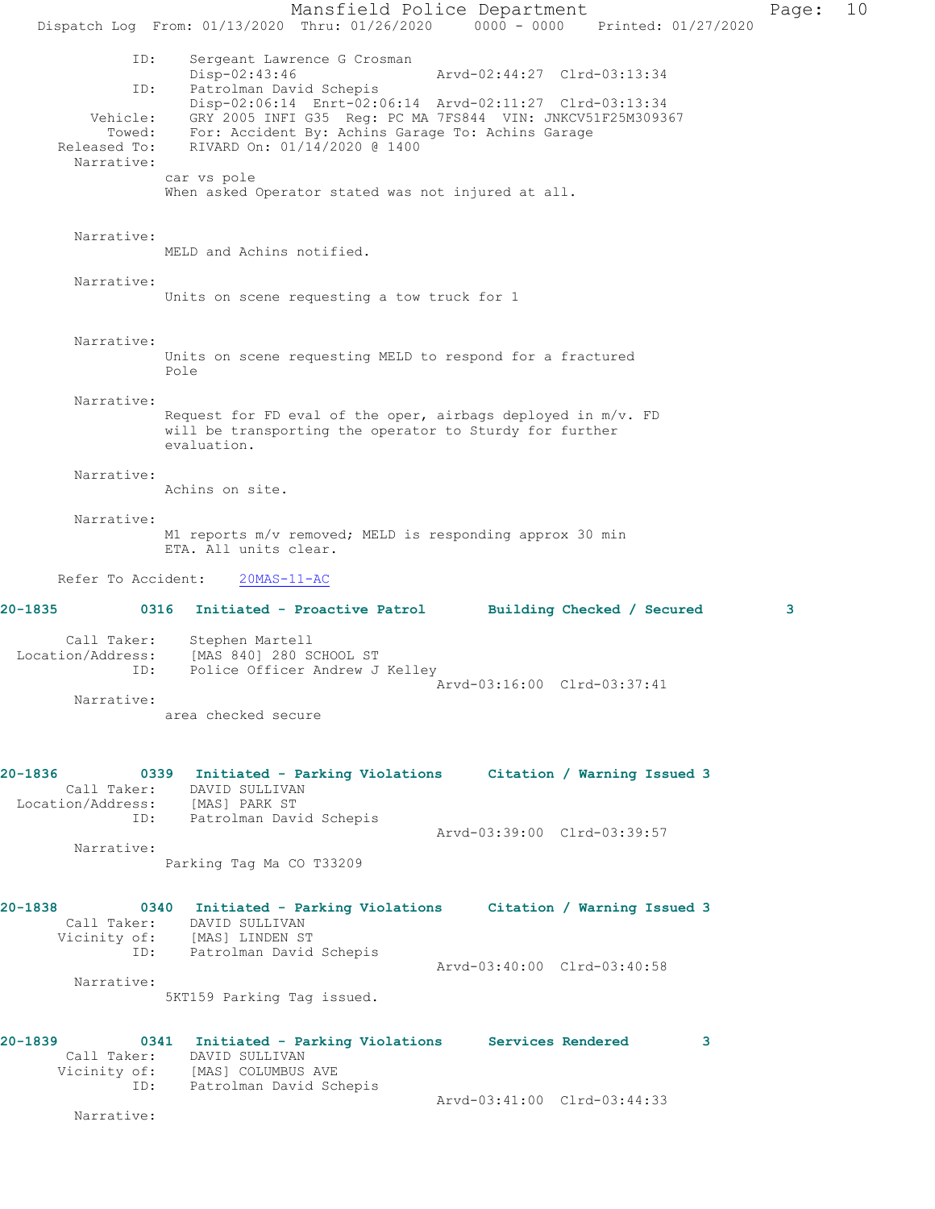```
            ID:    Sergeant Lawrence G Crosman
                   Disp-02:43:46                Arvd-02:44:27  Clrd-03:13:34
            ID:    Patrolman David Schepis
                   Disp-02:06:14  Enrt-02:06:14  Arvd-02:11:27  Clrd-03:13:34
       Vehicle:    GRY 2005 INFI G35  Reg: PC MA 7FS844  VIN: JNKCV51F25M309367
        Towed:     For: Accident By: Achins Garage To: Achins Garage
   Released To:    RIVARD On: 01/14/2020 @ 1400
     Narrative:
                car vs pole
                When asked Operator stated was not injured at all.

     Narrative:
                MELD and Achins notified.

     Narrative:
                Units on scene requesting a tow truck for 1

     Narrative:
                Units on scene requesting MELD to respond for a fractured
                Pole

     Narrative:
                Request for FD eval of the oper, airbags deployed in m/v. FD
                will be transporting the operator to Sturdy for further
                evaluation.

     Narrative:
                Achins on site.

     Narrative:
                M1 reports m/v removed; MELD is responding approx 30 min
                ETA. All units clear.

    Refer To Accident:    20MAS-11-AC

20-1835        0316  Initiated - Proactive Patrol      Building Checked / Secured        3

     Call Taker:    Stephen Martell
 Location/Address:  [MAS 840] 280 SCHOOL ST
            ID:     Police Officer Andrew J Kelley
                                                Arvd-03:16:00  Clrd-03:37:41
     Narrative:
                area checked secure

20-1836        0339  Initiated - Parking Violations    Citation / Warning Issued 3
     Call Taker:    DAVID SULLIVAN
 Location/Address:  [MAS] PARK ST
            ID:     Patrolman David Schepis
                                                Arvd-03:39:00  Clrd-03:39:57
     Narrative:
                Parking Tag Ma CO T33209

20-1838        0340  Initiated - Parking Violations    Citation / Warning Issued 3
     Call Taker:    DAVID SULLIVAN
    Vicinity of:    [MAS] LINDEN ST
            ID:     Patrolman David Schepis
                                                Arvd-03:40:00  Clrd-03:40:58
     Narrative:
                5KT159 Parking Tag issued.

20-1839        0341  Initiated - Parking Violations    Services Rendered         3
     Call Taker:    DAVID SULLIVAN
    Vicinity of:    [MAS] COLUMBUS AVE
            ID:     Patrolman David Schepis
                                                Arvd-03:41:00  Clrd-03:44:33
     Narrative:
```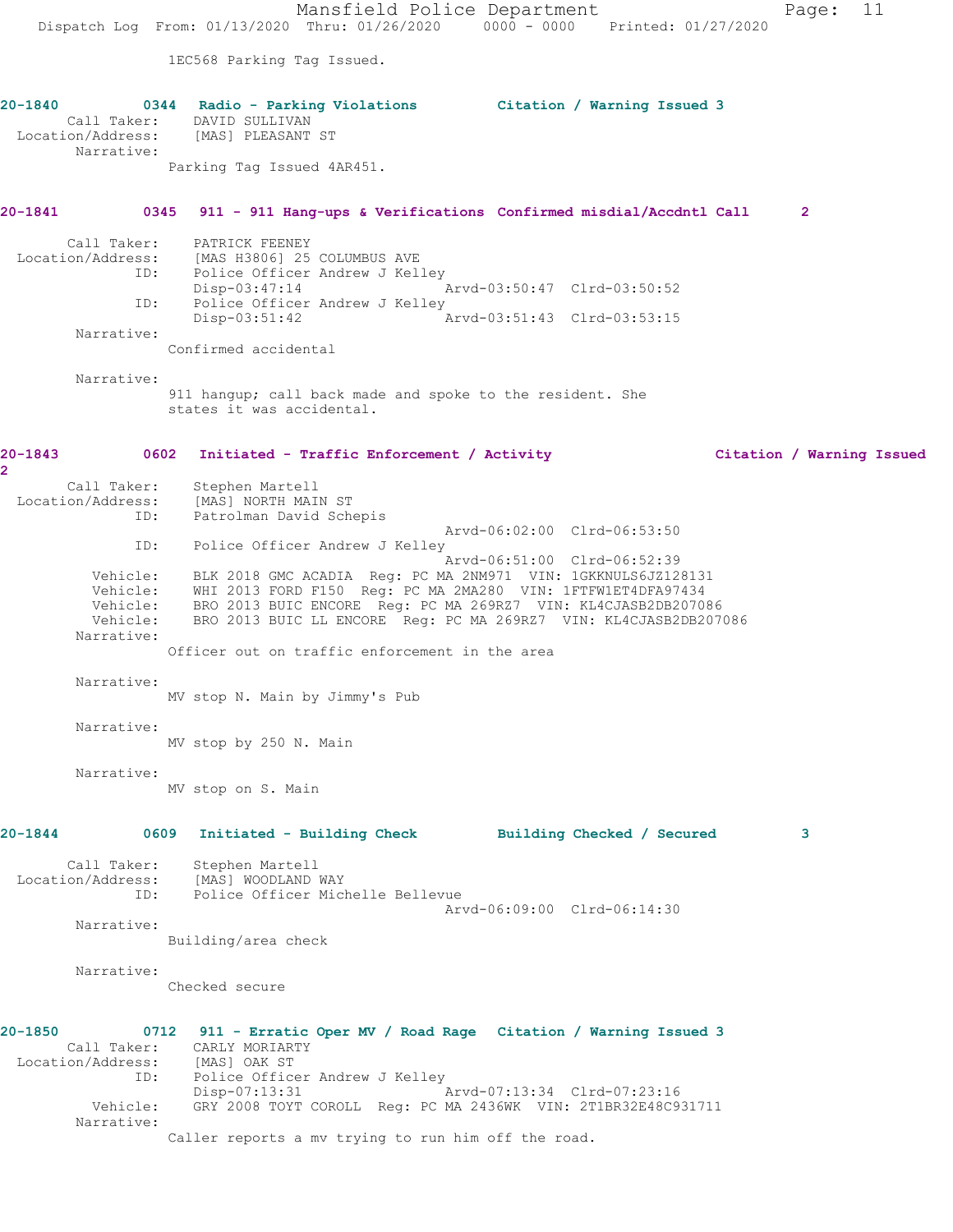1EC568 Parking Tag Issued.

**20-1840 0344 Radio - Parking Violations Citation / Warning Issued 3**

Call Taker: DAVID SULLIVAN
Location/Address: [MAS] PLEASANT ST
Narrative:
Parking Tag Issued 4AR451.

**20-1841 0345 911 - 911 Hang-ups & Verifications Confirmed misdial/Accdntl Call 2**

Call Taker: PATRICK FEENEY
Location/Address: [MAS H3806] 25 COLUMBUS AVE
ID: Police Officer Andrew J Kelley
Disp-03:47:14 Arvd-03:50:47 Clrd-03:50:52
ID: Police Officer Andrew J Kelley
Disp-03:51:42 Arvd-03:51:43 Clrd-03:53:15
Narrative:
Confirmed accidental

Narrative:
911 hangup; call back made and spoke to the resident. She states it was accidental.

**20-1843 0602 Initiated - Traffic Enforcement / Activity Citation / Warning Issued 2**

Call Taker: Stephen Martell
Location/Address: [MAS] NORTH MAIN ST
ID: Patrolman David Schepis
Arvd-06:02:00 Clrd-06:53:50
ID: Police Officer Andrew J Kelley
Arvd-06:51:00 Clrd-06:52:39
Vehicle: BLK 2018 GMC ACADIA Reg: PC MA 2NM971 VIN: 1GKKNULS6JZ128131
Vehicle: WHI 2013 FORD F150 Reg: PC MA 2MA280 VIN: 1FTFW1ET4DFA97434
Vehicle: BRO 2013 BUIC ENCORE Reg: PC MA 269RZ7 VIN: KL4CJASB2DB207086
Vehicle: BRO 2013 BUIC LL ENCORE Reg: PC MA 269RZ7 VIN: KL4CJASB2DB207086
Narrative:
Officer out on traffic enforcement in the area

Narrative:
MV stop N. Main by Jimmy's Pub

Narrative:
MV stop by 250 N. Main

Narrative:
MV stop on S. Main

**20-1844 0609 Initiated - Building Check Building Checked / Secured 3**

Call Taker: Stephen Martell
Location/Address: [MAS] WOODLAND WAY
ID: Police Officer Michelle Bellevue
Arvd-06:09:00 Clrd-06:14:30
Narrative:
Building/area check

Narrative:
Checked secure

**20-1850 0712 911 - Erratic Oper MV / Road Rage Citation / Warning Issued 3**

Call Taker: CARLY MORIARTY
Location/Address: [MAS] OAK ST
ID: Police Officer Andrew J Kelley
Disp-07:13:31 Arvd-07:13:34 Clrd-07:23:16
Vehicle: GRY 2008 TOYT COROLL Reg: PC MA 2436WK VIN: 2T1BR32E48C931711
Narrative:
Caller reports a mv trying to run him off the road.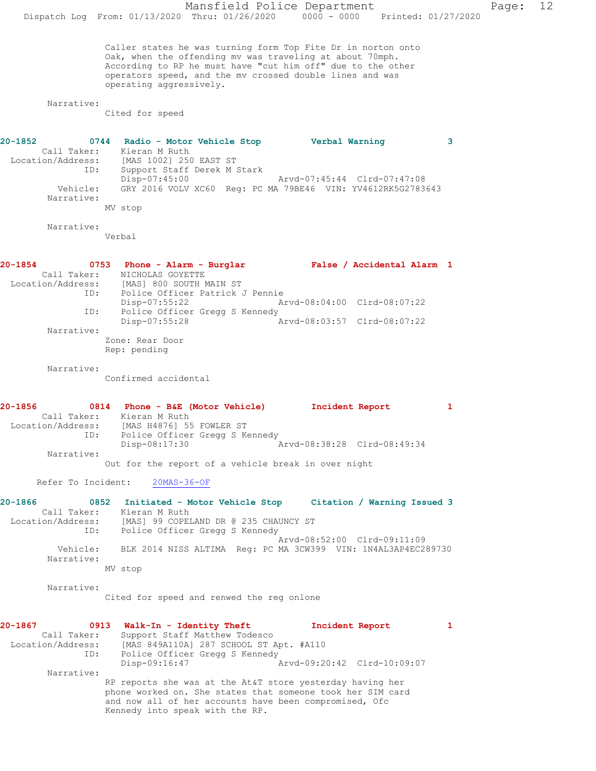Caller states he was turning form Top Fite Dr in norton onto Oak, when the offending mv was traveling at about 70mph. According to RP he must have "cut him off" due to the other operators speed, and the mv crossed double lines and was operating aggressively.

Narrative:
Cited for speed

**20-1852 0744 Radio - Motor Vehicle Stop — Verbal Warning — 3**

Call Taker: Kieran M Ruth
Location/Address: [MAS 1002] 250 EAST ST
ID: Support Staff Derek M Stark
Disp-07:45:00 Arvd-07:45:44 Clrd-07:47:08
Vehicle: GRY 2016 VOLV XC60 Reg: PC MA 79BE46 VIN: YV4612RK5G2783643
Narrative:
MV stop

Narrative:
Verbal

**20-1854 0753 Phone - Alarm - Burglar — False / Accidental Alarm — 1**

Call Taker: NICHOLAS GOYETTE
Location/Address: [MAS] 800 SOUTH MAIN ST
ID: Police Officer Patrick J Pennie
Disp-07:55:22 Arvd-08:04:00 Clrd-08:07:22
ID: Police Officer Gregg S Kennedy
Disp-07:55:28 Arvd-08:03:57 Clrd-08:07:22
Narrative:
Zone: Rear Door
Rep: pending

Narrative:
Confirmed accidental

**20-1856 0814 Phone - B&E (Motor Vehicle) — Incident Report — 1**

Call Taker: Kieran M Ruth
Location/Address: [MAS H4876] 55 FOWLER ST
ID: Police Officer Gregg S Kennedy
Disp-08:17:30 Arvd-08:38:28 Clrd-08:49:34
Narrative:
Out for the report of a vehicle break in over night

Refer To Incident: 20MAS-36-OF

**20-1866 0852 Initiated - Motor Vehicle Stop — Citation / Warning Issued — 3**

Call Taker: Kieran M Ruth
Location/Address: [MAS] 99 COPELAND DR @ 235 CHAUNCY ST
ID: Police Officer Gregg S Kennedy
Arvd-08:52:00 Clrd-09:11:09
Vehicle: BLK 2014 NISS ALTIMA Reg: PC MA 3CW399 VIN: 1N4AL3AP4EC289730
Narrative:
MV stop

Narrative:
Cited for speed and renwed the reg onlone

**20-1867 0913 Walk-In - Identity Theft — Incident Report — 1**

Call Taker: Support Staff Matthew Todesco
Location/Address: [MAS 849A110A] 287 SCHOOL ST Apt. #A110
ID: Police Officer Gregg S Kennedy
Disp-09:16:47 Arvd-09:20:42 Clrd-10:09:07
Narrative:
RP reports she was at the At&T store yesterday having her phone worked on. She states that someone took her SIM card and now all of her accounts have been compromised, Ofc Kennedy into speak with the RP.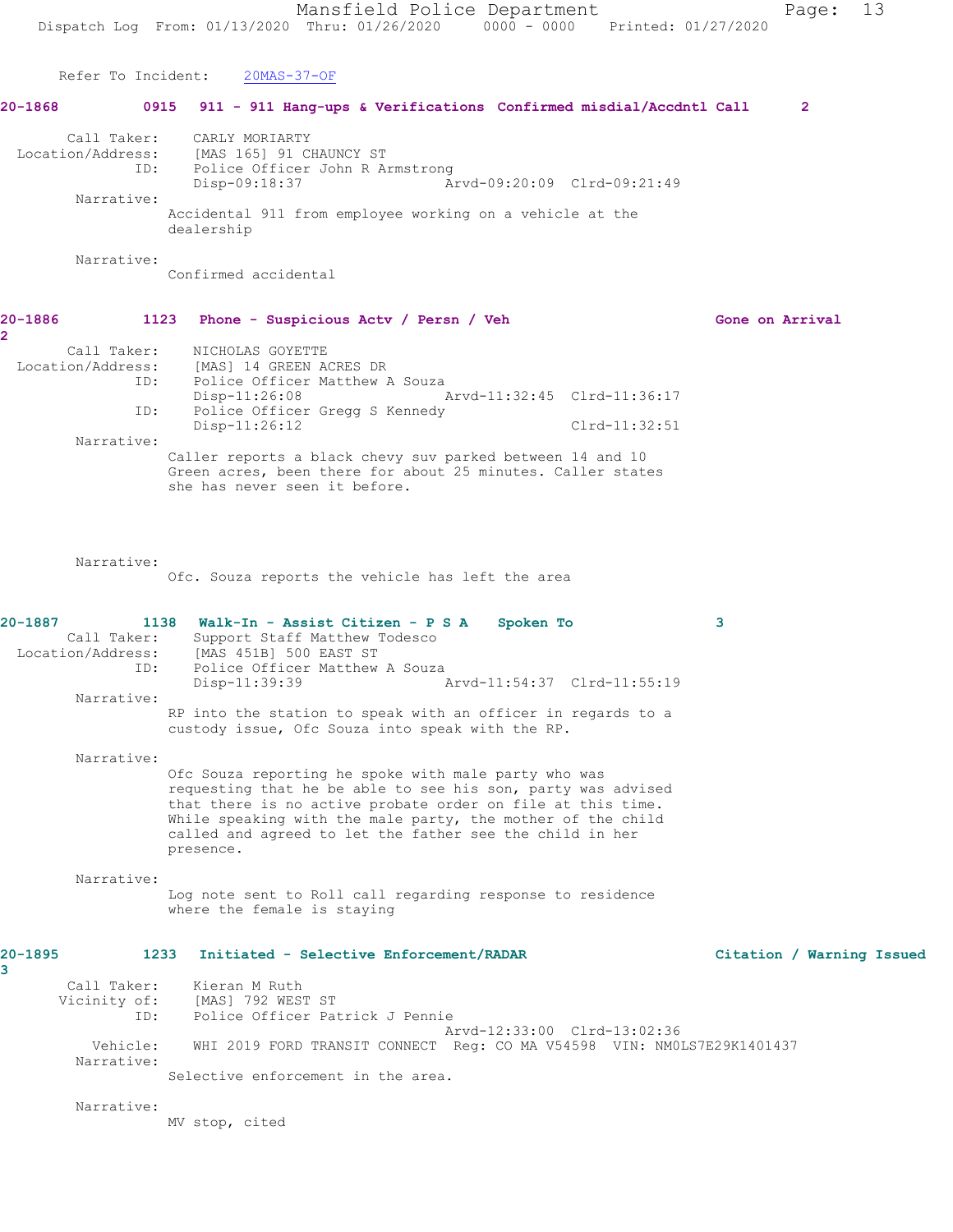Refer To Incident: 20MAS-37-OF

**20-1868 0915 911 - 911 Hang-ups & Verifications Confirmed misdial/Accdntl Call 2**

Call Taker: CARLY MORIARTY
Location/Address: [MAS 165] 91 CHAUNCY ST
ID: Police Officer John R Armstrong
Disp-09:18:37 Arvd-09:20:09 Clrd-09:21:49

Narrative:
Accidental 911 from employee working on a vehicle at the dealership

Narrative:
Confirmed accidental

**20-1886 1123 Phone - Suspicious Actv / Persn / Veh Gone on Arrival 2**

Call Taker: NICHOLAS GOYETTE
Location/Address: [MAS] 14 GREEN ACRES DR
ID: Police Officer Matthew A Souza
Disp-11:26:08 Arvd-11:32:45 Clrd-11:36:17
ID: Police Officer Gregg S Kennedy
Disp-11:26:12 Clrd-11:32:51

Narrative:
Caller reports a black chevy suv parked between 14 and 10 Green acres, been there for about 25 minutes. Caller states she has never seen it before.

Narrative:
Ofc. Souza reports the vehicle has left the area

**20-1887 1138 Walk-In - Assist Citizen - P S A Spoken To 3**

Call Taker: Support Staff Matthew Todesco
Location/Address: [MAS 451B] 500 EAST ST
ID: Police Officer Matthew A Souza
Disp-11:39:39 Arvd-11:54:37 Clrd-11:55:19

Narrative:
RP into the station to speak with an officer in regards to a custody issue, Ofc Souza into speak with the RP.

Narrative:
Ofc Souza reporting he spoke with male party who was requesting that he be able to see his son, party was advised that there is no active probate order on file at this time. While speaking with the male party, the mother of the child called and agreed to let the father see the child in her presence.

Narrative:
Log note sent to Roll call regarding response to residence where the female is staying

**20-1895 1233 Initiated - Selective Enforcement/RADAR Citation / Warning Issued 3**

Call Taker: Kieran M Ruth
Vicinity of: [MAS] 792 WEST ST
ID: Police Officer Patrick J Pennie
Arvd-12:33:00 Clrd-13:02:36
Vehicle: WHI 2019 FORD TRANSIT CONNECT Reg: CO MA V54598 VIN: NM0LS7E29K1401437

Narrative:
Selective enforcement in the area.

Narrative:
MV stop, cited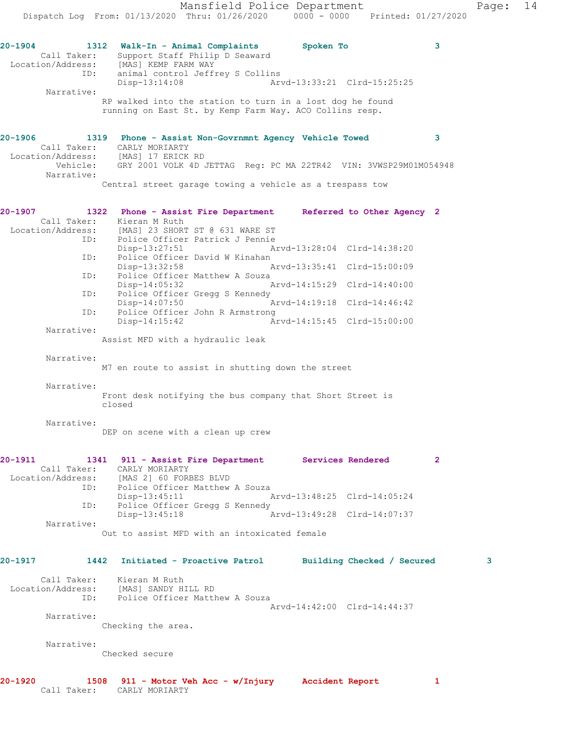**20-1904** 1312 **Walk-In - Animal Complaints** **Spoken To** 3

Call Taker: Support Staff Philip D Seaward
Location/Address: [MAS] KEMP FARM WAY
ID: animal control Jeffrey S Collins
Disp-13:14:08 Arvd-13:33:21 Clrd-15:25:25

Narrative:
RP walked into the station to turn in a lost dog he found running on East St. by Kemp Farm Way. ACO Collins resp.

**20-1906** 1319 **Phone - Assist Non-Govrnmnt Agency** **Vehicle Towed** 3

Call Taker: CARLY MORIARTY
Location/Address: [MAS] 17 ERICK RD
Vehicle: GRY 2001 VOLK 4D JETTAG Reg: PC MA 22TR42 VIN: 3VWSP29M01M054948

Narrative:
Central street garage towing a vehicle as a trespass tow

**20-1907** 1322 **Phone - Assist Fire Department** **Referred to Other Agency** 2

Call Taker: Kieran M Ruth
Location/Address: [MAS] 23 SHORT ST @ 631 WARE ST
ID: Police Officer Patrick J Pennie
Disp-13:27:51 Arvd-13:28:04 Clrd-14:38:20
ID: Police Officer David W Kinahan
Disp-13:32:58 Arvd-13:35:41 Clrd-15:00:09
ID: Police Officer Matthew A Souza
Disp-14:05:32 Arvd-14:15:29 Clrd-14:40:00
ID: Police Officer Gregg S Kennedy
Disp-14:07:50 Arvd-14:19:18 Clrd-14:46:42
ID: Police Officer John R Armstrong
Disp-14:15:42 Arvd-14:15:45 Clrd-15:00:00

Narrative:
Assist MFD with a hydraulic leak

Narrative:
M7 en route to assist in shutting down the street

Narrative:
Front desk notifying the bus company that Short Street is closed

Narrative:
DEP on scene with a clean up crew

**20-1911** 1341 **911 - Assist Fire Department** **Services Rendered** 2

Call Taker: CARLY MORIARTY
Location/Address: [MAS 2] 60 FORBES BLVD
ID: Police Officer Matthew A Souza
Disp-13:45:11 Arvd-13:48:25 Clrd-14:05:24
ID: Police Officer Gregg S Kennedy
Disp-13:45:18 Arvd-13:49:28 Clrd-14:07:37

Narrative:
Out to assist MFD with an intoxicated female

**20-1917** 1442 **Initiated - Proactive Patrol** **Building Checked / Secured** 3

Call Taker: Kieran M Ruth
Location/Address: [MAS] SANDY HILL RD
ID: Police Officer Matthew A Souza
Arvd-14:42:00 Clrd-14:44:37

Narrative:
Checking the area.

Narrative:
Checked secure

**20-1920** 1508 **911 - Motor Veh Acc - w/Injury** **Accident Report** 1

Call Taker: CARLY MORIARTY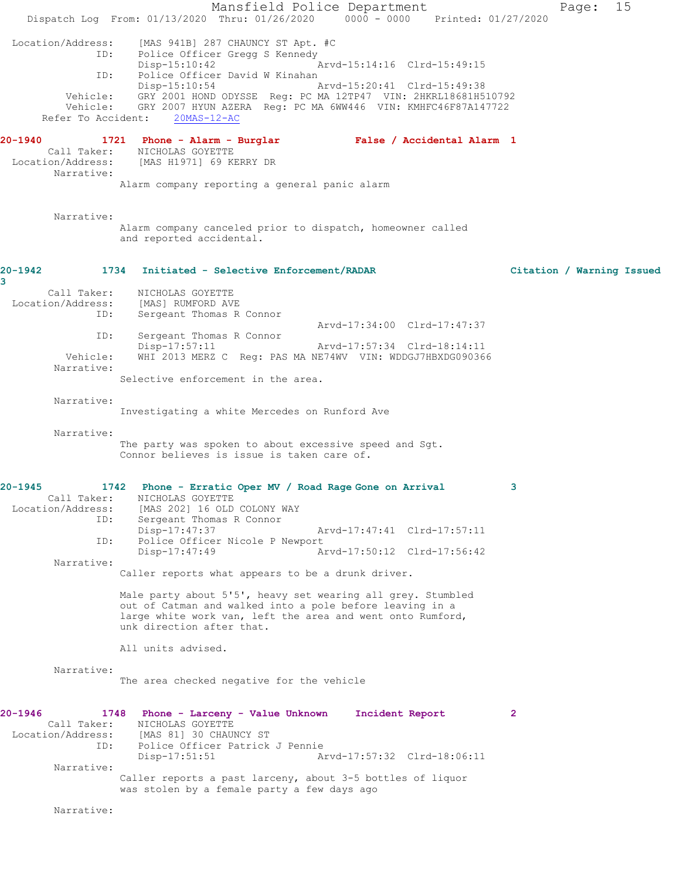```
 Location/Address:    [MAS 941B] 287 CHAUNCY ST Apt. #C
               ID:    Police Officer Gregg S Kennedy
                      Disp-15:10:42                 Arvd-15:14:16  Clrd-15:49:15
               ID:    Police Officer David W Kinahan
                      Disp-15:10:54                 Arvd-15:20:41  Clrd-15:49:38
          Vehicle:    GRY 2001 HOND ODYSSE  Reg: PC MA 12TP47  VIN: 2HKRL18681H510792
          Vehicle:    GRY 2007 HYUN AZERA  Reg: PC MA 6WW446  VIN: KMHFC46F87A147722
      Refer To Accident:    20MAS-12-AC

20-1940         1721   Phone - Alarm - Burglar           False / Accidental Alarm  1
       Call Taker:    NICHOLAS GOYETTE
 Location/Address:    [MAS H1971] 69 KERRY DR
        Narrative:    
                     Alarm company reporting a general panic alarm

        Narrative:    
                     Alarm company canceled prior to dispatch, homeowner called
                     and reported accidental.

20-1942         1734   Initiated - Selective Enforcement/RADAR                   Citation / Warning Issued
3
       Call Taker:    NICHOLAS GOYETTE
 Location/Address:    [MAS] RUMFORD AVE
               ID:    Sergeant Thomas R Connor
                                                    Arvd-17:34:00  Clrd-17:47:37
               ID:    Sergeant Thomas R Connor
                      Disp-17:57:11                 Arvd-17:57:34  Clrd-18:14:11
          Vehicle:    WHI 2013 MERZ C  Reg: PAS MA NE74WV  VIN: WDDGJ7HBXDG090366
        Narrative:    
                     Selective enforcement in the area.

        Narrative:    
                     Investigating a white Mercedes on Runford Ave

        Narrative:    
                     The party was spoken to about excessive speed and Sgt.
                     Connor believes is issue is taken care of.

20-1945         1742   Phone - Erratic Oper MV / Road Rage Gone on Arrival          3
       Call Taker:    NICHOLAS GOYETTE
 Location/Address:    [MAS 202] 16 OLD COLONY WAY
               ID:    Sergeant Thomas R Connor
                      Disp-17:47:37                 Arvd-17:47:41  Clrd-17:57:11
               ID:    Police Officer Nicole P Newport
                      Disp-17:47:49                 Arvd-17:50:12  Clrd-17:56:42
        Narrative:    
                     Caller reports what appears to be a drunk driver.

                     Male party about 5'5', heavy set wearing all grey. Stumbled
                     out of Catman and walked into a pole before leaving in a
                     large white work van, left the area and went onto Rumford,
                     unk direction after that.

                     All units advised.

        Narrative:    
                     The area checked negative for the vehicle

20-1946         1748   Phone - Larceny - Value Unknown     Incident Report           2
       Call Taker:    NICHOLAS GOYETTE
 Location/Address:    [MAS 81] 30 CHAUNCY ST
               ID:    Police Officer Patrick J Pennie
                      Disp-17:51:51                 Arvd-17:57:32  Clrd-18:06:11
        Narrative:    
                     Caller reports a past larceny, about 3-5 bottles of liquor
                     was stolen by a female party a few days ago

        Narrative:
```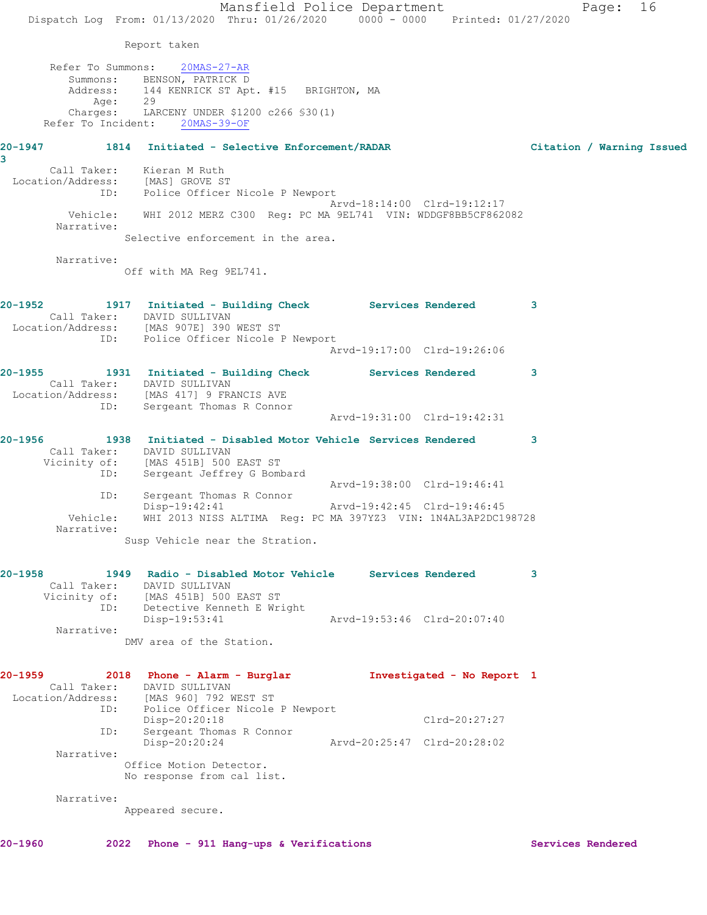Report taken

Refer To Summons: 20MAS-27-AR
Summons: BENSON, PATRICK D
Address: 144 KENRICK ST Apt. #15 BRIGHTON, MA
Age: 29
Charges: LARCENY UNDER $1200 c266 §30(1)
Refer To Incident: 20MAS-39-OF

**20-1947 1814 Initiated - Selective Enforcement/RADAR Citation / Warning Issued 3**
Call Taker: Kieran M Ruth
Location/Address: [MAS] GROVE ST
ID: Police Officer Nicole P Newport
Arvd-18:14:00 Clrd-19:12:17
Vehicle: WHI 2012 MERZ C300 Reg: PC MA 9EL741 VIN: WDDGF8BB5CF862082
Narrative:
Selective enforcement in the area.

Narrative:
Off with MA Reg 9EL741.

**20-1952 1917 Initiated - Building Check Services Rendered 3**
Call Taker: DAVID SULLIVAN
Location/Address: [MAS 907E] 390 WEST ST
ID: Police Officer Nicole P Newport
Arvd-19:17:00 Clrd-19:26:06

**20-1955 1931 Initiated - Building Check Services Rendered 3**
Call Taker: DAVID SULLIVAN
Location/Address: [MAS 417] 9 FRANCIS AVE
ID: Sergeant Thomas R Connor
Arvd-19:31:00 Clrd-19:42:31

**20-1956 1938 Initiated - Disabled Motor Vehicle Services Rendered 3**
Call Taker: DAVID SULLIVAN
Vicinity of: [MAS 451B] 500 EAST ST
ID: Sergeant Jeffrey G Bombard
Arvd-19:38:00 Clrd-19:46:41
ID: Sergeant Thomas R Connor
Disp-19:42:41 Arvd-19:42:45 Clrd-19:46:45
Vehicle: WHI 2013 NISS ALTIMA Reg: PC MA 397YZ3 VIN: 1N4AL3AP2DC198728
Narrative:
Susp Vehicle near the Stration.

**20-1958 1949 Radio - Disabled Motor Vehicle Services Rendered 3**
Call Taker: DAVID SULLIVAN
Vicinity of: [MAS 451B] 500 EAST ST
ID: Detective Kenneth E Wright
Disp-19:53:41 Arvd-19:53:46 Clrd-20:07:40
Narrative:
DMV area of the Station.

**20-1959 2018 Phone - Alarm - Burglar Investigated - No Report 1**
Call Taker: DAVID SULLIVAN
Location/Address: [MAS 960] 792 WEST ST
ID: Police Officer Nicole P Newport
Disp-20:20:18 Clrd-20:27:27
ID: Sergeant Thomas R Connor
Disp-20:20:24 Arvd-20:25:47 Clrd-20:28:02
Narrative:
Office Motion Detector.
No response from cal list.

Narrative:
Appeared secure.

**20-1960 2022 Phone - 911 Hang-ups & Verifications Services Rendered**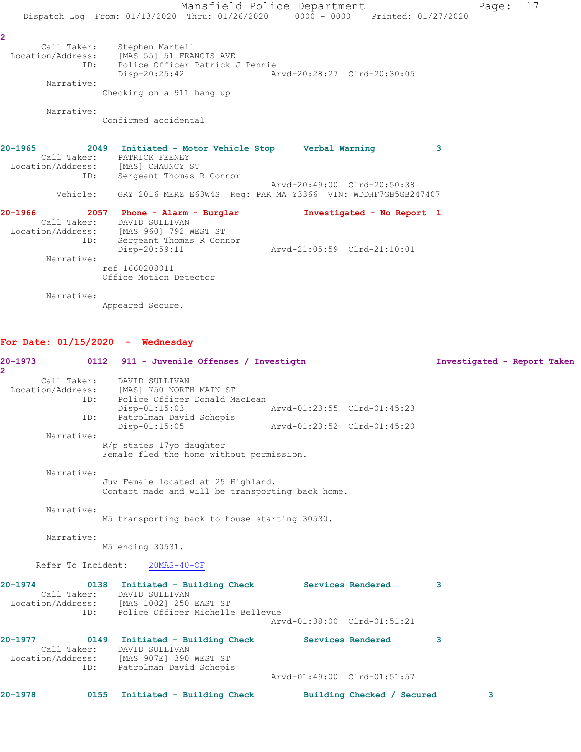2

Call Taker: Stephen Martell
Location/Address: [MAS 55] 51 FRANCIS AVE
ID: Police Officer Patrick J Pennie
Disp-20:25:42 Arvd-20:28:27 Clrd-20:30:05

Narrative:
Checking on a 911 hang up

Narrative:
Confirmed accidental

**20-1965** 2049 **Initiated - Motor Vehicle Stop** **Verbal Warning** 3
Call Taker: PATRICK FEENEY
Location/Address: [MAS] CHAUNCY ST
ID: Sergeant Thomas R Connor
Arvd-20:49:00 Clrd-20:50:38
Vehicle: GRY 2016 MERZ E63W4S Reg: PAR MA Y3366 VIN: WDDHF7GB5GB247407

**20-1966** 2057 **Phone - Alarm - Burglar** **Investigated - No Report** 1
Call Taker: DAVID SULLIVAN
Location/Address: [MAS 960] 792 WEST ST
ID: Sergeant Thomas R Connor
Disp-20:59:11 Arvd-21:05:59 Clrd-21:10:01

Narrative:
ref 1660208011
Office Motion Detector

Narrative:
Appeared Secure.

## For Date: 01/15/2020 - Wednesday

**20-1973** 0112 **911 - Juvenile Offenses / Investigtn** **Investigated - Report Taken** 2
Call Taker: DAVID SULLIVAN
Location/Address: [MAS] 750 NORTH MAIN ST
ID: Police Officer Donald MacLean
Disp-01:15:03 Arvd-01:23:55 Clrd-01:45:23
ID: Patrolman David Schepis
Disp-01:15:05 Arvd-01:23:52 Clrd-01:45:20

Narrative:
R/p states 17yo daughter
Female fled the home without permission.

Narrative:
Juv Female located at 25 Highland.
Contact made and will be transporting back home.

Narrative:
M5 transporting back to house starting 30530.

Narrative:
M5 ending 30531.

Refer To Incident: 20MAS-40-OF

**20-1974** 0138 **Initiated - Building Check** **Services Rendered** 3
Call Taker: DAVID SULLIVAN
Location/Address: [MAS 1002] 250 EAST ST
ID: Police Officer Michelle Bellevue
Arvd-01:38:00 Clrd-01:51:21

**20-1977** 0149 **Initiated - Building Check** **Services Rendered** 3
Call Taker: DAVID SULLIVAN
Location/Address: [MAS 907E] 390 WEST ST
ID: Patrolman David Schepis
Arvd-01:49:00 Clrd-01:51:57

**20-1978** 0155 **Initiated - Building Check** **Building Checked / Secured** 3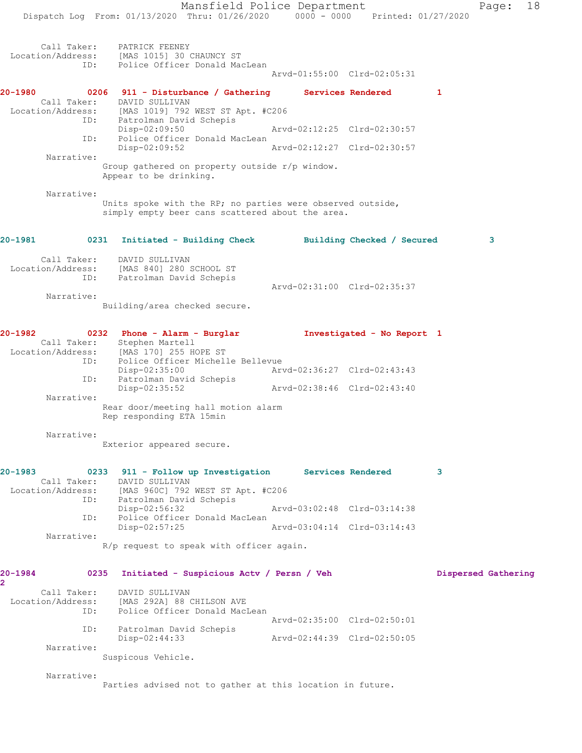```
    Call Taker:    PATRICK FEENEY
  Location/Address:    [MAS 1015] 30 CHAUNCY ST
              ID:    Police Officer Donald MacLean
                                          Arvd-01:55:00  Clrd-02:05:31

20-1980         0206   911 - Disturbance / Gathering      Services Rendered        1
    Call Taker:    DAVID SULLIVAN
  Location/Address:    [MAS 1019] 792 WEST ST Apt. #C206
              ID:    Patrolman David Schepis
                     Disp-02:09:50                Arvd-02:12:25  Clrd-02:30:57
              ID:    Police Officer Donald MacLean
                     Disp-02:09:52                Arvd-02:12:27  Clrd-02:30:57
       Narrative:
                 Group gathered on property outside r/p window.
                 Appear to be drinking.

       Narrative:
                 Units spoke with the RP; no parties were observed outside,
                 simply empty beer cans scattered about the area.


20-1981         0231   Initiated - Building Check         Building Checked / Secured         3

    Call Taker:    DAVID SULLIVAN
  Location/Address:    [MAS 840] 280 SCHOOL ST
              ID:    Patrolman David Schepis
                                          Arvd-02:31:00  Clrd-02:35:37
       Narrative:
                 Building/area checked secure.


20-1982         0232   Phone - Alarm - Burglar            Investigated - No Report  1
    Call Taker:    Stephen Martell
  Location/Address:    [MAS 170] 255 HOPE ST
              ID:    Police Officer Michelle Bellevue
                     Disp-02:35:00                Arvd-02:36:27  Clrd-02:43:43
              ID:    Patrolman David Schepis
                     Disp-02:35:52                Arvd-02:38:46  Clrd-02:43:40
       Narrative:
                 Rear door/meeting hall motion alarm
                 Rep responding ETA 15min

       Narrative:
                 Exterior appeared secure.


20-1983         0233   911 - Follow up Investigation      Services Rendered        3
    Call Taker:    DAVID SULLIVAN
  Location/Address:    [MAS 960C] 792 WEST ST Apt. #C206
              ID:    Patrolman David Schepis
                     Disp-02:56:32                Arvd-03:02:48  Clrd-03:14:38
              ID:    Police Officer Donald MacLean
                     Disp-02:57:25                Arvd-03:04:14  Clrd-03:14:43
       Narrative:
                 R/p request to speak with officer again.


20-1984         0235   Initiated - Suspicious Actv / Persn / Veh                 Dispersed Gathering
2
    Call Taker:    DAVID SULLIVAN
  Location/Address:    [MAS 292A] 88 CHILSON AVE
              ID:    Police Officer Donald MacLean
                                          Arvd-02:35:00  Clrd-02:50:01
              ID:    Patrolman David Schepis
                     Disp-02:44:33                Arvd-02:44:39  Clrd-02:50:05
       Narrative:
                 Suspicous Vehicle.

       Narrative:
                 Parties advised not to gather at this location in future.
```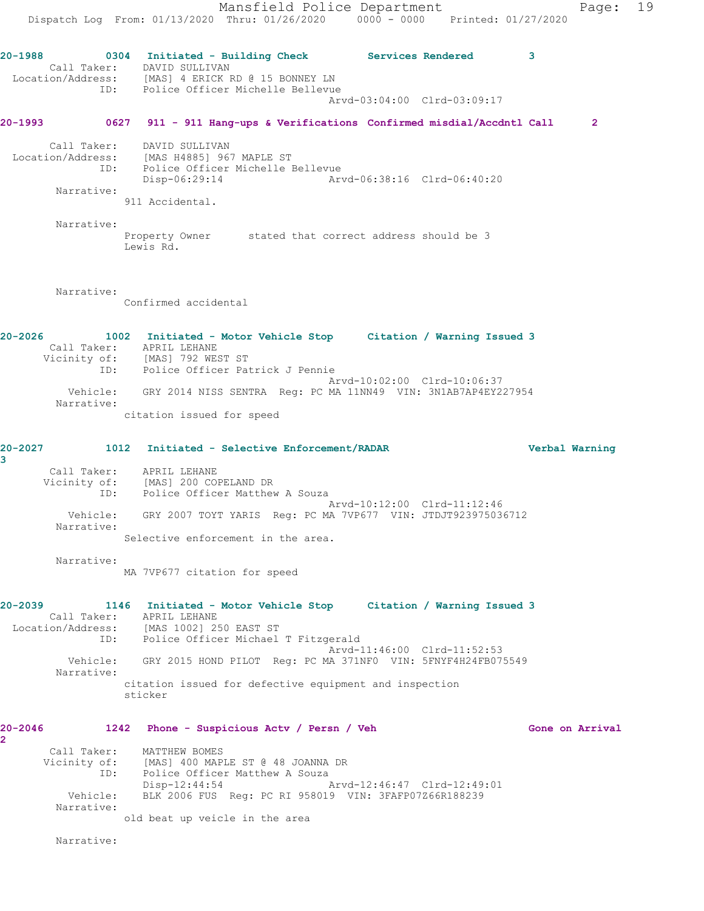**20-1988** 0304 Initiated - Building Check Services Rendered 3
Call Taker: DAVID SULLIVAN
Location/Address: [MAS] 4 ERICK RD @ 15 BONNEY LN
ID: Police Officer Michelle Bellevue
Arvd-03:04:00 Clrd-03:09:17

**20-1993** 0627 911 - 911 Hang-ups & Verifications Confirmed misdial/Accdntl Call 2

Call Taker: DAVID SULLIVAN
Location/Address: [MAS H4885] 967 MAPLE ST
ID: Police Officer Michelle Bellevue
Disp-06:29:14 Arvd-06:38:16 Clrd-06:40:20
Narrative:
911 Accidental.

Narrative:
Property Owner stated that correct address should be 3 Lewis Rd.

Narrative:
Confirmed accidental

**20-2026** 1002 Initiated - Motor Vehicle Stop Citation / Warning Issued 3
Call Taker: APRIL LEHANE
Vicinity of: [MAS] 792 WEST ST
ID: Police Officer Patrick J Pennie
Arvd-10:02:00 Clrd-10:06:37
Vehicle: GRY 2014 NISS SENTRA Reg: PC MA 11NN49 VIN: 3N1AB7AP4EY227954
Narrative:
citation issued for speed

**20-2027** 1012 Initiated - Selective Enforcement/RADAR Verbal Warning 3
Call Taker: APRIL LEHANE
Vicinity of: [MAS] 200 COPELAND DR
ID: Police Officer Matthew A Souza
Arvd-10:12:00 Clrd-11:12:46
Vehicle: GRY 2007 TOYT YARIS Reg: PC MA 7VP677 VIN: JTDJT923975036712
Narrative:
Selective enforcement in the area.

Narrative:
MA 7VP677 citation for speed

**20-2039** 1146 Initiated - Motor Vehicle Stop Citation / Warning Issued 3
Call Taker: APRIL LEHANE
Location/Address: [MAS 1002] 250 EAST ST
ID: Police Officer Michael T Fitzgerald
Arvd-11:46:00 Clrd-11:52:53
Vehicle: GRY 2015 HOND PILOT Reg: PC MA 371NF0 VIN: 5FNYF4H24FB075549
Narrative:
citation issued for defective equipment and inspection sticker

**20-2046** 1242 Phone - Suspicious Actv / Persn / Veh Gone on Arrival 2
Call Taker: MATTHEW BOMES
Vicinity of: [MAS] 400 MAPLE ST @ 48 JOANNA DR
ID: Police Officer Matthew A Souza
Disp-12:44:54 Arvd-12:46:47 Clrd-12:49:01
Vehicle: BLK 2006 FUS Reg: PC RI 958019 VIN: 3FAFP07Z66R188239
Narrative:
old beat up veicle in the area

Narrative: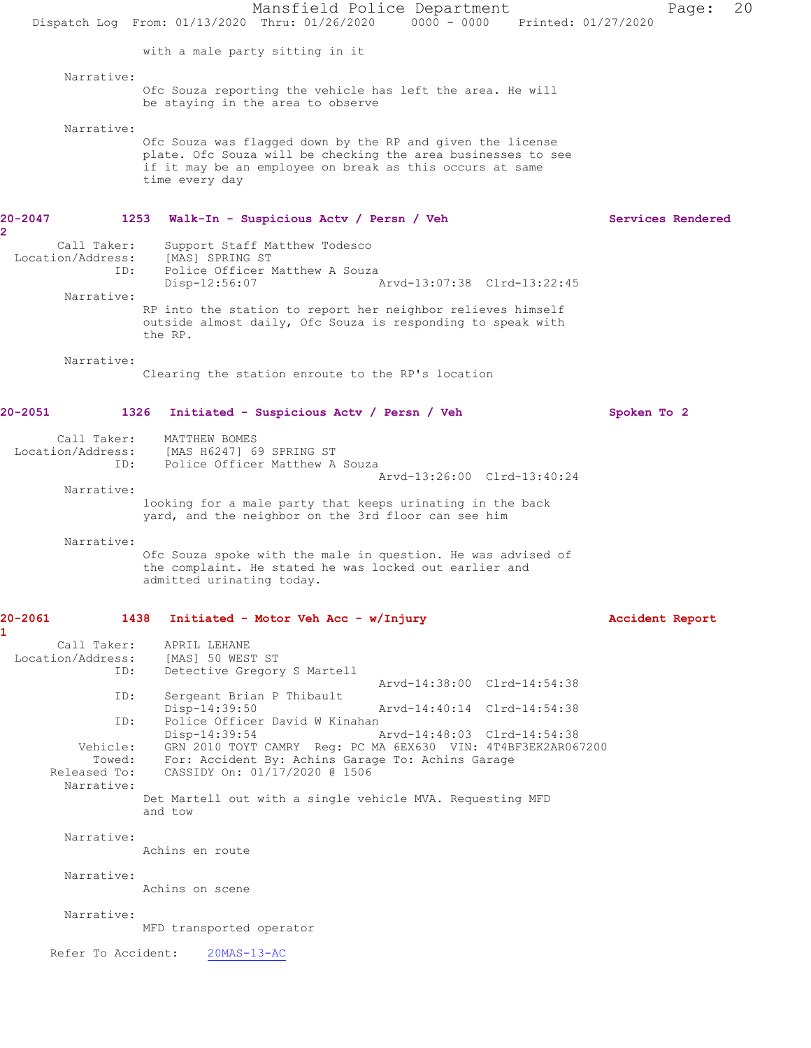with a male party sitting in it

Narrative:
Ofc Souza reporting the vehicle has left the area. He will be staying in the area to observe

Narrative:
Ofc Souza was flagged down by the RP and given the license plate. Ofc Souza will be checking the area businesses to see if it may be an employee on break as this occurs at same time every day

**20-2047 2 1253 Walk-In - Suspicious Actv / Persn / Veh — Services Rendered**

Call Taker: Support Staff Matthew Todesco
Location/Address: [MAS] SPRING ST
ID: Police Officer Matthew A Souza
Disp-12:56:07 Arvd-13:07:38 Clrd-13:22:45

Narrative:
RP into the station to report her neighbor relieves himself outside almost daily, Ofc Souza is responding to speak with the RP.

Narrative:
Clearing the station enroute to the RP's location

**20-2051 1326 Initiated - Suspicious Actv / Persn / Veh — Spoken To 2**

Call Taker: MATTHEW BOMES
Location/Address: [MAS H6247] 69 SPRING ST
ID: Police Officer Matthew A Souza
Arvd-13:26:00 Clrd-13:40:24

Narrative:
looking for a male party that keeps urinating in the back yard, and the neighbor on the 3rd floor can see him

Narrative:
Ofc Souza spoke with the male in question. He was advised of the complaint. He stated he was locked out earlier and admitted urinating today.

**20-2061 1 1438 Initiated - Motor Veh Acc - w/Injury — Accident Report**

Call Taker: APRIL LEHANE
Location/Address: [MAS] 50 WEST ST
ID: Detective Gregory S Martell
Arvd-14:38:00 Clrd-14:54:38
ID: Sergeant Brian P Thibault
Disp-14:39:50 Arvd-14:40:14 Clrd-14:54:38
ID: Police Officer David W Kinahan
Disp-14:39:54 Arvd-14:48:03 Clrd-14:54:38
Vehicle: GRN 2010 TOYT CAMRY Reg: PC MA 6EX630 VIN: 4T4BF3EK2AR067200
Towed: For: Accident By: Achins Garage To: Achins Garage
Released To: CASSIDY On: 01/17/2020 @ 1506

Narrative:
Det Martell out with a single vehicle MVA. Requesting MFD and tow

Narrative:
Achins en route

Narrative:
Achins on scene

Narrative:
MFD transported operator

Refer To Accident: 20MAS-13-AC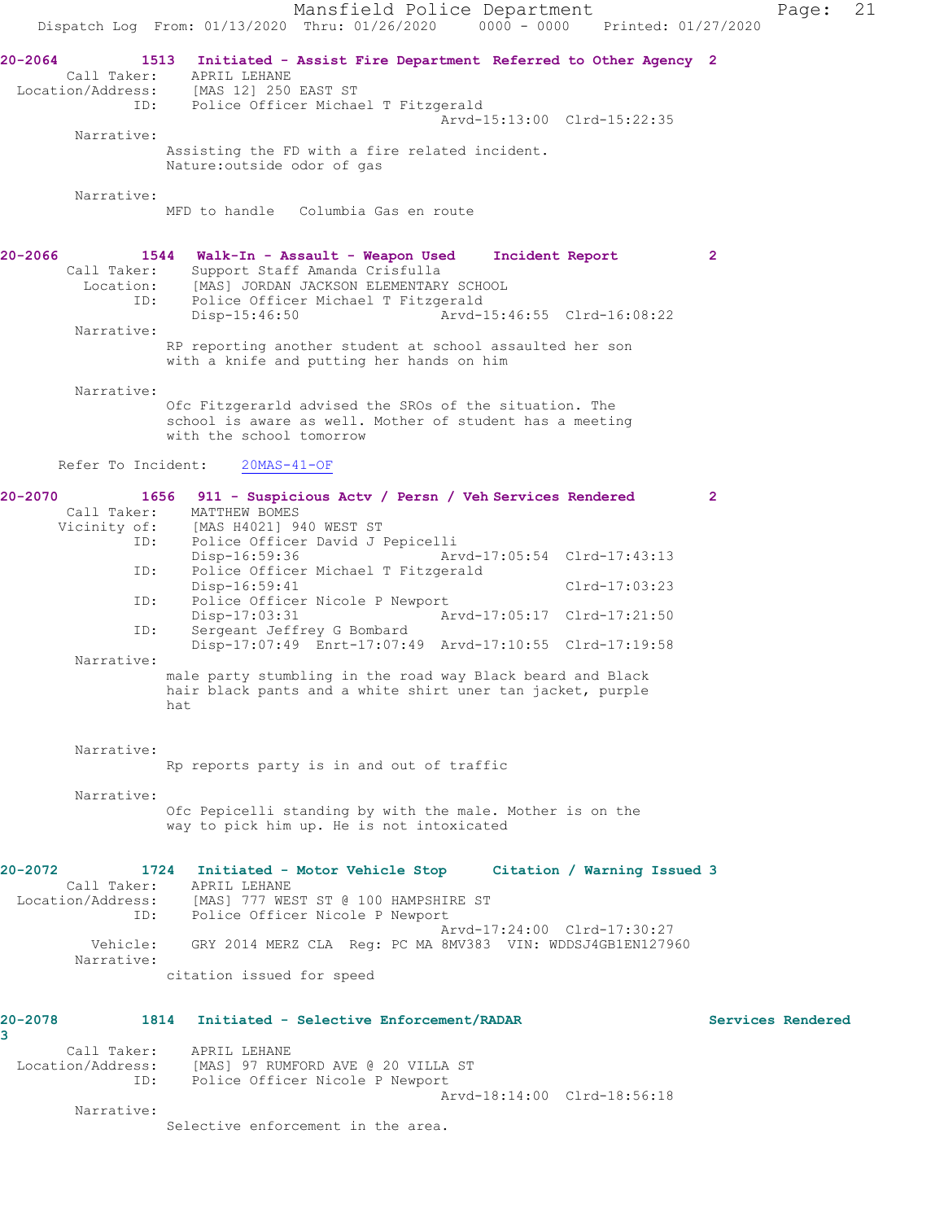**20-2064 1513 Initiated - Assist Fire Department Referred to Other Agency 2**

Call Taker: APRIL LEHANE
Location/Address: [MAS 12] 250 EAST ST
ID: Police Officer Michael T Fitzgerald
Arvd-15:13:00 Clrd-15:22:35

Narrative:
Assisting the FD with a fire related incident.
Nature:outside odor of gas

Narrative:
MFD to handle Columbia Gas en route

**20-2066 1544 Walk-In - Assault - Weapon Used Incident Report 2**

Call Taker: Support Staff Amanda Crisfulla
Location: [MAS] JORDAN JACKSON ELEMENTARY SCHOOL
ID: Police Officer Michael T Fitzgerald
Disp-15:46:50 Arvd-15:46:55 Clrd-16:08:22

Narrative:
RP reporting another student at school assaulted her son with a knife and putting her hands on him

Narrative:
Ofc Fitzgerarld advised the SROs of the situation. The school is aware as well. Mother of student has a meeting with the school tomorrow

Refer To Incident: 20MAS-41-OF

**20-2070 1656 911 - Suspicious Actv / Persn / Veh Services Rendered 2**

Call Taker: MATTHEW BOMES
Vicinity of: [MAS H4021] 940 WEST ST
ID: Police Officer David J Pepicelli
Disp-16:59:36 Arvd-17:05:54 Clrd-17:43:13
ID: Police Officer Michael T Fitzgerald
Disp-16:59:41 Clrd-17:03:23
ID: Police Officer Nicole P Newport
Disp-17:03:31 Arvd-17:05:17 Clrd-17:21:50
ID: Sergeant Jeffrey G Bombard
Disp-17:07:49 Enrt-17:07:49 Arvd-17:10:55 Clrd-17:19:58

Narrative:
male party stumbling in the road way Black beard and Black hair black pants and a white shirt uner tan jacket, purple hat

Narrative:
Rp reports party is in and out of traffic

Narrative:
Ofc Pepicelli standing by with the male. Mother is on the way to pick him up. He is not intoxicated

**20-2072 1724 Initiated - Motor Vehicle Stop Citation / Warning Issued 3**

Call Taker: APRIL LEHANE
Location/Address: [MAS] 777 WEST ST @ 100 HAMPSHIRE ST
ID: Police Officer Nicole P Newport
Arvd-17:24:00 Clrd-17:30:27
Vehicle: GRY 2014 MERZ CLA Reg: PC MA 8MV383 VIN: WDDSJ4GB1EN127960

Narrative:
citation issued for speed

**20-2078 1814 Initiated - Selective Enforcement/RADAR Services Rendered 3**

Call Taker: APRIL LEHANE
Location/Address: [MAS] 97 RUMFORD AVE @ 20 VILLA ST
ID: Police Officer Nicole P Newport
Arvd-18:14:00 Clrd-18:56:18

Narrative:
Selective enforcement in the area.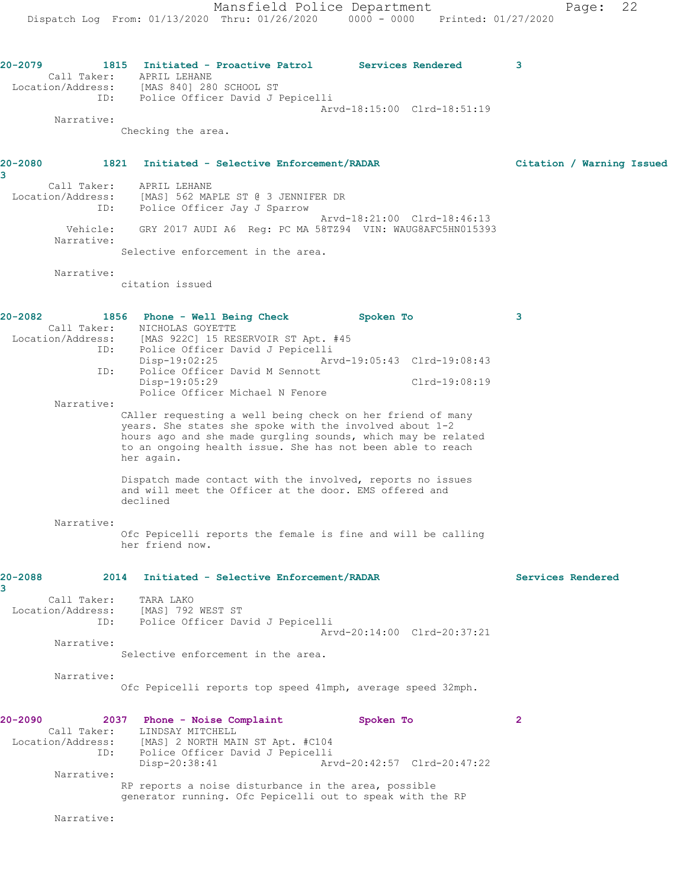**20-2079** 1815 **Initiated - Proactive Patrol** **Services Rendered** 3

Call Taker: APRIL LEHANE
Location/Address: [MAS 840] 280 SCHOOL ST
ID: Police Officer David J Pepicelli
Arvd-18:15:00 Clrd-18:51:19

Narrative:
Checking the area.

**20-2080** 1821 **Initiated - Selective Enforcement/RADAR** **Citation / Warning Issued** 3

Call Taker: APRIL LEHANE
Location/Address: [MAS] 562 MAPLE ST @ 3 JENNIFER DR
ID: Police Officer Jay J Sparrow
Arvd-18:21:00 Clrd-18:46:13
Vehicle: GRY 2017 AUDI A6 Reg: PC MA 58TZ94 VIN: WAUG8AFC5HN015393

Narrative:
Selective enforcement in the area.

Narrative:
citation issued

**20-2082** 1856 **Phone - Well Being Check** **Spoken To** 3

Call Taker: NICHOLAS GOYETTE
Location/Address: [MAS 922C] 15 RESERVOIR ST Apt. #45
ID: Police Officer David J Pepicelli
Disp-19:02:25 Arvd-19:05:43 Clrd-19:08:43
ID: Police Officer David M Sennott
Disp-19:05:29 Clrd-19:08:19
Police Officer Michael N Fenore

Narrative:
CAller requesting a well being check on her friend of many years. She states she spoke with the involved about 1-2 hours ago and she made gurgling sounds, which may be related to an ongoing health issue. She has not been able to reach her again.

Dispatch made contact with the involved, reports no issues and will meet the Officer at the door. EMS offered and declined

Narrative:
Ofc Pepicelli reports the female is fine and will be calling her friend now.

**20-2088** 2014 **Initiated - Selective Enforcement/RADAR** **Services Rendered** 3

Call Taker: TARA LAKO
Location/Address: [MAS] 792 WEST ST
ID: Police Officer David J Pepicelli
Arvd-20:14:00 Clrd-20:37:21

Narrative:
Selective enforcement in the area.

Narrative:
Ofc Pepicelli reports top speed 41mph, average speed 32mph.

**20-2090** 2037 **Phone - Noise Complaint** **Spoken To** 2

Call Taker: LINDSAY MITCHELL
Location/Address: [MAS] 2 NORTH MAIN ST Apt. #C104
ID: Police Officer David J Pepicelli
Disp-20:38:41 Arvd-20:42:57 Clrd-20:47:22

Narrative:
RP reports a noise disturbance in the area, possible generator running. Ofc Pepicelli out to speak with the RP

Narrative: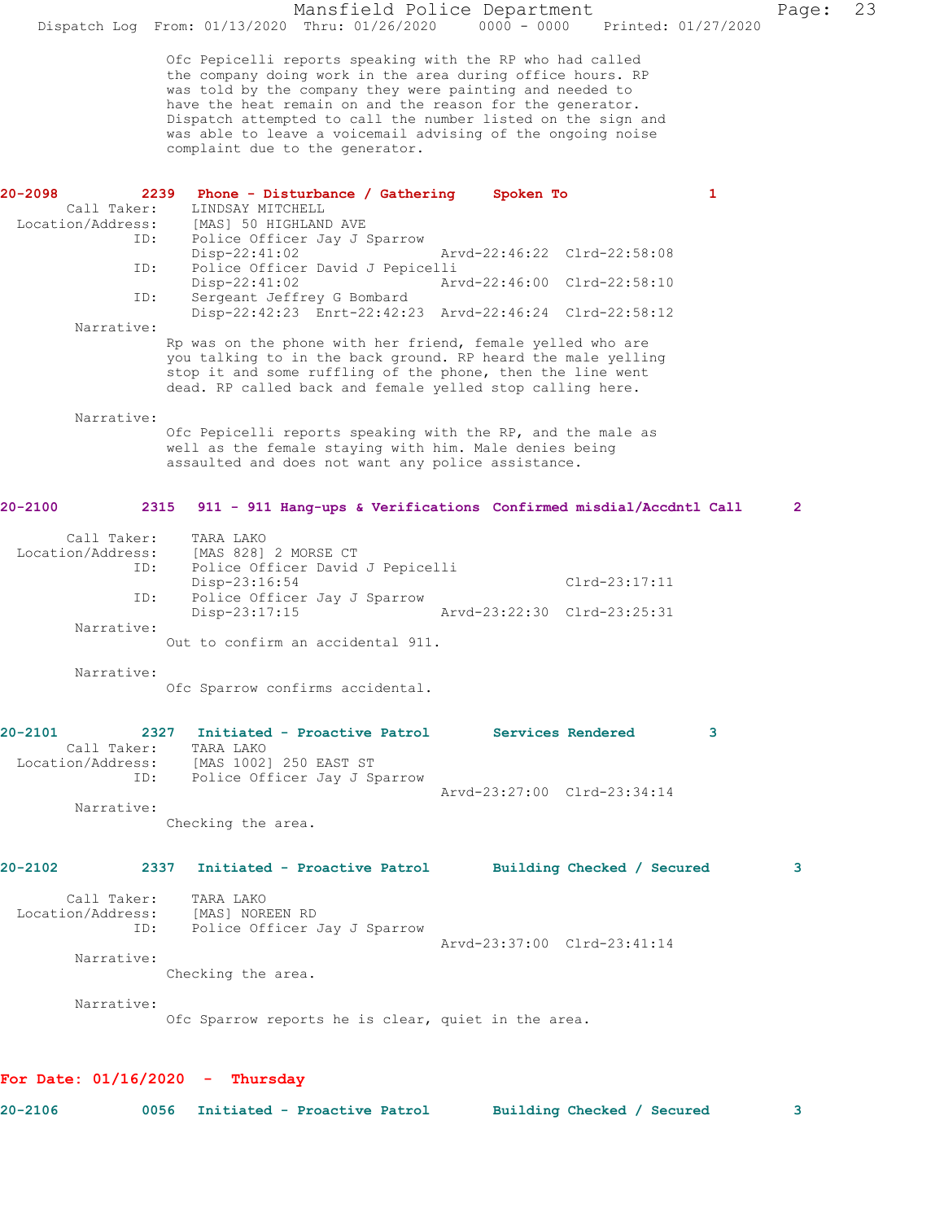Ofc Pepicelli reports speaking with the RP who had called the company doing work in the area during office hours. RP was told by the company they were painting and needed to have the heat remain on and the reason for the generator. Dispatch attempted to call the number listed on the sign and was able to leave a voicemail advising of the ongoing noise complaint due to the generator.

**20-2098 2239 Phone - Disturbance / Gathering Spoken To 1**

Call Taker: LINDSAY MITCHELL
Location/Address: [MAS] 50 HIGHLAND AVE
ID: Police Officer Jay J Sparrow
Disp-22:41:02 Arvd-22:46:22 Clrd-22:58:08
ID: Police Officer David J Pepicelli
Disp-22:41:02 Arvd-22:46:00 Clrd-22:58:10
ID: Sergeant Jeffrey G Bombard
Disp-22:42:23 Enrt-22:42:23 Arvd-22:46:24 Clrd-22:58:12

Narrative:
Rp was on the phone with her friend, female yelled who are you talking to in the back ground. RP heard the male yelling stop it and some ruffling of the phone, then the line went dead. RP called back and female yelled stop calling here.

Narrative:
Ofc Pepicelli reports speaking with the RP, and the male as well as the female staying with him. Male denies being assaulted and does not want any police assistance.

**20-2100 2315 911 - 911 Hang-ups & Verifications Confirmed misdial/Accdntl Call 2**

Call Taker: TARA LAKO
Location/Address: [MAS 828] 2 MORSE CT
ID: Police Officer David J Pepicelli
Disp-23:16:54 Clrd-23:17:11
ID: Police Officer Jay J Sparrow
Disp-23:17:15 Arvd-23:22:30 Clrd-23:25:31

Narrative:
Out to confirm an accidental 911.

Narrative:
Ofc Sparrow confirms accidental.

**20-2101 2327 Initiated - Proactive Patrol Services Rendered 3**

Call Taker: TARA LAKO
Location/Address: [MAS 1002] 250 EAST ST
ID: Police Officer Jay J Sparrow
Arvd-23:27:00 Clrd-23:34:14

Narrative:
Checking the area.

**20-2102 2337 Initiated - Proactive Patrol Building Checked / Secured 3**

Call Taker: TARA LAKO
Location/Address: [MAS] NOREEN RD
ID: Police Officer Jay J Sparrow
Arvd-23:37:00 Clrd-23:41:14

Narrative:
Checking the area.

Narrative:
Ofc Sparrow reports he is clear, quiet in the area.

**For Date: 01/16/2020 - Thursday**

**20-2106 0056 Initiated - Proactive Patrol Building Checked / Secured 3**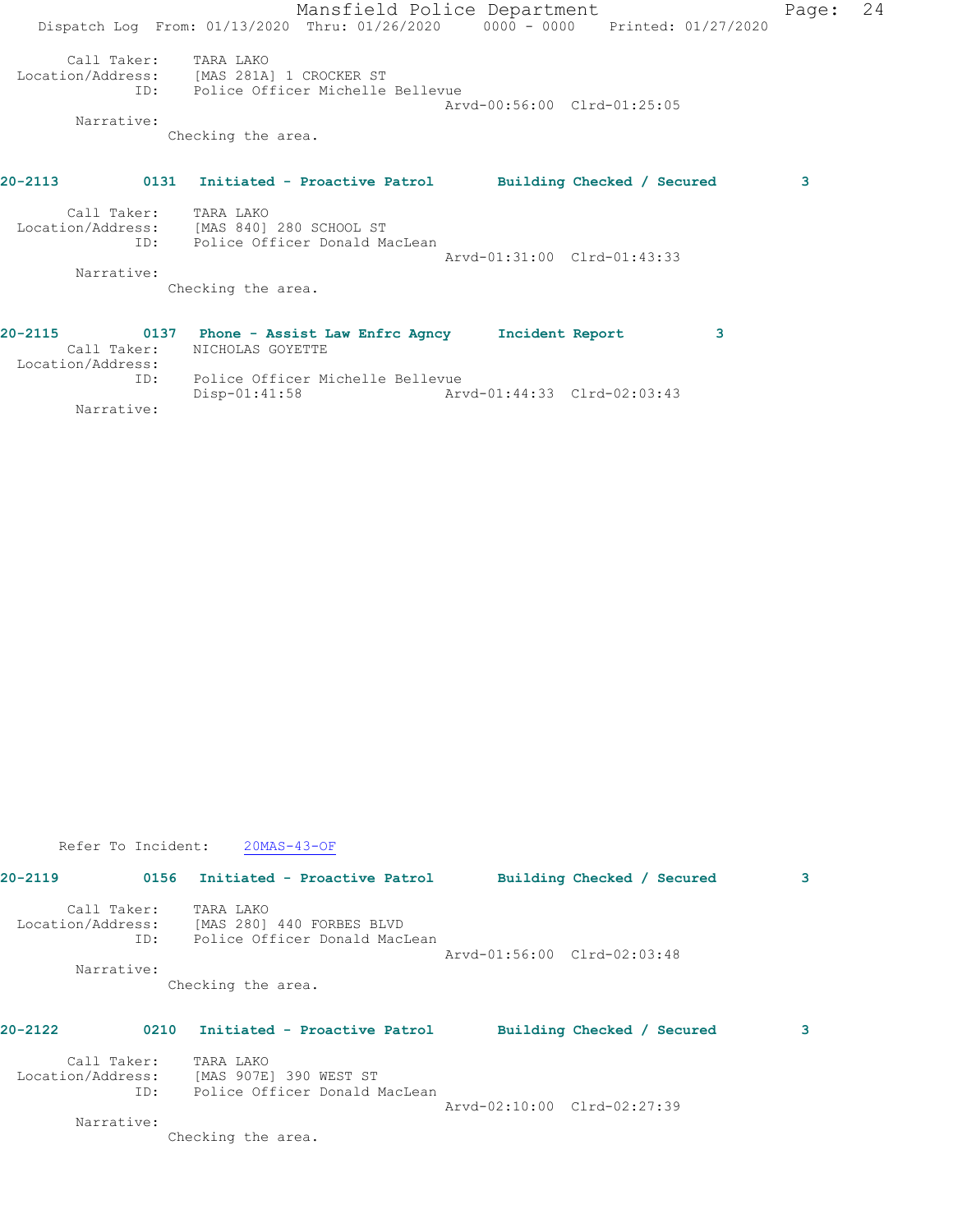Call Taker: TARA LAKO
Location/Address: [MAS 281A] 1 CROCKER ST
ID: Police Officer Michelle Bellevue
Arvd-00:56:00 Clrd-01:25:05
Narrative:
Checking the area.

**20-2113 0131 Initiated - Proactive Patrol Building Checked / Secured 3**

Call Taker: TARA LAKO
Location/Address: [MAS 840] 280 SCHOOL ST
ID: Police Officer Donald MacLean
Arvd-01:31:00 Clrd-01:43:33
Narrative:
Checking the area.

**20-2115 0137 Phone - Assist Law Enfrc Agncy Incident Report 3**

Call Taker: NICHOLAS GOYETTE
Location/Address:
ID: Police Officer Michelle Bellevue
Disp-01:41:58 Arvd-01:44:33 Clrd-02:03:43
Narrative:

Refer To Incident: 20MAS-43-OF

**20-2119 0156 Initiated - Proactive Patrol Building Checked / Secured 3**

Call Taker: TARA LAKO
Location/Address: [MAS 280] 440 FORBES BLVD
ID: Police Officer Donald MacLean
Arvd-01:56:00 Clrd-02:03:48
Narrative:
Checking the area.

**20-2122 0210 Initiated - Proactive Patrol Building Checked / Secured 3**

Call Taker: TARA LAKO
Location/Address: [MAS 907E] 390 WEST ST
ID: Police Officer Donald MacLean
Arvd-02:10:00 Clrd-02:27:39
Narrative:
Checking the area.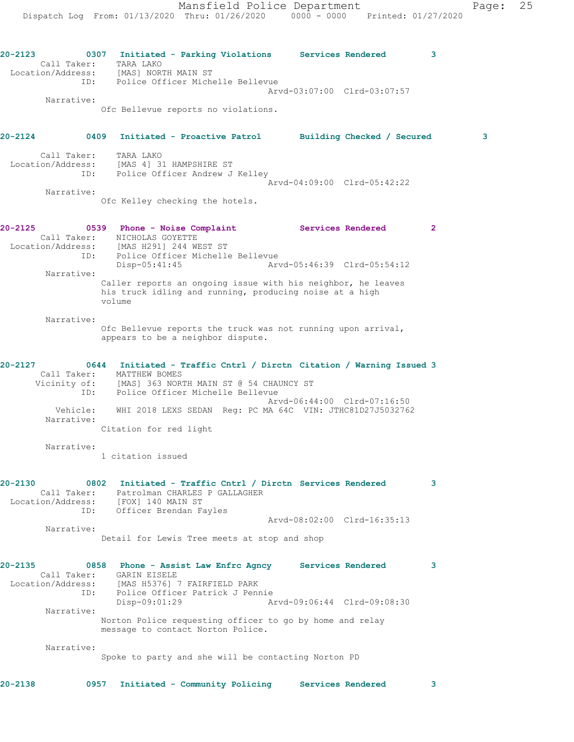**20-2123** 0307 Initiated - Parking Violations Services Rendered 3

Call Taker: TARA LAKO
Location/Address: [MAS] NORTH MAIN ST
ID: Police Officer Michelle Bellevue
Arvd-03:07:00 Clrd-03:07:57

Narrative:
Ofc Bellevue reports no violations.

**20-2124** 0409 Initiated - Proactive Patrol Building Checked / Secured 3

Call Taker: TARA LAKO
Location/Address: [MAS 4] 31 HAMPSHIRE ST
ID: Police Officer Andrew J Kelley
Arvd-04:09:00 Clrd-05:42:22

Narrative:
Ofc Kelley checking the hotels.

**20-2125** 0539 Phone - Noise Complaint Services Rendered 2

Call Taker: NICHOLAS GOYETTE
Location/Address: [MAS H291] 244 WEST ST
ID: Police Officer Michelle Bellevue
Disp-05:41:45 Arvd-05:46:39 Clrd-05:54:12

Narrative:
Caller reports an ongoing issue with his neighbor, he leaves his truck idling and running, producing noise at a high volume

Narrative:
Ofc Bellevue reports the truck was not running upon arrival, appears to be a neighbor dispute.

**20-2127** 0644 Initiated - Traffic Cntrl / Dirctn Citation / Warning Issued 3

Call Taker: MATTHEW BOMES
Vicinity of: [MAS] 363 NORTH MAIN ST @ 54 CHAUNCY ST
ID: Police Officer Michelle Bellevue
Arvd-06:44:00 Clrd-07:16:50
Vehicle: WHI 2018 LEXS SEDAN Reg: PC MA 64C VIN: JTHC81D27J5032762

Narrative:
Citation for red light

Narrative:
1 citation issued

**20-2130** 0802 Initiated - Traffic Cntrl / Dirctn Services Rendered 3

Call Taker: Patrolman CHARLES P GALLAGHER
Location/Address: [FOX] 140 MAIN ST
ID: Officer Brendan Fayles
Arvd-08:02:00 Clrd-16:35:13

Narrative:
Detail for Lewis Tree meets at stop and shop

**20-2135** 0858 Phone - Assist Law Enfrc Agncy Services Rendered 3

Call Taker: GARIN EISELE
Location/Address: [MAS H5376] 7 FAIRFIELD PARK
ID: Police Officer Patrick J Pennie
Disp-09:01:29 Arvd-09:06:44 Clrd-09:08:30

Narrative:
Norton Police requesting officer to go by home and relay message to contact Norton Police.

Narrative:
Spoke to party and she will be contacting Norton PD

**20-2138** 0957 Initiated - Community Policing Services Rendered 3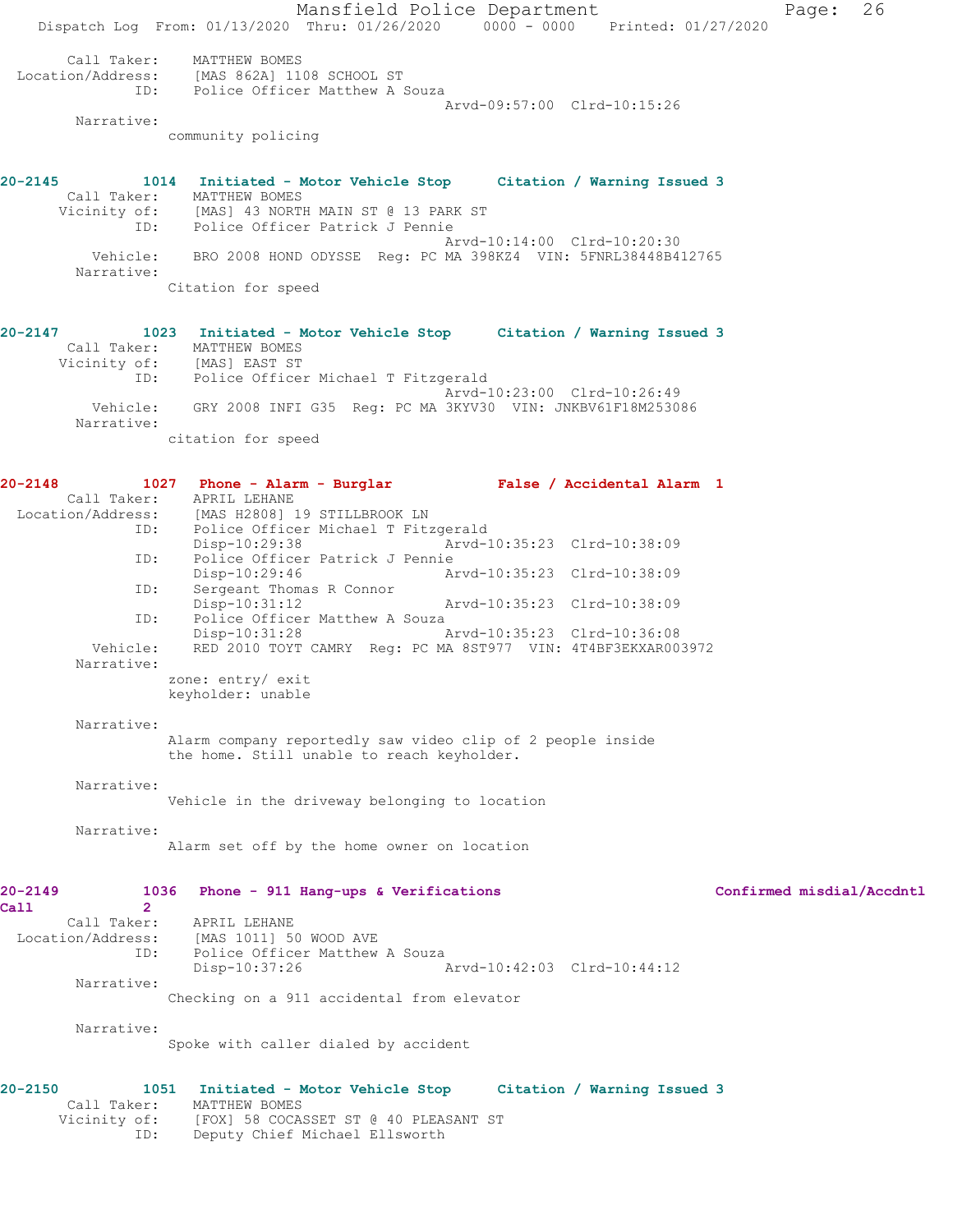Call Taker: MATTHEW BOMES
Location/Address: [MAS 862A] 1108 SCHOOL ST
ID: Police Officer Matthew A Souza
Arvd-09:57:00 Clrd-10:15:26
Narrative:
community policing

**20-2145 1014 Initiated - Motor Vehicle Stop Citation / Warning Issued 3**
Call Taker: MATTHEW BOMES
Vicinity of: [MAS] 43 NORTH MAIN ST @ 13 PARK ST
ID: Police Officer Patrick J Pennie
Arvd-10:14:00 Clrd-10:20:30
Vehicle: BRO 2008 HOND ODYSSE Reg: PC MA 398KZ4 VIN: 5FNRL38448B412765
Narrative:
Citation for speed

**20-2147 1023 Initiated - Motor Vehicle Stop Citation / Warning Issued 3**
Call Taker: MATTHEW BOMES
Vicinity of: [MAS] EAST ST
ID: Police Officer Michael T Fitzgerald
Arvd-10:23:00 Clrd-10:26:49
Vehicle: GRY 2008 INFI G35 Reg: PC MA 3KYV30 VIN: JNKBV61F18M253086
Narrative:
citation for speed

**20-2148 1027 Phone - Alarm - Burglar False / Accidental Alarm 1**
Call Taker: APRIL LEHANE
Location/Address: [MAS H2808] 19 STILLBROOK LN
ID: Police Officer Michael T Fitzgerald
Disp-10:29:38 Arvd-10:35:23 Clrd-10:38:09
ID: Police Officer Patrick J Pennie
Disp-10:29:46 Arvd-10:35:23 Clrd-10:38:09
ID: Sergeant Thomas R Connor
Disp-10:31:12 Arvd-10:35:23 Clrd-10:38:09
ID: Police Officer Matthew A Souza
Disp-10:31:28 Arvd-10:35:23 Clrd-10:36:08
Vehicle: RED 2010 TOYT CAMRY Reg: PC MA 8ST977 VIN: 4T4BF3EKXAR003972
Narrative:
zone: entry/ exit
keyholder: unable

Narrative:
Alarm company reportedly saw video clip of 2 people inside the home. Still unable to reach keyholder.

Narrative:
Vehicle in the driveway belonging to location

Narrative:
Alarm set off by the home owner on location

**20-2149 1036 Phone - 911 Hang-ups & Verifications Confirmed misdial/Accdntl Call 2**
Call Taker: APRIL LEHANE
Location/Address: [MAS 1011] 50 WOOD AVE
ID: Police Officer Matthew A Souza
Disp-10:37:26 Arvd-10:42:03 Clrd-10:44:12
Narrative:
Checking on a 911 accidental from elevator

Narrative:
Spoke with caller dialed by accident

**20-2150 1051 Initiated - Motor Vehicle Stop Citation / Warning Issued 3**
Call Taker: MATTHEW BOMES
Vicinity of: [FOX] 58 COCASSET ST @ 40 PLEASANT ST
ID: Deputy Chief Michael Ellsworth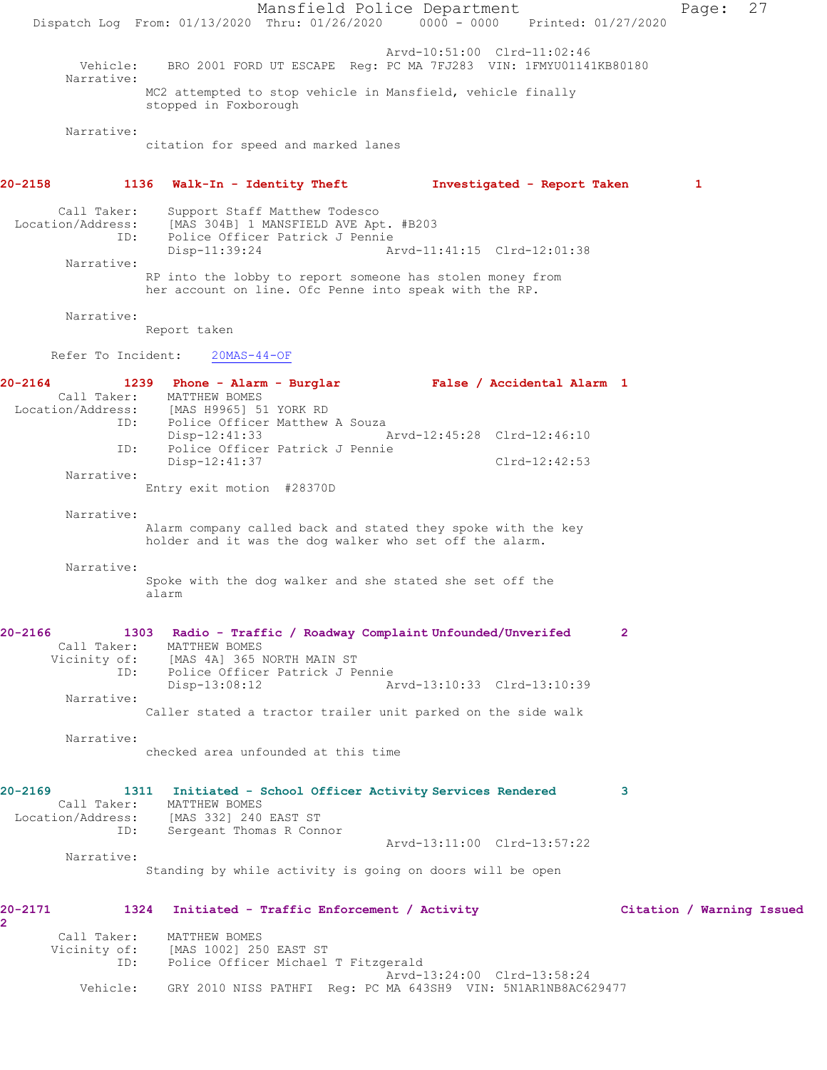Arvd-10:51:00 Clrd-11:02:46
Vehicle: BRO 2001 FORD UT ESCAPE Reg: PC MA 7FJ283 VIN: 1FMYU01141KB80180
Narrative:
MC2 attempted to stop vehicle in Mansfield, vehicle finally stopped in Foxborough

Narrative:
citation for speed and marked lanes

**20-2158 1136 Walk-In - Identity Theft Investigated - Report Taken 1**

Call Taker: Support Staff Matthew Todesco
Location/Address: [MAS 304B] 1 MANSFIELD AVE Apt. #B203
ID: Police Officer Patrick J Pennie
Disp-11:39:24 Arvd-11:41:15 Clrd-12:01:38
Narrative:
RP into the lobby to report someone has stolen money from her account on line. Ofc Penne into speak with the RP.

Narrative:
Report taken

Refer To Incident: 20MAS-44-OF

**20-2164 1239 Phone - Alarm - Burglar False / Accidental Alarm 1**

Call Taker: MATTHEW BOMES
Location/Address: [MAS H9965] 51 YORK RD
ID: Police Officer Matthew A Souza
Disp-12:41:33 Arvd-12:45:28 Clrd-12:46:10
ID: Police Officer Patrick J Pennie
Disp-12:41:37 Clrd-12:42:53
Narrative:
Entry exit motion #28370D

Narrative:
Alarm company called back and stated they spoke with the key holder and it was the dog walker who set off the alarm.

Narrative:
Spoke with the dog walker and she stated she set off the alarm

**20-2166 1303 Radio - Traffic / Roadway Complaint Unfounded/Unverifed 2**

Call Taker: MATTHEW BOMES
Vicinity of: [MAS 4A] 365 NORTH MAIN ST
ID: Police Officer Patrick J Pennie
Disp-13:08:12 Arvd-13:10:33 Clrd-13:10:39
Narrative:
Caller stated a tractor trailer unit parked on the side walk

Narrative:
checked area unfounded at this time

**20-2169 1311 Initiated - School Officer Activity Services Rendered 3**

Call Taker: MATTHEW BOMES
Location/Address: [MAS 332] 240 EAST ST
ID: Sergeant Thomas R Connor
Arvd-13:11:00 Clrd-13:57:22
Narrative:
Standing by while activity is going on doors will be open

**20-2171 1324 Initiated - Traffic Enforcement / Activity Citation / Warning Issued 2**

Call Taker: MATTHEW BOMES
Vicinity of: [MAS 1002] 250 EAST ST
ID: Police Officer Michael T Fitzgerald
Arvd-13:24:00 Clrd-13:58:24
Vehicle: GRY 2010 NISS PATHFI Reg: PC MA 643SH9 VIN: 5N1AR1NB8AC629477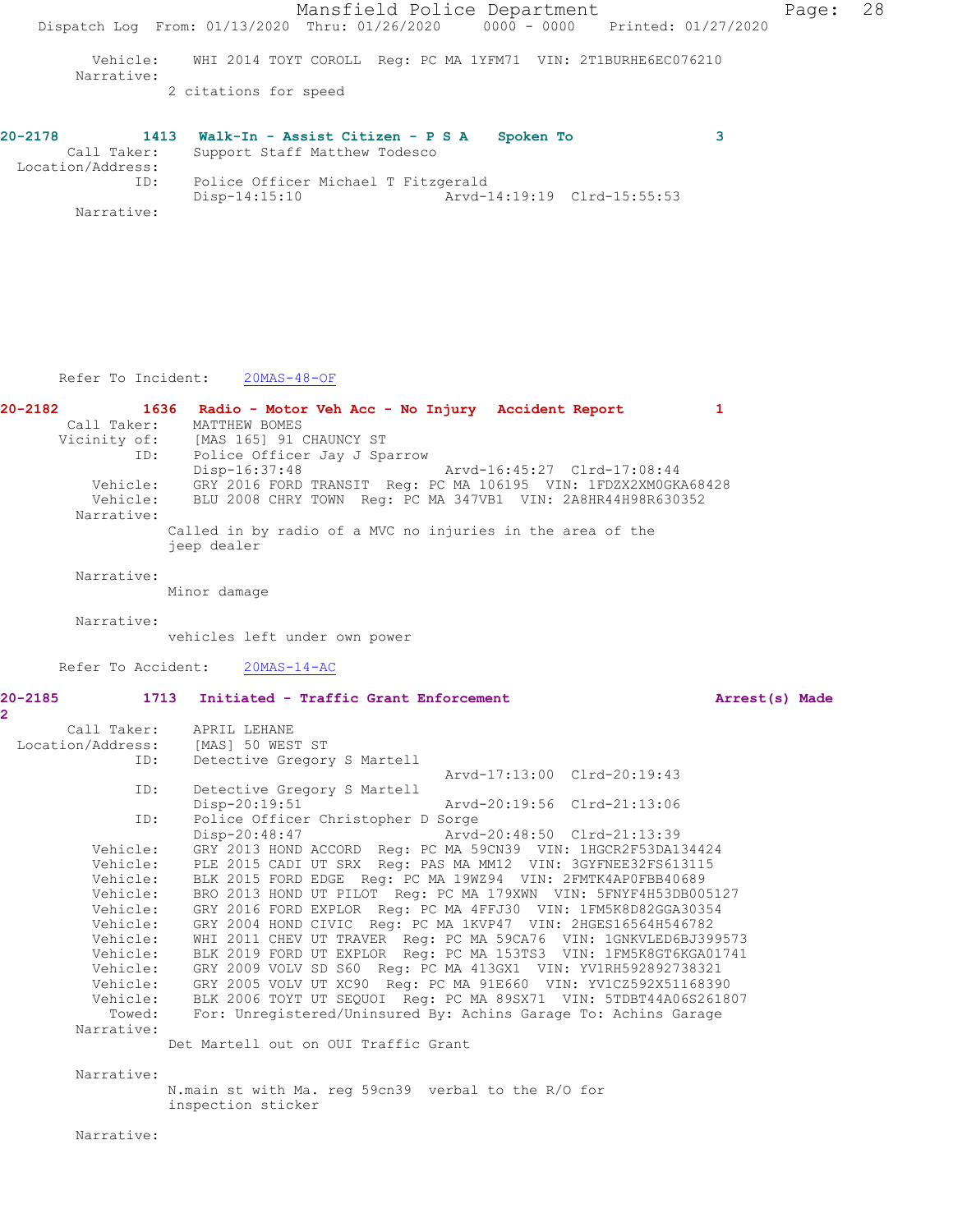```
        Vehicle:    WHI 2014 TOYT COROLL  Reg: PC MA 1YFM71  VIN: 2T1BURHE6EC076210
      Narrative:
                2 citations for speed


20-2178         1413  Walk-In - Assist Citizen - P S A   Spoken To              3
       Call Taker:    Support Staff Matthew Todesco
  Location/Address:
               ID:    Police Officer Michael T Fitzgerald
                      Disp-14:15:10                Arvd-14:19:19  Clrd-15:55:53
      Narrative:








      Refer To Incident:    20MAS-48-OF

20-2182         1636  Radio - Motor Veh Acc - No Injury  Accident Report          1
       Call Taker:    MATTHEW BOMES
      Vicinity of:    [MAS 165] 91 CHAUNCY ST
               ID:    Police Officer Jay J Sparrow
                      Disp-16:37:48                Arvd-16:45:27  Clrd-17:08:44
          Vehicle:    GRY 2016 FORD TRANSIT  Reg: PC MA 106195  VIN: 1FDZX2XM0GKA68428
          Vehicle:    BLU 2008 CHRY TOWN  Reg: PC MA 347VB1  VIN: 2A8HR44H98R630352
      Narrative:
                Called in by radio of a MVC no injuries in the area of the
                jeep dealer

      Narrative:
                Minor damage

      Narrative:
                vehicles left under own power

      Refer To Accident:    20MAS-14-AC

20-2185         1713  Initiated - Traffic Grant Enforcement                   Arrest(s) Made
2
       Call Taker:    APRIL LEHANE
  Location/Address:   [MAS] 50 WEST ST
               ID:    Detective Gregory S Martell
                                                   Arvd-17:13:00  Clrd-20:19:43
               ID:    Detective Gregory S Martell
                      Disp-20:19:51                Arvd-20:19:56  Clrd-21:13:06
               ID:    Police Officer Christopher D Sorge
                      Disp-20:48:47                Arvd-20:48:50  Clrd-21:13:39
          Vehicle:    GRY 2013 HOND ACCORD  Reg: PC MA 59CN39  VIN: 1HGCR2F53DA134424
          Vehicle:    PLE 2015 CADI UT SRX  Reg: PAS MA MM12  VIN: 3GYFNEE32FS613115
          Vehicle:    BLK 2015 FORD EDGE  Reg: PC MA 19WZ94  VIN: 2FMTK4AP0FBB40689
          Vehicle:    BRO 2013 HOND UT PILOT  Reg: PC MA 179XWN  VIN: 5FNYF4H53DB005127
          Vehicle:    GRY 2016 FORD EXPLOR  Reg: PC MA 4FFJ30  VIN: 1FM5K8D82GGA30354
          Vehicle:    GRY 2004 HOND CIVIC  Reg: PC MA 1KVP47  VIN: 2HGES16564H546782
          Vehicle:    WHI 2011 CHEV UT TRAVER  Reg: PC MA 59CA76  VIN: 1GNKVLED6BJ399573
          Vehicle:    BLK 2019 FORD UT EXPLOR  Reg: PC MA 153TS3  VIN: 1FM5K8GT6KGA01741
          Vehicle:    GRY 2009 VOLV SD S60  Reg: PC MA 413GX1  VIN: YV1RH592892738321
          Vehicle:    GRY 2005 VOLV UT XC90  Reg: PC MA 91E660  VIN: YV1CZ592X51168390
          Vehicle:    BLK 2006 TOYT UT SEQUOI  Reg: PC MA 89SX71  VIN: 5TDBT44A06S261807
            Towed:    For: Unregistered/Uninsured By: Achins Garage To: Achins Garage
      Narrative:
                Det Martell out on OUI Traffic Grant

      Narrative:
                N.main st with Ma. reg 59cn39  verbal to the R/O for
                inspection sticker

      Narrative:
```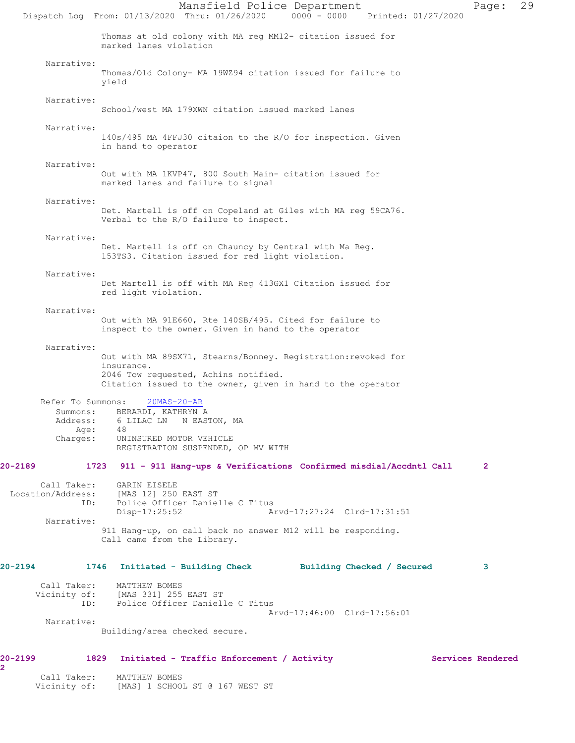Thomas at old colony with MA reg MM12- citation issued for marked lanes violation

Narrative:
Thomas/Old Colony- MA 19WZ94 citation issued for failure to yield

Narrative:
School/west MA 179XWN citation issued marked lanes

Narrative:
140s/495 MA 4FFJ30 citaion to the R/O for inspection. Given in hand to operator

Narrative:
Out with MA 1KVP47, 800 South Main- citation issued for marked lanes and failure to signal

Narrative:
Det. Martell is off on Copeland at Giles with MA reg 59CA76. Verbal to the R/O failure to inspect.

Narrative:
Det. Martell is off on Chauncy by Central with Ma Reg. 153TS3. Citation issued for red light violation.

Narrative:
Det Martell is off with MA Reg 413GX1 Citation issued for red light violation.

Narrative:
Out with MA 91E660, Rte 140SB/495. Cited for failure to inspect to the owner. Given in hand to the operator

Narrative:
Out with MA 89SX71, Stearns/Bonney. Registration:revoked for insurance.
2046 Tow requested, Achins notified.
Citation issued to the owner, given in hand to the operator

Refer To Summons: 20MAS-20-AR
Summons: BERARDI, KATHRYN A
Address: 6 LILAC LN N EASTON, MA
Age: 48
Charges: UNINSURED MOTOR VEHICLE
REGISTRATION SUSPENDED, OP MV WITH

**20-2189 1723 911 - 911 Hang-ups & Verifications Confirmed misdial/Accdntl Call 2**

Call Taker: GARIN EISELE
Location/Address: [MAS 12] 250 EAST ST
ID: Police Officer Danielle C Titus
Disp-17:25:52 Arvd-17:27:24 Clrd-17:31:51

Narrative:
911 Hang-up, on call back no answer M12 will be responding. Call came from the Library.

**20-2194 1746 Initiated - Building Check Building Checked / Secured 3**

Call Taker: MATTHEW BOMES
Vicinity of: [MAS 331] 255 EAST ST
ID: Police Officer Danielle C Titus
Arvd-17:46:00 Clrd-17:56:01

Narrative:
Building/area checked secure.

**20-2199 1829 Initiated - Traffic Enforcement / Activity Services Rendered 2**

Call Taker: MATTHEW BOMES
Vicinity of: [MAS] 1 SCHOOL ST @ 167 WEST ST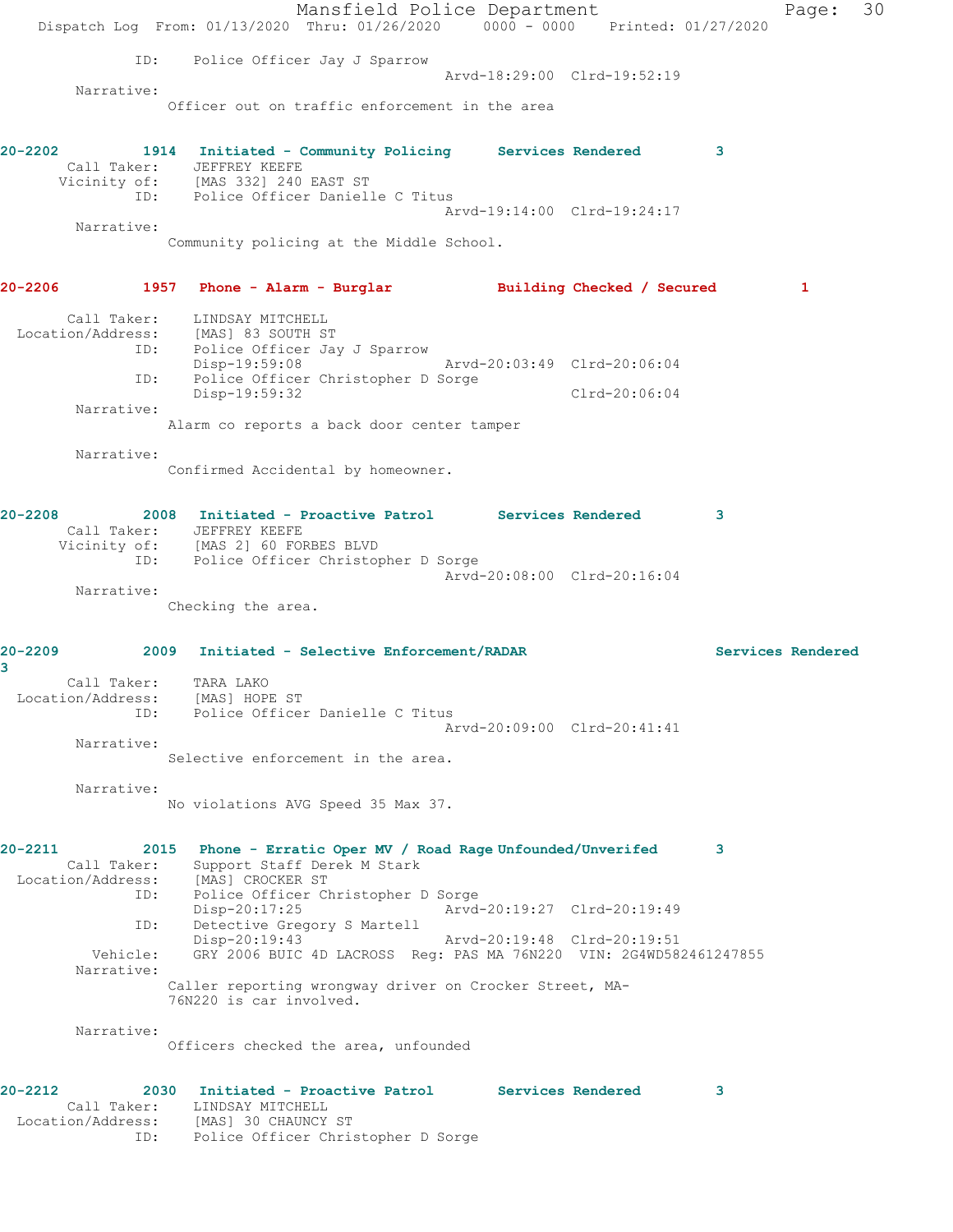```
            ID:    Police Officer Jay J Sparrow
                                          Arvd-18:29:00  Clrd-19:52:19
       Narrative:
              Officer out on traffic enforcement in the area


20-2202         1914   Initiated - Community Policing     Services Rendered        3
       Call Taker:    JEFFREY KEEFE
      Vicinity of:    [MAS 332] 240 EAST ST
             ID:    Police Officer Danielle C Titus
                                          Arvd-19:14:00  Clrd-19:24:17
       Narrative:
              Community policing at the Middle School.


20-2206         1957   Phone - Alarm - Burglar            Building Checked / Secured         1

       Call Taker:    LINDSAY MITCHELL
  Location/Address:    [MAS] 83 SOUTH ST
             ID:    Police Officer Jay J Sparrow
                    Disp-19:59:08              Arvd-20:03:49  Clrd-20:06:04
             ID:    Police Officer Christopher D Sorge
                    Disp-19:59:32                             Clrd-20:06:04
       Narrative:
              Alarm co reports a back door center tamper

       Narrative:
              Confirmed Accidental by homeowner.


20-2208         2008   Initiated - Proactive Patrol       Services Rendered        3
       Call Taker:    JEFFREY KEEFE
      Vicinity of:    [MAS 2] 60 FORBES BLVD
             ID:    Police Officer Christopher D Sorge
                                          Arvd-20:08:00  Clrd-20:16:04
       Narrative:
              Checking the area.


20-2209         2009   Initiated - Selective Enforcement/RADAR                  Services Rendered
3
       Call Taker:    TARA LAKO
  Location/Address:    [MAS] HOPE ST
             ID:    Police Officer Danielle C Titus
                                          Arvd-20:09:00  Clrd-20:41:41
       Narrative:
              Selective enforcement in the area.

       Narrative:
              No violations AVG Speed 35 Max 37.


20-2211         2015   Phone - Erratic Oper MV / Road Rage Unfounded/Unverifed      3
       Call Taker:    Support Staff Derek M Stark
  Location/Address:    [MAS] CROCKER ST
             ID:    Police Officer Christopher D Sorge
                    Disp-20:17:25              Arvd-20:19:27  Clrd-20:19:49
             ID:    Detective Gregory S Martell
                    Disp-20:19:43              Arvd-20:19:48  Clrd-20:19:51
          Vehicle:    GRY 2006 BUIC 4D LACROSS  Reg: PAS MA 76N220  VIN: 2G4WD582461247855
       Narrative:
              Caller reporting wrongway driver on Crocker Street, MA-
              76N220 is car involved.

       Narrative:
              Officers checked the area, unfounded


20-2212         2030   Initiated - Proactive Patrol       Services Rendered        3
       Call Taker:    LINDSAY MITCHELL
  Location/Address:    [MAS] 30 CHAUNCY ST
             ID:    Police Officer Christopher D Sorge
```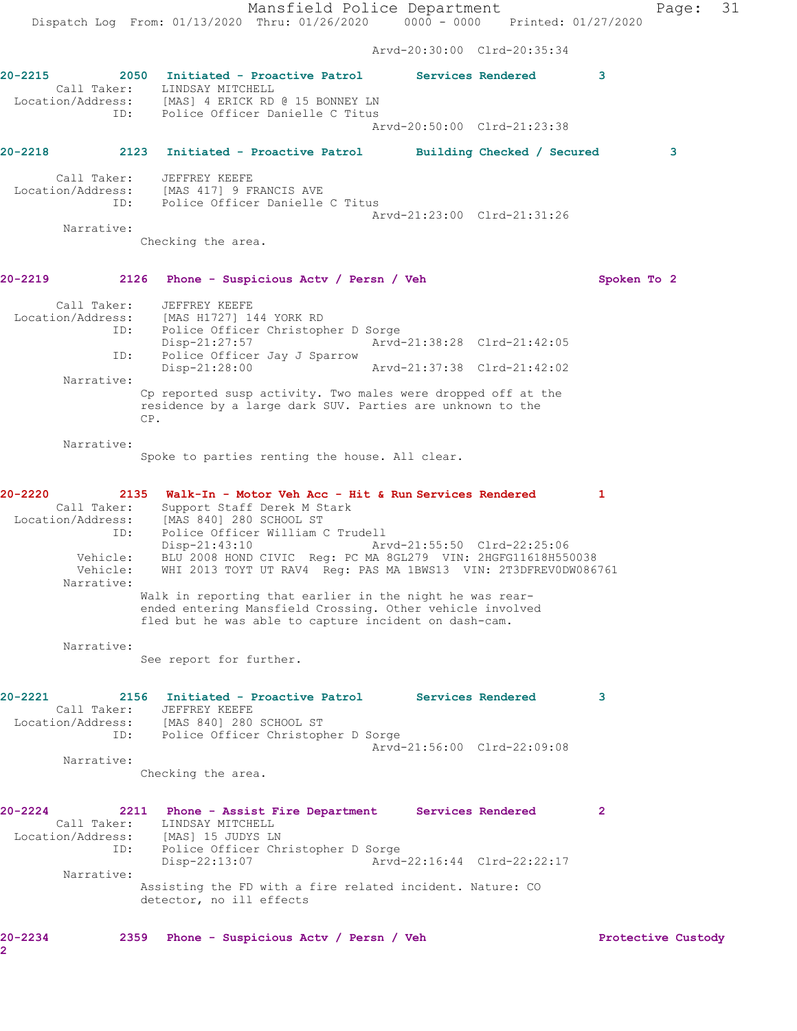Arvd-20:30:00 Clrd-20:35:34

**20-2215 2050 Initiated - Proactive Patrol Services Rendered 3**

Call Taker: LINDSAY MITCHELL
Location/Address: [MAS] 4 ERICK RD @ 15 BONNEY LN
ID: Police Officer Danielle C Titus
Arvd-20:50:00 Clrd-21:23:38

**20-2218 2123 Initiated - Proactive Patrol Building Checked / Secured 3**

Call Taker: JEFFREY KEEFE
Location/Address: [MAS 417] 9 FRANCIS AVE
ID: Police Officer Danielle C Titus
Arvd-21:23:00 Clrd-21:31:26
Narrative:
Checking the area.

**20-2219 2126 Phone - Suspicious Actv / Persn / Veh Spoken To 2**

Call Taker: JEFFREY KEEFE
Location/Address: [MAS H1727] 144 YORK RD
ID: Police Officer Christopher D Sorge
Disp-21:27:57 Arvd-21:38:28 Clrd-21:42:05
ID: Police Officer Jay J Sparrow
Disp-21:28:00 Arvd-21:37:38 Clrd-21:42:02
Narrative:
Cp reported susp activity. Two males were dropped off at the residence by a large dark SUV. Parties are unknown to the CP.

Narrative:
Spoke to parties renting the house. All clear.

**20-2220 2135 Walk-In - Motor Veh Acc - Hit & Run Services Rendered 1**

Call Taker: Support Staff Derek M Stark
Location/Address: [MAS 840] 280 SCHOOL ST
ID: Police Officer William C Trudell
Disp-21:43:10 Arvd-21:55:50 Clrd-22:25:06
Vehicle: BLU 2008 HOND CIVIC Reg: PC MA 8GL279 VIN: 2HGFG11618H550038
Vehicle: WHI 2013 TOYT UT RAV4 Reg: PAS MA 1BWS13 VIN: 2T3DFREV0DW086761
Narrative:
Walk in reporting that earlier in the night he was rear-ended entering Mansfield Crossing. Other vehicle involved fled but he was able to capture incident on dash-cam.

Narrative:
See report for further.

**20-2221 2156 Initiated - Proactive Patrol Services Rendered 3**

Call Taker: JEFFREY KEEFE
Location/Address: [MAS 840] 280 SCHOOL ST
ID: Police Officer Christopher D Sorge
Arvd-21:56:00 Clrd-22:09:08
Narrative:
Checking the area.

**20-2224 2211 Phone - Assist Fire Department Services Rendered 2**

Call Taker: LINDSAY MITCHELL
Location/Address: [MAS] 15 JUDYS LN
ID: Police Officer Christopher D Sorge
Disp-22:13:07 Arvd-22:16:44 Clrd-22:22:17
Narrative:
Assisting the FD with a fire related incident. Nature: CO detector, no ill effects

**20-2234 2359 Phone - Suspicious Actv / Persn / Veh Protective Custody 2**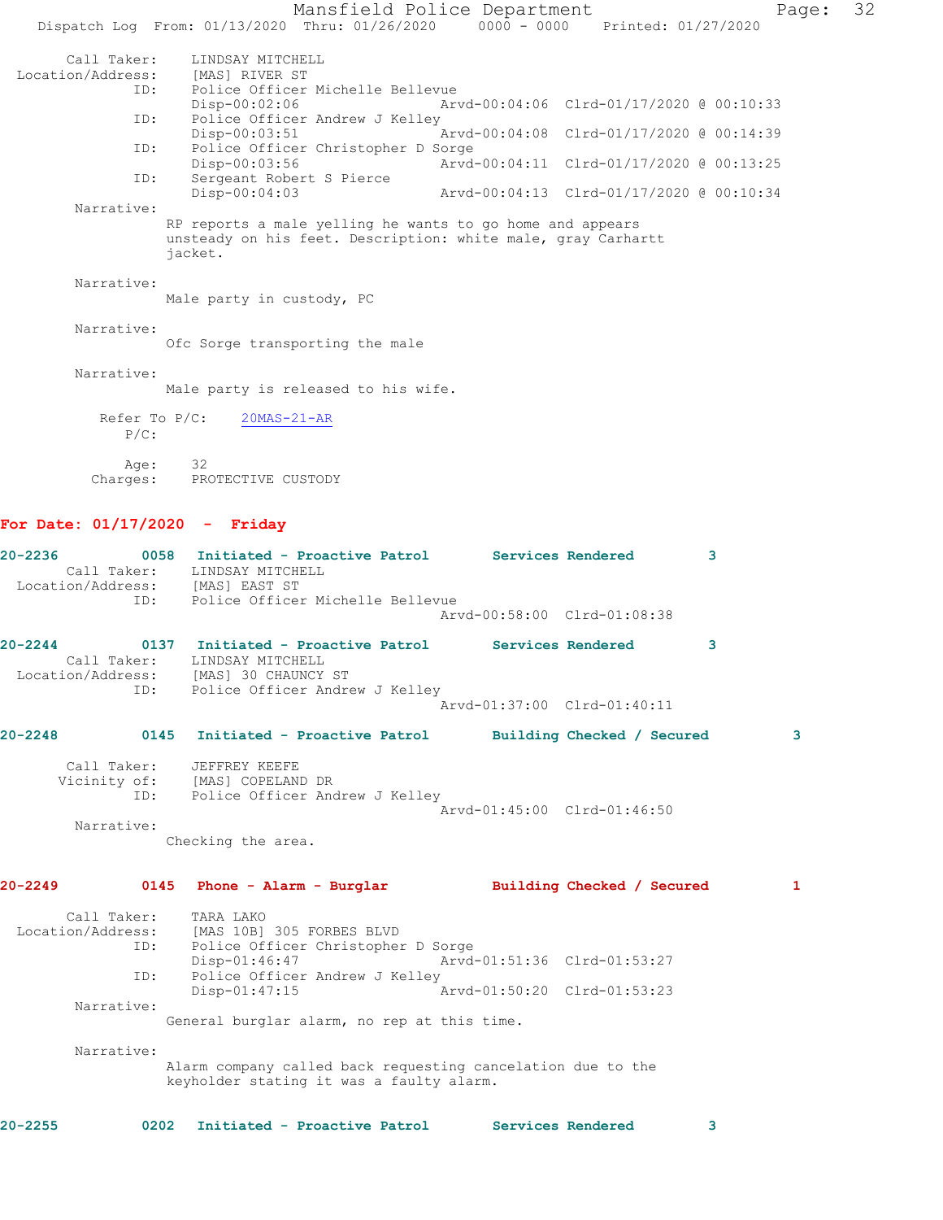```
       Call Taker:    LINDSAY MITCHELL
 Location/Address:    [MAS] RIVER ST
               ID:    Police Officer Michelle Bellevue
                      Disp-00:02:06                 Arvd-00:04:06  Clrd-01/17/2020 @ 00:10:33
               ID:    Police Officer Andrew J Kelley
                      Disp-00:03:51                 Arvd-00:04:08  Clrd-01/17/2020 @ 00:14:39
               ID:    Police Officer Christopher D Sorge
                      Disp-00:03:56                 Arvd-00:04:11  Clrd-01/17/2020 @ 00:13:25
               ID:    Sergeant Robert S Pierce
                      Disp-00:04:03                 Arvd-00:04:13  Clrd-01/17/2020 @ 00:10:34
        Narrative:
                RP reports a male yelling he wants to go home and appears
                unsteady on his feet. Description: white male, gray Carhartt
                jacket.

        Narrative:
                Male party in custody, PC

        Narrative:
                Ofc Sorge transporting the male

        Narrative:
                Male party is released to his wife.

          Refer To P/C:    20MAS-21-AR
               P/C:

              Age:    32
          Charges:    PROTECTIVE CUSTODY
```

**For Date: 01/17/2020 - Friday**

```
20-2236         0058   Initiated - Proactive Patrol       Services Rendered        3
       Call Taker:    LINDSAY MITCHELL
 Location/Address:    [MAS] EAST ST
               ID:    Police Officer Michelle Bellevue
                                                    Arvd-00:58:00  Clrd-01:08:38

20-2244         0137   Initiated - Proactive Patrol       Services Rendered        3
       Call Taker:    LINDSAY MITCHELL
 Location/Address:    [MAS] 30 CHAUNCY ST
               ID:    Police Officer Andrew J Kelley
                                                    Arvd-01:37:00  Clrd-01:40:11

20-2248         0145   Initiated - Proactive Patrol       Building Checked / Secured         3

       Call Taker:    JEFFREY KEEFE
      Vicinity of:    [MAS] COPELAND DR
               ID:    Police Officer Andrew J Kelley
                                                    Arvd-01:45:00  Clrd-01:46:50
        Narrative:
                Checking the area.

20-2249         0145   Phone - Alarm - Burglar            Building Checked / Secured         1

       Call Taker:    TARA LAKO
 Location/Address:    [MAS 10B] 305 FORBES BLVD
               ID:    Police Officer Christopher D Sorge
                      Disp-01:46:47                 Arvd-01:51:36  Clrd-01:53:27
               ID:    Police Officer Andrew J Kelley
                      Disp-01:47:15                 Arvd-01:50:20  Clrd-01:53:23
        Narrative:
                General burglar alarm, no rep at this time.

        Narrative:
                Alarm company called back requesting cancelation due to the
                keyholder stating it was a faulty alarm.

20-2255         0202   Initiated - Proactive Patrol       Services Rendered        3
```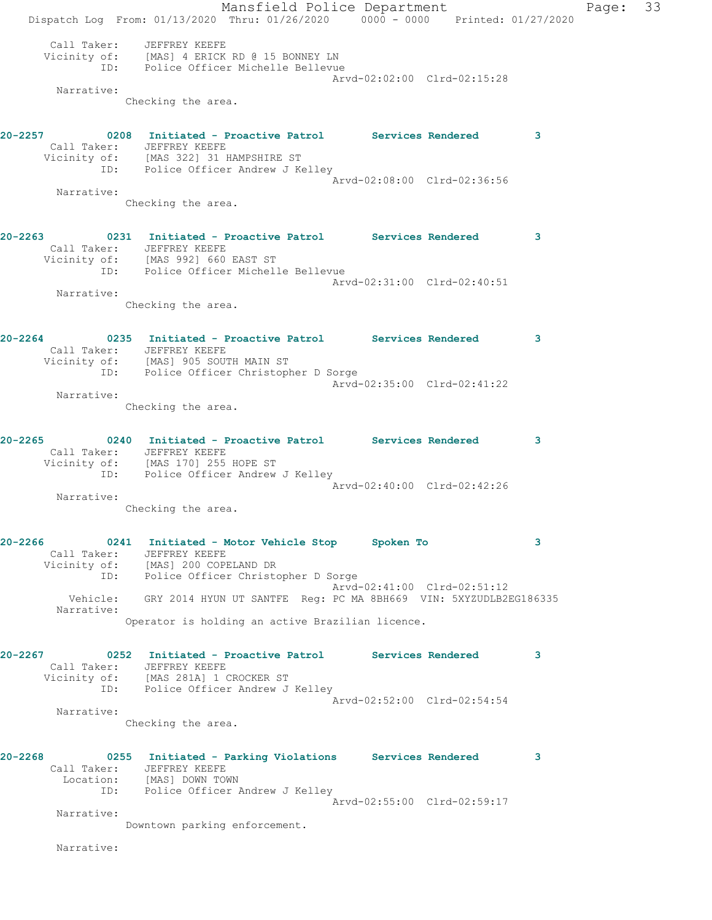Call Taker: JEFFREY KEEFE
Vicinity of: [MAS] 4 ERICK RD @ 15 BONNEY LN
ID: Police Officer Michelle Bellevue
Arvd-02:02:00 Clrd-02:15:28
Narrative:
Checking the area.

**20-2257 0208 Initiated - Proactive Patrol Services Rendered 3**
Call Taker: JEFFREY KEEFE
Vicinity of: [MAS 322] 31 HAMPSHIRE ST
ID: Police Officer Andrew J Kelley
Arvd-02:08:00 Clrd-02:36:56
Narrative:
Checking the area.

**20-2263 0231 Initiated - Proactive Patrol Services Rendered 3**
Call Taker: JEFFREY KEEFE
Vicinity of: [MAS 992] 660 EAST ST
ID: Police Officer Michelle Bellevue
Arvd-02:31:00 Clrd-02:40:51
Narrative:
Checking the area.

**20-2264 0235 Initiated - Proactive Patrol Services Rendered 3**
Call Taker: JEFFREY KEEFE
Vicinity of: [MAS] 905 SOUTH MAIN ST
ID: Police Officer Christopher D Sorge
Arvd-02:35:00 Clrd-02:41:22
Narrative:
Checking the area.

**20-2265 0240 Initiated - Proactive Patrol Services Rendered 3**
Call Taker: JEFFREY KEEFE
Vicinity of: [MAS 170] 255 HOPE ST
ID: Police Officer Andrew J Kelley
Arvd-02:40:00 Clrd-02:42:26
Narrative:
Checking the area.

**20-2266 0241 Initiated - Motor Vehicle Stop Spoken To 3**
Call Taker: JEFFREY KEEFE
Vicinity of: [MAS] 200 COPELAND DR
ID: Police Officer Christopher D Sorge
Arvd-02:41:00 Clrd-02:51:12
Vehicle: GRY 2014 HYUN UT SANTFE Reg: PC MA 8BH669 VIN: 5XYZUDLB2EG186335
Narrative:
Operator is holding an active Brazilian licence.

**20-2267 0252 Initiated - Proactive Patrol Services Rendered 3**
Call Taker: JEFFREY KEEFE
Vicinity of: [MAS 281A] 1 CROCKER ST
ID: Police Officer Andrew J Kelley
Arvd-02:52:00 Clrd-02:54:54
Narrative:
Checking the area.

**20-2268 0255 Initiated - Parking Violations Services Rendered 3**
Call Taker: JEFFREY KEEFE
Location: [MAS] DOWN TOWN
ID: Police Officer Andrew J Kelley
Arvd-02:55:00 Clrd-02:59:17
Narrative:
Downtown parking enforcement.

Narrative: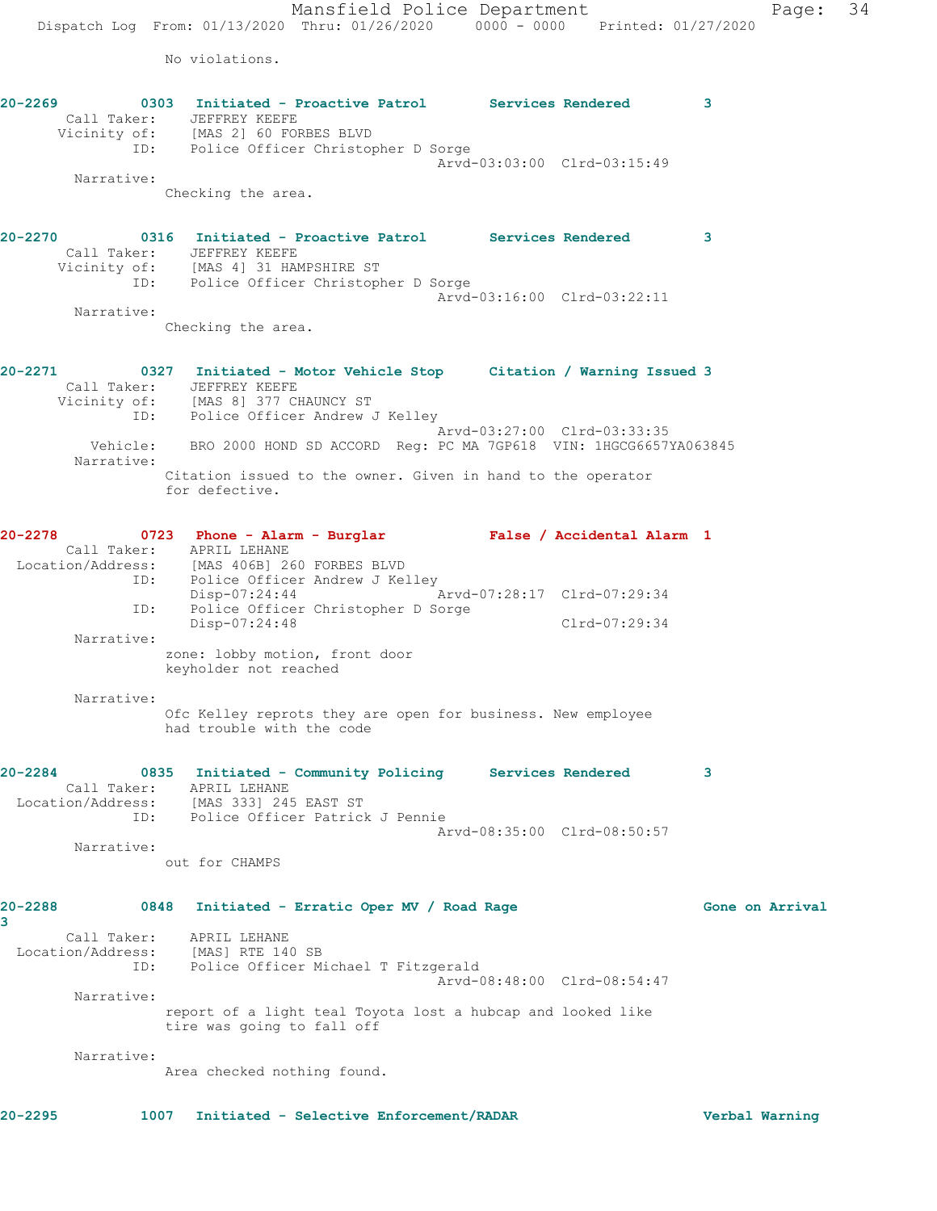No violations.

**20-2269 0303 Initiated - Proactive Patrol Services Rendered 3**
Call Taker: JEFFREY KEEFE
Vicinity of: [MAS 2] 60 FORBES BLVD
ID: Police Officer Christopher D Sorge
Arvd-03:03:00 Clrd-03:15:49
Narrative:
Checking the area.

**20-2270 0316 Initiated - Proactive Patrol Services Rendered 3**
Call Taker: JEFFREY KEEFE
Vicinity of: [MAS 4] 31 HAMPSHIRE ST
ID: Police Officer Christopher D Sorge
Arvd-03:16:00 Clrd-03:22:11
Narrative:
Checking the area.

**20-2271 0327 Initiated - Motor Vehicle Stop Citation / Warning Issued 3**
Call Taker: JEFFREY KEEFE
Vicinity of: [MAS 8] 377 CHAUNCY ST
ID: Police Officer Andrew J Kelley
Arvd-03:27:00 Clrd-03:33:35
Vehicle: BRO 2000 HOND SD ACCORD Reg: PC MA 7GP618 VIN: 1HGCG6657YA063845
Narrative:
Citation issued to the owner. Given in hand to the operator for defective.

**20-2278 0723 Phone - Alarm - Burglar False / Accidental Alarm 1**
Call Taker: APRIL LEHANE
Location/Address: [MAS 406B] 260 FORBES BLVD
ID: Police Officer Andrew J Kelley
Disp-07:24:44 Arvd-07:28:17 Clrd-07:29:34
ID: Police Officer Christopher D Sorge
Disp-07:24:48 Clrd-07:29:34
Narrative:
zone: lobby motion, front door
keyholder not reached

Narrative:
Ofc Kelley reprots they are open for business. New employee had trouble with the code

**20-2284 0835 Initiated - Community Policing Services Rendered 3**
Call Taker: APRIL LEHANE
Location/Address: [MAS 333] 245 EAST ST
ID: Police Officer Patrick J Pennie
Arvd-08:35:00 Clrd-08:50:57
Narrative:
out for CHAMPS

**20-2288 0848 Initiated - Erratic Oper MV / Road Rage Gone on Arrival 3**
Call Taker: APRIL LEHANE
Location/Address: [MAS] RTE 140 SB
ID: Police Officer Michael T Fitzgerald
Arvd-08:48:00 Clrd-08:54:47
Narrative:
report of a light teal Toyota lost a hubcap and looked like tire was going to fall off

Narrative:
Area checked nothing found.

**20-2295 1007 Initiated - Selective Enforcement/RADAR Verbal Warning**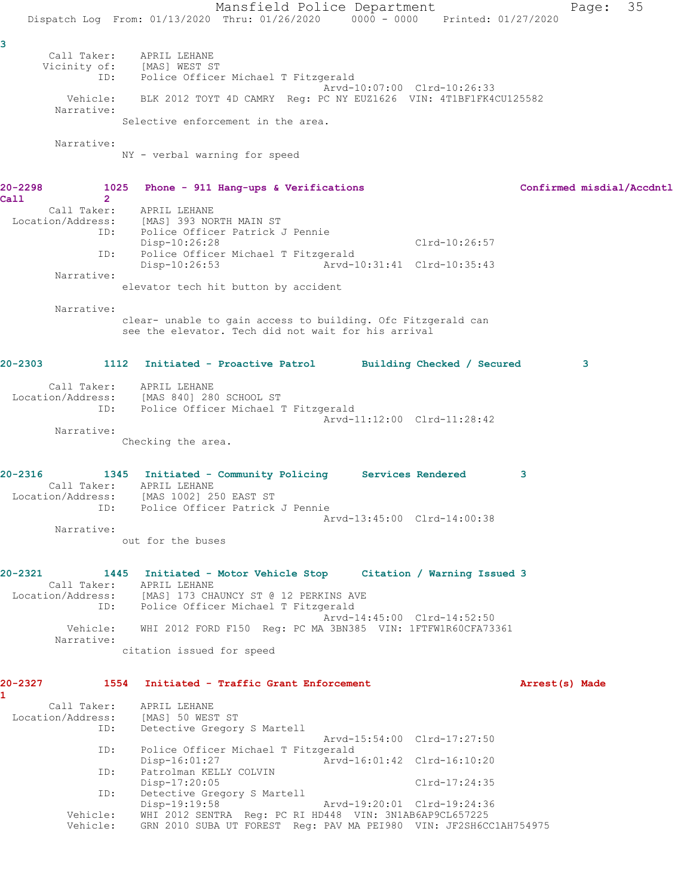3

Call Taker: APRIL LEHANE
Vicinity of: [MAS] WEST ST
ID: Police Officer Michael T Fitzgerald
Arvd-10:07:00 Clrd-10:26:33
Vehicle: BLK 2012 TOYT 4D CAMRY Reg: PC NY EUZ1626 VIN: 4T1BF1FK4CU125582
Narrative:
Selective enforcement in the area.

Narrative:
NY - verbal warning for speed

**20-2298 1025 Phone - 911 Hang-ups & Verifications Confirmed misdial/Accdntl Call 2**

Call Taker: APRIL LEHANE
Location/Address: [MAS] 393 NORTH MAIN ST
ID: Police Officer Patrick J Pennie
Disp-10:26:28 Clrd-10:26:57
ID: Police Officer Michael T Fitzgerald
Disp-10:26:53 Arvd-10:31:41 Clrd-10:35:43
Narrative:
elevator tech hit button by accident

Narrative:
clear- unable to gain access to building. Ofc Fitzgerald can see the elevator. Tech did not wait for his arrival

**20-2303 1112 Initiated - Proactive Patrol Building Checked / Secured 3**

Call Taker: APRIL LEHANE
Location/Address: [MAS 840] 280 SCHOOL ST
ID: Police Officer Michael T Fitzgerald
Arvd-11:12:00 Clrd-11:28:42
Narrative:
Checking the area.

**20-2316 1345 Initiated - Community Policing Services Rendered 3**

Call Taker: APRIL LEHANE
Location/Address: [MAS 1002] 250 EAST ST
ID: Police Officer Patrick J Pennie
Arvd-13:45:00 Clrd-14:00:38
Narrative:
out for the buses

**20-2321 1445 Initiated - Motor Vehicle Stop Citation / Warning Issued 3**

Call Taker: APRIL LEHANE
Location/Address: [MAS] 173 CHAUNCY ST @ 12 PERKINS AVE
ID: Police Officer Michael T Fitzgerald
Arvd-14:45:00 Clrd-14:52:50
Vehicle: WHI 2012 FORD F150 Reg: PC MA 3BN385 VIN: 1FTFW1R60CFA73361
Narrative:
citation issued for speed

**20-2327 1554 Initiated - Traffic Grant Enforcement Arrest(s) Made 1**

Call Taker: APRIL LEHANE
Location/Address: [MAS] 50 WEST ST
ID: Detective Gregory S Martell
Arvd-15:54:00 Clrd-17:27:50
ID: Police Officer Michael T Fitzgerald
Disp-16:01:27 Arvd-16:01:42 Clrd-16:10:20
ID: Patrolman KELLY COLVIN
Disp-17:20:05 Clrd-17:24:35
ID: Detective Gregory S Martell
Disp-19:19:58 Arvd-19:20:01 Clrd-19:24:36
Vehicle: WHI 2012 SENTRA Reg: PC RI HD448 VIN: 3N1AB6AP9CL657225
Vehicle: GRN 2010 SUBA UT FOREST Reg: PAV MA PEI980 VIN: JF2SH6CC1AH754975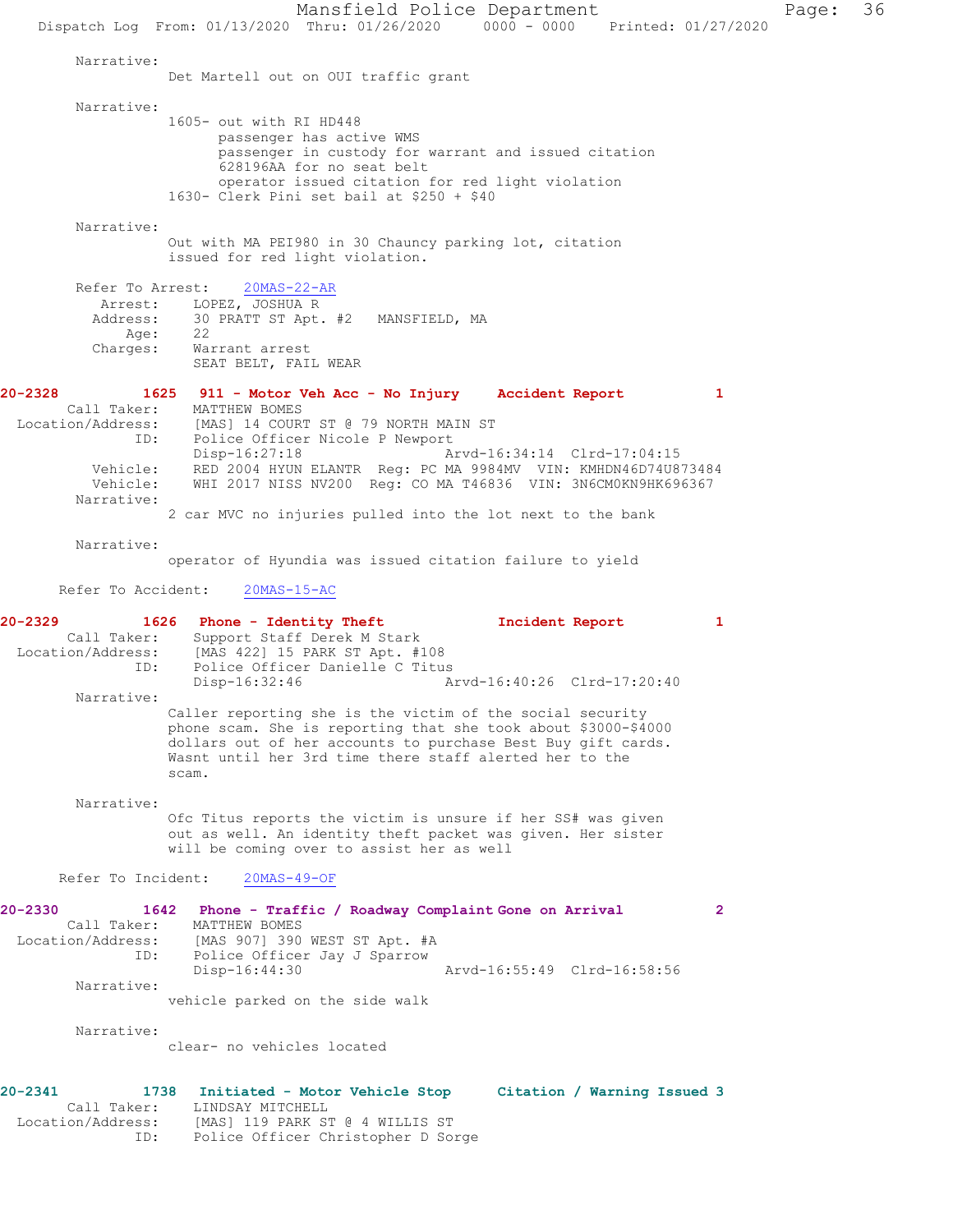Narrative:
Det Martell out on OUI traffic grant

Narrative:
1605- out with RI HD448
passenger has active WMS
passenger in custody for warrant and issued citation
628196AA for no seat belt
operator issued citation for red light violation
1630- Clerk Pini set bail at $250 + $40

Narrative:
Out with MA PEI980 in 30 Chauncy parking lot, citation issued for red light violation.

Refer To Arrest: 20MAS-22-AR
Arrest: LOPEZ, JOSHUA R
Address: 30 PRATT ST Apt. #2 MANSFIELD, MA
Age: 22
Charges: Warrant arrest
SEAT BELT, FAIL WEAR

**20-2328 1625 911 - Motor Veh Acc - No Injury Accident Report 1**
Call Taker: MATTHEW BOMES
Location/Address: [MAS] 14 COURT ST @ 79 NORTH MAIN ST
ID: Police Officer Nicole P Newport
Disp-16:27:18 Arvd-16:34:14 Clrd-17:04:15
Vehicle: RED 2004 HYUN ELANTR Reg: PC MA 9984MV VIN: KMHDN46D74U873484
Vehicle: WHI 2017 NISS NV200 Reg: CO MA T46836 VIN: 3N6CM0KN9HK696367
Narrative:
2 car MVC no injuries pulled into the lot next to the bank

Narrative:
operator of Hyundia was issued citation failure to yield

Refer To Accident: 20MAS-15-AC

**20-2329 1626 Phone - Identity Theft Incident Report 1**
Call Taker: Support Staff Derek M Stark
Location/Address: [MAS 422] 15 PARK ST Apt. #108
ID: Police Officer Danielle C Titus
Disp-16:32:46 Arvd-16:40:26 Clrd-17:20:40
Narrative:
Caller reporting she is the victim of the social security phone scam. She is reporting that she took about $3000-$4000 dollars out of her accounts to purchase Best Buy gift cards. Wasnt until her 3rd time there staff alerted her to the scam.

Narrative:
Ofc Titus reports the victim is unsure if her SS# was given out as well. An identity theft packet was given. Her sister will be coming over to assist her as well

Refer To Incident: 20MAS-49-OF

**20-2330 1642 Phone - Traffic / Roadway Complaint Gone on Arrival 2**
Call Taker: MATTHEW BOMES
Location/Address: [MAS 907] 390 WEST ST Apt. #A
ID: Police Officer Jay J Sparrow
Disp-16:44:30 Arvd-16:55:49 Clrd-16:58:56
Narrative:
vehicle parked on the side walk

Narrative:
clear- no vehicles located

**20-2341 1738 Initiated - Motor Vehicle Stop Citation / Warning Issued 3**
Call Taker: LINDSAY MITCHELL
Location/Address: [MAS] 119 PARK ST @ 4 WILLIS ST
ID: Police Officer Christopher D Sorge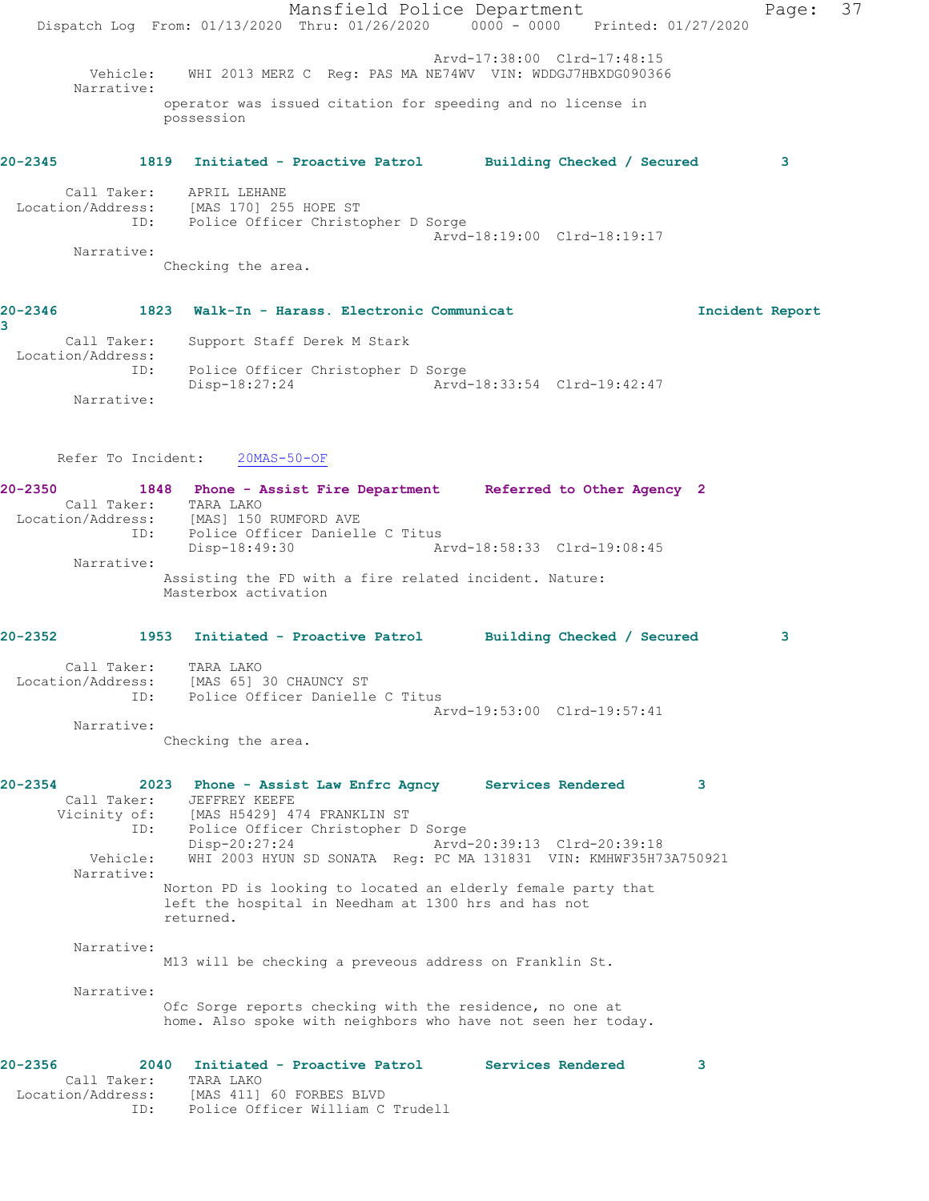Arvd-17:38:00 Clrd-17:48:15

Vehicle: WHI 2013 MERZ C Reg: PAS MA NE74WV VIN: WDDGJ7HBXDG090366

Narrative:

operator was issued citation for speeding and no license in possession

**20-2345 1819 Initiated - Proactive Patrol Building Checked / Secured 3**

Call Taker: APRIL LEHANE
Location/Address: [MAS 170] 255 HOPE ST
ID: Police Officer Christopher D Sorge
Arvd-18:19:00 Clrd-18:19:17

Narrative:

Checking the area.

**20-2346 1823 Walk-In - Harass. Electronic Communicat Incident Report 3**

Call Taker: Support Staff Derek M Stark
Location/Address:
ID: Police Officer Christopher D Sorge
Disp-18:27:24 Arvd-18:33:54 Clrd-19:42:47

Narrative:

Refer To Incident: 20MAS-50-OF

**20-2350 1848 Phone - Assist Fire Department Referred to Other Agency 2**

Call Taker: TARA LAKO
Location/Address: [MAS] 150 RUMFORD AVE
ID: Police Officer Danielle C Titus
Disp-18:49:30 Arvd-18:58:33 Clrd-19:08:45

Narrative:

Assisting the FD with a fire related incident. Nature: Masterbox activation

**20-2352 1953 Initiated - Proactive Patrol Building Checked / Secured 3**

Call Taker: TARA LAKO
Location/Address: [MAS 65] 30 CHAUNCY ST
ID: Police Officer Danielle C Titus
Arvd-19:53:00 Clrd-19:57:41

Narrative:

Checking the area.

**20-2354 2023 Phone - Assist Law Enfrc Agncy Services Rendered 3**

Call Taker: JEFFREY KEEFE
Vicinity of: [MAS H5429] 474 FRANKLIN ST
ID: Police Officer Christopher D Sorge
Disp-20:27:24 Arvd-20:39:13 Clrd-20:39:18
Vehicle: WHI 2003 HYUN SD SONATA Reg: PC MA 131831 VIN: KMHWF35H73A750921

Narrative:

Norton PD is looking to located an elderly female party that left the hospital in Needham at 1300 hrs and has not returned.

Narrative:

M13 will be checking a preveous address on Franklin St.

Narrative:

Ofc Sorge reports checking with the residence, no one at home. Also spoke with neighbors who have not seen her today.

**20-2356 2040 Initiated - Proactive Patrol Services Rendered 3**

Call Taker: TARA LAKO
Location/Address: [MAS 411] 60 FORBES BLVD
ID: Police Officer William C Trudell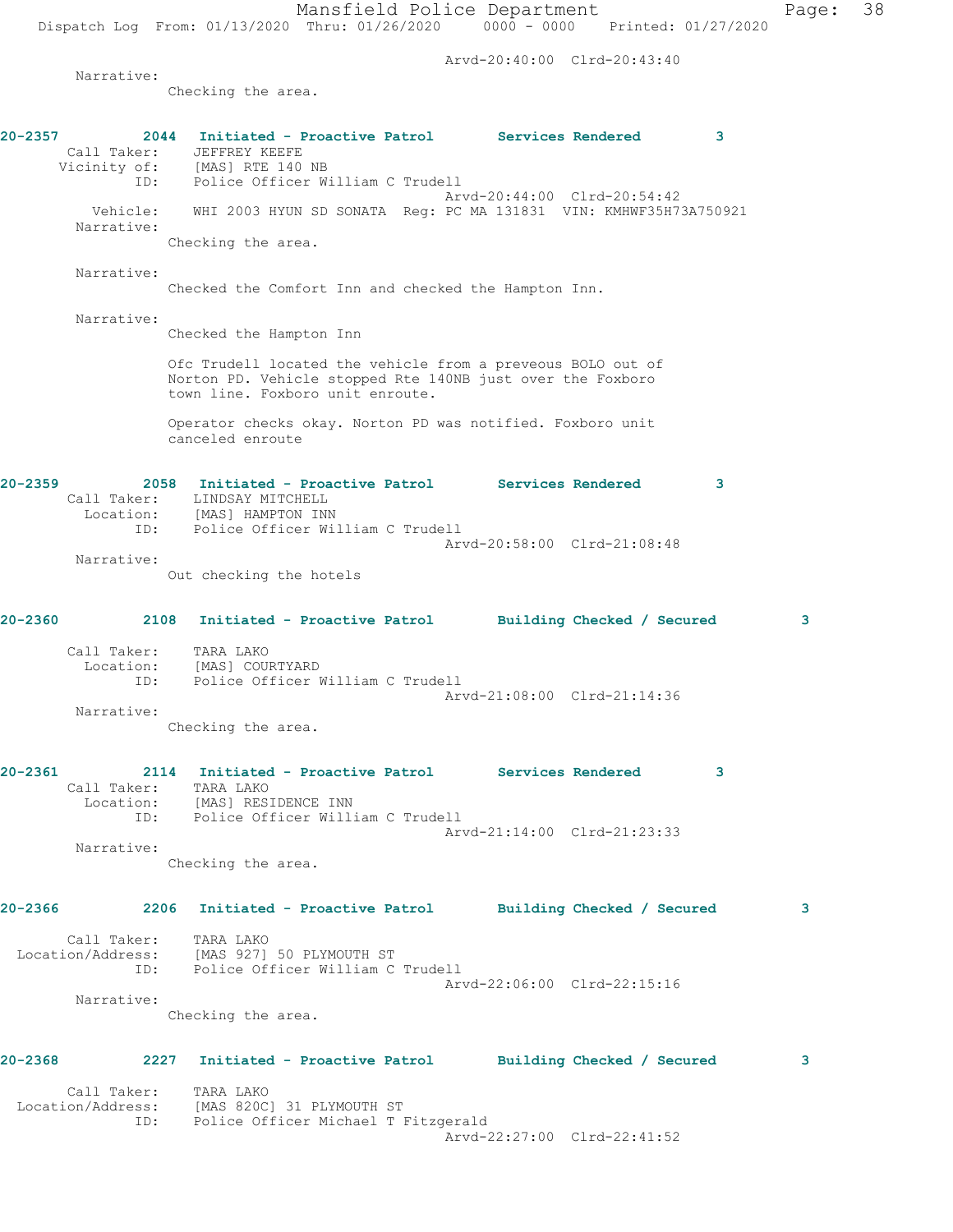Arvd-20:40:00 Clrd-20:43:40

Narrative:
Checking the area.

**20-2357 2044 Initiated - Proactive Patrol Services Rendered 3**

Call Taker: JEFFREY KEEFE
Vicinity of: [MAS] RTE 140 NB
ID: Police Officer William C Trudell
Arvd-20:44:00 Clrd-20:54:42
Vehicle: WHI 2003 HYUN SD SONATA Reg: PC MA 131831 VIN: KMHWF35H73A750921
Narrative:
Checking the area.

Narrative:
Checked the Comfort Inn and checked the Hampton Inn.

Narrative:
Checked the Hampton Inn

Ofc Trudell located the vehicle from a preveous BOLO out of Norton PD. Vehicle stopped Rte 140NB just over the Foxboro town line. Foxboro unit enroute.

Operator checks okay. Norton PD was notified. Foxboro unit canceled enroute

**20-2359 2058 Initiated - Proactive Patrol Services Rendered 3**

Call Taker: LINDSAY MITCHELL
Location: [MAS] HAMPTON INN
ID: Police Officer William C Trudell
Arvd-20:58:00 Clrd-21:08:48
Narrative:
Out checking the hotels

**20-2360 2108 Initiated - Proactive Patrol Building Checked / Secured 3**

Call Taker: TARA LAKO
Location: [MAS] COURTYARD
ID: Police Officer William C Trudell
Arvd-21:08:00 Clrd-21:14:36
Narrative:
Checking the area.

**20-2361 2114 Initiated - Proactive Patrol Services Rendered 3**

Call Taker: TARA LAKO
Location: [MAS] RESIDENCE INN
ID: Police Officer William C Trudell
Arvd-21:14:00 Clrd-21:23:33
Narrative:
Checking the area.

**20-2366 2206 Initiated - Proactive Patrol Building Checked / Secured 3**

Call Taker: TARA LAKO
Location/Address: [MAS 927] 50 PLYMOUTH ST
ID: Police Officer William C Trudell
Arvd-22:06:00 Clrd-22:15:16
Narrative:
Checking the area.

**20-2368 2227 Initiated - Proactive Patrol Building Checked / Secured 3**

Call Taker: TARA LAKO
Location/Address: [MAS 820C] 31 PLYMOUTH ST
ID: Police Officer Michael T Fitzgerald
Arvd-22:27:00 Clrd-22:41:52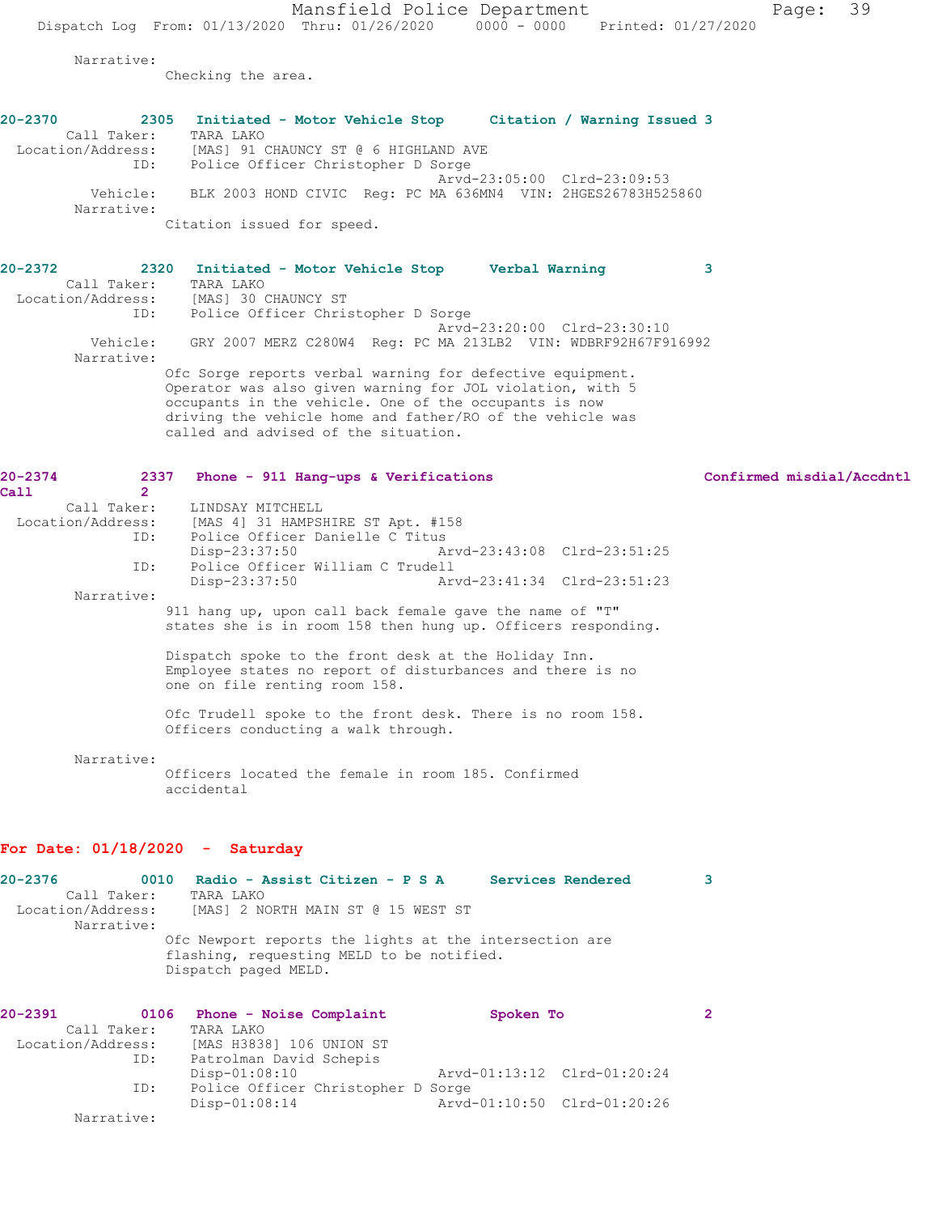Narrative:
Checking the area.

**20-2370 2305 Initiated - Motor Vehicle Stop Citation / Warning Issued 3**

Call Taker: TARA LAKO
Location/Address: [MAS] 91 CHAUNCY ST @ 6 HIGHLAND AVE
ID: Police Officer Christopher D Sorge
Arvd-23:05:00 Clrd-23:09:53
Vehicle: BLK 2003 HOND CIVIC Reg: PC MA 636MN4 VIN: 2HGES26783H525860
Narrative:
Citation issued for speed.

**20-2372 2320 Initiated - Motor Vehicle Stop Verbal Warning 3**

Call Taker: TARA LAKO
Location/Address: [MAS] 30 CHAUNCY ST
ID: Police Officer Christopher D Sorge
Arvd-23:20:00 Clrd-23:30:10
Vehicle: GRY 2007 MERZ C280W4 Reg: PC MA 213LB2 VIN: WDBRF92H67F916992
Narrative:
Ofc Sorge reports verbal warning for defective equipment. Operator was also given warning for JOL violation, with 5 occupants in the vehicle. One of the occupants is now driving the vehicle home and father/RO of the vehicle was called and advised of the situation.

**20-2374 2337 Phone - 911 Hang-ups & Verifications Confirmed misdial/Accdntl Call 2**

Call Taker: LINDSAY MITCHELL
Location/Address: [MAS 4] 31 HAMPSHIRE ST Apt. #158
ID: Police Officer Danielle C Titus
Disp-23:37:50 Arvd-23:43:08 Clrd-23:51:25
ID: Police Officer William C Trudell
Disp-23:37:50 Arvd-23:41:34 Clrd-23:51:23
Narrative:
911 hang up, upon call back female gave the name of "T" states she is in room 158 then hung up. Officers responding.

Dispatch spoke to the front desk at the Holiday Inn. Employee states no report of disturbances and there is no one on file renting room 158.

Ofc Trudell spoke to the front desk. There is no room 158. Officers conducting a walk through.

Narrative:
Officers located the female in room 185. Confirmed accidental

## For Date: 01/18/2020 - Saturday

**20-2376 0010 Radio - Assist Citizen - P S A Services Rendered 3**

Call Taker: TARA LAKO
Location/Address: [MAS] 2 NORTH MAIN ST @ 15 WEST ST
Narrative:
Ofc Newport reports the lights at the intersection are flashing, requesting MELD to be notified. Dispatch paged MELD.

**20-2391 0106 Phone - Noise Complaint Spoken To 2**

Call Taker: TARA LAKO
Location/Address: [MAS H3838] 106 UNION ST
ID: Patrolman David Schepis
Disp-01:08:10 Arvd-01:13:12 Clrd-01:20:24
ID: Police Officer Christopher D Sorge
Disp-01:08:14 Arvd-01:10:50 Clrd-01:20:26
Narrative: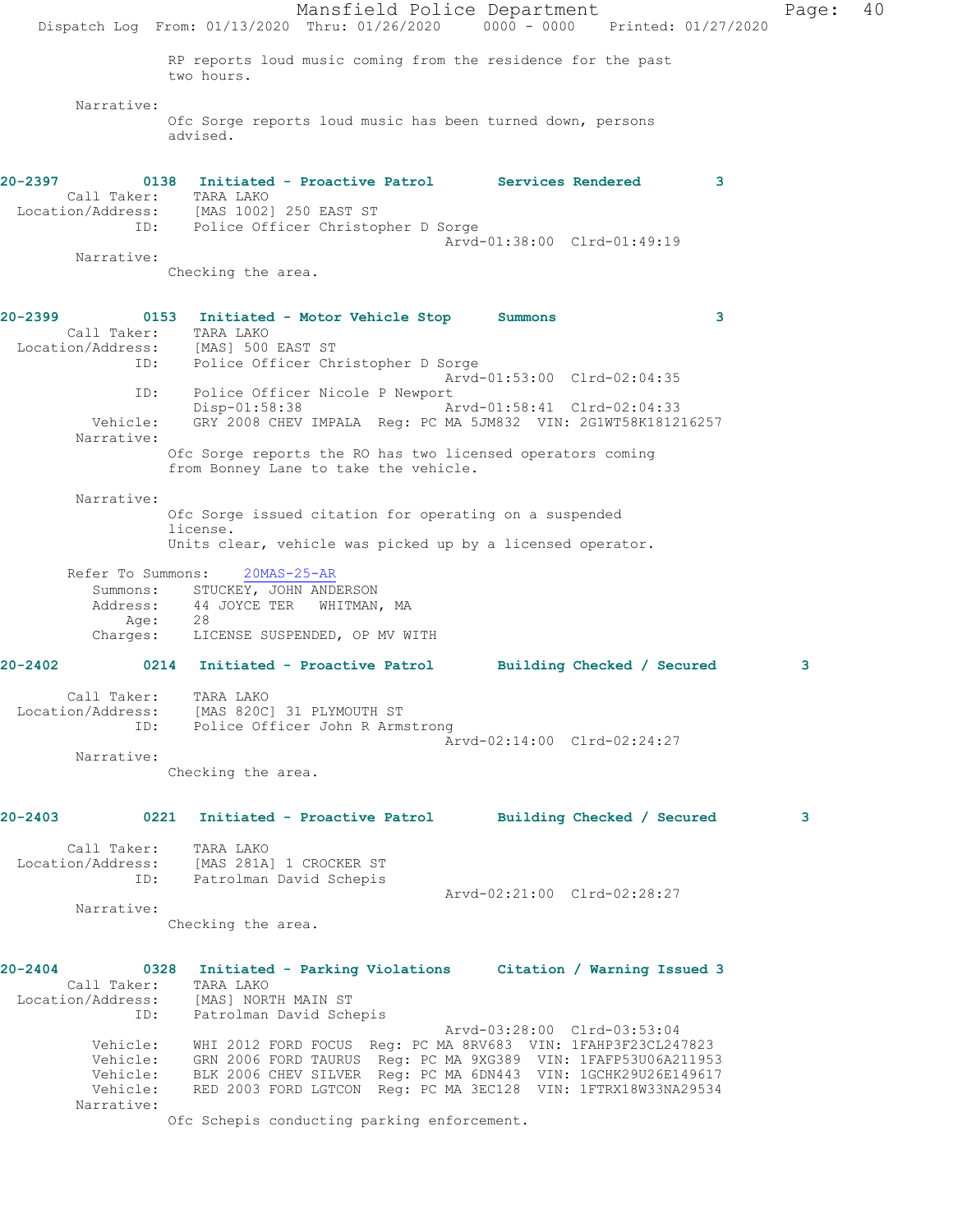RP reports loud music coming from the residence for the past two hours.

Narrative:
Ofc Sorge reports loud music has been turned down, persons advised.

**20-2397 0138 Initiated - Proactive Patrol Services Rendered 3**

Call Taker: TARA LAKO
Location/Address: [MAS 1002] 250 EAST ST
ID: Police Officer Christopher D Sorge
Arvd-01:38:00 Clrd-01:49:19

Narrative:
Checking the area.

**20-2399 0153 Initiated - Motor Vehicle Stop Summons 3**

Call Taker: TARA LAKO
Location/Address: [MAS] 500 EAST ST
ID: Police Officer Christopher D Sorge
Arvd-01:53:00 Clrd-02:04:35
ID: Police Officer Nicole P Newport
Disp-01:58:38 Arvd-01:58:41 Clrd-02:04:33
Vehicle: GRY 2008 CHEV IMPALA Reg: PC MA 5JM832 VIN: 2G1WT58K181216257

Narrative:
Ofc Sorge reports the RO has two licensed operators coming from Bonney Lane to take the vehicle.

Narrative:
Ofc Sorge issued citation for operating on a suspended license.
Units clear, vehicle was picked up by a licensed operator.

Refer To Summons: 20MAS-25-AR
Summons: STUCKEY, JOHN ANDERSON
Address: 44 JOYCE TER WHITMAN, MA
Age: 28
Charges: LICENSE SUSPENDED, OP MV WITH

**20-2402 0214 Initiated - Proactive Patrol Building Checked / Secured 3**

Call Taker: TARA LAKO
Location/Address: [MAS 820C] 31 PLYMOUTH ST
ID: Police Officer John R Armstrong
Arvd-02:14:00 Clrd-02:24:27

Narrative:
Checking the area.

**20-2403 0221 Initiated - Proactive Patrol Building Checked / Secured 3**

Call Taker: TARA LAKO
Location/Address: [MAS 281A] 1 CROCKER ST
ID: Patrolman David Schepis
Arvd-02:21:00 Clrd-02:28:27

Narrative:
Checking the area.

**20-2404 0328 Initiated - Parking Violations Citation / Warning Issued 3**

Call Taker: TARA LAKO
Location/Address: [MAS] NORTH MAIN ST
ID: Patrolman David Schepis
Arvd-03:28:00 Clrd-03:53:04
Vehicle: WHI 2012 FORD FOCUS Reg: PC MA 8RV683 VIN: 1FAHP3F23CL247823
Vehicle: GRN 2006 FORD TAURUS Reg: PC MA 9XG389 VIN: 1FAFP53U06A211953
Vehicle: BLK 2006 CHEV SILVER Reg: PC MA 6DN443 VIN: 1GCHK29U26E149617
Vehicle: RED 2003 FORD LGTCON Reg: PC MA 3EC128 VIN: 1FTRX18W33NA29534

Narrative:
Ofc Schepis conducting parking enforcement.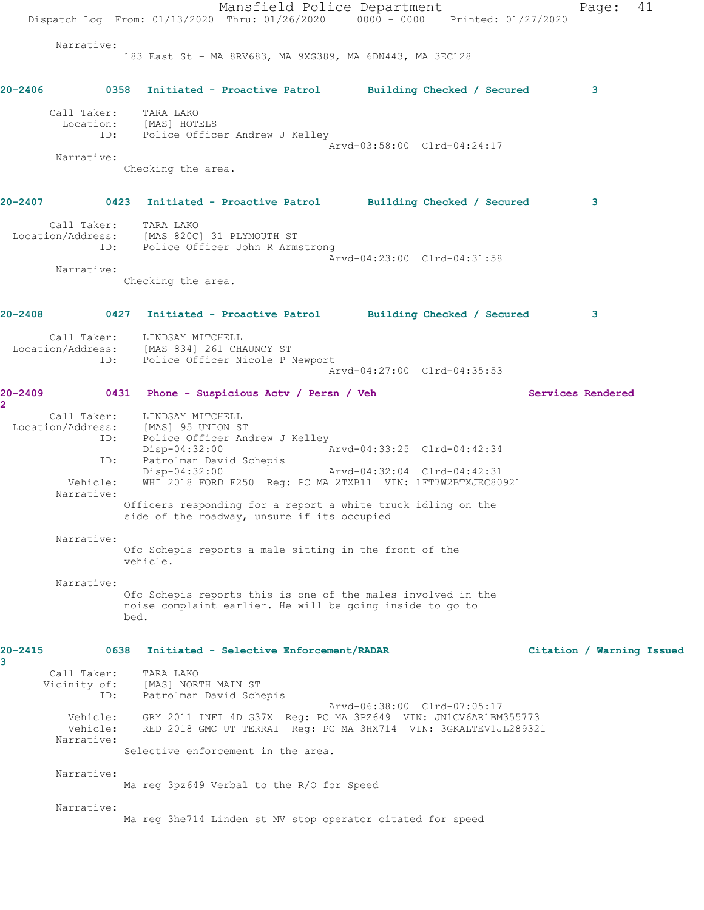Narrative:
183 East St - MA 8RV683, MA 9XG389, MA 6DN443, MA 3EC128

**20-2406** 0358 Initiated - Proactive Patrol Building Checked / Secured 3

Call Taker: TARA LAKO
Location: [MAS] HOTELS
ID: Police Officer Andrew J Kelley
Arvd-03:58:00 Clrd-04:24:17
Narrative:
Checking the area.

**20-2407** 0423 Initiated - Proactive Patrol Building Checked / Secured 3

Call Taker: TARA LAKO
Location/Address: [MAS 820C] 31 PLYMOUTH ST
ID: Police Officer John R Armstrong
Arvd-04:23:00 Clrd-04:31:58
Narrative:
Checking the area.

**20-2408** 0427 Initiated - Proactive Patrol Building Checked / Secured 3

Call Taker: LINDSAY MITCHELL
Location/Address: [MAS 834] 261 CHAUNCY ST
ID: Police Officer Nicole P Newport
Arvd-04:27:00 Clrd-04:35:53

**20-2409** 0431 Phone - Suspicious Actv / Persn / Veh Services Rendered 2

Call Taker: LINDSAY MITCHELL
Location/Address: [MAS] 95 UNION ST
ID: Police Officer Andrew J Kelley
Disp-04:32:00 Arvd-04:33:25 Clrd-04:42:34
ID: Patrolman David Schepis
Disp-04:32:00 Arvd-04:32:04 Clrd-04:42:31
Vehicle: WHI 2018 FORD F250 Reg: PC MA 2TXB11 VIN: 1FT7W2BTXJEC80921
Narrative:
Officers responding for a report a white truck idling on the side of the roadway, unsure if its occupied

Narrative:
Ofc Schepis reports a male sitting in the front of the vehicle.

Narrative:
Ofc Schepis reports this is one of the males involved in the noise complaint earlier. He will be going inside to go to bed.

**20-2415** 0638 Initiated - Selective Enforcement/RADAR Citation / Warning Issued 3

Call Taker: TARA LAKO
Vicinity of: [MAS] NORTH MAIN ST
ID: Patrolman David Schepis
Arvd-06:38:00 Clrd-07:05:17
Vehicle: GRY 2011 INFI 4D G37X Reg: PC MA 3PZ649 VIN: JN1CV6AR1BM355773
Vehicle: RED 2018 GMC UT TERRAI Reg: PC MA 3HX714 VIN: 3GKALTEV1JL289321
Narrative:
Selective enforcement in the area.

Narrative:
Ma reg 3pz649 Verbal to the R/O for Speed

Narrative:
Ma reg 3he714 Linden st MV stop operator citated for speed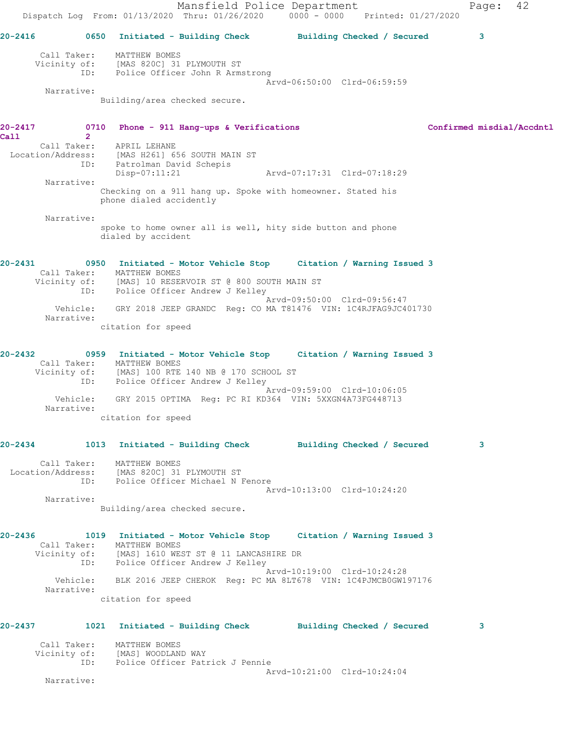**20-2416** 0650 **Initiated - Building Check** **Building Checked / Secured** 3

Call Taker: MATTHEW BOMES
Vicinity of: [MAS 820C] 31 PLYMOUTH ST
ID: Police Officer John R Armstrong
Arvd-06:50:00 Clrd-06:59:59

Narrative:
Building/area checked secure.

**20-2417** 0710 **Phone - 911 Hang-ups & Verifications** **Confirmed misdial/Accdntl Call** 2

Call Taker: APRIL LEHANE
Location/Address: [MAS H261] 656 SOUTH MAIN ST
ID: Patrolman David Schepis
Disp-07:11:21 Arvd-07:17:31 Clrd-07:18:29

Narrative:
Checking on a 911 hang up. Spoke with homeowner. Stated his phone dialed accidently

Narrative:
spoke to home owner all is well, hity side button and phone dialed by accident

**20-2431** 0950 **Initiated - Motor Vehicle Stop** **Citation / Warning Issued** 3

Call Taker: MATTHEW BOMES
Vicinity of: [MAS] 10 RESERVOIR ST @ 800 SOUTH MAIN ST
ID: Police Officer Andrew J Kelley
Arvd-09:50:00 Clrd-09:56:47
Vehicle: GRY 2018 JEEP GRANDC Reg: CO MA T81476 VIN: 1C4RJFAG9JC401730

Narrative:
citation for speed

**20-2432** 0959 **Initiated - Motor Vehicle Stop** **Citation / Warning Issued** 3

Call Taker: MATTHEW BOMES
Vicinity of: [MAS] 100 RTE 140 NB @ 170 SCHOOL ST
ID: Police Officer Andrew J Kelley
Arvd-09:59:00 Clrd-10:06:05
Vehicle: GRY 2015 OPTIMA Reg: PC RI KD364 VIN: 5XXGN4A73FG448713

Narrative:
citation for speed

**20-2434** 1013 **Initiated - Building Check** **Building Checked / Secured** 3

Call Taker: MATTHEW BOMES
Location/Address: [MAS 820C] 31 PLYMOUTH ST
ID: Police Officer Michael N Fenore
Arvd-10:13:00 Clrd-10:24:20

Narrative:
Building/area checked secure.

**20-2436** 1019 **Initiated - Motor Vehicle Stop** **Citation / Warning Issued** 3

Call Taker: MATTHEW BOMES
Vicinity of: [MAS] 1610 WEST ST @ 11 LANCASHIRE DR
ID: Police Officer Andrew J Kelley
Arvd-10:19:00 Clrd-10:24:28
Vehicle: BLK 2016 JEEP CHEROK Reg: PC MA 8LT678 VIN: 1C4PJMCB0GW197176

Narrative:
citation for speed

**20-2437** 1021 **Initiated - Building Check** **Building Checked / Secured** 3

Call Taker: MATTHEW BOMES
Vicinity of: [MAS] WOODLAND WAY
ID: Police Officer Patrick J Pennie
Arvd-10:21:00 Clrd-10:24:04

Narrative: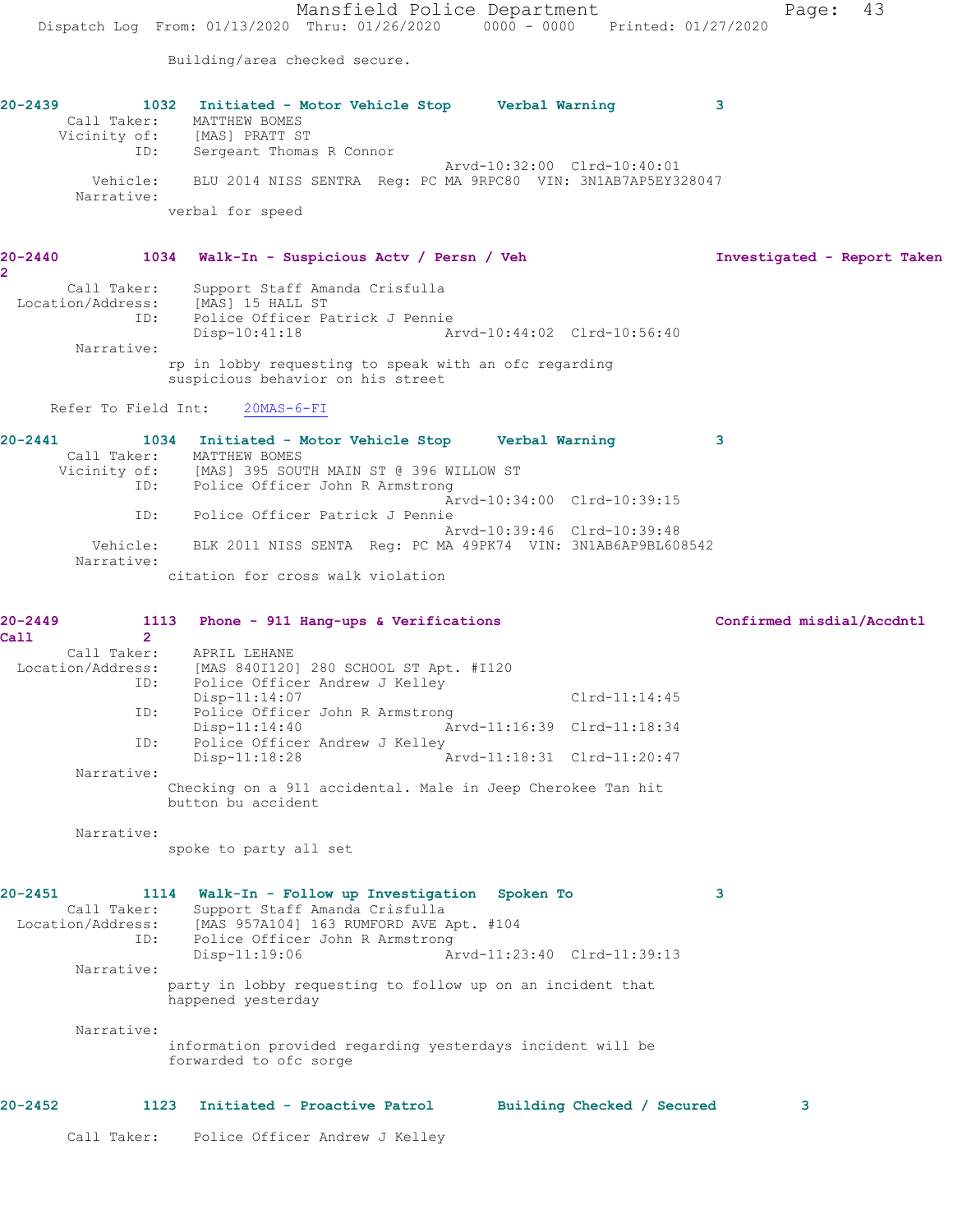Building/area checked secure.

**20-2439 1032 Initiated - Motor Vehicle Stop Verbal Warning 3**

Call Taker: MATTHEW BOMES
Vicinity of: [MAS] PRATT ST
ID: Sergeant Thomas R Connor
Arvd-10:32:00 Clrd-10:40:01
Vehicle: BLU 2014 NISS SENTRA Reg: PC MA 9RPC80 VIN: 3N1AB7AP5EY328047
Narrative:
verbal for speed

**20-2440 1034 Walk-In - Suspicious Actv / Persn / Veh Investigated - Report Taken 2**

Call Taker: Support Staff Amanda Crisfulla
Location/Address: [MAS] 15 HALL ST
ID: Police Officer Patrick J Pennie
Disp-10:41:18 Arvd-10:44:02 Clrd-10:56:40
Narrative:
rp in lobby requesting to speak with an ofc regarding suspicious behavior on his street

Refer To Field Int: 20MAS-6-FI

**20-2441 1034 Initiated - Motor Vehicle Stop Verbal Warning 3**

Call Taker: MATTHEW BOMES
Vicinity of: [MAS] 395 SOUTH MAIN ST @ 396 WILLOW ST
ID: Police Officer John R Armstrong
Arvd-10:34:00 Clrd-10:39:15
ID: Police Officer Patrick J Pennie
Arvd-10:39:46 Clrd-10:39:48
Vehicle: BLK 2011 NISS SENTA Reg: PC MA 49PK74 VIN: 3N1AB6AP9BL608542
Narrative:
citation for cross walk violation

**20-2449 1113 Phone - 911 Hang-ups & Verifications Confirmed misdial/Accdntl Call 2**

Call Taker: APRIL LEHANE
Location/Address: [MAS 840I120] 280 SCHOOL ST Apt. #I120
ID: Police Officer Andrew J Kelley
Disp-11:14:07 Clrd-11:14:45
ID: Police Officer John R Armstrong
Disp-11:14:40 Arvd-11:16:39 Clrd-11:18:34
ID: Police Officer Andrew J Kelley
Disp-11:18:28 Arvd-11:18:31 Clrd-11:20:47
Narrative:
Checking on a 911 accidental. Male in Jeep Cherokee Tan hit button bu accident

Narrative:
spoke to party all set

**20-2451 1114 Walk-In - Follow up Investigation Spoken To 3**

Call Taker: Support Staff Amanda Crisfulla
Location/Address: [MAS 957A104] 163 RUMFORD AVE Apt. #104
ID: Police Officer John R Armstrong
Disp-11:19:06 Arvd-11:23:40 Clrd-11:39:13
Narrative:
party in lobby requesting to follow up on an incident that happened yesterday

Narrative:
information provided regarding yesterdays incident will be forwarded to ofc sorge

**20-2452 1123 Initiated - Proactive Patrol Building Checked / Secured 3**

Call Taker: Police Officer Andrew J Kelley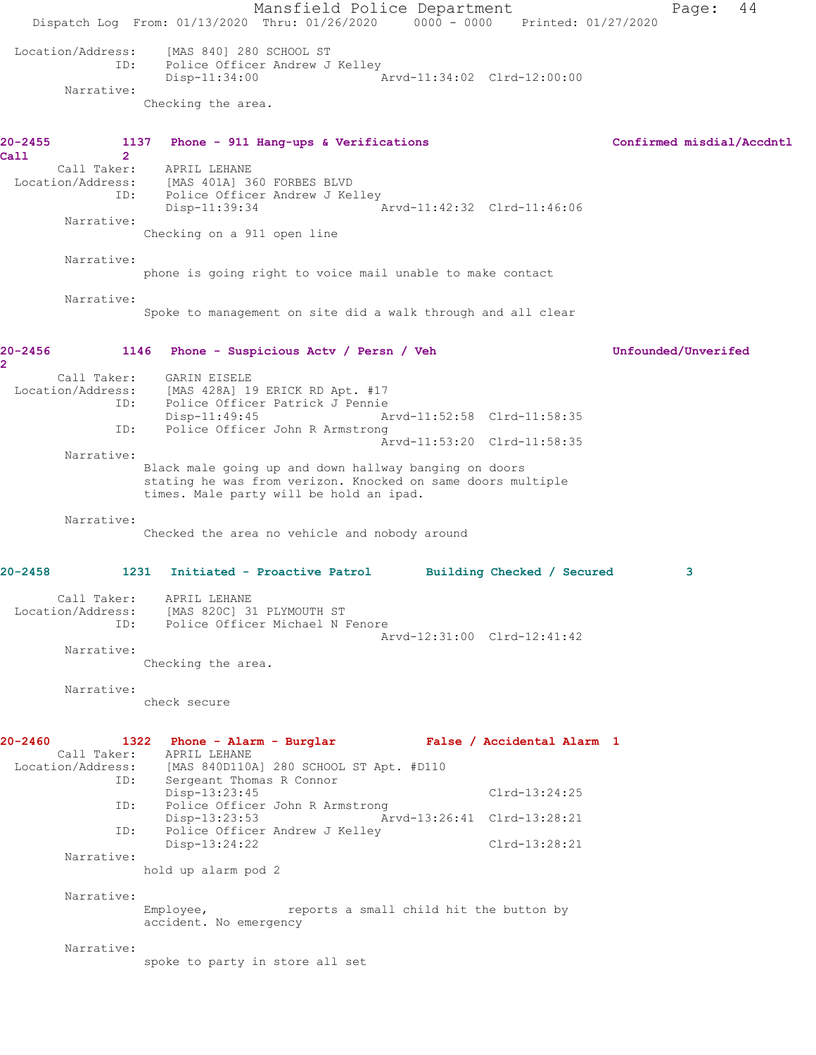Location/Address: [MAS 840] 280 SCHOOL ST
ID: Police Officer Andrew J Kelley
Disp-11:34:00 Arvd-11:34:02 Clrd-12:00:00

Narrative:
Checking the area.

**20-2455 1137 Phone - 911 Hang-ups & Verifications Confirmed misdial/Accdntl Call 2**

Call Taker: APRIL LEHANE
Location/Address: [MAS 401A] 360 FORBES BLVD
ID: Police Officer Andrew J Kelley
Disp-11:39:34 Arvd-11:42:32 Clrd-11:46:06

Narrative:
Checking on a 911 open line

Narrative:
phone is going right to voice mail unable to make contact

Narrative:
Spoke to management on site did a walk through and all clear

**20-2456 1146 Phone - Suspicious Actv / Persn / Veh Unfounded/Unverifed 2**

Call Taker: GARIN EISELE
Location/Address: [MAS 428A] 19 ERICK RD Apt. #17
ID: Police Officer Patrick J Pennie
Disp-11:49:45 Arvd-11:52:58 Clrd-11:58:35
ID: Police Officer John R Armstrong
Arvd-11:53:20 Clrd-11:58:35

Narrative:
Black male going up and down hallway banging on doors stating he was from verizon. Knocked on same doors multiple times. Male party will be hold an ipad.

Narrative:
Checked the area no vehicle and nobody around

**20-2458 1231 Initiated - Proactive Patrol Building Checked / Secured 3**

Call Taker: APRIL LEHANE
Location/Address: [MAS 820C] 31 PLYMOUTH ST
ID: Police Officer Michael N Fenore
Arvd-12:31:00 Clrd-12:41:42

Narrative:
Checking the area.

Narrative:
check secure

**20-2460 1322 Phone - Alarm - Burglar False / Accidental Alarm 1**

Call Taker: APRIL LEHANE
Location/Address: [MAS 840D110A] 280 SCHOOL ST Apt. #D110
ID: Sergeant Thomas R Connor
Disp-13:23:45 Clrd-13:24:25
ID: Police Officer John R Armstrong
Disp-13:23:53 Arvd-13:26:41 Clrd-13:28:21
ID: Police Officer Andrew J Kelley
Disp-13:24:22 Clrd-13:28:21

Narrative:
hold up alarm pod 2

Narrative:
Employee, reports a small child hit the button by accident. No emergency

Narrative:
spoke to party in store all set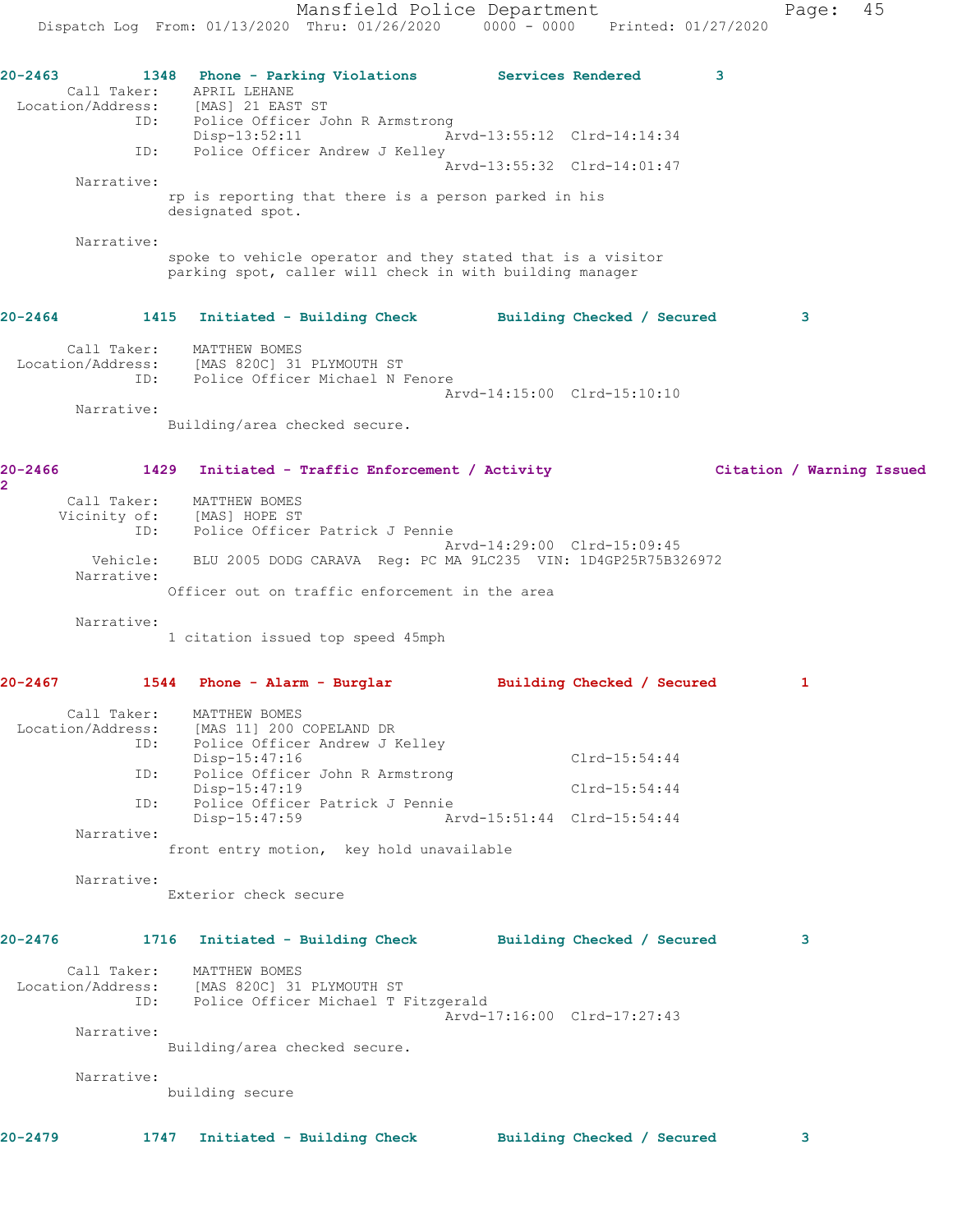**20-2463** 1348 Phone - Parking Violations — Services Rendered — 3

Call Taker: APRIL LEHANE
Location/Address: [MAS] 21 EAST ST
ID: Police Officer John R Armstrong
Disp-13:52:11 Arvd-13:55:12 Clrd-14:14:34
ID: Police Officer Andrew J Kelley
Arvd-13:55:32 Clrd-14:01:47

Narrative:
rp is reporting that there is a person parked in his designated spot.

Narrative:
spoke to vehicle operator and they stated that is a visitor parking spot, caller will check in with building manager

**20-2464** 1415 Initiated - Building Check — Building Checked / Secured — 3

Call Taker: MATTHEW BOMES
Location/Address: [MAS 820C] 31 PLYMOUTH ST
ID: Police Officer Michael N Fenore
Arvd-14:15:00 Clrd-15:10:10

Narrative:
Building/area checked secure.

**20-2466** 1429 Initiated - Traffic Enforcement / Activity — Citation / Warning Issued — 2

Call Taker: MATTHEW BOMES
Vicinity of: [MAS] HOPE ST
ID: Police Officer Patrick J Pennie
Arvd-14:29:00 Clrd-15:09:45
Vehicle: BLU 2005 DODG CARAVA Reg: PC MA 9LC235 VIN: 1D4GP25R75B326972

Narrative:
Officer out on traffic enforcement in the area

Narrative:
1 citation issued top speed 45mph

**20-2467** 1544 Phone - Alarm - Burglar — Building Checked / Secured — 1

Call Taker: MATTHEW BOMES
Location/Address: [MAS 11] 200 COPELAND DR
ID: Police Officer Andrew J Kelley
Disp-15:47:16 Clrd-15:54:44
ID: Police Officer John R Armstrong
Disp-15:47:19 Clrd-15:54:44
ID: Police Officer Patrick J Pennie
Disp-15:47:59 Arvd-15:51:44 Clrd-15:54:44

Narrative:
front entry motion, key hold unavailable

Narrative:
Exterior check secure

**20-2476** 1716 Initiated - Building Check — Building Checked / Secured — 3

Call Taker: MATTHEW BOMES
Location/Address: [MAS 820C] 31 PLYMOUTH ST
ID: Police Officer Michael T Fitzgerald
Arvd-17:16:00 Clrd-17:27:43

Narrative:
Building/area checked secure.

Narrative:
building secure

**20-2479** 1747 Initiated - Building Check — Building Checked / Secured — 3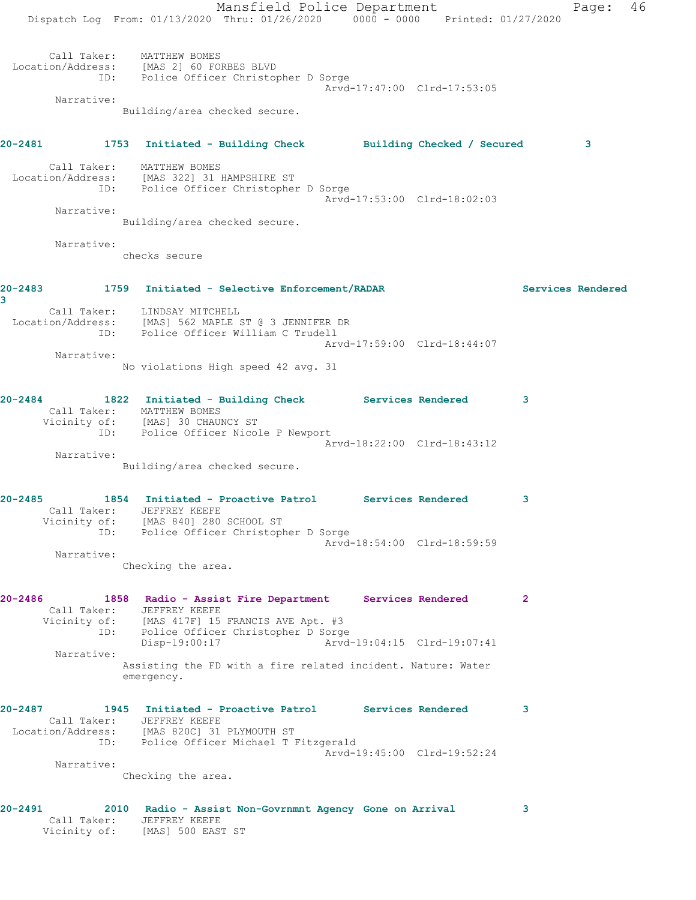Call Taker: MATTHEW BOMES
Location/Address: [MAS 2] 60 FORBES BLVD
ID: Police Officer Christopher D Sorge
Arvd-17:47:00 Clrd-17:53:05
Narrative:
Building/area checked secure.

**20-2481 1753 Initiated - Building Check Building Checked / Secured 3**

Call Taker: MATTHEW BOMES
Location/Address: [MAS 322] 31 HAMPSHIRE ST
ID: Police Officer Christopher D Sorge
Arvd-17:53:00 Clrd-18:02:03
Narrative:
Building/area checked secure.

Narrative:
checks secure

**20-2483 1759 Initiated - Selective Enforcement/RADAR Services Rendered 3**

Call Taker: LINDSAY MITCHELL
Location/Address: [MAS] 562 MAPLE ST @ 3 JENNIFER DR
ID: Police Officer William C Trudell
Arvd-17:59:00 Clrd-18:44:07
Narrative:
No violations High speed 42 avg. 31

**20-2484 1822 Initiated - Building Check Services Rendered 3**

Call Taker: MATTHEW BOMES
Vicinity of: [MAS] 30 CHAUNCY ST
ID: Police Officer Nicole P Newport
Arvd-18:22:00 Clrd-18:43:12
Narrative:
Building/area checked secure.

**20-2485 1854 Initiated - Proactive Patrol Services Rendered 3**

Call Taker: JEFFREY KEEFE
Vicinity of: [MAS 840] 280 SCHOOL ST
ID: Police Officer Christopher D Sorge
Arvd-18:54:00 Clrd-18:59:59
Narrative:
Checking the area.

**20-2486 1858 Radio - Assist Fire Department Services Rendered 2**

Call Taker: JEFFREY KEEFE
Vicinity of: [MAS 417F] 15 FRANCIS AVE Apt. #3
ID: Police Officer Christopher D Sorge
Disp-19:00:17 Arvd-19:04:15 Clrd-19:07:41
Narrative:
Assisting the FD with a fire related incident. Nature: Water emergency.

**20-2487 1945 Initiated - Proactive Patrol Services Rendered 3**

Call Taker: JEFFREY KEEFE
Location/Address: [MAS 820C] 31 PLYMOUTH ST
ID: Police Officer Michael T Fitzgerald
Arvd-19:45:00 Clrd-19:52:24
Narrative:
Checking the area.

**20-2491 2010 Radio - Assist Non-Govrnmnt Agency Gone on Arrival 3**

Call Taker: JEFFREY KEEFE
Vicinity of: [MAS] 500 EAST ST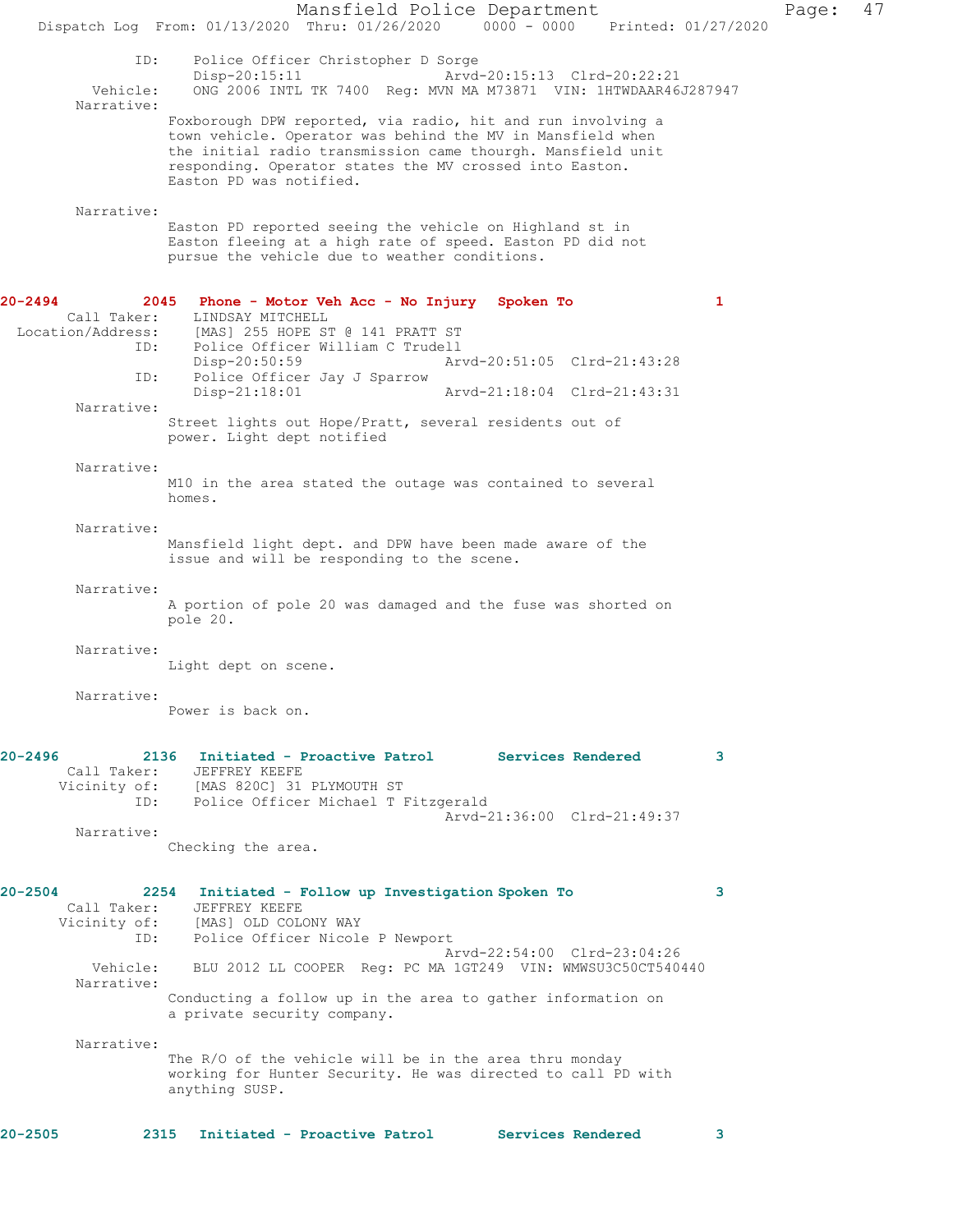ID: Police Officer Christopher D Sorge
Disp-20:15:11 Arvd-20:15:13 Clrd-20:22:21
Vehicle: ONG 2006 INTL TK 7400 Reg: MVN MA M73871 VIN: 1HTWDAAR46J287947
Narrative:
Foxborough DPW reported, via radio, hit and run involving a town vehicle. Operator was behind the MV in Mansfield when the initial radio transmission came thourgh. Mansfield unit responding. Operator states the MV crossed into Easton. Easton PD was notified.

Narrative:
Easton PD reported seeing the vehicle on Highland st in Easton fleeing at a high rate of speed. Easton PD did not pursue the vehicle due to weather conditions.

**20-2494 2045 Phone - Motor Veh Acc - No Injury Spoken To 1**
Call Taker: LINDSAY MITCHELL
Location/Address: [MAS] 255 HOPE ST @ 141 PRATT ST
ID: Police Officer William C Trudell
Disp-20:50:59 Arvd-20:51:05 Clrd-21:43:28
ID: Police Officer Jay J Sparrow
Disp-21:18:01 Arvd-21:18:04 Clrd-21:43:31
Narrative:
Street lights out Hope/Pratt, several residents out of power. Light dept notified

Narrative:
M10 in the area stated the outage was contained to several homes.

Narrative:
Mansfield light dept. and DPW have been made aware of the issue and will be responding to the scene.

Narrative:
A portion of pole 20 was damaged and the fuse was shorted on pole 20.

Narrative:
Light dept on scene.

Narrative:
Power is back on.

**20-2496 2136 Initiated - Proactive Patrol Services Rendered 3**
Call Taker: JEFFREY KEEFE
Vicinity of: [MAS 820C] 31 PLYMOUTH ST
ID: Police Officer Michael T Fitzgerald
Arvd-21:36:00 Clrd-21:49:37
Narrative:
Checking the area.

**20-2504 2254 Initiated - Follow up Investigation Spoken To 3**
Call Taker: JEFFREY KEEFE
Vicinity of: [MAS] OLD COLONY WAY
ID: Police Officer Nicole P Newport
Arvd-22:54:00 Clrd-23:04:26
Vehicle: BLU 2012 LL COOPER Reg: PC MA 1GT249 VIN: WMWSU3C50CT540440
Narrative:
Conducting a follow up in the area to gather information on a private security company.

Narrative:
The R/O of the vehicle will be in the area thru monday working for Hunter Security. He was directed to call PD with anything SUSP.

**20-2505 2315 Initiated - Proactive Patrol Services Rendered 3**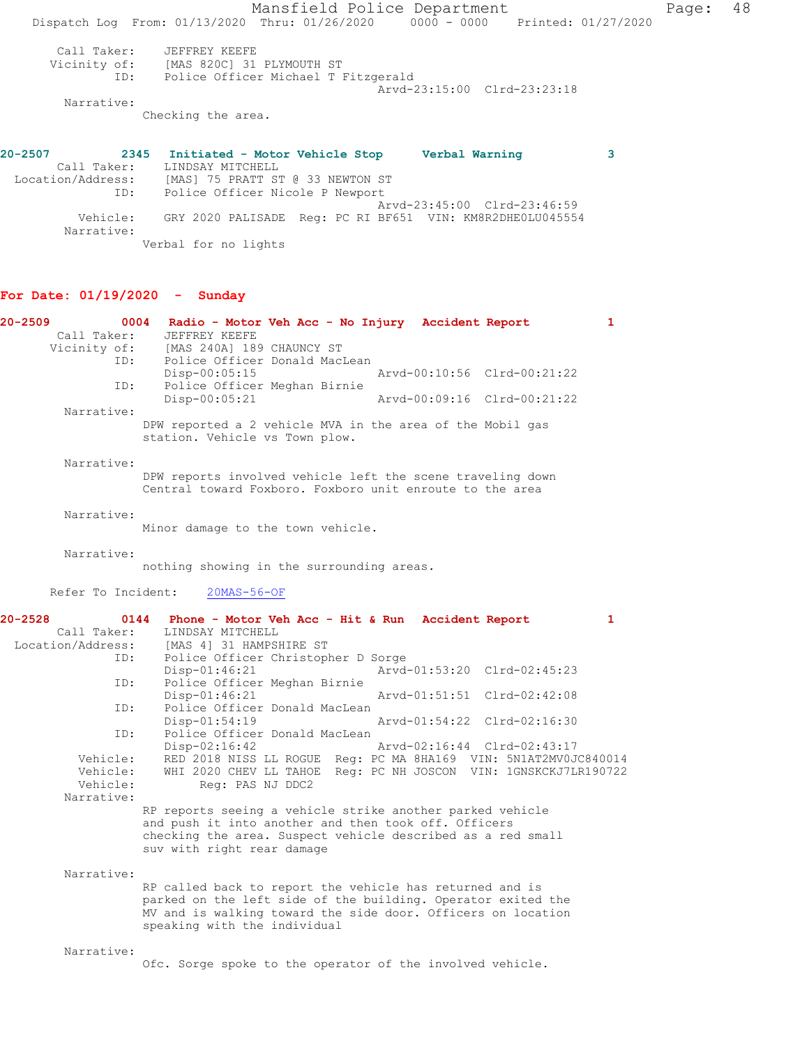```
       Call Taker:    JEFFREY KEEFE
       Vicinity of:   [MAS 820C] 31 PLYMOUTH ST
               ID:    Police Officer Michael T Fitzgerald
                                                Arvd-23:15:00  Clrd-23:23:18
        Narrative: 
                 Checking the area.
```

```
20-2507          2345   Initiated - Motor Vehicle Stop     Verbal Warning           3
        Call Taker:    LINDSAY MITCHELL
  Location/Address:    [MAS] 75 PRATT ST @ 33 NEWTON ST
                ID:    Police Officer Nicole P Newport
                                                Arvd-23:45:00  Clrd-23:46:59
           Vehicle:    GRY 2020 PALISADE  Reg: PC RI BF651  VIN: KM8R2DHE0LU045554
         Narrative: 
                 Verbal for no lights
```

## For Date: 01/19/2020 - Sunday

```
20-2509          0004   Radio - Motor Veh Acc - No Injury   Accident Report          1
        Call Taker:    JEFFREY KEEFE
       Vicinity of:    [MAS 240A] 189 CHAUNCY ST
                ID:    Police Officer Donald MacLean
                       Disp-00:05:15                    Arvd-00:10:56  Clrd-00:21:22
                ID:    Police Officer Meghan Birnie
                       Disp-00:05:21                    Arvd-00:09:16  Clrd-00:21:22
         Narrative: 
                 DPW reported a 2 vehicle MVA in the area of the Mobil gas
                 station. Vehicle vs Town plow.

         Narrative: 
                 DPW reports involved vehicle left the scene traveling down
                 Central toward Foxboro. Foxboro unit enroute to the area

         Narrative: 
                 Minor damage to the town vehicle.

         Narrative: 
                 nothing showing in the surrounding areas.

       Refer To Incident:    20MAS-56-OF
```

```
20-2528          0144   Phone - Motor Veh Acc - Hit & Run   Accident Report          1
        Call Taker:    LINDSAY MITCHELL
  Location/Address:    [MAS 4] 31 HAMPSHIRE ST
                ID:    Police Officer Christopher D Sorge
                       Disp-01:46:21                    Arvd-01:53:20  Clrd-02:45:23
                ID:    Police Officer Meghan Birnie
                       Disp-01:46:21                    Arvd-01:51:51  Clrd-02:42:08
                ID:    Police Officer Donald MacLean
                       Disp-01:54:19                    Arvd-01:54:22  Clrd-02:16:30
                ID:    Police Officer Donald MacLean
                       Disp-02:16:42                    Arvd-02:16:44  Clrd-02:43:17
           Vehicle:    RED 2018 NISS LL ROGUE  Reg: PC MA 8HA169  VIN: 5N1AT2MV0JC840014
           Vehicle:    WHI 2020 CHEV LL TAHOE  Reg: PC NH JOSCON  VIN: 1GNSKCKJ7LR190722
           Vehicle:         Reg: PAS NJ DDC2
         Narrative: 
                 RP reports seeing a vehicle strike another parked vehicle
                 and push it into another and then took off. Officers
                 checking the area. Suspect vehicle described as a red small
                 suv with right rear damage

         Narrative: 
                 RP called back to report the vehicle has returned and is
                 parked on the left side of the building. Operator exited the
                 MV and is walking toward the side door. Officers on location
                 speaking with the individual

         Narrative: 
                 Ofc. Sorge spoke to the operator of the involved vehicle.
```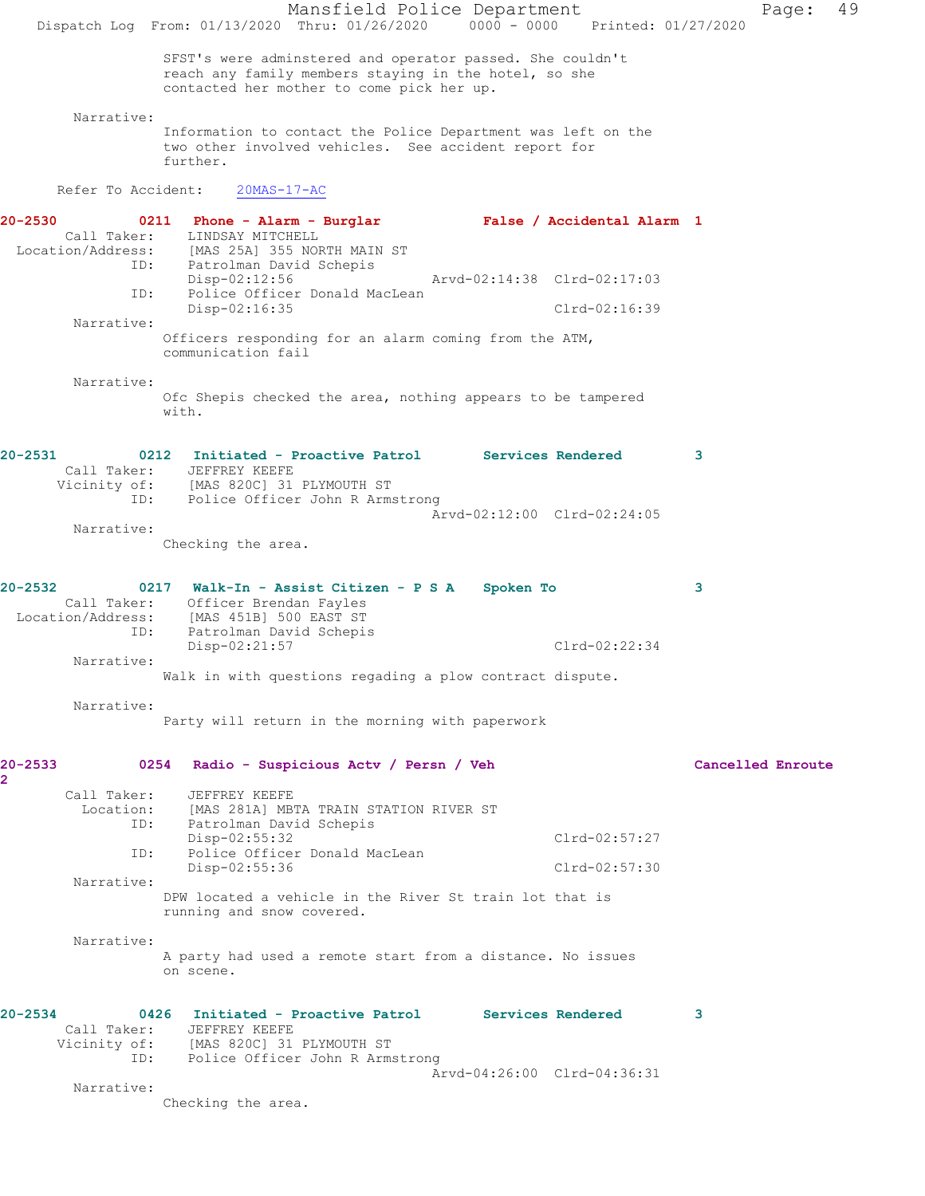SFST's were adminstered and operator passed. She couldn't reach any family members staying in the hotel, so she contacted her mother to come pick her up.

Narrative:
Information to contact the Police Department was left on the two other involved vehicles. See accident report for further.

Refer To Accident: 20MAS-17-AC

**20-2530** 0211 **Phone - Alarm - Burglar** **False / Accidental Alarm** 1
Call Taker: LINDSAY MITCHELL
Location/Address: [MAS 25A] 355 NORTH MAIN ST
ID: Patrolman David Schepis
Disp-02:12:56 Arvd-02:14:38 Clrd-02:17:03
ID: Police Officer Donald MacLean
Disp-02:16:35 Clrd-02:16:39
Narrative:
Officers responding for an alarm coming from the ATM, communication fail

Narrative:
Ofc Shepis checked the area, nothing appears to be tampered with.

**20-2531** 0212 **Initiated - Proactive Patrol** **Services Rendered** 3
Call Taker: JEFFREY KEEFE
Vicinity of: [MAS 820C] 31 PLYMOUTH ST
ID: Police Officer John R Armstrong
Arvd-02:12:00 Clrd-02:24:05
Narrative:
Checking the area.

**20-2532** 0217 **Walk-In - Assist Citizen - P S A** **Spoken To** 3
Call Taker: Officer Brendan Fayles
Location/Address: [MAS 451B] 500 EAST ST
ID: Patrolman David Schepis
Disp-02:21:57 Clrd-02:22:34
Narrative:
Walk in with questions regading a plow contract dispute.

Narrative:
Party will return in the morning with paperwork

**20-2533** 0254 **Radio - Suspicious Actv / Persn / Veh** **Cancelled Enroute** 2
Call Taker: JEFFREY KEEFE
Location: [MAS 281A] MBTA TRAIN STATION RIVER ST
ID: Patrolman David Schepis
Disp-02:55:32 Clrd-02:57:27
ID: Police Officer Donald MacLean
Disp-02:55:36 Clrd-02:57:30
Narrative:
DPW located a vehicle in the River St train lot that is running and snow covered.

Narrative:
A party had used a remote start from a distance. No issues on scene.

**20-2534** 0426 **Initiated - Proactive Patrol** **Services Rendered** 3
Call Taker: JEFFREY KEEFE
Vicinity of: [MAS 820C] 31 PLYMOUTH ST
ID: Police Officer John R Armstrong
Arvd-04:26:00 Clrd-04:36:31
Narrative:
Checking the area.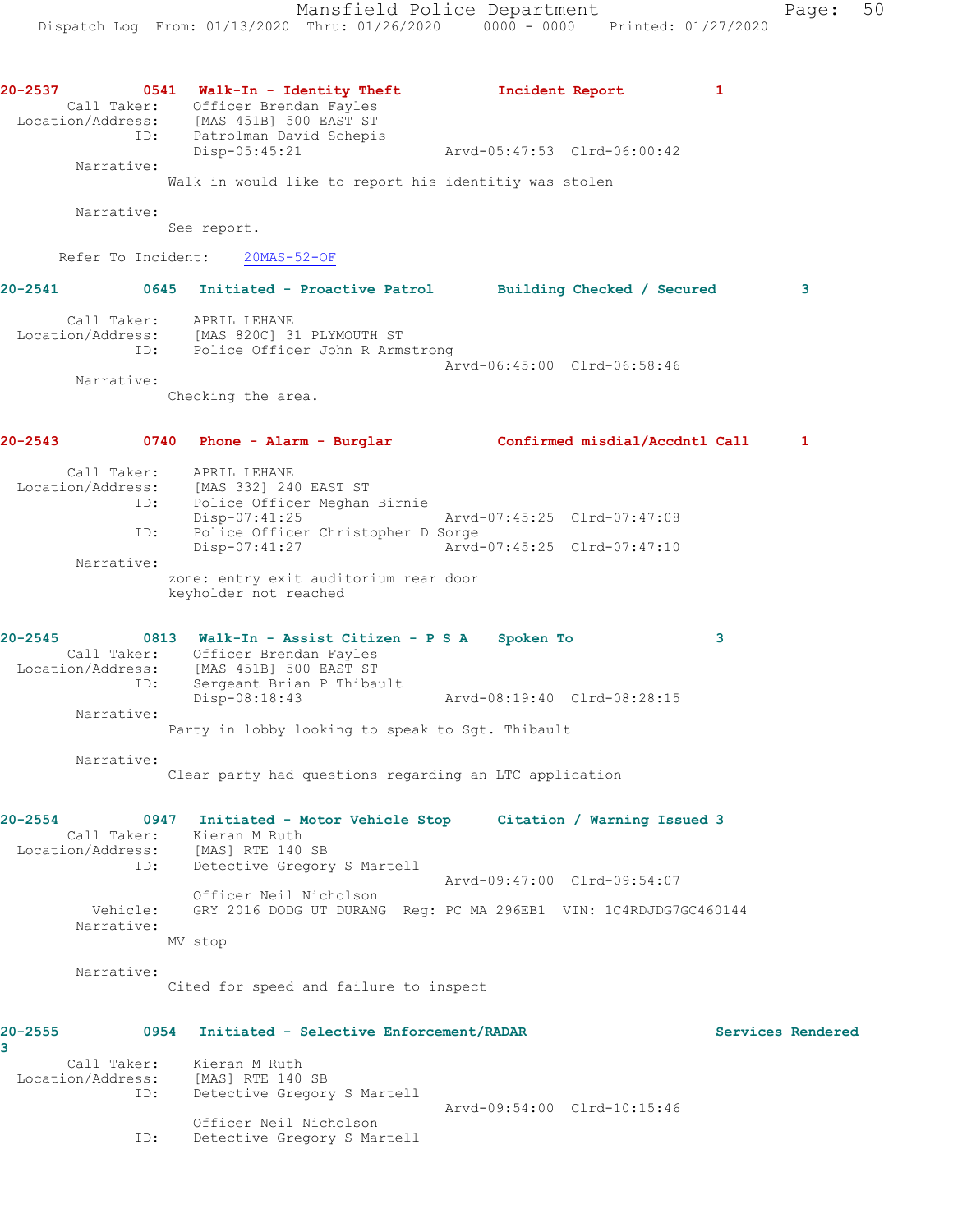**20-2537 0541 Walk-In - Identity Theft — Incident Report — 1**

```
       Call Taker:    Officer Brendan Fayles
  Location/Address:   [MAS 451B] 500 EAST ST
               ID:    Patrolman David Schepis
                      Disp-05:45:21               Arvd-05:47:53  Clrd-06:00:42
        Narrative: 
              Walk in would like to report his identitiy was stolen

        Narrative: 
              See report.

      Refer To Incident:    20MAS-52-OF
```

**20-2541 0645 Initiated - Proactive Patrol — Building Checked / Secured — 3**

```
       Call Taker:    APRIL LEHANE
  Location/Address:   [MAS 820C] 31 PLYMOUTH ST
               ID:    Police Officer John R Armstrong
                                                  Arvd-06:45:00  Clrd-06:58:46
        Narrative: 
              Checking the area.
```

**20-2543 0740 Phone - Alarm - Burglar — Confirmed misdial/Accdntl Call — 1**

```
       Call Taker:    APRIL LEHANE
  Location/Address:   [MAS 332] 240 EAST ST
               ID:    Police Officer Meghan Birnie
                      Disp-07:41:25               Arvd-07:45:25  Clrd-07:47:08
               ID:    Police Officer Christopher D Sorge
                      Disp-07:41:27               Arvd-07:45:25  Clrd-07:47:10
        Narrative: 
              zone: entry exit auditorium rear door
              keyholder not reached
```

**20-2545 0813 Walk-In - Assist Citizen - P S A — Spoken To — 3**

```
       Call Taker:    Officer Brendan Fayles
  Location/Address:   [MAS 451B] 500 EAST ST
               ID:    Sergeant Brian P Thibault
                      Disp-08:18:43               Arvd-08:19:40  Clrd-08:28:15
        Narrative: 
              Party in lobby looking to speak to Sgt. Thibault

        Narrative: 
              Clear party had questions regarding an LTC application
```

**20-2554 0947 Initiated - Motor Vehicle Stop — Citation / Warning Issued 3**

```
       Call Taker:    Kieran M Ruth
  Location/Address:   [MAS] RTE 140 SB
               ID:    Detective Gregory S Martell
                                                  Arvd-09:47:00  Clrd-09:54:07
                      Officer Neil Nicholson
          Vehicle:    GRY 2016 DODG UT DURANG  Reg: PC MA 296EB1  VIN: 1C4RDJDG7GC460144
        Narrative: 
              MV stop

        Narrative: 
              Cited for speed and failure to inspect
```

**20-2555 0954 Initiated - Selective Enforcement/RADAR — Services Rendered 3**

```
       Call Taker:    Kieran M Ruth
  Location/Address:   [MAS] RTE 140 SB
               ID:    Detective Gregory S Martell
                                                  Arvd-09:54:00  Clrd-10:15:46
                      Officer Neil Nicholson
               ID:    Detective Gregory S Martell
```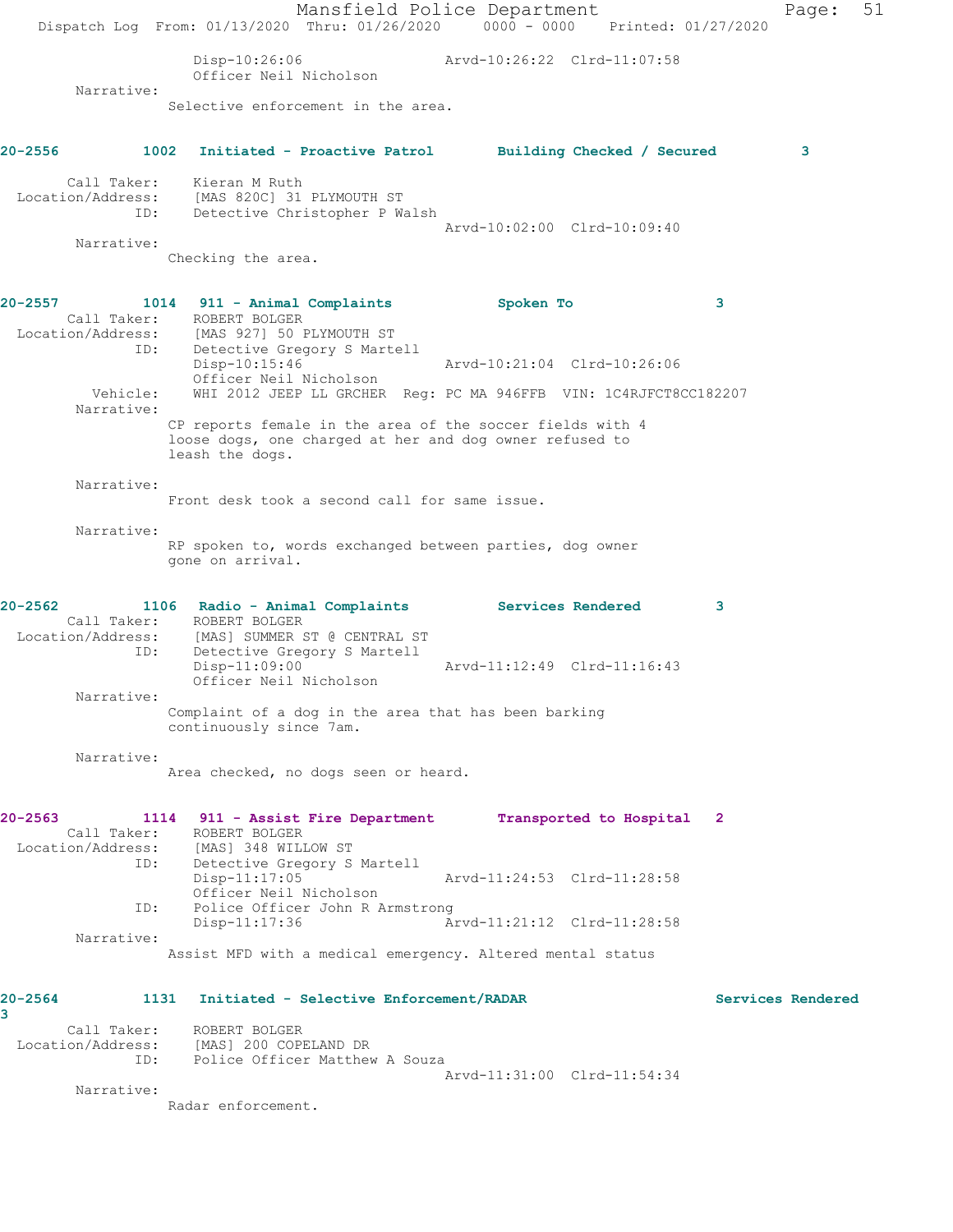Disp-10:26:06 Arvd-10:26:22 Clrd-11:07:58
Officer Neil Nicholson

Narrative:
Selective enforcement in the area.

**20-2556 1002 Initiated - Proactive Patrol Building Checked / Secured 3**

Call Taker: Kieran M Ruth
Location/Address: [MAS 820C] 31 PLYMOUTH ST
ID: Detective Christopher P Walsh
Arvd-10:02:00 Clrd-10:09:40

Narrative:
Checking the area.

**20-2557 1014 911 - Animal Complaints Spoken To 3**

Call Taker: ROBERT BOLGER
Location/Address: [MAS 927] 50 PLYMOUTH ST
ID: Detective Gregory S Martell
Disp-10:15:46 Arvd-10:21:04 Clrd-10:26:06
Officer Neil Nicholson
Vehicle: WHI 2012 JEEP LL GRCHER Reg: PC MA 946FFB VIN: 1C4RJFCT8CC182207

Narrative:
CP reports female in the area of the soccer fields with 4 loose dogs, one charged at her and dog owner refused to leash the dogs.

Narrative:
Front desk took a second call for same issue.

Narrative:
RP spoken to, words exchanged between parties, dog owner gone on arrival.

**20-2562 1106 Radio - Animal Complaints Services Rendered 3**

Call Taker: ROBERT BOLGER
Location/Address: [MAS] SUMMER ST @ CENTRAL ST
ID: Detective Gregory S Martell
Disp-11:09:00 Arvd-11:12:49 Clrd-11:16:43
Officer Neil Nicholson

Narrative:
Complaint of a dog in the area that has been barking continuously since 7am.

Narrative:
Area checked, no dogs seen or heard.

**20-2563 1114 911 - Assist Fire Department Transported to Hospital 2**

Call Taker: ROBERT BOLGER
Location/Address: [MAS] 348 WILLOW ST
ID: Detective Gregory S Martell
Disp-11:17:05 Arvd-11:24:53 Clrd-11:28:58
Officer Neil Nicholson
ID: Police Officer John R Armstrong
Disp-11:17:36 Arvd-11:21:12 Clrd-11:28:58

Narrative:
Assist MFD with a medical emergency. Altered mental status

**20-2564 1131 Initiated - Selective Enforcement/RADAR Services Rendered 3**

Call Taker: ROBERT BOLGER
Location/Address: [MAS] 200 COPELAND DR
ID: Police Officer Matthew A Souza
Arvd-11:31:00 Clrd-11:54:34

Narrative:
Radar enforcement.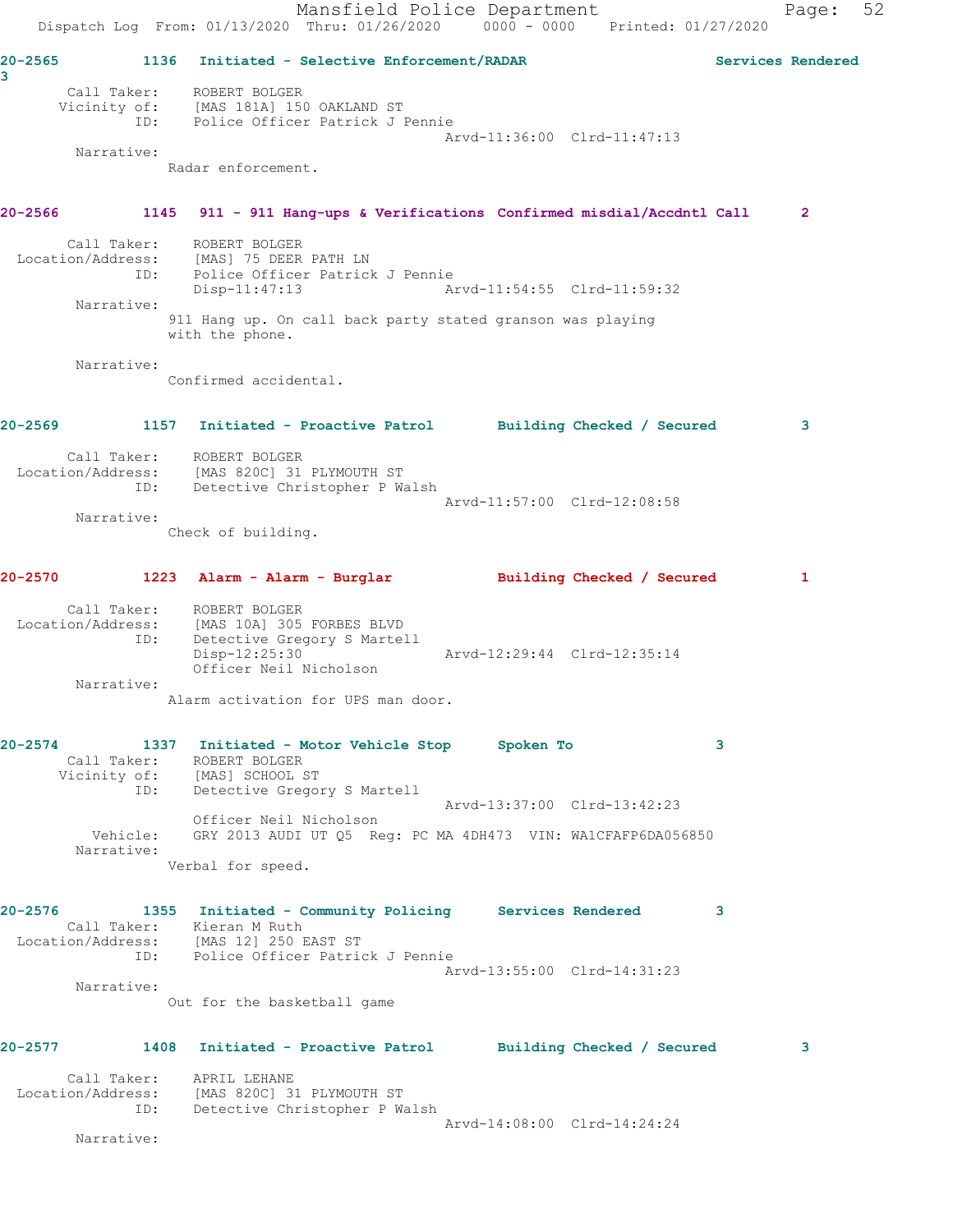20-2565 1136 Initiated - Selective Enforcement/RADAR Services Rendered 3

Call Taker: ROBERT BOLGER
Vicinity of: [MAS 181A] 150 OAKLAND ST
ID: Police Officer Patrick J Pennie
Arvd-11:36:00 Clrd-11:47:13

Narrative:
Radar enforcement.

20-2566 1145 911 - 911 Hang-ups & Verifications Confirmed misdial/Accdntl Call 2

Call Taker: ROBERT BOLGER
Location/Address: [MAS] 75 DEER PATH LN
ID: Police Officer Patrick J Pennie
Disp-11:47:13 Arvd-11:54:55 Clrd-11:59:32

Narrative:
911 Hang up. On call back party stated granson was playing with the phone.

Narrative:
Confirmed accidental.

20-2569 1157 Initiated - Proactive Patrol Building Checked / Secured 3

Call Taker: ROBERT BOLGER
Location/Address: [MAS 820C] 31 PLYMOUTH ST
ID: Detective Christopher P Walsh
Arvd-11:57:00 Clrd-12:08:58

Narrative:
Check of building.

20-2570 1223 Alarm - Alarm - Burglar Building Checked / Secured 1

Call Taker: ROBERT BOLGER
Location/Address: [MAS 10A] 305 FORBES BLVD
ID: Detective Gregory S Martell
Disp-12:25:30 Arvd-12:29:44 Clrd-12:35:14
Officer Neil Nicholson

Narrative:
Alarm activation for UPS man door.

20-2574 1337 Initiated - Motor Vehicle Stop Spoken To 3

Call Taker: ROBERT BOLGER
Vicinity of: [MAS] SCHOOL ST
ID: Detective Gregory S Martell
Arvd-13:37:00 Clrd-13:42:23
Officer Neil Nicholson
Vehicle: GRY 2013 AUDI UT Q5 Reg: PC MA 4DH473 VIN: WA1CFAFP6DA056850

Narrative:
Verbal for speed.

20-2576 1355 Initiated - Community Policing Services Rendered 3

Call Taker: Kieran M Ruth
Location/Address: [MAS 12] 250 EAST ST
ID: Police Officer Patrick J Pennie
Arvd-13:55:00 Clrd-14:31:23

Narrative:
Out for the basketball game

20-2577 1408 Initiated - Proactive Patrol Building Checked / Secured 3

Call Taker: APRIL LEHANE
Location/Address: [MAS 820C] 31 PLYMOUTH ST
ID: Detective Christopher P Walsh
Arvd-14:08:00 Clrd-14:24:24

Narrative: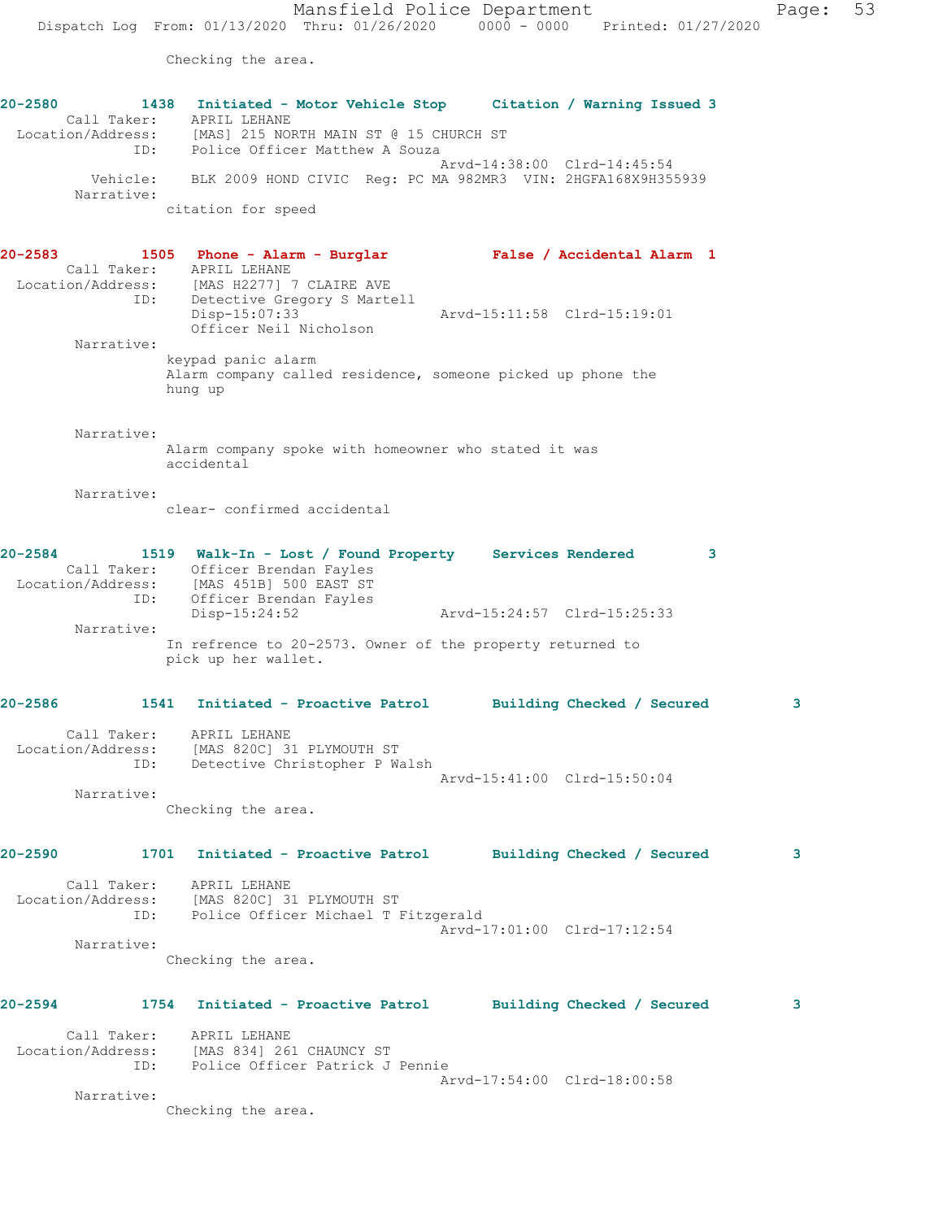Checking the area.

**20-2580 1438 Initiated - Motor Vehicle Stop Citation / Warning Issued 3**

Call Taker: APRIL LEHANE
Location/Address: [MAS] 215 NORTH MAIN ST @ 15 CHURCH ST
ID: Police Officer Matthew A Souza
Arvd-14:38:00 Clrd-14:45:54
Vehicle: BLK 2009 HOND CIVIC Reg: PC MA 982MR3 VIN: 2HGFA168X9H355939
Narrative:
citation for speed

**20-2583 1505 Phone - Alarm - Burglar False / Accidental Alarm 1**

Call Taker: APRIL LEHANE
Location/Address: [MAS H2277] 7 CLAIRE AVE
ID: Detective Gregory S Martell
Disp-15:07:33 Arvd-15:11:58 Clrd-15:19:01
Officer Neil Nicholson
Narrative:
keypad panic alarm
Alarm company called residence, someone picked up phone the hung up

Narrative:
Alarm company spoke with homeowner who stated it was accidental

Narrative:
clear- confirmed accidental

**20-2584 1519 Walk-In - Lost / Found Property Services Rendered 3**

Call Taker: Officer Brendan Fayles
Location/Address: [MAS 451B] 500 EAST ST
ID: Officer Brendan Fayles
Disp-15:24:52 Arvd-15:24:57 Clrd-15:25:33
Narrative:
In refrence to 20-2573. Owner of the property returned to pick up her wallet.

**20-2586 1541 Initiated - Proactive Patrol Building Checked / Secured 3**

Call Taker: APRIL LEHANE
Location/Address: [MAS 820C] 31 PLYMOUTH ST
ID: Detective Christopher P Walsh
Arvd-15:41:00 Clrd-15:50:04
Narrative:
Checking the area.

**20-2590 1701 Initiated - Proactive Patrol Building Checked / Secured 3**

Call Taker: APRIL LEHANE
Location/Address: [MAS 820C] 31 PLYMOUTH ST
ID: Police Officer Michael T Fitzgerald
Arvd-17:01:00 Clrd-17:12:54
Narrative:
Checking the area.

**20-2594 1754 Initiated - Proactive Patrol Building Checked / Secured 3**

Call Taker: APRIL LEHANE
Location/Address: [MAS 834] 261 CHAUNCY ST
ID: Police Officer Patrick J Pennie
Arvd-17:54:00 Clrd-18:00:58
Narrative:
Checking the area.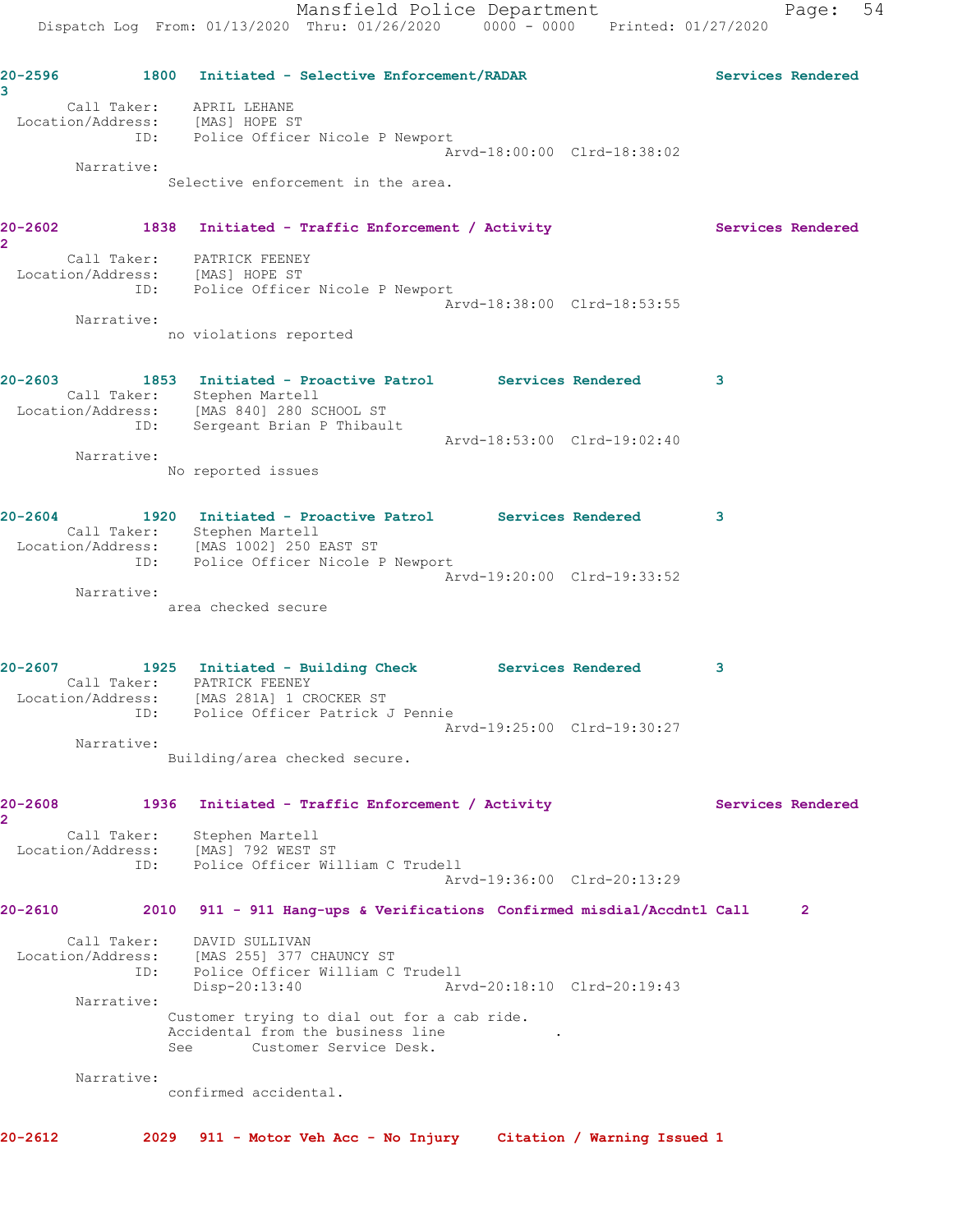**20-2596** 1800 **Initiated - Selective Enforcement/RADAR** **Services Rendered 3**

Call Taker: APRIL LEHANE
Location/Address: [MAS] HOPE ST
ID: Police Officer Nicole P Newport
Arvd-18:00:00 Clrd-18:38:02
Narrative:
Selective enforcement in the area.

**20-2602** 1838 **Initiated - Traffic Enforcement / Activity** **Services Rendered 2**

Call Taker: PATRICK FEENEY
Location/Address: [MAS] HOPE ST
ID: Police Officer Nicole P Newport
Arvd-18:38:00 Clrd-18:53:55
Narrative:
no violations reported

**20-2603** 1853 **Initiated - Proactive Patrol** **Services Rendered 3**

Call Taker: Stephen Martell
Location/Address: [MAS 840] 280 SCHOOL ST
ID: Sergeant Brian P Thibault
Arvd-18:53:00 Clrd-19:02:40
Narrative:
No reported issues

**20-2604** 1920 **Initiated - Proactive Patrol** **Services Rendered 3**

Call Taker: Stephen Martell
Location/Address: [MAS 1002] 250 EAST ST
ID: Police Officer Nicole P Newport
Arvd-19:20:00 Clrd-19:33:52
Narrative:
area checked secure

**20-2607** 1925 **Initiated - Building Check** **Services Rendered 3**

Call Taker: PATRICK FEENEY
Location/Address: [MAS 281A] 1 CROCKER ST
ID: Police Officer Patrick J Pennie
Arvd-19:25:00 Clrd-19:30:27
Narrative:
Building/area checked secure.

**20-2608** 1936 **Initiated - Traffic Enforcement / Activity** **Services Rendered 2**

Call Taker: Stephen Martell
Location/Address: [MAS] 792 WEST ST
ID: Police Officer William C Trudell
Arvd-19:36:00 Clrd-20:13:29

**20-2610** 2010 **911 - 911 Hang-ups & Verifications** **Confirmed misdial/Accdntl Call 2**

Call Taker: DAVID SULLIVAN
Location/Address: [MAS 255] 377 CHAUNCY ST
ID: Police Officer William C Trudell
Disp-20:13:40 Arvd-20:18:10 Clrd-20:19:43
Narrative:
Customer trying to dial out for a cab ride.
Accidental from the business line .
See Customer Service Desk.

Narrative:
confirmed accidental.

**20-2612** 2029 **911 - Motor Veh Acc - No Injury** **Citation / Warning Issued 1**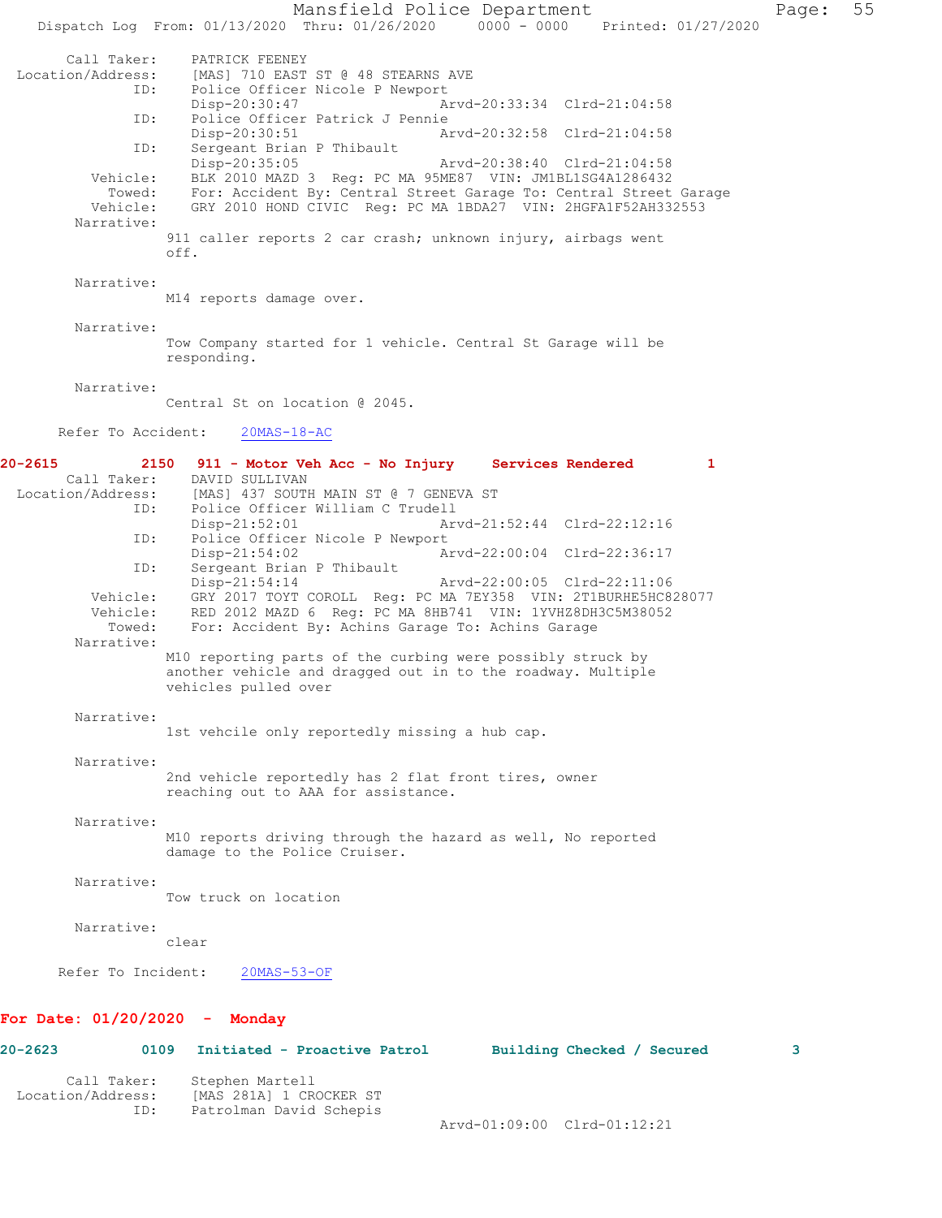Call Taker: PATRICK FEENEY
Location/Address: [MAS] 710 EAST ST @ 48 STEARNS AVE
ID: Police Officer Nicole P Newport
Disp-20:30:47 Arvd-20:33:34 Clrd-21:04:58
ID: Police Officer Patrick J Pennie
Disp-20:30:51 Arvd-20:32:58 Clrd-21:04:58
ID: Sergeant Brian P Thibault
Disp-20:35:05 Arvd-20:38:40 Clrd-21:04:58
Vehicle: BLK 2010 MAZD 3 Reg: PC MA 95ME87 VIN: JM1BL1SG4A1286432
Towed: For: Accident By: Central Street Garage To: Central Street Garage
Vehicle: GRY 2010 HOND CIVIC Reg: PC MA 1BDA27 VIN: 2HGFA1F52AH332553
Narrative:
911 caller reports 2 car crash; unknown injury, airbags went off.

Narrative:
M14 reports damage over.

Narrative:
Tow Company started for 1 vehicle. Central St Garage will be responding.

Narrative:
Central St on location @ 2045.

Refer To Accident: 20MAS-18-AC

**20-2615 2150 911 - Motor Veh Acc - No Injury Services Rendered 1**

Call Taker: DAVID SULLIVAN
Location/Address: [MAS] 437 SOUTH MAIN ST @ 7 GENEVA ST
ID: Police Officer William C Trudell
Disp-21:52:01 Arvd-21:52:44 Clrd-22:12:16
ID: Police Officer Nicole P Newport
Disp-21:54:02 Arvd-22:00:04 Clrd-22:36:17
ID: Sergeant Brian P Thibault
Disp-21:54:14 Arvd-22:00:05 Clrd-22:11:06
Vehicle: GRY 2017 TOYT COROLL Reg: PC MA 7EY358 VIN: 2T1BURHE5HC828077
Vehicle: RED 2012 MAZD 6 Reg: PC MA 8HB741 VIN: 1YVHZ8DH3C5M38052
Towed: For: Accident By: Achins Garage To: Achins Garage
Narrative:
M10 reporting parts of the curbing were possibly struck by another vehicle and dragged out in to the roadway. Multiple vehicles pulled over

Narrative:
1st vehcile only reportedly missing a hub cap.

Narrative:
2nd vehicle reportedly has 2 flat front tires, owner reaching out to AAA for assistance.

Narrative:
M10 reports driving through the hazard as well, No reported damage to the Police Cruiser.

Narrative:
Tow truck on location

Narrative:
clear

Refer To Incident: 20MAS-53-OF

## For Date: 01/20/2020 - Monday

**20-2623 0109 Initiated - Proactive Patrol Building Checked / Secured 3**

Call Taker: Stephen Martell
Location/Address: [MAS 281A] 1 CROCKER ST
ID: Patrolman David Schepis
Arvd-01:09:00 Clrd-01:12:21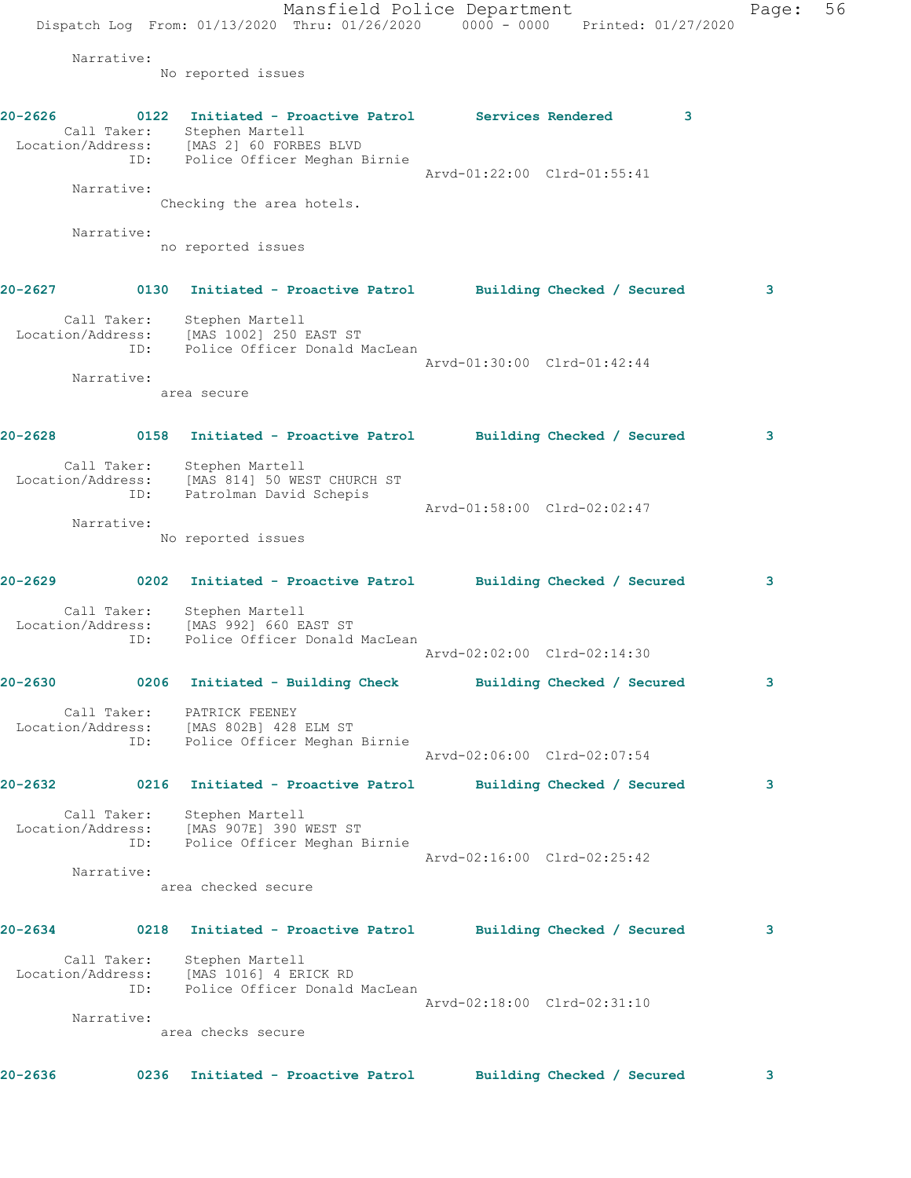Narrative:
No reported issues

**20-2626** 0122 Initiated - Proactive Patrol Services Rendered 3
Call Taker: Stephen Martell
Location/Address: [MAS 2] 60 FORBES BLVD
ID: Police Officer Meghan Birnie
Arvd-01:22:00 Clrd-01:55:41
Narrative:
Checking the area hotels.

Narrative:
no reported issues

**20-2627** 0130 Initiated - Proactive Patrol Building Checked / Secured 3
Call Taker: Stephen Martell
Location/Address: [MAS 1002] 250 EAST ST
ID: Police Officer Donald MacLean
Arvd-01:30:00 Clrd-01:42:44
Narrative:
area secure

**20-2628** 0158 Initiated - Proactive Patrol Building Checked / Secured 3
Call Taker: Stephen Martell
Location/Address: [MAS 814] 50 WEST CHURCH ST
ID: Patrolman David Schepis
Arvd-01:58:00 Clrd-02:02:47
Narrative:
No reported issues

**20-2629** 0202 Initiated - Proactive Patrol Building Checked / Secured 3
Call Taker: Stephen Martell
Location/Address: [MAS 992] 660 EAST ST
ID: Police Officer Donald MacLean
Arvd-02:02:00 Clrd-02:14:30

**20-2630** 0206 Initiated - Building Check Building Checked / Secured 3
Call Taker: PATRICK FEENEY
Location/Address: [MAS 802B] 428 ELM ST
ID: Police Officer Meghan Birnie
Arvd-02:06:00 Clrd-02:07:54

**20-2632** 0216 Initiated - Proactive Patrol Building Checked / Secured 3
Call Taker: Stephen Martell
Location/Address: [MAS 907E] 390 WEST ST
ID: Police Officer Meghan Birnie
Arvd-02:16:00 Clrd-02:25:42
Narrative:
area checked secure

**20-2634** 0218 Initiated - Proactive Patrol Building Checked / Secured 3
Call Taker: Stephen Martell
Location/Address: [MAS 1016] 4 ERICK RD
ID: Police Officer Donald MacLean
Arvd-02:18:00 Clrd-02:31:10
Narrative:
area checks secure

**20-2636** 0236 Initiated - Proactive Patrol Building Checked / Secured 3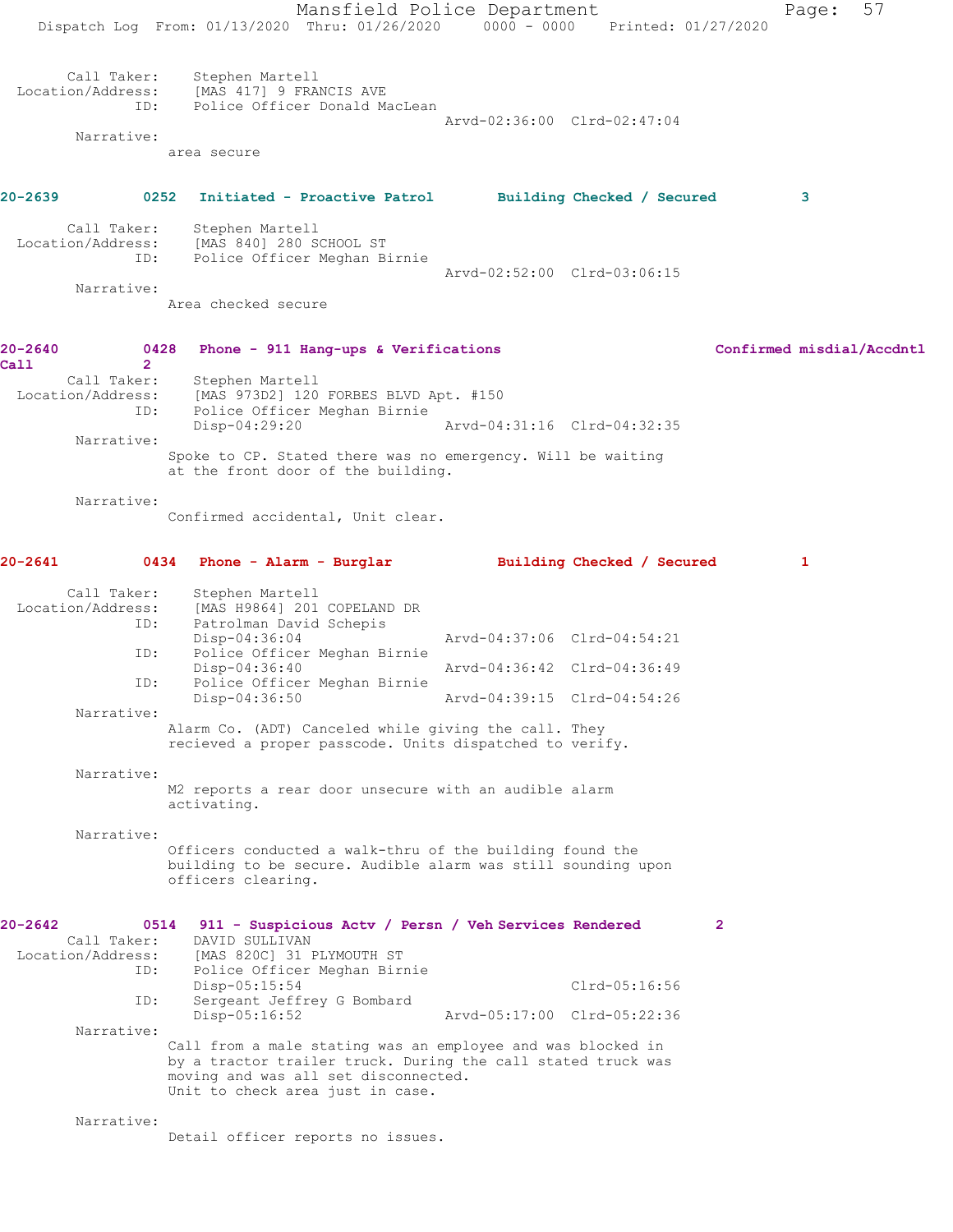Call Taker: Stephen Martell
Location/Address: [MAS 417] 9 FRANCIS AVE
ID: Police Officer Donald MacLean
Arvd-02:36:00 Clrd-02:47:04

Narrative:
area secure

**20-2639 0252 Initiated - Proactive Patrol Building Checked / Secured 3**

Call Taker: Stephen Martell
Location/Address: [MAS 840] 280 SCHOOL ST
ID: Police Officer Meghan Birnie
Arvd-02:52:00 Clrd-03:06:15

Narrative:
Area checked secure

**20-2640 0428 Phone - 911 Hang-ups & Verifications Confirmed misdial/Accdntl Call 2**

Call Taker: Stephen Martell
Location/Address: [MAS 973D2] 120 FORBES BLVD Apt. #150
ID: Police Officer Meghan Birnie
Disp-04:29:20 Arvd-04:31:16 Clrd-04:32:35

Narrative:
Spoke to CP. Stated there was no emergency. Will be waiting at the front door of the building.

Narrative:
Confirmed accidental, Unit clear.

**20-2641 0434 Phone - Alarm - Burglar Building Checked / Secured 1**

Call Taker: Stephen Martell
Location/Address: [MAS H9864] 201 COPELAND DR
ID: Patrolman David Schepis
Disp-04:36:04 Arvd-04:37:06 Clrd-04:54:21
ID: Police Officer Meghan Birnie
Disp-04:36:40 Arvd-04:36:42 Clrd-04:36:49
ID: Police Officer Meghan Birnie
Disp-04:36:50 Arvd-04:39:15 Clrd-04:54:26

Narrative:
Alarm Co. (ADT) Canceled while giving the call. They recieved a proper passcode. Units dispatched to verify.

Narrative:
M2 reports a rear door unsecure with an audible alarm activating.

Narrative:
Officers conducted a walk-thru of the building found the building to be secure. Audible alarm was still sounding upon officers clearing.

**20-2642 0514 911 - Suspicious Actv / Persn / Veh Services Rendered 2**

Call Taker: DAVID SULLIVAN
Location/Address: [MAS 820C] 31 PLYMOUTH ST
ID: Police Officer Meghan Birnie
Disp-05:15:54 Clrd-05:16:56
ID: Sergeant Jeffrey G Bombard
Disp-05:16:52 Arvd-05:17:00 Clrd-05:22:36

Narrative:
Call from a male stating was an employee and was blocked in by a tractor trailer truck. During the call stated truck was moving and was all set disconnected.
Unit to check area just in case.

Narrative:
Detail officer reports no issues.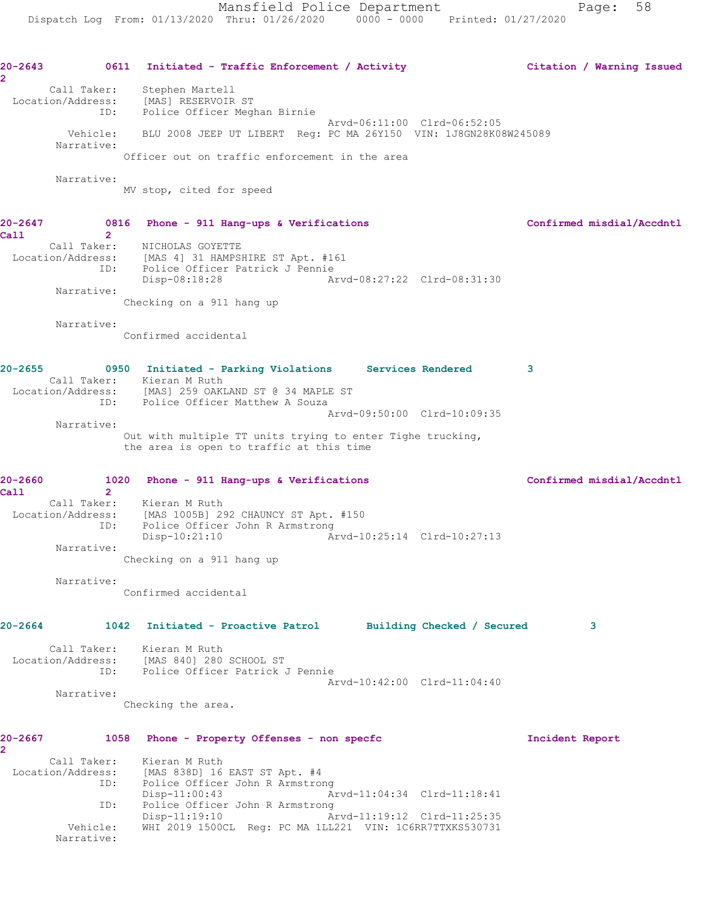**20-2643** 0611 **Initiated - Traffic Enforcement / Activity** **Citation / Warning Issued** 2

Call Taker: Stephen Martell
Location/Address: [MAS] RESERVOIR ST
ID: Police Officer Meghan Birnie
Arvd-06:11:00 Clrd-06:52:05
Vehicle: BLU 2008 JEEP UT LIBERT Reg: PC MA 26Y150 VIN: 1J8GN28K08W245089
Narrative:
Officer out on traffic enforcement in the area

Narrative:
MV stop, cited for speed

**20-2647** 0816 **Phone - 911 Hang-ups & Verifications** **Confirmed misdial/Accdntl Call** 2

Call Taker: NICHOLAS GOYETTE
Location/Address: [MAS 4] 31 HAMPSHIRE ST Apt. #161
ID: Police Officer Patrick J Pennie
Disp-08:18:28 Arvd-08:27:22 Clrd-08:31:30
Narrative:
Checking on a 911 hang up

Narrative:
Confirmed accidental

**20-2655** 0950 **Initiated - Parking Violations** **Services Rendered** 3

Call Taker: Kieran M Ruth
Location/Address: [MAS] 259 OAKLAND ST @ 34 MAPLE ST
ID: Police Officer Matthew A Souza
Arvd-09:50:00 Clrd-10:09:35
Narrative:
Out with multiple TT units trying to enter Tighe trucking, the area is open to traffic at this time

**20-2660** 1020 **Phone - 911 Hang-ups & Verifications** **Confirmed misdial/Accdntl Call** 2

Call Taker: Kieran M Ruth
Location/Address: [MAS 1005B] 292 CHAUNCY ST Apt. #150
ID: Police Officer John R Armstrong
Disp-10:21:10 Arvd-10:25:14 Clrd-10:27:13
Narrative:
Checking on a 911 hang up

Narrative:
Confirmed accidental

**20-2664** 1042 **Initiated - Proactive Patrol** **Building Checked / Secured** 3

Call Taker: Kieran M Ruth
Location/Address: [MAS 840] 280 SCHOOL ST
ID: Police Officer Patrick J Pennie
Arvd-10:42:00 Clrd-11:04:40
Narrative:
Checking the area.

**20-2667** 1058 **Phone - Property Offenses - non specfc** **Incident Report** 2

Call Taker: Kieran M Ruth
Location/Address: [MAS 838D] 16 EAST ST Apt. #4
ID: Police Officer John R Armstrong
Disp-11:00:43 Arvd-11:04:34 Clrd-11:18:41
ID: Police Officer John R Armstrong
Disp-11:19:10 Arvd-11:19:12 Clrd-11:25:35
Vehicle: WHI 2019 1500CL Reg: PC MA 1LL221 VIN: 1C6RR7TTXKS530731
Narrative: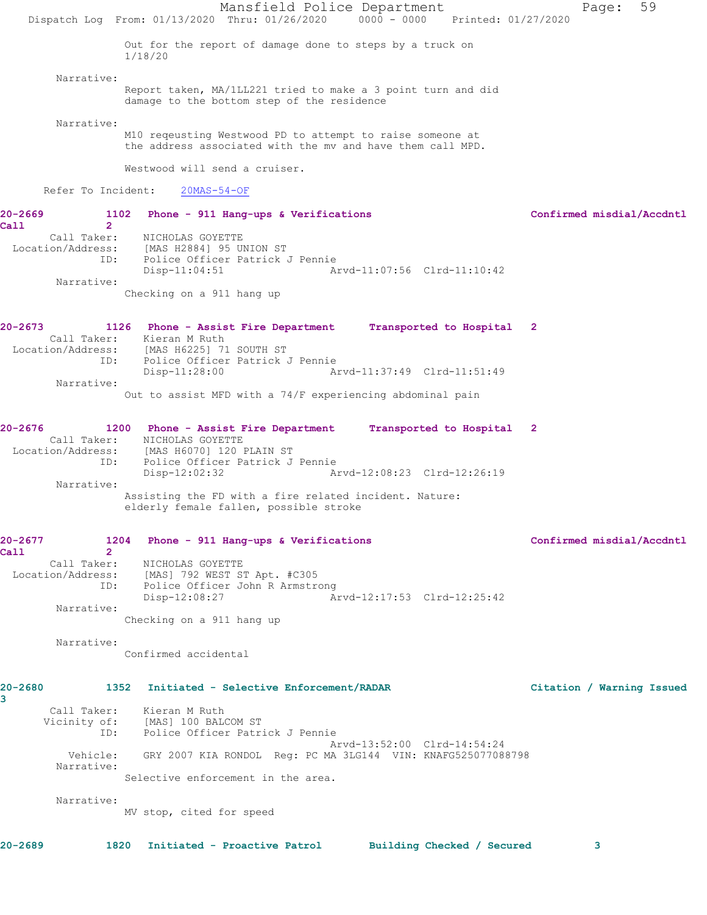Out for the report of damage done to steps by a truck on 1/18/20

Narrative:
Report taken, MA/1LL221 tried to make a 3 point turn and did damage to the bottom step of the residence

Narrative:
M10 reqeusting Westwood PD to attempt to raise someone at the address associated with the mv and have them call MPD.

Westwood will send a cruiser.

Refer To Incident: 20MAS-54-OF

**20-2669** 1102 Phone - 911 Hang-ups & Verifications — Confirmed misdial/Accdntl Call 2

Call Taker: NICHOLAS GOYETTE
Location/Address: [MAS H2884] 95 UNION ST
ID: Police Officer Patrick J Pennie
Disp-11:04:51 Arvd-11:07:56 Clrd-11:10:42

Narrative:
Checking on a 911 hang up

**20-2673** 1126 Phone - Assist Fire Department — Transported to Hospital 2

Call Taker: Kieran M Ruth
Location/Address: [MAS H6225] 71 SOUTH ST
ID: Police Officer Patrick J Pennie
Disp-11:28:00 Arvd-11:37:49 Clrd-11:51:49

Narrative:
Out to assist MFD with a 74/F experiencing abdominal pain

**20-2676** 1200 Phone - Assist Fire Department — Transported to Hospital 2

Call Taker: NICHOLAS GOYETTE
Location/Address: [MAS H6070] 120 PLAIN ST
ID: Police Officer Patrick J Pennie
Disp-12:02:32 Arvd-12:08:23 Clrd-12:26:19

Narrative:
Assisting the FD with a fire related incident. Nature: elderly female fallen, possible stroke

**20-2677** 1204 Phone - 911 Hang-ups & Verifications — Confirmed misdial/Accdntl Call 2

Call Taker: NICHOLAS GOYETTE
Location/Address: [MAS] 792 WEST ST Apt. #C305
ID: Police Officer John R Armstrong
Disp-12:08:27 Arvd-12:17:53 Clrd-12:25:42

Narrative:
Checking on a 911 hang up

Narrative:
Confirmed accidental

**20-2680** 1352 Initiated - Selective Enforcement/RADAR — Citation / Warning Issued 3

Call Taker: Kieran M Ruth
Vicinity of: [MAS] 100 BALCOM ST
ID: Police Officer Patrick J Pennie
Arvd-13:52:00 Clrd-14:54:24
Vehicle: GRY 2007 KIA RONDOL Reg: PC MA 3LG144 VIN: KNAFG525077088798

Narrative:
Selective enforcement in the area.

Narrative:
MV stop, cited for speed

**20-2689** 1820 Initiated - Proactive Patrol — Building Checked / Secured 3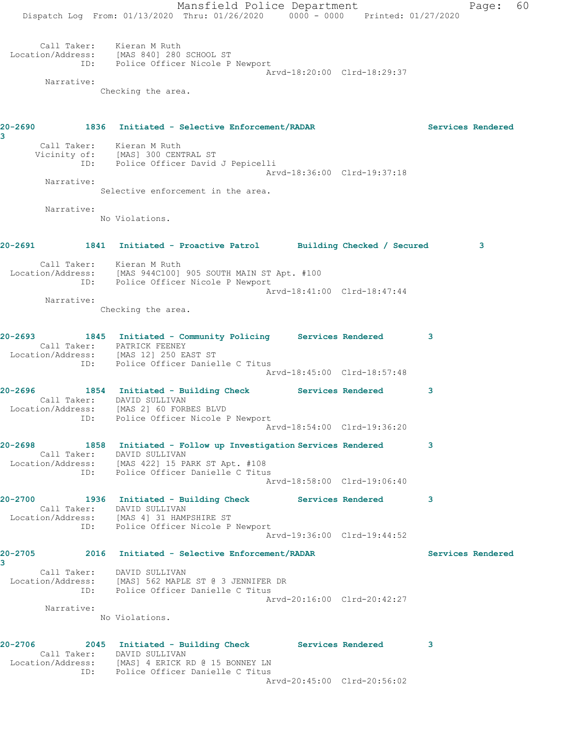```
 Call Taker:    Kieran M Ruth
 Location/Address:    [MAS 840] 280 SCHOOL ST
 ID:    Police Officer Nicole P Newport
 Arvd-18:20:00  Clrd-18:29:37
 Narrative:
 Checking the area.

20-2690         1836  Initiated - Selective Enforcement/RADAR                    Services Rendered
3
 Call Taker:    Kieran M Ruth
 Vicinity of:    [MAS] 300 CENTRAL ST
 ID:    Police Officer David J Pepicelli
 Arvd-18:36:00  Clrd-19:37:18
 Narrative:
 Selective enforcement in the area.

 Narrative:
 No Violations.

20-2691         1841  Initiated - Proactive Patrol       Building Checked / Secured         3

 Call Taker:    Kieran M Ruth
 Location/Address:    [MAS 944C100] 905 SOUTH MAIN ST Apt. #100
 ID:    Police Officer Nicole P Newport
 Arvd-18:41:00  Clrd-18:47:44
 Narrative:
 Checking the area.

20-2693         1845  Initiated - Community Policing     Services Rendered        3
 Call Taker:    PATRICK FEENEY
 Location/Address:    [MAS 12] 250 EAST ST
 ID:    Police Officer Danielle C Titus
 Arvd-18:45:00  Clrd-18:57:48

20-2696         1854  Initiated - Building Check         Services Rendered        3
 Call Taker:    DAVID SULLIVAN
 Location/Address:    [MAS 2] 60 FORBES BLVD
 ID:    Police Officer Nicole P Newport
 Arvd-18:54:00  Clrd-19:36:20

20-2698         1858  Initiated - Follow up Investigation Services Rendered        3
 Call Taker:    DAVID SULLIVAN
 Location/Address:    [MAS 422] 15 PARK ST Apt. #108
 ID:    Police Officer Danielle C Titus
 Arvd-18:58:00  Clrd-19:06:40

20-2700         1936  Initiated - Building Check         Services Rendered        3
 Call Taker:    DAVID SULLIVAN
 Location/Address:    [MAS 4] 31 HAMPSHIRE ST
 ID:    Police Officer Nicole P Newport
 Arvd-19:36:00  Clrd-19:44:52

20-2705         2016  Initiated - Selective Enforcement/RADAR                    Services Rendered
3
 Call Taker:    DAVID SULLIVAN
 Location/Address:    [MAS] 562 MAPLE ST @ 3 JENNIFER DR
 ID:    Police Officer Danielle C Titus
 Arvd-20:16:00  Clrd-20:42:27
 Narrative:
 No Violations.

20-2706         2045  Initiated - Building Check         Services Rendered        3
 Call Taker:    DAVID SULLIVAN
 Location/Address:    [MAS] 4 ERICK RD @ 15 BONNEY LN
 ID:    Police Officer Danielle C Titus
 Arvd-20:45:00  Clrd-20:56:02
```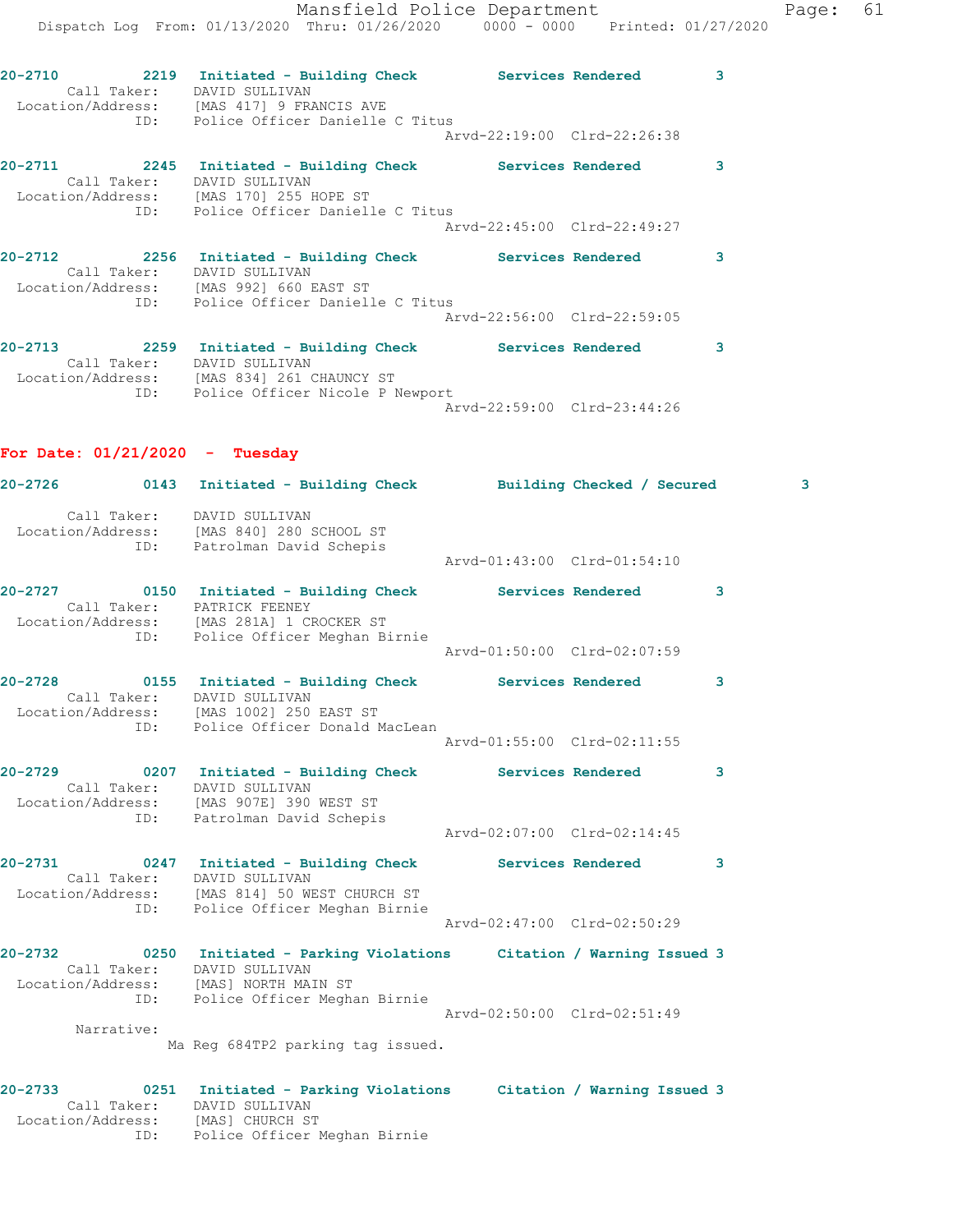20-2710 2219 Initiated - Building Check Services Rendered 3
Call Taker: DAVID SULLIVAN
Location/Address: [MAS 417] 9 FRANCIS AVE
ID: Police Officer Danielle C Titus
Arvd-22:19:00 Clrd-22:26:38

20-2711 2245 Initiated - Building Check Services Rendered 3
Call Taker: DAVID SULLIVAN
Location/Address: [MAS 170] 255 HOPE ST
ID: Police Officer Danielle C Titus
Arvd-22:45:00 Clrd-22:49:27

20-2712 2256 Initiated - Building Check Services Rendered 3
Call Taker: DAVID SULLIVAN
Location/Address: [MAS 992] 660 EAST ST
ID: Police Officer Danielle C Titus
Arvd-22:56:00 Clrd-22:59:05

20-2713 2259 Initiated - Building Check Services Rendered 3
Call Taker: DAVID SULLIVAN
Location/Address: [MAS 834] 261 CHAUNCY ST
ID: Police Officer Nicole P Newport
Arvd-22:59:00 Clrd-23:44:26

**For Date: 01/21/2020 - Tuesday**

20-2726 0143 Initiated - Building Check Building Checked / Secured 3
Call Taker: DAVID SULLIVAN
Location/Address: [MAS 840] 280 SCHOOL ST
ID: Patrolman David Schepis
Arvd-01:43:00 Clrd-01:54:10

20-2727 0150 Initiated - Building Check Services Rendered 3
Call Taker: PATRICK FEENEY
Location/Address: [MAS 281A] 1 CROCKER ST
ID: Police Officer Meghan Birnie
Arvd-01:50:00 Clrd-02:07:59

20-2728 0155 Initiated - Building Check Services Rendered 3
Call Taker: DAVID SULLIVAN
Location/Address: [MAS 1002] 250 EAST ST
ID: Police Officer Donald MacLean
Arvd-01:55:00 Clrd-02:11:55

20-2729 0207 Initiated - Building Check Services Rendered 3
Call Taker: DAVID SULLIVAN
Location/Address: [MAS 907E] 390 WEST ST
ID: Patrolman David Schepis
Arvd-02:07:00 Clrd-02:14:45

20-2731 0247 Initiated - Building Check Services Rendered 3
Call Taker: DAVID SULLIVAN
Location/Address: [MAS 814] 50 WEST CHURCH ST
ID: Police Officer Meghan Birnie
Arvd-02:47:00 Clrd-02:50:29

20-2732 0250 Initiated - Parking Violations Citation / Warning Issued 3
Call Taker: DAVID SULLIVAN
Location/Address: [MAS] NORTH MAIN ST
ID: Police Officer Meghan Birnie
Arvd-02:50:00 Clrd-02:51:49
Narrative:
Ma Reg 684TP2 parking tag issued.

20-2733 0251 Initiated - Parking Violations Citation / Warning Issued 3
Call Taker: DAVID SULLIVAN
Location/Address: [MAS] CHURCH ST
ID: Police Officer Meghan Birnie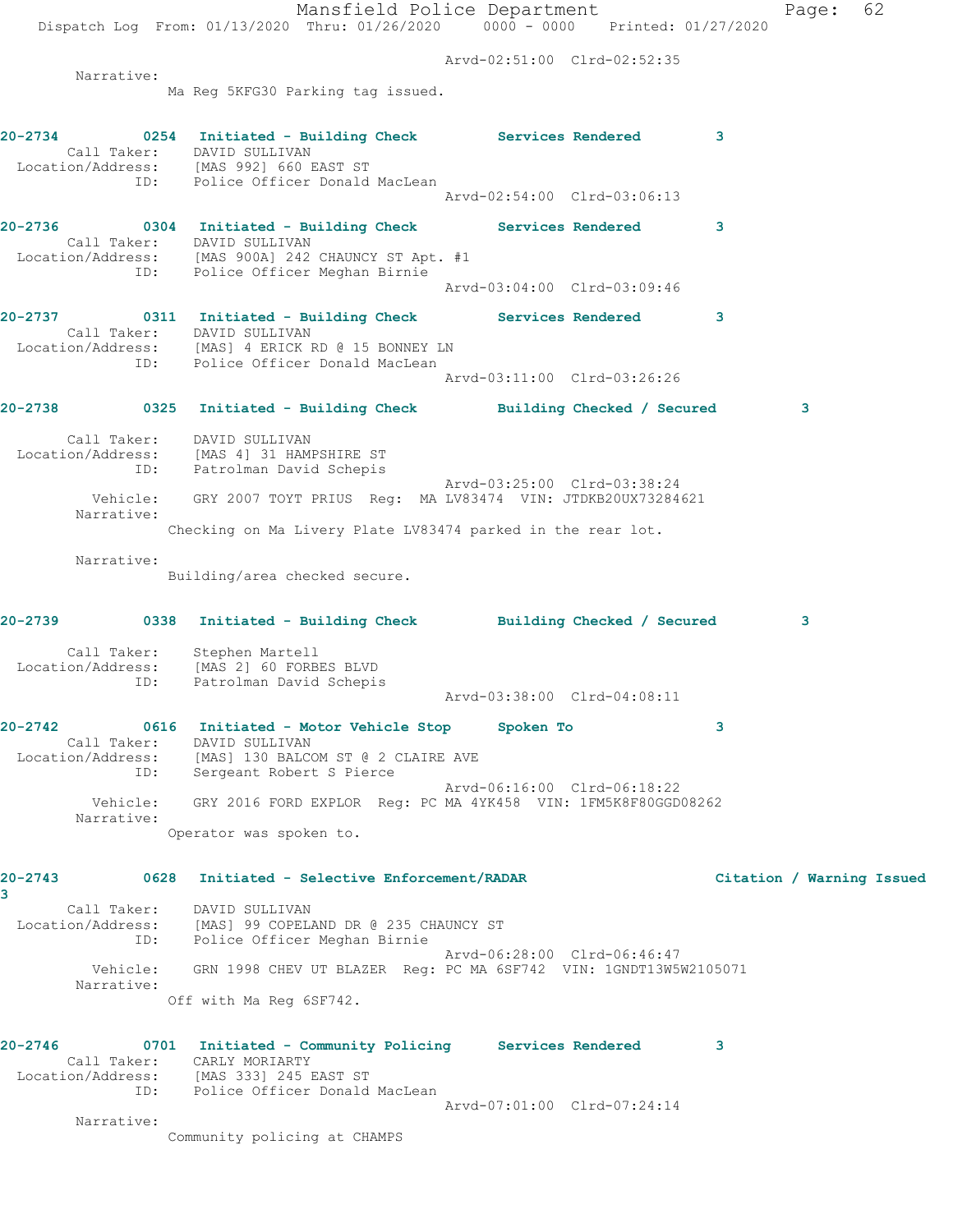Arvd-02:51:00 Clrd-02:52:35

Narrative:
Ma Reg 5KFG30 Parking tag issued.

**20-2734 0254 Initiated - Building Check Services Rendered 3**

Call Taker: DAVID SULLIVAN
Location/Address: [MAS 992] 660 EAST ST
ID: Police Officer Donald MacLean
Arvd-02:54:00 Clrd-03:06:13

**20-2736 0304 Initiated - Building Check Services Rendered 3**

Call Taker: DAVID SULLIVAN
Location/Address: [MAS 900A] 242 CHAUNCY ST Apt. #1
ID: Police Officer Meghan Birnie
Arvd-03:04:00 Clrd-03:09:46

**20-2737 0311 Initiated - Building Check Services Rendered 3**

Call Taker: DAVID SULLIVAN
Location/Address: [MAS] 4 ERICK RD @ 15 BONNEY LN
ID: Police Officer Donald MacLean
Arvd-03:11:00 Clrd-03:26:26

**20-2738 0325 Initiated - Building Check Building Checked / Secured 3**

Call Taker: DAVID SULLIVAN
Location/Address: [MAS 4] 31 HAMPSHIRE ST
ID: Patrolman David Schepis
Arvd-03:25:00 Clrd-03:38:24
Vehicle: GRY 2007 TOYT PRIUS Reg: MA LV83474 VIN: JTDKB20UX73284621

Narrative:
Checking on Ma Livery Plate LV83474 parked in the rear lot.

Narrative:
Building/area checked secure.

**20-2739 0338 Initiated - Building Check Building Checked / Secured 3**

Call Taker: Stephen Martell
Location/Address: [MAS 2] 60 FORBES BLVD
ID: Patrolman David Schepis
Arvd-03:38:00 Clrd-04:08:11

**20-2742 0616 Initiated - Motor Vehicle Stop Spoken To 3**

Call Taker: DAVID SULLIVAN
Location/Address: [MAS] 130 BALCOM ST @ 2 CLAIRE AVE
ID: Sergeant Robert S Pierce
Arvd-06:16:00 Clrd-06:18:22
Vehicle: GRY 2016 FORD EXPLOR Reg: PC MA 4YK458 VIN: 1FM5K8F80GGD08262

Narrative:
Operator was spoken to.

**20-2743 0628 Initiated - Selective Enforcement/RADAR Citation / Warning Issued 3**

Call Taker: DAVID SULLIVAN
Location/Address: [MAS] 99 COPELAND DR @ 235 CHAUNCY ST
ID: Police Officer Meghan Birnie
Arvd-06:28:00 Clrd-06:46:47
Vehicle: GRN 1998 CHEV UT BLAZER Reg: PC MA 6SF742 VIN: 1GNDT13W5W2105071

Narrative:
Off with Ma Reg 6SF742.

**20-2746 0701 Initiated - Community Policing Services Rendered 3**

Call Taker: CARLY MORIARTY
Location/Address: [MAS 333] 245 EAST ST
ID: Police Officer Donald MacLean
Arvd-07:01:00 Clrd-07:24:14

Narrative:
Community policing at CHAMPS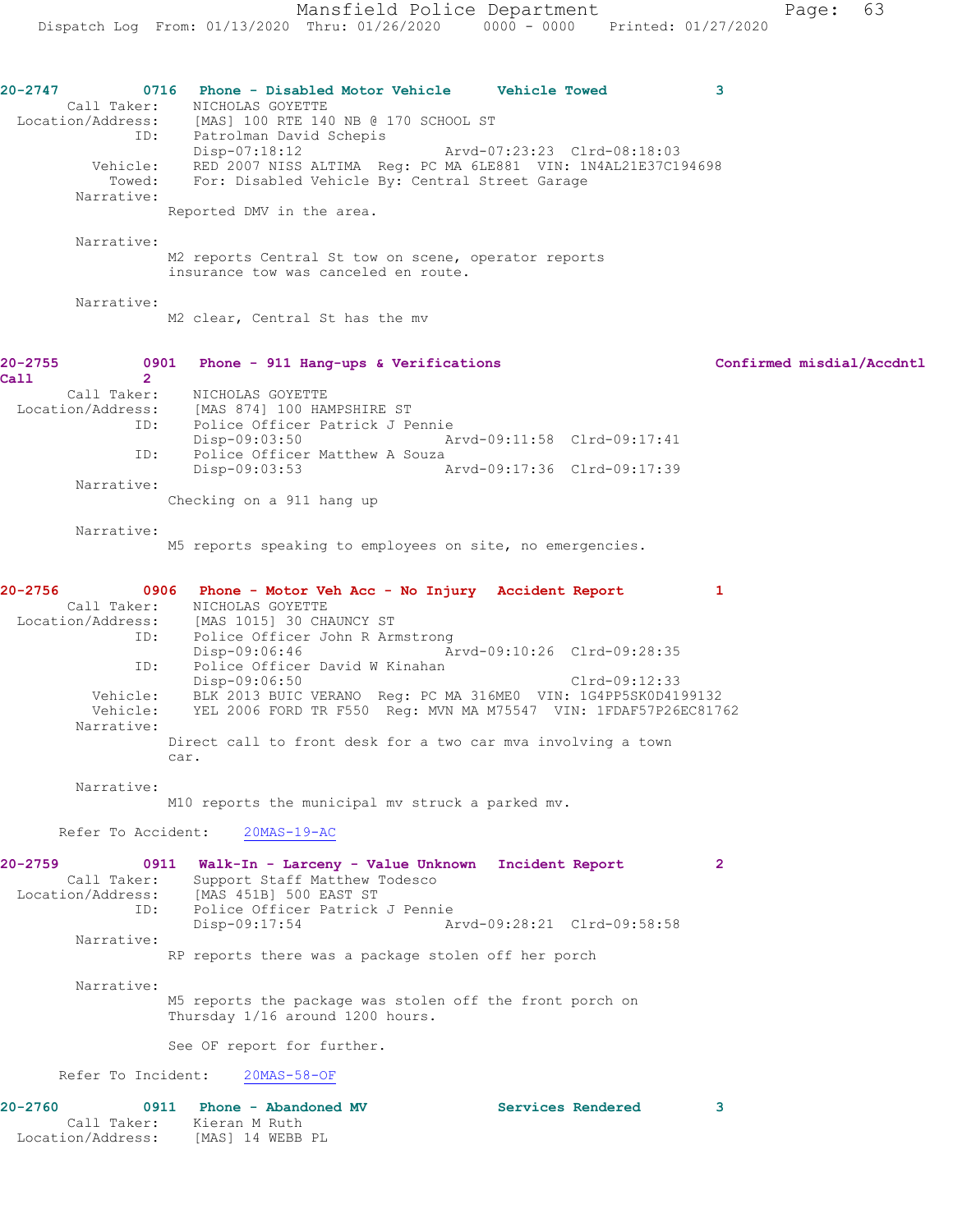**20-2747** 0716 **Phone - Disabled Motor Vehicle** **Vehicle Towed** 3

Call Taker: NICHOLAS GOYETTE
Location/Address: [MAS] 100 RTE 140 NB @ 170 SCHOOL ST
ID: Patrolman David Schepis
Disp-07:18:12 Arvd-07:23:23 Clrd-08:18:03
Vehicle: RED 2007 NISS ALTIMA Reg: PC MA 6LE881 VIN: 1N4AL21E37C194698
Towed: For: Disabled Vehicle By: Central Street Garage

Narrative:
Reported DMV in the area.

Narrative:
M2 reports Central St tow on scene, operator reports insurance tow was canceled en route.

Narrative:
M2 clear, Central St has the mv

**20-2755** 0901 **Phone - 911 Hang-ups & Verifications** **Confirmed misdial/Accdntl Call** 2

Call Taker: NICHOLAS GOYETTE
Location/Address: [MAS 874] 100 HAMPSHIRE ST
ID: Police Officer Patrick J Pennie
Disp-09:03:50 Arvd-09:11:58 Clrd-09:17:41
ID: Police Officer Matthew A Souza
Disp-09:03:53 Arvd-09:17:36 Clrd-09:17:39

Narrative:
Checking on a 911 hang up

Narrative:
M5 reports speaking to employees on site, no emergencies.

**20-2756** 0906 **Phone - Motor Veh Acc - No Injury** **Accident Report** 1

Call Taker: NICHOLAS GOYETTE
Location/Address: [MAS 1015] 30 CHAUNCY ST
ID: Police Officer John R Armstrong
Disp-09:06:46 Arvd-09:10:26 Clrd-09:28:35
ID: Police Officer David W Kinahan
Disp-09:06:50 Clrd-09:12:33
Vehicle: BLK 2013 BUIC VERANO Reg: PC MA 316ME0 VIN: 1G4PP5SK0D4199132
Vehicle: YEL 2006 FORD TR F550 Reg: MVN MA M75547 VIN: 1FDAF57P26EC81762

Narrative:
Direct call to front desk for a two car mva involving a town car.

Narrative:
M10 reports the municipal mv struck a parked mv.

Refer To Accident: 20MAS-19-AC

**20-2759** 0911 **Walk-In - Larceny - Value Unknown** **Incident Report** 2

Call Taker: Support Staff Matthew Todesco
Location/Address: [MAS 451B] 500 EAST ST
ID: Police Officer Patrick J Pennie
Disp-09:17:54 Arvd-09:28:21 Clrd-09:58:58

Narrative:
RP reports there was a package stolen off her porch

Narrative:
M5 reports the package was stolen off the front porch on Thursday 1/16 around 1200 hours.

See OF report for further.

Refer To Incident: 20MAS-58-OF

**20-2760** 0911 **Phone - Abandoned MV** **Services Rendered** 3

Call Taker: Kieran M Ruth
Location/Address: [MAS] 14 WEBB PL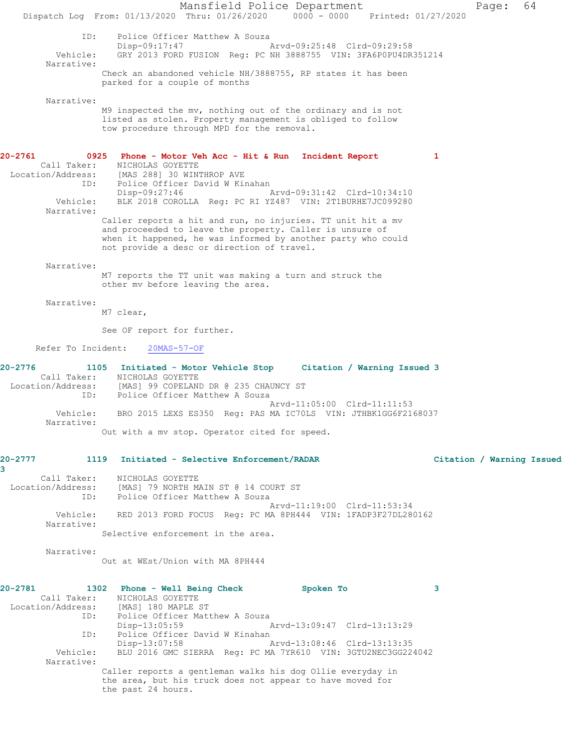ID: Police Officer Matthew A Souza
Disp-09:17:47 Arvd-09:25:48 Clrd-09:29:58
Vehicle: GRY 2013 FORD FUSION Reg: PC NH 3888755 VIN: 3FA6P0PU4DR351214
Narrative:
Check an abandoned vehicle NH/3888755, RP states it has been parked for a couple of months

Narrative:
M9 inspected the mv, nothing out of the ordinary and is not listed as stolen. Property management is obliged to follow tow procedure through MPD for the removal.

**20-2761 0925 Phone - Motor Veh Acc - Hit & Run Incident Report 1**
Call Taker: NICHOLAS GOYETTE
Location/Address: [MAS 288] 30 WINTHROP AVE
ID: Police Officer David W Kinahan
Disp-09:27:46 Arvd-09:31:42 Clrd-10:34:10
Vehicle: BLK 2018 COROLLA Reg: PC RI YZ487 VIN: 2T1BURHE7JC099280
Narrative:
Caller reports a hit and run, no injuries. TT unit hit a mv and proceeded to leave the property. Caller is unsure of when it happened, he was informed by another party who could not provide a desc or direction of travel.

Narrative:
M7 reports the TT unit was making a turn and struck the other mv before leaving the area.

Narrative:
M7 clear,

See OF report for further.

Refer To Incident: 20MAS-57-OF

**20-2776 1105 Initiated - Motor Vehicle Stop Citation / Warning Issued 3**
Call Taker: NICHOLAS GOYETTE
Location/Address: [MAS] 99 COPELAND DR @ 235 CHAUNCY ST
ID: Police Officer Matthew A Souza
Arvd-11:05:00 Clrd-11:11:53
Vehicle: BRO 2015 LEXS ES350 Reg: PAS MA IC70LS VIN: JTHBK1GG6F2168037
Narrative:
Out with a mv stop. Operator cited for speed.

**20-2777 1119 Initiated - Selective Enforcement/RADAR Citation / Warning Issued 3**
Call Taker: NICHOLAS GOYETTE
Location/Address: [MAS] 79 NORTH MAIN ST @ 14 COURT ST
ID: Police Officer Matthew A Souza
Arvd-11:19:00 Clrd-11:53:34
Vehicle: RED 2013 FORD FOCUS Reg: PC MA 8PH444 VIN: 1FADP3F27DL280162
Narrative:
Selective enforcement in the area.

Narrative:
Out at WEst/Union with MA 8PH444

**20-2781 1302 Phone - Well Being Check Spoken To 3**
Call Taker: NICHOLAS GOYETTE
Location/Address: [MAS] 180 MAPLE ST
ID: Police Officer Matthew A Souza
Disp-13:05:59 Arvd-13:09:47 Clrd-13:13:29
ID: Police Officer David W Kinahan
Disp-13:07:58 Arvd-13:08:46 Clrd-13:13:35
Vehicle: BLU 2016 GMC SIERRA Reg: PC MA 7YR610 VIN: 3GTU2NEC3GG224042
Narrative:
Caller reports a gentleman walks his dog Ollie everyday in the area, but his truck does not appear to have moved for the past 24 hours.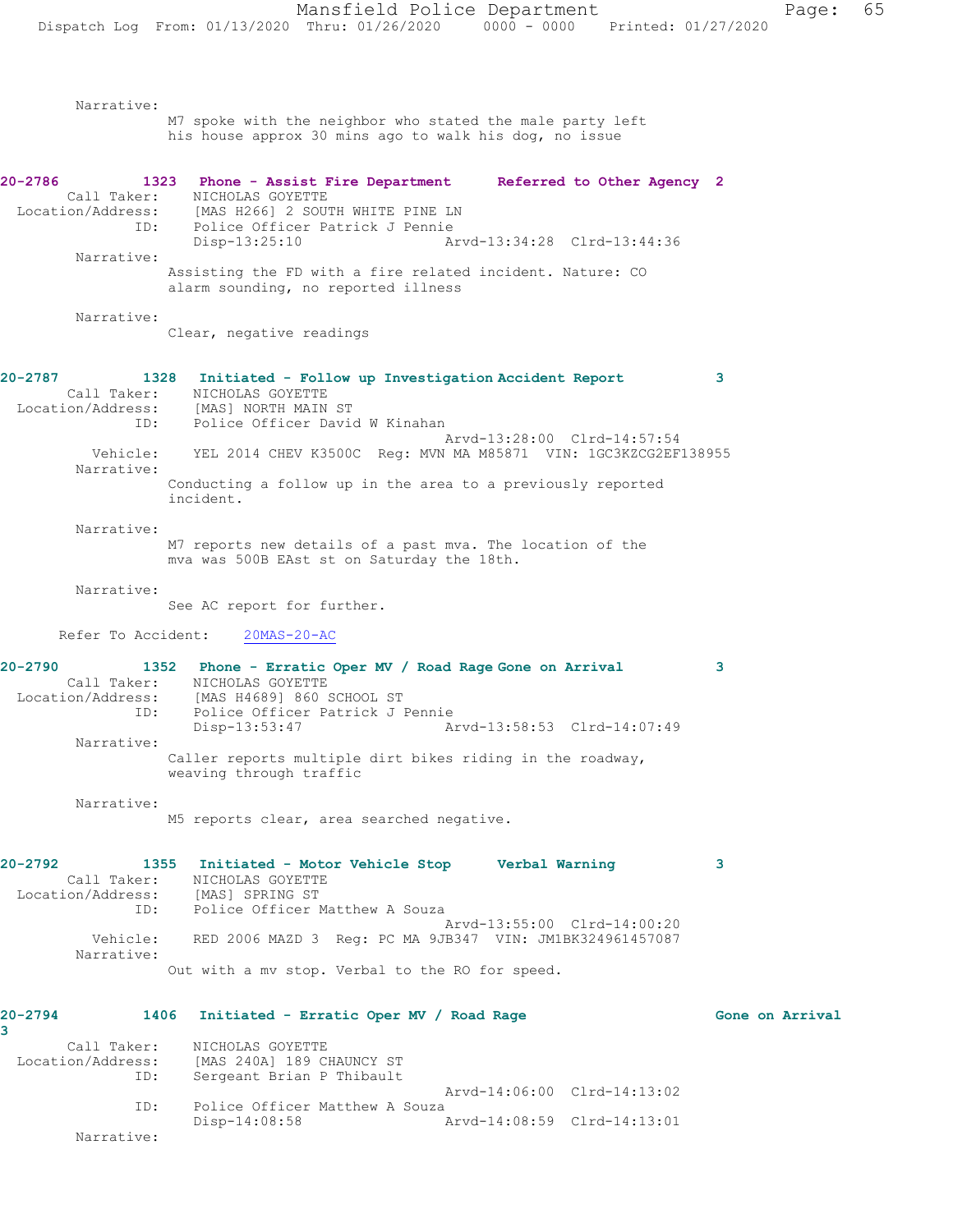Narrative:
M7 spoke with the neighbor who stated the male party left his house approx 30 mins ago to walk his dog, no issue

**20-2786 1323 Phone - Assist Fire Department Referred to Other Agency 2**

Call Taker: NICHOLAS GOYETTE
Location/Address: [MAS H266] 2 SOUTH WHITE PINE LN
ID: Police Officer Patrick J Pennie
Disp-13:25:10 Arvd-13:34:28 Clrd-13:44:36

Narrative:
Assisting the FD with a fire related incident. Nature: CO alarm sounding, no reported illness

Narrative:
Clear, negative readings

**20-2787 1328 Initiated - Follow up Investigation Accident Report 3**

Call Taker: NICHOLAS GOYETTE
Location/Address: [MAS] NORTH MAIN ST
ID: Police Officer David W Kinahan
Arvd-13:28:00 Clrd-14:57:54
Vehicle: YEL 2014 CHEV K3500C Reg: MVN MA M85871 VIN: 1GC3KZCG2EF138955

Narrative:
Conducting a follow up in the area to a previously reported incident.

Narrative:
M7 reports new details of a past mva. The location of the mva was 500B EAst st on Saturday the 18th.

Narrative:
See AC report for further.

Refer To Accident: 20MAS-20-AC

**20-2790 1352 Phone - Erratic Oper MV / Road Rage Gone on Arrival 3**

Call Taker: NICHOLAS GOYETTE
Location/Address: [MAS H4689] 860 SCHOOL ST
ID: Police Officer Patrick J Pennie
Disp-13:53:47 Arvd-13:58:53 Clrd-14:07:49

Narrative:
Caller reports multiple dirt bikes riding in the roadway, weaving through traffic

Narrative:
M5 reports clear, area searched negative.

**20-2792 1355 Initiated - Motor Vehicle Stop Verbal Warning 3**

Call Taker: NICHOLAS GOYETTE
Location/Address: [MAS] SPRING ST
ID: Police Officer Matthew A Souza
Arvd-13:55:00 Clrd-14:00:20
Vehicle: RED 2006 MAZD 3 Reg: PC MA 9JB347 VIN: JM1BK324961457087

Narrative:
Out with a mv stop. Verbal to the RO for speed.

**20-2794 1406 Initiated - Erratic Oper MV / Road Rage Gone on Arrival 3**

Call Taker: NICHOLAS GOYETTE
Location/Address: [MAS 240A] 189 CHAUNCY ST
ID: Sergeant Brian P Thibault
Arvd-14:06:00 Clrd-14:13:02
ID: Police Officer Matthew A Souza
Disp-14:08:58 Arvd-14:08:59 Clrd-14:13:01

Narrative: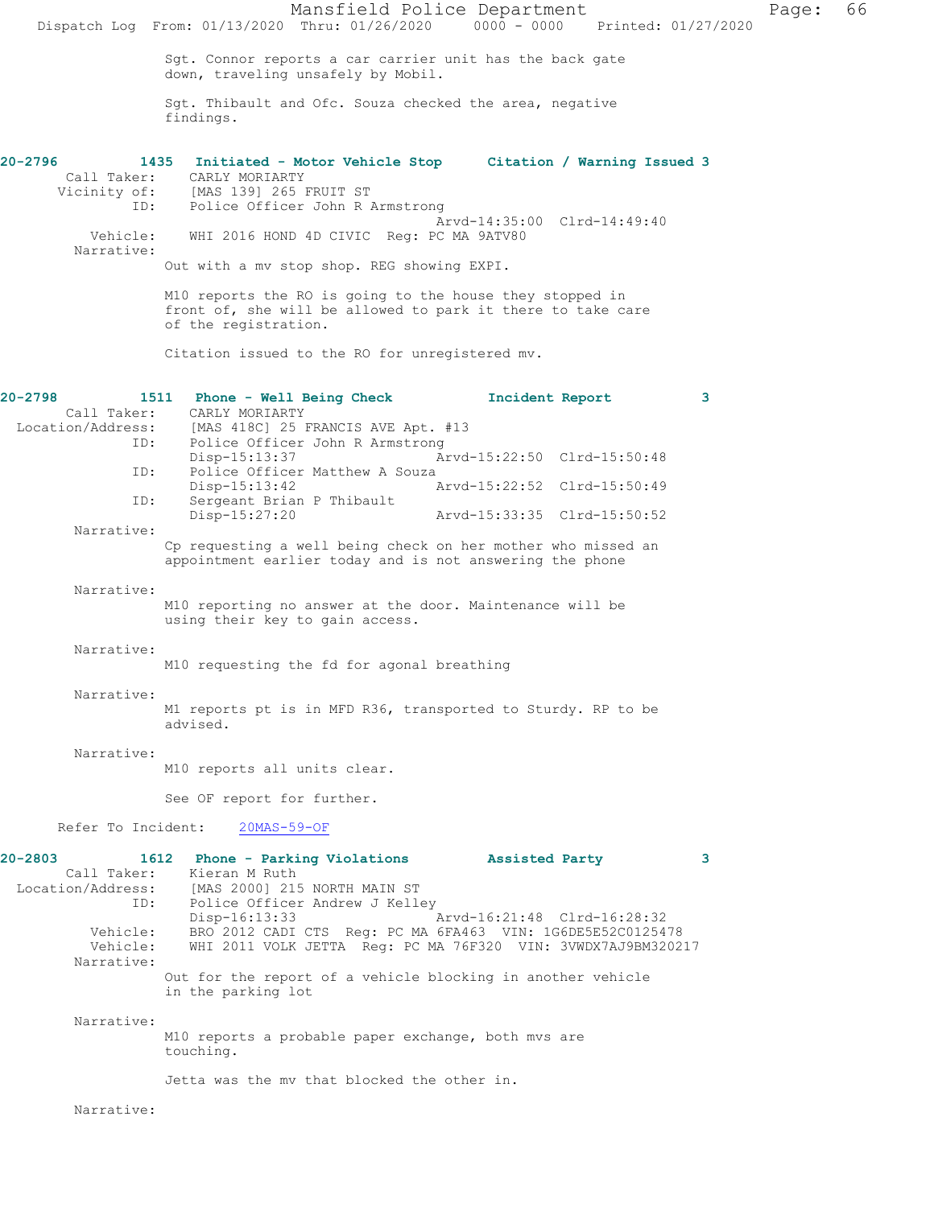Sgt. Connor reports a car carrier unit has the back gate down, traveling unsafely by Mobil.

Sgt. Thibault and Ofc. Souza checked the area, negative findings.

**20-2796 1435 Initiated - Motor Vehicle Stop Citation / Warning Issued 3**

Call Taker: CARLY MORIARTY
Vicinity of: [MAS 139] 265 FRUIT ST
ID: Police Officer John R Armstrong
Arvd-14:35:00 Clrd-14:49:40
Vehicle: WHI 2016 HOND 4D CIVIC Reg: PC MA 9ATV80
Narrative:

Out with a mv stop shop. REG showing EXPI.

M10 reports the RO is going to the house they stopped in front of, she will be allowed to park it there to take care of the registration.

Citation issued to the RO for unregistered mv.

**20-2798 1511 Phone - Well Being Check Incident Report 3**

Call Taker: CARLY MORIARTY
Location/Address: [MAS 418C] 25 FRANCIS AVE Apt. #13
ID: Police Officer John R Armstrong
Disp-15:13:37 Arvd-15:22:50 Clrd-15:50:48
ID: Police Officer Matthew A Souza
Disp-15:13:42 Arvd-15:22:52 Clrd-15:50:49
ID: Sergeant Brian P Thibault
Disp-15:27:20 Arvd-15:33:35 Clrd-15:50:52
Narrative:

Cp requesting a well being check on her mother who missed an appointment earlier today and is not answering the phone

Narrative:

M10 reporting no answer at the door. Maintenance will be using their key to gain access.

Narrative:

M10 requesting the fd for agonal breathing

Narrative:

M1 reports pt is in MFD R36, transported to Sturdy. RP to be advised.

Narrative:

M10 reports all units clear.

See OF report for further.

Refer To Incident: 20MAS-59-OF

**20-2803 1612 Phone - Parking Violations Assisted Party 3**

Call Taker: Kieran M Ruth
Location/Address: [MAS 2000] 215 NORTH MAIN ST
ID: Police Officer Andrew J Kelley
Disp-16:13:33 Arvd-16:21:48 Clrd-16:28:32
Vehicle: BRO 2012 CADI CTS Reg: PC MA 6FA463 VIN: 1G6DE5E52C0125478
Vehicle: WHI 2011 VOLK JETTA Reg: PC MA 76F320 VIN: 3VWDX7AJ9BM320217
Narrative:

Out for the report of a vehicle blocking in another vehicle in the parking lot

Narrative:

M10 reports a probable paper exchange, both mvs are touching.

Jetta was the mv that blocked the other in.

Narrative: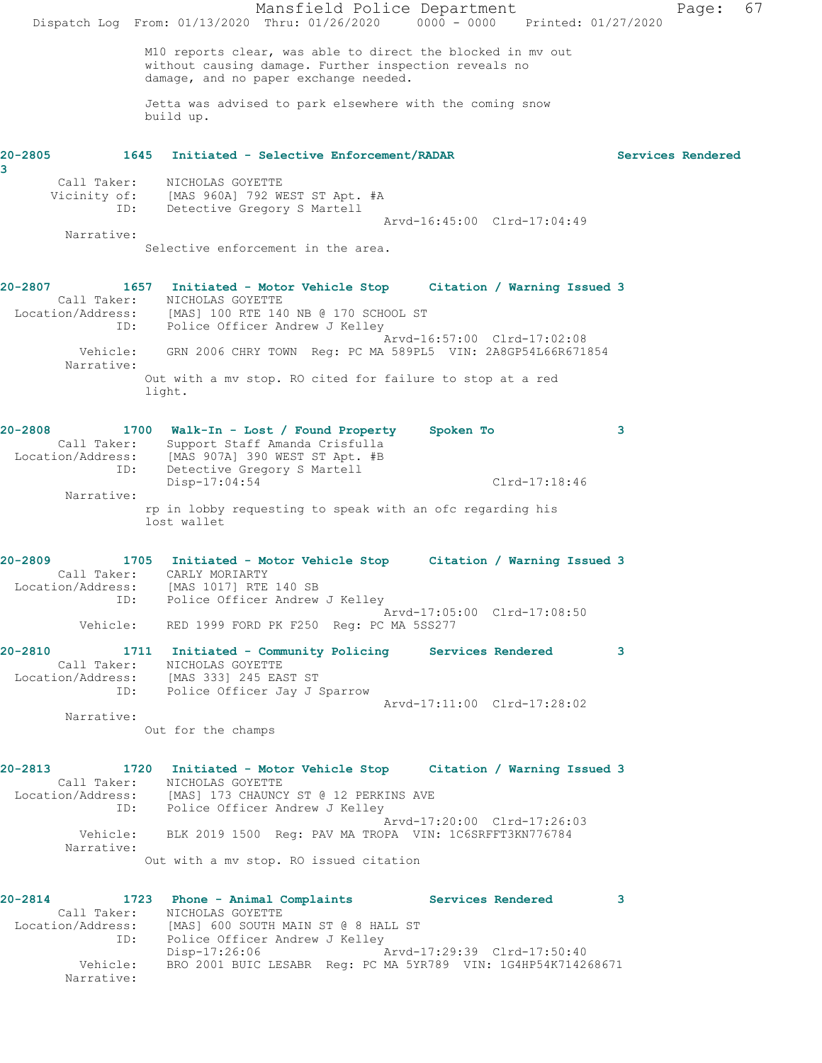M10 reports clear, was able to direct the blocked in mv out without causing damage. Further inspection reveals no damage, and no paper exchange needed.

Jetta was advised to park elsewhere with the coming snow build up.

**20-2805 1645 Initiated - Selective Enforcement/RADAR Services Rendered 3**

Call Taker: NICHOLAS GOYETTE
Vicinity of: [MAS 960A] 792 WEST ST Apt. #A
ID: Detective Gregory S Martell
Arvd-16:45:00 Clrd-17:04:49

Narrative:
Selective enforcement in the area.

**20-2807 1657 Initiated - Motor Vehicle Stop Citation / Warning Issued 3**

Call Taker: NICHOLAS GOYETTE
Location/Address: [MAS] 100 RTE 140 NB @ 170 SCHOOL ST
ID: Police Officer Andrew J Kelley
Arvd-16:57:00 Clrd-17:02:08
Vehicle: GRN 2006 CHRY TOWN Reg: PC MA 589PL5 VIN: 2A8GP54L66R671854

Narrative:
Out with a mv stop. RO cited for failure to stop at a red light.

**20-2808 1700 Walk-In - Lost / Found Property Spoken To 3**

Call Taker: Support Staff Amanda Crisfulla
Location/Address: [MAS 907A] 390 WEST ST Apt. #B
ID: Detective Gregory S Martell
Disp-17:04:54 Clrd-17:18:46

Narrative:
rp in lobby requesting to speak with an ofc regarding his lost wallet

**20-2809 1705 Initiated - Motor Vehicle Stop Citation / Warning Issued 3**

Call Taker: CARLY MORIARTY
Location/Address: [MAS 1017] RTE 140 SB
ID: Police Officer Andrew J Kelley
Arvd-17:05:00 Clrd-17:08:50
Vehicle: RED 1999 FORD PK F250 Reg: PC MA 5SS277

**20-2810 1711 Initiated - Community Policing Services Rendered 3**

Call Taker: NICHOLAS GOYETTE
Location/Address: [MAS 333] 245 EAST ST
ID: Police Officer Jay J Sparrow
Arvd-17:11:00 Clrd-17:28:02

Narrative:
Out for the champs

**20-2813 1720 Initiated - Motor Vehicle Stop Citation / Warning Issued 3**

Call Taker: NICHOLAS GOYETTE
Location/Address: [MAS] 173 CHAUNCY ST @ 12 PERKINS AVE
ID: Police Officer Andrew J Kelley
Arvd-17:20:00 Clrd-17:26:03
Vehicle: BLK 2019 1500 Reg: PAV MA TROPA VIN: 1C6SRFFT3KN776784

Narrative:
Out with a mv stop. RO issued citation

**20-2814 1723 Phone - Animal Complaints Services Rendered 3**

Call Taker: NICHOLAS GOYETTE
Location/Address: [MAS] 600 SOUTH MAIN ST @ 8 HALL ST
ID: Police Officer Andrew J Kelley
Disp-17:26:06 Arvd-17:29:39 Clrd-17:50:40
Vehicle: BRO 2001 BUIC LESABR Reg: PC MA 5YR789 VIN: 1G4HP54K714268671

Narrative: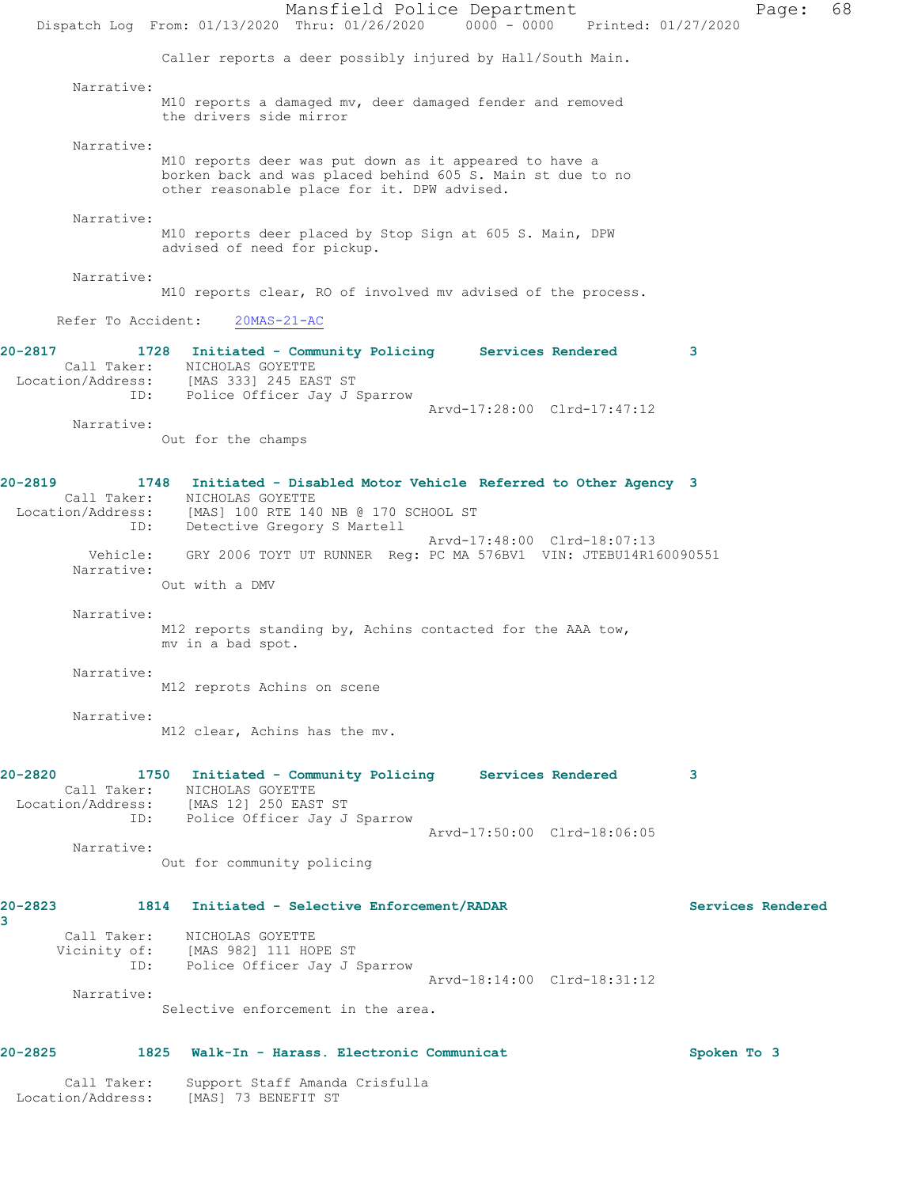Caller reports a deer possibly injured by Hall/South Main.

Narrative:
M10 reports a damaged mv, deer damaged fender and removed the drivers side mirror

Narrative:
M10 reports deer was put down as it appeared to have a borken back and was placed behind 605 S. Main st due to no other reasonable place for it. DPW advised.

Narrative:
M10 reports deer placed by Stop Sign at 605 S. Main, DPW advised of need for pickup.

Narrative:
M10 reports clear, RO of involved mv advised of the process.

Refer To Accident: 20MAS-21-AC

**20-2817 1728 Initiated - Community Policing Services Rendered 3**

Call Taker: NICHOLAS GOYETTE
Location/Address: [MAS 333] 245 EAST ST
ID: Police Officer Jay J Sparrow
Arvd-17:28:00 Clrd-17:47:12

Narrative:
Out for the champs

**20-2819 1748 Initiated - Disabled Motor Vehicle Referred to Other Agency 3**

Call Taker: NICHOLAS GOYETTE
Location/Address: [MAS] 100 RTE 140 NB @ 170 SCHOOL ST
ID: Detective Gregory S Martell
Arvd-17:48:00 Clrd-18:07:13
Vehicle: GRY 2006 TOYT UT RUNNER Reg: PC MA 576BV1 VIN: JTEBU14R160090551

Narrative:
Out with a DMV

Narrative:
M12 reports standing by, Achins contacted for the AAA tow, mv in a bad spot.

Narrative:
M12 reprots Achins on scene

Narrative:
M12 clear, Achins has the mv.

**20-2820 1750 Initiated - Community Policing Services Rendered 3**

Call Taker: NICHOLAS GOYETTE
Location/Address: [MAS 12] 250 EAST ST
ID: Police Officer Jay J Sparrow
Arvd-17:50:00 Clrd-18:06:05

Narrative:
Out for community policing

**20-2823 1814 Initiated - Selective Enforcement/RADAR Services Rendered 3**

Call Taker: NICHOLAS GOYETTE
Vicinity of: [MAS 982] 111 HOPE ST
ID: Police Officer Jay J Sparrow
Arvd-18:14:00 Clrd-18:31:12

Narrative:
Selective enforcement in the area.

**20-2825 1825 Walk-In - Harass. Electronic Communicat Spoken To 3**

Call Taker: Support Staff Amanda Crisfulla
Location/Address: [MAS] 73 BENEFIT ST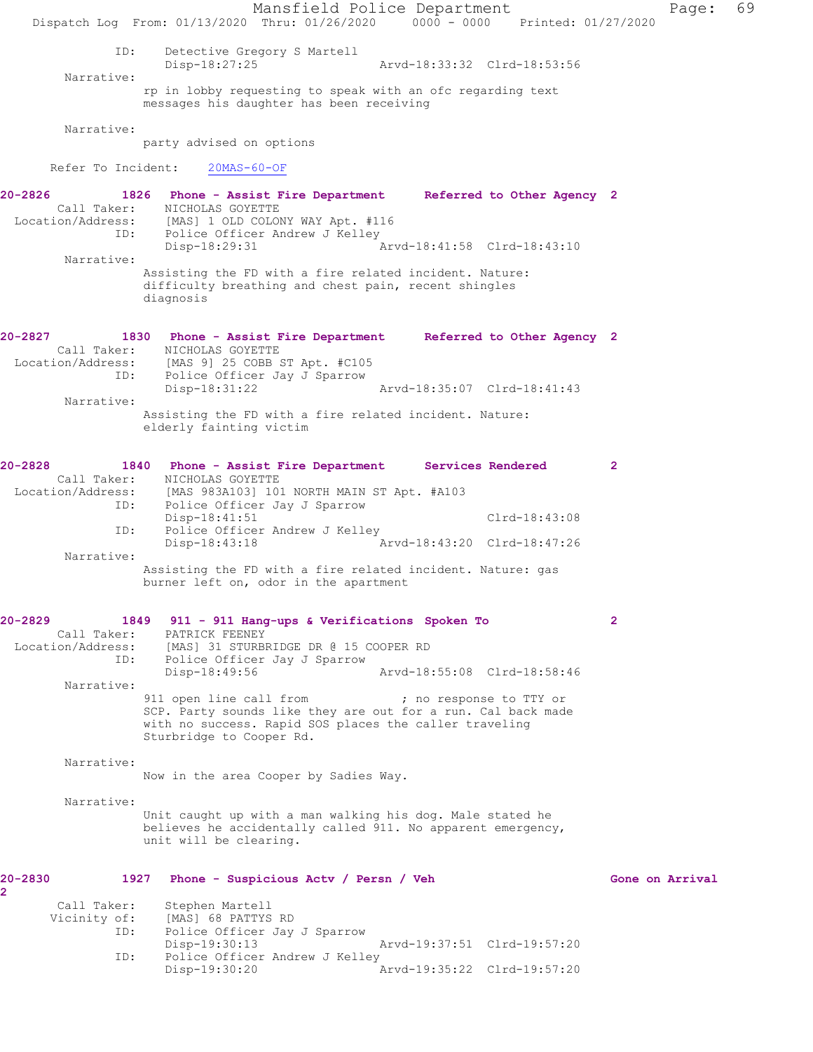ID: Detective Gregory S Martell
Disp-18:27:25 Arvd-18:33:32 Clrd-18:53:56

Narrative:
rp in lobby requesting to speak with an ofc regarding text messages his daughter has been receiving

Narrative:
party advised on options

Refer To Incident: 20MAS-60-OF

**20-2826 1826 Phone - Assist Fire Department Referred to Other Agency 2**

Call Taker: NICHOLAS GOYETTE
Location/Address: [MAS] 1 OLD COLONY WAY Apt. #116
ID: Police Officer Andrew J Kelley
Disp-18:29:31 Arvd-18:41:58 Clrd-18:43:10

Narrative:
Assisting the FD with a fire related incident. Nature: difficulty breathing and chest pain, recent shingles diagnosis

**20-2827 1830 Phone - Assist Fire Department Referred to Other Agency 2**

Call Taker: NICHOLAS GOYETTE
Location/Address: [MAS 9] 25 COBB ST Apt. #C105
ID: Police Officer Jay J Sparrow
Disp-18:31:22 Arvd-18:35:07 Clrd-18:41:43

Narrative:
Assisting the FD with a fire related incident. Nature: elderly fainting victim

**20-2828 1840 Phone - Assist Fire Department Services Rendered 2**

Call Taker: NICHOLAS GOYETTE
Location/Address: [MAS 983A103] 101 NORTH MAIN ST Apt. #A103
ID: Police Officer Jay J Sparrow
Disp-18:41:51 Clrd-18:43:08
ID: Police Officer Andrew J Kelley
Disp-18:43:18 Arvd-18:43:20 Clrd-18:47:26

Narrative:
Assisting the FD with a fire related incident. Nature: gas burner left on, odor in the apartment

**20-2829 1849 911 - 911 Hang-ups & Verifications Spoken To 2**

Call Taker: PATRICK FEENEY
Location/Address: [MAS] 31 STURBRIDGE DR @ 15 COOPER RD
ID: Police Officer Jay J Sparrow
Disp-18:49:56 Arvd-18:55:08 Clrd-18:58:46

Narrative:
911 open line call from ; no response to TTY or SCP. Party sounds like they are out for a run. Cal back made with no success. Rapid SOS places the caller traveling Sturbridge to Cooper Rd.

Narrative:
Now in the area Cooper by Sadies Way.

Narrative:
Unit caught up with a man walking his dog. Male stated he believes he accidentally called 911. No apparent emergency, unit will be clearing.

**20-2830 1927 Phone - Suspicious Actv / Persn / Veh Gone on Arrival 2**

Call Taker: Stephen Martell
Vicinity of: [MAS] 68 PATTYS RD
ID: Police Officer Jay J Sparrow
Disp-19:30:13 Arvd-19:37:51 Clrd-19:57:20
ID: Police Officer Andrew J Kelley
Disp-19:30:20 Arvd-19:35:22 Clrd-19:57:20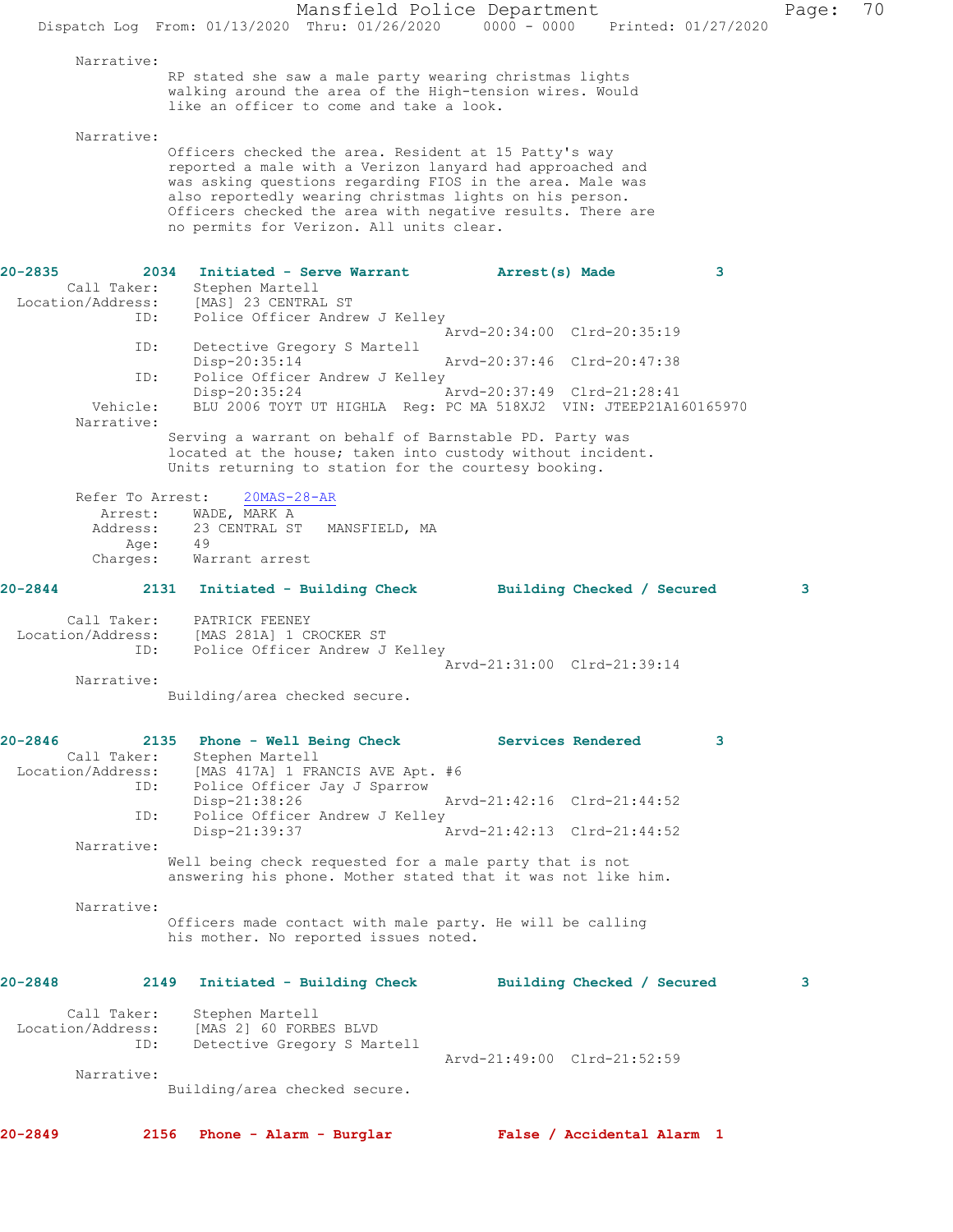Narrative:
RP stated she saw a male party wearing christmas lights walking around the area of the High-tension wires. Would like an officer to come and take a look.

Narrative:
Officers checked the area. Resident at 15 Patty's way reported a male with a Verizon lanyard had approached and was asking questions regarding FIOS in the area. Male was also reportedly wearing christmas lights on his person. Officers checked the area with negative results. There are no permits for Verizon. All units clear.

**20-2835 2034 Initiated - Serve Warrant — Arrest(s) Made 3**

Call Taker: Stephen Martell
Location/Address: [MAS] 23 CENTRAL ST
ID: Police Officer Andrew J Kelley
Arvd-20:34:00 Clrd-20:35:19
ID: Detective Gregory S Martell
Disp-20:35:14 Arvd-20:37:46 Clrd-20:47:38
ID: Police Officer Andrew J Kelley
Disp-20:35:24 Arvd-20:37:49 Clrd-21:28:41
Vehicle: BLU 2006 TOYT UT HIGHLA Reg: PC MA 518XJ2 VIN: JTEEP21A160165970
Narrative:
Serving a warrant on behalf of Barnstable PD. Party was located at the house; taken into custody without incident. Units returning to station for the courtesy booking.

Refer To Arrest: 20MAS-28-AR
Arrest: WADE, MARK A
Address: 23 CENTRAL ST MANSFIELD, MA
Age: 49
Charges: Warrant arrest

**20-2844 2131 Initiated - Building Check — Building Checked / Secured 3**

Call Taker: PATRICK FEENEY
Location/Address: [MAS 281A] 1 CROCKER ST
ID: Police Officer Andrew J Kelley
Arvd-21:31:00 Clrd-21:39:14
Narrative:
Building/area checked secure.

**20-2846 2135 Phone - Well Being Check — Services Rendered 3**

Call Taker: Stephen Martell
Location/Address: [MAS 417A] 1 FRANCIS AVE Apt. #6
ID: Police Officer Jay J Sparrow
Disp-21:38:26 Arvd-21:42:16 Clrd-21:44:52
ID: Police Officer Andrew J Kelley
Disp-21:39:37 Arvd-21:42:13 Clrd-21:44:52
Narrative:
Well being check requested for a male party that is not answering his phone. Mother stated that it was not like him.

Narrative:
Officers made contact with male party. He will be calling his mother. No reported issues noted.

**20-2848 2149 Initiated - Building Check — Building Checked / Secured 3**

Call Taker: Stephen Martell
Location/Address: [MAS 2] 60 FORBES BLVD
ID: Detective Gregory S Martell
Arvd-21:49:00 Clrd-21:52:59
Narrative:
Building/area checked secure.

**20-2849 2156 Phone - Alarm - Burglar — False / Accidental Alarm 1**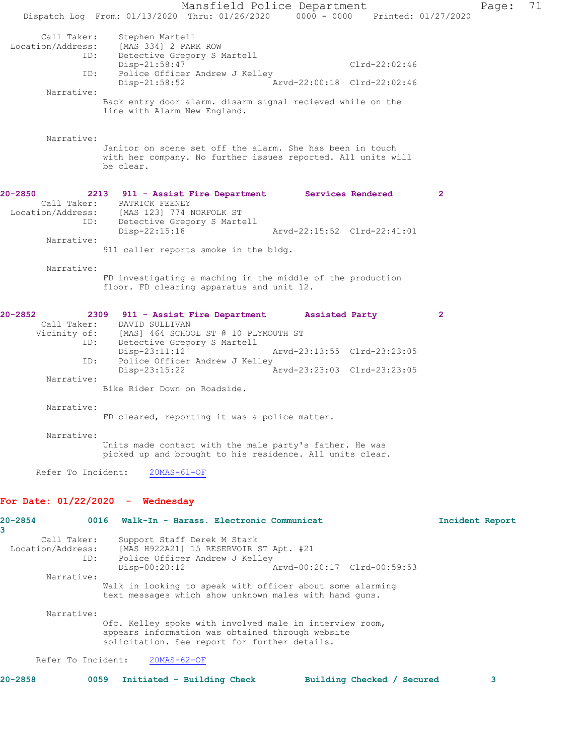Call Taker: Stephen Martell
Location/Address: [MAS 334] 2 PARK ROW
ID: Detective Gregory S Martell
Disp-21:58:47 Clrd-22:02:46
ID: Police Officer Andrew J Kelley
Disp-21:58:52 Arvd-22:00:18 Clrd-22:02:46

Narrative:
Back entry door alarm. disarm signal recieved while on the line with Alarm New England.

Narrative:
Janitor on scene set off the alarm. She has been in touch with her company. No further issues reported. All units will be clear.

**20-2850 2213 911 - Assist Fire Department Services Rendered 2**

Call Taker: PATRICK FEENEY
Location/Address: [MAS 123] 774 NORFOLK ST
ID: Detective Gregory S Martell
Disp-22:15:18 Arvd-22:15:52 Clrd-22:41:01

Narrative:
911 caller reports smoke in the bldg.

Narrative:
FD investigating a maching in the middle of the production floor. FD clearing apparatus and unit 12.

**20-2852 2309 911 - Assist Fire Department Assisted Party 2**

Call Taker: DAVID SULLIVAN
Vicinity of: [MAS] 464 SCHOOL ST @ 10 PLYMOUTH ST
ID: Detective Gregory S Martell
Disp-23:11:12 Arvd-23:13:55 Clrd-23:23:05
ID: Police Officer Andrew J Kelley
Disp-23:15:22 Arvd-23:23:03 Clrd-23:23:05

Narrative:
Bike Rider Down on Roadside.

Narrative:
FD cleared, reporting it was a police matter.

Narrative:
Units made contact with the male party's father. He was picked up and brought to his residence. All units clear.

Refer To Incident: 20MAS-61-OF

## For Date: 01/22/2020 - Wednesday

**20-2854 0016 Walk-In - Harass. Electronic Communicat Incident Report 3**

Call Taker: Support Staff Derek M Stark
Location/Address: [MAS H922A21] 15 RESERVOIR ST Apt. #21
ID: Police Officer Andrew J Kelley
Disp-00:20:12 Arvd-00:20:17 Clrd-00:59:53

Narrative:
Walk in looking to speak with officer about some alarming text messages which show unknown males with hand guns.

Narrative:
Ofc. Kelley spoke with involved male in interview room, appears information was obtained through website solicitation. See report for further details.

Refer To Incident: 20MAS-62-OF

**20-2858 0059 Initiated - Building Check Building Checked / Secured 3**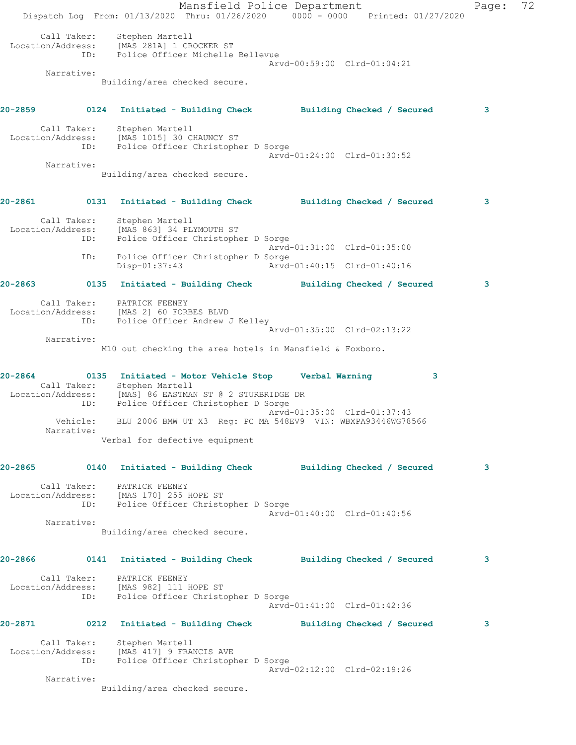Call Taker: Stephen Martell
Location/Address: [MAS 281A] 1 CROCKER ST
ID: Police Officer Michelle Bellevue
Arvd-00:59:00 Clrd-01:04:21
Narrative:
Building/area checked secure.

**20-2859 0124 Initiated - Building Check Building Checked / Secured 3**

Call Taker: Stephen Martell
Location/Address: [MAS 1015] 30 CHAUNCY ST
ID: Police Officer Christopher D Sorge
Arvd-01:24:00 Clrd-01:30:52
Narrative:
Building/area checked secure.

**20-2861 0131 Initiated - Building Check Building Checked / Secured 3**

Call Taker: Stephen Martell
Location/Address: [MAS 863] 34 PLYMOUTH ST
ID: Police Officer Christopher D Sorge
Arvd-01:31:00 Clrd-01:35:00
ID: Police Officer Christopher D Sorge
Disp-01:37:43 Arvd-01:40:15 Clrd-01:40:16

**20-2863 0135 Initiated - Building Check Building Checked / Secured 3**

Call Taker: PATRICK FEENEY
Location/Address: [MAS 2] 60 FORBES BLVD
ID: Police Officer Andrew J Kelley
Arvd-01:35:00 Clrd-02:13:22
Narrative:
M10 out checking the area hotels in Mansfield & Foxboro.

**20-2864 0135 Initiated - Motor Vehicle Stop Verbal Warning 3**

Call Taker: Stephen Martell
Location/Address: [MAS] 86 EASTMAN ST @ 2 STURBRIDGE DR
ID: Police Officer Christopher D Sorge
Arvd-01:35:00 Clrd-01:37:43
Vehicle: BLU 2006 BMW UT X3 Reg: PC MA 548EV9 VIN: WBXPA93446WG78566
Narrative:
Verbal for defective equipment

**20-2865 0140 Initiated - Building Check Building Checked / Secured 3**

Call Taker: PATRICK FEENEY
Location/Address: [MAS 170] 255 HOPE ST
ID: Police Officer Christopher D Sorge
Arvd-01:40:00 Clrd-01:40:56
Narrative:
Building/area checked secure.

**20-2866 0141 Initiated - Building Check Building Checked / Secured 3**

Call Taker: PATRICK FEENEY
Location/Address: [MAS 982] 111 HOPE ST
ID: Police Officer Christopher D Sorge
Arvd-01:41:00 Clrd-01:42:36

**20-2871 0212 Initiated - Building Check Building Checked / Secured 3**

Call Taker: Stephen Martell
Location/Address: [MAS 417] 9 FRANCIS AVE
ID: Police Officer Christopher D Sorge
Arvd-02:12:00 Clrd-02:19:26
Narrative:
Building/area checked secure.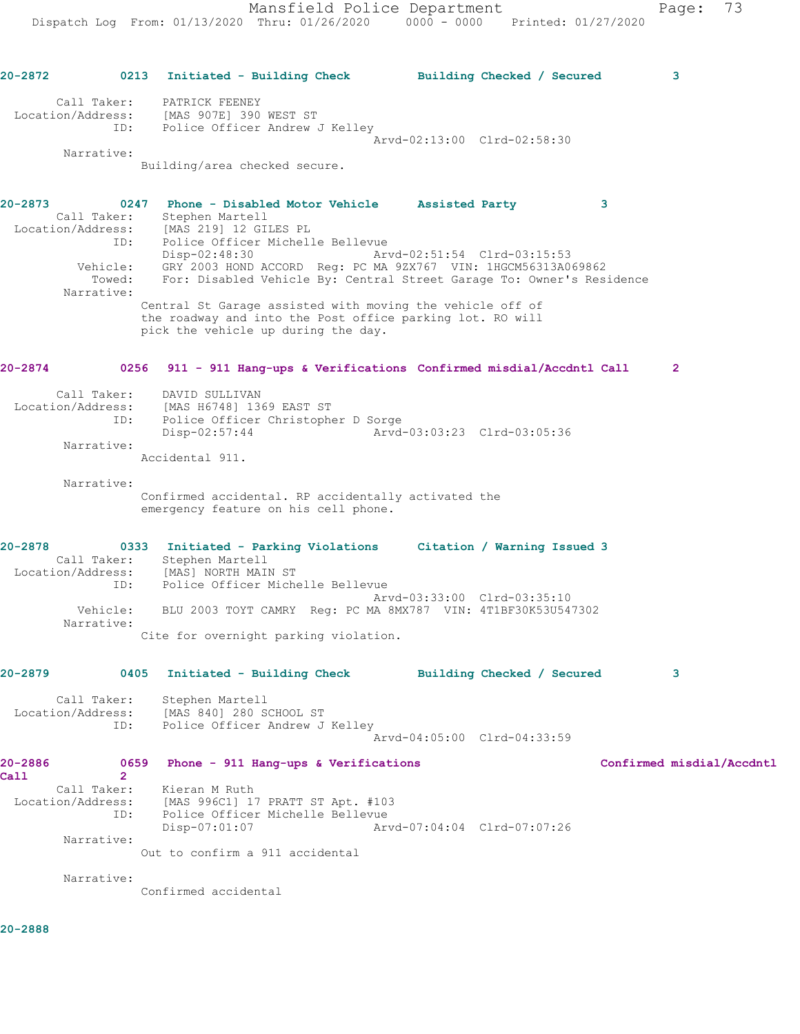**20-2872 0213 Initiated - Building Check Building Checked / Secured 3**

```
       Call Taker:    PATRICK FEENEY
 Location/Address:    [MAS 907E] 390 WEST ST
               ID:    Police Officer Andrew J Kelley
                                             Arvd-02:13:00  Clrd-02:58:30
        Narrative:
              Building/area checked secure.
```

**20-2873 0247 Phone - Disabled Motor Vehicle Assisted Party 3**

```
       Call Taker:    Stephen Martell
 Location/Address:    [MAS 219] 12 GILES PL
               ID:    Police Officer Michelle Bellevue
                      Disp-02:48:30                Arvd-02:51:54  Clrd-03:15:53
          Vehicle:    GRY 2003 HOND ACCORD  Reg: PC MA 9ZX767  VIN: 1HGCM56313A069862
           Towed:     For: Disabled Vehicle By: Central Street Garage To: Owner's Residence
        Narrative:
              Central St Garage assisted with moving the vehicle off of
              the roadway and into the Post office parking lot. RO will
              pick the vehicle up during the day.
```

**20-2874 0256 911 - 911 Hang-ups & Verifications Confirmed misdial/Accdntl Call 2**

```
       Call Taker:    DAVID SULLIVAN
 Location/Address:    [MAS H6748] 1369 EAST ST
               ID:    Police Officer Christopher D Sorge
                      Disp-02:57:44                Arvd-03:03:23  Clrd-03:05:36
        Narrative:
              Accidental 911.

        Narrative:
              Confirmed accidental. RP accidentally activated the
              emergency feature on his cell phone.
```

**20-2878 0333 Initiated - Parking Violations Citation / Warning Issued 3**

```
       Call Taker:    Stephen Martell
 Location/Address:    [MAS] NORTH MAIN ST
               ID:    Police Officer Michelle Bellevue
                                             Arvd-03:33:00  Clrd-03:35:10
          Vehicle:    BLU 2003 TOYT CAMRY  Reg: PC MA 8MX787  VIN: 4T1BF30K53U547302
        Narrative:
              Cite for overnight parking violation.
```

**20-2879 0405 Initiated - Building Check Building Checked / Secured 3**

```
       Call Taker:    Stephen Martell
 Location/Address:    [MAS 840] 280 SCHOOL ST
               ID:    Police Officer Andrew J Kelley
                                             Arvd-04:05:00  Clrd-04:33:59
```

**20-2886 0659 Phone - 911 Hang-ups & Verifications Confirmed misdial/Accdntl Call 2**

```
       Call Taker:    Kieran M Ruth
 Location/Address:    [MAS 996C1] 17 PRATT ST Apt. #103
               ID:    Police Officer Michelle Bellevue
                      Disp-07:01:07                Arvd-07:04:04  Clrd-07:07:26
        Narrative:
              Out to confirm a 911 accidental

        Narrative:
              Confirmed accidental
```

**20-2888**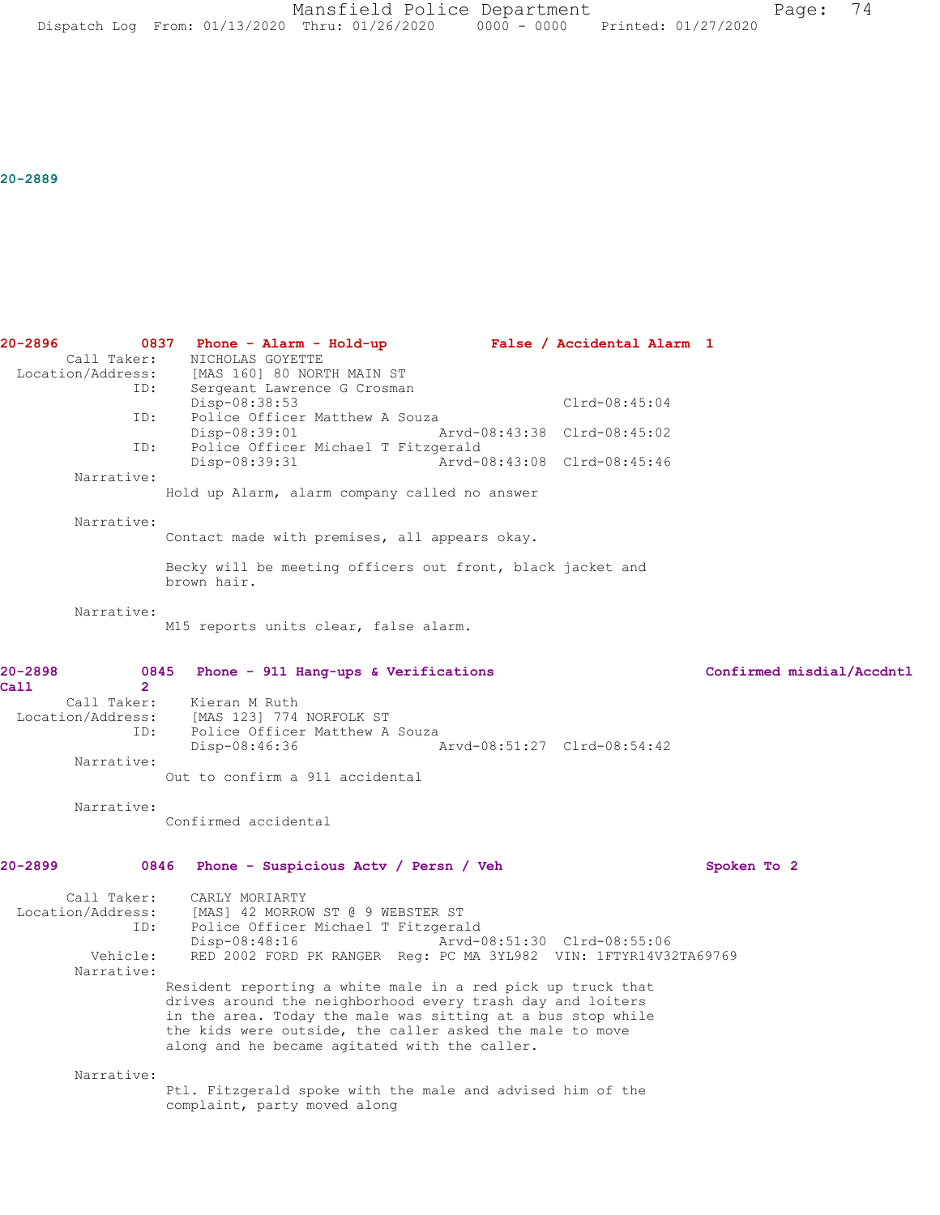20-2889

**20-2896 0837 Phone - Alarm - Hold-up False / Accidental Alarm 1**

Call Taker: NICHOLAS GOYETTE
Location/Address: [MAS 160] 80 NORTH MAIN ST
ID: Sergeant Lawrence G Crosman
Disp-08:38:53 Clrd-08:45:04
ID: Police Officer Matthew A Souza
Disp-08:39:01 Arvd-08:43:38 Clrd-08:45:02
ID: Police Officer Michael T Fitzgerald
Disp-08:39:31 Arvd-08:43:08 Clrd-08:45:46

Narrative:
Hold up Alarm, alarm company called no answer

Narrative:
Contact made with premises, all appears okay.

Becky will be meeting officers out front, black jacket and brown hair.

Narrative:
M15 reports units clear, false alarm.

**20-2898 0845 Phone - 911 Hang-ups & Verifications Confirmed misdial/Accdntl Call 2**

Call Taker: Kieran M Ruth
Location/Address: [MAS 123] 774 NORFOLK ST
ID: Police Officer Matthew A Souza
Disp-08:46:36 Arvd-08:51:27 Clrd-08:54:42

Narrative:
Out to confirm a 911 accidental

Narrative:
Confirmed accidental

**20-2899 0846 Phone - Suspicious Actv / Persn / Veh Spoken To 2**

Call Taker: CARLY MORIARTY
Location/Address: [MAS] 42 MORROW ST @ 9 WEBSTER ST
ID: Police Officer Michael T Fitzgerald
Disp-08:48:16 Arvd-08:51:30 Clrd-08:55:06
Vehicle: RED 2002 FORD PK RANGER Reg: PC MA 3YL982 VIN: 1FTYR14V32TA69769

Narrative:
Resident reporting a white male in a red pick up truck that drives around the neighborhood every trash day and loiters in the area. Today the male was sitting at a bus stop while the kids were outside, the caller asked the male to move along and he became agitated with the caller.

Narrative:
Ptl. Fitzgerald spoke with the male and advised him of the complaint, party moved along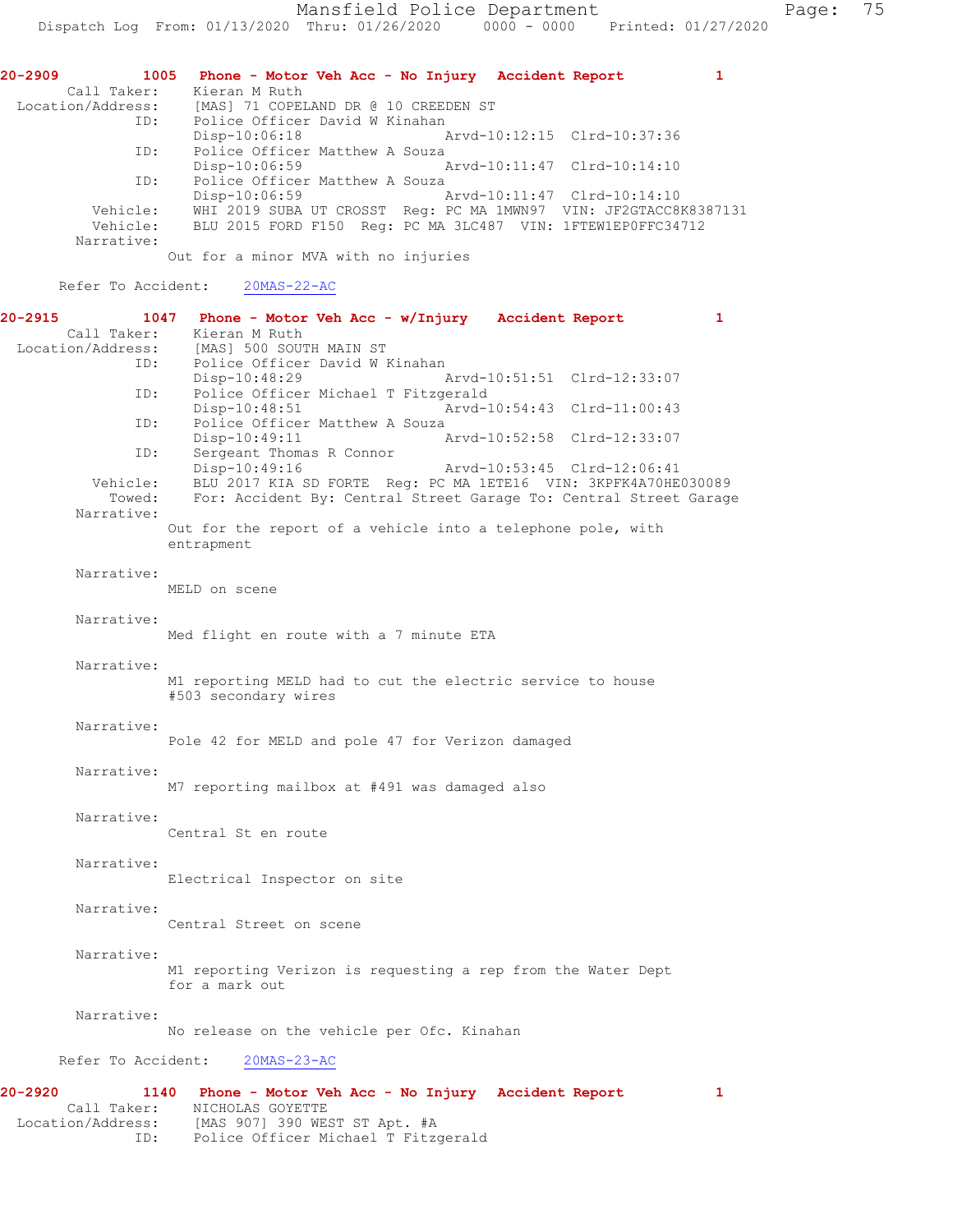**20-2909** 1005 **Phone - Motor Veh Acc - No Injury Accident Report** 1

```
        Call Taker:    Kieran M Ruth
  Location/Address:    [MAS] 71 COPELAND DR @ 10 CREEDEN ST
                ID:    Police Officer David W Kinahan
                       Disp-10:06:18                 Arvd-10:12:15  Clrd-10:37:36
                ID:    Police Officer Matthew A Souza
                       Disp-10:06:59                 Arvd-10:11:47  Clrd-10:14:10
                ID:    Police Officer Matthew A Souza
                       Disp-10:06:59                 Arvd-10:11:47  Clrd-10:14:10
           Vehicle:    WHI 2019 SUBA UT CROSST  Reg: PC MA 1MWN97  VIN: JF2GTACC8K8387131
           Vehicle:    BLU 2015 FORD F150  Reg: PC MA 3LC487  VIN: 1FTEW1EP0FFC34712
         Narrative:
                     Out for a minor MVA with no injuries

      Refer To Accident:    20MAS-22-AC
```

**20-2915** 1047 **Phone - Motor Veh Acc - w/Injury Accident Report** 1

```
        Call Taker:    Kieran M Ruth
  Location/Address:    [MAS] 500 SOUTH MAIN ST
                ID:    Police Officer David W Kinahan
                       Disp-10:48:29                 Arvd-10:51:51  Clrd-12:33:07
                ID:    Police Officer Michael T Fitzgerald
                       Disp-10:48:51                 Arvd-10:54:43  Clrd-11:00:43
                ID:    Police Officer Matthew A Souza
                       Disp-10:49:11                 Arvd-10:52:58  Clrd-12:33:07
                ID:    Sergeant Thomas R Connor
                       Disp-10:49:16                 Arvd-10:53:45  Clrd-12:06:41
           Vehicle:    BLU 2017 KIA SD FORTE  Reg: PC MA 1ETE16  VIN: 3KPFK4A70HE030089
             Towed:    For: Accident By: Central Street Garage To: Central Street Garage
         Narrative:
                     Out for the report of a vehicle into a telephone pole, with
                     entrapment

         Narrative:
                     MELD on scene

         Narrative:
                     Med flight en route with a 7 minute ETA

         Narrative:
                     M1 reporting MELD had to cut the electric service to house
                     #503 secondary wires

         Narrative:
                     Pole 42 for MELD and pole 47 for Verizon damaged

         Narrative:
                     M7 reporting mailbox at #491 was damaged also

         Narrative:
                     Central St en route

         Narrative:
                     Electrical Inspector on site

         Narrative:
                     Central Street on scene

         Narrative:
                     M1 reporting Verizon is requesting a rep from the Water Dept
                     for a mark out

         Narrative:
                     No release on the vehicle per Ofc. Kinahan

      Refer To Accident:    20MAS-23-AC
```

**20-2920** 1140 **Phone - Motor Veh Acc - No Injury Accident Report** 1

```
        Call Taker:    NICHOLAS GOYETTE
  Location/Address:    [MAS 907] 390 WEST ST Apt. #A
                ID:    Police Officer Michael T Fitzgerald
```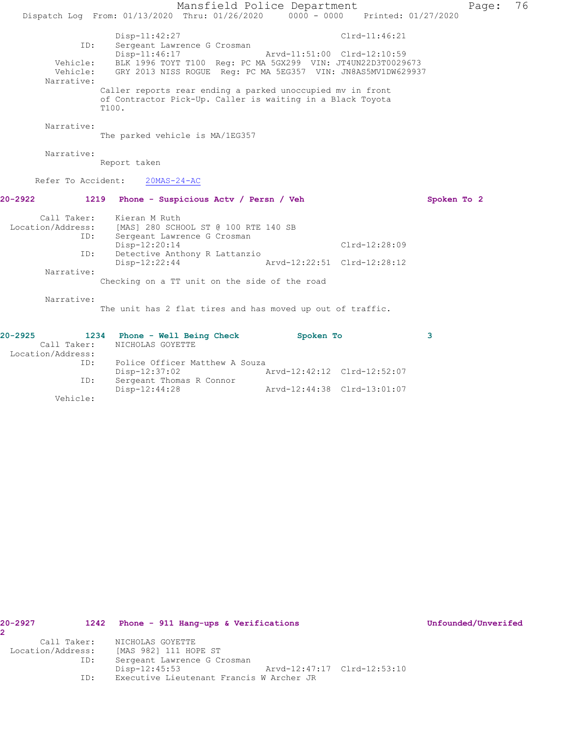```
                Disp-11:42:27                                Clrd-11:46:21
           ID:  Sergeant Lawrence G Crosman
                Disp-11:46:17               Arvd-11:51:00   Clrd-12:10:59
      Vehicle:  BLK 1996 TOYT T100  Reg: PC MA 5GX299  VIN: JT4UN22D3T0029673
      Vehicle:  GRY 2013 NISS ROGUE  Reg: PC MA 5EG357  VIN: JN8AS5MV1DW629937
    Narrative:
               Caller reports rear ending a parked unoccupied mv in front
               of Contractor Pick-Up. Caller is waiting in a Black Toyota
               T100.

    Narrative:
               The parked vehicle is MA/1EG357

    Narrative:
               Report taken

  Refer To Accident:    20MAS-24-AC
```

**20-2922 1219 Phone - Suspicious Actv / Persn / Veh — Spoken To 2**

```
   Call Taker:  Kieran M Ruth
Location/Address:  [MAS] 280 SCHOOL ST @ 100 RTE 140 SB
           ID:  Sergeant Lawrence G Crosman
                Disp-12:20:14                                Clrd-12:28:09
           ID:  Detective Anthony R Lattanzio
                Disp-12:22:44               Arvd-12:22:51   Clrd-12:28:12
    Narrative:
               Checking on a TT unit on the side of the road

    Narrative:
               The unit has 2 flat tires and has moved up out of traffic.
```

**20-2925 1234 Phone - Well Being Check — Spoken To 3**

```
   Call Taker:  NICHOLAS GOYETTE
Location/Address:
           ID:  Police Officer Matthew A Souza
                Disp-12:37:02               Arvd-12:42:12   Clrd-12:52:07
           ID:  Sergeant Thomas R Connor
                Disp-12:44:28               Arvd-12:44:38   Clrd-13:01:07
      Vehicle:
```

**20-2927 1242 Phone - 911 Hang-ups & Verifications — Unfounded/Unverifed 2**

```
   Call Taker:  NICHOLAS GOYETTE
Location/Address:  [MAS 982] 111 HOPE ST
           ID:  Sergeant Lawrence G Crosman
                Disp-12:45:53               Arvd-12:47:17   Clrd-12:53:10
           ID:  Executive Lieutenant Francis W Archer JR
```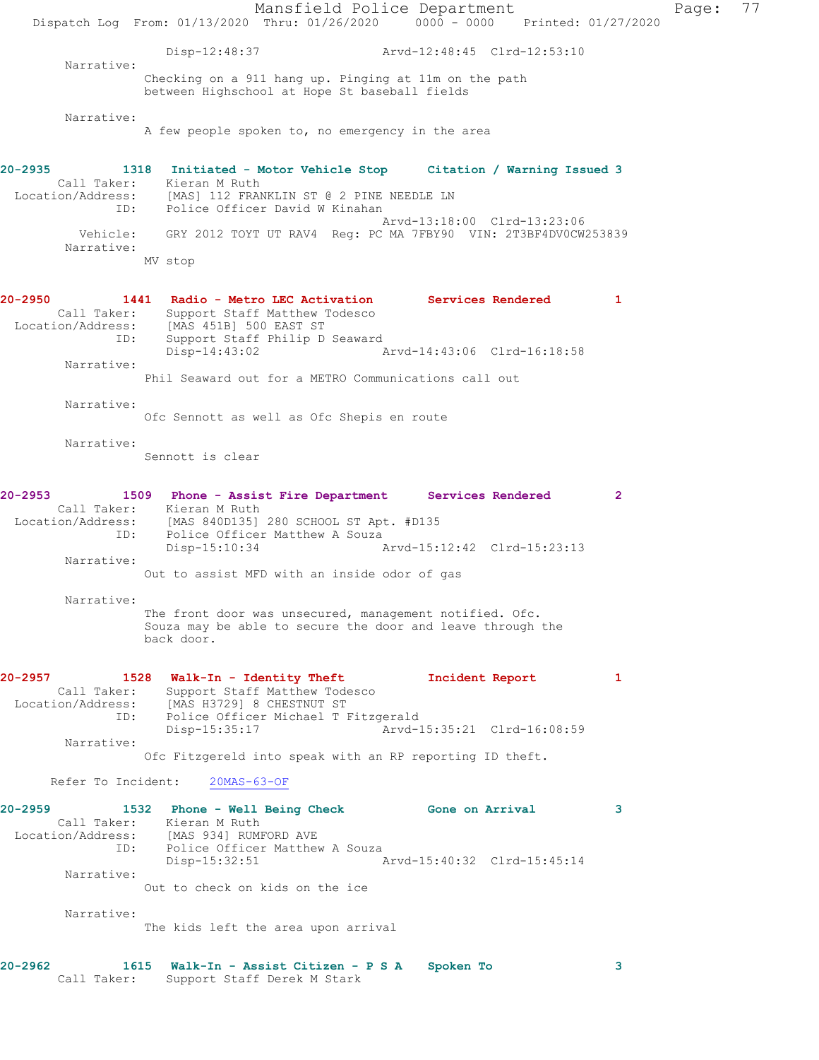Disp-12:48:37 Arvd-12:48:45 Clrd-12:53:10

Narrative:

Checking on a 911 hang up. Pinging at 11m on the path between Highschool at Hope St baseball fields

Narrative:

A few people spoken to, no emergency in the area

**20-2935 1318 Initiated - Motor Vehicle Stop Citation / Warning Issued 3**

Call Taker: Kieran M Ruth
Location/Address: [MAS] 112 FRANKLIN ST @ 2 PINE NEEDLE LN
ID: Police Officer David W Kinahan
Arvd-13:18:00 Clrd-13:23:06
Vehicle: GRY 2012 TOYT UT RAV4 Reg: PC MA 7FBY90 VIN: 2T3BF4DV0CW253839

Narrative:

MV stop

**20-2950 1441 Radio - Metro LEC Activation Services Rendered 1**

Call Taker: Support Staff Matthew Todesco
Location/Address: [MAS 451B] 500 EAST ST
ID: Support Staff Philip D Seaward
Disp-14:43:02 Arvd-14:43:06 Clrd-16:18:58

Narrative:

Phil Seaward out for a METRO Communications call out

Narrative:

Ofc Sennott as well as Ofc Shepis en route

Narrative:

Sennott is clear

**20-2953 1509 Phone - Assist Fire Department Services Rendered 2**

Call Taker: Kieran M Ruth
Location/Address: [MAS 840D135] 280 SCHOOL ST Apt. #D135
ID: Police Officer Matthew A Souza
Disp-15:10:34 Arvd-15:12:42 Clrd-15:23:13

Narrative:

Out to assist MFD with an inside odor of gas

Narrative:

The front door was unsecured, management notified. Ofc. Souza may be able to secure the door and leave through the back door.

**20-2957 1528 Walk-In - Identity Theft Incident Report 1**

Call Taker: Support Staff Matthew Todesco
Location/Address: [MAS H3729] 8 CHESTNUT ST
ID: Police Officer Michael T Fitzgerald
Disp-15:35:17 Arvd-15:35:21 Clrd-16:08:59

Narrative:

Ofc Fitzgereld into speak with an RP reporting ID theft.

Refer To Incident: 20MAS-63-OF

**20-2959 1532 Phone - Well Being Check Gone on Arrival 3**

Call Taker: Kieran M Ruth
Location/Address: [MAS 934] RUMFORD AVE
ID: Police Officer Matthew A Souza
Disp-15:32:51 Arvd-15:40:32 Clrd-15:45:14

Narrative:

Out to check on kids on the ice

Narrative:

The kids left the area upon arrival

**20-2962 1615 Walk-In - Assist Citizen - P S A Spoken To 3**

Call Taker: Support Staff Derek M Stark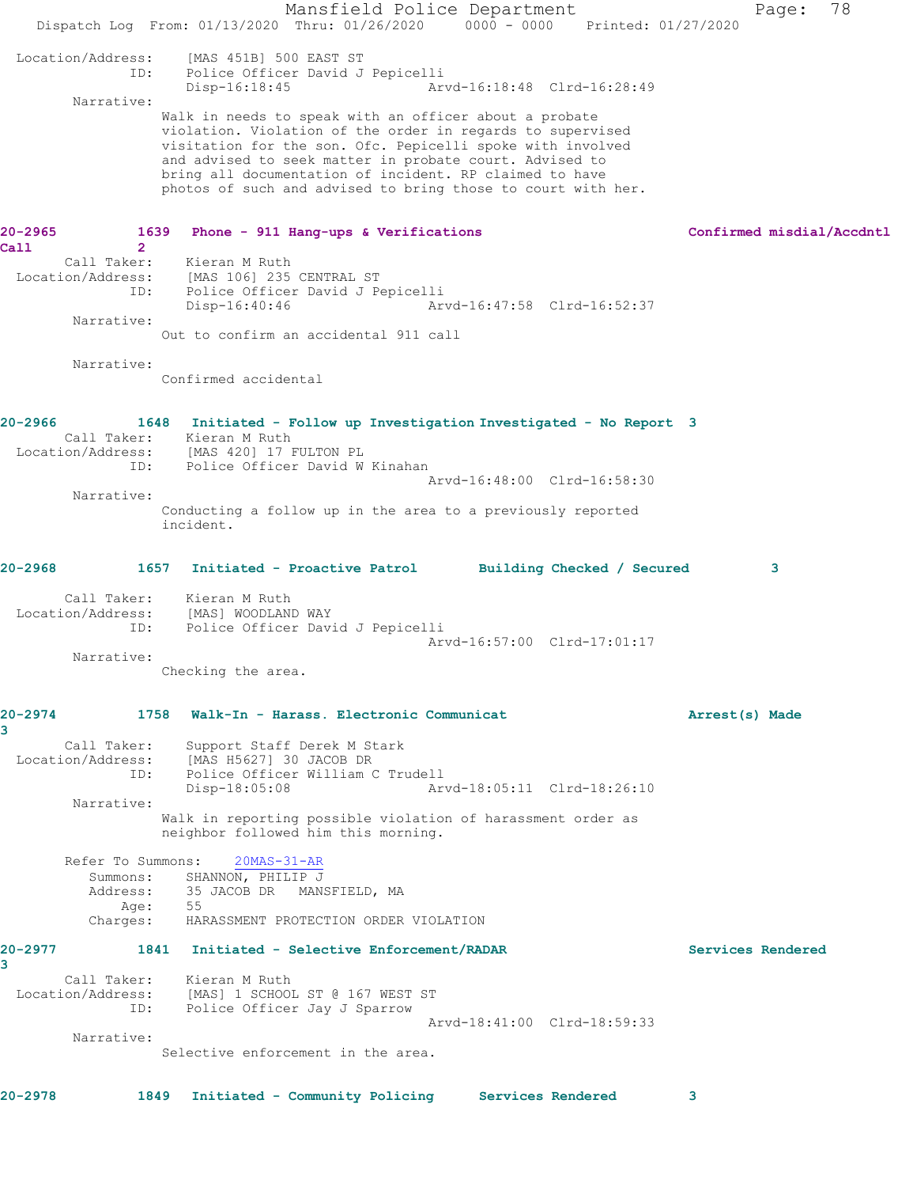```
 Location/Address:    [MAS 451B] 500 EAST ST
               ID:    Police Officer David J Pepicelli
                      Disp-16:18:45                Arvd-16:18:48  Clrd-16:28:49
        Narrative:
                Walk in needs to speak with an officer about a probate
                violation. Violation of the order in regards to supervised
                visitation for the son. Ofc. Pepicelli spoke with involved
                and advised to seek matter in probate court. Advised to
                bring all documentation of incident. RP claimed to have
                photos of such and advised to bring those to court with her.


20-2965         1639   Phone - 911 Hang-ups & Verifications                     Confirmed misdial/Accdntl
Call            2
       Call Taker:    Kieran M Ruth
 Location/Address:    [MAS 106] 235 CENTRAL ST
               ID:    Police Officer David J Pepicelli
                      Disp-16:40:46                Arvd-16:47:58  Clrd-16:52:37
        Narrative:
                Out to confirm an accidental 911 call

        Narrative:
                Confirmed accidental


20-2966         1648   Initiated - Follow up Investigation Investigated - No Report  3
       Call Taker:    Kieran M Ruth
 Location/Address:    [MAS 420] 17 FULTON PL
               ID:    Police Officer David W Kinahan
                                                   Arvd-16:48:00  Clrd-16:58:30
        Narrative:
                Conducting a follow up in the area to a previously reported
                incident.


20-2968         1657   Initiated - Proactive Patrol       Building Checked / Secured         3

       Call Taker:    Kieran M Ruth
 Location/Address:    [MAS] WOODLAND WAY
               ID:    Police Officer David J Pepicelli
                                                   Arvd-16:57:00  Clrd-17:01:17
        Narrative:
                Checking the area.


20-2974         1758   Walk-In - Harass. Electronic Communicat                  Arrest(s) Made
3
       Call Taker:    Support Staff Derek M Stark
 Location/Address:    [MAS H5627] 30 JACOB DR
               ID:    Police Officer William C Trudell
                      Disp-18:05:08                Arvd-18:05:11  Clrd-18:26:10
        Narrative:
                Walk in reporting possible violation of harassment order as
                neighbor followed him this morning.

       Refer To Summons:    20MAS-31-AR
          Summons:    SHANNON, PHILIP J
          Address:    35 JACOB DR   MANSFIELD, MA
              Age:    55
          Charges:    HARASSMENT PROTECTION ORDER VIOLATION
20-2977         1841   Initiated - Selective Enforcement/RADAR                  Services Rendered
3
       Call Taker:    Kieran M Ruth
 Location/Address:    [MAS] 1 SCHOOL ST @ 167 WEST ST
               ID:    Police Officer Jay J Sparrow
                                                   Arvd-18:41:00  Clrd-18:59:33
        Narrative:
                Selective enforcement in the area.


20-2978         1849   Initiated - Community Policing      Services Rendered        3
```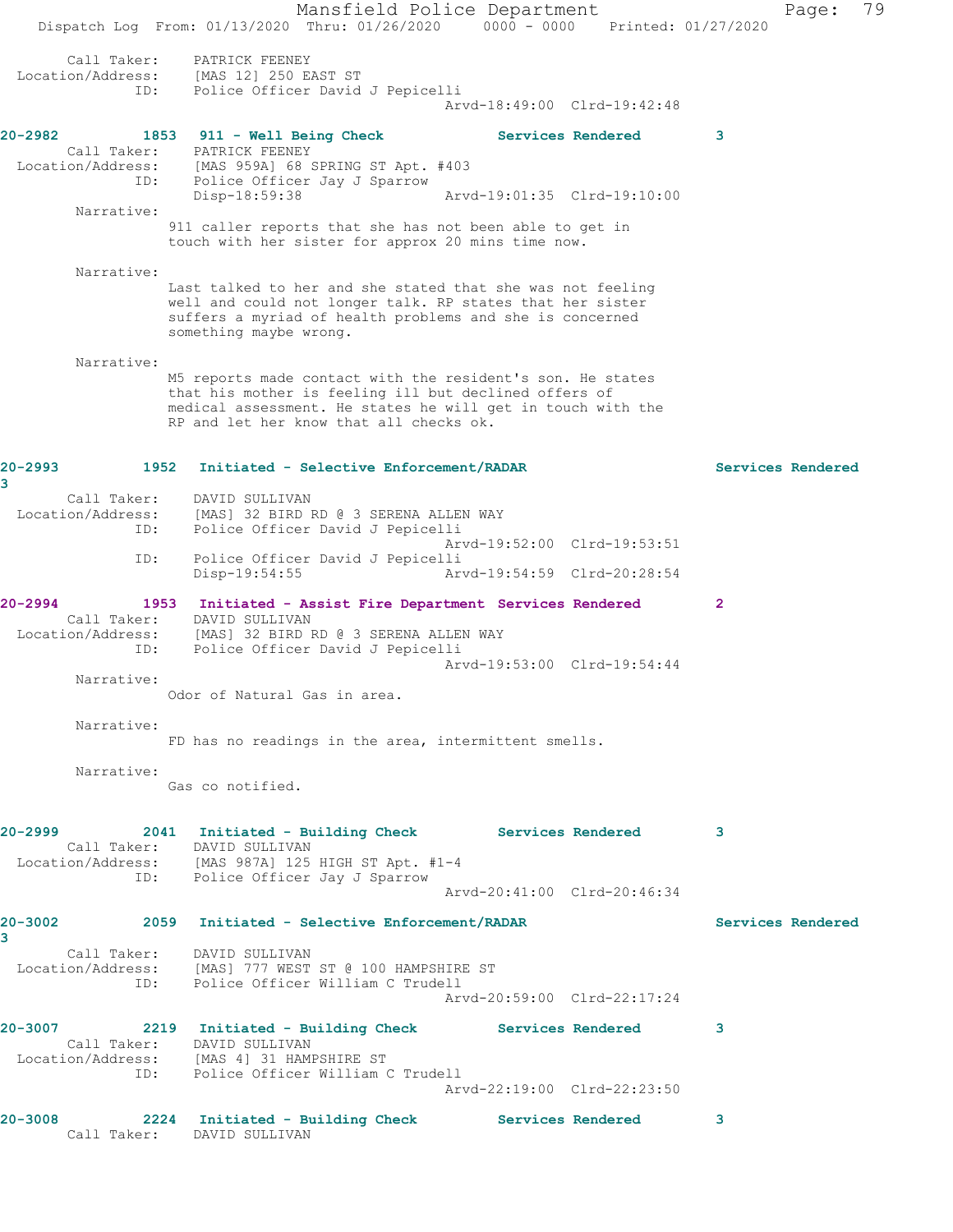```
       Call Taker:    PATRICK FEENEY
 Location/Address:    [MAS 12] 250 EAST ST
               ID:    Police Officer David J Pepicelli
                                             Arvd-18:49:00  Clrd-19:42:48

20-2982         1853  911 - Well Being Check          Services Rendered        3
       Call Taker:    PATRICK FEENEY
 Location/Address:    [MAS 959A] 68 SPRING ST Apt. #403
               ID:    Police Officer Jay J Sparrow
                      Disp-18:59:38                  Arvd-19:01:35  Clrd-19:10:00
        Narrative:
                 911 caller reports that she has not been able to get in
                 touch with her sister for approx 20 mins time now.

        Narrative:
                 Last talked to her and she stated that she was not feeling
                 well and could not longer talk. RP states that her sister
                 suffers a myriad of health problems and she is concerned
                 something maybe wrong.

        Narrative:
                 M5 reports made contact with the resident's son. He states
                 that his mother is feeling ill but declined offers of
                 medical assessment. He states he will get in touch with the
                 RP and let her know that all checks ok.

20-2993         1952  Initiated - Selective Enforcement/RADAR                  Services Rendered
3
       Call Taker:    DAVID SULLIVAN
 Location/Address:    [MAS] 32 BIRD RD @ 3 SERENA ALLEN WAY
               ID:    Police Officer David J Pepicelli
                                             Arvd-19:52:00  Clrd-19:53:51
               ID:    Police Officer David J Pepicelli
                      Disp-19:54:55                  Arvd-19:54:59  Clrd-20:28:54

20-2994         1953  Initiated - Assist Fire Department  Services Rendered        2
       Call Taker:    DAVID SULLIVAN
 Location/Address:    [MAS] 32 BIRD RD @ 3 SERENA ALLEN WAY
               ID:    Police Officer David J Pepicelli
                                             Arvd-19:53:00  Clrd-19:54:44
        Narrative:
                 Odor of Natural Gas in area.

        Narrative:
                 FD has no readings in the area, intermittent smells.

        Narrative:
                 Gas co notified.

20-2999         2041  Initiated - Building Check      Services Rendered        3
       Call Taker:    DAVID SULLIVAN
 Location/Address:    [MAS 987A] 125 HIGH ST Apt. #1-4
               ID:    Police Officer Jay J Sparrow
                                             Arvd-20:41:00  Clrd-20:46:34

20-3002         2059  Initiated - Selective Enforcement/RADAR                  Services Rendered
3
       Call Taker:    DAVID SULLIVAN
 Location/Address:    [MAS] 777 WEST ST @ 100 HAMPSHIRE ST
               ID:    Police Officer William C Trudell
                                             Arvd-20:59:00  Clrd-22:17:24

20-3007         2219  Initiated - Building Check      Services Rendered        3
       Call Taker:    DAVID SULLIVAN
 Location/Address:    [MAS 4] 31 HAMPSHIRE ST
               ID:    Police Officer William C Trudell
                                             Arvd-22:19:00  Clrd-22:23:50

20-3008         2224  Initiated - Building Check      Services Rendered        3
       Call Taker:    DAVID SULLIVAN
```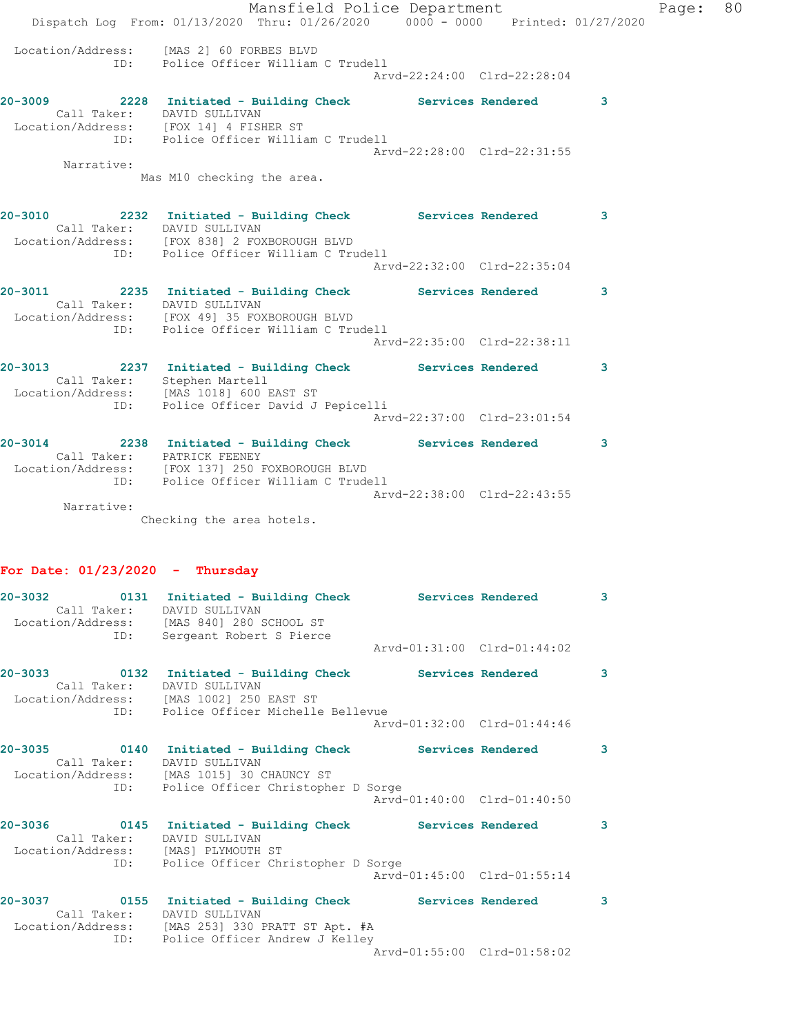Location/Address: [MAS 2] 60 FORBES BLVD
ID: Police Officer William C Trudell
Arvd-22:24:00 Clrd-22:28:04

**20-3009 2228 Initiated - Building Check Services Rendered 3**
Call Taker: DAVID SULLIVAN
Location/Address: [FOX 14] 4 FISHER ST
ID: Police Officer William C Trudell
Arvd-22:28:00 Clrd-22:31:55
Narrative:
Mas M10 checking the area.

**20-3010 2232 Initiated - Building Check Services Rendered 3**
Call Taker: DAVID SULLIVAN
Location/Address: [FOX 838] 2 FOXBOROUGH BLVD
ID: Police Officer William C Trudell
Arvd-22:32:00 Clrd-22:35:04

**20-3011 2235 Initiated - Building Check Services Rendered 3**
Call Taker: DAVID SULLIVAN
Location/Address: [FOX 49] 35 FOXBOROUGH BLVD
ID: Police Officer William C Trudell
Arvd-22:35:00 Clrd-22:38:11

**20-3013 2237 Initiated - Building Check Services Rendered 3**
Call Taker: Stephen Martell
Location/Address: [MAS 1018] 600 EAST ST
ID: Police Officer David J Pepicelli
Arvd-22:37:00 Clrd-23:01:54

**20-3014 2238 Initiated - Building Check Services Rendered 3**
Call Taker: PATRICK FEENEY
Location/Address: [FOX 137] 250 FOXBOROUGH BLVD
ID: Police Officer William C Trudell
Arvd-22:38:00 Clrd-22:43:55
Narrative:
Checking the area hotels.

## For Date: 01/23/2020 - Thursday

**20-3032 0131 Initiated - Building Check Services Rendered 3**
Call Taker: DAVID SULLIVAN
Location/Address: [MAS 840] 280 SCHOOL ST
ID: Sergeant Robert S Pierce
Arvd-01:31:00 Clrd-01:44:02

**20-3033 0132 Initiated - Building Check Services Rendered 3**
Call Taker: DAVID SULLIVAN
Location/Address: [MAS 1002] 250 EAST ST
ID: Police Officer Michelle Bellevue
Arvd-01:32:00 Clrd-01:44:46

**20-3035 0140 Initiated - Building Check Services Rendered 3**
Call Taker: DAVID SULLIVAN
Location/Address: [MAS 1015] 30 CHAUNCY ST
ID: Police Officer Christopher D Sorge
Arvd-01:40:00 Clrd-01:40:50

**20-3036 0145 Initiated - Building Check Services Rendered 3**
Call Taker: DAVID SULLIVAN
Location/Address: [MAS] PLYMOUTH ST
ID: Police Officer Christopher D Sorge
Arvd-01:45:00 Clrd-01:55:14

**20-3037 0155 Initiated - Building Check Services Rendered 3**
Call Taker: DAVID SULLIVAN
Location/Address: [MAS 253] 330 PRATT ST Apt. #A
ID: Police Officer Andrew J Kelley
Arvd-01:55:00 Clrd-01:58:02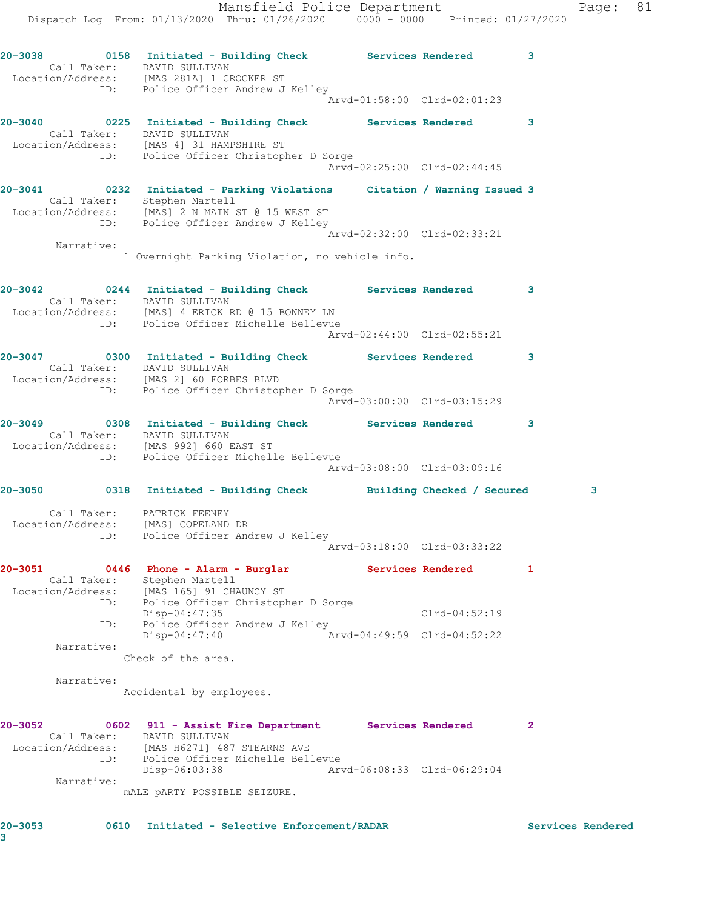20-3038 0158 Initiated - Building Check Services Rendered 3
Call Taker: DAVID SULLIVAN
Location/Address: [MAS 281A] 1 CROCKER ST
ID: Police Officer Andrew J Kelley
Arvd-01:58:00 Clrd-02:01:23

20-3040 0225 Initiated - Building Check Services Rendered 3
Call Taker: DAVID SULLIVAN
Location/Address: [MAS 4] 31 HAMPSHIRE ST
ID: Police Officer Christopher D Sorge
Arvd-02:25:00 Clrd-02:44:45

20-3041 0232 Initiated - Parking Violations Citation / Warning Issued 3
Call Taker: Stephen Martell
Location/Address: [MAS] 2 N MAIN ST @ 15 WEST ST
ID: Police Officer Andrew J Kelley
Arvd-02:32:00 Clrd-02:33:21
Narrative:
1 Overnight Parking Violation, no vehicle info.

20-3042 0244 Initiated - Building Check Services Rendered 3
Call Taker: DAVID SULLIVAN
Location/Address: [MAS] 4 ERICK RD @ 15 BONNEY LN
ID: Police Officer Michelle Bellevue
Arvd-02:44:00 Clrd-02:55:21

20-3047 0300 Initiated - Building Check Services Rendered 3
Call Taker: DAVID SULLIVAN
Location/Address: [MAS 2] 60 FORBES BLVD
ID: Police Officer Christopher D Sorge
Arvd-03:00:00 Clrd-03:15:29

20-3049 0308 Initiated - Building Check Services Rendered 3
Call Taker: DAVID SULLIVAN
Location/Address: [MAS 992] 660 EAST ST
ID: Police Officer Michelle Bellevue
Arvd-03:08:00 Clrd-03:09:16

20-3050 0318 Initiated - Building Check Building Checked / Secured 3
Call Taker: PATRICK FEENEY
Location/Address: [MAS] COPELAND DR
ID: Police Officer Andrew J Kelley
Arvd-03:18:00 Clrd-03:33:22

20-3051 0446 Phone - Alarm - Burglar Services Rendered 1
Call Taker: Stephen Martell
Location/Address: [MAS 165] 91 CHAUNCY ST
ID: Police Officer Christopher D Sorge
Disp-04:47:35 Clrd-04:52:19
ID: Police Officer Andrew J Kelley
Disp-04:47:40 Arvd-04:49:59 Clrd-04:52:22
Narrative:
Check of the area.

Narrative:
Accidental by employees.

20-3052 0602 911 - Assist Fire Department Services Rendered 2
Call Taker: DAVID SULLIVAN
Location/Address: [MAS H6271] 487 STEARNS AVE
ID: Police Officer Michelle Bellevue
Disp-06:03:38 Arvd-06:08:33 Clrd-06:29:04
Narrative:
mALE pARTY POSSIBLE SEIZURE.

20-3053 0610 Initiated - Selective Enforcement/RADAR Services Rendered 3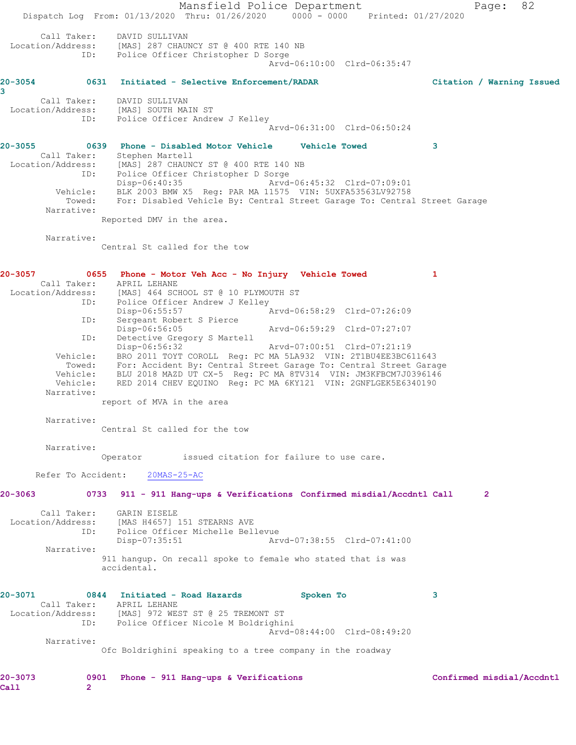Call Taker: DAVID SULLIVAN
Location/Address: [MAS] 287 CHAUNCY ST @ 400 RTE 140 NB
ID: Police Officer Christopher D Sorge
Arvd-06:10:00 Clrd-06:35:47

**20-3054 0631 Initiated - Selective Enforcement/RADAR Citation / Warning Issued 3**

Call Taker: DAVID SULLIVAN
Location/Address: [MAS] SOUTH MAIN ST
ID: Police Officer Andrew J Kelley
Arvd-06:31:00 Clrd-06:50:24

**20-3055 0639 Phone - Disabled Motor Vehicle Vehicle Towed 3**

Call Taker: Stephen Martell
Location/Address: [MAS] 287 CHAUNCY ST @ 400 RTE 140 NB
ID: Police Officer Christopher D Sorge
Disp-06:40:35 Arvd-06:45:32 Clrd-07:09:01
Vehicle: BLK 2003 BMW X5 Reg: PAR MA 11575 VIN: 5UXFA53563LV92758
Towed: For: Disabled Vehicle By: Central Street Garage To: Central Street Garage
Narrative:
Reported DMV in the area.

Narrative:
Central St called for the tow

**20-3057 0655 Phone - Motor Veh Acc - No Injury Vehicle Towed 1**

Call Taker: APRIL LEHANE
Location/Address: [MAS] 464 SCHOOL ST @ 10 PLYMOUTH ST
ID: Police Officer Andrew J Kelley
Disp-06:55:57 Arvd-06:58:29 Clrd-07:26:09
ID: Sergeant Robert S Pierce
Disp-06:56:05 Arvd-06:59:29 Clrd-07:27:07
ID: Detective Gregory S Martell
Disp-06:56:32 Arvd-07:00:51 Clrd-07:21:19
Vehicle: BRO 2011 TOYT COROLL Reg: PC MA 5LA932 VIN: 2T1BU4EE3BC611643
Towed: For: Accident By: Central Street Garage To: Central Street Garage
Vehicle: BLU 2018 MAZD UT CX-5 Reg: PC MA 8TV314 VIN: JM3KFBCM7J0396146
Vehicle: RED 2014 CHEV EQUINO Reg: PC MA 6KY121 VIN: 2GNFLGEK5E6340190
Narrative:
report of MVA in the area

Narrative:
Central St called for the tow

Narrative:
Operator issued citation for failure to use care.

Refer To Accident: 20MAS-25-AC

**20-3063 0733 911 - 911 Hang-ups & Verifications Confirmed misdial/Accdntl Call 2**

Call Taker: GARIN EISELE
Location/Address: [MAS H4657] 151 STEARNS AVE
ID: Police Officer Michelle Bellevue
Disp-07:35:51 Arvd-07:38:55 Clrd-07:41:00
Narrative:
911 hangup. On recall spoke to female who stated that is was accidental.

**20-3071 0844 Initiated - Road Hazards Spoken To 3**

Call Taker: APRIL LEHANE
Location/Address: [MAS] 972 WEST ST @ 25 TREMONT ST
ID: Police Officer Nicole M Boldrighini
Arvd-08:44:00 Clrd-08:49:20
Narrative:
Ofc Boldrighini speaking to a tree company in the roadway

**20-3073 0901 Phone - 911 Hang-ups & Verifications Confirmed misdial/Accdntl Call 2**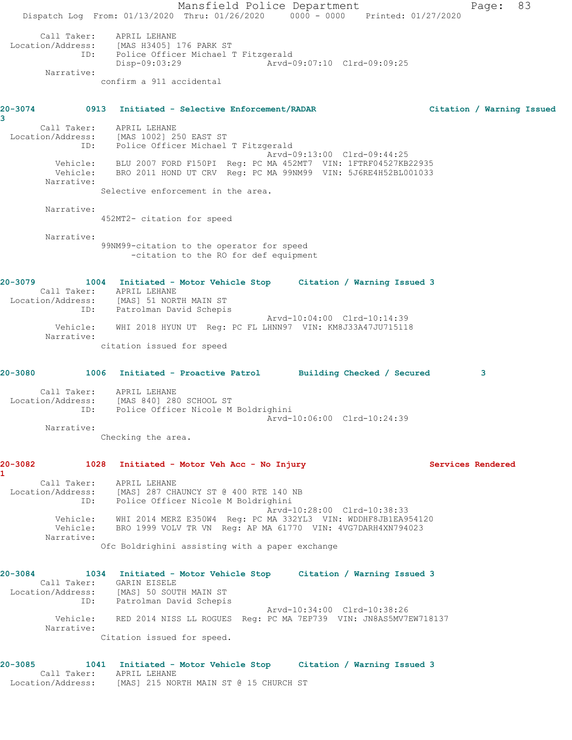Call Taker: APRIL LEHANE
Location/Address: [MAS H3405] 176 PARK ST
ID: Police Officer Michael T Fitzgerald
Disp-09:03:29 Arvd-09:07:10 Clrd-09:09:25
Narrative:
confirm a 911 accidental

**20-3074 0913 Initiated - Selective Enforcement/RADAR Citation / Warning Issued 3**

Call Taker: APRIL LEHANE
Location/Address: [MAS 1002] 250 EAST ST
ID: Police Officer Michael T Fitzgerald
Arvd-09:13:00 Clrd-09:44:25
Vehicle: BLU 2007 FORD F150PI Reg: PC MA 452MT7 VIN: 1FTRF04527KB22935
Vehicle: BRO 2011 HOND UT CRV Reg: PC MA 99NM99 VIN: 5J6RE4H52BL001033
Narrative:
Selective enforcement in the area.

Narrative:
452MT2- citation for speed

Narrative:
99NM99-citation to the operator for speed
-citation to the RO for def equipment

**20-3079 1004 Initiated - Motor Vehicle Stop Citation / Warning Issued 3**

Call Taker: APRIL LEHANE
Location/Address: [MAS] 51 NORTH MAIN ST
ID: Patrolman David Schepis
Arvd-10:04:00 Clrd-10:14:39
Vehicle: WHI 2018 HYUN UT Reg: PC FL LHNN97 VIN: KM8J33A47JU715118
Narrative:
citation issued for speed

**20-3080 1006 Initiated - Proactive Patrol Building Checked / Secured 3**

Call Taker: APRIL LEHANE
Location/Address: [MAS 840] 280 SCHOOL ST
ID: Police Officer Nicole M Boldrighini
Arvd-10:06:00 Clrd-10:24:39
Narrative:
Checking the area.

**20-3082 1028 Initiated - Motor Veh Acc - No Injury Services Rendered 1**

Call Taker: APRIL LEHANE
Location/Address: [MAS] 287 CHAUNCY ST @ 400 RTE 140 NB
ID: Police Officer Nicole M Boldrighini
Arvd-10:28:00 Clrd-10:38:33
Vehicle: WHI 2014 MERZ E350W4 Reg: PC MA 332YL3 VIN: WDDHF8JB1EA954120
Vehicle: BRO 1999 VOLV TR VN Reg: AP MA 61770 VIN: 4VG7DARH4XN794023
Narrative:
Ofc Boldrighini assisting with a paper exchange

**20-3084 1034 Initiated - Motor Vehicle Stop Citation / Warning Issued 3**

Call Taker: GARIN EISELE
Location/Address: [MAS] 50 SOUTH MAIN ST
ID: Patrolman David Schepis
Arvd-10:34:00 Clrd-10:38:26
Vehicle: RED 2014 NISS LL ROGUES Reg: PC MA 7EP739 VIN: JN8AS5MV7EW718137
Narrative:
Citation issued for speed.

**20-3085 1041 Initiated - Motor Vehicle Stop Citation / Warning Issued 3**

Call Taker: APRIL LEHANE
Location/Address: [MAS] 215 NORTH MAIN ST @ 15 CHURCH ST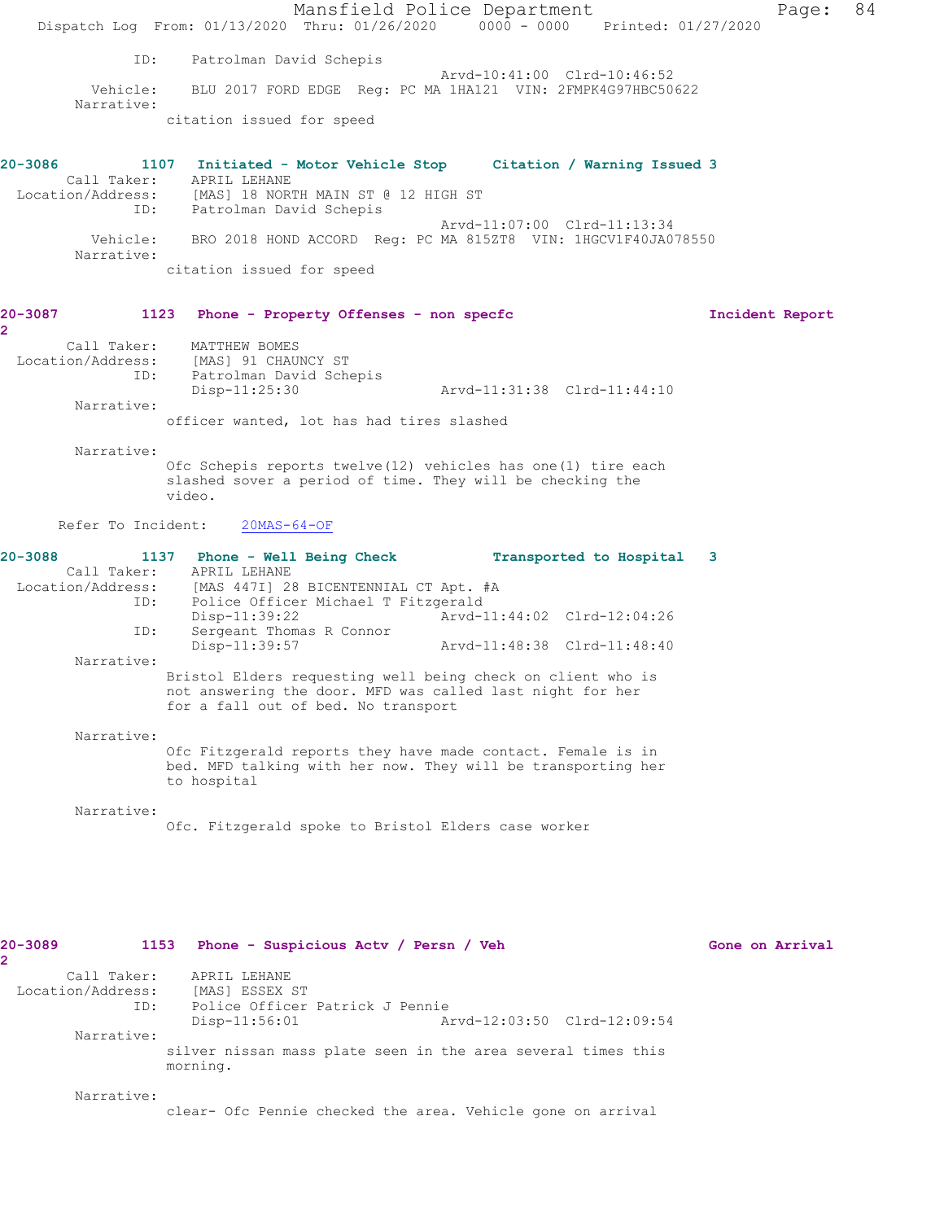ID: Patrolman David Schepis
Arvd-10:41:00 Clrd-10:46:52
Vehicle: BLU 2017 FORD EDGE Reg: PC MA 1HA121 VIN: 2FMPK4G97HBC50622
Narrative:
citation issued for speed

**20-3086 1107 Initiated - Motor Vehicle Stop Citation / Warning Issued 3**
Call Taker: APRIL LEHANE
Location/Address: [MAS] 18 NORTH MAIN ST @ 12 HIGH ST
ID: Patrolman David Schepis
Arvd-11:07:00 Clrd-11:13:34
Vehicle: BRO 2018 HOND ACCORD Reg: PC MA 815ZT8 VIN: 1HGCV1F40JA078550
Narrative:
citation issued for speed

**20-3087 1123 Phone - Property Offenses - non specfc Incident Report 2**
Call Taker: MATTHEW BOMES
Location/Address: [MAS] 91 CHAUNCY ST
ID: Patrolman David Schepis
Disp-11:25:30 Arvd-11:31:38 Clrd-11:44:10
Narrative:
officer wanted, lot has had tires slashed

Narrative:
Ofc Schepis reports twelve(12) vehicles has one(1) tire each slashed sover a period of time. They will be checking the video.

Refer To Incident: 20MAS-64-OF

**20-3088 1137 Phone - Well Being Check Transported to Hospital 3**
Call Taker: APRIL LEHANE
Location/Address: [MAS 447I] 28 BICENTENNIAL CT Apt. #A
ID: Police Officer Michael T Fitzgerald
Disp-11:39:22 Arvd-11:44:02 Clrd-12:04:26
ID: Sergeant Thomas R Connor
Disp-11:39:57 Arvd-11:48:38 Clrd-11:48:40
Narrative:
Bristol Elders requesting well being check on client who is not answering the door. MFD was called last night for her for a fall out of bed. No transport

Narrative:
Ofc Fitzgerald reports they have made contact. Female is in bed. MFD talking with her now. They will be transporting her to hospital

Narrative:
Ofc. Fitzgerald spoke to Bristol Elders case worker

**20-3089 1153 Phone - Suspicious Actv / Persn / Veh Gone on Arrival 2**
Call Taker: APRIL LEHANE
Location/Address: [MAS] ESSEX ST
ID: Police Officer Patrick J Pennie
Disp-11:56:01 Arvd-12:03:50 Clrd-12:09:54
Narrative:
silver nissan mass plate seen in the area several times this morning.

Narrative:
clear- Ofc Pennie checked the area. Vehicle gone on arrival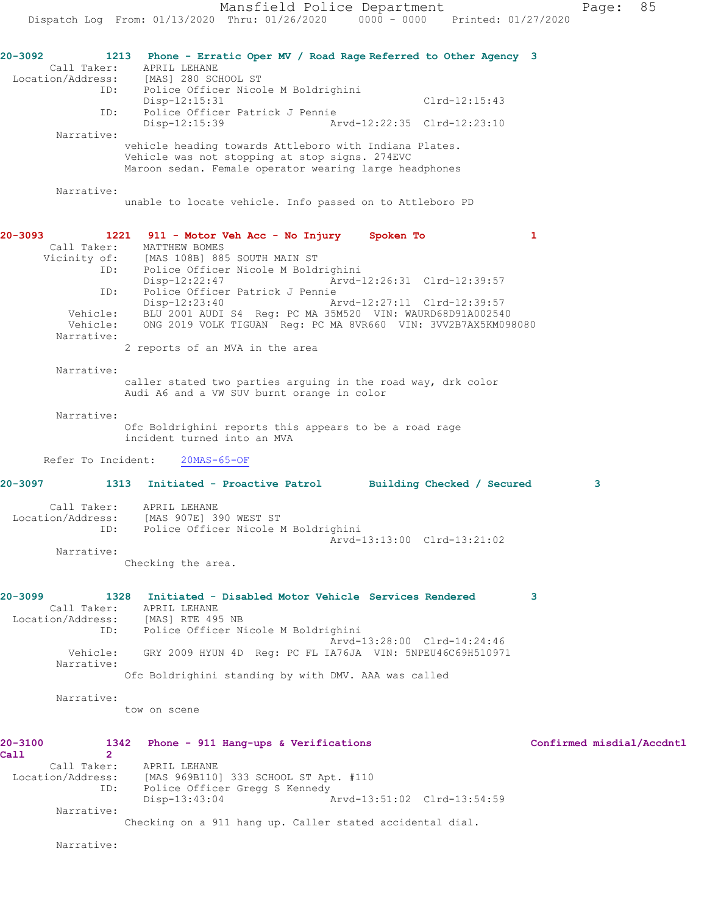**20-3092** 1213 **Phone - Erratic Oper MV / Road Rage Referred to Other Agency 3**

Call Taker: APRIL LEHANE
Location/Address: [MAS] 280 SCHOOL ST
ID: Police Officer Nicole M Boldrighini
Disp-12:15:31 Clrd-12:15:43
ID: Police Officer Patrick J Pennie
Disp-12:15:39 Arvd-12:22:35 Clrd-12:23:10

Narrative:
vehicle heading towards Attleboro with Indiana Plates.
Vehicle was not stopping at stop signs. 274EVC
Maroon sedan. Female operator wearing large headphones

Narrative:
unable to locate vehicle. Info passed on to Attleboro PD

**20-3093** 1221 **911 - Motor Veh Acc - No Injury Spoken To 1**

Call Taker: MATTHEW BOMES
Vicinity of: [MAS 108B] 885 SOUTH MAIN ST
ID: Police Officer Nicole M Boldrighini
Disp-12:22:47 Arvd-12:26:31 Clrd-12:39:57
ID: Police Officer Patrick J Pennie
Disp-12:23:40 Arvd-12:27:11 Clrd-12:39:57
Vehicle: BLU 2001 AUDI S4 Reg: PC MA 35M520 VIN: WAURD68D91A002540
Vehicle: ONG 2019 VOLK TIGUAN Reg: PC MA 8VR660 VIN: 3VV2B7AX5KM098080

Narrative:
2 reports of an MVA in the area

Narrative:
caller stated two parties arguing in the road way, drk color
Audi A6 and a VW SUV burnt orange in color

Narrative:
Ofc Boldrighini reports this appears to be a road rage
incident turned into an MVA

Refer To Incident: 20MAS-65-OF

**20-3097** 1313 **Initiated - Proactive Patrol Building Checked / Secured 3**

Call Taker: APRIL LEHANE
Location/Address: [MAS 907E] 390 WEST ST
ID: Police Officer Nicole M Boldrighini
Arvd-13:13:00 Clrd-13:21:02

Narrative:
Checking the area.

**20-3099** 1328 **Initiated - Disabled Motor Vehicle Services Rendered 3**

Call Taker: APRIL LEHANE
Location/Address: [MAS] RTE 495 NB
ID: Police Officer Nicole M Boldrighini
Arvd-13:28:00 Clrd-14:24:46
Vehicle: GRY 2009 HYUN 4D Reg: PC FL IA76JA VIN: 5NPEU46C69H510971

Narrative:
Ofc Boldrighini standing by with DMV. AAA was called

Narrative:
tow on scene

**20-3100** 1342 **Phone - 911 Hang-ups & Verifications Confirmed misdial/Accdntl Call 2**

Call Taker: APRIL LEHANE
Location/Address: [MAS 969B110] 333 SCHOOL ST Apt. #110
ID: Police Officer Gregg S Kennedy
Disp-13:43:04 Arvd-13:51:02 Clrd-13:54:59

Narrative:
Checking on a 911 hang up. Caller stated accidental dial.

Narrative: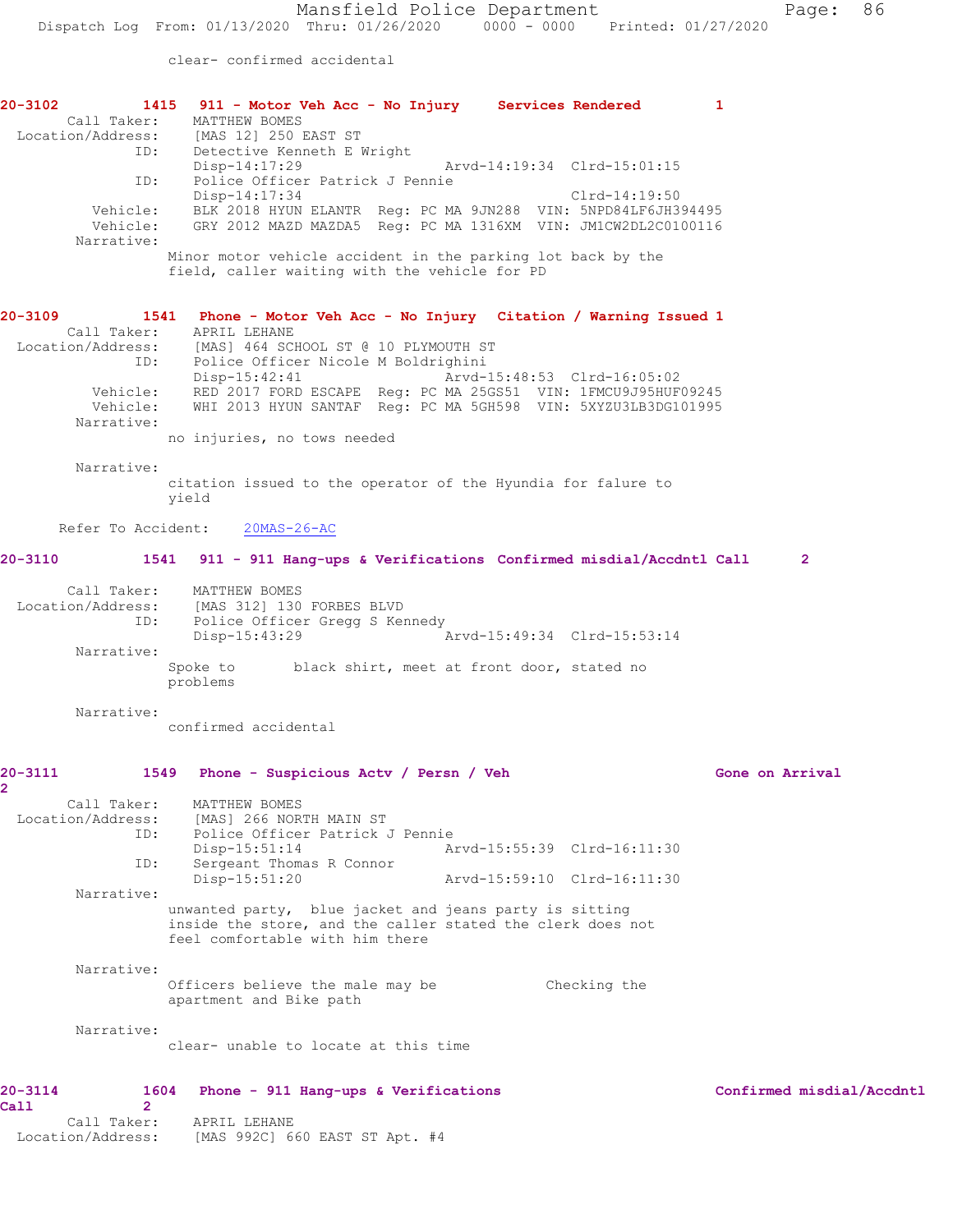clear- confirmed accidental

**20-3102 1415 911 - Motor Veh Acc - No Injury Services Rendered 1**

Call Taker: MATTHEW BOMES
Location/Address: [MAS 12] 250 EAST ST
ID: Detective Kenneth E Wright
Disp-14:17:29 Arvd-14:19:34 Clrd-15:01:15
ID: Police Officer Patrick J Pennie
Disp-14:17:34 Clrd-14:19:50
Vehicle: BLK 2018 HYUN ELANTR Reg: PC MA 9JN288 VIN: 5NPD84LF6JH394495
Vehicle: GRY 2012 MAZD MAZDA5 Reg: PC MA 1316XM VIN: JM1CW2DL2C0100116
Narrative:
Minor motor vehicle accident in the parking lot back by the field, caller waiting with the vehicle for PD

**20-3109 1541 Phone - Motor Veh Acc - No Injury Citation / Warning Issued 1**

Call Taker: APRIL LEHANE
Location/Address: [MAS] 464 SCHOOL ST @ 10 PLYMOUTH ST
ID: Police Officer Nicole M Boldrighini
Disp-15:42:41 Arvd-15:48:53 Clrd-16:05:02
Vehicle: RED 2017 FORD ESCAPE Reg: PC MA 25GS51 VIN: 1FMCU9J95HUF09245
Vehicle: WHI 2013 HYUN SANTAF Reg: PC MA 5GH598 VIN: 5XYZU3LB3DG101995
Narrative:
no injuries, no tows needed

Narrative:
citation issued to the operator of the Hyundia for falure to yield

Refer To Accident: 20MAS-26-AC

**20-3110 1541 911 - 911 Hang-ups & Verifications Confirmed misdial/Accdntl Call 2**

Call Taker: MATTHEW BOMES
Location/Address: [MAS 312] 130 FORBES BLVD
ID: Police Officer Gregg S Kennedy
Disp-15:43:29 Arvd-15:49:34 Clrd-15:53:14
Narrative:
Spoke to black shirt, meet at front door, stated no problems

Narrative:
confirmed accidental

**20-3111 1549 Phone - Suspicious Actv / Persn / Veh Gone on Arrival 2**

Call Taker: MATTHEW BOMES
Location/Address: [MAS] 266 NORTH MAIN ST
ID: Police Officer Patrick J Pennie
Disp-15:51:14 Arvd-15:55:39 Clrd-16:11:30
ID: Sergeant Thomas R Connor
Disp-15:51:20 Arvd-15:59:10 Clrd-16:11:30
Narrative:
unwanted party, blue jacket and jeans party is sitting inside the store, and the caller stated the clerk does not feel comfortable with him there

Narrative:
Officers believe the male may be Checking the apartment and Bike path

Narrative:
clear- unable to locate at this time

**20-3114 1604 Phone - 911 Hang-ups & Verifications Confirmed misdial/Accdntl Call 2**

Call Taker: APRIL LEHANE
Location/Address: [MAS 992C] 660 EAST ST Apt. #4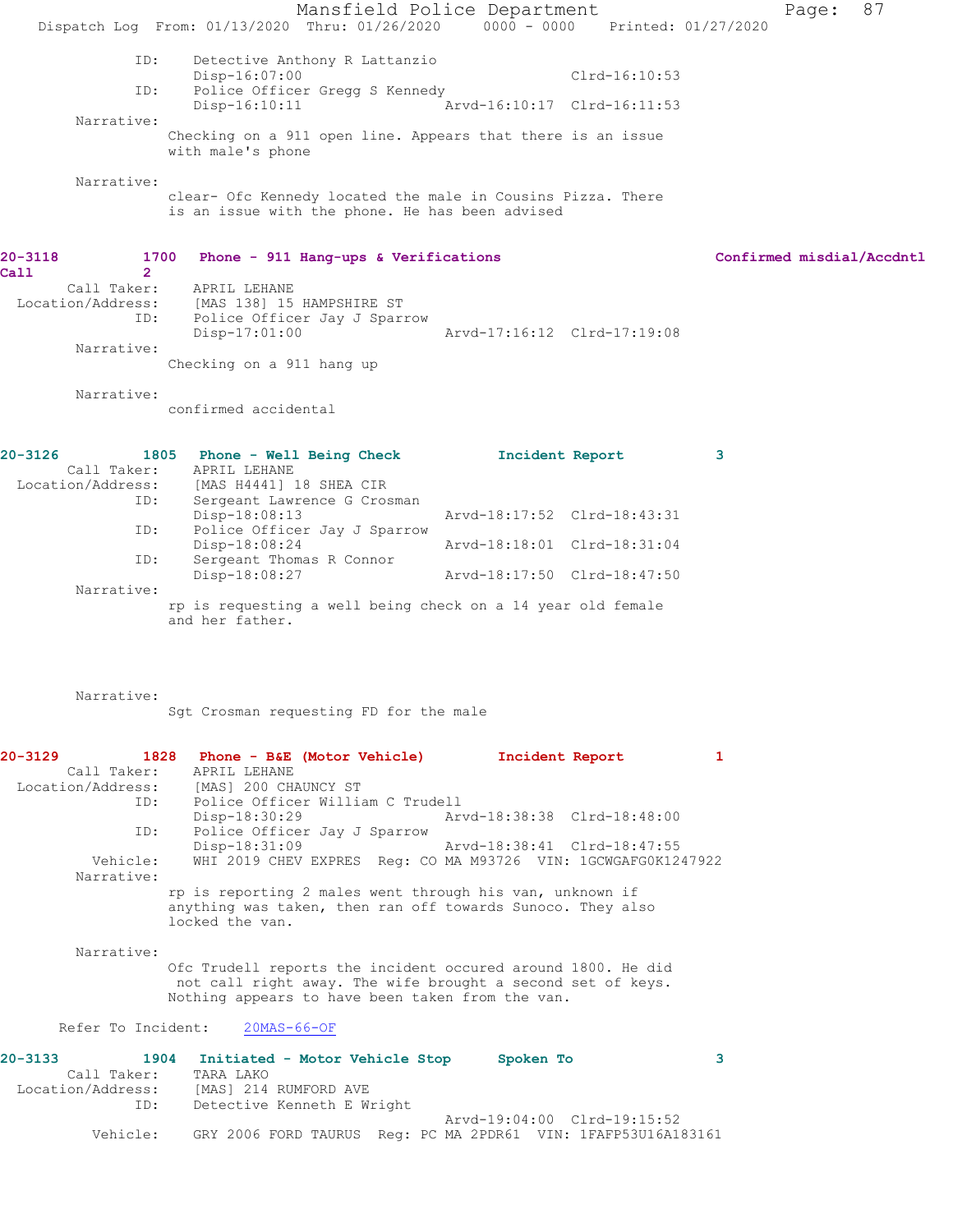```
            ID:    Detective Anthony R Lattanzio
                   Disp-16:07:00                         Clrd-16:10:53
            ID:    Police Officer Gregg S Kennedy
                   Disp-16:10:11              Arvd-16:10:17  Clrd-16:11:53
       Narrative:
                   Checking on a 911 open line. Appears that there is an issue
                   with male's phone

       Narrative:
                   clear- Ofc Kennedy located the male in Cousins Pizza. There
                   is an issue with the phone. He has been advised


20-3118          1700  Phone - 911 Hang-ups & Verifications               Confirmed misdial/Accdntl
Call              2
       Call Taker:    APRIL LEHANE
  Location/Address:   [MAS 138] 15 HAMPSHIRE ST
            ID:    Police Officer Jay J Sparrow
                   Disp-17:01:00              Arvd-17:16:12  Clrd-17:19:08
       Narrative:
                   Checking on a 911 hang up

       Narrative:
                   confirmed accidental


20-3126          1805  Phone - Well Being Check          Incident Report          3
       Call Taker:    APRIL LEHANE
  Location/Address:   [MAS H4441] 18 SHEA CIR
            ID:    Sergeant Lawrence G Crosman
                   Disp-18:08:13              Arvd-18:17:52  Clrd-18:43:31
            ID:    Police Officer Jay J Sparrow
                   Disp-18:08:24              Arvd-18:18:01  Clrd-18:31:04
            ID:    Sergeant Thomas R Connor
                   Disp-18:08:27              Arvd-18:17:50  Clrd-18:47:50
       Narrative:
                   rp is requesting a well being check on a 14 year old female
                   and her father.



       Narrative:
                   Sgt Crosman requesting FD for the male


20-3129          1828  Phone - B&E (Motor Vehicle)       Incident Report          1
       Call Taker:    APRIL LEHANE
  Location/Address:   [MAS] 200 CHAUNCY ST
            ID:    Police Officer William C Trudell
                   Disp-18:30:29              Arvd-18:38:38  Clrd-18:48:00
            ID:    Police Officer Jay J Sparrow
                   Disp-18:31:09              Arvd-18:38:41  Clrd-18:47:55
          Vehicle:    WHI 2019 CHEV EXPRES  Reg: CO MA M93726  VIN: 1GCWGAFG0K1247922
       Narrative:
                   rp is reporting 2 males went through his van, unknown if
                   anything was taken, then ran off towards Sunoco. They also
                   locked the van.

       Narrative:
                   Ofc Trudell reports the incident occured around 1800. He did
                    not call right away. The wife brought a second set of keys.
                   Nothing appears to have been taken from the van.

     Refer To Incident:    20MAS-66-OF

20-3133          1904  Initiated - Motor Vehicle Stop     Spoken To                3
       Call Taker:    TARA LAKO
  Location/Address:   [MAS] 214 RUMFORD AVE
            ID:    Detective Kenneth E Wright
                                              Arvd-19:04:00  Clrd-19:15:52
          Vehicle:    GRY 2006 FORD TAURUS  Reg: PC MA 2PDR61  VIN: 1FAFP53U16A183161
```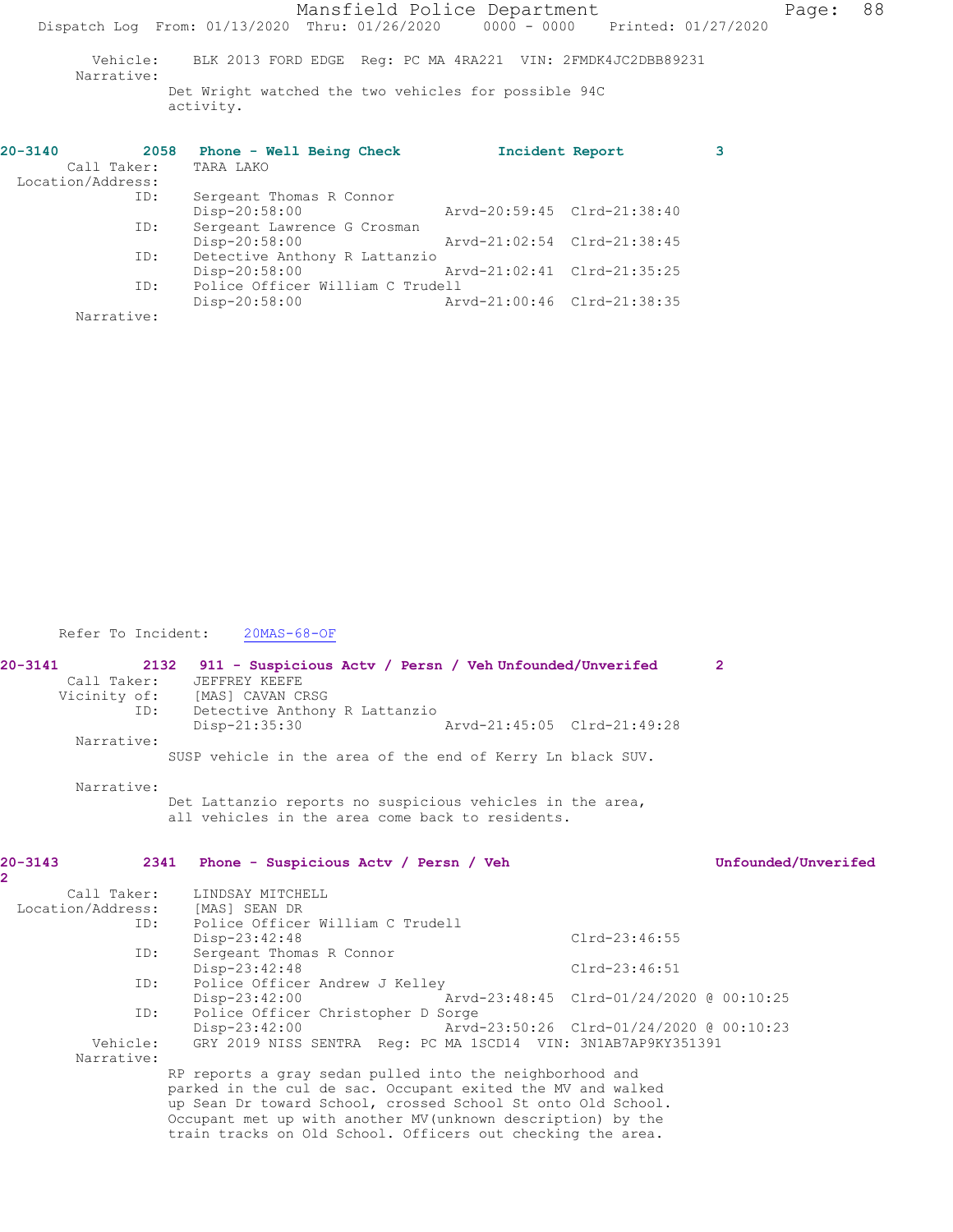Vehicle: BLK 2013 FORD EDGE Reg: PC MA 4RA221 VIN: 2FMDK4JC2DBB89231

Narrative:

Det Wright watched the two vehicles for possible 94C activity.

**20-3140 2058 Phone - Well Being Check Incident Report 3**

Call Taker: TARA LAKO

Location/Address:

ID: Sergeant Thomas R Connor
Disp-20:58:00 Arvd-20:59:45 Clrd-21:38:40

ID: Sergeant Lawrence G Crosman
Disp-20:58:00 Arvd-21:02:54 Clrd-21:38:45

ID: Detective Anthony R Lattanzio
Disp-20:58:00 Arvd-21:02:41 Clrd-21:35:25

ID: Police Officer William C Trudell
Disp-20:58:00 Arvd-21:00:46 Clrd-21:38:35

Narrative:

Refer To Incident: 20MAS-68-OF

**20-3141 2132 911 - Suspicious Actv / Persn / Veh Unfounded/Unverifed 2**

Call Taker: JEFFREY KEEFE

Vicinity of: [MAS] CAVAN CRSG

ID: Detective Anthony R Lattanzio
Disp-21:35:30 Arvd-21:45:05 Clrd-21:49:28

Narrative:

SUSP vehicle in the area of the end of Kerry Ln black SUV.

Narrative:

Det Lattanzio reports no suspicious vehicles in the area, all vehicles in the area come back to residents.

**20-3143 2341 Phone - Suspicious Actv / Persn / Veh Unfounded/Unverifed 2**

Call Taker: LINDSAY MITCHELL

Location/Address: [MAS] SEAN DR

ID: Police Officer William C Trudell
Disp-23:42:48 Clrd-23:46:55

ID: Sergeant Thomas R Connor
Disp-23:42:48 Clrd-23:46:51

ID: Police Officer Andrew J Kelley
Disp-23:42:00 Arvd-23:48:45 Clrd-01/24/2020 @ 00:10:25

ID: Police Officer Christopher D Sorge
Disp-23:42:00 Arvd-23:50:26 Clrd-01/24/2020 @ 00:10:23

Vehicle: GRY 2019 NISS SENTRA Reg: PC MA 1SCD14 VIN: 3N1AB7AP9KY351391

Narrative:

RP reports a gray sedan pulled into the neighborhood and parked in the cul de sac. Occupant exited the MV and walked up Sean Dr toward School, crossed School St onto Old School. Occupant met up with another MV(unknown description) by the train tracks on Old School. Officers out checking the area.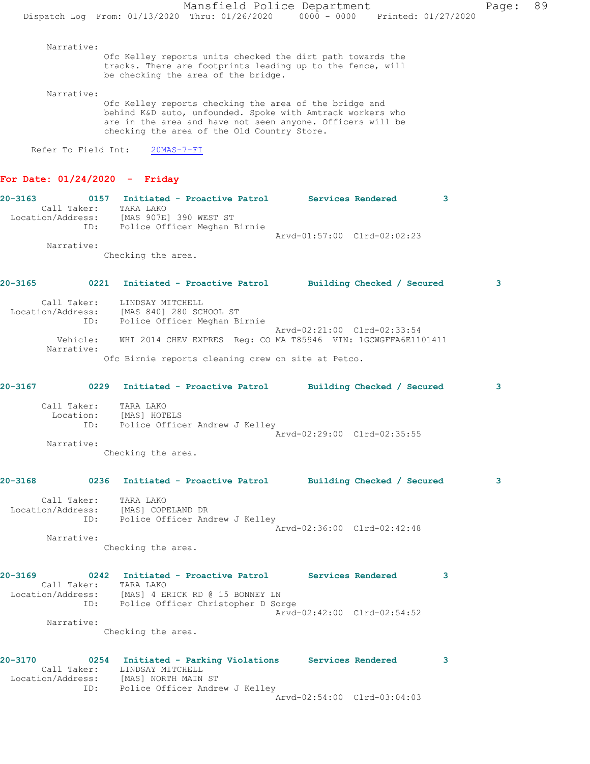Narrative:
Ofc Kelley reports units checked the dirt path towards the tracks. There are footprints leading up to the fence, will be checking the area of the bridge.

Narrative:
Ofc Kelley reports checking the area of the bridge and behind K&D auto, unfounded. Spoke with Amtrack workers who are in the area and have not seen anyone. Officers will be checking the area of the Old Country Store.

Refer To Field Int: 20MAS-7-FI

## For Date: 01/24/2020 - Friday

**20-3163 0157 Initiated - Proactive Patrol Services Rendered 3**

Call Taker: TARA LAKO
Location/Address: [MAS 907E] 390 WEST ST
ID: Police Officer Meghan Birnie
Arvd-01:57:00 Clrd-02:02:23

Narrative:
Checking the area.

**20-3165 0221 Initiated - Proactive Patrol Building Checked / Secured 3**

Call Taker: LINDSAY MITCHELL
Location/Address: [MAS 840] 280 SCHOOL ST
ID: Police Officer Meghan Birnie
Arvd-02:21:00 Clrd-02:33:54
Vehicle: WHI 2014 CHEV EXPRES Reg: CO MA T85946 VIN: 1GCWGFFA6E1101411

Narrative:
Ofc Birnie reports cleaning crew on site at Petco.

**20-3167 0229 Initiated - Proactive Patrol Building Checked / Secured 3**

Call Taker: TARA LAKO
Location: [MAS] HOTELS
ID: Police Officer Andrew J Kelley
Arvd-02:29:00 Clrd-02:35:55

Narrative:
Checking the area.

**20-3168 0236 Initiated - Proactive Patrol Building Checked / Secured 3**

Call Taker: TARA LAKO
Location/Address: [MAS] COPELAND DR
ID: Police Officer Andrew J Kelley
Arvd-02:36:00 Clrd-02:42:48

Narrative:
Checking the area.

**20-3169 0242 Initiated - Proactive Patrol Services Rendered 3**

Call Taker: TARA LAKO
Location/Address: [MAS] 4 ERICK RD @ 15 BONNEY LN
ID: Police Officer Christopher D Sorge
Arvd-02:42:00 Clrd-02:54:52

Narrative:
Checking the area.

**20-3170 0254 Initiated - Parking Violations Services Rendered 3**

Call Taker: LINDSAY MITCHELL
Location/Address: [MAS] NORTH MAIN ST
ID: Police Officer Andrew J Kelley
Arvd-02:54:00 Clrd-03:04:03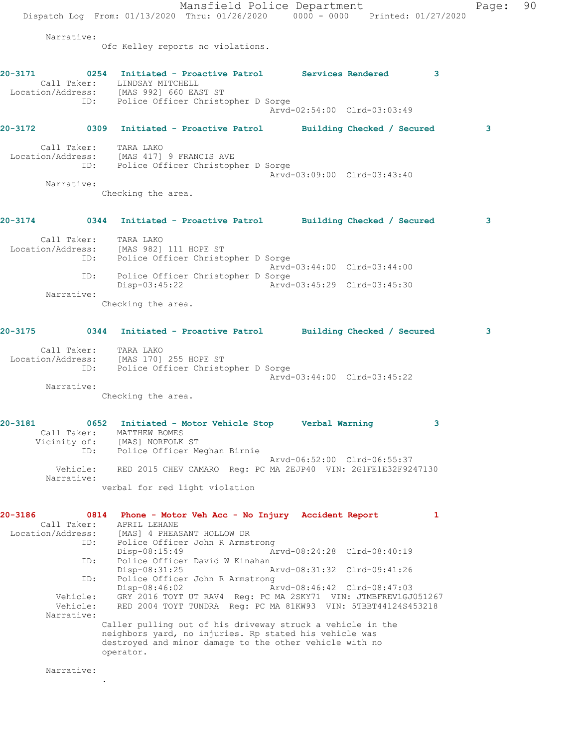Narrative:
Ofc Kelley reports no violations.

**20-3171 0254 Initiated - Proactive Patrol Services Rendered 3**
Call Taker: LINDSAY MITCHELL
Location/Address: [MAS 992] 660 EAST ST
ID: Police Officer Christopher D Sorge
Arvd-02:54:00 Clrd-03:03:49

**20-3172 0309 Initiated - Proactive Patrol Building Checked / Secured 3**
Call Taker: TARA LAKO
Location/Address: [MAS 417] 9 FRANCIS AVE
ID: Police Officer Christopher D Sorge
Arvd-03:09:00 Clrd-03:43:40
Narrative:
Checking the area.

**20-3174 0344 Initiated - Proactive Patrol Building Checked / Secured 3**
Call Taker: TARA LAKO
Location/Address: [MAS 982] 111 HOPE ST
ID: Police Officer Christopher D Sorge
Arvd-03:44:00 Clrd-03:44:00
ID: Police Officer Christopher D Sorge
Disp-03:45:22 Arvd-03:45:29 Clrd-03:45:30
Narrative:
Checking the area.

**20-3175 0344 Initiated - Proactive Patrol Building Checked / Secured 3**
Call Taker: TARA LAKO
Location/Address: [MAS 170] 255 HOPE ST
ID: Police Officer Christopher D Sorge
Arvd-03:44:00 Clrd-03:45:22
Narrative:
Checking the area.

**20-3181 0652 Initiated - Motor Vehicle Stop Verbal Warning 3**
Call Taker: MATTHEW BOMES
Vicinity of: [MAS] NORFOLK ST
ID: Police Officer Meghan Birnie
Arvd-06:52:00 Clrd-06:55:37
Vehicle: RED 2015 CHEV CAMARO Reg: PC MA 2EJP40 VIN: 2G1FE1E32F9247130
Narrative:
verbal for red light violation

**20-3186 0814 Phone - Motor Veh Acc - No Injury Accident Report 1**
Call Taker: APRIL LEHANE
Location/Address: [MAS] 4 PHEASANT HOLLOW DR
ID: Police Officer John R Armstrong
Disp-08:15:49 Arvd-08:24:28 Clrd-08:40:19
ID: Police Officer David W Kinahan
Disp-08:31:25 Arvd-08:31:32 Clrd-09:41:26
ID: Police Officer John R Armstrong
Disp-08:46:02 Arvd-08:46:42 Clrd-08:47:03
Vehicle: GRY 2016 TOYT UT RAV4 Reg: PC MA 2SKY71 VIN: JTMBFREV1GJ051267
Vehicle: RED 2004 TOYT TUNDRA Reg: PC MA 81KW93 VIN: 5TBBT44124S453218
Narrative:
Caller pulling out of his driveway struck a vehicle in the neighbors yard, no injuries. Rp stated his vehicle was destroyed and minor damage to the other vehicle with no operator.

Narrative:
.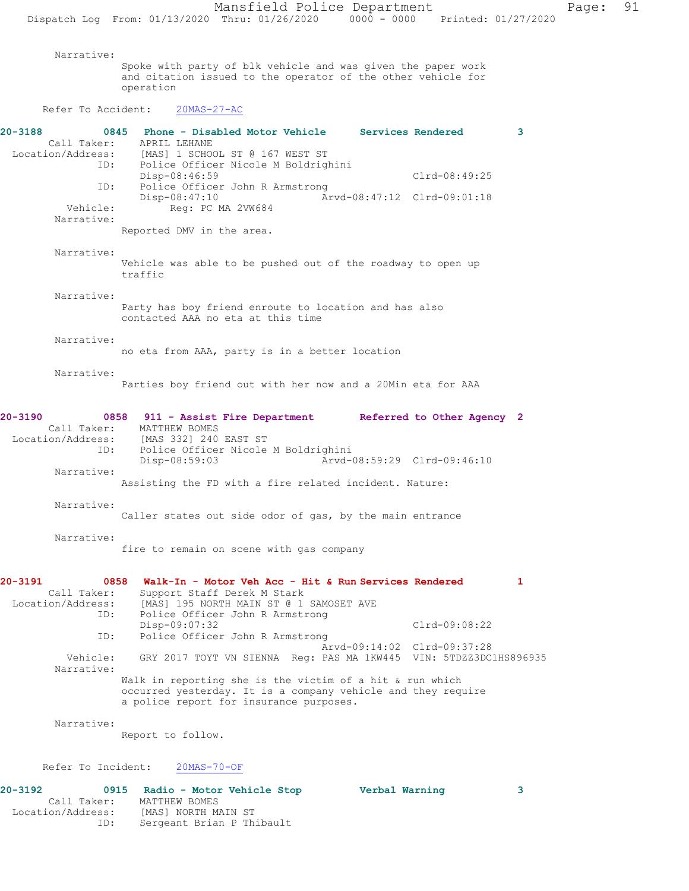Narrative:
Spoke with party of blk vehicle and was given the paper work and citation issued to the operator of the other vehicle for operation

Refer To Accident: 20MAS-27-AC

**20-3188 0845 Phone - Disabled Motor Vehicle Services Rendered 3**

Call Taker: APRIL LEHANE
Location/Address: [MAS] 1 SCHOOL ST @ 167 WEST ST
ID: Police Officer Nicole M Boldrighini
Disp-08:46:59 Clrd-08:49:25
ID: Police Officer John R Armstrong
Disp-08:47:10 Arvd-08:47:12 Clrd-09:01:18
Vehicle: Reg: PC MA 2VW684

Narrative:
Reported DMV in the area.

Narrative:
Vehicle was able to be pushed out of the roadway to open up traffic

Narrative:
Party has boy friend enroute to location and has also contacted AAA no eta at this time

Narrative:
no eta from AAA, party is in a better location

Narrative:
Parties boy friend out with her now and a 20Min eta for AAA

**20-3190 0858 911 - Assist Fire Department Referred to Other Agency 2**

Call Taker: MATTHEW BOMES
Location/Address: [MAS 332] 240 EAST ST
ID: Police Officer Nicole M Boldrighini
Disp-08:59:03 Arvd-08:59:29 Clrd-09:46:10

Narrative:
Assisting the FD with a fire related incident. Nature:

Narrative:
Caller states out side odor of gas, by the main entrance

Narrative:
fire to remain on scene with gas company

**20-3191 0858 Walk-In - Motor Veh Acc - Hit & Run Services Rendered 1**

Call Taker: Support Staff Derek M Stark
Location/Address: [MAS] 195 NORTH MAIN ST @ 1 SAMOSET AVE
ID: Police Officer John R Armstrong
Disp-09:07:32 Clrd-09:08:22
ID: Police Officer John R Armstrong
Arvd-09:14:02 Clrd-09:37:28
Vehicle: GRY 2017 TOYT VN SIENNA Reg: PAS MA 1KW445 VIN: 5TDZZ3DC1HS896935

Narrative:
Walk in reporting she is the victim of a hit & run which occurred yesterday. It is a company vehicle and they require a police report for insurance purposes.

Narrative:
Report to follow.

Refer To Incident: 20MAS-70-OF

**20-3192 0915 Radio - Motor Vehicle Stop Verbal Warning 3**

Call Taker: MATTHEW BOMES
Location/Address: [MAS] NORTH MAIN ST
ID: Sergeant Brian P Thibault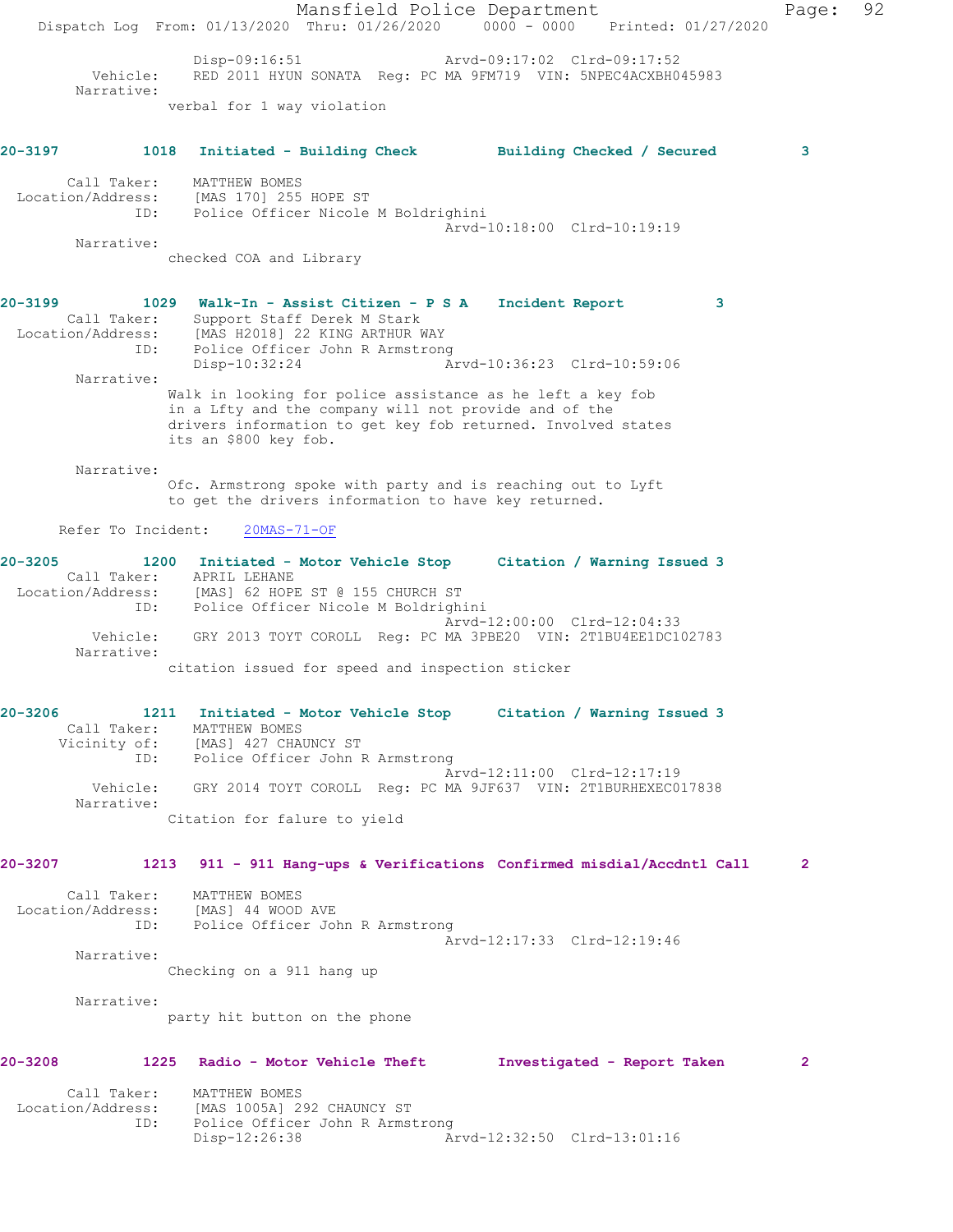```
                Disp-09:16:51                 Arvd-09:17:02  Clrd-09:17:52
        Vehicle:    RED 2011 HYUN SONATA  Reg: PC MA 9FM719  VIN: 5NPEC4ACXBH045983
      Narrative:
               verbal for 1 way violation
```

**20-3197          1018   Initiated - Building Check          Building Checked / Secured          3**

```
     Call Taker:    MATTHEW BOMES
 Location/Address:  [MAS 170] 255 HOPE ST
             ID:    Police Officer Nicole M Boldrighini
                                              Arvd-10:18:00  Clrd-10:19:19
      Narrative:
               checked COA and Library
```

**20-3199          1029   Walk-In - Assist Citizen - P S A    Incident Report          3**

```
     Call Taker:    Support Staff Derek M Stark
 Location/Address:  [MAS H2018] 22 KING ARTHUR WAY
             ID:    Police Officer John R Armstrong
                    Disp-10:32:24             Arvd-10:36:23  Clrd-10:59:06
      Narrative:
               Walk in looking for police assistance as he left a key fob
               in a Lfty and the company will not provide and of the
               drivers information to get key fob returned. Involved states
               its an $800 key fob.

      Narrative:
               Ofc. Armstrong spoke with party and is reaching out to Lyft
               to get the drivers information to have key returned.

    Refer To Incident:   20MAS-71-OF
```

**20-3205          1200   Initiated - Motor Vehicle Stop      Citation / Warning Issued 3**

```
     Call Taker:    APRIL LEHANE
 Location/Address:  [MAS] 62 HOPE ST @ 155 CHURCH ST
             ID:    Police Officer Nicole M Boldrighini
                                              Arvd-12:00:00  Clrd-12:04:33
        Vehicle:    GRY 2013 TOYT COROLL  Reg: PC MA 3PBE20  VIN: 2T1BU4EE1DC102783
      Narrative:
               citation issued for speed and inspection sticker
```

**20-3206          1211   Initiated - Motor Vehicle Stop      Citation / Warning Issued 3**

```
     Call Taker:    MATTHEW BOMES
     Vicinity of:   [MAS] 427 CHAUNCY ST
             ID:    Police Officer John R Armstrong
                                              Arvd-12:11:00  Clrd-12:17:19
        Vehicle:    GRY 2014 TOYT COROLL  Reg: PC MA 9JF637  VIN: 2T1BURHEXEC017838
      Narrative:
               Citation for falure to yield
```

**20-3207          1213   911 - 911 Hang-ups & Verifications  Confirmed misdial/Accdntl Call      2**

```
     Call Taker:    MATTHEW BOMES
 Location/Address:  [MAS] 44 WOOD AVE
             ID:    Police Officer John R Armstrong
                                              Arvd-12:17:33  Clrd-12:19:46
      Narrative:
               Checking on a 911 hang up

      Narrative:
               party hit button on the phone
```

**20-3208          1225   Radio - Motor Vehicle Theft         Investigated - Report Taken         2**

```
     Call Taker:    MATTHEW BOMES
 Location/Address:  [MAS 1005A] 292 CHAUNCY ST
             ID:    Police Officer John R Armstrong
                    Disp-12:26:38             Arvd-12:32:50  Clrd-13:01:16
```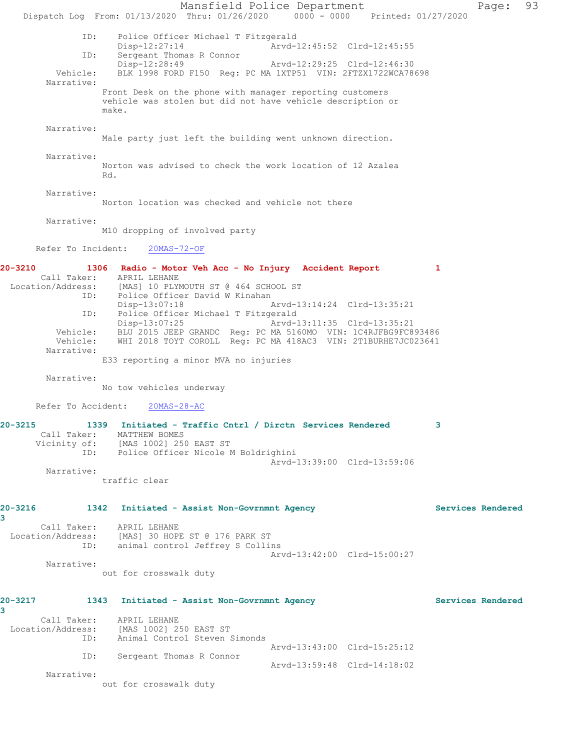```
            ID:    Police Officer Michael T Fitzgerald
                   Disp-12:27:14                Arvd-12:45:52  Clrd-12:45:55
            ID:    Sergeant Thomas R Connor
                   Disp-12:28:49                Arvd-12:29:25  Clrd-12:46:30
       Vehicle:    BLK 1998 FORD F150  Reg: PC MA 1XTP51  VIN: 2FTZX1722WCA78698
     Narrative:
                  Front Desk on the phone with manager reporting customers
                  vehicle was stolen but did not have vehicle description or
                  make.

     Narrative:
                  Male party just left the building went unknown direction.

     Narrative:
                  Norton was advised to check the work location of 12 Azalea
                  Rd.

     Narrative:
                  Norton location was checked and vehicle not there

     Narrative:
                  M10 dropping of involved party

    Refer To Incident:    20MAS-72-OF
```

**20-3210 1306 Radio - Motor Veh Acc - No Injury Accident Report 1**

```
     Call Taker:    APRIL LEHANE
 Location/Address:  [MAS] 10 PLYMOUTH ST @ 464 SCHOOL ST
            ID:    Police Officer David W Kinahan
                   Disp-13:07:18                Arvd-13:14:24  Clrd-13:35:21
            ID:    Police Officer Michael T Fitzgerald
                   Disp-13:07:25                Arvd-13:11:35  Clrd-13:35:21
       Vehicle:    BLU 2015 JEEP GRANDC  Reg: PC MA 5160MO  VIN: 1C4RJFBG9FC893486
       Vehicle:    WHI 2018 TOYT COROLL  Reg: PC MA 418AC3  VIN: 2T1BURHE7JC023641
     Narrative:
                  E33 reporting a minor MVA no injuries

     Narrative:
                  No tow vehicles underway

    Refer To Accident:    20MAS-28-AC
```

**20-3215 1339 Initiated - Traffic Cntrl / Dirctn Services Rendered 3**

```
     Call Taker:    MATTHEW BOMES
    Vicinity of:    [MAS 1002] 250 EAST ST
            ID:    Police Officer Nicole M Boldrighini
                                                Arvd-13:39:00  Clrd-13:59:06
     Narrative:
                  traffic clear
```

**20-3216 1342 Initiated - Assist Non-Govrnmnt Agency Services Rendered 3**

```
     Call Taker:    APRIL LEHANE
 Location/Address:  [MAS] 30 HOPE ST @ 176 PARK ST
            ID:    animal control Jeffrey S Collins
                                                Arvd-13:42:00  Clrd-15:00:27
     Narrative:
                  out for crosswalk duty
```

**20-3217 1343 Initiated - Assist Non-Govrnmnt Agency Services Rendered 3**

```
     Call Taker:    APRIL LEHANE
 Location/Address:  [MAS 1002] 250 EAST ST
            ID:    Animal Control Steven Simonds
                                                Arvd-13:43:00  Clrd-15:25:12
            ID:    Sergeant Thomas R Connor
                                                Arvd-13:59:48  Clrd-14:18:02
     Narrative:
                  out for crosswalk duty
```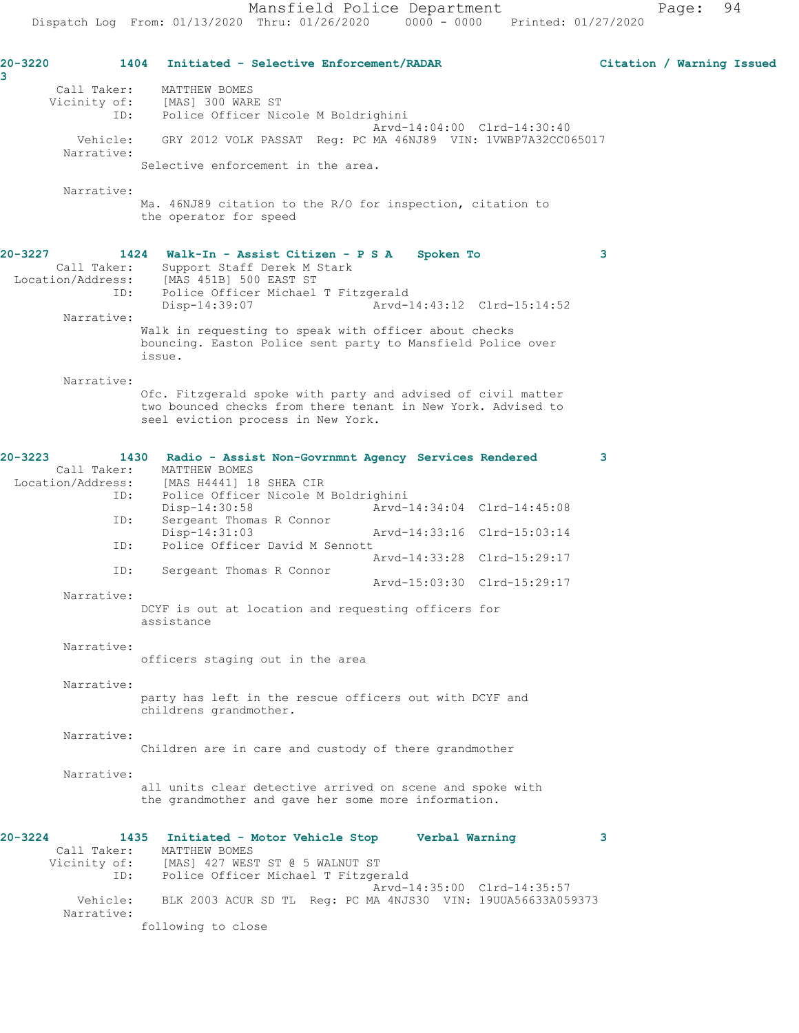**20-3220** 1404 Initiated - Selective Enforcement/RADAR — Citation / Warning Issued — 3

```
        Call Taker:    MATTHEW BOMES
        Vicinity of:   [MAS] 300 WARE ST
                ID:    Police Officer Nicole M Boldrighini
                                                Arvd-14:04:00  Clrd-14:30:40
           Vehicle:    GRY 2012 VOLK PASSAT  Reg: PC MA 46NJ89  VIN: 1VWBP7A32CC065017
         Narrative:
                       Selective enforcement in the area.

         Narrative:
                       Ma. 46NJ89 citation to the R/O for inspection, citation to
                       the operator for speed
```

**20-3227** 1424 Walk-In - Assist Citizen - P S A — Spoken To — 3

```
        Call Taker:    Support Staff Derek M Stark
  Location/Address:    [MAS 451B] 500 EAST ST
                ID:    Police Officer Michael T Fitzgerald
                       Disp-14:39:07            Arvd-14:43:12  Clrd-15:14:52
         Narrative:
                       Walk in requesting to speak with officer about checks
                       bouncing. Easton Police sent party to Mansfield Police over
                       issue.

         Narrative:
                       Ofc. Fitzgerald spoke with party and advised of civil matter
                       two bounced checks from there tenant in New York. Advised to
                       seel eviction process in New York.
```

**20-3223** 1430 Radio - Assist Non-Govrnmnt Agency — Services Rendered — 3

```
        Call Taker:    MATTHEW BOMES
  Location/Address:    [MAS H4441] 18 SHEA CIR
                ID:    Police Officer Nicole M Boldrighini
                       Disp-14:30:58            Arvd-14:34:04  Clrd-14:45:08
                ID:    Sergeant Thomas R Connor
                       Disp-14:31:03            Arvd-14:33:16  Clrd-15:03:14
                ID:    Police Officer David M Sennott
                                                Arvd-14:33:28  Clrd-15:29:17
                ID:    Sergeant Thomas R Connor
                                                Arvd-15:03:30  Clrd-15:29:17
         Narrative:
                       DCYF is out at location and requesting officers for
                       assistance

         Narrative:
                       officers staging out in the area

         Narrative:
                       party has left in the rescue officers out with DCYF and
                       childrens grandmother.

         Narrative:
                       Children are in care and custody of there grandmother

         Narrative:
                       all units clear detective arrived on scene and spoke with
                       the grandmother and gave her some more information.
```

**20-3224** 1435 Initiated - Motor Vehicle Stop — Verbal Warning — 3

```
        Call Taker:    MATTHEW BOMES
        Vicinity of:   [MAS] 427 WEST ST @ 5 WALNUT ST
                ID:    Police Officer Michael T Fitzgerald
                                                Arvd-14:35:00  Clrd-14:35:57
           Vehicle:    BLK 2003 ACUR SD TL  Reg: PC MA 4NJS30  VIN: 19UUA56633A059373
         Narrative:
                       following to close
```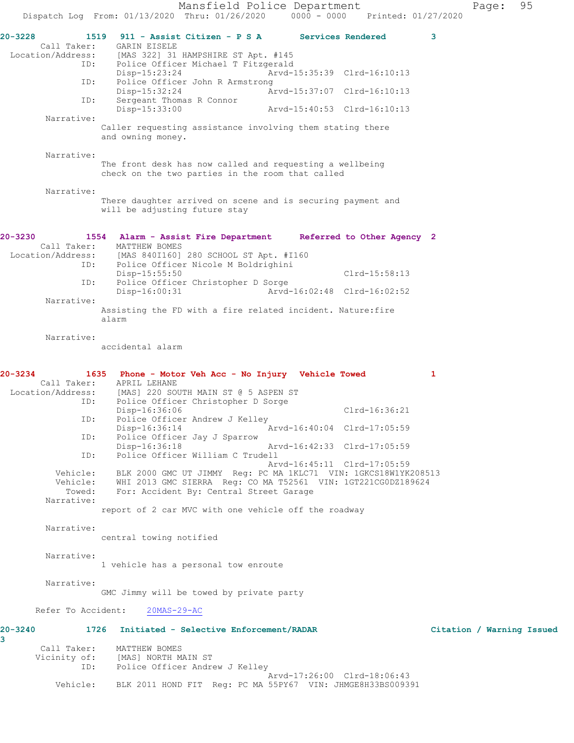**20-3228 1519 911 - Assist Citizen - P S A Services Rendered 3**

```
        Call Taker:    GARIN EISELE
  Location/Address:    [MAS 322] 31 HAMPSHIRE ST Apt. #145
                ID:    Police Officer Michael T Fitzgerald
                       Disp-15:23:24                 Arvd-15:35:39  Clrd-16:10:13
                ID:    Police Officer John R Armstrong
                       Disp-15:32:24                 Arvd-15:37:07  Clrd-16:10:13
                ID:    Sergeant Thomas R Connor
                       Disp-15:33:00                 Arvd-15:40:53  Clrd-16:10:13
         Narrative:
                      Caller requesting assistance involving them stating there
                      and owning money.

         Narrative:
                      The front desk has now called and requesting a wellbeing
                      check on the two parties in the room that called

         Narrative:
                      There daughter arrived on scene and is securing payment and
                      will be adjusting future stay
```

**20-3230 1554 Alarm - Assist Fire Department Referred to Other Agency 2**

```
        Call Taker:    MATTHEW BOMES
  Location/Address:    [MAS 840I160] 280 SCHOOL ST Apt. #I160
                ID:    Police Officer Nicole M Boldrighini
                       Disp-15:55:50                                Clrd-15:58:13
                ID:    Police Officer Christopher D Sorge
                       Disp-16:00:31                 Arvd-16:02:48  Clrd-16:02:52
         Narrative:
                      Assisting the FD with a fire related incident. Nature:fire
                      alarm

         Narrative:
                      accidental alarm
```

**20-3234 1635 Phone - Motor Veh Acc - No Injury Vehicle Towed 1**

```
        Call Taker:    APRIL LEHANE
  Location/Address:    [MAS] 220 SOUTH MAIN ST @ 5 ASPEN ST
                ID:    Police Officer Christopher D Sorge
                       Disp-16:36:06                                Clrd-16:36:21
                ID:    Police Officer Andrew J Kelley
                       Disp-16:36:14                 Arvd-16:40:04  Clrd-17:05:59
                ID:    Police Officer Jay J Sparrow
                       Disp-16:36:18                 Arvd-16:42:33  Clrd-17:05:59
                ID:    Police Officer William C Trudell
                                                     Arvd-16:45:11  Clrd-17:05:59
           Vehicle:    BLK 2000 GMC UT JIMMY  Reg: PC MA 1KLC71  VIN: 1GKCS18W1YK208513
           Vehicle:    WHI 2013 GMC SIERRA  Reg: CO MA T52561  VIN: 1GT221CG0DZ189624
             Towed:    For: Accident By: Central Street Garage
         Narrative:
                      report of 2 car MVC with one vehicle off the roadway

         Narrative:
                      central towing notified

         Narrative:
                      1 vehicle has a personal tow enroute

         Narrative:
                      GMC Jimmy will be towed by private party

      Refer To Accident:    20MAS-29-AC
```

**20-3240 1726 Initiated - Selective Enforcement/RADAR Citation / Warning Issued 3**

```
        Call Taker:    MATTHEW BOMES
       Vicinity of:    [MAS] NORTH MAIN ST
                ID:    Police Officer Andrew J Kelley
                                                     Arvd-17:26:00  Clrd-18:06:43
           Vehicle:    BLK 2011 HOND FIT  Reg: PC MA 55PY67  VIN: JHMGE8H33BS009391
```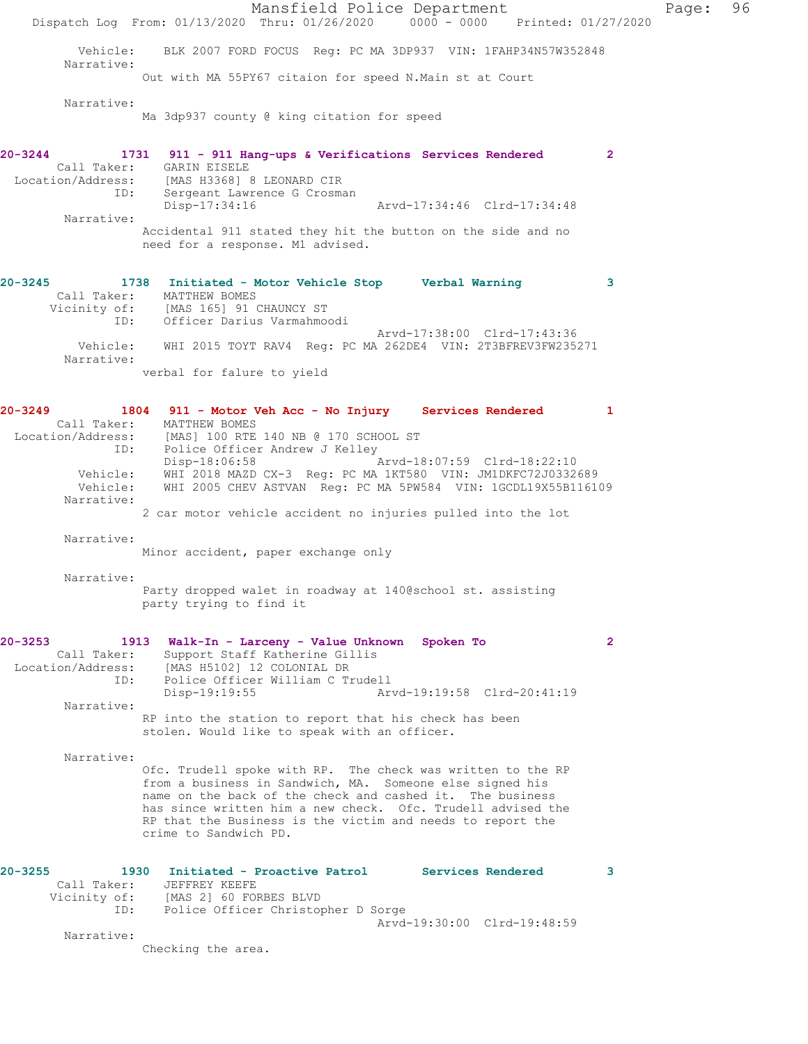Vehicle: BLK 2007 FORD FOCUS Reg: PC MA 3DP937 VIN: 1FAHP34N57W352848

Narrative:
Out with MA 55PY67 citaion for speed N.Main st at Court

Narrative:
Ma 3dp937 county @ king citation for speed

**20-3244** 1731 **911 - 911 Hang-ups & Verifications** **Services Rendered** 2

Call Taker: GARIN EISELE
Location/Address: [MAS H3368] 8 LEONARD CIR
ID: Sergeant Lawrence G Crosman
Disp-17:34:16 Arvd-17:34:46 Clrd-17:34:48

Narrative:
Accidental 911 stated they hit the button on the side and no need for a response. M1 advised.

**20-3245** 1738 **Initiated - Motor Vehicle Stop** **Verbal Warning** 3

Call Taker: MATTHEW BOMES
Vicinity of: [MAS 165] 91 CHAUNCY ST
ID: Officer Darius Varmahmoodi
Arvd-17:38:00 Clrd-17:43:36
Vehicle: WHI 2015 TOYT RAV4 Reg: PC MA 262DE4 VIN: 2T3BFREV3FW235271

Narrative:
verbal for falure to yield

**20-3249** 1804 **911 - Motor Veh Acc - No Injury** **Services Rendered** 1

Call Taker: MATTHEW BOMES
Location/Address: [MAS] 100 RTE 140 NB @ 170 SCHOOL ST
ID: Police Officer Andrew J Kelley
Disp-18:06:58 Arvd-18:07:59 Clrd-18:22:10
Vehicle: WHI 2018 MAZD CX-3 Reg: PC MA 1KT580 VIN: JM1DKFC72J0332689
Vehicle: WHI 2005 CHEV ASTVAN Reg: PC MA 5PW584 VIN: 1GCDL19X55B116109

Narrative:
2 car motor vehicle accident no injuries pulled into the lot

Narrative:
Minor accident, paper exchange only

Narrative:
Party dropped walet in roadway at 140@school st. assisting party trying to find it

**20-3253** 1913 **Walk-In - Larceny - Value Unknown** **Spoken To** 2

Call Taker: Support Staff Katherine Gillis
Location/Address: [MAS H5102] 12 COLONIAL DR
ID: Police Officer William C Trudell
Disp-19:19:55 Arvd-19:19:58 Clrd-20:41:19

Narrative:
RP into the station to report that his check has been stolen. Would like to speak with an officer.

Narrative:
Ofc. Trudell spoke with RP. The check was written to the RP from a business in Sandwich, MA. Someone else signed his name on the back of the check and cashed it. The business has since written him a new check. Ofc. Trudell advised the RP that the Business is the victim and needs to report the crime to Sandwich PD.

**20-3255** 1930 **Initiated - Proactive Patrol** **Services Rendered** 3

Call Taker: JEFFREY KEEFE
Vicinity of: [MAS 2] 60 FORBES BLVD
ID: Police Officer Christopher D Sorge
Arvd-19:30:00 Clrd-19:48:59

Narrative:
Checking the area.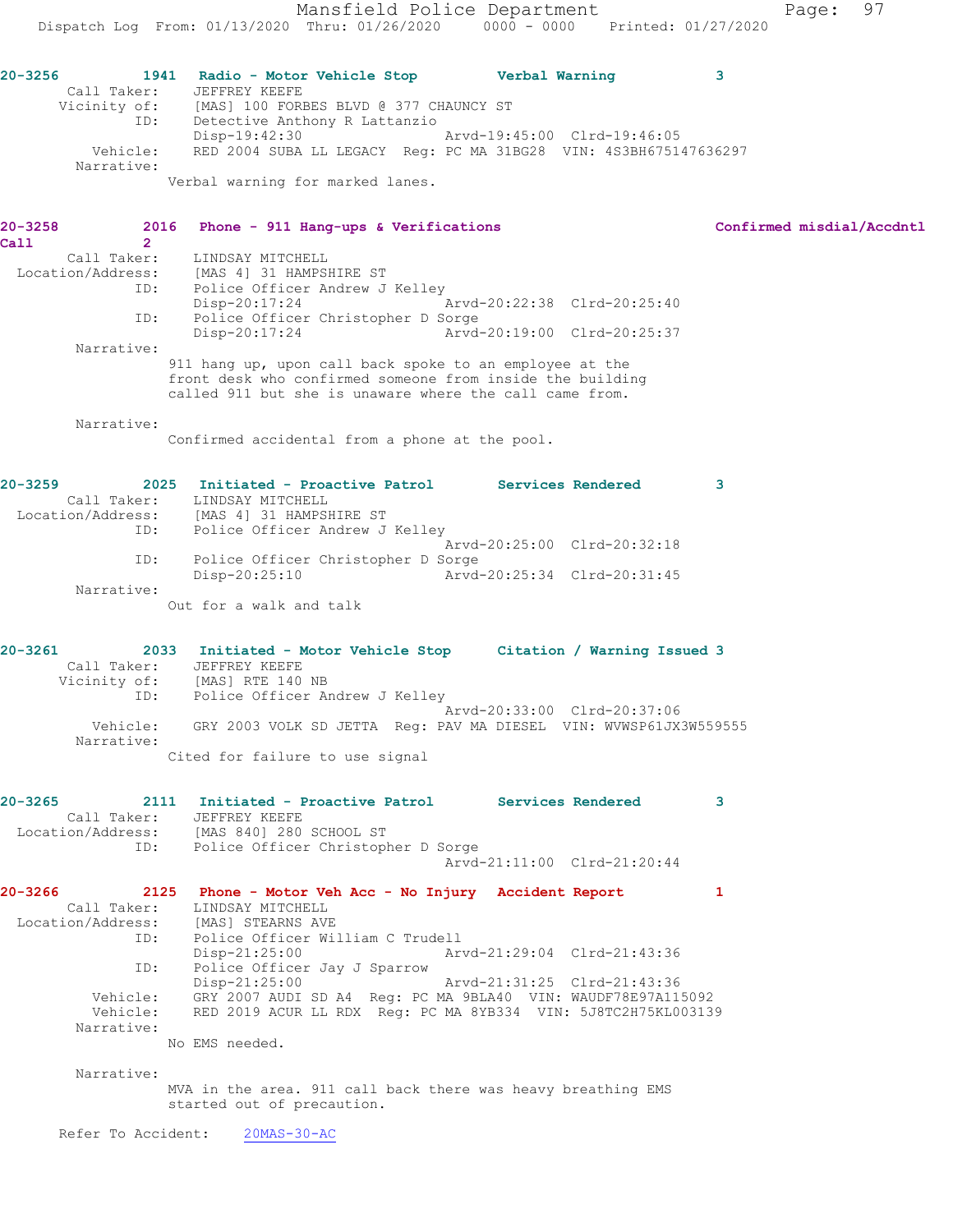20-3256 1941 Radio - Motor Vehicle Stop Verbal Warning 3
Call Taker: JEFFREY KEEFE
Vicinity of: [MAS] 100 FORBES BLVD @ 377 CHAUNCY ST
ID: Detective Anthony R Lattanzio
Disp-19:42:30 Arvd-19:45:00 Clrd-19:46:05
Vehicle: RED 2004 SUBA LL LEGACY Reg: PC MA 31BG28 VIN: 4S3BH675147636297
Narrative:
Verbal warning for marked lanes.

20-3258 2016 Phone - 911 Hang-ups & Verifications Confirmed misdial/Accdntl Call 2
Call Taker: LINDSAY MITCHELL
Location/Address: [MAS 4] 31 HAMPSHIRE ST
ID: Police Officer Andrew J Kelley
Disp-20:17:24 Arvd-20:22:38 Clrd-20:25:40
ID: Police Officer Christopher D Sorge
Disp-20:17:24 Arvd-20:19:00 Clrd-20:25:37
Narrative:
911 hang up, upon call back spoke to an employee at the front desk who confirmed someone from inside the building called 911 but she is unaware where the call came from.

Narrative:
Confirmed accidental from a phone at the pool.

20-3259 2025 Initiated - Proactive Patrol Services Rendered 3
Call Taker: LINDSAY MITCHELL
Location/Address: [MAS 4] 31 HAMPSHIRE ST
ID: Police Officer Andrew J Kelley
Arvd-20:25:00 Clrd-20:32:18
ID: Police Officer Christopher D Sorge
Disp-20:25:10 Arvd-20:25:34 Clrd-20:31:45
Narrative:
Out for a walk and talk

20-3261 2033 Initiated - Motor Vehicle Stop Citation / Warning Issued 3
Call Taker: JEFFREY KEEFE
Vicinity of: [MAS] RTE 140 NB
ID: Police Officer Andrew J Kelley
Arvd-20:33:00 Clrd-20:37:06
Vehicle: GRY 2003 VOLK SD JETTA Reg: PAV MA DIESEL VIN: WVWSP61JX3W559555
Narrative:
Cited for failure to use signal

20-3265 2111 Initiated - Proactive Patrol Services Rendered 3
Call Taker: JEFFREY KEEFE
Location/Address: [MAS 840] 280 SCHOOL ST
ID: Police Officer Christopher D Sorge
Arvd-21:11:00 Clrd-21:20:44

20-3266 2125 Phone - Motor Veh Acc - No Injury Accident Report 1
Call Taker: LINDSAY MITCHELL
Location/Address: [MAS] STEARNS AVE
ID: Police Officer William C Trudell
Disp-21:25:00 Arvd-21:29:04 Clrd-21:43:36
ID: Police Officer Jay J Sparrow
Disp-21:25:00 Arvd-21:31:25 Clrd-21:43:36
Vehicle: GRY 2007 AUDI SD A4 Reg: PC MA 9BLA40 VIN: WAUDF78E97A115092
Vehicle: RED 2019 ACUR LL RDX Reg: PC MA 8YB334 VIN: 5J8TC2H75KL003139
Narrative:
No EMS needed.

Narrative:
MVA in the area. 911 call back there was heavy breathing EMS started out of precaution.

Refer To Accident: 20MAS-30-AC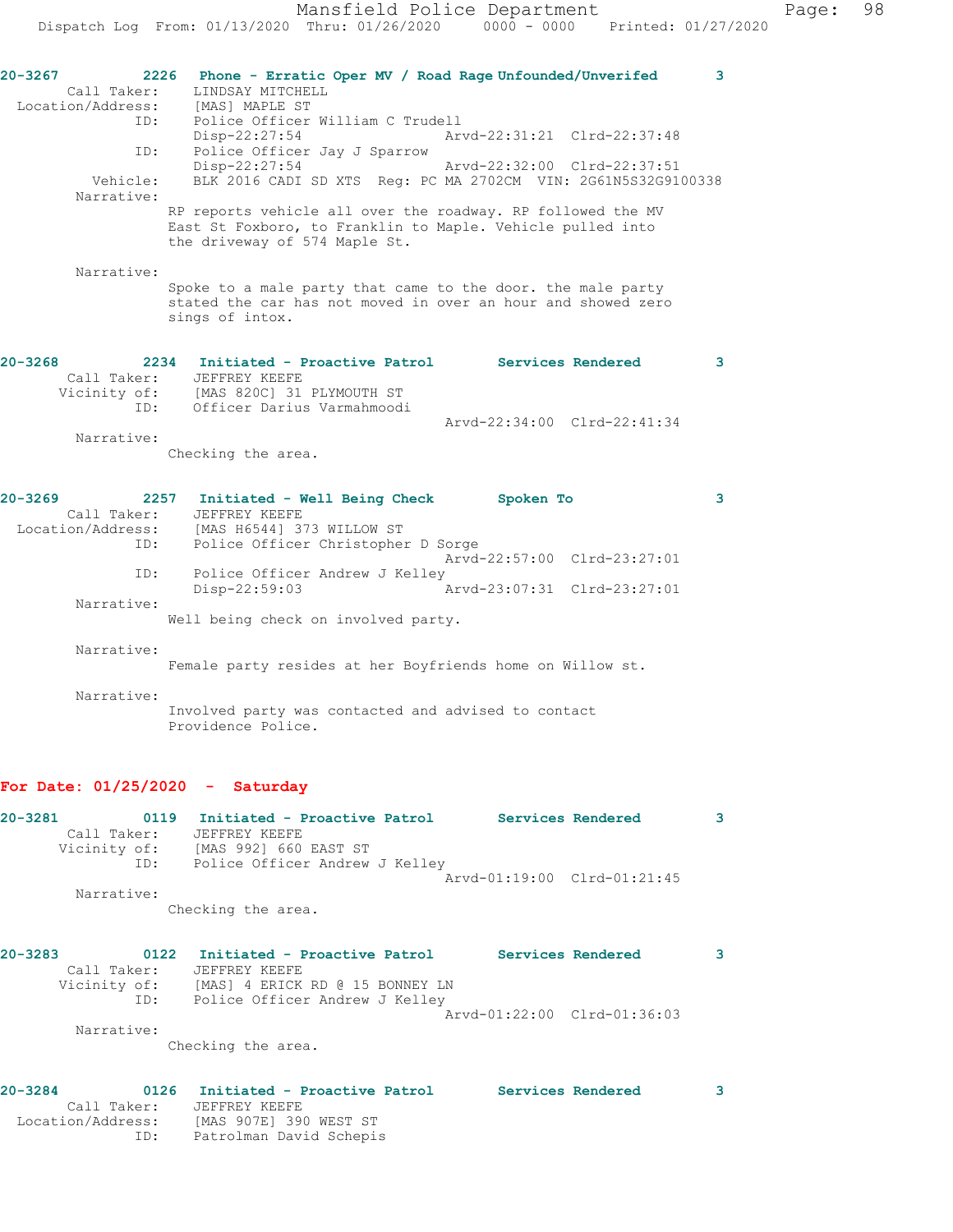**20-3267 2226 Phone - Erratic Oper MV / Road Rage Unfounded/Unverifed 3**

Call Taker: LINDSAY MITCHELL
Location/Address: [MAS] MAPLE ST
ID: Police Officer William C Trudell
Disp-22:27:54 Arvd-22:31:21 Clrd-22:37:48
ID: Police Officer Jay J Sparrow
Disp-22:27:54 Arvd-22:32:00 Clrd-22:37:51
Vehicle: BLK 2016 CADI SD XTS Reg: PC MA 2702CM VIN: 2G61N5S32G9100338
Narrative:
RP reports vehicle all over the roadway. RP followed the MV East St Foxboro, to Franklin to Maple. Vehicle pulled into the driveway of 574 Maple St.

Narrative:
Spoke to a male party that came to the door. the male party stated the car has not moved in over an hour and showed zero sings of intox.

**20-3268 2234 Initiated - Proactive Patrol Services Rendered 3**

Call Taker: JEFFREY KEEFE
Vicinity of: [MAS 820C] 31 PLYMOUTH ST
ID: Officer Darius Varmahmoodi
Arvd-22:34:00 Clrd-22:41:34
Narrative:
Checking the area.

**20-3269 2257 Initiated - Well Being Check Spoken To 3**

Call Taker: JEFFREY KEEFE
Location/Address: [MAS H6544] 373 WILLOW ST
ID: Police Officer Christopher D Sorge
Arvd-22:57:00 Clrd-23:27:01
ID: Police Officer Andrew J Kelley
Disp-22:59:03 Arvd-23:07:31 Clrd-23:27:01
Narrative:
Well being check on involved party.

Narrative:
Female party resides at her Boyfriends home on Willow st.

Narrative:
Involved party was contacted and advised to contact Providence Police.

## For Date: 01/25/2020 - Saturday

**20-3281 0119 Initiated - Proactive Patrol Services Rendered 3**

Call Taker: JEFFREY KEEFE
Vicinity of: [MAS 992] 660 EAST ST
ID: Police Officer Andrew J Kelley
Arvd-01:19:00 Clrd-01:21:45
Narrative:
Checking the area.

**20-3283 0122 Initiated - Proactive Patrol Services Rendered 3**

Call Taker: JEFFREY KEEFE
Vicinity of: [MAS] 4 ERICK RD @ 15 BONNEY LN
ID: Police Officer Andrew J Kelley
Arvd-01:22:00 Clrd-01:36:03
Narrative:
Checking the area.

**20-3284 0126 Initiated - Proactive Patrol Services Rendered 3**

Call Taker: JEFFREY KEEFE
Location/Address: [MAS 907E] 390 WEST ST
ID: Patrolman David Schepis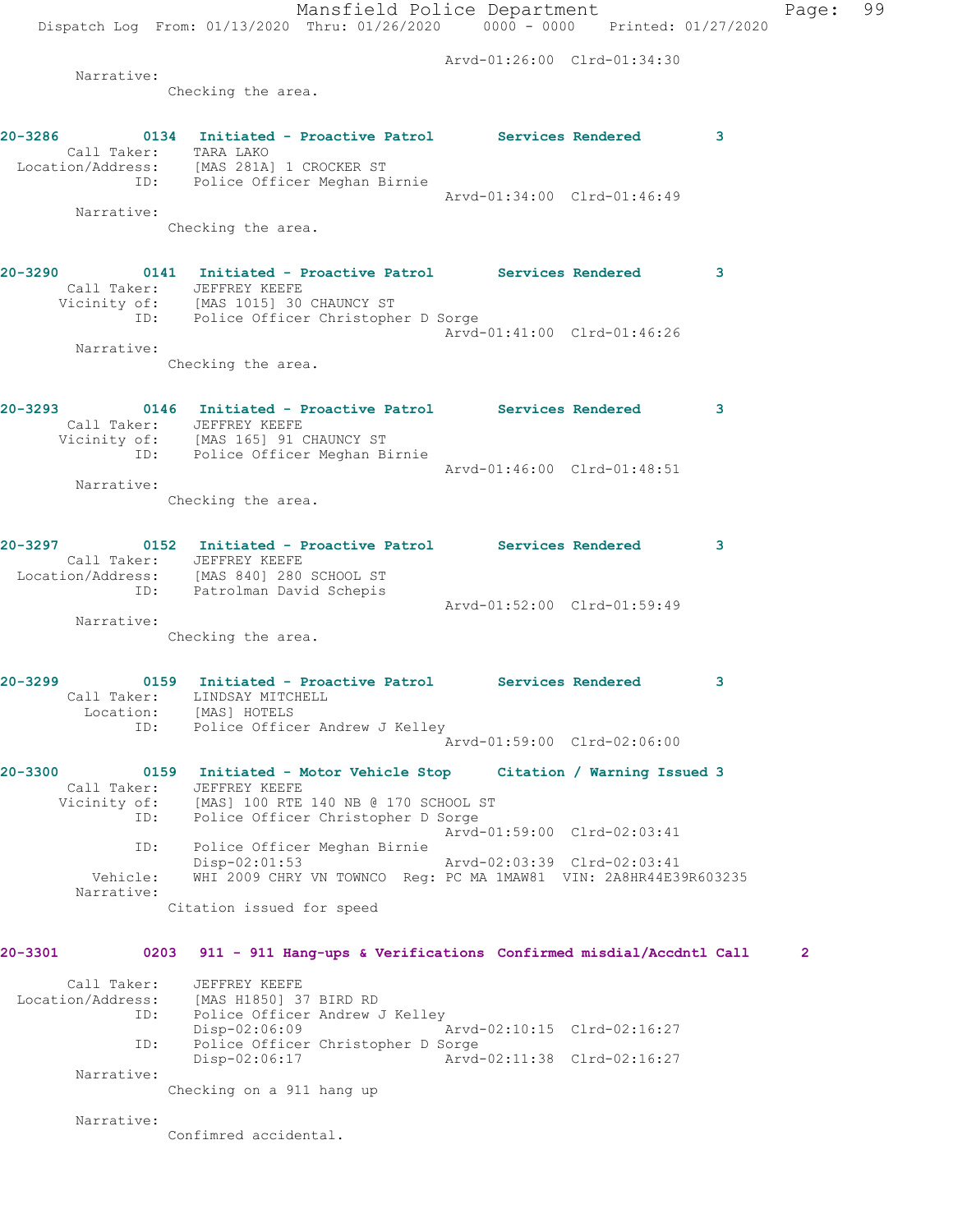Arvd-01:26:00 Clrd-01:34:30

Narrative:
Checking the area.

**20-3286 0134 Initiated - Proactive Patrol Services Rendered 3**
Call Taker: TARA LAKO
Location/Address: [MAS 281A] 1 CROCKER ST
ID: Police Officer Meghan Birnie
Arvd-01:34:00 Clrd-01:46:49
Narrative:
Checking the area.

**20-3290 0141 Initiated - Proactive Patrol Services Rendered 3**
Call Taker: JEFFREY KEEFE
Vicinity of: [MAS 1015] 30 CHAUNCY ST
ID: Police Officer Christopher D Sorge
Arvd-01:41:00 Clrd-01:46:26
Narrative:
Checking the area.

**20-3293 0146 Initiated - Proactive Patrol Services Rendered 3**
Call Taker: JEFFREY KEEFE
Vicinity of: [MAS 165] 91 CHAUNCY ST
ID: Police Officer Meghan Birnie
Arvd-01:46:00 Clrd-01:48:51
Narrative:
Checking the area.

**20-3297 0152 Initiated - Proactive Patrol Services Rendered 3**
Call Taker: JEFFREY KEEFE
Location/Address: [MAS 840] 280 SCHOOL ST
ID: Patrolman David Schepis
Arvd-01:52:00 Clrd-01:59:49
Narrative:
Checking the area.

**20-3299 0159 Initiated - Proactive Patrol Services Rendered 3**
Call Taker: LINDSAY MITCHELL
Location: [MAS] HOTELS
ID: Police Officer Andrew J Kelley
Arvd-01:59:00 Clrd-02:06:00

**20-3300 0159 Initiated - Motor Vehicle Stop Citation / Warning Issued 3**
Call Taker: JEFFREY KEEFE
Vicinity of: [MAS] 100 RTE 140 NB @ 170 SCHOOL ST
ID: Police Officer Christopher D Sorge
Arvd-01:59:00 Clrd-02:03:41
ID: Police Officer Meghan Birnie
Disp-02:01:53 Arvd-02:03:39 Clrd-02:03:41
Vehicle: WHI 2009 CHRY VN TOWNCO Reg: PC MA 1MAW81 VIN: 2A8HR44E39R603235
Narrative:
Citation issued for speed

**20-3301 0203 911 - 911 Hang-ups & Verifications Confirmed misdial/Accdntl Call 2**

Call Taker: JEFFREY KEEFE
Location/Address: [MAS H1850] 37 BIRD RD
ID: Police Officer Andrew J Kelley
Disp-02:06:09 Arvd-02:10:15 Clrd-02:16:27
ID: Police Officer Christopher D Sorge
Disp-02:06:17 Arvd-02:11:38 Clrd-02:16:27
Narrative:
Checking on a 911 hang up

Narrative:
Confimred accidental.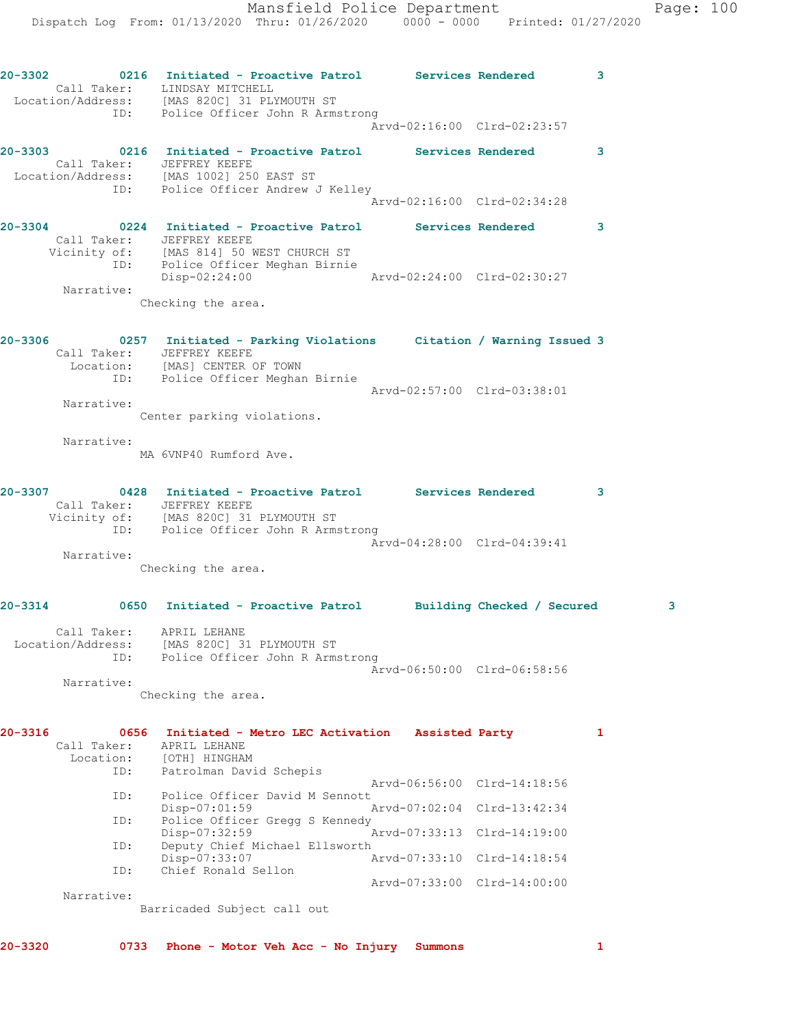**20-3302** 0216 **Initiated - Proactive Patrol** **Services Rendered** 3
Call Taker: LINDSAY MITCHELL
Location/Address: [MAS 820C] 31 PLYMOUTH ST
ID: Police Officer John R Armstrong
Arvd-02:16:00 Clrd-02:23:57

**20-3303** 0216 **Initiated - Proactive Patrol** **Services Rendered** 3
Call Taker: JEFFREY KEEFE
Location/Address: [MAS 1002] 250 EAST ST
ID: Police Officer Andrew J Kelley
Arvd-02:16:00 Clrd-02:34:28

**20-3304** 0224 **Initiated - Proactive Patrol** **Services Rendered** 3
Call Taker: JEFFREY KEEFE
Vicinity of: [MAS 814] 50 WEST CHURCH ST
ID: Police Officer Meghan Birnie
Disp-02:24:00 Arvd-02:24:00 Clrd-02:30:27
Narrative:
Checking the area.

**20-3306** 0257 **Initiated - Parking Violations** **Citation / Warning Issued** 3
Call Taker: JEFFREY KEEFE
Location: [MAS] CENTER OF TOWN
ID: Police Officer Meghan Birnie
Arvd-02:57:00 Clrd-03:38:01
Narrative:
Center parking violations.

Narrative:
MA 6VNP40 Rumford Ave.

**20-3307** 0428 **Initiated - Proactive Patrol** **Services Rendered** 3
Call Taker: JEFFREY KEEFE
Vicinity of: [MAS 820C] 31 PLYMOUTH ST
ID: Police Officer John R Armstrong
Arvd-04:28:00 Clrd-04:39:41
Narrative:
Checking the area.

**20-3314** 0650 **Initiated - Proactive Patrol** **Building Checked / Secured** 3
Call Taker: APRIL LEHANE
Location/Address: [MAS 820C] 31 PLYMOUTH ST
ID: Police Officer John R Armstrong
Arvd-06:50:00 Clrd-06:58:56
Narrative:
Checking the area.

**20-3316** 0656 **Initiated - Metro LEC Activation** **Assisted Party** 1
Call Taker: APRIL LEHANE
Location: [OTH] HINGHAM
ID: Patrolman David Schepis
Arvd-06:56:00 Clrd-14:18:56
ID: Police Officer David M Sennott
Disp-07:01:59 Arvd-07:02:04 Clrd-13:42:34
ID: Police Officer Gregg S Kennedy
Disp-07:32:59 Arvd-07:33:13 Clrd-14:19:00
ID: Deputy Chief Michael Ellsworth
Disp-07:33:07 Arvd-07:33:10 Clrd-14:18:54
ID: Chief Ronald Sellon
Arvd-07:33:00 Clrd-14:00:00
Narrative:
Barricaded Subject call out

**20-3320** 0733 **Phone - Motor Veh Acc - No Injury** **Summons** 1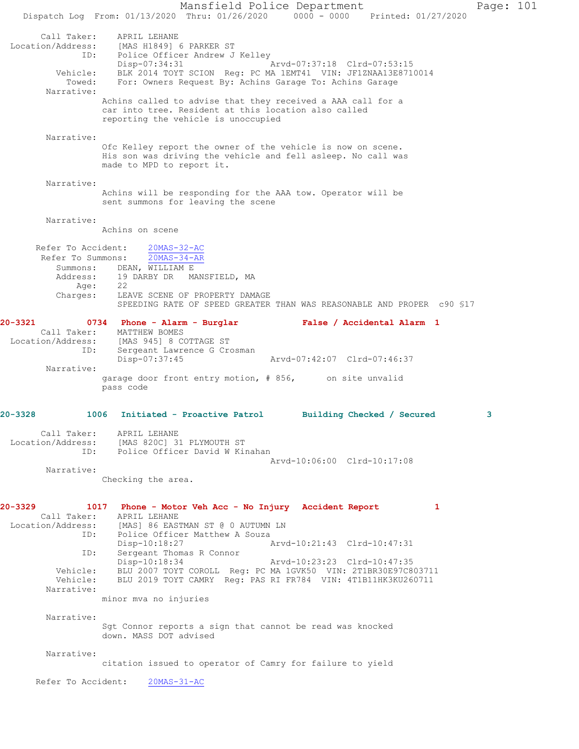Call Taker: APRIL LEHANE
Location/Address: [MAS H1849] 6 PARKER ST
ID: Police Officer Andrew J Kelley
Disp-07:34:31 Arvd-07:37:18 Clrd-07:53:15
Vehicle: BLK 2014 TOYT SCION Reg: PC MA 1EMT41 VIN: JF1ZNAA13E8710014
Towed: For: Owners Request By: Achins Garage To: Achins Garage
Narrative:
Achins called to advise that they received a AAA call for a car into tree. Resident at this location also called reporting the vehicle is unoccupied

Narrative:
Ofc Kelley report the owner of the vehicle is now on scene. His son was driving the vehicle and fell asleep. No call was made to MPD to report it.

Narrative:
Achins will be responding for the AAA tow. Operator will be sent summons for leaving the scene

Narrative:
Achins on scene

Refer To Accident: 20MAS-32-AC
Refer To Summons: 20MAS-34-AR
Summons: DEAN, WILLIAM E
Address: 19 DARBY DR MANSFIELD, MA
Age: 22
Charges: LEAVE SCENE OF PROPERTY DAMAGE
SPEEDING RATE OF SPEED GREATER THAN WAS REASONABLE AND PROPER c90 §17

**20-3321 0734 Phone - Alarm - Burglar False / Accidental Alarm 1**
Call Taker: MATTHEW BOMES
Location/Address: [MAS 945] 8 COTTAGE ST
ID: Sergeant Lawrence G Crosman
Disp-07:37:45 Arvd-07:42:07 Clrd-07:46:37
Narrative:
garage door front entry motion, # 856, on site unvalid pass code

**20-3328 1006 Initiated - Proactive Patrol Building Checked / Secured 3**
Call Taker: APRIL LEHANE
Location/Address: [MAS 820C] 31 PLYMOUTH ST
ID: Police Officer David W Kinahan
Arvd-10:06:00 Clrd-10:17:08
Narrative:
Checking the area.

**20-3329 1017 Phone - Motor Veh Acc - No Injury Accident Report 1**
Call Taker: APRIL LEHANE
Location/Address: [MAS] 86 EASTMAN ST @ 0 AUTUMN LN
ID: Police Officer Matthew A Souza
Disp-10:18:27 Arvd-10:21:43 Clrd-10:47:31
ID: Sergeant Thomas R Connor
Disp-10:18:34 Arvd-10:23:23 Clrd-10:47:35
Vehicle: BLU 2007 TOYT COROLL Reg: PC MA 1GVK50 VIN: 2T1BR30E97C803711
Vehicle: BLU 2019 TOYT CAMRY Reg: PAS RI FR784 VIN: 4T1B11HK3KU260711
Narrative:
minor mva no injuries

Narrative:
Sgt Connor reports a sign that cannot be read was knocked down. MASS DOT advised

Narrative:
citation issued to operator of Camry for failure to yield

Refer To Accident: 20MAS-31-AC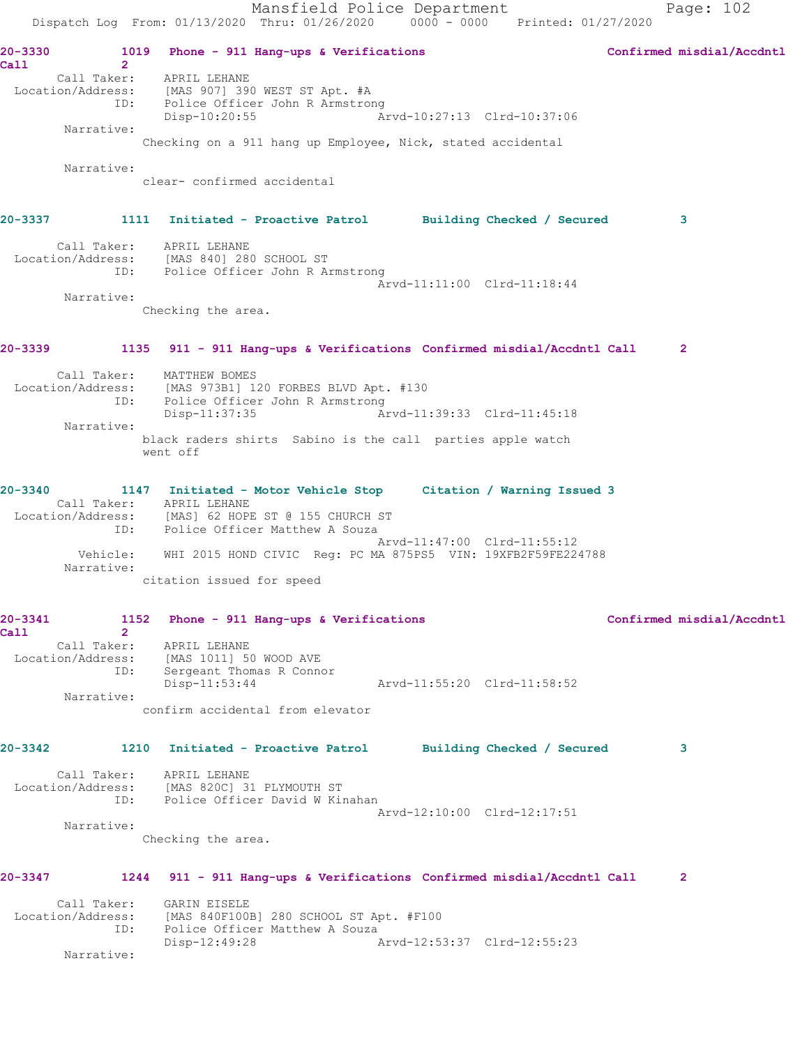20-3330 1019 Phone - 911 Hang-ups & Verifications Confirmed misdial/Accdntl Call 2

Call Taker: APRIL LEHANE
Location/Address: [MAS 907] 390 WEST ST Apt. #A
ID: Police Officer John R Armstrong
Disp-10:20:55 Arvd-10:27:13 Clrd-10:37:06

Narrative:
Checking on a 911 hang up Employee, Nick, stated accidental

Narrative:
clear- confirmed accidental

20-3337 1111 Initiated - Proactive Patrol Building Checked / Secured 3

Call Taker: APRIL LEHANE
Location/Address: [MAS 840] 280 SCHOOL ST
ID: Police Officer John R Armstrong
Arvd-11:11:00 Clrd-11:18:44

Narrative:
Checking the area.

20-3339 1135 911 - 911 Hang-ups & Verifications Confirmed misdial/Accdntl Call 2

Call Taker: MATTHEW BOMES
Location/Address: [MAS 973B1] 120 FORBES BLVD Apt. #130
ID: Police Officer John R Armstrong
Disp-11:37:35 Arvd-11:39:33 Clrd-11:45:18

Narrative:
black raders shirts Sabino is the call parties apple watch went off

20-3340 1147 Initiated - Motor Vehicle Stop Citation / Warning Issued 3

Call Taker: APRIL LEHANE
Location/Address: [MAS] 62 HOPE ST @ 155 CHURCH ST
ID: Police Officer Matthew A Souza
Arvd-11:47:00 Clrd-11:55:12

Vehicle: WHI 2015 HOND CIVIC Reg: PC MA 875PS5 VIN: 19XFB2F59FE224788

Narrative:
citation issued for speed

20-3341 1152 Phone - 911 Hang-ups & Verifications Confirmed misdial/Accdntl Call 2

Call Taker: APRIL LEHANE
Location/Address: [MAS 1011] 50 WOOD AVE
ID: Sergeant Thomas R Connor
Disp-11:53:44 Arvd-11:55:20 Clrd-11:58:52

Narrative:
confirm accidental from elevator

20-3342 1210 Initiated - Proactive Patrol Building Checked / Secured 3

Call Taker: APRIL LEHANE
Location/Address: [MAS 820C] 31 PLYMOUTH ST
ID: Police Officer David W Kinahan
Arvd-12:10:00 Clrd-12:17:51

Narrative:
Checking the area.

20-3347 1244 911 - 911 Hang-ups & Verifications Confirmed misdial/Accdntl Call 2

Call Taker: GARIN EISELE
Location/Address: [MAS 840F100B] 280 SCHOOL ST Apt. #F100
ID: Police Officer Matthew A Souza
Disp-12:49:28 Arvd-12:53:37 Clrd-12:55:23

Narrative: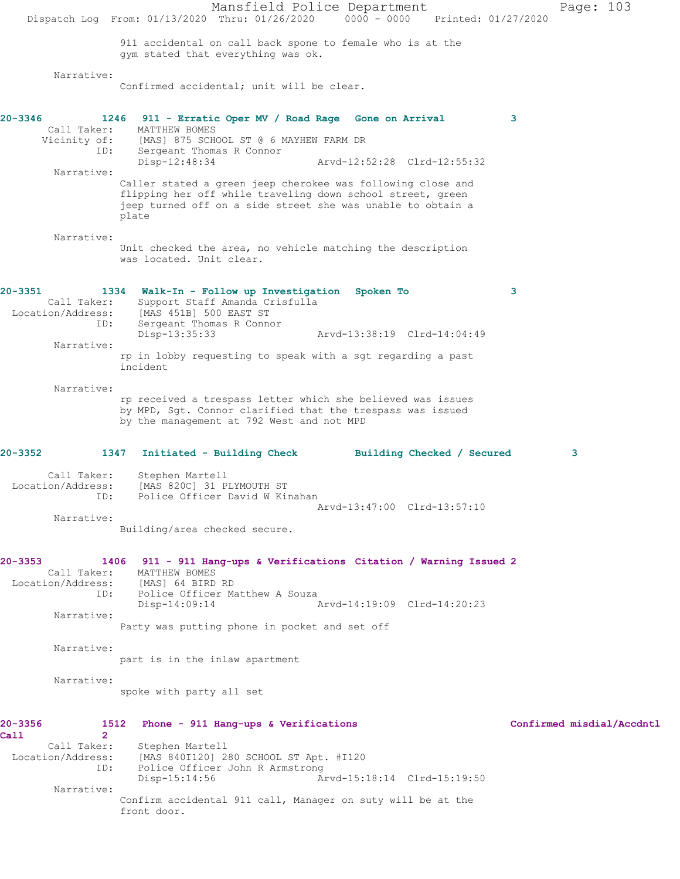911 accidental on call back spone to female who is at the gym stated that everything was ok.

Narrative:
Confirmed accidental; unit will be clear.

**20-3346 1246 911 - Erratic Oper MV / Road Rage Gone on Arrival 3**

Call Taker: MATTHEW BOMES
Vicinity of: [MAS] 875 SCHOOL ST @ 6 MAYHEW FARM DR
ID: Sergeant Thomas R Connor
Disp-12:48:34 Arvd-12:52:28 Clrd-12:55:32

Narrative:
Caller stated a green jeep cherokee was following close and flipping her off while traveling down school street, green jeep turned off on a side street she was unable to obtain a plate

Narrative:
Unit checked the area, no vehicle matching the description was located. Unit clear.

**20-3351 1334 Walk-In - Follow up Investigation Spoken To 3**

Call Taker: Support Staff Amanda Crisfulla
Location/Address: [MAS 451B] 500 EAST ST
ID: Sergeant Thomas R Connor
Disp-13:35:33 Arvd-13:38:19 Clrd-14:04:49

Narrative:
rp in lobby requesting to speak with a sgt regarding a past incident

Narrative:
rp received a trespass letter which she believed was issues by MPD, Sgt. Connor clarified that the trespass was issued by the management at 792 West and not MPD

**20-3352 1347 Initiated - Building Check Building Checked / Secured 3**

Call Taker: Stephen Martell
Location/Address: [MAS 820C] 31 PLYMOUTH ST
ID: Police Officer David W Kinahan
Arvd-13:47:00 Clrd-13:57:10

Narrative:
Building/area checked secure.

**20-3353 1406 911 - 911 Hang-ups & Verifications Citation / Warning Issued 2**

Call Taker: MATTHEW BOMES
Location/Address: [MAS] 64 BIRD RD
ID: Police Officer Matthew A Souza
Disp-14:09:14 Arvd-14:19:09 Clrd-14:20:23

Narrative:
Party was putting phone in pocket and set off

Narrative:
part is in the inlaw apartment

Narrative:
spoke with party all set

**20-3356 1512 Phone - 911 Hang-ups & Verifications Confirmed misdial/Accdntl Call 2**

Call Taker: Stephen Martell
Location/Address: [MAS 840I120] 280 SCHOOL ST Apt. #I120
ID: Police Officer John R Armstrong
Disp-15:14:56 Arvd-15:18:14 Clrd-15:19:50

Narrative:
Confirm accidental 911 call, Manager on suty will be at the front door.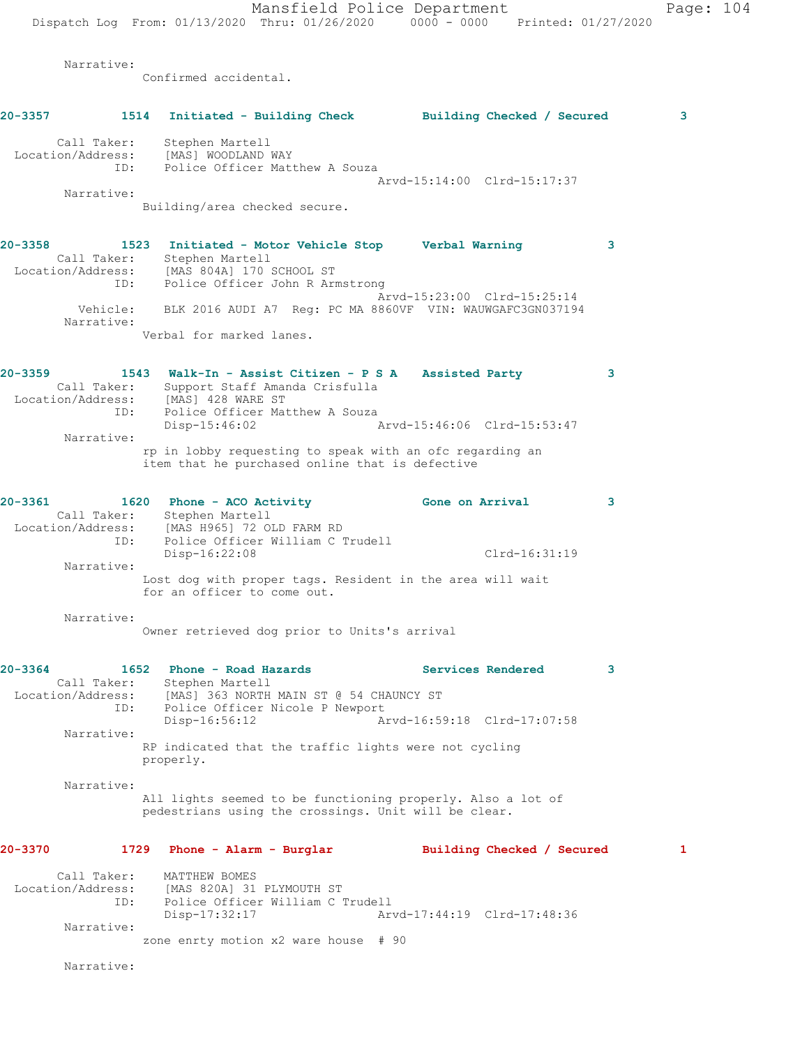Narrative:
Confirmed accidental.

**20-3357 1514 Initiated - Building Check Building Checked / Secured 3**

Call Taker: Stephen Martell
Location/Address: [MAS] WOODLAND WAY
ID: Police Officer Matthew A Souza
Arvd-15:14:00 Clrd-15:17:37
Narrative:
Building/area checked secure.

**20-3358 1523 Initiated - Motor Vehicle Stop Verbal Warning 3**

Call Taker: Stephen Martell
Location/Address: [MAS 804A] 170 SCHOOL ST
ID: Police Officer John R Armstrong
Arvd-15:23:00 Clrd-15:25:14
Vehicle: BLK 2016 AUDI A7 Reg: PC MA 8860VF VIN: WAUWGAFC3GN037194
Narrative:
Verbal for marked lanes.

**20-3359 1543 Walk-In - Assist Citizen - P S A Assisted Party 3**

Call Taker: Support Staff Amanda Crisfulla
Location/Address: [MAS] 428 WARE ST
ID: Police Officer Matthew A Souza
Disp-15:46:02 Arvd-15:46:06 Clrd-15:53:47
Narrative:
rp in lobby requesting to speak with an ofc regarding an item that he purchased online that is defective

**20-3361 1620 Phone - ACO Activity Gone on Arrival 3**

Call Taker: Stephen Martell
Location/Address: [MAS H965] 72 OLD FARM RD
ID: Police Officer William C Trudell
Disp-16:22:08 Clrd-16:31:19
Narrative:
Lost dog with proper tags. Resident in the area will wait for an officer to come out.

Narrative:
Owner retrieved dog prior to Units's arrival

**20-3364 1652 Phone - Road Hazards Services Rendered 3**

Call Taker: Stephen Martell
Location/Address: [MAS] 363 NORTH MAIN ST @ 54 CHAUNCY ST
ID: Police Officer Nicole P Newport
Disp-16:56:12 Arvd-16:59:18 Clrd-17:07:58
Narrative:
RP indicated that the traffic lights were not cycling properly.

Narrative:
All lights seemed to be functioning properly. Also a lot of pedestrians using the crossings. Unit will be clear.

**20-3370 1729 Phone - Alarm - Burglar Building Checked / Secured 1**

Call Taker: MATTHEW BOMES
Location/Address: [MAS 820A] 31 PLYMOUTH ST
ID: Police Officer William C Trudell
Disp-17:32:17 Arvd-17:44:19 Clrd-17:48:36
Narrative:
zone enrty motion x2 ware house # 90

Narrative: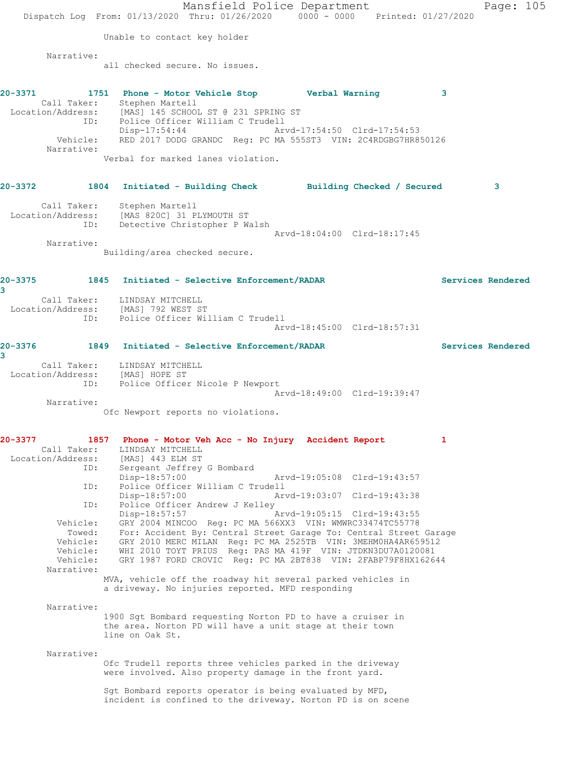Unable to contact key holder

Narrative:
all checked secure. No issues.

**20-3371 1751 Phone - Motor Vehicle Stop Verbal Warning 3**

Call Taker: Stephen Martell
Location/Address: [MAS] 145 SCHOOL ST @ 231 SPRING ST
ID: Police Officer William C Trudell
Disp-17:54:44 Arvd-17:54:50 Clrd-17:54:53
Vehicle: RED 2017 DODG GRANDC Reg: PC MA 555ST3 VIN: 2C4RDGBG7HR850126
Narrative:
Verbal for marked lanes violation.

**20-3372 1804 Initiated - Building Check Building Checked / Secured 3**

Call Taker: Stephen Martell
Location/Address: [MAS 820C] 31 PLYMOUTH ST
ID: Detective Christopher P Walsh
Arvd-18:04:00 Clrd-18:17:45
Narrative:
Building/area checked secure.

**20-3375 1845 Initiated - Selective Enforcement/RADAR Services Rendered 3**

Call Taker: LINDSAY MITCHELL
Location/Address: [MAS] 792 WEST ST
ID: Police Officer William C Trudell
Arvd-18:45:00 Clrd-18:57:31

**20-3376 1849 Initiated - Selective Enforcement/RADAR Services Rendered 3**

Call Taker: LINDSAY MITCHELL
Location/Address: [MAS] HOPE ST
ID: Police Officer Nicole P Newport
Arvd-18:49:00 Clrd-19:39:47
Narrative:
Ofc Newport reports no violations.

**20-3377 1857 Phone - Motor Veh Acc - No Injury Accident Report 1**

Call Taker: LINDSAY MITCHELL
Location/Address: [MAS] 443 ELM ST
ID: Sergeant Jeffrey G Bombard
Disp-18:57:00 Arvd-19:05:08 Clrd-19:43:57
ID: Police Officer William C Trudell
Disp-18:57:00 Arvd-19:03:07 Clrd-19:43:38
ID: Police Officer Andrew J Kelley
Disp-18:57:57 Arvd-19:05:15 Clrd-19:43:55
Vehicle: GRY 2004 MINCOO Reg: PC MA 566XX3 VIN: WMWRC33474TC55778
Towed: For: Accident By: Central Street Garage To: Central Street Garage
Vehicle: GRY 2010 MERC MILAN Reg: PC MA 2525TB VIN: 3MEHM0HA4AR659512
Vehicle: WHI 2010 TOYT PRIUS Reg: PAS MA 419F VIN: JTDKN3DU7A0120081
Vehicle: GRY 1987 FORD CROVIC Reg: PC MA 2BT838 VIN: 2FABP79F8HX162644
Narrative:
MVA, vehicle off the roadway hit several parked vehicles in a driveway. No injuries reported. MFD responding

Narrative:
1900 Sgt Bombard requesting Norton PD to have a cruiser in the area. Norton PD will have a unit stage at their town line on Oak St.

Narrative:
Ofc Trudell reports three vehicles parked in the driveway were involved. Also property damage in the front yard.

Sgt Bombard reports operator is being evaluated by MFD, incident is confined to the driveway. Norton PD is on scene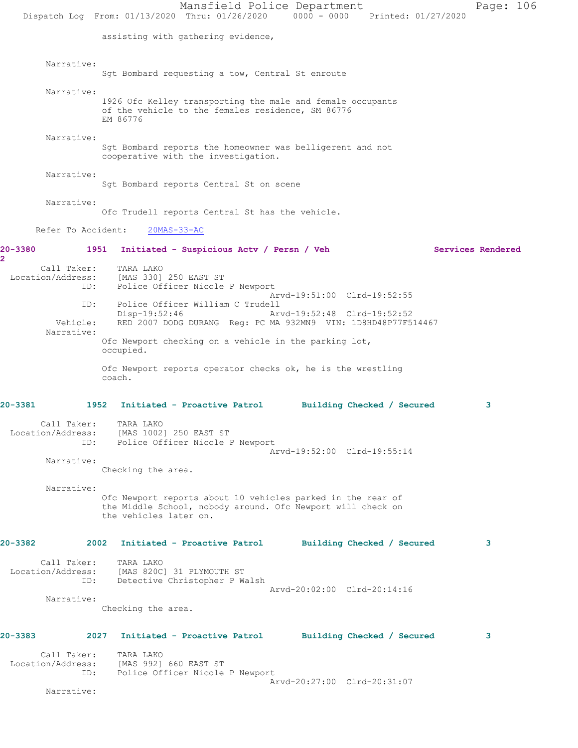assisting with gathering evidence,

Narrative:
Sgt Bombard requesting a tow, Central St enroute

Narrative:
1926 Ofc Kelley transporting the male and female occupants of the vehicle to the females residence, SM 86776 EM 86776

Narrative:
Sgt Bombard reports the homeowner was belligerent and not cooperative with the investigation.

Narrative:
Sgt Bombard reports Central St on scene

Narrative:
Ofc Trudell reports Central St has the vehicle.

Refer To Accident: 20MAS-33-AC

**20-3380 1951 Initiated - Suspicious Actv / Persn / Veh Services Rendered 2**

Call Taker: TARA LAKO
Location/Address: [MAS 330] 250 EAST ST
ID: Police Officer Nicole P Newport
Arvd-19:51:00 Clrd-19:52:55
ID: Police Officer William C Trudell
Disp-19:52:46 Arvd-19:52:48 Clrd-19:52:52
Vehicle: RED 2007 DODG DURANG Reg: PC MA 932MN9 VIN: 1D8HD48P77F514467
Narrative:
Ofc Newport checking on a vehicle in the parking lot, occupied.

Ofc Newport reports operator checks ok, he is the wrestling coach.

**20-3381 1952 Initiated - Proactive Patrol Building Checked / Secured 3**

Call Taker: TARA LAKO
Location/Address: [MAS 1002] 250 EAST ST
ID: Police Officer Nicole P Newport
Arvd-19:52:00 Clrd-19:55:14
Narrative:
Checking the area.

Narrative:
Ofc Newport reports about 10 vehicles parked in the rear of the Middle School, nobody around. Ofc Newport will check on the vehicles later on.

**20-3382 2002 Initiated - Proactive Patrol Building Checked / Secured 3**

Call Taker: TARA LAKO
Location/Address: [MAS 820C] 31 PLYMOUTH ST
ID: Detective Christopher P Walsh
Arvd-20:02:00 Clrd-20:14:16
Narrative:
Checking the area.

**20-3383 2027 Initiated - Proactive Patrol Building Checked / Secured 3**

Call Taker: TARA LAKO
Location/Address: [MAS 992] 660 EAST ST
ID: Police Officer Nicole P Newport
Arvd-20:27:00 Clrd-20:31:07
Narrative: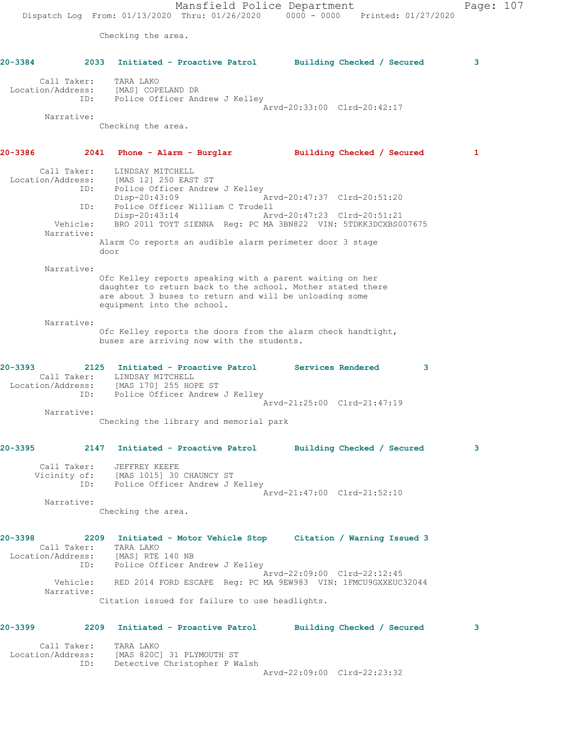Checking the area.

**20-3384 2033 Initiated - Proactive Patrol Building Checked / Secured 3**

Call Taker: TARA LAKO
Location/Address: [MAS] COPELAND DR
ID: Police Officer Andrew J Kelley
Arvd-20:33:00 Clrd-20:42:17
Narrative:
Checking the area.

**20-3386 2041 Phone - Alarm - Burglar Building Checked / Secured 1**

Call Taker: LINDSAY MITCHELL
Location/Address: [MAS 12] 250 EAST ST
ID: Police Officer Andrew J Kelley
Disp-20:43:09 Arvd-20:47:37 Clrd-20:51:20
ID: Police Officer William C Trudell
Disp-20:43:14 Arvd-20:47:23 Clrd-20:51:21
Vehicle: BRO 2011 TOYT SIENNA Reg: PC MA 3BN822 VIN: 5TDKK3DCXBS007675
Narrative:
Alarm Co reports an audible alarm perimeter door 3 stage door

Narrative:
Ofc Kelley reports speaking with a parent waiting on her daughter to return back to the school. Mother stated there are about 3 buses to return and will be unloading some equipment into the school.

Narrative:
Ofc Kelley reports the doors from the alarm check handtight, buses are arriving now with the students.

**20-3393 2125 Initiated - Proactive Patrol Services Rendered 3**

Call Taker: LINDSAY MITCHELL
Location/Address: [MAS 170] 255 HOPE ST
ID: Police Officer Andrew J Kelley
Arvd-21:25:00 Clrd-21:47:19
Narrative:
Checking the library and memorial park

**20-3395 2147 Initiated - Proactive Patrol Building Checked / Secured 3**

Call Taker: JEFFREY KEEFE
Vicinity of: [MAS 1015] 30 CHAUNCY ST
ID: Police Officer Andrew J Kelley
Arvd-21:47:00 Clrd-21:52:10
Narrative:
Checking the area.

**20-3398 2209 Initiated - Motor Vehicle Stop Citation / Warning Issued 3**

Call Taker: TARA LAKO
Location/Address: [MAS] RTE 140 NB
ID: Police Officer Andrew J Kelley
Arvd-22:09:00 Clrd-22:12:45
Vehicle: RED 2014 FORD ESCAPE Reg: PC MA 9EW983 VIN: 1FMCU9GXXEUC32044
Narrative:
Citation issued for failure to use headlights.

**20-3399 2209 Initiated - Proactive Patrol Building Checked / Secured 3**

Call Taker: TARA LAKO
Location/Address: [MAS 820C] 31 PLYMOUTH ST
ID: Detective Christopher P Walsh
Arvd-22:09:00 Clrd-22:23:32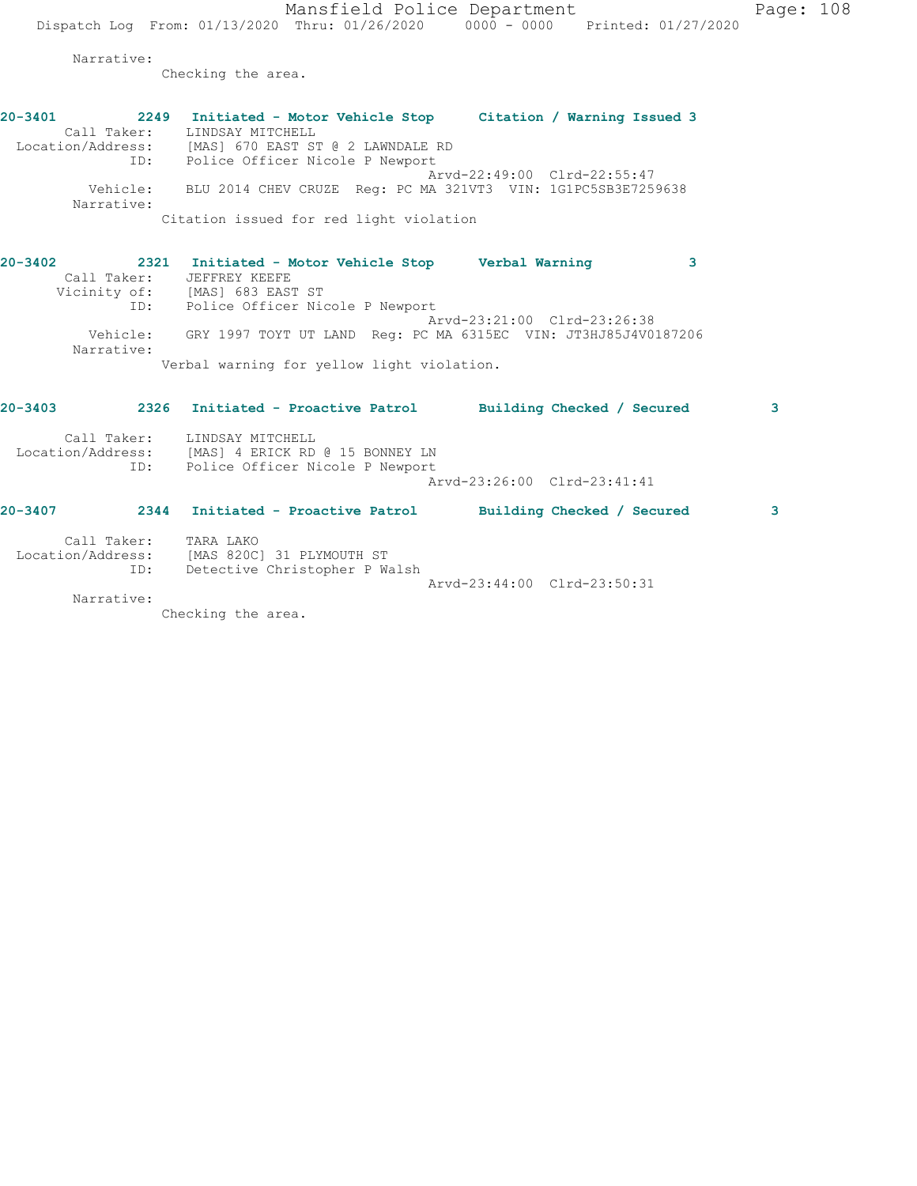Narrative:
Checking the area.

**20-3401 2249 Initiated - Motor Vehicle Stop Citation / Warning Issued 3**

Call Taker: LINDSAY MITCHELL
Location/Address: [MAS] 670 EAST ST @ 2 LAWNDALE RD
ID: Police Officer Nicole P Newport
Arvd-22:49:00 Clrd-22:55:47
Vehicle: BLU 2014 CHEV CRUZE Reg: PC MA 321VT3 VIN: 1G1PC5SB3E7259638
Narrative:
Citation issued for red light violation

**20-3402 2321 Initiated - Motor Vehicle Stop Verbal Warning 3**

Call Taker: JEFFREY KEEFE
Vicinity of: [MAS] 683 EAST ST
ID: Police Officer Nicole P Newport
Arvd-23:21:00 Clrd-23:26:38
Vehicle: GRY 1997 TOYT UT LAND Reg: PC MA 6315EC VIN: JT3HJ85J4V0187206
Narrative:
Verbal warning for yellow light violation.

**20-3403 2326 Initiated - Proactive Patrol Building Checked / Secured 3**

Call Taker: LINDSAY MITCHELL
Location/Address: [MAS] 4 ERICK RD @ 15 BONNEY LN
ID: Police Officer Nicole P Newport
Arvd-23:26:00 Clrd-23:41:41

**20-3407 2344 Initiated - Proactive Patrol Building Checked / Secured 3**

Call Taker: TARA LAKO
Location/Address: [MAS 820C] 31 PLYMOUTH ST
ID: Detective Christopher P Walsh
Arvd-23:44:00 Clrd-23:50:31
Narrative:
Checking the area.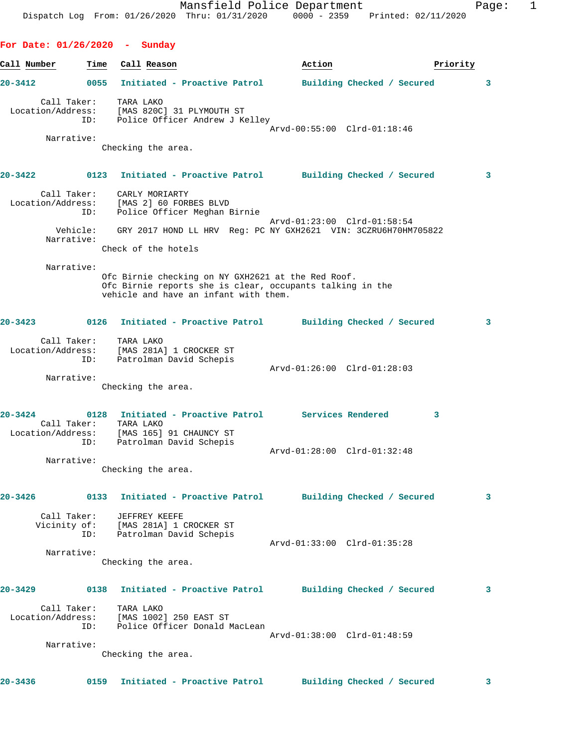**For Date: 01/26/2020 - Sunday**

| Call Number | Time | Call Reason | Action | Priority |
|---|---|---|---|---|
| 20-3412 | 0055 | Initiated - Proactive Patrol | Building Checked / Secured | 3 |

Call Taker: TARA LAKO
Location/Address: [MAS 820C] 31 PLYMOUTH ST
ID: Police Officer Andrew J Kelley
Arvd-00:55:00 Clrd-01:18:46
Narrative:
Checking the area.

| Call Number | Time | Call Reason | Action | Priority |
|---|---|---|---|---|
| 20-3422 | 0123 | Initiated - Proactive Patrol | Building Checked / Secured | 3 |

Call Taker: CARLY MORIARTY
Location/Address: [MAS 2] 60 FORBES BLVD
ID: Police Officer Meghan Birnie
Arvd-01:23:00 Clrd-01:58:54
Vehicle: GRY 2017 HOND LL HRV Reg: PC NY GXH2621 VIN: 3CZRU6H70HM705822
Narrative:
Check of the hotels

Narrative:
Ofc Birnie checking on NY GXH2621 at the Red Roof.
Ofc Birnie reports she is clear, occupants talking in the vehicle and have an infant with them.

| Call Number | Time | Call Reason | Action | Priority |
|---|---|---|---|---|
| 20-3423 | 0126 | Initiated - Proactive Patrol | Building Checked / Secured | 3 |

Call Taker: TARA LAKO
Location/Address: [MAS 281A] 1 CROCKER ST
ID: Patrolman David Schepis
Arvd-01:26:00 Clrd-01:28:03
Narrative:
Checking the area.

| Call Number | Time | Call Reason | Action | Priority |
|---|---|---|---|---|
| 20-3424 | 0128 | Initiated - Proactive Patrol | Services Rendered | 3 |

Call Taker: TARA LAKO
Location/Address: [MAS 165] 91 CHAUNCY ST
ID: Patrolman David Schepis
Arvd-01:28:00 Clrd-01:32:48
Narrative:
Checking the area.

| Call Number | Time | Call Reason | Action | Priority |
|---|---|---|---|---|
| 20-3426 | 0133 | Initiated - Proactive Patrol | Building Checked / Secured | 3 |

Call Taker: JEFFREY KEEFE
Vicinity of: [MAS 281A] 1 CROCKER ST
ID: Patrolman David Schepis
Arvd-01:33:00 Clrd-01:35:28
Narrative:
Checking the area.

| Call Number | Time | Call Reason | Action | Priority |
|---|---|---|---|---|
| 20-3429 | 0138 | Initiated - Proactive Patrol | Building Checked / Secured | 3 |

Call Taker: TARA LAKO
Location/Address: [MAS 1002] 250 EAST ST
ID: Police Officer Donald MacLean
Arvd-01:38:00 Clrd-01:48:59
Narrative:
Checking the area.

| Call Number | Time | Call Reason | Action | Priority |
|---|---|---|---|---|
| 20-3436 | 0159 | Initiated - Proactive Patrol | Building Checked / Secured | 3 |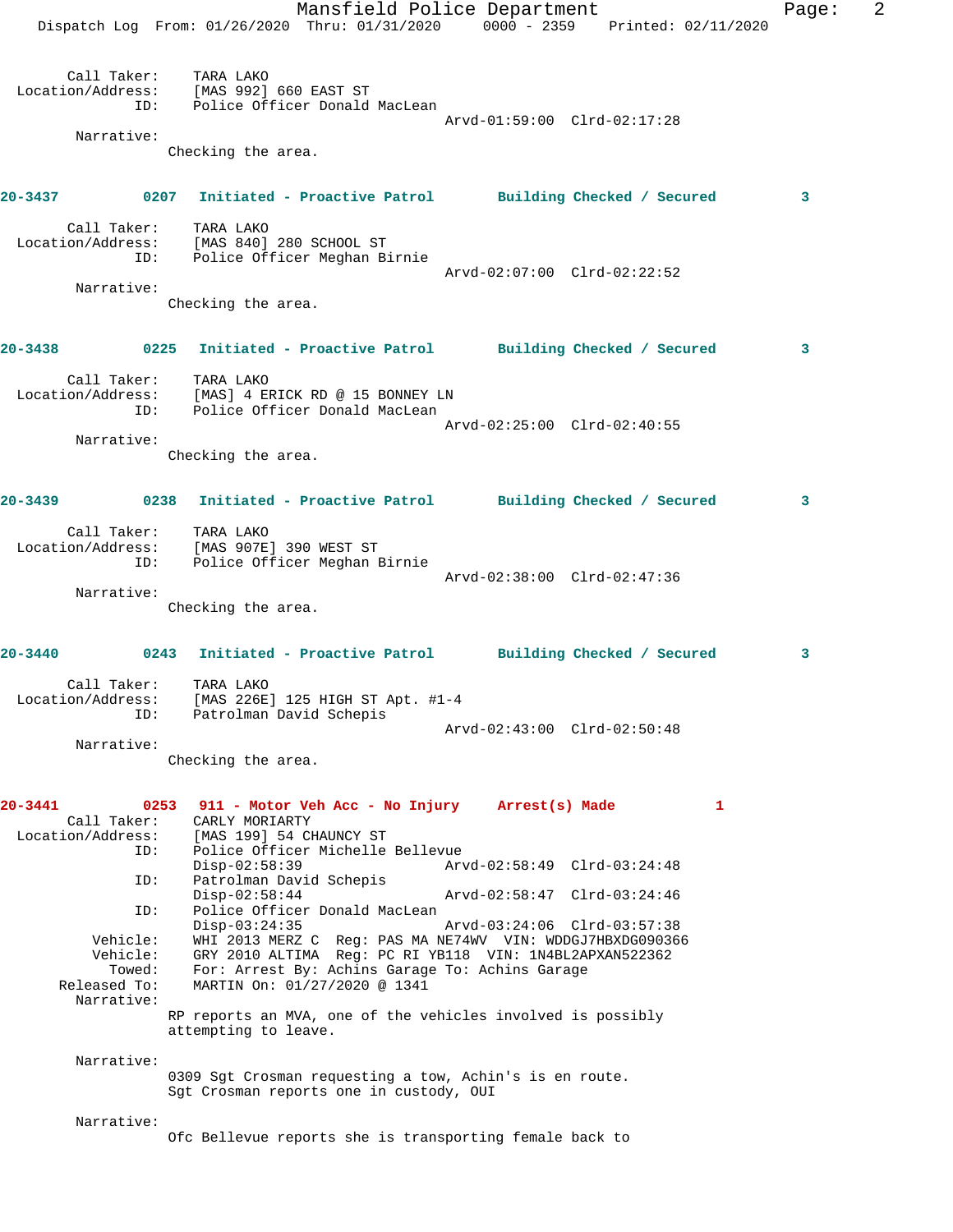Call Taker: TARA LAKO
Location/Address: [MAS 992] 660 EAST ST
ID: Police Officer Donald MacLean
Arvd-01:59:00 Clrd-02:17:28

Narrative:
Checking the area.

**20-3437 0207 Initiated - Proactive Patrol Building Checked / Secured 3**

Call Taker: TARA LAKO
Location/Address: [MAS 840] 280 SCHOOL ST
ID: Police Officer Meghan Birnie
Arvd-02:07:00 Clrd-02:22:52

Narrative:
Checking the area.

**20-3438 0225 Initiated - Proactive Patrol Building Checked / Secured 3**

Call Taker: TARA LAKO
Location/Address: [MAS] 4 ERICK RD @ 15 BONNEY LN
ID: Police Officer Donald MacLean
Arvd-02:25:00 Clrd-02:40:55

Narrative:
Checking the area.

**20-3439 0238 Initiated - Proactive Patrol Building Checked / Secured 3**

Call Taker: TARA LAKO
Location/Address: [MAS 907E] 390 WEST ST
ID: Police Officer Meghan Birnie
Arvd-02:38:00 Clrd-02:47:36

Narrative:
Checking the area.

**20-3440 0243 Initiated - Proactive Patrol Building Checked / Secured 3**

Call Taker: TARA LAKO
Location/Address: [MAS 226E] 125 HIGH ST Apt. #1-4
ID: Patrolman David Schepis
Arvd-02:43:00 Clrd-02:50:48

Narrative:
Checking the area.

**20-3441 0253 911 - Motor Veh Acc - No Injury Arrest(s) Made 1**

Call Taker: CARLY MORIARTY
Location/Address: [MAS 199] 54 CHAUNCY ST
ID: Police Officer Michelle Bellevue
Disp-02:58:39 Arvd-02:58:49 Clrd-03:24:48
ID: Patrolman David Schepis
Disp-02:58:44 Arvd-02:58:47 Clrd-03:24:46
ID: Police Officer Donald MacLean
Disp-03:24:35 Arvd-03:24:06 Clrd-03:57:38
Vehicle: WHI 2013 MERZ C Reg: PAS MA NE74WV VIN: WDDGJ7HBXDG090366
Vehicle: GRY 2010 ALTIMA Reg: PC RI YB118 VIN: 1N4BL2APXAN522362
Towed: For: Arrest By: Achins Garage To: Achins Garage
Released To: MARTIN On: 01/27/2020 @ 1341

Narrative:
RP reports an MVA, one of the vehicles involved is possibly attempting to leave.

Narrative:
0309 Sgt Crosman requesting a tow, Achin's is en route.
Sgt Crosman reports one in custody, OUI

Narrative:
Ofc Bellevue reports she is transporting female back to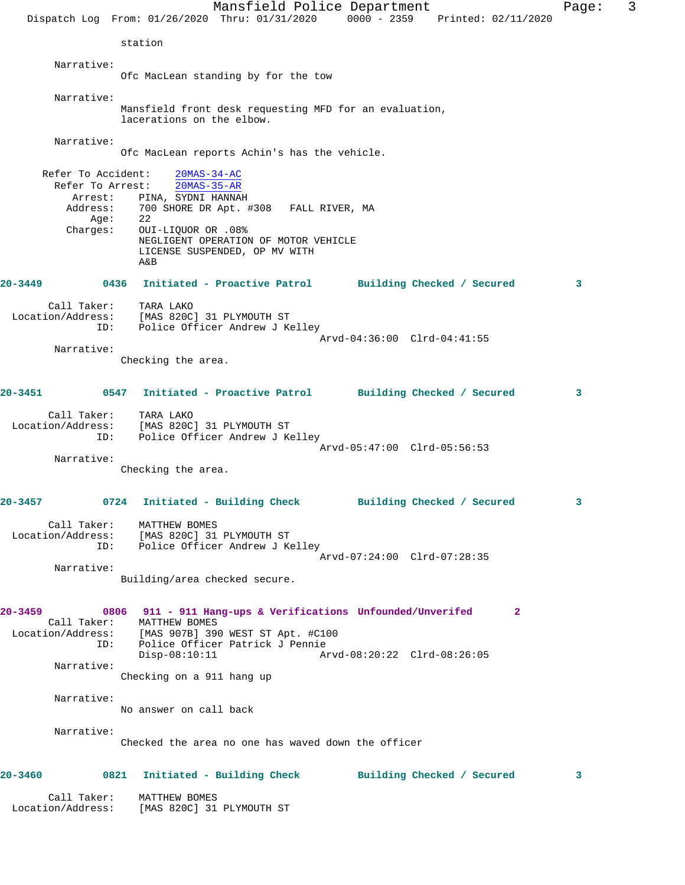station

Narrative:
Ofc MacLean standing by for the tow

Narrative:
Mansfield front desk requesting MFD for an evaluation, lacerations on the elbow.

Narrative:
Ofc MacLean reports Achin's has the vehicle.

Refer To Accident: 20MAS-34-AC
Refer To Arrest: 20MAS-35-AR
Arrest: PINA, SYDNI HANNAH
Address: 700 SHORE DR Apt. #308 FALL RIVER, MA
Age: 22
Charges: OUI-LIQUOR OR .08%
NEGLIGENT OPERATION OF MOTOR VEHICLE
LICENSE SUSPENDED, OP MV WITH
A&B

**20-3449 0436 Initiated - Proactive Patrol Building Checked / Secured 3**

Call Taker: TARA LAKO
Location/Address: [MAS 820C] 31 PLYMOUTH ST
ID: Police Officer Andrew J Kelley
Arvd-04:36:00 Clrd-04:41:55

Narrative:
Checking the area.

**20-3451 0547 Initiated - Proactive Patrol Building Checked / Secured 3**

Call Taker: TARA LAKO
Location/Address: [MAS 820C] 31 PLYMOUTH ST
ID: Police Officer Andrew J Kelley
Arvd-05:47:00 Clrd-05:56:53

Narrative:
Checking the area.

**20-3457 0724 Initiated - Building Check Building Checked / Secured 3**

Call Taker: MATTHEW BOMES
Location/Address: [MAS 820C] 31 PLYMOUTH ST
ID: Police Officer Andrew J Kelley
Arvd-07:24:00 Clrd-07:28:35

Narrative:
Building/area checked secure.

**20-3459 0806 911 - 911 Hang-ups & Verifications Unfounded/Unverifed 2**

Call Taker: MATTHEW BOMES
Location/Address: [MAS 907B] 390 WEST ST Apt. #C100
ID: Police Officer Patrick J Pennie
Disp-08:10:11 Arvd-08:20:22 Clrd-08:26:05

Narrative:
Checking on a 911 hang up

Narrative:
No answer on call back

Narrative:
Checked the area no one has waved down the officer

**20-3460 0821 Initiated - Building Check Building Checked / Secured 3**

Call Taker: MATTHEW BOMES
Location/Address: [MAS 820C] 31 PLYMOUTH ST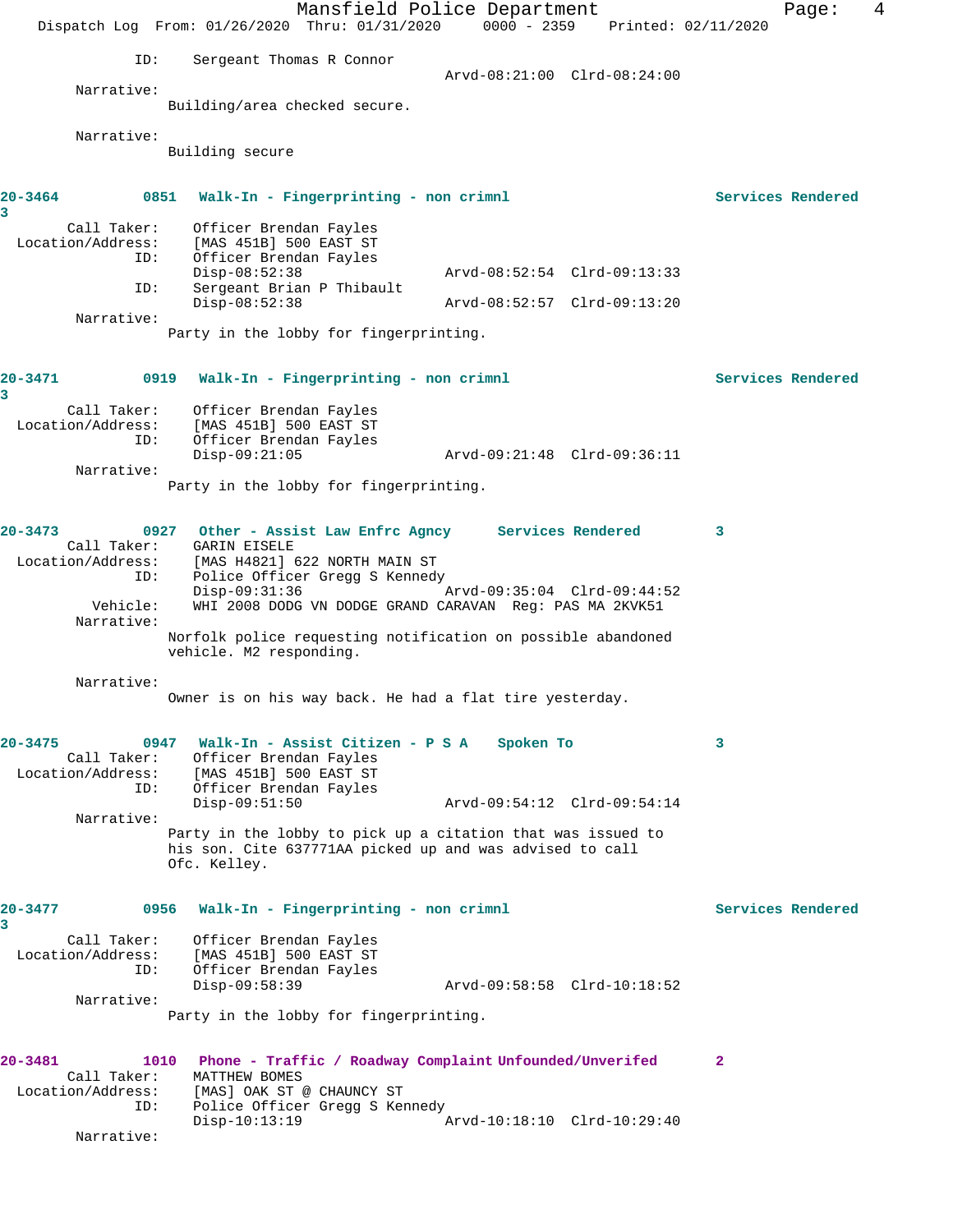ID: Sergeant Thomas R Connor
Arvd-08:21:00 Clrd-08:24:00

Narrative:
Building/area checked secure.

Narrative:
Building secure

**20-3464 0851 Walk-In - Fingerprinting - non crimnl Services Rendered 3**

Call Taker: Officer Brendan Fayles
Location/Address: [MAS 451B] 500 EAST ST
ID: Officer Brendan Fayles
Disp-08:52:38 Arvd-08:52:54 Clrd-09:13:33
ID: Sergeant Brian P Thibault
Disp-08:52:38 Arvd-08:52:57 Clrd-09:13:20

Narrative:
Party in the lobby for fingerprinting.

**20-3471 0919 Walk-In - Fingerprinting - non crimnl Services Rendered 3**

Call Taker: Officer Brendan Fayles
Location/Address: [MAS 451B] 500 EAST ST
ID: Officer Brendan Fayles
Disp-09:21:05 Arvd-09:21:48 Clrd-09:36:11

Narrative:
Party in the lobby for fingerprinting.

**20-3473 0927 Other - Assist Law Enfrc Agncy Services Rendered 3**

Call Taker: GARIN EISELE
Location/Address: [MAS H4821] 622 NORTH MAIN ST
ID: Police Officer Gregg S Kennedy
Disp-09:31:36 Arvd-09:35:04 Clrd-09:44:52
Vehicle: WHI 2008 DODG VN DODGE GRAND CARAVAN Reg: PAS MA 2KVK51

Narrative:
Norfolk police requesting notification on possible abandoned vehicle. M2 responding.

Narrative:
Owner is on his way back. He had a flat tire yesterday.

**20-3475 0947 Walk-In - Assist Citizen - P S A Spoken To 3**

Call Taker: Officer Brendan Fayles
Location/Address: [MAS 451B] 500 EAST ST
ID: Officer Brendan Fayles
Disp-09:51:50 Arvd-09:54:12 Clrd-09:54:14

Narrative:
Party in the lobby to pick up a citation that was issued to his son. Cite 637771AA picked up and was advised to call Ofc. Kelley.

**20-3477 0956 Walk-In - Fingerprinting - non crimnl Services Rendered 3**

Call Taker: Officer Brendan Fayles
Location/Address: [MAS 451B] 500 EAST ST
ID: Officer Brendan Fayles
Disp-09:58:39 Arvd-09:58:58 Clrd-10:18:52

Narrative:
Party in the lobby for fingerprinting.

**20-3481 1010 Phone - Traffic / Roadway Complaint Unfounded/Unverifed 2**

Call Taker: MATTHEW BOMES
Location/Address: [MAS] OAK ST @ CHAUNCY ST
ID: Police Officer Gregg S Kennedy
Disp-10:13:19 Arvd-10:18:10 Clrd-10:29:40

Narrative: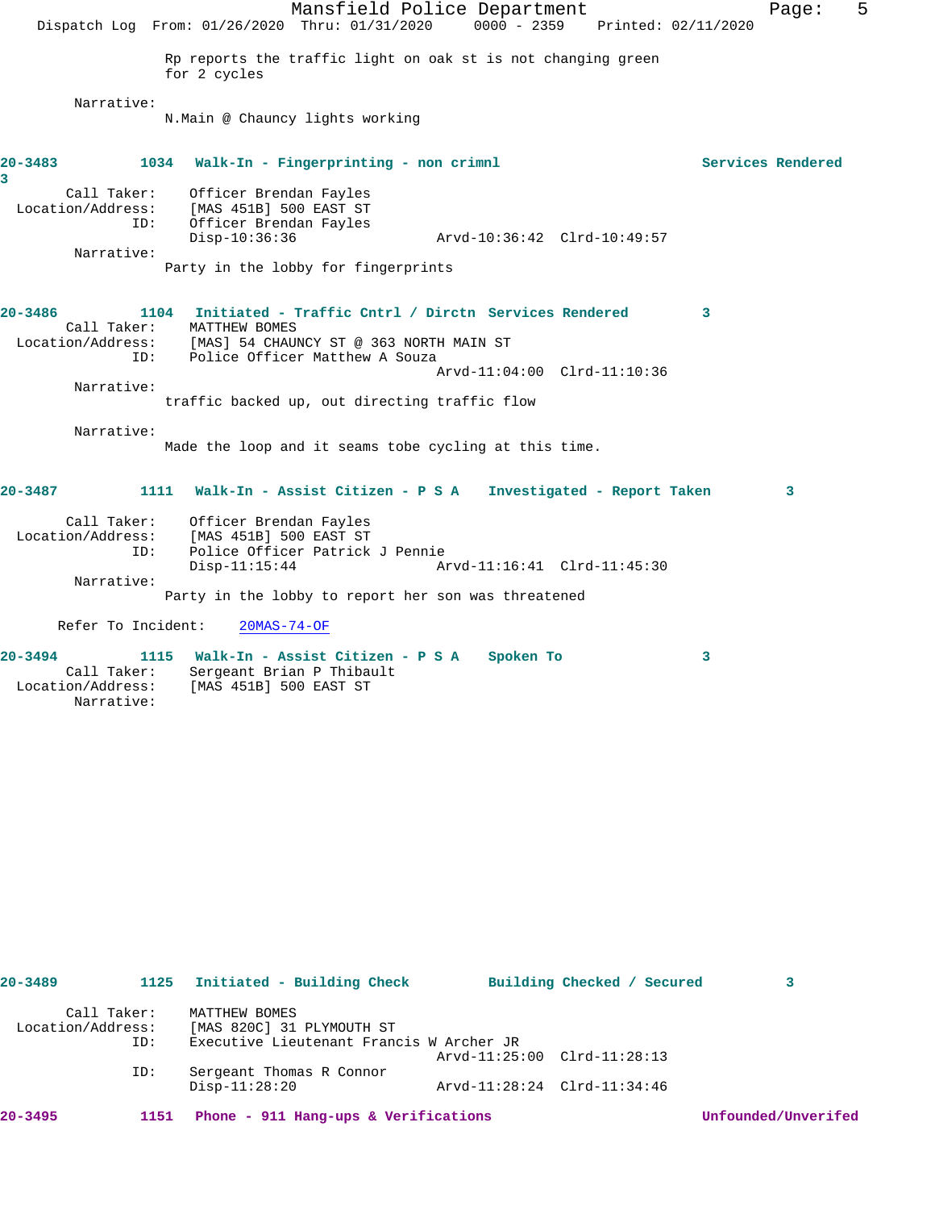Rp reports the traffic light on oak st is not changing green for 2 cycles

Narrative:
N.Main @ Chauncy lights working

**20-3483 1034 Walk-In - Fingerprinting - non crimnl Services Rendered 3**

Call Taker: Officer Brendan Fayles
Location/Address: [MAS 451B] 500 EAST ST
ID: Officer Brendan Fayles
Disp-10:36:36 Arvd-10:36:42 Clrd-10:49:57
Narrative:
Party in the lobby for fingerprints

**20-3486 1104 Initiated - Traffic Cntrl / Dirctn Services Rendered 3**

Call Taker: MATTHEW BOMES
Location/Address: [MAS] 54 CHAUNCY ST @ 363 NORTH MAIN ST
ID: Police Officer Matthew A Souza
Arvd-11:04:00 Clrd-11:10:36
Narrative:
traffic backed up, out directing traffic flow

Narrative:
Made the loop and it seams tobe cycling at this time.

**20-3487 1111 Walk-In - Assist Citizen - P S A Investigated - Report Taken 3**

Call Taker: Officer Brendan Fayles
Location/Address: [MAS 451B] 500 EAST ST
ID: Police Officer Patrick J Pennie
Disp-11:15:44 Arvd-11:16:41 Clrd-11:45:30
Narrative:
Party in the lobby to report her son was threatened

Refer To Incident: 20MAS-74-OF

**20-3494 1115 Walk-In - Assist Citizen - P S A Spoken To 3**

Call Taker: Sergeant Brian P Thibault
Location/Address: [MAS 451B] 500 EAST ST
Narrative:

**20-3489 1125 Initiated - Building Check Building Checked / Secured 3**

Call Taker: MATTHEW BOMES
Location/Address: [MAS 820C] 31 PLYMOUTH ST
ID: Executive Lieutenant Francis W Archer JR
Arvd-11:25:00 Clrd-11:28:13
ID: Sergeant Thomas R Connor
Disp-11:28:20 Arvd-11:28:24 Clrd-11:34:46

**20-3495 1151 Phone - 911 Hang-ups & Verifications Unfounded/Unverifed**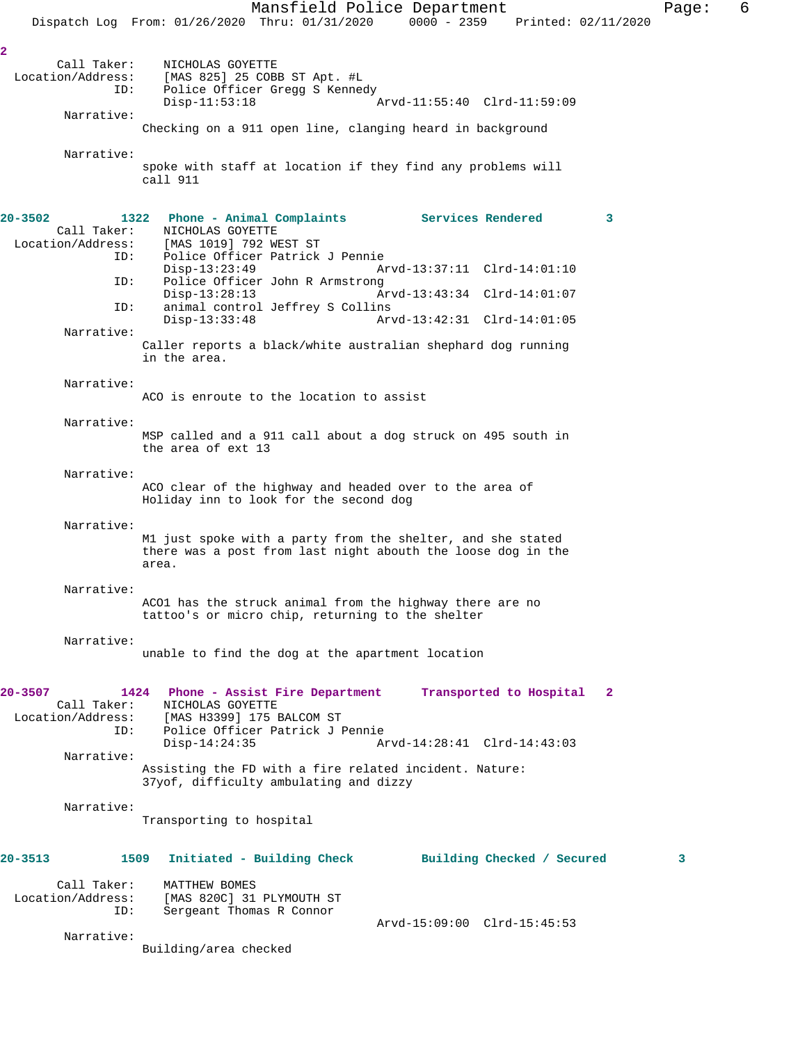2

Call Taker: NICHOLAS GOYETTE
Location/Address: [MAS 825] 25 COBB ST Apt. #L
ID: Police Officer Gregg S Kennedy
Disp-11:53:18 Arvd-11:55:40 Clrd-11:59:09
Narrative:
Checking on a 911 open line, clanging heard in background

Narrative:
spoke with staff at location if they find any problems will call 911

**20-3502 1322 Phone - Animal Complaints Services Rendered 3**

Call Taker: NICHOLAS GOYETTE
Location/Address: [MAS 1019] 792 WEST ST
ID: Police Officer Patrick J Pennie
Disp-13:23:49 Arvd-13:37:11 Clrd-14:01:10
ID: Police Officer John R Armstrong
Disp-13:28:13 Arvd-13:43:34 Clrd-14:01:07
ID: animal control Jeffrey S Collins
Disp-13:33:48 Arvd-13:42:31 Clrd-14:01:05
Narrative:
Caller reports a black/white australian shephard dog running in the area.

Narrative:
ACO is enroute to the location to assist

Narrative:
MSP called and a 911 call about a dog struck on 495 south in the area of ext 13

Narrative:
ACO clear of the highway and headed over to the area of Holiday inn to look for the second dog

Narrative:
M1 just spoke with a party from the shelter, and she stated there was a post from last night abouth the loose dog in the area.

Narrative:
ACO1 has the struck animal from the highway there are no tattoo's or micro chip, returning to the shelter

Narrative:
unable to find the dog at the apartment location

**20-3507 1424 Phone - Assist Fire Department Transported to Hospital 2**

Call Taker: NICHOLAS GOYETTE
Location/Address: [MAS H3399] 175 BALCOM ST
ID: Police Officer Patrick J Pennie
Disp-14:24:35 Arvd-14:28:41 Clrd-14:43:03
Narrative:
Assisting the FD with a fire related incident. Nature: 37yof, difficulty ambulating and dizzy

Narrative:
Transporting to hospital

**20-3513 1509 Initiated - Building Check Building Checked / Secured 3**

Call Taker: MATTHEW BOMES
Location/Address: [MAS 820C] 31 PLYMOUTH ST
ID: Sergeant Thomas R Connor
Arvd-15:09:00 Clrd-15:45:53
Narrative:
Building/area checked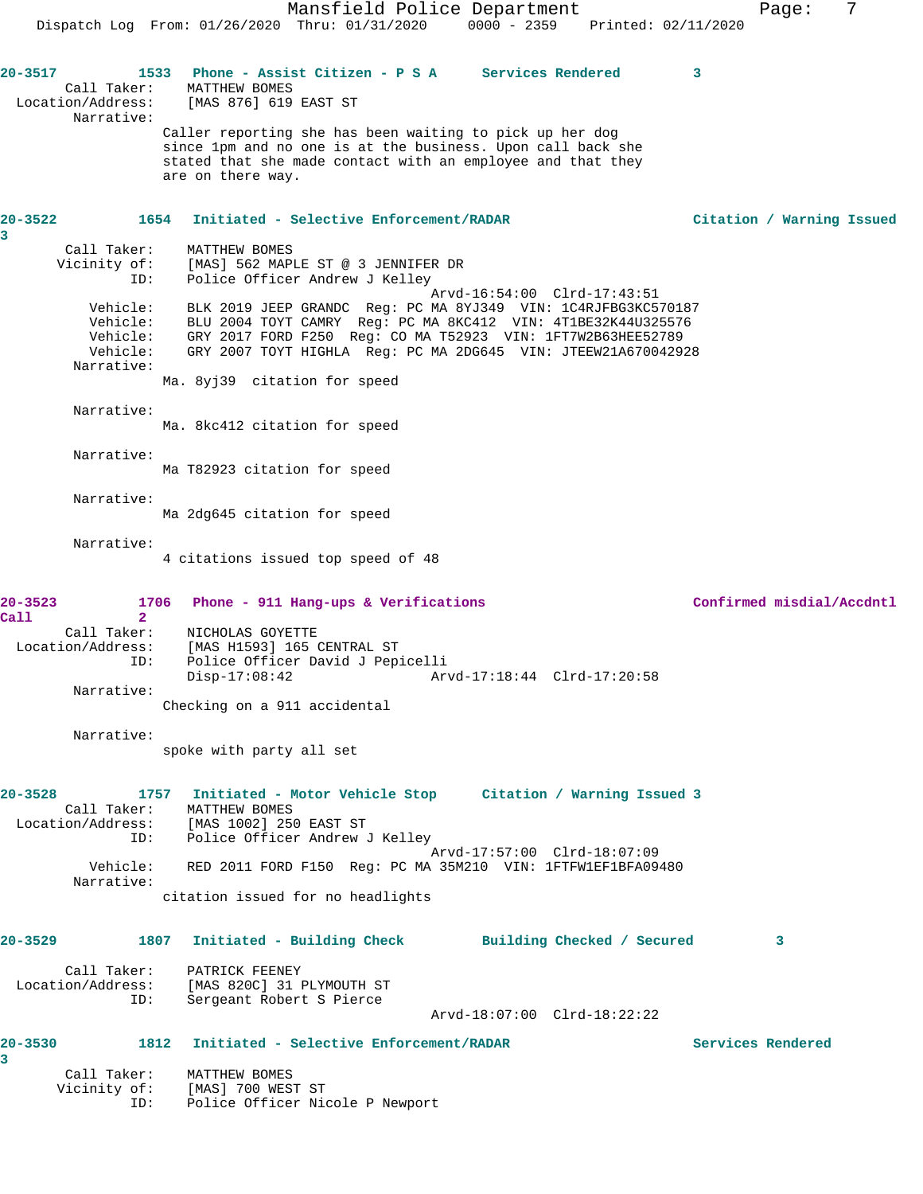**20-3517** 1533 **Phone - Assist Citizen - P S A** **Services Rendered** 3

Call Taker: MATTHEW BOMES
Location/Address: [MAS 876] 619 EAST ST
Narrative:
Caller reporting she has been waiting to pick up her dog since 1pm and no one is at the business. Upon call back she stated that she made contact with an employee and that they are on there way.

**20-3522** 1654 **Initiated - Selective Enforcement/RADAR** **Citation / Warning Issued** 3

Call Taker: MATTHEW BOMES
Vicinity of: [MAS] 562 MAPLE ST @ 3 JENNIFER DR
ID: Police Officer Andrew J Kelley
Arvd-16:54:00 Clrd-17:43:51
Vehicle: BLK 2019 JEEP GRANDC Reg: PC MA 8YJ349 VIN: 1C4RJFBG3KC570187
Vehicle: BLU 2004 TOYT CAMRY Reg: PC MA 8KC412 VIN: 4T1BE32K44U325576
Vehicle: GRY 2017 FORD F250 Reg: CO MA T52923 VIN: 1FT7W2B63HEE52789
Vehicle: GRY 2007 TOYT HIGHLA Reg: PC MA 2DG645 VIN: JTEEW21A670042928
Narrative:
Ma. 8yj39 citation for speed

Narrative:
Ma. 8kc412 citation for speed

Narrative:
Ma T82923 citation for speed

Narrative:
Ma 2dg645 citation for speed

Narrative:
4 citations issued top speed of 48

**20-3523** 1706 **Phone - 911 Hang-ups & Verifications** **Confirmed misdial/Accdntl Call** 2

Call Taker: NICHOLAS GOYETTE
Location/Address: [MAS H1593] 165 CENTRAL ST
ID: Police Officer David J Pepicelli
Disp-17:08:42 Arvd-17:18:44 Clrd-17:20:58
Narrative:
Checking on a 911 accidental

Narrative:
spoke with party all set

**20-3528** 1757 **Initiated - Motor Vehicle Stop** **Citation / Warning Issued** 3

Call Taker: MATTHEW BOMES
Location/Address: [MAS 1002] 250 EAST ST
ID: Police Officer Andrew J Kelley
Arvd-17:57:00 Clrd-18:07:09
Vehicle: RED 2011 FORD F150 Reg: PC MA 35M210 VIN: 1FTFW1EF1BFA09480
Narrative:
citation issued for no headlights

**20-3529** 1807 **Initiated - Building Check** **Building Checked / Secured** 3

Call Taker: PATRICK FEENEY
Location/Address: [MAS 820C] 31 PLYMOUTH ST
ID: Sergeant Robert S Pierce
Arvd-18:07:00 Clrd-18:22:22

**20-3530** 1812 **Initiated - Selective Enforcement/RADAR** **Services Rendered** 3

Call Taker: MATTHEW BOMES
Vicinity of: [MAS] 700 WEST ST
ID: Police Officer Nicole P Newport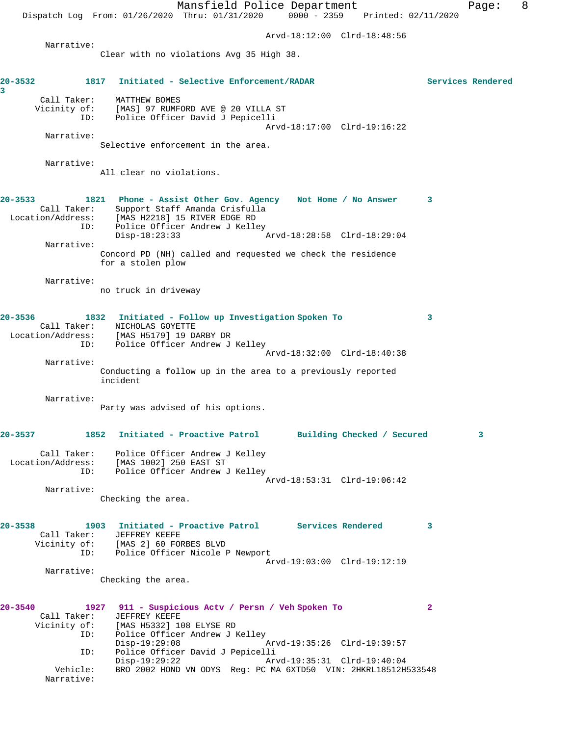Arvd-18:12:00 Clrd-18:48:56

Narrative:
Clear with no violations Avg 35 High 38.

**20-3532 1817 Initiated - Selective Enforcement/RADAR Services Rendered 3**

Call Taker: MATTHEW BOMES
Vicinity of: [MAS] 97 RUMFORD AVE @ 20 VILLA ST
ID: Police Officer David J Pepicelli
Arvd-18:17:00 Clrd-19:16:22

Narrative:
Selective enforcement in the area.

Narrative:
All clear no violations.

**20-3533 1821 Phone - Assist Other Gov. Agency Not Home / No Answer 3**

Call Taker: Support Staff Amanda Crisfulla
Location/Address: [MAS H2218] 15 RIVER EDGE RD
ID: Police Officer Andrew J Kelley
Disp-18:23:33 Arvd-18:28:58 Clrd-18:29:04

Narrative:
Concord PD (NH) called and requested we check the residence for a stolen plow

Narrative:
no truck in driveway

**20-3536 1832 Initiated - Follow up Investigation Spoken To 3**

Call Taker: NICHOLAS GOYETTE
Location/Address: [MAS H5179] 19 DARBY DR
ID: Police Officer Andrew J Kelley
Arvd-18:32:00 Clrd-18:40:38

Narrative:
Conducting a follow up in the area to a previously reported incident

Narrative:
Party was advised of his options.

**20-3537 1852 Initiated - Proactive Patrol Building Checked / Secured 3**

Call Taker: Police Officer Andrew J Kelley
Location/Address: [MAS 1002] 250 EAST ST
ID: Police Officer Andrew J Kelley
Arvd-18:53:31 Clrd-19:06:42

Narrative:
Checking the area.

**20-3538 1903 Initiated - Proactive Patrol Services Rendered 3**

Call Taker: JEFFREY KEEFE
Vicinity of: [MAS 2] 60 FORBES BLVD
ID: Police Officer Nicole P Newport
Arvd-19:03:00 Clrd-19:12:19

Narrative:
Checking the area.

**20-3540 1927 911 - Suspicious Actv / Persn / Veh Spoken To 2**

Call Taker: JEFFREY KEEFE
Vicinity of: [MAS H5332] 108 ELYSE RD
ID: Police Officer Andrew J Kelley
Disp-19:29:08 Arvd-19:35:26 Clrd-19:39:57
ID: Police Officer David J Pepicelli
Disp-19:29:22 Arvd-19:35:31 Clrd-19:40:04
Vehicle: BRO 2002 HOND VN ODYS Reg: PC MA 6XTD50 VIN: 2HKRL18512H533548

Narrative: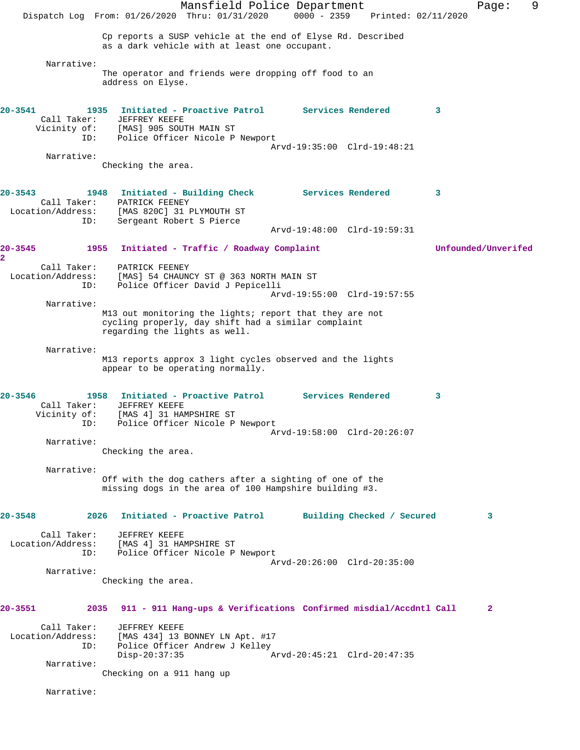Cp reports a SUSP vehicle at the end of Elyse Rd. Described as a dark vehicle with at least one occupant.

Narrative:
The operator and friends were dropping off food to an address on Elyse.

**20-3541** 1935 **Initiated - Proactive Patrol** **Services Rendered** 3
Call Taker: JEFFREY KEEFE
Vicinity of: [MAS] 905 SOUTH MAIN ST
ID: Police Officer Nicole P Newport
Arvd-19:35:00 Clrd-19:48:21
Narrative:
Checking the area.

**20-3543** 1948 **Initiated - Building Check** **Services Rendered** 3
Call Taker: PATRICK FEENEY
Location/Address: [MAS 820C] 31 PLYMOUTH ST
ID: Sergeant Robert S Pierce
Arvd-19:48:00 Clrd-19:59:31

**20-3545** 1955 **Initiated - Traffic / Roadway Complaint** **Unfounded/Unverifed** 2
Call Taker: PATRICK FEENEY
Location/Address: [MAS] 54 CHAUNCY ST @ 363 NORTH MAIN ST
ID: Police Officer David J Pepicelli
Arvd-19:55:00 Clrd-19:57:55
Narrative:
M13 out monitoring the lights; report that they are not cycling properly, day shift had a similar complaint regarding the lights as well.

Narrative:
M13 reports approx 3 light cycles observed and the lights appear to be operating normally.

**20-3546** 1958 **Initiated - Proactive Patrol** **Services Rendered** 3
Call Taker: JEFFREY KEEFE
Vicinity of: [MAS 4] 31 HAMPSHIRE ST
ID: Police Officer Nicole P Newport
Arvd-19:58:00 Clrd-20:26:07
Narrative:
Checking the area.

Narrative:
Off with the dog cathers after a sighting of one of the missing dogs in the area of 100 Hampshire building #3.

**20-3548** 2026 **Initiated - Proactive Patrol** **Building Checked / Secured** 3
Call Taker: JEFFREY KEEFE
Location/Address: [MAS 4] 31 HAMPSHIRE ST
ID: Police Officer Nicole P Newport
Arvd-20:26:00 Clrd-20:35:00
Narrative:
Checking the area.

**20-3551** 2035 **911 - 911 Hang-ups & Verifications** **Confirmed misdial/Accdntl Call** 2
Call Taker: JEFFREY KEEFE
Location/Address: [MAS 434] 13 BONNEY LN Apt. #17
ID: Police Officer Andrew J Kelley
Disp-20:37:35 Arvd-20:45:21 Clrd-20:47:35
Narrative:
Checking on a 911 hang up

Narrative: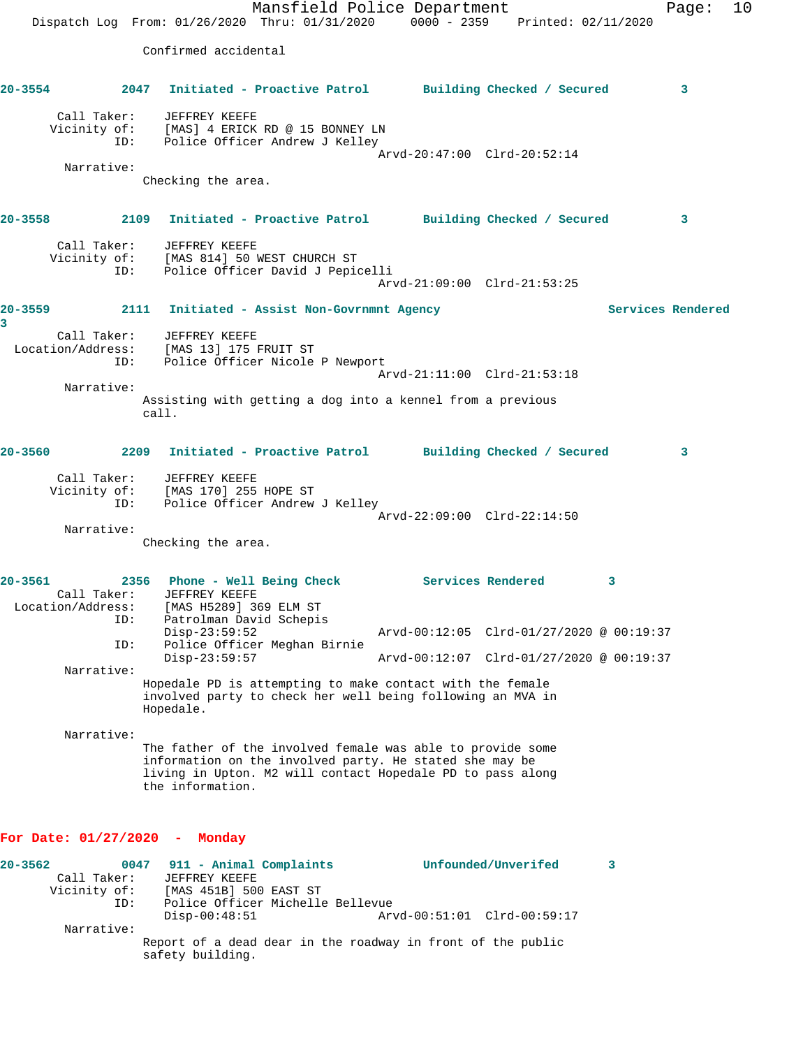Confirmed accidental

**20-3554** 2047 **Initiated - Proactive Patrol** **Building Checked / Secured** 3

Call Taker: JEFFREY KEEFE
Vicinity of: [MAS] 4 ERICK RD @ 15 BONNEY LN
ID: Police Officer Andrew J Kelley
Arvd-20:47:00 Clrd-20:52:14

Narrative:
Checking the area.

**20-3558** 2109 **Initiated - Proactive Patrol** **Building Checked / Secured** 3

Call Taker: JEFFREY KEEFE
Vicinity of: [MAS 814] 50 WEST CHURCH ST
ID: Police Officer David J Pepicelli
Arvd-21:09:00 Clrd-21:53:25

**20-3559** 2111 **Initiated - Assist Non-Govrnmnt Agency** **Services Rendered** 3

Call Taker: JEFFREY KEEFE
Location/Address: [MAS 13] 175 FRUIT ST
ID: Police Officer Nicole P Newport
Arvd-21:11:00 Clrd-21:53:18

Narrative:
Assisting with getting a dog into a kennel from a previous call.

**20-3560** 2209 **Initiated - Proactive Patrol** **Building Checked / Secured** 3

Call Taker: JEFFREY KEEFE
Vicinity of: [MAS 170] 255 HOPE ST
ID: Police Officer Andrew J Kelley
Arvd-22:09:00 Clrd-22:14:50

Narrative:
Checking the area.

**20-3561** 2356 **Phone - Well Being Check** **Services Rendered** 3

Call Taker: JEFFREY KEEFE
Location/Address: [MAS H5289] 369 ELM ST
ID: Patrolman David Schepis
Disp-23:59:52 Arvd-00:12:05 Clrd-01/27/2020 @ 00:19:37
ID: Police Officer Meghan Birnie
Disp-23:59:57 Arvd-00:12:07 Clrd-01/27/2020 @ 00:19:37

Narrative:
Hopedale PD is attempting to make contact with the female involved party to check her well being following an MVA in Hopedale.

Narrative:
The father of the involved female was able to provide some information on the involved party. He stated she may be living in Upton. M2 will contact Hopedale PD to pass along the information.

## For Date: 01/27/2020 - Monday

**20-3562** 0047 **911 - Animal Complaints** **Unfounded/Unverifed** 3

Call Taker: JEFFREY KEEFE
Vicinity of: [MAS 451B] 500 EAST ST
ID: Police Officer Michelle Bellevue
Disp-00:48:51 Arvd-00:51:01 Clrd-00:59:17

Narrative:
Report of a dead dear in the roadway in front of the public safety building.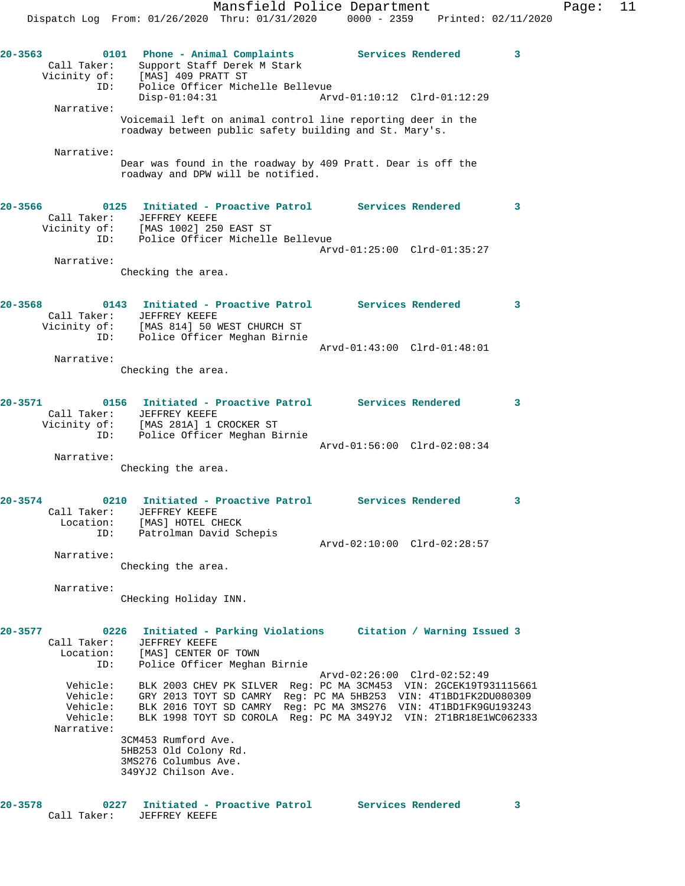**20-3563** 0101 **Phone - Animal Complaints** **Services Rendered** 3
Call Taker: Support Staff Derek M Stark
Vicinity of: [MAS] 409 PRATT ST
ID: Police Officer Michelle Bellevue
Disp-01:04:31 Arvd-01:10:12 Clrd-01:12:29

Narrative:
Voicemail left on animal control line reporting deer in the roadway between public safety building and St. Mary's.

Narrative:
Dear was found in the roadway by 409 Pratt. Dear is off the roadway and DPW will be notified.

**20-3566** 0125 **Initiated - Proactive Patrol** **Services Rendered** 3
Call Taker: JEFFREY KEEFE
Vicinity of: [MAS 1002] 250 EAST ST
ID: Police Officer Michelle Bellevue
Arvd-01:25:00 Clrd-01:35:27

Narrative:
Checking the area.

**20-3568** 0143 **Initiated - Proactive Patrol** **Services Rendered** 3
Call Taker: JEFFREY KEEFE
Vicinity of: [MAS 814] 50 WEST CHURCH ST
ID: Police Officer Meghan Birnie
Arvd-01:43:00 Clrd-01:48:01

Narrative:
Checking the area.

**20-3571** 0156 **Initiated - Proactive Patrol** **Services Rendered** 3
Call Taker: JEFFREY KEEFE
Vicinity of: [MAS 281A] 1 CROCKER ST
ID: Police Officer Meghan Birnie
Arvd-01:56:00 Clrd-02:08:34

Narrative:
Checking the area.

**20-3574** 0210 **Initiated - Proactive Patrol** **Services Rendered** 3
Call Taker: JEFFREY KEEFE
Location: [MAS] HOTEL CHECK
ID: Patrolman David Schepis
Arvd-02:10:00 Clrd-02:28:57

Narrative:
Checking the area.

Narrative:
CHecking Holiday INN.

**20-3577** 0226 **Initiated - Parking Violations** **Citation / Warning Issued** 3
Call Taker: JEFFREY KEEFE
Location: [MAS] CENTER OF TOWN
ID: Police Officer Meghan Birnie
Arvd-02:26:00 Clrd-02:52:49
Vehicle: BLK 2003 CHEV PK SILVER Reg: PC MA 3CM453 VIN: 2GCEK19T931115661
Vehicle: GRY 2013 TOYT SD CAMRY Reg: PC MA 5HB253 VIN: 4T1BD1FK2DU080309
Vehicle: BLK 2016 TOYT SD CAMRY Reg: PC MA 3MS276 VIN: 4T1BD1FK9GU193243
Vehicle: BLK 1998 TOYT SD COROLA Reg: PC MA 349YJ2 VIN: 2T1BR18E1WC062333

Narrative:
3CM453 Rumford Ave.
5HB253 Old Colony Rd.
3MS276 Columbus Ave.
349YJ2 Chilson Ave.

**20-3578** 0227 **Initiated - Proactive Patrol** **Services Rendered** 3
Call Taker: JEFFREY KEEFE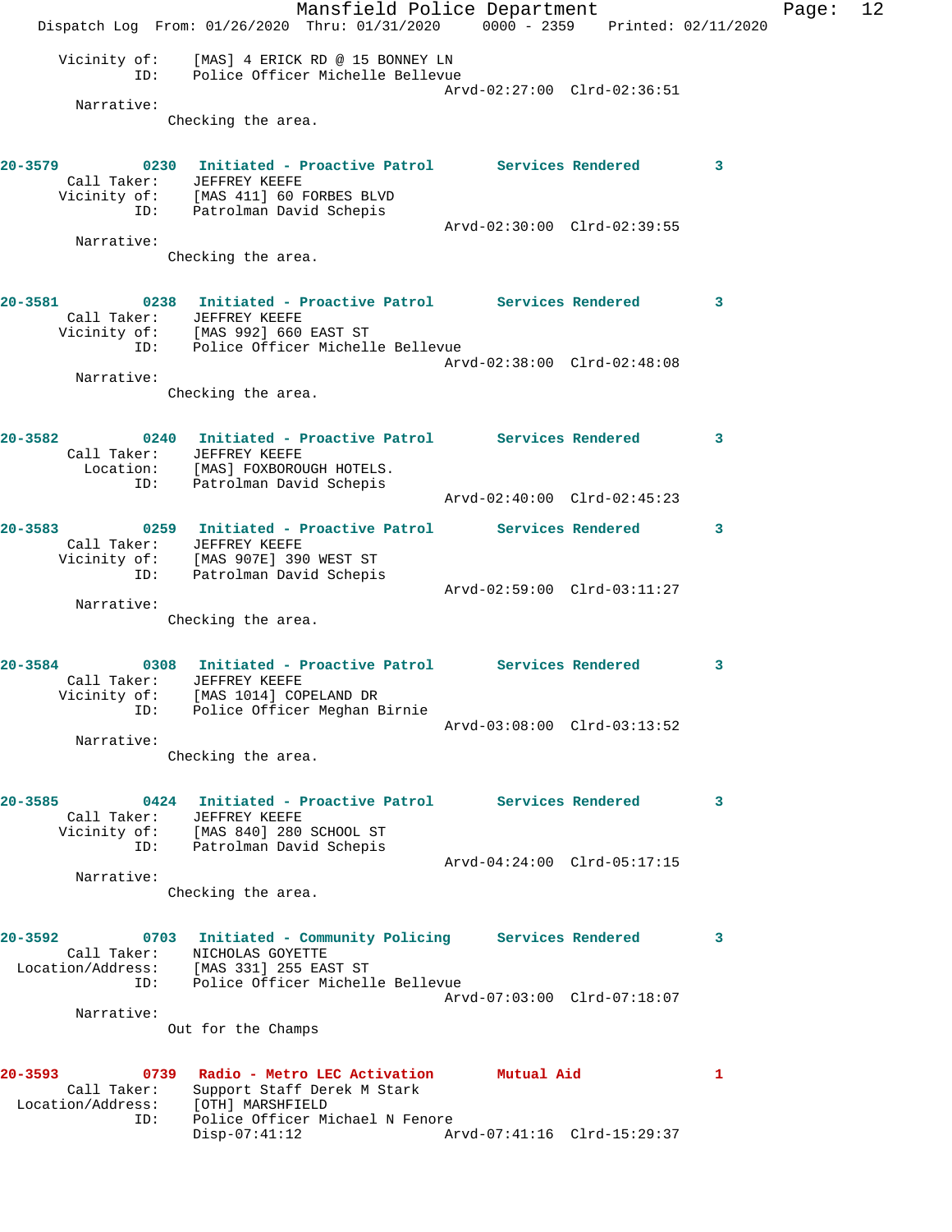```
      Vicinity of:     [MAS] 4 ERICK RD @ 15 BONNEY LN
               ID:     Police Officer Michelle Bellevue
                                                 Arvd-02:27:00  Clrd-02:36:51
        Narrative:
                    Checking the area.


20-3579         0230   Initiated - Proactive Patrol       Services Rendered         3
       Call Taker:     JEFFREY KEEFE
      Vicinity of:     [MAS 411] 60 FORBES BLVD
               ID:     Patrolman David Schepis
                                                 Arvd-02:30:00  Clrd-02:39:55
        Narrative:
                    Checking the area.


20-3581         0238   Initiated - Proactive Patrol       Services Rendered         3
       Call Taker:     JEFFREY KEEFE
      Vicinity of:     [MAS 992] 660 EAST ST
               ID:     Police Officer Michelle Bellevue
                                                 Arvd-02:38:00  Clrd-02:48:08
        Narrative:
                    Checking the area.


20-3582         0240   Initiated - Proactive Patrol       Services Rendered         3
       Call Taker:     JEFFREY KEEFE
         Location:     [MAS] FOXBOROUGH HOTELS.
               ID:     Patrolman David Schepis
                                                 Arvd-02:40:00  Clrd-02:45:23

20-3583         0259   Initiated - Proactive Patrol       Services Rendered         3
       Call Taker:     JEFFREY KEEFE
      Vicinity of:     [MAS 907E] 390 WEST ST
               ID:     Patrolman David Schepis
                                                 Arvd-02:59:00  Clrd-03:11:27
        Narrative:
                    Checking the area.


20-3584         0308   Initiated - Proactive Patrol       Services Rendered         3
       Call Taker:     JEFFREY KEEFE
      Vicinity of:     [MAS 1014] COPELAND DR
               ID:     Police Officer Meghan Birnie
                                                 Arvd-03:08:00  Clrd-03:13:52
        Narrative:
                    Checking the area.


20-3585         0424   Initiated - Proactive Patrol       Services Rendered         3
       Call Taker:     JEFFREY KEEFE
      Vicinity of:     [MAS 840] 280 SCHOOL ST
               ID:     Patrolman David Schepis
                                                 Arvd-04:24:00  Clrd-05:17:15
        Narrative:
                    Checking the area.


20-3592         0703   Initiated - Community Policing     Services Rendered         3
       Call Taker:     NICHOLAS GOYETTE
 Location/Address:     [MAS 331] 255 EAST ST
               ID:     Police Officer Michelle Bellevue
                                                 Arvd-07:03:00  Clrd-07:18:07
        Narrative:
                    Out for the Champs


20-3593         0739   Radio - Metro LEC Activation       Mutual Aid                1
       Call Taker:     Support Staff Derek M Stark
 Location/Address:     [OTH] MARSHFIELD
               ID:     Police Officer Michael N Fenore
                       Disp-07:41:12                Arvd-07:41:16  Clrd-15:29:37
```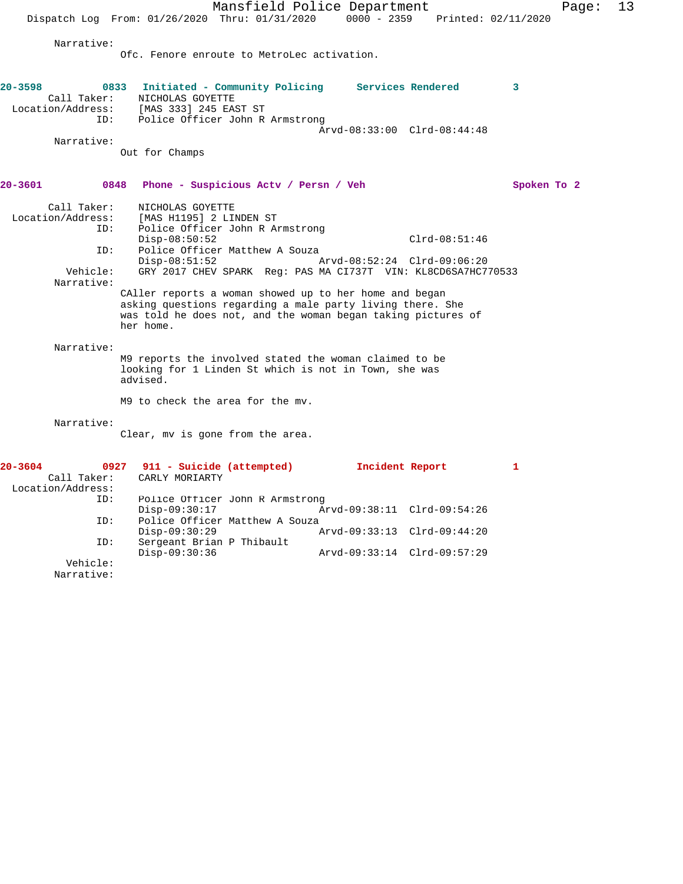Narrative:
Ofc. Fenore enroute to MetroLec activation.

**20-3598 0833 Initiated - Community Policing Services Rendered 3**

Call Taker: NICHOLAS GOYETTE
Location/Address: [MAS 333] 245 EAST ST
ID: Police Officer John R Armstrong
Arvd-08:33:00 Clrd-08:44:48

Narrative:
Out for Champs

**20-3601 0848 Phone - Suspicious Actv / Persn / Veh Spoken To 2**

Call Taker: NICHOLAS GOYETTE
Location/Address: [MAS H1195] 2 LINDEN ST
ID: Police Officer John R Armstrong
Disp-08:50:52 Clrd-08:51:46
ID: Police Officer Matthew A Souza
Disp-08:51:52 Arvd-08:52:24 Clrd-09:06:20
Vehicle: GRY 2017 CHEV SPARK Reg: PAS MA CI737T VIN: KL8CD6SA7HC770533

Narrative:
CAller reports a woman showed up to her home and began asking questions regarding a male party living there. She was told he does not, and the woman began taking pictures of her home.

Narrative:
M9 reports the involved stated the woman claimed to be looking for 1 Linden St which is not in Town, she was advised.

M9 to check the area for the mv.

Narrative:
Clear, mv is gone from the area.

**20-3604 0927 911 - Suicide (attempted) Incident Report 1**

Call Taker: CARLY MORIARTY
Location/Address:
ID: Police Officer John R Armstrong
Disp-09:30:17 Arvd-09:38:11 Clrd-09:54:26
ID: Police Officer Matthew A Souza
Disp-09:30:29 Arvd-09:33:13 Clrd-09:44:20
ID: Sergeant Brian P Thibault
Disp-09:30:36 Arvd-09:33:14 Clrd-09:57:29
Vehicle:
Narrative: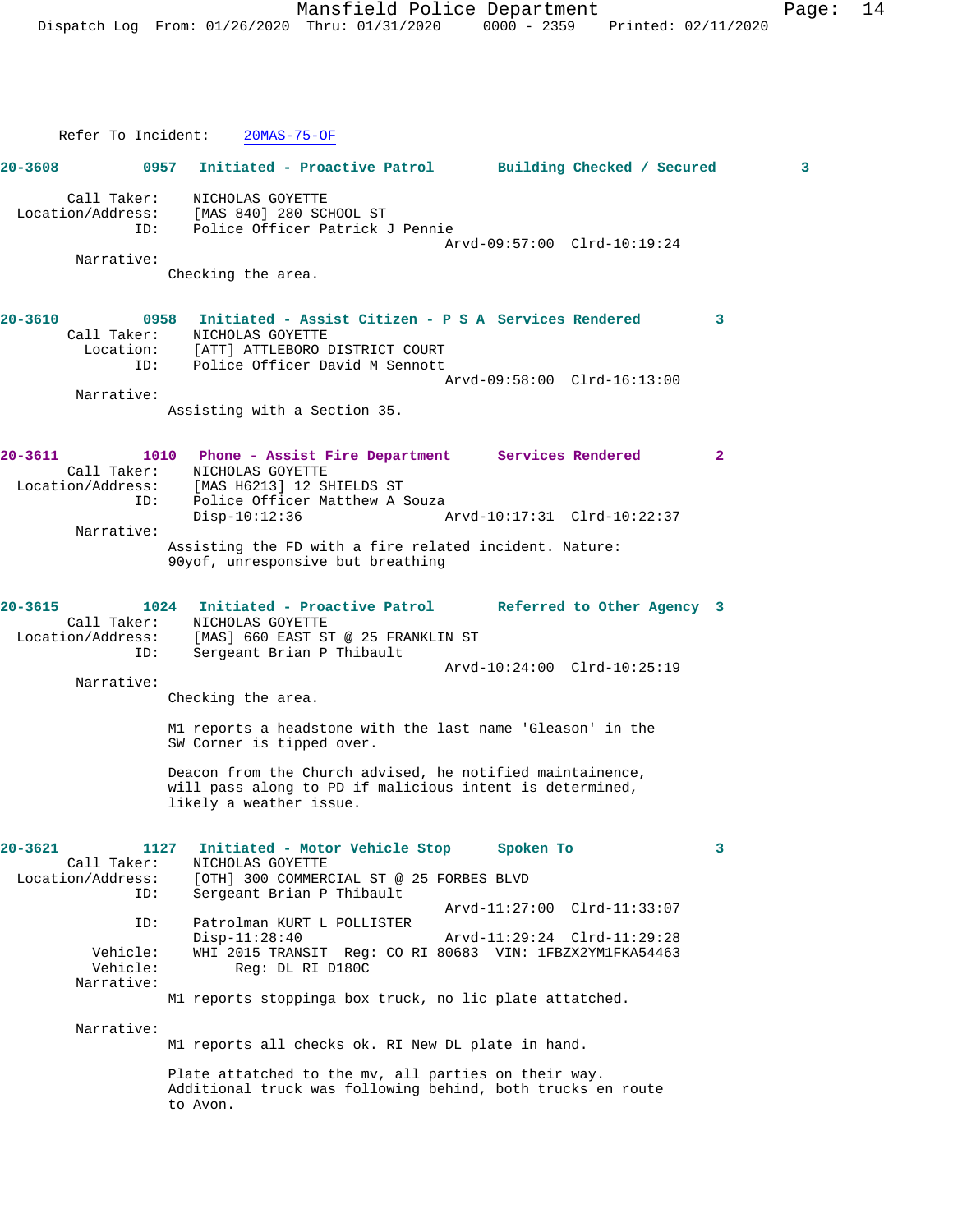Refer To Incident: 20MAS-75-OF

**20-3608** 0957 Initiated - Proactive Patrol — Building Checked / Secured — 3

Call Taker: NICHOLAS GOYETTE
Location/Address: [MAS 840] 280 SCHOOL ST
ID: Police Officer Patrick J Pennie
Arvd-09:57:00 Clrd-10:19:24

Narrative:
Checking the area.

**20-3610** 0958 Initiated - Assist Citizen - P S A — Services Rendered — 3

Call Taker: NICHOLAS GOYETTE
Location: [ATT] ATTLEBORO DISTRICT COURT
ID: Police Officer David M Sennott
Arvd-09:58:00 Clrd-16:13:00

Narrative:
Assisting with a Section 35.

**20-3611** 1010 Phone - Assist Fire Department — Services Rendered — 2

Call Taker: NICHOLAS GOYETTE
Location/Address: [MAS H6213] 12 SHIELDS ST
ID: Police Officer Matthew A Souza
Disp-10:12:36 Arvd-10:17:31 Clrd-10:22:37

Narrative:
Assisting the FD with a fire related incident. Nature: 90yof, unresponsive but breathing

**20-3615** 1024 Initiated - Proactive Patrol — Referred to Other Agency — 3

Call Taker: NICHOLAS GOYETTE
Location/Address: [MAS] 660 EAST ST @ 25 FRANKLIN ST
ID: Sergeant Brian P Thibault
Arvd-10:24:00 Clrd-10:25:19

Narrative:
Checking the area.

M1 reports a headstone with the last name 'Gleason' in the SW Corner is tipped over.

Deacon from the Church advised, he notified maintainence, will pass along to PD if malicious intent is determined, likely a weather issue.

**20-3621** 1127 Initiated - Motor Vehicle Stop — Spoken To — 3

Call Taker: NICHOLAS GOYETTE
Location/Address: [OTH] 300 COMMERCIAL ST @ 25 FORBES BLVD
ID: Sergeant Brian P Thibault
Arvd-11:27:00 Clrd-11:33:07
ID: Patrolman KURT L POLLISTER
Disp-11:28:40 Arvd-11:29:24 Clrd-11:29:28
Vehicle: WHI 2015 TRANSIT Reg: CO RI 80683 VIN: 1FBZX2YM1FKA54463
Vehicle: Reg: DL RI D180C

Narrative:
M1 reports stoppinga box truck, no lic plate attatched.

Narrative:
M1 reports all checks ok. RI New DL plate in hand.

Plate attatched to the mv, all parties on their way. Additional truck was following behind, both trucks en route to Avon.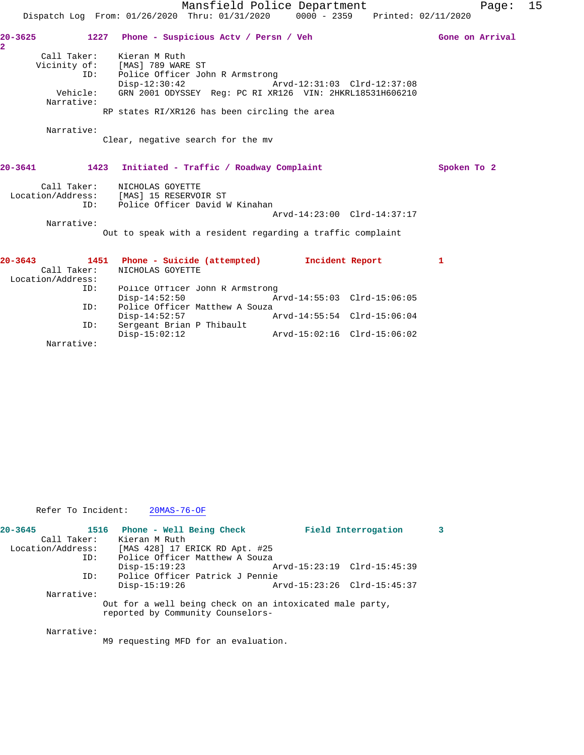**20-3625** 1227 Phone - Suspicious Actv / Persn / Veh — Gone on Arrival 2

Call Taker: Kieran M Ruth
Vicinity of: [MAS] 789 WARE ST
ID: Police Officer John R Armstrong
Disp-12:30:42 Arvd-12:31:03 Clrd-12:37:08
Vehicle: GRN 2001 ODYSSEY Reg: PC RI XR126 VIN: 2HKRL18531H606210
Narrative:
RP states RI/XR126 has been circling the area

Narrative:
Clear, negative search for the mv

**20-3641** 1423 Initiated - Traffic / Roadway Complaint — Spoken To 2

Call Taker: NICHOLAS GOYETTE
Location/Address: [MAS] 15 RESERVOIR ST
ID: Police Officer David W Kinahan
Arvd-14:23:00 Clrd-14:37:17
Narrative:
Out to speak with a resident regarding a traffic complaint

**20-3643** 1451 Phone - Suicide (attempted) — Incident Report 1

Call Taker: NICHOLAS GOYETTE
Location/Address:
ID: Police Officer John R Armstrong
Disp-14:52:50 Arvd-14:55:03 Clrd-15:06:05
ID: Police Officer Matthew A Souza
Disp-14:52:57 Arvd-14:55:54 Clrd-15:06:04
ID: Sergeant Brian P Thibault
Disp-15:02:12 Arvd-15:02:16 Clrd-15:06:02
Narrative:

Refer To Incident: 20MAS-76-OF

**20-3645** 1516 Phone - Well Being Check — Field Interrogation 3

Call Taker: Kieran M Ruth
Location/Address: [MAS 428] 17 ERICK RD Apt. #25
ID: Police Officer Matthew A Souza
Disp-15:19:23 Arvd-15:23:19 Clrd-15:45:39
ID: Police Officer Patrick J Pennie
Disp-15:19:26 Arvd-15:23:26 Clrd-15:45:37
Narrative:
Out for a well being check on an intoxicated male party, reported by Community Counselors-

Narrative:
M9 requesting MFD for an evaluation.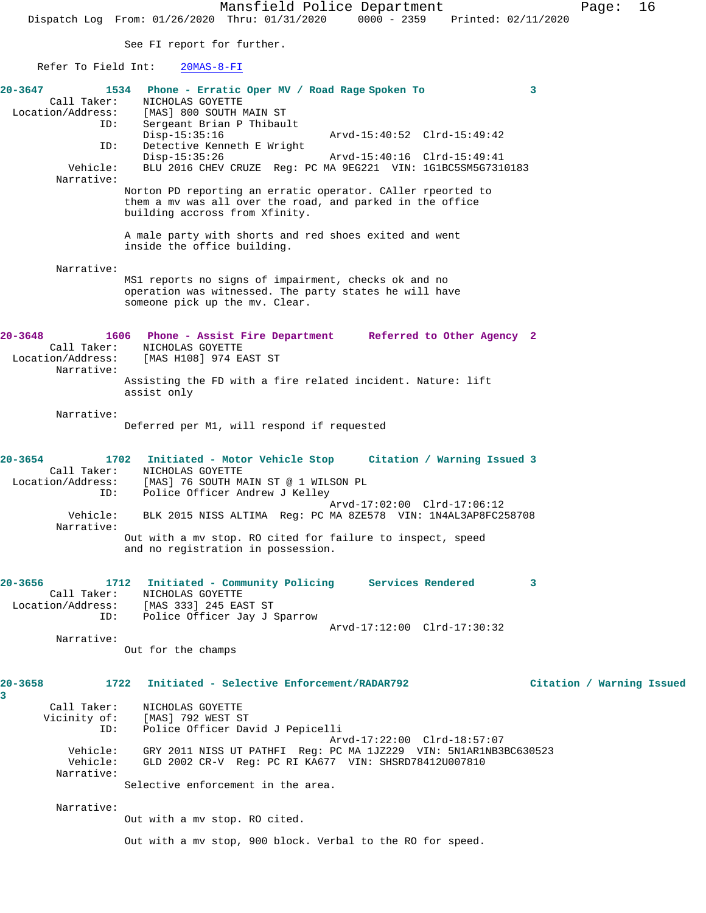See FI report for further.

Refer To Field Int: 20MAS-8-FI

**20-3647 1534 Phone - Erratic Oper MV / Road Rage Spoken To 3**

Call Taker: NICHOLAS GOYETTE
Location/Address: [MAS] 800 SOUTH MAIN ST
ID: Sergeant Brian P Thibault
Disp-15:35:16 Arvd-15:40:52 Clrd-15:49:42
ID: Detective Kenneth E Wright
Disp-15:35:26 Arvd-15:40:16 Clrd-15:49:41
Vehicle: BLU 2016 CHEV CRUZE Reg: PC MA 9EG221 VIN: 1G1BC5SM5G7310183
Narrative:
Norton PD reporting an erratic operator. CAller rpeorted to them a mv was all over the road, and parked in the office building accross from Xfinity.

A male party with shorts and red shoes exited and went inside the office building.

Narrative:
MS1 reports no signs of impairment, checks ok and no operation was witnessed. The party states he will have someone pick up the mv. Clear.

**20-3648 1606 Phone - Assist Fire Department Referred to Other Agency 2**

Call Taker: NICHOLAS GOYETTE
Location/Address: [MAS H108] 974 EAST ST
Narrative:
Assisting the FD with a fire related incident. Nature: lift assist only

Narrative:
Deferred per M1, will respond if requested

**20-3654 1702 Initiated - Motor Vehicle Stop Citation / Warning Issued 3**

Call Taker: NICHOLAS GOYETTE
Location/Address: [MAS] 76 SOUTH MAIN ST @ 1 WILSON PL
ID: Police Officer Andrew J Kelley
Arvd-17:02:00 Clrd-17:06:12
Vehicle: BLK 2015 NISS ALTIMA Reg: PC MA 8ZE578 VIN: 1N4AL3AP8FC258708
Narrative:
Out with a mv stop. RO cited for failure to inspect, speed and no registration in possession.

**20-3656 1712 Initiated - Community Policing Services Rendered 3**

Call Taker: NICHOLAS GOYETTE
Location/Address: [MAS 333] 245 EAST ST
ID: Police Officer Jay J Sparrow
Arvd-17:12:00 Clrd-17:30:32
Narrative:
Out for the champs

**20-3658 1722 Initiated - Selective Enforcement/RADAR792 Citation / Warning Issued 3**

Call Taker: NICHOLAS GOYETTE
Vicinity of: [MAS] 792 WEST ST
ID: Police Officer David J Pepicelli
Arvd-17:22:00 Clrd-18:57:07
Vehicle: GRY 2011 NISS UT PATHFI Reg: PC MA 1JZ229 VIN: 5N1AR1NB3BC630523
Vehicle: GLD 2002 CR-V Reg: PC RI KA677 VIN: SHSRD78412U007810
Narrative:
Selective enforcement in the area.

Narrative:
Out with a mv stop. RO cited.

Out with a mv stop, 900 block. Verbal to the RO for speed.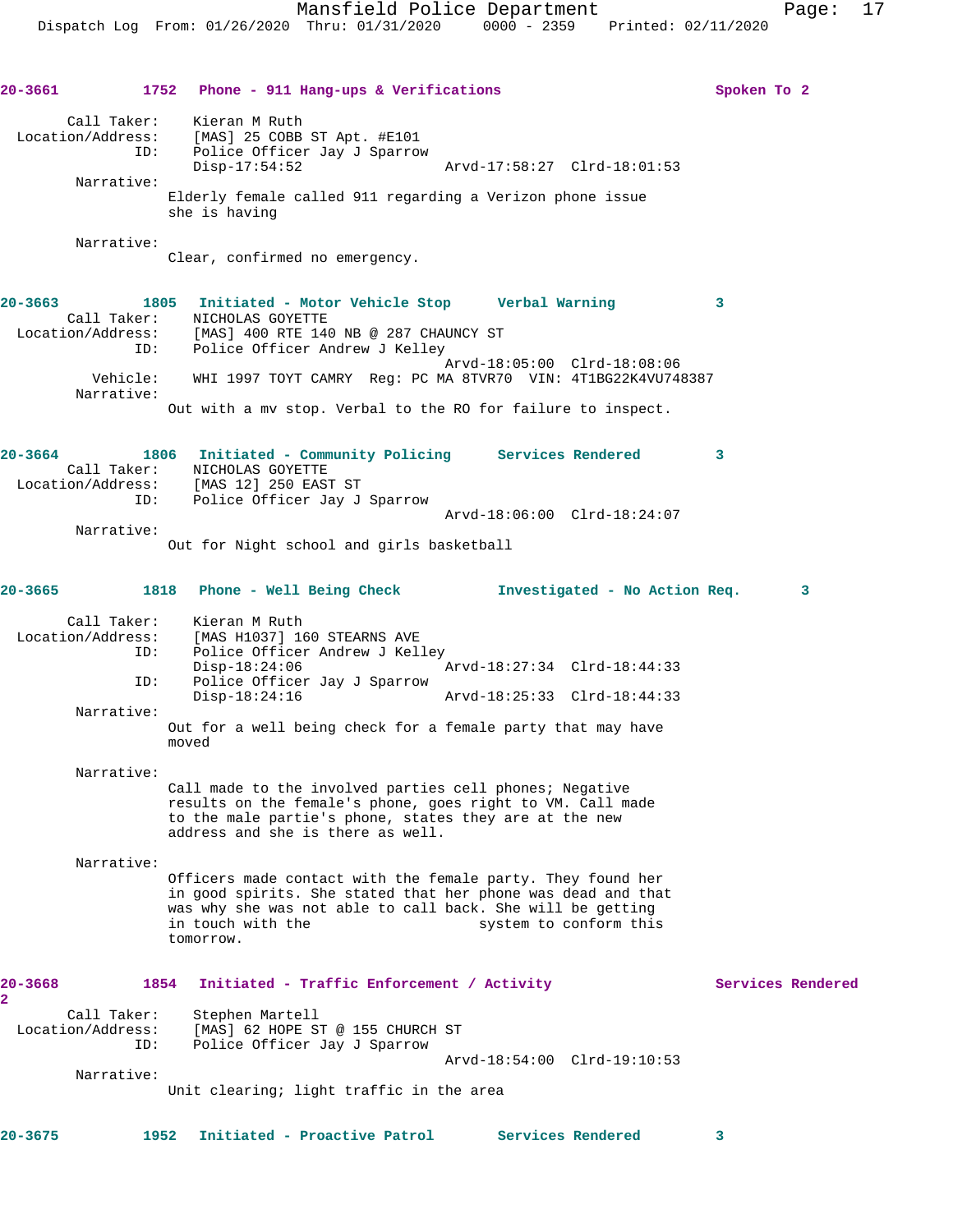**20-3661** 1752 **Phone - 911 Hang-ups & Verifications** **Spoken To 2**

Call Taker: Kieran M Ruth
Location/Address: [MAS] 25 COBB ST Apt. #E101
ID: Police Officer Jay J Sparrow
Disp-17:54:52 Arvd-17:58:27 Clrd-18:01:53

Narrative:
Elderly female called 911 regarding a Verizon phone issue she is having

Narrative:
Clear, confirmed no emergency.

**20-3663** 1805 **Initiated - Motor Vehicle Stop** **Verbal Warning** **3**

Call Taker: NICHOLAS GOYETTE
Location/Address: [MAS] 400 RTE 140 NB @ 287 CHAUNCY ST
ID: Police Officer Andrew J Kelley
Arvd-18:05:00 Clrd-18:08:06

Vehicle: WHI 1997 TOYT CAMRY Reg: PC MA 8TVR70 VIN: 4T1BG22K4VU748387

Narrative:
Out with a mv stop. Verbal to the RO for failure to inspect.

**20-3664** 1806 **Initiated - Community Policing** **Services Rendered** **3**

Call Taker: NICHOLAS GOYETTE
Location/Address: [MAS 12] 250 EAST ST
ID: Police Officer Jay J Sparrow
Arvd-18:06:00 Clrd-18:24:07

Narrative:
Out for Night school and girls basketball

**20-3665** 1818 **Phone - Well Being Check** **Investigated - No Action Req.** **3**

Call Taker: Kieran M Ruth
Location/Address: [MAS H1037] 160 STEARNS AVE
ID: Police Officer Andrew J Kelley
Disp-18:24:06 Arvd-18:27:34 Clrd-18:44:33
ID: Police Officer Jay J Sparrow
Disp-18:24:16 Arvd-18:25:33 Clrd-18:44:33

Narrative:
Out for a well being check for a female party that may have moved

Narrative:
Call made to the involved parties cell phones; Negative results on the female's phone, goes right to VM. Call made to the male partie's phone, states they are at the new address and she is there as well.

Narrative:
Officers made contact with the female party. They found her in good spirits. She stated that her phone was dead and that was why she was not able to call back. She will be getting in touch with the system to conform this tomorrow.

**20-3668** 1854 **Initiated - Traffic Enforcement / Activity** **Services Rendered 2**

Call Taker: Stephen Martell
Location/Address: [MAS] 62 HOPE ST @ 155 CHURCH ST
ID: Police Officer Jay J Sparrow
Arvd-18:54:00 Clrd-19:10:53

Narrative:
Unit clearing; light traffic in the area

**20-3675** 1952 **Initiated - Proactive Patrol** **Services Rendered** **3**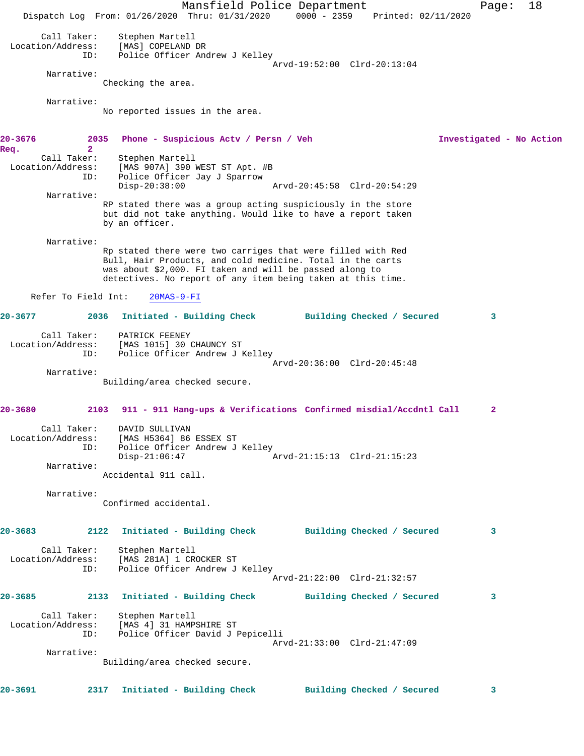```
        Call Taker:    Stephen Martell
  Location/Address:    [MAS] COPELAND DR
                ID:    Police Officer Andrew J Kelley
                                            Arvd-19:52:00  Clrd-20:13:04
         Narrative:
                Checking the area.

         Narrative:
                No reported issues in the area.
```

**20-3676** 2035 **Phone - Suspicious Actv / Persn / Veh** **Investigated - No Action Req.** 2

```
        Call Taker:    Stephen Martell
  Location/Address:    [MAS 907A] 390 WEST ST Apt. #B
                ID:    Police Officer Jay J Sparrow
                       Disp-20:38:00        Arvd-20:45:58  Clrd-20:54:29
         Narrative:
                RP stated there was a group acting suspiciously in the store
                but did not take anything. Would like to have a report taken
                by an officer.

         Narrative:
                Rp stated there were two carriges that were filled with Red
                Bull, Hair Products, and cold medicine. Total in the carts
                was about $2,000. FI taken and will be passed along to
                detectives. No report of any item being taken at this time.

      Refer To Field Int:    20MAS-9-FI
```

**20-3677** 2036 **Initiated - Building Check** **Building Checked / Secured** 3

```
        Call Taker:    PATRICK FEENEY
  Location/Address:    [MAS 1015] 30 CHAUNCY ST
                ID:    Police Officer Andrew J Kelley
                                            Arvd-20:36:00  Clrd-20:45:48
         Narrative:
                Building/area checked secure.
```

**20-3680** 2103 **911 - 911 Hang-ups & Verifications** **Confirmed misdial/Accdntl Call** 2

```
        Call Taker:    DAVID SULLIVAN
  Location/Address:    [MAS H5364] 86 ESSEX ST
                ID:    Police Officer Andrew J Kelley
                       Disp-21:06:47        Arvd-21:15:13  Clrd-21:15:23
         Narrative:
                Accidental 911 call.

         Narrative:
                Confirmed accidental.
```

**20-3683** 2122 **Initiated - Building Check** **Building Checked / Secured** 3

```
        Call Taker:    Stephen Martell
  Location/Address:    [MAS 281A] 1 CROCKER ST
                ID:    Police Officer Andrew J Kelley
                                            Arvd-21:22:00  Clrd-21:32:57
```

**20-3685** 2133 **Initiated - Building Check** **Building Checked / Secured** 3

```
        Call Taker:    Stephen Martell
  Location/Address:    [MAS 4] 31 HAMPSHIRE ST
                ID:    Police Officer David J Pepicelli
                                            Arvd-21:33:00  Clrd-21:47:09
         Narrative:
                Building/area checked secure.
```

**20-3691** 2317 **Initiated - Building Check** **Building Checked / Secured** 3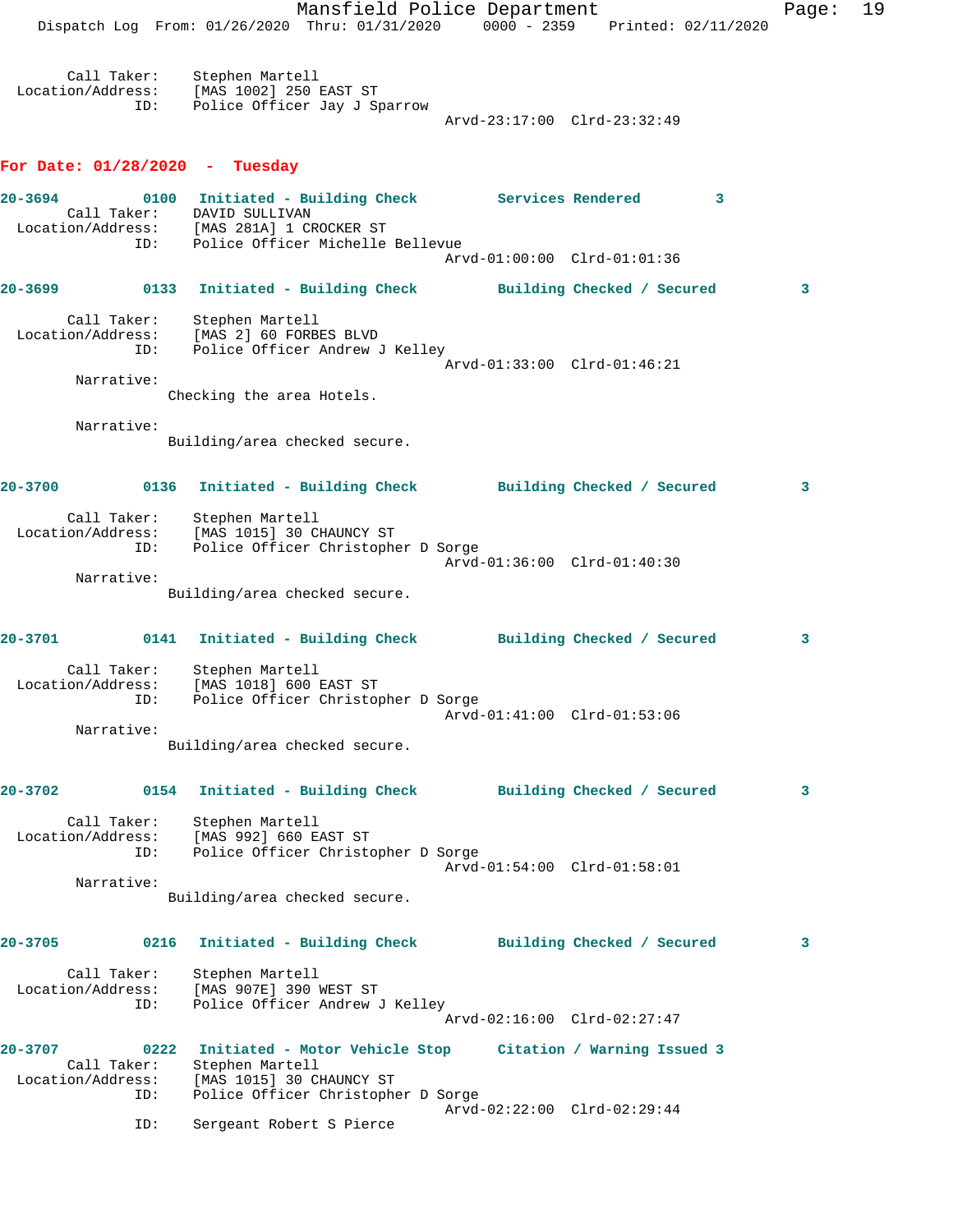Call Taker: Stephen Martell
Location/Address: [MAS 1002] 250 EAST ST
ID: Police Officer Jay J Sparrow
Arvd-23:17:00 Clrd-23:32:49

## For Date: 01/28/2020 - Tuesday

**20-3694 0100 Initiated - Building Check Services Rendered 3**
Call Taker: DAVID SULLIVAN
Location/Address: [MAS 281A] 1 CROCKER ST
ID: Police Officer Michelle Bellevue
Arvd-01:00:00 Clrd-01:01:36

**20-3699 0133 Initiated - Building Check Building Checked / Secured 3**
Call Taker: Stephen Martell
Location/Address: [MAS 2] 60 FORBES BLVD
ID: Police Officer Andrew J Kelley
Arvd-01:33:00 Clrd-01:46:21
Narrative:
Checking the area Hotels.

Narrative:
Building/area checked secure.

**20-3700 0136 Initiated - Building Check Building Checked / Secured 3**
Call Taker: Stephen Martell
Location/Address: [MAS 1015] 30 CHAUNCY ST
ID: Police Officer Christopher D Sorge
Arvd-01:36:00 Clrd-01:40:30
Narrative:
Building/area checked secure.

**20-3701 0141 Initiated - Building Check Building Checked / Secured 3**
Call Taker: Stephen Martell
Location/Address: [MAS 1018] 600 EAST ST
ID: Police Officer Christopher D Sorge
Arvd-01:41:00 Clrd-01:53:06
Narrative:
Building/area checked secure.

**20-3702 0154 Initiated - Building Check Building Checked / Secured 3**
Call Taker: Stephen Martell
Location/Address: [MAS 992] 660 EAST ST
ID: Police Officer Christopher D Sorge
Arvd-01:54:00 Clrd-01:58:01
Narrative:
Building/area checked secure.

**20-3705 0216 Initiated - Building Check Building Checked / Secured 3**
Call Taker: Stephen Martell
Location/Address: [MAS 907E] 390 WEST ST
ID: Police Officer Andrew J Kelley
Arvd-02:16:00 Clrd-02:27:47

**20-3707 0222 Initiated - Motor Vehicle Stop Citation / Warning Issued 3**
Call Taker: Stephen Martell
Location/Address: [MAS 1015] 30 CHAUNCY ST
ID: Police Officer Christopher D Sorge
Arvd-02:22:00 Clrd-02:29:44
ID: Sergeant Robert S Pierce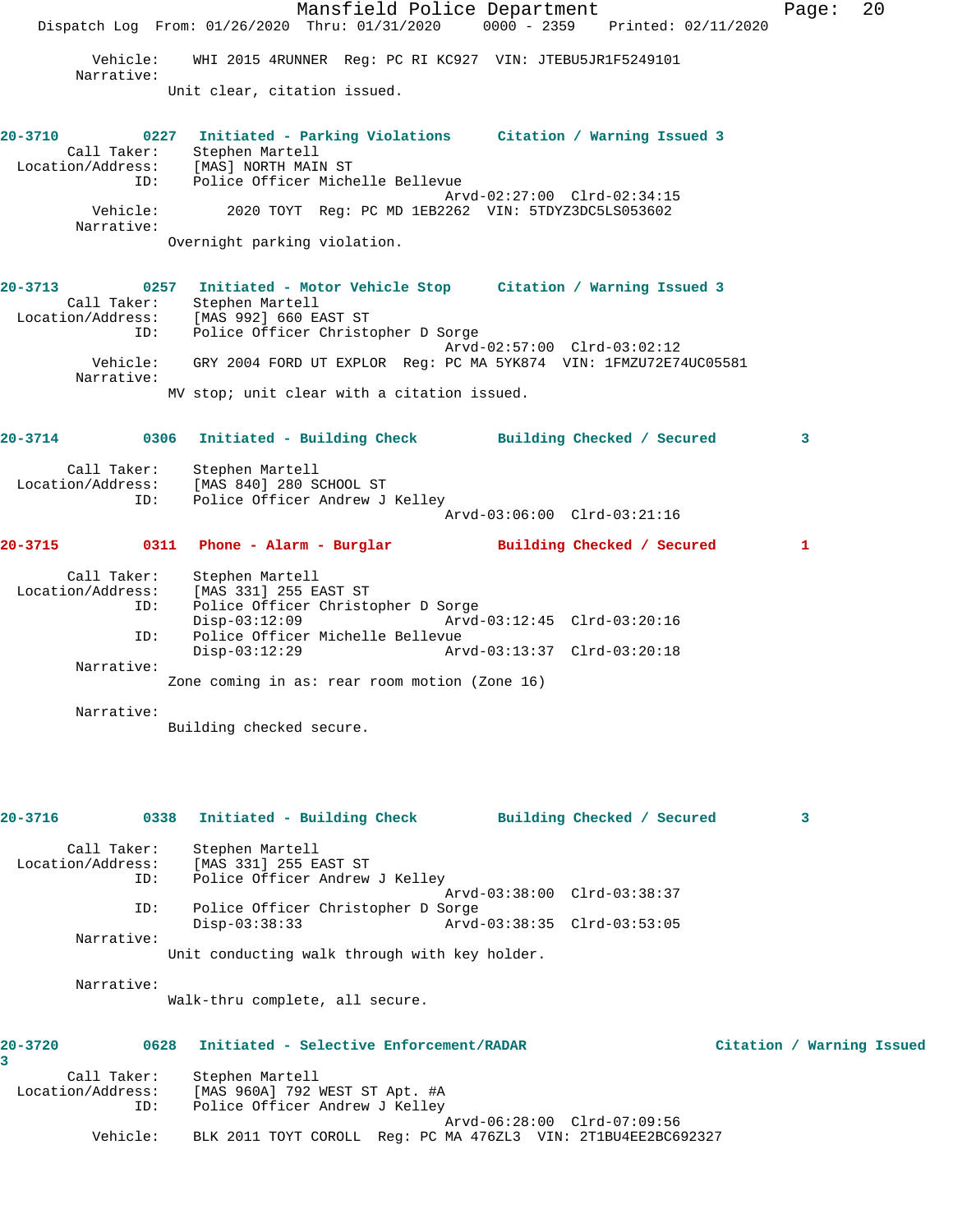Vehicle: WHI 2015 4RUNNER Reg: PC RI KC927 VIN: JTEBU5JR1F5249101
Narrative:
Unit clear, citation issued.

**20-3710** 0227 Initiated - Parking Violations Citation / Warning Issued 3
Call Taker: Stephen Martell
Location/Address: [MAS] NORTH MAIN ST
ID: Police Officer Michelle Bellevue
Arvd-02:27:00 Clrd-02:34:15
Vehicle: 2020 TOYT Reg: PC MD 1EB2262 VIN: 5TDYZ3DC5LS053602
Narrative:
Overnight parking violation.

**20-3713** 0257 Initiated - Motor Vehicle Stop Citation / Warning Issued 3
Call Taker: Stephen Martell
Location/Address: [MAS 992] 660 EAST ST
ID: Police Officer Christopher D Sorge
Arvd-02:57:00 Clrd-03:02:12
Vehicle: GRY 2004 FORD UT EXPLOR Reg: PC MA 5YK874 VIN: 1FMZU72E74UC05581
Narrative:
MV stop; unit clear with a citation issued.

**20-3714** 0306 Initiated - Building Check Building Checked / Secured 3
Call Taker: Stephen Martell
Location/Address: [MAS 840] 280 SCHOOL ST
ID: Police Officer Andrew J Kelley
Arvd-03:06:00 Clrd-03:21:16

**20-3715** 0311 Phone - Alarm - Burglar Building Checked / Secured 1
Call Taker: Stephen Martell
Location/Address: [MAS 331] 255 EAST ST
ID: Police Officer Christopher D Sorge
Disp-03:12:09 Arvd-03:12:45 Clrd-03:20:16
ID: Police Officer Michelle Bellevue
Disp-03:12:29 Arvd-03:13:37 Clrd-03:20:18
Narrative:
Zone coming in as: rear room motion (Zone 16)
Narrative:
Building checked secure.

**20-3716** 0338 Initiated - Building Check Building Checked / Secured 3
Call Taker: Stephen Martell
Location/Address: [MAS 331] 255 EAST ST
ID: Police Officer Andrew J Kelley
Arvd-03:38:00 Clrd-03:38:37
ID: Police Officer Christopher D Sorge
Disp-03:38:33 Arvd-03:38:35 Clrd-03:53:05
Narrative:
Unit conducting walk through with key holder.
Narrative:
Walk-thru complete, all secure.

**20-3720** 0628 Initiated - Selective Enforcement/RADAR Citation / Warning Issued 3
Call Taker: Stephen Martell
Location/Address: [MAS 960A] 792 WEST ST Apt. #A
ID: Police Officer Andrew J Kelley
Arvd-06:28:00 Clrd-07:09:56
Vehicle: BLK 2011 TOYT COROLL Reg: PC MA 476ZL3 VIN: 2T1BU4EE2BC692327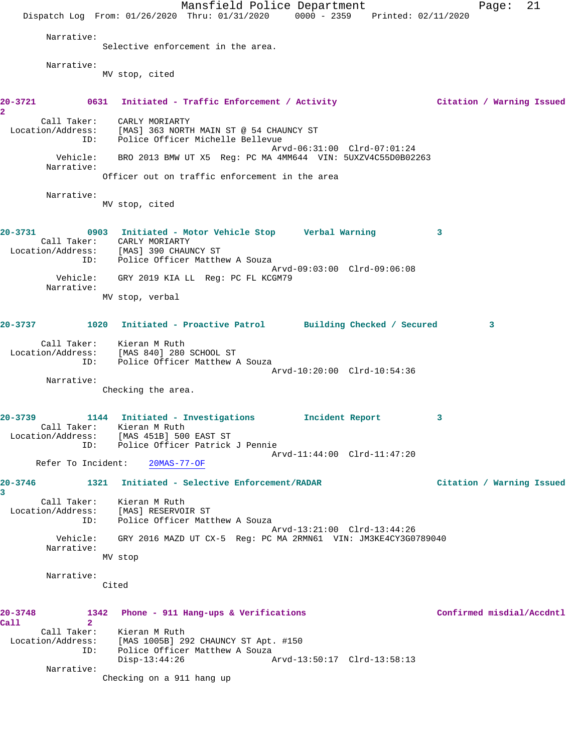Narrative:
Selective enforcement in the area.

Narrative:
MV stop, cited

**20-3721** 0631 **Initiated - Traffic Enforcement / Activity** **Citation / Warning Issued** 2

Call Taker: CARLY MORIARTY
Location/Address: [MAS] 363 NORTH MAIN ST @ 54 CHAUNCY ST
ID: Police Officer Michelle Bellevue
Arvd-06:31:00 Clrd-07:01:24
Vehicle: BRO 2013 BMW UT X5 Reg: PC MA 4MM644 VIN: 5UXZV4C55D0B02263
Narrative:
Officer out on traffic enforcement in the area

Narrative:
MV stop, cited

**20-3731** 0903 **Initiated - Motor Vehicle Stop** **Verbal Warning** 3

Call Taker: CARLY MORIARTY
Location/Address: [MAS] 390 CHAUNCY ST
ID: Police Officer Matthew A Souza
Arvd-09:03:00 Clrd-09:06:08
Vehicle: GRY 2019 KIA LL Reg: PC FL KCGM79
Narrative:
MV stop, verbal

**20-3737** 1020 **Initiated - Proactive Patrol** **Building Checked / Secured** 3

Call Taker: Kieran M Ruth
Location/Address: [MAS 840] 280 SCHOOL ST
ID: Police Officer Matthew A Souza
Arvd-10:20:00 Clrd-10:54:36
Narrative:
Checking the area.

**20-3739** 1144 **Initiated - Investigations** **Incident Report** 3

Call Taker: Kieran M Ruth
Location/Address: [MAS 451B] 500 EAST ST
ID: Police Officer Patrick J Pennie
Arvd-11:44:00 Clrd-11:47:20
Refer To Incident: 20MAS-77-OF

**20-3746** 1321 **Initiated - Selective Enforcement/RADAR** **Citation / Warning Issued** 3

Call Taker: Kieran M Ruth
Location/Address: [MAS] RESERVOIR ST
ID: Police Officer Matthew A Souza
Arvd-13:21:00 Clrd-13:44:26
Vehicle: GRY 2016 MAZD UT CX-5 Reg: PC MA 2RMN61 VIN: JM3KE4CY3G0789040
Narrative:
MV stop

Narrative:
Cited

**20-3748** 1342 **Phone - 911 Hang-ups & Verifications** **Confirmed misdial/Accdntl Call** 2

Call Taker: Kieran M Ruth
Location/Address: [MAS 1005B] 292 CHAUNCY ST Apt. #150
ID: Police Officer Matthew A Souza
Disp-13:44:26 Arvd-13:50:17 Clrd-13:58:13
Narrative:
Checking on a 911 hang up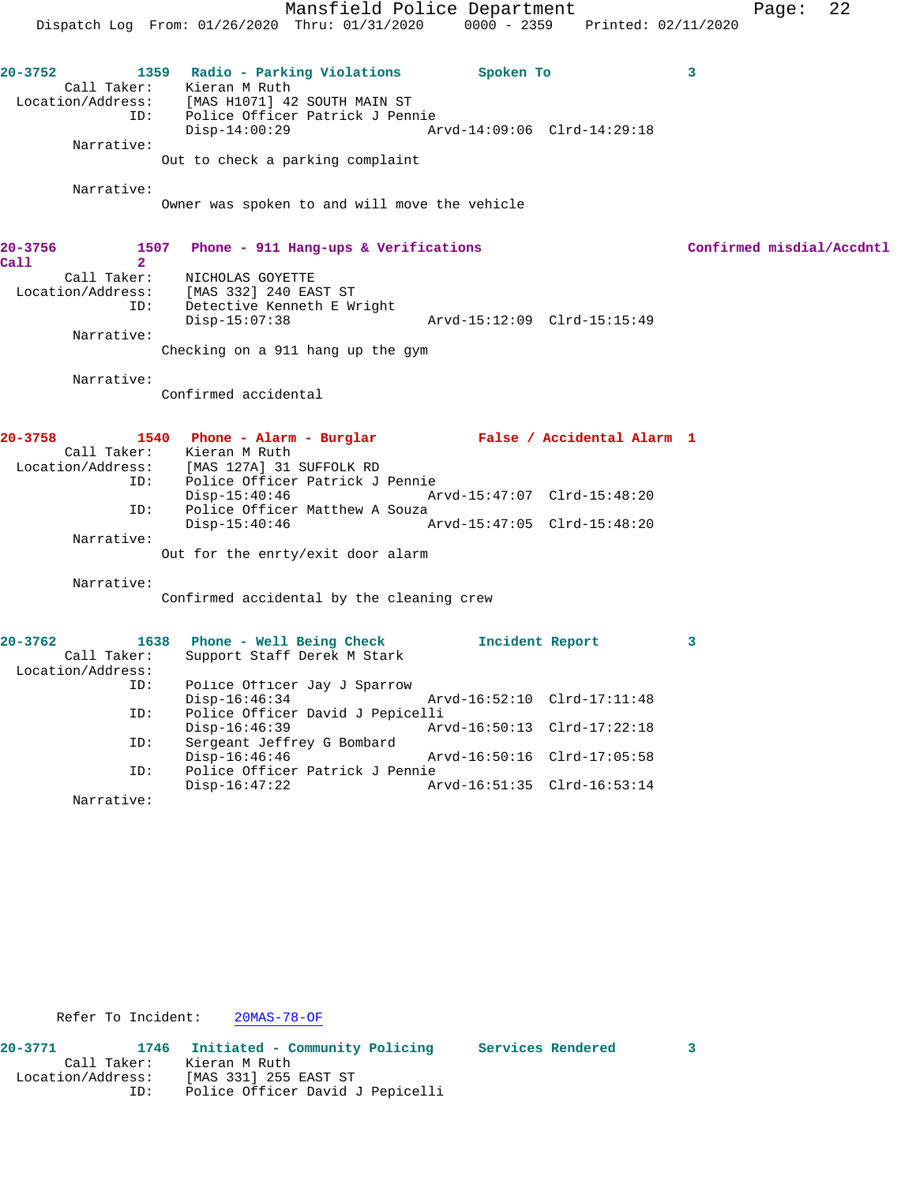20-3752 1359 Radio - Parking Violations Spoken To 3

Call Taker: Kieran M Ruth
Location/Address: [MAS H1071] 42 SOUTH MAIN ST
ID: Police Officer Patrick J Pennie
Disp-14:00:29 Arvd-14:09:06 Clrd-14:29:18

Narrative:
Out to check a parking complaint

Narrative:
Owner was spoken to and will move the vehicle

20-3756 1507 Phone - 911 Hang-ups & Verifications Confirmed misdial/Accdntl Call 2

Call Taker: NICHOLAS GOYETTE
Location/Address: [MAS 332] 240 EAST ST
ID: Detective Kenneth E Wright
Disp-15:07:38 Arvd-15:12:09 Clrd-15:15:49

Narrative:
Checking on a 911 hang up the gym

Narrative:
Confirmed accidental

20-3758 1540 Phone - Alarm - Burglar False / Accidental Alarm 1

Call Taker: Kieran M Ruth
Location/Address: [MAS 127A] 31 SUFFOLK RD
ID: Police Officer Patrick J Pennie
Disp-15:40:46 Arvd-15:47:07 Clrd-15:48:20
ID: Police Officer Matthew A Souza
Disp-15:40:46 Arvd-15:47:05 Clrd-15:48:20

Narrative:
Out for the enrty/exit door alarm

Narrative:
Confirmed accidental by the cleaning crew

20-3762 1638 Phone - Well Being Check Incident Report 3

Call Taker: Support Staff Derek M Stark
Location/Address:
ID: Police Officer Jay J Sparrow
Disp-16:46:34 Arvd-16:52:10 Clrd-17:11:48
ID: Police Officer David J Pepicelli
Disp-16:46:39 Arvd-16:50:13 Clrd-17:22:18
ID: Sergeant Jeffrey G Bombard
Disp-16:46:46 Arvd-16:50:16 Clrd-17:05:58
ID: Police Officer Patrick J Pennie
Disp-16:47:22 Arvd-16:51:35 Clrd-16:53:14

Narrative:

Refer To Incident: 20MAS-78-OF

20-3771 1746 Initiated - Community Policing Services Rendered 3

Call Taker: Kieran M Ruth
Location/Address: [MAS 331] 255 EAST ST
ID: Police Officer David J Pepicelli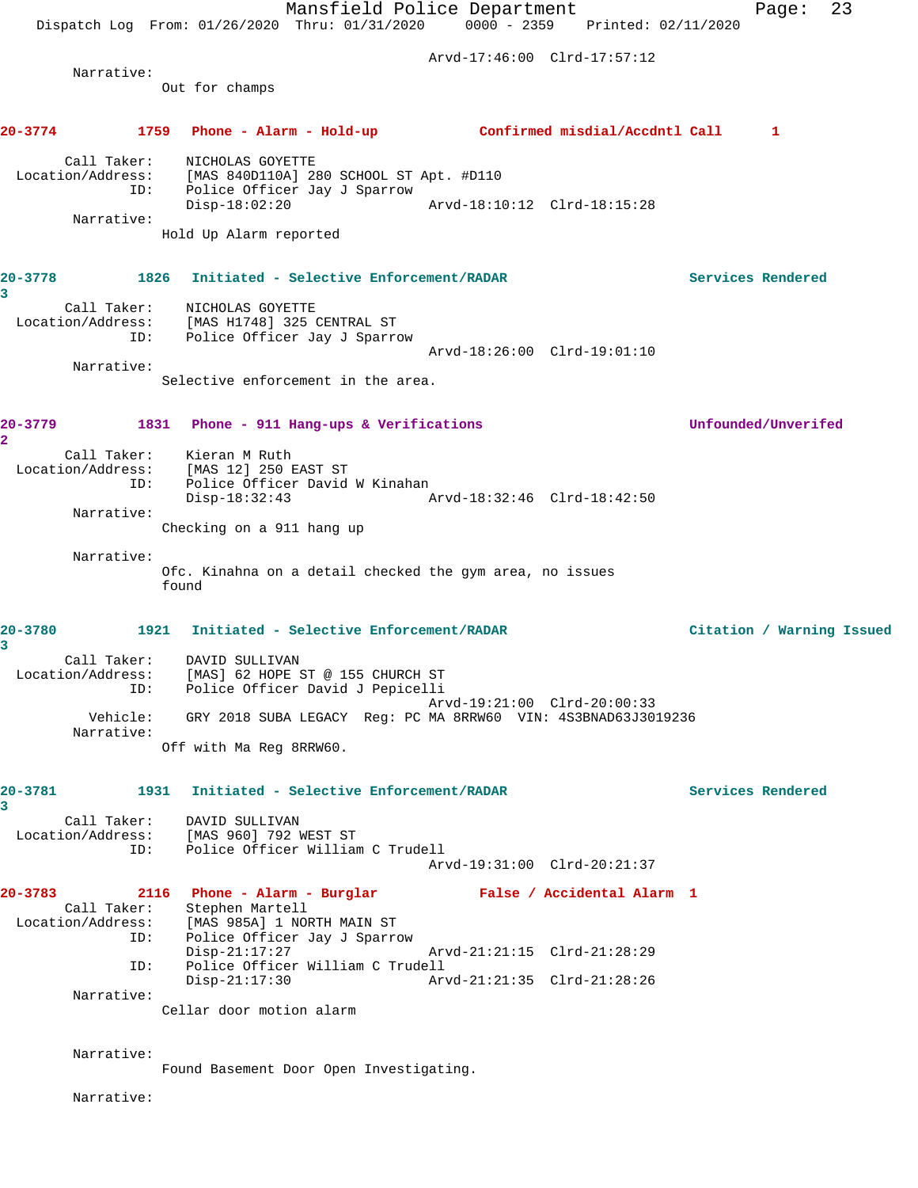Arvd-17:46:00 Clrd-17:57:12

Narrative:
Out for champs

**20-3774 1759 Phone - Alarm - Hold-up Confirmed misdial/Accdntl Call 1**

Call Taker: NICHOLAS GOYETTE
Location/Address: [MAS 840D110A] 280 SCHOOL ST Apt. #D110
ID: Police Officer Jay J Sparrow
Disp-18:02:20 Arvd-18:10:12 Clrd-18:15:28

Narrative:
Hold Up Alarm reported

**20-3778 1826 Initiated - Selective Enforcement/RADAR Services Rendered 3**

Call Taker: NICHOLAS GOYETTE
Location/Address: [MAS H1748] 325 CENTRAL ST
ID: Police Officer Jay J Sparrow
Arvd-18:26:00 Clrd-19:01:10

Narrative:
Selective enforcement in the area.

**20-3779 1831 Phone - 911 Hang-ups & Verifications Unfounded/Unverifed 2**

Call Taker: Kieran M Ruth
Location/Address: [MAS 12] 250 EAST ST
ID: Police Officer David W Kinahan
Disp-18:32:43 Arvd-18:32:46 Clrd-18:42:50

Narrative:
Checking on a 911 hang up

Narrative:
Ofc. Kinahna on a detail checked the gym area, no issues found

**20-3780 1921 Initiated - Selective Enforcement/RADAR Citation / Warning Issued 3**

Call Taker: DAVID SULLIVAN
Location/Address: [MAS] 62 HOPE ST @ 155 CHURCH ST
ID: Police Officer David J Pepicelli
Arvd-19:21:00 Clrd-20:00:33
Vehicle: GRY 2018 SUBA LEGACY Reg: PC MA 8RRW60 VIN: 4S3BNAD63J3019236

Narrative:
Off with Ma Reg 8RRW60.

**20-3781 1931 Initiated - Selective Enforcement/RADAR Services Rendered 3**

Call Taker: DAVID SULLIVAN
Location/Address: [MAS 960] 792 WEST ST
ID: Police Officer William C Trudell
Arvd-19:31:00 Clrd-20:21:37

**20-3783 2116 Phone - Alarm - Burglar False / Accidental Alarm 1**

Call Taker: Stephen Martell
Location/Address: [MAS 985A] 1 NORTH MAIN ST
ID: Police Officer Jay J Sparrow
Disp-21:17:27 Arvd-21:21:15 Clrd-21:28:29
ID: Police Officer William C Trudell
Disp-21:17:30 Arvd-21:21:35 Clrd-21:28:26

Narrative:
Cellar door motion alarm

Narrative:
Found Basement Door Open Investigating.

Narrative: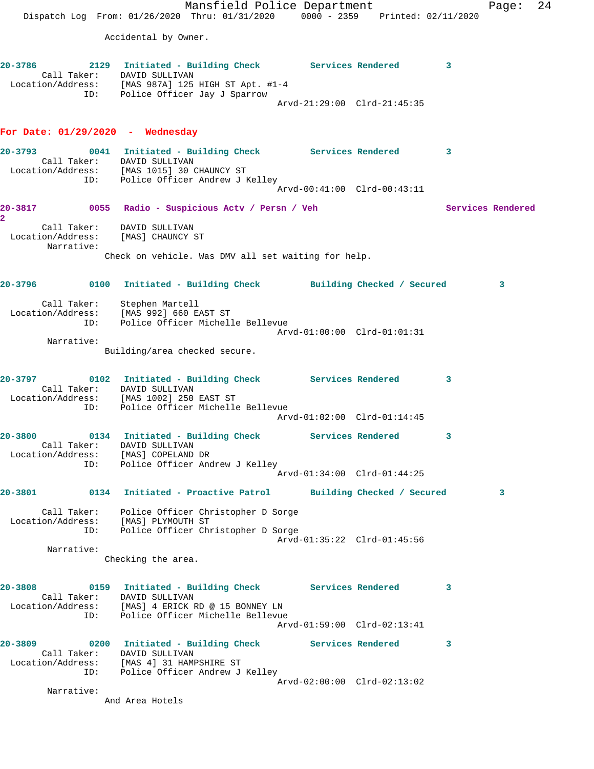Accidental by Owner.

**20-3786** 2129 **Initiated - Building Check** Services Rendered 3
Call Taker: DAVID SULLIVAN
Location/Address: [MAS 987A] 125 HIGH ST Apt. #1-4
ID: Police Officer Jay J Sparrow
Arvd-21:29:00 Clrd-21:45:35

## For Date: 01/29/2020 - Wednesday

**20-3793** 0041 **Initiated - Building Check** Services Rendered 3
Call Taker: DAVID SULLIVAN
Location/Address: [MAS 1015] 30 CHAUNCY ST
ID: Police Officer Andrew J Kelley
Arvd-00:41:00 Clrd-00:43:11

**20-3817** 0055 **Radio - Suspicious Actv / Persn / Veh** Services Rendered 2
Call Taker: DAVID SULLIVAN
Location/Address: [MAS] CHAUNCY ST
Narrative:
Check on vehicle. Was DMV all set waiting for help.

**20-3796** 0100 **Initiated - Building Check** Building Checked / Secured 3
Call Taker: Stephen Martell
Location/Address: [MAS 992] 660 EAST ST
ID: Police Officer Michelle Bellevue
Arvd-01:00:00 Clrd-01:01:31
Narrative:
Building/area checked secure.

**20-3797** 0102 **Initiated - Building Check** Services Rendered 3
Call Taker: DAVID SULLIVAN
Location/Address: [MAS 1002] 250 EAST ST
ID: Police Officer Michelle Bellevue
Arvd-01:02:00 Clrd-01:14:45

**20-3800** 0134 **Initiated - Building Check** Services Rendered 3
Call Taker: DAVID SULLIVAN
Location/Address: [MAS] COPELAND DR
ID: Police Officer Andrew J Kelley
Arvd-01:34:00 Clrd-01:44:25

**20-3801** 0134 **Initiated - Proactive Patrol** Building Checked / Secured 3
Call Taker: Police Officer Christopher D Sorge
Location/Address: [MAS] PLYMOUTH ST
ID: Police Officer Christopher D Sorge
Arvd-01:35:22 Clrd-01:45:56
Narrative:
Checking the area.

**20-3808** 0159 **Initiated - Building Check** Services Rendered 3
Call Taker: DAVID SULLIVAN
Location/Address: [MAS] 4 ERICK RD @ 15 BONNEY LN
ID: Police Officer Michelle Bellevue
Arvd-01:59:00 Clrd-02:13:41

**20-3809** 0200 **Initiated - Building Check** Services Rendered 3
Call Taker: DAVID SULLIVAN
Location/Address: [MAS 4] 31 HAMPSHIRE ST
ID: Police Officer Andrew J Kelley
Arvd-02:00:00 Clrd-02:13:02
Narrative:
And Area Hotels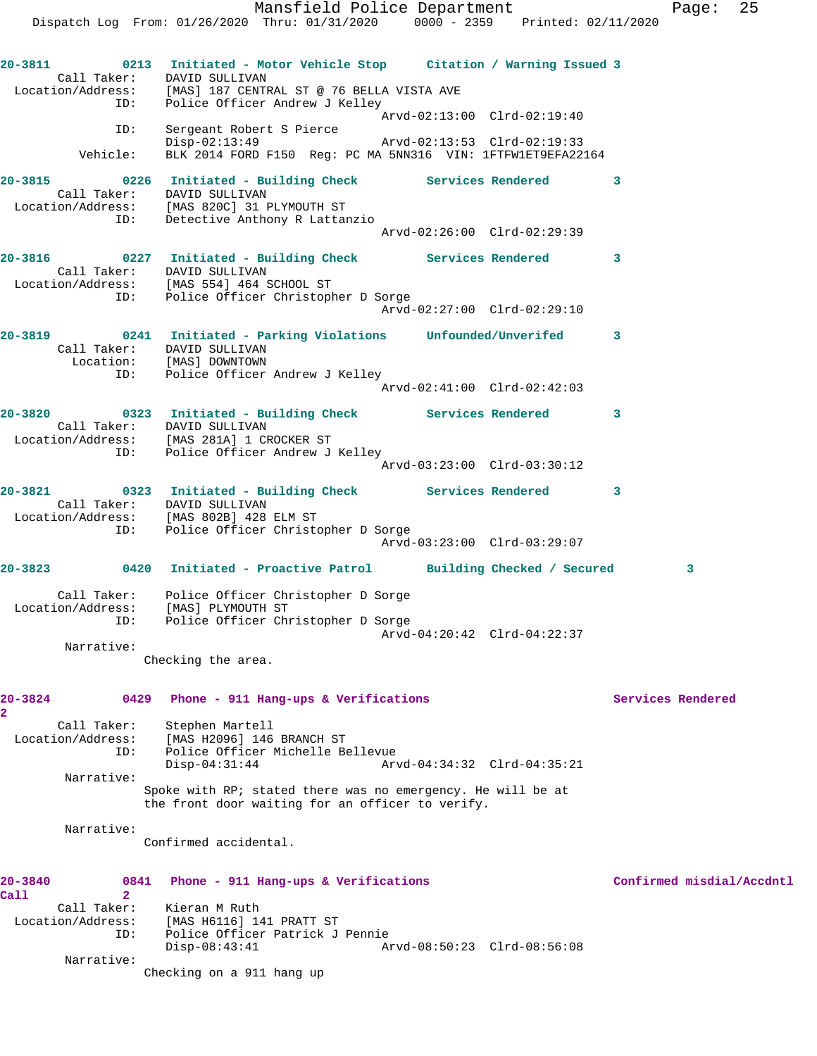**20-3811 0213 Initiated - Motor Vehicle Stop — Citation / Warning Issued 3**

Call Taker: DAVID SULLIVAN
Location/Address: [MAS] 187 CENTRAL ST @ 76 BELLA VISTA AVE
ID: Police Officer Andrew J Kelley
Arvd-02:13:00 Clrd-02:19:40
ID: Sergeant Robert S Pierce
Disp-02:13:49 Arvd-02:13:53 Clrd-02:19:33
Vehicle: BLK 2014 FORD F150 Reg: PC MA 5NN316 VIN: 1FTFW1ET9EFA22164

**20-3815 0226 Initiated - Building Check — Services Rendered 3**

Call Taker: DAVID SULLIVAN
Location/Address: [MAS 820C] 31 PLYMOUTH ST
ID: Detective Anthony R Lattanzio
Arvd-02:26:00 Clrd-02:29:39

**20-3816 0227 Initiated - Building Check — Services Rendered 3**

Call Taker: DAVID SULLIVAN
Location/Address: [MAS 554] 464 SCHOOL ST
ID: Police Officer Christopher D Sorge
Arvd-02:27:00 Clrd-02:29:10

**20-3819 0241 Initiated - Parking Violations — Unfounded/Unverifed 3**

Call Taker: DAVID SULLIVAN
Location: [MAS] DOWNTOWN
ID: Police Officer Andrew J Kelley
Arvd-02:41:00 Clrd-02:42:03

**20-3820 0323 Initiated - Building Check — Services Rendered 3**

Call Taker: DAVID SULLIVAN
Location/Address: [MAS 281A] 1 CROCKER ST
ID: Police Officer Andrew J Kelley
Arvd-03:23:00 Clrd-03:30:12

**20-3821 0323 Initiated - Building Check — Services Rendered 3**

Call Taker: DAVID SULLIVAN
Location/Address: [MAS 802B] 428 ELM ST
ID: Police Officer Christopher D Sorge
Arvd-03:23:00 Clrd-03:29:07

**20-3823 0420 Initiated - Proactive Patrol — Building Checked / Secured 3**

Call Taker: Police Officer Christopher D Sorge
Location/Address: [MAS] PLYMOUTH ST
ID: Police Officer Christopher D Sorge
Arvd-04:20:42 Clrd-04:22:37
Narrative:
Checking the area.

**20-3824 0429 Phone - 911 Hang-ups & Verifications — Services Rendered 2**

Call Taker: Stephen Martell
Location/Address: [MAS H2096] 146 BRANCH ST
ID: Police Officer Michelle Bellevue
Disp-04:31:44 Arvd-04:34:32 Clrd-04:35:21
Narrative:
Spoke with RP; stated there was no emergency. He will be at the front door waiting for an officer to verify.
Narrative:
Confirmed accidental.

**20-3840 0841 Phone - 911 Hang-ups & Verifications — Confirmed misdial/Accdntl Call 2**

Call Taker: Kieran M Ruth
Location/Address: [MAS H6116] 141 PRATT ST
ID: Police Officer Patrick J Pennie
Disp-08:43:41 Arvd-08:50:23 Clrd-08:56:08
Narrative:
Checking on a 911 hang up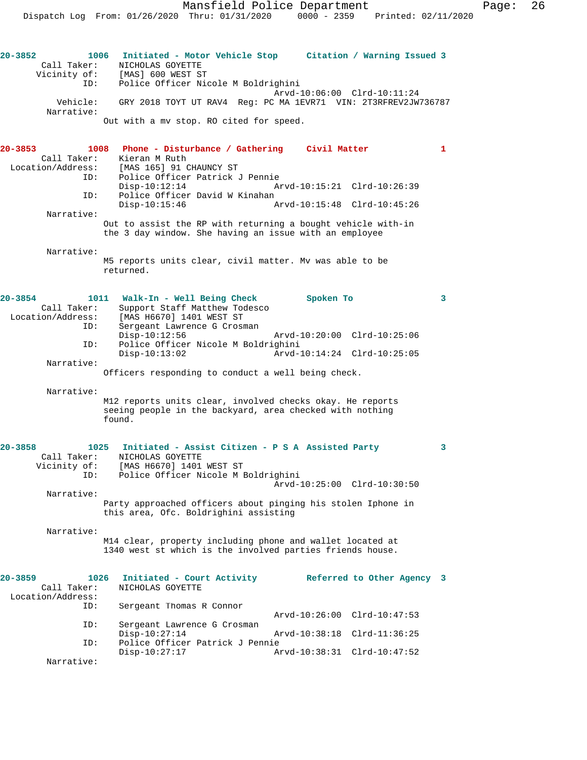**20-3852** 1006 **Initiated - Motor Vehicle Stop** **Citation / Warning Issued 3**

Call Taker: NICHOLAS GOYETTE
Vicinity of: [MAS] 600 WEST ST
ID: Police Officer Nicole M Boldrighini
Arvd-10:06:00 Clrd-10:11:24
Vehicle: GRY 2018 TOYT UT RAV4 Reg: PC MA 1EVR71 VIN: 2T3RFREV2JW736787
Narrative:
Out with a mv stop. RO cited for speed.

**20-3853** 1008 **Phone - Disturbance / Gathering** **Civil Matter 1**

Call Taker: Kieran M Ruth
Location/Address: [MAS 165] 91 CHAUNCY ST
ID: Police Officer Patrick J Pennie
Disp-10:12:14 Arvd-10:15:21 Clrd-10:26:39
ID: Police Officer David W Kinahan
Disp-10:15:46 Arvd-10:15:48 Clrd-10:45:26
Narrative:
Out to assist the RP with returning a bought vehicle with-in the 3 day window. She having an issue with an employee

Narrative:
M5 reports units clear, civil matter. Mv was able to be returned.

**20-3854** 1011 **Walk-In - Well Being Check** **Spoken To 3**

Call Taker: Support Staff Matthew Todesco
Location/Address: [MAS H6670] 1401 WEST ST
ID: Sergeant Lawrence G Crosman
Disp-10:12:56 Arvd-10:20:00 Clrd-10:25:06
ID: Police Officer Nicole M Boldrighini
Disp-10:13:02 Arvd-10:14:24 Clrd-10:25:05
Narrative:
Officers responding to conduct a well being check.

Narrative:
M12 reports units clear, involved checks okay. He reports seeing people in the backyard, area checked with nothing found.

**20-3858** 1025 **Initiated - Assist Citizen - P S A** **Assisted Party 3**

Call Taker: NICHOLAS GOYETTE
Vicinity of: [MAS H6670] 1401 WEST ST
ID: Police Officer Nicole M Boldrighini
Arvd-10:25:00 Clrd-10:30:50
Narrative:
Party approached officers about pinging his stolen Iphone in this area, Ofc. Boldrighini assisting

Narrative:
M14 clear, property including phone and wallet located at 1340 west st which is the involved parties friends house.

**20-3859** 1026 **Initiated - Court Activity** **Referred to Other Agency 3**

Call Taker: NICHOLAS GOYETTE
Location/Address:
ID: Sergeant Thomas R Connor
Arvd-10:26:00 Clrd-10:47:53
ID: Sergeant Lawrence G Crosman
Disp-10:27:14 Arvd-10:38:18 Clrd-11:36:25
ID: Police Officer Patrick J Pennie
Disp-10:27:17 Arvd-10:38:31 Clrd-10:47:52
Narrative: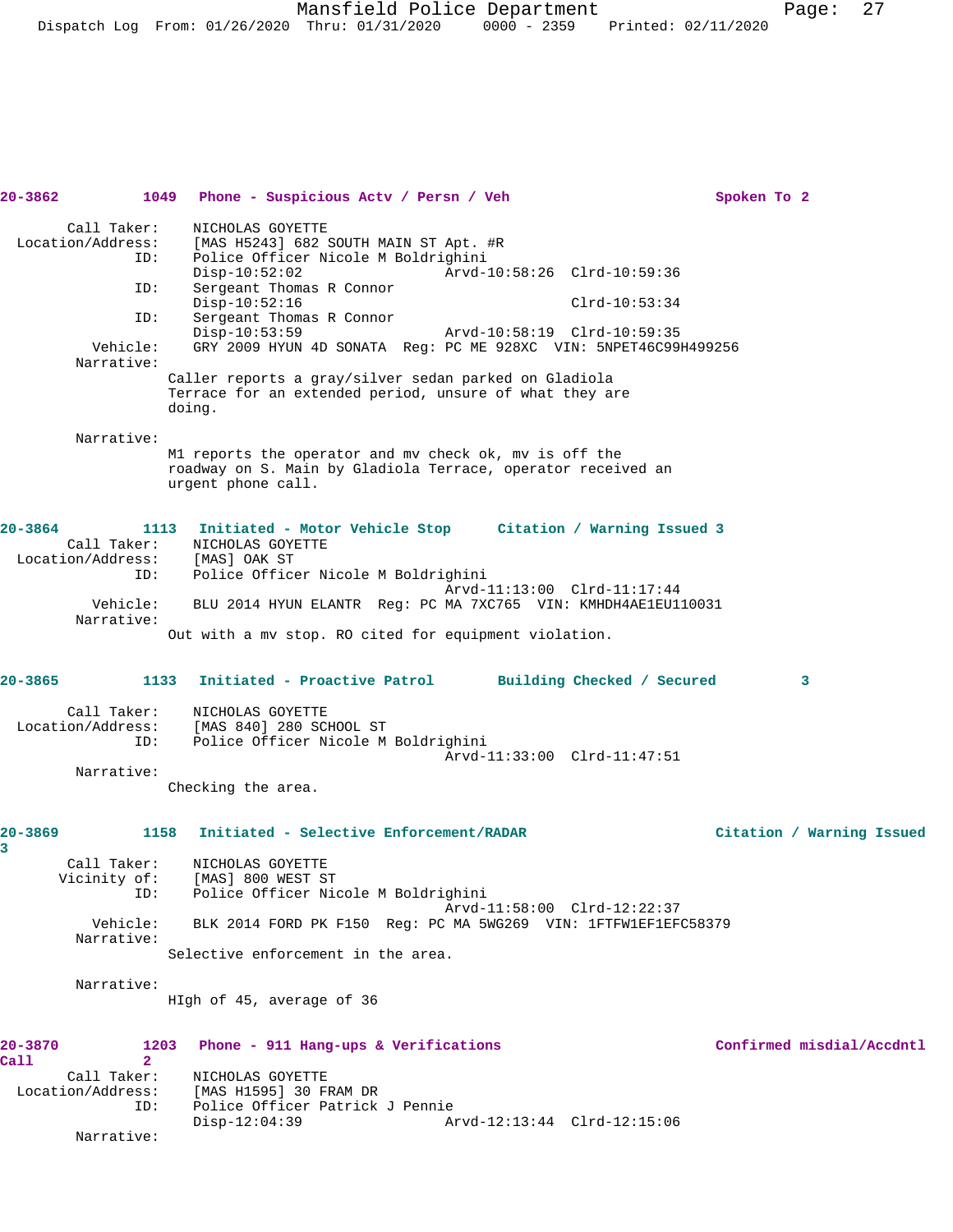**20-3862** 1049 Phone - Suspicious Actv / Persn / Veh — Spoken To 2

```
       Call Taker:    NICHOLAS GOYETTE
 Location/Address:    [MAS H5243] 682 SOUTH MAIN ST Apt. #R
               ID:    Police Officer Nicole M Boldrighini
                      Disp-10:52:02               Arvd-10:58:26  Clrd-10:59:36
               ID:    Sergeant Thomas R Connor
                      Disp-10:52:16                              Clrd-10:53:34
               ID:    Sergeant Thomas R Connor
                      Disp-10:53:59               Arvd-10:58:19  Clrd-10:59:35
          Vehicle:    GRY 2009 HYUN 4D SONATA  Reg: PC ME 928XC  VIN: 5NPET46C99H499256
        Narrative:
                   Caller reports a gray/silver sedan parked on Gladiola
                   Terrace for an extended period, unsure of what they are
                   doing.

        Narrative:
                   M1 reports the operator and mv check ok, mv is off the
                   roadway on S. Main by Gladiola Terrace, operator received an
                   urgent phone call.
```

**20-3864** 1113 Initiated - Motor Vehicle Stop — Citation / Warning Issued 3

```
       Call Taker:    NICHOLAS GOYETTE
 Location/Address:    [MAS] OAK ST
               ID:    Police Officer Nicole M Boldrighini
                                                  Arvd-11:13:00  Clrd-11:17:44
          Vehicle:    BLU 2014 HYUN ELANTR  Reg: PC MA 7XC765  VIN: KMHDH4AE1EU110031
        Narrative:
                   Out with a mv stop. RO cited for equipment violation.
```

**20-3865** 1133 Initiated - Proactive Patrol — Building Checked / Secured 3

```
       Call Taker:    NICHOLAS GOYETTE
 Location/Address:    [MAS 840] 280 SCHOOL ST
               ID:    Police Officer Nicole M Boldrighini
                                                  Arvd-11:33:00  Clrd-11:47:51
        Narrative:
                   Checking the area.
```

**20-3869** 1158 Initiated - Selective Enforcement/RADAR — Citation / Warning Issued 3

```
       Call Taker:    NICHOLAS GOYETTE
      Vicinity of:    [MAS] 800 WEST ST
               ID:    Police Officer Nicole M Boldrighini
                                                  Arvd-11:58:00  Clrd-12:22:37
          Vehicle:    BLK 2014 FORD PK F150  Reg: PC MA 5WG269  VIN: 1FTFW1EF1EFC58379
        Narrative:
                   Selective enforcement in the area.

        Narrative:
                   HIgh of 45, average of 36
```

**20-3870** 1203 Phone - 911 Hang-ups & Verifications — Confirmed misdial/Accdntl Call 2

```
       Call Taker:    NICHOLAS GOYETTE
 Location/Address:    [MAS H1595] 30 FRAM DR
               ID:    Police Officer Patrick J Pennie
                      Disp-12:04:39               Arvd-12:13:44  Clrd-12:15:06
        Narrative:
```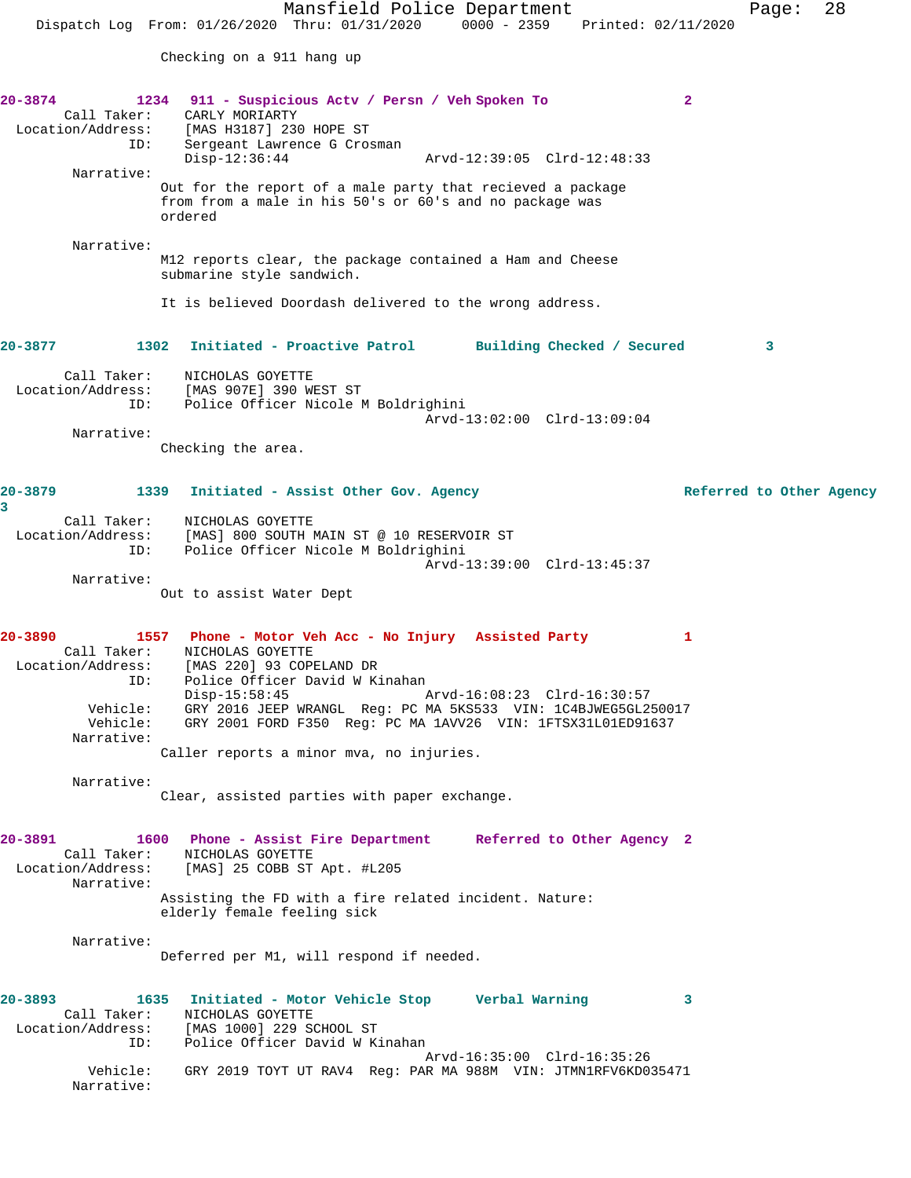Checking on a 911 hang up

**20-3874 1234 911 - Suspicious Actv / Persn / Veh Spoken To 2**

Call Taker: CARLY MORIARTY
Location/Address: [MAS H3187] 230 HOPE ST
ID: Sergeant Lawrence G Crosman
Disp-12:36:44 Arvd-12:39:05 Clrd-12:48:33

Narrative:
Out for the report of a male party that recieved a package from from a male in his 50's or 60's and no package was ordered

Narrative:
M12 reports clear, the package contained a Ham and Cheese submarine style sandwich.

It is believed Doordash delivered to the wrong address.

**20-3877 1302 Initiated - Proactive Patrol Building Checked / Secured 3**

Call Taker: NICHOLAS GOYETTE
Location/Address: [MAS 907E] 390 WEST ST
ID: Police Officer Nicole M Boldrighini
Arvd-13:02:00 Clrd-13:09:04

Narrative:
Checking the area.

**20-3879 1339 Initiated - Assist Other Gov. Agency Referred to Other Agency 3**

Call Taker: NICHOLAS GOYETTE
Location/Address: [MAS] 800 SOUTH MAIN ST @ 10 RESERVOIR ST
ID: Police Officer Nicole M Boldrighini
Arvd-13:39:00 Clrd-13:45:37

Narrative:
Out to assist Water Dept

**20-3890 1557 Phone - Motor Veh Acc - No Injury Assisted Party 1**

Call Taker: NICHOLAS GOYETTE
Location/Address: [MAS 220] 93 COPELAND DR
ID: Police Officer David W Kinahan
Disp-15:58:45 Arvd-16:08:23 Clrd-16:30:57
Vehicle: GRY 2016 JEEP WRANGL Reg: PC MA 5KS533 VIN: 1C4BJWEG5GL250017
Vehicle: GRY 2001 FORD F350 Reg: PC MA 1AVV26 VIN: 1FTSX31L01ED91637

Narrative:
Caller reports a minor mva, no injuries.

Narrative:
Clear, assisted parties with paper exchange.

**20-3891 1600 Phone - Assist Fire Department Referred to Other Agency 2**

Call Taker: NICHOLAS GOYETTE
Location/Address: [MAS] 25 COBB ST Apt. #L205

Narrative:
Assisting the FD with a fire related incident. Nature: elderly female feeling sick

Narrative:
Deferred per M1, will respond if needed.

**20-3893 1635 Initiated - Motor Vehicle Stop Verbal Warning 3**

Call Taker: NICHOLAS GOYETTE
Location/Address: [MAS 1000] 229 SCHOOL ST
ID: Police Officer David W Kinahan
Arvd-16:35:00 Clrd-16:35:26
Vehicle: GRY 2019 TOYT UT RAV4 Reg: PAR MA 988M VIN: JTMN1RFV6KD035471

Narrative: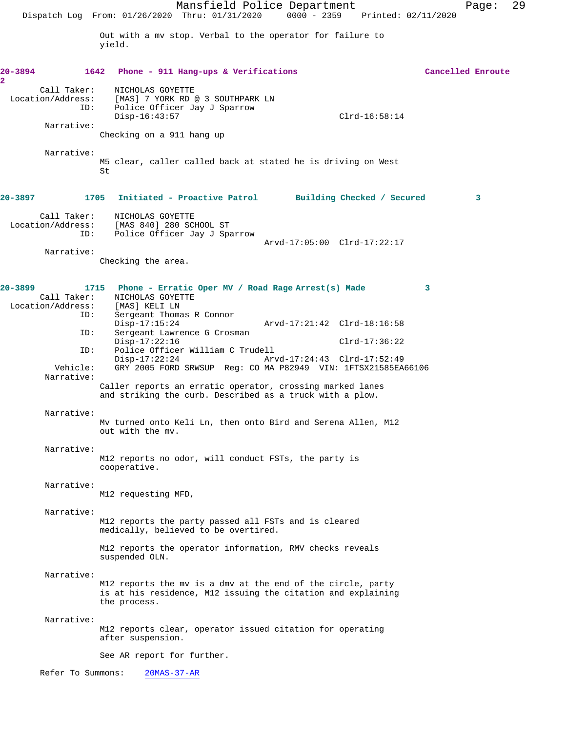Out with a mv stop. Verbal to the operator for failure to yield.

**20-3894 1642 Phone - 911 Hang-ups & Verifications Cancelled Enroute 2**

Call Taker: NICHOLAS GOYETTE
Location/Address: [MAS] 7 YORK RD @ 3 SOUTHPARK LN
ID: Police Officer Jay J Sparrow
Disp-16:43:57 Clrd-16:58:14

Narrative:
Checking on a 911 hang up

Narrative:
M5 clear, caller called back at stated he is driving on West St

**20-3897 1705 Initiated - Proactive Patrol Building Checked / Secured 3**

Call Taker: NICHOLAS GOYETTE
Location/Address: [MAS 840] 280 SCHOOL ST
ID: Police Officer Jay J Sparrow
Arvd-17:05:00 Clrd-17:22:17

Narrative:
Checking the area.

**20-3899 1715 Phone - Erratic Oper MV / Road Rage Arrest(s) Made 3**

Call Taker: NICHOLAS GOYETTE
Location/Address: [MAS] KELI LN
ID: Sergeant Thomas R Connor
Disp-17:15:24 Arvd-17:21:42 Clrd-18:16:58
ID: Sergeant Lawrence G Crosman
Disp-17:22:16 Clrd-17:36:22
ID: Police Officer William C Trudell
Disp-17:22:24 Arvd-17:24:43 Clrd-17:52:49
Vehicle: GRY 2005 FORD SRWSUP Reg: CO MA P82949 VIN: 1FTSX21585EA66106

Narrative:
Caller reports an erratic operator, crossing marked lanes and striking the curb. Described as a truck with a plow.

Narrative:
Mv turned onto Keli Ln, then onto Bird and Serena Allen, M12 out with the mv.

Narrative:
M12 reports no odor, will conduct FSTs, the party is cooperative.

Narrative:
M12 requesting MFD,

Narrative:
M12 reports the party passed all FSTs and is cleared medically, believed to be overtired.

M12 reports the operator information, RMV checks reveals suspended OLN.

Narrative:
M12 reports the mv is a dmv at the end of the circle, party is at his residence, M12 issuing the citation and explaining the process.

Narrative:
M12 reports clear, operator issued citation for operating after suspension.

See AR report for further.

Refer To Summons: 20MAS-37-AR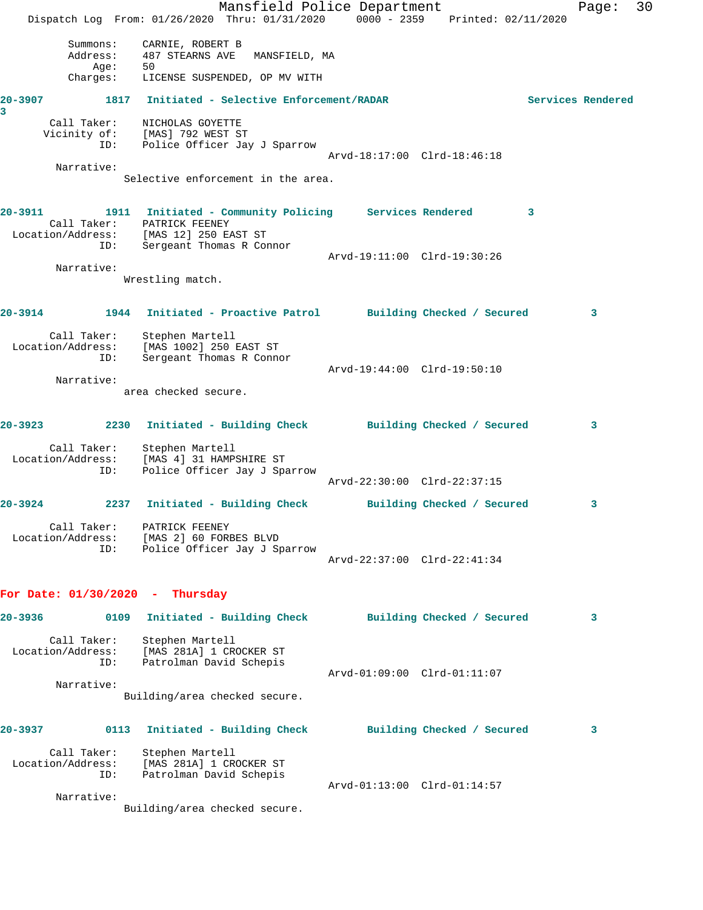Summons: CARNIE, ROBERT B
Address: 487 STEARNS AVE MANSFIELD, MA
Age: 50
Charges: LICENSE SUSPENDED, OP MV WITH

**20-3907** 1817 **Initiated - Selective Enforcement/RADAR** **Services Rendered 3**

Call Taker: NICHOLAS GOYETTE
Vicinity of: [MAS] 792 WEST ST
ID: Police Officer Jay J Sparrow
Arvd-18:17:00 Clrd-18:46:18

Narrative:
Selective enforcement in the area.

**20-3911** 1911 **Initiated - Community Policing** **Services Rendered 3**

Call Taker: PATRICK FEENEY
Location/Address: [MAS 12] 250 EAST ST
ID: Sergeant Thomas R Connor
Arvd-19:11:00 Clrd-19:30:26

Narrative:
Wrestling match.

**20-3914** 1944 **Initiated - Proactive Patrol** **Building Checked / Secured 3**

Call Taker: Stephen Martell
Location/Address: [MAS 1002] 250 EAST ST
ID: Sergeant Thomas R Connor
Arvd-19:44:00 Clrd-19:50:10

Narrative:
area checked secure.

**20-3923** 2230 **Initiated - Building Check** **Building Checked / Secured 3**

Call Taker: Stephen Martell
Location/Address: [MAS 4] 31 HAMPSHIRE ST
ID: Police Officer Jay J Sparrow
Arvd-22:30:00 Clrd-22:37:15

**20-3924** 2237 **Initiated - Building Check** **Building Checked / Secured 3**

Call Taker: PATRICK FEENEY
Location/Address: [MAS 2] 60 FORBES BLVD
ID: Police Officer Jay J Sparrow
Arvd-22:37:00 Clrd-22:41:34

## For Date: 01/30/2020 - Thursday

**20-3936** 0109 **Initiated - Building Check** **Building Checked / Secured 3**

Call Taker: Stephen Martell
Location/Address: [MAS 281A] 1 CROCKER ST
ID: Patrolman David Schepis
Arvd-01:09:00 Clrd-01:11:07

Narrative:
Building/area checked secure.

**20-3937** 0113 **Initiated - Building Check** **Building Checked / Secured 3**

Call Taker: Stephen Martell
Location/Address: [MAS 281A] 1 CROCKER ST
ID: Patrolman David Schepis
Arvd-01:13:00 Clrd-01:14:57

Narrative:
Building/area checked secure.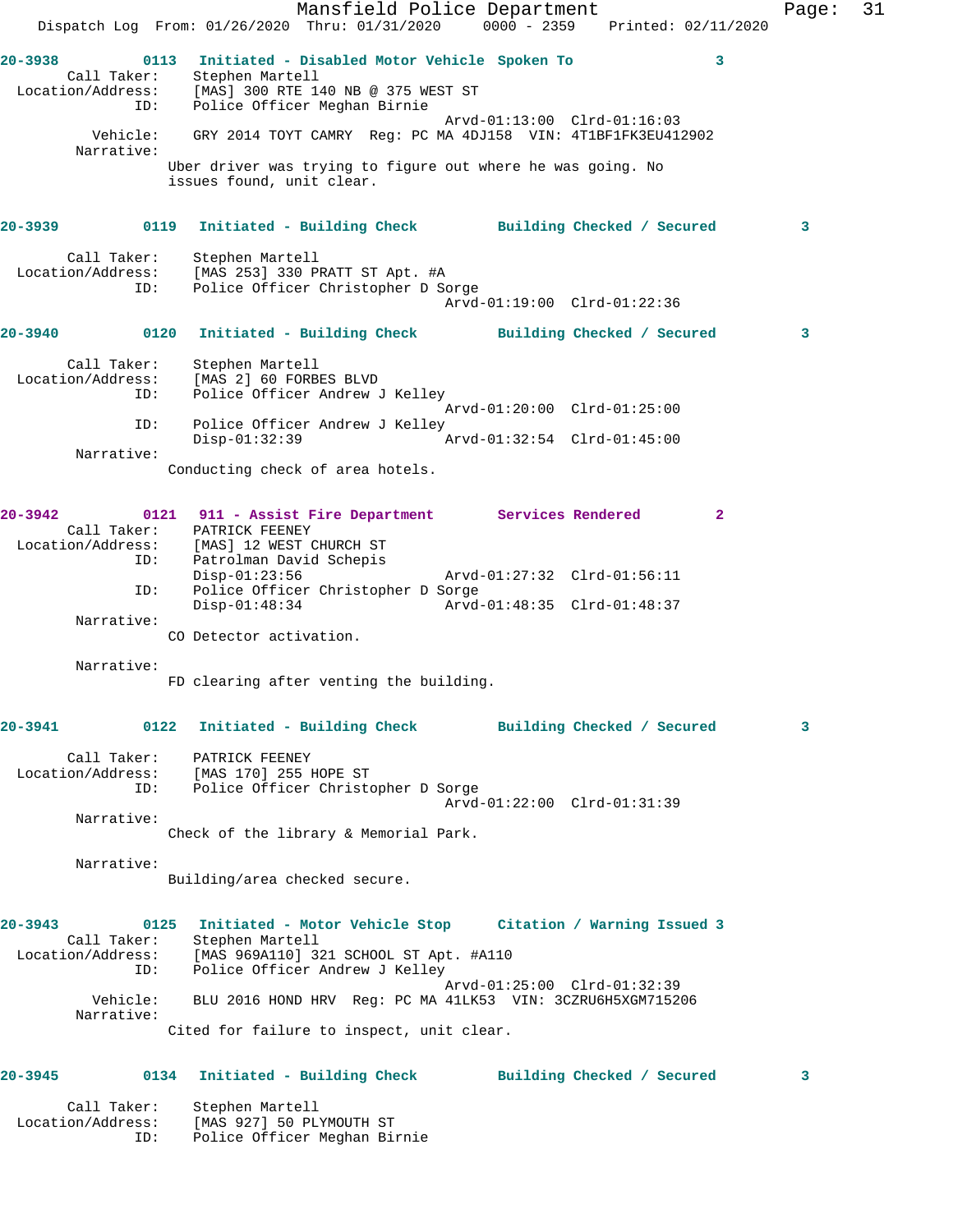Mansfield Police Department
Dispatch Log From: 01/26/2020 Thru: 01/31/2020 0000 - 2359 Printed: 02/11/2020

**20-3938 0113 Initiated - Disabled Motor Vehicle Spoken To 3**

Call Taker: Stephen Martell
Location/Address: [MAS] 300 RTE 140 NB @ 375 WEST ST
ID: Police Officer Meghan Birnie
Arvd-01:13:00 Clrd-01:16:03
Vehicle: GRY 2014 TOYT CAMRY Reg: PC MA 4DJ158 VIN: 4T1BF1FK3EU412902
Narrative:
Uber driver was trying to figure out where he was going. No issues found, unit clear.

**20-3939 0119 Initiated - Building Check Building Checked / Secured 3**

Call Taker: Stephen Martell
Location/Address: [MAS 253] 330 PRATT ST Apt. #A
ID: Police Officer Christopher D Sorge
Arvd-01:19:00 Clrd-01:22:36

**20-3940 0120 Initiated - Building Check Building Checked / Secured 3**

Call Taker: Stephen Martell
Location/Address: [MAS 2] 60 FORBES BLVD
ID: Police Officer Andrew J Kelley
Arvd-01:20:00 Clrd-01:25:00
ID: Police Officer Andrew J Kelley
Disp-01:32:39 Arvd-01:32:54 Clrd-01:45:00
Narrative:
Conducting check of area hotels.

**20-3942 0121 911 - Assist Fire Department Services Rendered 2**

Call Taker: PATRICK FEENEY
Location/Address: [MAS] 12 WEST CHURCH ST
ID: Patrolman David Schepis
Disp-01:23:56 Arvd-01:27:32 Clrd-01:56:11
ID: Police Officer Christopher D Sorge
Disp-01:48:34 Arvd-01:48:35 Clrd-01:48:37
Narrative:
CO Detector activation.

Narrative:
FD clearing after venting the building.

**20-3941 0122 Initiated - Building Check Building Checked / Secured 3**

Call Taker: PATRICK FEENEY
Location/Address: [MAS 170] 255 HOPE ST
ID: Police Officer Christopher D Sorge
Arvd-01:22:00 Clrd-01:31:39
Narrative:
Check of the library & Memorial Park.

Narrative:
Building/area checked secure.

**20-3943 0125 Initiated - Motor Vehicle Stop Citation / Warning Issued 3**

Call Taker: Stephen Martell
Location/Address: [MAS 969A110] 321 SCHOOL ST Apt. #A110
ID: Police Officer Andrew J Kelley
Arvd-01:25:00 Clrd-01:32:39
Vehicle: BLU 2016 HOND HRV Reg: PC MA 41LK53 VIN: 3CZRU6H5XGM715206
Narrative:
Cited for failure to inspect, unit clear.

**20-3945 0134 Initiated - Building Check Building Checked / Secured 3**

Call Taker: Stephen Martell
Location/Address: [MAS 927] 50 PLYMOUTH ST
ID: Police Officer Meghan Birnie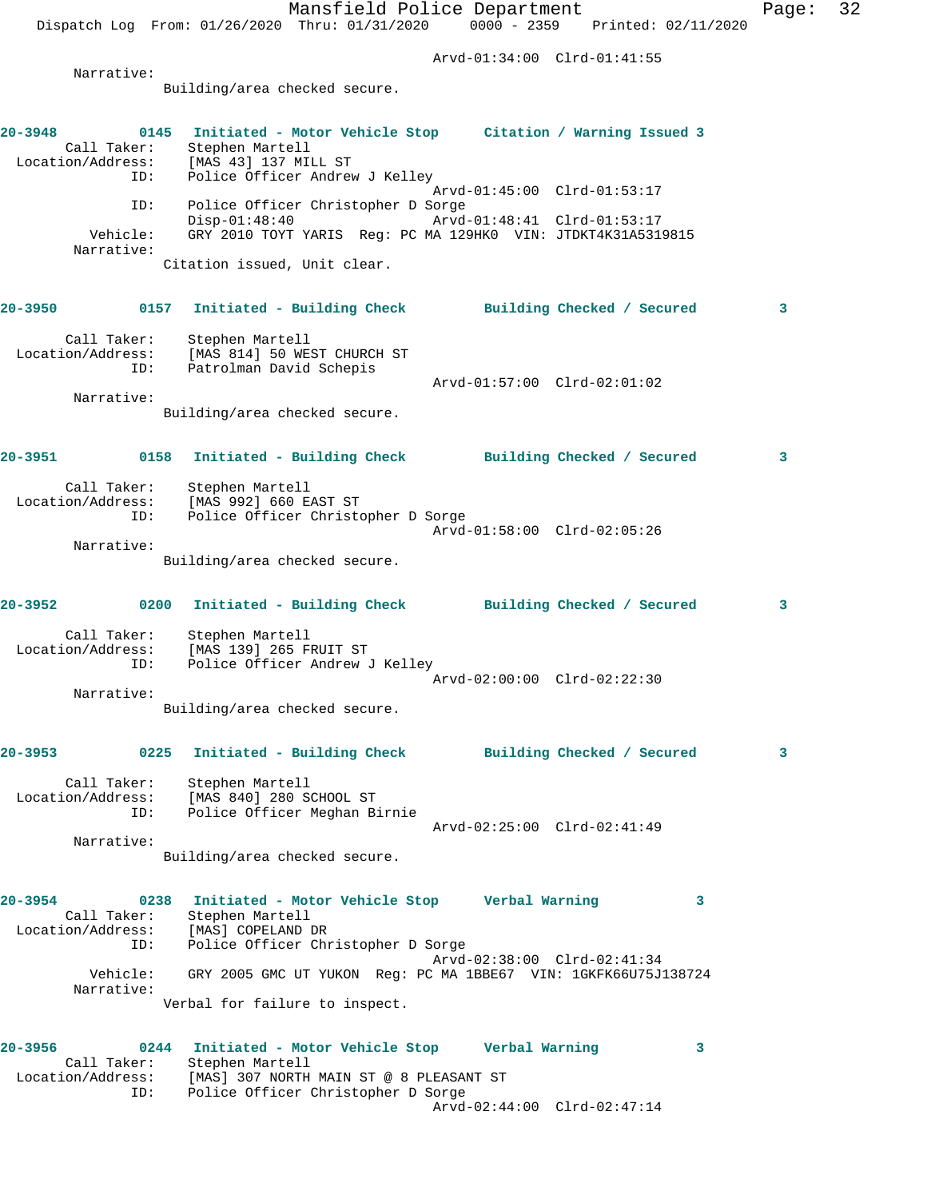Arvd-01:34:00 Clrd-01:41:55

Narrative:
Building/area checked secure.

**20-3948 0145 Initiated - Motor Vehicle Stop Citation / Warning Issued 3**

Call Taker: Stephen Martell
Location/Address: [MAS 43] 137 MILL ST
ID: Police Officer Andrew J Kelley
Arvd-01:45:00 Clrd-01:53:17
ID: Police Officer Christopher D Sorge
Disp-01:48:40 Arvd-01:48:41 Clrd-01:53:17
Vehicle: GRY 2010 TOYT YARIS Reg: PC MA 129HK0 VIN: JTDKT4K31A5319815
Narrative:
Citation issued, Unit clear.

**20-3950 0157 Initiated - Building Check Building Checked / Secured 3**

Call Taker: Stephen Martell
Location/Address: [MAS 814] 50 WEST CHURCH ST
ID: Patrolman David Schepis
Arvd-01:57:00 Clrd-02:01:02
Narrative:
Building/area checked secure.

**20-3951 0158 Initiated - Building Check Building Checked / Secured 3**

Call Taker: Stephen Martell
Location/Address: [MAS 992] 660 EAST ST
ID: Police Officer Christopher D Sorge
Arvd-01:58:00 Clrd-02:05:26
Narrative:
Building/area checked secure.

**20-3952 0200 Initiated - Building Check Building Checked / Secured 3**

Call Taker: Stephen Martell
Location/Address: [MAS 139] 265 FRUIT ST
ID: Police Officer Andrew J Kelley
Arvd-02:00:00 Clrd-02:22:30
Narrative:
Building/area checked secure.

**20-3953 0225 Initiated - Building Check Building Checked / Secured 3**

Call Taker: Stephen Martell
Location/Address: [MAS 840] 280 SCHOOL ST
ID: Police Officer Meghan Birnie
Arvd-02:25:00 Clrd-02:41:49
Narrative:
Building/area checked secure.

**20-3954 0238 Initiated - Motor Vehicle Stop Verbal Warning 3**

Call Taker: Stephen Martell
Location/Address: [MAS] COPELAND DR
ID: Police Officer Christopher D Sorge
Arvd-02:38:00 Clrd-02:41:34
Vehicle: GRY 2005 GMC UT YUKON Reg: PC MA 1BBE67 VIN: 1GKFK66U75J138724
Narrative:
Verbal for failure to inspect.

**20-3956 0244 Initiated - Motor Vehicle Stop Verbal Warning 3**

Call Taker: Stephen Martell
Location/Address: [MAS] 307 NORTH MAIN ST @ 8 PLEASANT ST
ID: Police Officer Christopher D Sorge
Arvd-02:44:00 Clrd-02:47:14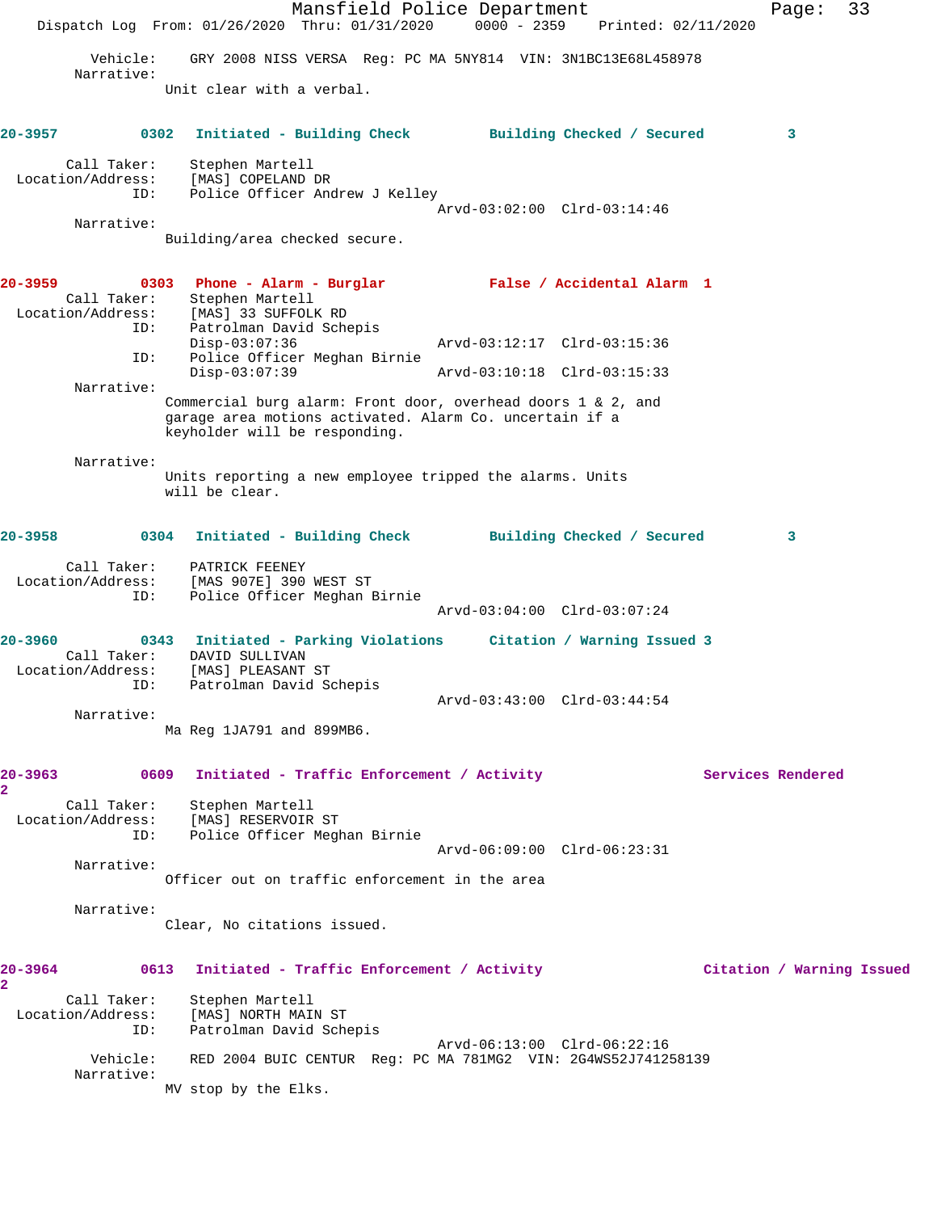Vehicle: GRY 2008 NISS VERSA Reg: PC MA 5NY814 VIN: 3N1BC13E68L458978
Narrative:
Unit clear with a verbal.

**20-3957 0302 Initiated - Building Check — Building Checked / Secured 3**

Call Taker: Stephen Martell
Location/Address: [MAS] COPELAND DR
ID: Police Officer Andrew J Kelley
Arvd-03:02:00 Clrd-03:14:46
Narrative:
Building/area checked secure.

**20-3959 0303 Phone - Alarm - Burglar — False / Accidental Alarm 1**

Call Taker: Stephen Martell
Location/Address: [MAS] 33 SUFFOLK RD
ID: Patrolman David Schepis
Disp-03:07:36 Arvd-03:12:17 Clrd-03:15:36
ID: Police Officer Meghan Birnie
Disp-03:07:39 Arvd-03:10:18 Clrd-03:15:33
Narrative:
Commercial burg alarm: Front door, overhead doors 1 & 2, and garage area motions activated. Alarm Co. uncertain if a keyholder will be responding.

Narrative:
Units reporting a new employee tripped the alarms. Units will be clear.

**20-3958 0304 Initiated - Building Check — Building Checked / Secured 3**

Call Taker: PATRICK FEENEY
Location/Address: [MAS 907E] 390 WEST ST
ID: Police Officer Meghan Birnie
Arvd-03:04:00 Clrd-03:07:24

**20-3960 0343 Initiated - Parking Violations — Citation / Warning Issued 3**

Call Taker: DAVID SULLIVAN
Location/Address: [MAS] PLEASANT ST
ID: Patrolman David Schepis
Arvd-03:43:00 Clrd-03:44:54
Narrative:
Ma Reg 1JA791 and 899MB6.

**20-3963 0609 Initiated - Traffic Enforcement / Activity — Services Rendered 2**

Call Taker: Stephen Martell
Location/Address: [MAS] RESERVOIR ST
ID: Police Officer Meghan Birnie
Arvd-06:09:00 Clrd-06:23:31
Narrative:
Officer out on traffic enforcement in the area

Narrative:
Clear, No citations issued.

**20-3964 0613 Initiated - Traffic Enforcement / Activity — Citation / Warning Issued 2**

Call Taker: Stephen Martell
Location/Address: [MAS] NORTH MAIN ST
ID: Patrolman David Schepis
Arvd-06:13:00 Clrd-06:22:16
Vehicle: RED 2004 BUIC CENTUR Reg: PC MA 781MG2 VIN: 2G4WS52J741258139
Narrative:
MV stop by the Elks.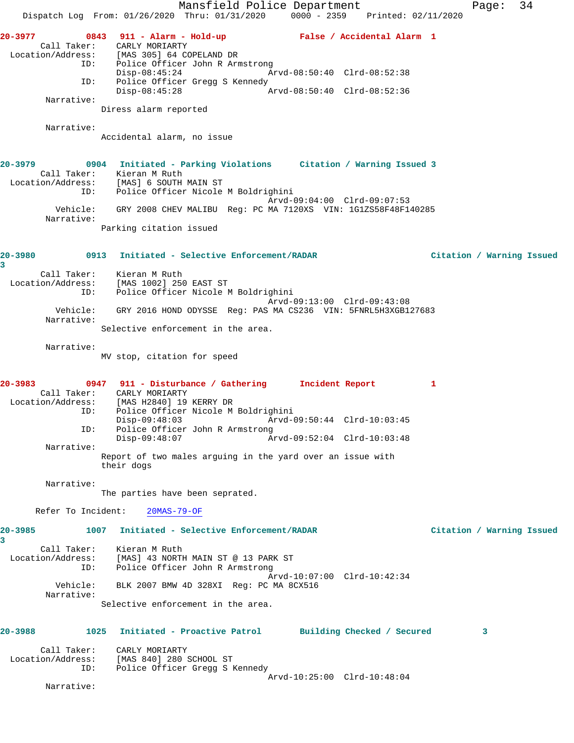**20-3977** 0843 911 - Alarm - Hold-up — False / Accidental Alarm 1

Call Taker: CARLY MORIARTY
Location/Address: [MAS 305] 64 COPELAND DR
ID: Police Officer John R Armstrong
Disp-08:45:24 Arvd-08:50:40 Clrd-08:52:38
ID: Police Officer Gregg S Kennedy
Disp-08:45:28 Arvd-08:50:40 Clrd-08:52:36
Narrative:
Diress alarm reported

Narrative:
Accidental alarm, no issue

**20-3979** 0904 Initiated - Parking Violations — Citation / Warning Issued 3

Call Taker: Kieran M Ruth
Location/Address: [MAS] 6 SOUTH MAIN ST
ID: Police Officer Nicole M Boldrighini
Arvd-09:04:00 Clrd-09:07:53
Vehicle: GRY 2008 CHEV MALIBU Reg: PC MA 7120XS VIN: 1G1ZS58F48F140285
Narrative:
Parking citation issued

**20-3980** 0913 Initiated - Selective Enforcement/RADAR — Citation / Warning Issued 3

Call Taker: Kieran M Ruth
Location/Address: [MAS 1002] 250 EAST ST
ID: Police Officer Nicole M Boldrighini
Arvd-09:13:00 Clrd-09:43:08
Vehicle: GRY 2016 HOND ODYSSE Reg: PAS MA CS236 VIN: 5FNRL5H3XGB127683
Narrative:
Selective enforcement in the area.

Narrative:
MV stop, citation for speed

**20-3983** 0947 911 - Disturbance / Gathering — Incident Report 1

Call Taker: CARLY MORIARTY
Location/Address: [MAS H2840] 19 KERRY DR
ID: Police Officer Nicole M Boldrighini
Disp-09:48:03 Arvd-09:50:44 Clrd-10:03:45
ID: Police Officer John R Armstrong
Disp-09:48:07 Arvd-09:52:04 Clrd-10:03:48
Narrative:
Report of two males arguing in the yard over an issue with their dogs

Narrative:
The parties have been seprated.

Refer To Incident: 20MAS-79-OF

**20-3985** 1007 Initiated - Selective Enforcement/RADAR — Citation / Warning Issued 3

Call Taker: Kieran M Ruth
Location/Address: [MAS] 43 NORTH MAIN ST @ 13 PARK ST
ID: Police Officer John R Armstrong
Arvd-10:07:00 Clrd-10:42:34
Vehicle: BLK 2007 BMW 4D 328XI Reg: PC MA 8CX516
Narrative:
Selective enforcement in the area.

**20-3988** 1025 Initiated - Proactive Patrol — Building Checked / Secured 3

Call Taker: CARLY MORIARTY
Location/Address: [MAS 840] 280 SCHOOL ST
ID: Police Officer Gregg S Kennedy
Arvd-10:25:00 Clrd-10:48:04
Narrative: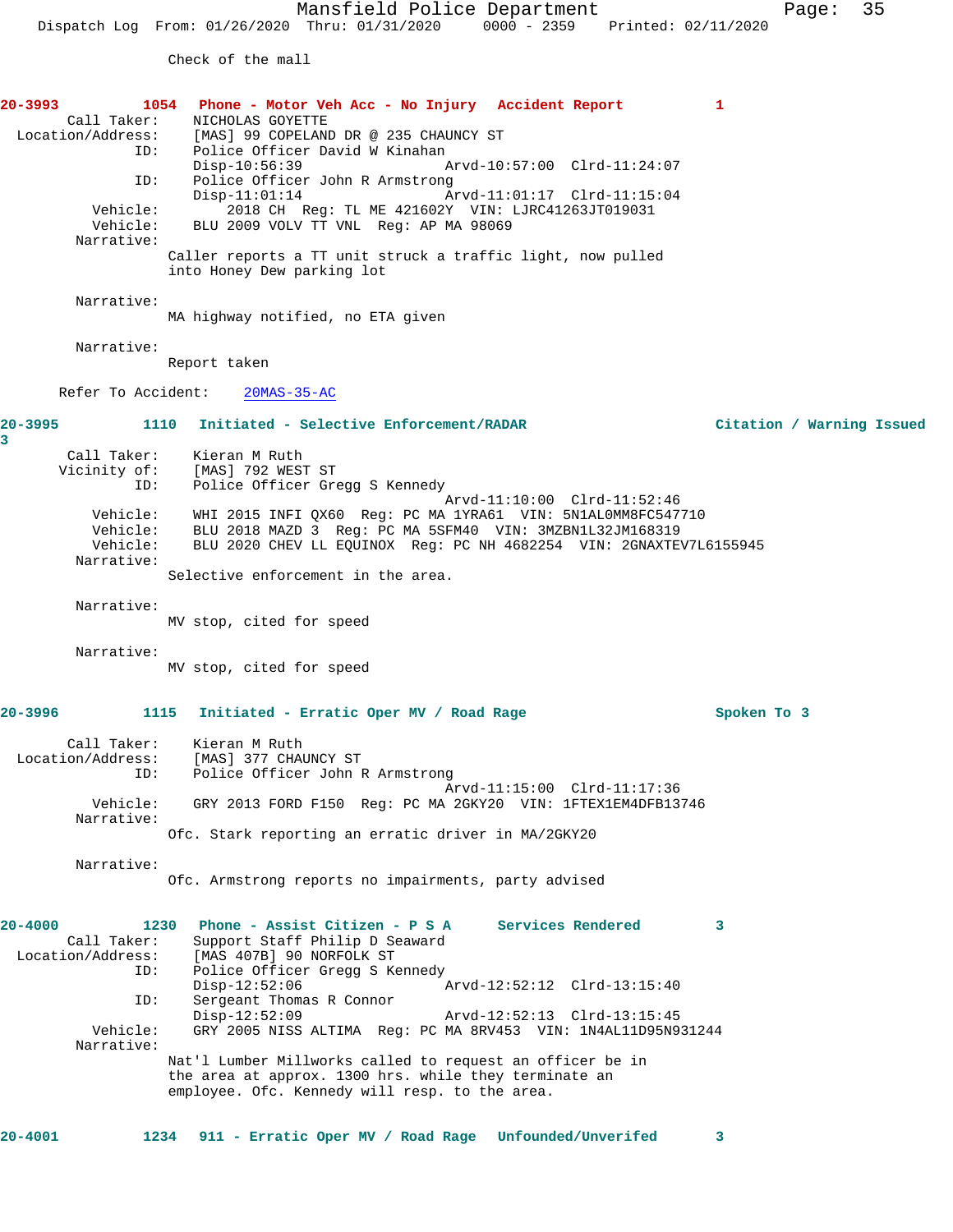Check of the mall

**20-3993 1054 Phone - Motor Veh Acc - No Injury Accident Report 1**

Call Taker: NICHOLAS GOYETTE
Location/Address: [MAS] 99 COPELAND DR @ 235 CHAUNCY ST
ID: Police Officer David W Kinahan
Disp-10:56:39 Arvd-10:57:00 Clrd-11:24:07
ID: Police Officer John R Armstrong
Disp-11:01:14 Arvd-11:01:17 Clrd-11:15:04
Vehicle: 2018 CH Reg: TL ME 421602Y VIN: LJRC41263JT019031
Vehicle: BLU 2009 VOLV TT VNL Reg: AP MA 98069
Narrative:
Caller reports a TT unit struck a traffic light, now pulled into Honey Dew parking lot

Narrative:
MA highway notified, no ETA given

Narrative:
Report taken

Refer To Accident: 20MAS-35-AC

**20-3995 1110 Initiated - Selective Enforcement/RADAR Citation / Warning Issued 3**

Call Taker: Kieran M Ruth
Vicinity of: [MAS] 792 WEST ST
ID: Police Officer Gregg S Kennedy
Arvd-11:10:00 Clrd-11:52:46
Vehicle: WHI 2015 INFI QX60 Reg: PC MA 1YRA61 VIN: 5N1AL0MM8FC547710
Vehicle: BLU 2018 MAZD 3 Reg: PC MA 5SFM40 VIN: 3MZBN1L32JM168319
Vehicle: BLU 2020 CHEV LL EQUINOX Reg: PC NH 4682254 VIN: 2GNAXTEV7L6155945
Narrative:
Selective enforcement in the area.

Narrative:
MV stop, cited for speed

Narrative:
MV stop, cited for speed

**20-3996 1115 Initiated - Erratic Oper MV / Road Rage Spoken To 3**

Call Taker: Kieran M Ruth
Location/Address: [MAS] 377 CHAUNCY ST
ID: Police Officer John R Armstrong
Arvd-11:15:00 Clrd-11:17:36
Vehicle: GRY 2013 FORD F150 Reg: PC MA 2GKY20 VIN: 1FTEX1EM4DFB13746
Narrative:
Ofc. Stark reporting an erratic driver in MA/2GKY20

Narrative:
Ofc. Armstrong reports no impairments, party advised

**20-4000 1230 Phone - Assist Citizen - P S A Services Rendered 3**

Call Taker: Support Staff Philip D Seaward
Location/Address: [MAS 407B] 90 NORFOLK ST
ID: Police Officer Gregg S Kennedy
Disp-12:52:06 Arvd-12:52:12 Clrd-13:15:40
ID: Sergeant Thomas R Connor
Disp-12:52:09 Arvd-12:52:13 Clrd-13:15:45
Vehicle: GRY 2005 NISS ALTIMA Reg: PC MA 8RV453 VIN: 1N4AL11D95N931244
Narrative:
Nat'l Lumber Millworks called to request an officer be in the area at approx. 1300 hrs. while they terminate an employee. Ofc. Kennedy will resp. to the area.

**20-4001 1234 911 - Erratic Oper MV / Road Rage Unfounded/Unverifed 3**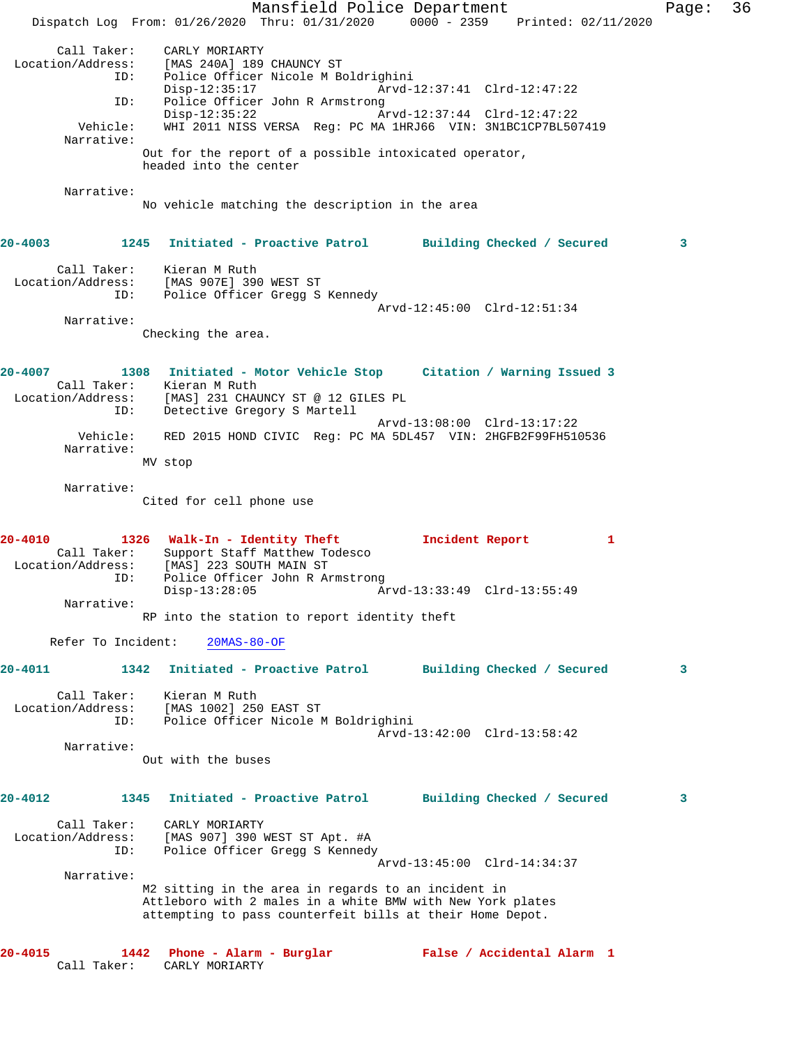Call Taker: CARLY MORIARTY
Location/Address: [MAS 240A] 189 CHAUNCY ST
ID: Police Officer Nicole M Boldrighini
Disp-12:35:17 Arvd-12:37:41 Clrd-12:47:22
ID: Police Officer John R Armstrong
Disp-12:35:22 Arvd-12:37:44 Clrd-12:47:22
Vehicle: WHI 2011 NISS VERSA Reg: PC MA 1HRJ66 VIN: 3N1BC1CP7BL507419
Narrative:
Out for the report of a possible intoxicated operator, headed into the center

Narrative:
No vehicle matching the description in the area

**20-4003 1245 Initiated - Proactive Patrol Building Checked / Secured 3**

Call Taker: Kieran M Ruth
Location/Address: [MAS 907E] 390 WEST ST
ID: Police Officer Gregg S Kennedy
Arvd-12:45:00 Clrd-12:51:34
Narrative:
Checking the area.

**20-4007 1308 Initiated - Motor Vehicle Stop Citation / Warning Issued 3**

Call Taker: Kieran M Ruth
Location/Address: [MAS] 231 CHAUNCY ST @ 12 GILES PL
ID: Detective Gregory S Martell
Arvd-13:08:00 Clrd-13:17:22
Vehicle: RED 2015 HOND CIVIC Reg: PC MA 5DL457 VIN: 2HGFB2F99FH510536
Narrative:
MV stop

Narrative:
Cited for cell phone use

**20-4010 1326 Walk-In - Identity Theft Incident Report 1**

Call Taker: Support Staff Matthew Todesco
Location/Address: [MAS] 223 SOUTH MAIN ST
ID: Police Officer John R Armstrong
Disp-13:28:05 Arvd-13:33:49 Clrd-13:55:49
Narrative:
RP into the station to report identity theft

Refer To Incident: 20MAS-80-OF

**20-4011 1342 Initiated - Proactive Patrol Building Checked / Secured 3**

Call Taker: Kieran M Ruth
Location/Address: [MAS 1002] 250 EAST ST
ID: Police Officer Nicole M Boldrighini
Arvd-13:42:00 Clrd-13:58:42
Narrative:
Out with the buses

**20-4012 1345 Initiated - Proactive Patrol Building Checked / Secured 3**

Call Taker: CARLY MORIARTY
Location/Address: [MAS 907] 390 WEST ST Apt. #A
ID: Police Officer Gregg S Kennedy
Arvd-13:45:00 Clrd-14:34:37
Narrative:
M2 sitting in the area in regards to an incident in Attleboro with 2 males in a white BMW with New York plates attempting to pass counterfeit bills at their Home Depot.

**20-4015 1442 Phone - Alarm - Burglar False / Accidental Alarm 1**

Call Taker: CARLY MORIARTY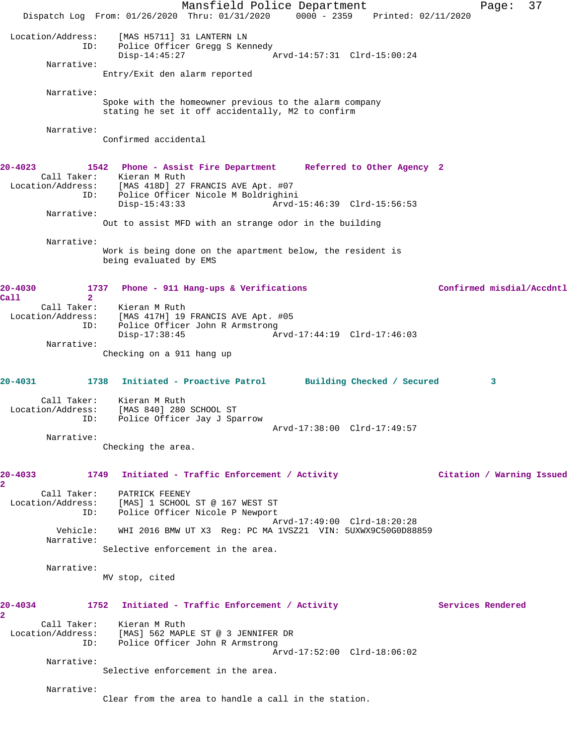```
Location/Address:    [MAS H5711] 31 LANTERN LN
              ID:    Police Officer Gregg S Kennedy
                     Disp-14:45:27                 Arvd-14:57:31  Clrd-15:00:24
     Narrative:
                 Entry/Exit den alarm reported

     Narrative:
                 Spoke with the homeowner previous to the alarm company
                 stating he set it off accidentally, M2 to confirm

     Narrative:
                 Confirmed accidental


20-4023         1542   Phone - Assist Fire Department      Referred to Other Agency  2
      Call Taker:    Kieran M Ruth
Location/Address:    [MAS 418D] 27 FRANCIS AVE Apt. #07
              ID:    Police Officer Nicole M Boldrighini
                     Disp-15:43:33                 Arvd-15:46:39  Clrd-15:56:53
     Narrative:
                 Out to assist MFD with an strange odor in the building

     Narrative:
                 Work is being done on the apartment below, the resident is
                 being evaluated by EMS


20-4030         1737   Phone - 911 Hang-ups & Verifications                   Confirmed misdial/Accdntl
Call            2
      Call Taker:    Kieran M Ruth
Location/Address:    [MAS 417H] 19 FRANCIS AVE Apt. #05
              ID:    Police Officer John R Armstrong
                     Disp-17:38:45                 Arvd-17:44:19  Clrd-17:46:03
     Narrative:
                 Checking on a 911 hang up


20-4031         1738   Initiated - Proactive Patrol       Building Checked / Secured         3

      Call Taker:    Kieran M Ruth
Location/Address:    [MAS 840] 280 SCHOOL ST
              ID:    Police Officer Jay J Sparrow
                                                   Arvd-17:38:00  Clrd-17:49:57
     Narrative:
                 Checking the area.


20-4033         1749   Initiated - Traffic Enforcement / Activity             Citation / Warning Issued
2
      Call Taker:    PATRICK FEENEY
Location/Address:    [MAS] 1 SCHOOL ST @ 167 WEST ST
              ID:    Police Officer Nicole P Newport
                                                   Arvd-17:49:00  Clrd-18:20:28
         Vehicle:    WHI 2016 BMW UT X3  Reg: PC MA 1VSZ21  VIN: 5UXWX9C50G0D88859
     Narrative:
                 Selective enforcement in the area.

     Narrative:
                 MV stop, cited


20-4034         1752   Initiated - Traffic Enforcement / Activity             Services Rendered
2
      Call Taker:    Kieran M Ruth
Location/Address:    [MAS] 562 MAPLE ST @ 3 JENNIFER DR
              ID:    Police Officer John R Armstrong
                                                   Arvd-17:52:00  Clrd-18:06:02
     Narrative:
                 Selective enforcement in the area.

     Narrative:
                 Clear from the area to handle a call in the station.
```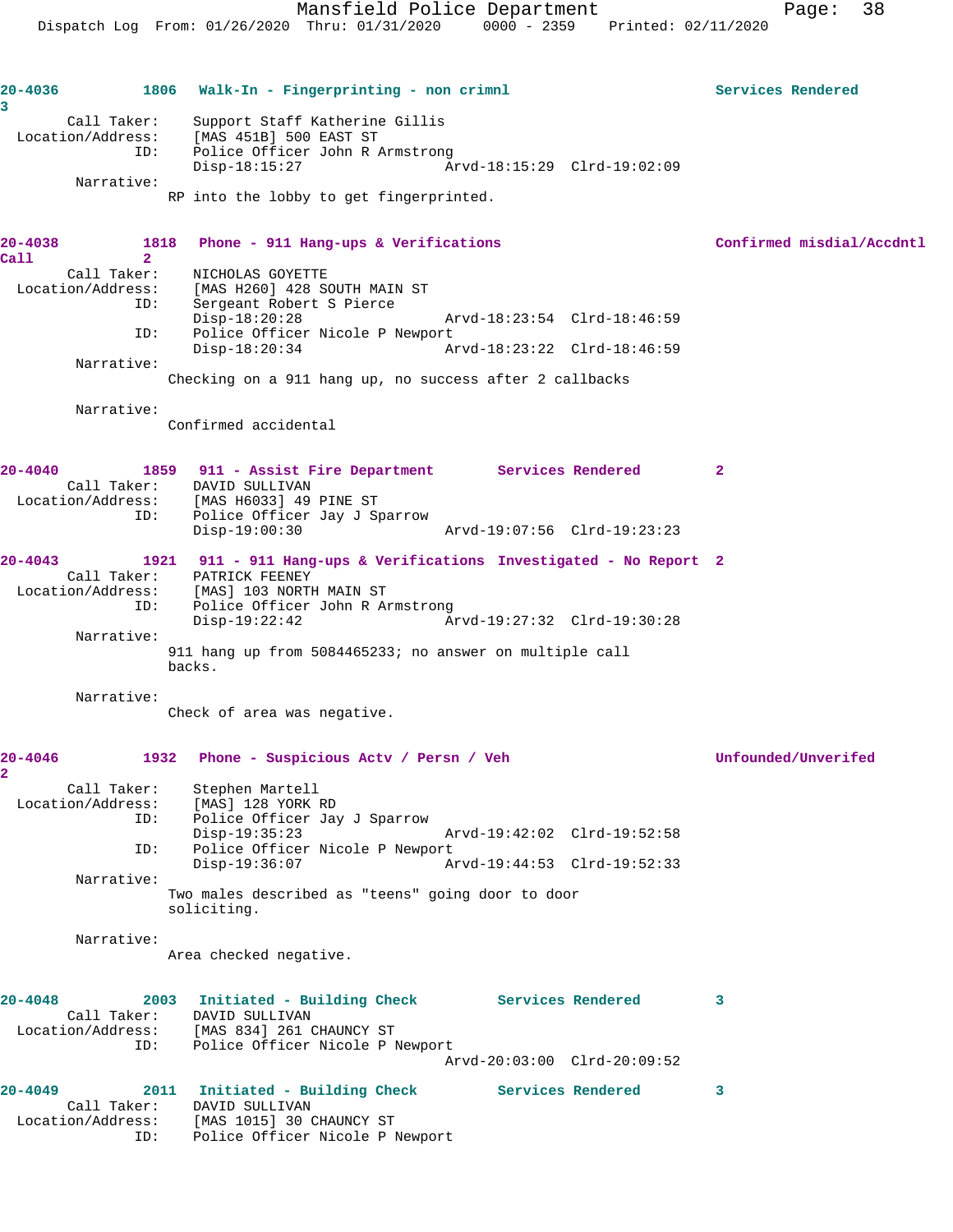**20-4036** 1806 **Walk-In - Fingerprinting - non crimnl** **Services Rendered** 3

Call Taker: Support Staff Katherine Gillis
Location/Address: [MAS 451B] 500 EAST ST
ID: Police Officer John R Armstrong
Disp-18:15:27 Arvd-18:15:29 Clrd-19:02:09

Narrative:
RP into the lobby to get fingerprinted.

**20-4038** 1818 **Phone - 911 Hang-ups & Verifications** **Confirmed misdial/Accdntl Call** 2

Call Taker: NICHOLAS GOYETTE
Location/Address: [MAS H260] 428 SOUTH MAIN ST
ID: Sergeant Robert S Pierce
Disp-18:20:28 Arvd-18:23:54 Clrd-18:46:59
ID: Police Officer Nicole P Newport
Disp-18:20:34 Arvd-18:23:22 Clrd-18:46:59

Narrative:
Checking on a 911 hang up, no success after 2 callbacks

Narrative:
Confirmed accidental

**20-4040** 1859 **911 - Assist Fire Department** **Services Rendered** 2

Call Taker: DAVID SULLIVAN
Location/Address: [MAS H6033] 49 PINE ST
ID: Police Officer Jay J Sparrow
Disp-19:00:30 Arvd-19:07:56 Clrd-19:23:23

**20-4043** 1921 **911 - 911 Hang-ups & Verifications** **Investigated - No Report** 2

Call Taker: PATRICK FEENEY
Location/Address: [MAS] 103 NORTH MAIN ST
ID: Police Officer John R Armstrong
Disp-19:22:42 Arvd-19:27:32 Clrd-19:30:28

Narrative:
911 hang up from 5084465233; no answer on multiple call backs.

Narrative:
Check of area was negative.

**20-4046** 1932 **Phone - Suspicious Actv / Persn / Veh** **Unfounded/Unverifed** 2

Call Taker: Stephen Martell
Location/Address: [MAS] 128 YORK RD
ID: Police Officer Jay J Sparrow
Disp-19:35:23 Arvd-19:42:02 Clrd-19:52:58
ID: Police Officer Nicole P Newport
Disp-19:36:07 Arvd-19:44:53 Clrd-19:52:33

Narrative:
Two males described as "teens" going door to door soliciting.

Narrative:
Area checked negative.

**20-4048** 2003 **Initiated - Building Check** **Services Rendered** 3

Call Taker: DAVID SULLIVAN
Location/Address: [MAS 834] 261 CHAUNCY ST
ID: Police Officer Nicole P Newport
Arvd-20:03:00 Clrd-20:09:52

**20-4049** 2011 **Initiated - Building Check** **Services Rendered** 3

Call Taker: DAVID SULLIVAN
Location/Address: [MAS 1015] 30 CHAUNCY ST
ID: Police Officer Nicole P Newport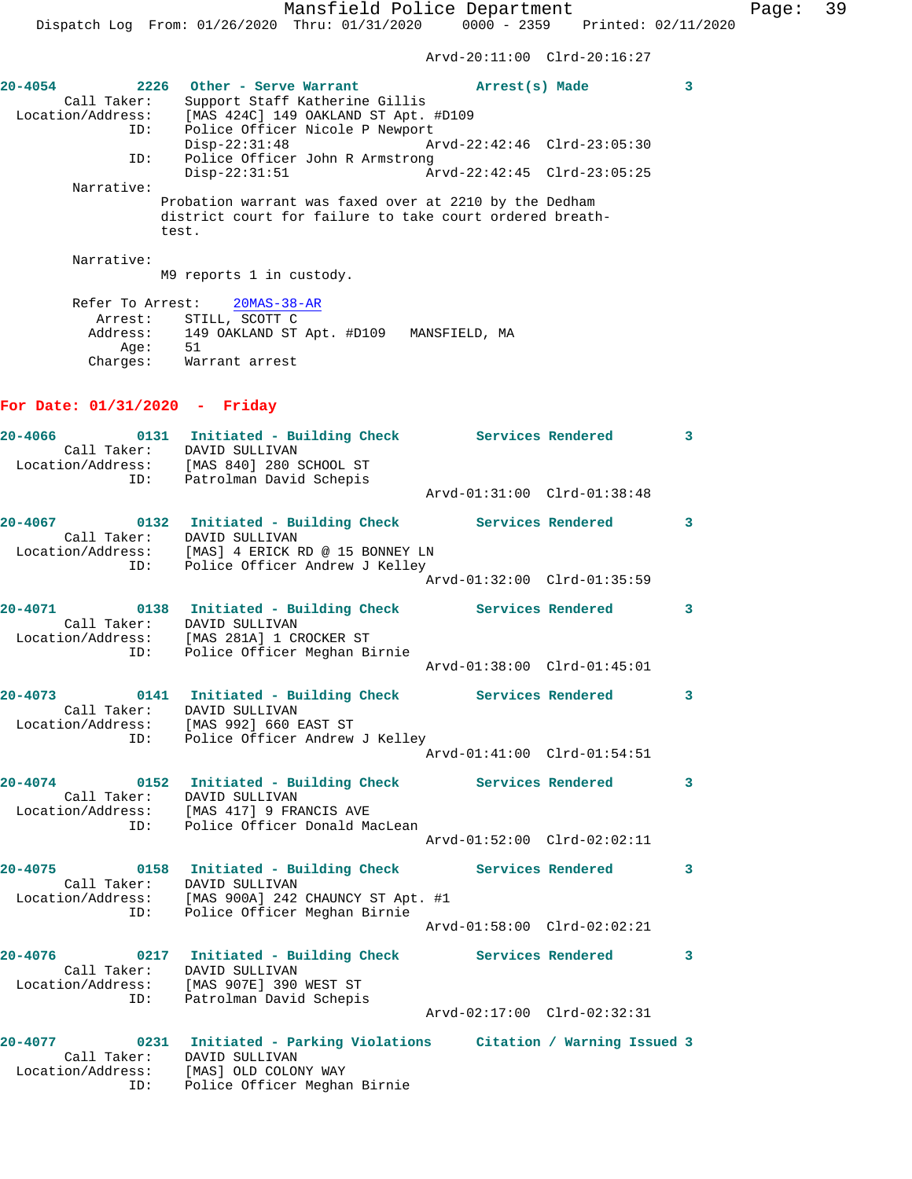Arvd-20:11:00 Clrd-20:16:27

**20-4054 2226 Other - Serve Warrant Arrest(s) Made 3**

Call Taker: Support Staff Katherine Gillis
Location/Address: [MAS 424C] 149 OAKLAND ST Apt. #D109
ID: Police Officer Nicole P Newport
Disp-22:31:48 Arvd-22:42:46 Clrd-23:05:30
ID: Police Officer John R Armstrong
Disp-22:31:51 Arvd-22:42:45 Clrd-23:05:25

Narrative:
Probation warrant was faxed over at 2210 by the Dedham district court for failure to take court ordered breath-test.

Narrative:
M9 reports 1 in custody.

Refer To Arrest: 20MAS-38-AR
Arrest: STILL, SCOTT C
Address: 149 OAKLAND ST Apt. #D109 MANSFIELD, MA
Age: 51
Charges: Warrant arrest

## For Date: 01/31/2020 - Friday

**20-4066 0131 Initiated - Building Check Services Rendered 3**

Call Taker: DAVID SULLIVAN
Location/Address: [MAS 840] 280 SCHOOL ST
ID: Patrolman David Schepis
Arvd-01:31:00 Clrd-01:38:48

**20-4067 0132 Initiated - Building Check Services Rendered 3**

Call Taker: DAVID SULLIVAN
Location/Address: [MAS] 4 ERICK RD @ 15 BONNEY LN
ID: Police Officer Andrew J Kelley
Arvd-01:32:00 Clrd-01:35:59

**20-4071 0138 Initiated - Building Check Services Rendered 3**

Call Taker: DAVID SULLIVAN
Location/Address: [MAS 281A] 1 CROCKER ST
ID: Police Officer Meghan Birnie
Arvd-01:38:00 Clrd-01:45:01

**20-4073 0141 Initiated - Building Check Services Rendered 3**

Call Taker: DAVID SULLIVAN
Location/Address: [MAS 992] 660 EAST ST
ID: Police Officer Andrew J Kelley
Arvd-01:41:00 Clrd-01:54:51

**20-4074 0152 Initiated - Building Check Services Rendered 3**

Call Taker: DAVID SULLIVAN
Location/Address: [MAS 417] 9 FRANCIS AVE
ID: Police Officer Donald MacLean
Arvd-01:52:00 Clrd-02:02:11

**20-4075 0158 Initiated - Building Check Services Rendered 3**

Call Taker: DAVID SULLIVAN
Location/Address: [MAS 900A] 242 CHAUNCY ST Apt. #1
ID: Police Officer Meghan Birnie
Arvd-01:58:00 Clrd-02:02:21

**20-4076 0217 Initiated - Building Check Services Rendered 3**

Call Taker: DAVID SULLIVAN
Location/Address: [MAS 907E] 390 WEST ST
ID: Patrolman David Schepis
Arvd-02:17:00 Clrd-02:32:31

**20-4077 0231 Initiated - Parking Violations Citation / Warning Issued 3**

Call Taker: DAVID SULLIVAN
Location/Address: [MAS] OLD COLONY WAY
ID: Police Officer Meghan Birnie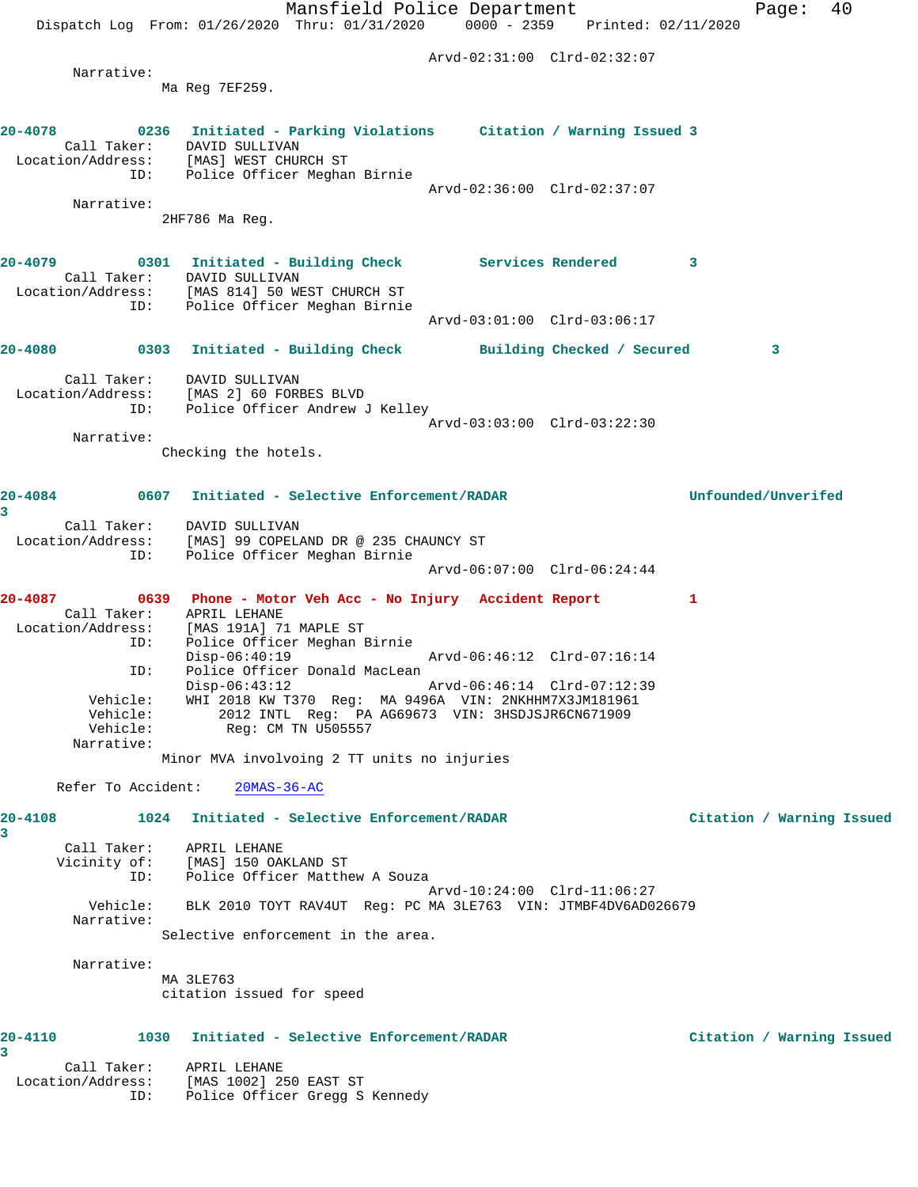Arvd-02:31:00 Clrd-02:32:07

Narrative:
Ma Reg 7EF259.

**20-4078 0236 Initiated - Parking Violations Citation / Warning Issued 3**

Call Taker: DAVID SULLIVAN
Location/Address: [MAS] WEST CHURCH ST
ID: Police Officer Meghan Birnie
Arvd-02:36:00 Clrd-02:37:07

Narrative:
2HF786 Ma Reg.

**20-4079 0301 Initiated - Building Check Services Rendered 3**

Call Taker: DAVID SULLIVAN
Location/Address: [MAS 814] 50 WEST CHURCH ST
ID: Police Officer Meghan Birnie
Arvd-03:01:00 Clrd-03:06:17

**20-4080 0303 Initiated - Building Check Building Checked / Secured 3**

Call Taker: DAVID SULLIVAN
Location/Address: [MAS 2] 60 FORBES BLVD
ID: Police Officer Andrew J Kelley
Arvd-03:03:00 Clrd-03:22:30

Narrative:
Checking the hotels.

**20-4084 0607 Initiated - Selective Enforcement/RADAR Unfounded/Unverifed 3**

Call Taker: DAVID SULLIVAN
Location/Address: [MAS] 99 COPELAND DR @ 235 CHAUNCY ST
ID: Police Officer Meghan Birnie
Arvd-06:07:00 Clrd-06:24:44

**20-4087 0639 Phone - Motor Veh Acc - No Injury Accident Report 1**

Call Taker: APRIL LEHANE
Location/Address: [MAS 191A] 71 MAPLE ST
ID: Police Officer Meghan Birnie
Disp-06:40:19 Arvd-06:46:12 Clrd-07:16:14
ID: Police Officer Donald MacLean
Disp-06:43:12 Arvd-06:46:14 Clrd-07:12:39
Vehicle: WHI 2018 KW T370 Reg: MA 9496A VIN: 2NKHHM7X3JM181961
Vehicle: 2012 INTL Reg: PA AG69673 VIN: 3HSDJSJR6CN671909
Vehicle: Reg: CM TN U505557

Narrative:
Minor MVA involvoing 2 TT units no injuries

Refer To Accident: 20MAS-36-AC

**20-4108 1024 Initiated - Selective Enforcement/RADAR Citation / Warning Issued 3**

Call Taker: APRIL LEHANE
Vicinity of: [MAS] 150 OAKLAND ST
ID: Police Officer Matthew A Souza
Arvd-10:24:00 Clrd-11:06:27
Vehicle: BLK 2010 TOYT RAV4UT Reg: PC MA 3LE763 VIN: JTMBF4DV6AD026679

Narrative:
Selective enforcement in the area.

Narrative:
MA 3LE763
citation issued for speed

**20-4110 1030 Initiated - Selective Enforcement/RADAR Citation / Warning Issued 3**

Call Taker: APRIL LEHANE
Location/Address: [MAS 1002] 250 EAST ST
ID: Police Officer Gregg S Kennedy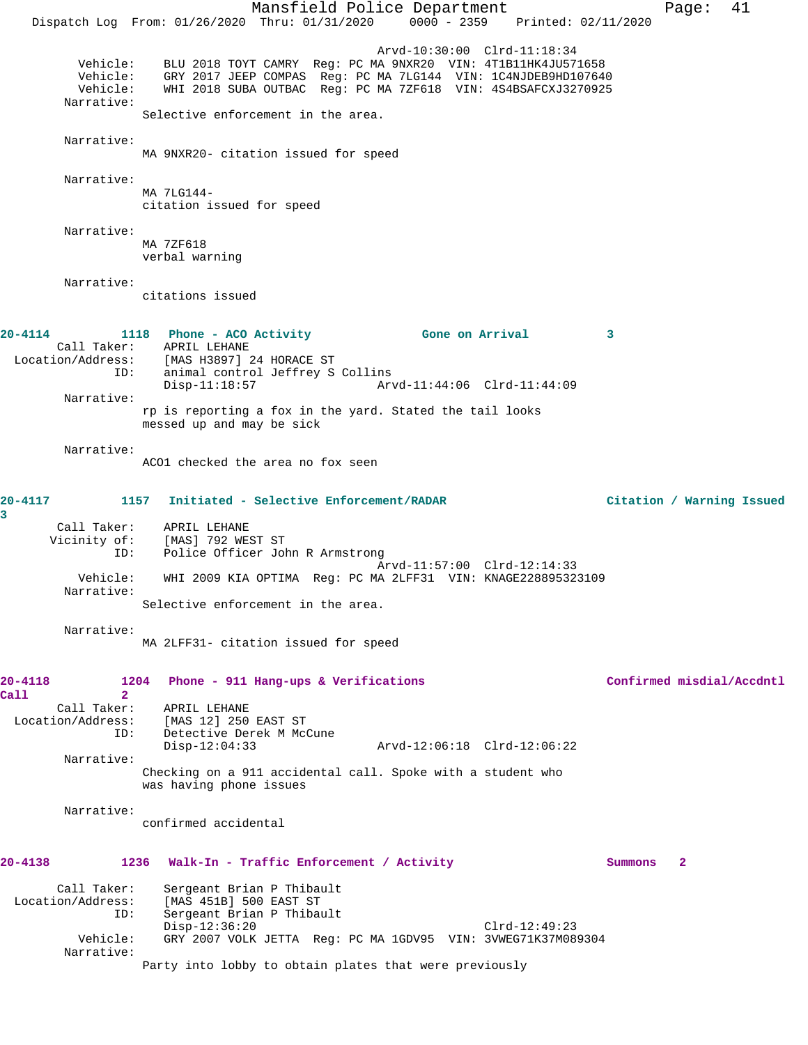```
                                    Arvd-10:30:00  Clrd-11:18:34
         Vehicle:    BLU 2018 TOYT CAMRY  Reg: PC MA 9NXR20  VIN: 4T1B11HK4JU571658
         Vehicle:    GRY 2017 JEEP COMPAS  Reg: PC MA 7LG144  VIN: 1C4NJDEB9HD107640
         Vehicle:    WHI 2018 SUBA OUTBAC  Reg: PC MA 7ZF618  VIN: 4S4BSAFCXJ3270925
       Narrative:
                 Selective enforcement in the area.

       Narrative:
                 MA 9NXR20- citation issued for speed

       Narrative:
                 MA 7LG144-
                 citation issued for speed

       Narrative:
                 MA 7ZF618
                 verbal warning

       Narrative:
                 citations issued
```

**20-4114 1118 Phone - ACO Activity Gone on Arrival 3**

```
      Call Taker:    APRIL LEHANE
Location/Address:    [MAS H3897] 24 HORACE ST
              ID:    animal control Jeffrey S Collins
                     Disp-11:18:57                 Arvd-11:44:06  Clrd-11:44:09
       Narrative:
                 rp is reporting a fox in the yard. Stated the tail looks
                 messed up and may be sick

       Narrative:
                 ACO1 checked the area no fox seen
```

**20-4117 1157 Initiated - Selective Enforcement/RADAR Citation / Warning Issued 3**

```
      Call Taker:    APRIL LEHANE
      Vicinity of:   [MAS] 792 WEST ST
              ID:    Police Officer John R Armstrong
                                    Arvd-11:57:00  Clrd-12:14:33
         Vehicle:    WHI 2009 KIA OPTIMA  Reg: PC MA 2LFF31  VIN: KNAGE228895323109
       Narrative:
                 Selective enforcement in the area.

       Narrative:
                 MA 2LFF31- citation issued for speed
```

**20-4118 1204 Phone - 911 Hang-ups & Verifications Confirmed misdial/Accdntl Call 2**

```
      Call Taker:    APRIL LEHANE
Location/Address:    [MAS 12] 250 EAST ST
              ID:    Detective Derek M McCune
                     Disp-12:04:33                 Arvd-12:06:18  Clrd-12:06:22
       Narrative:
                 Checking on a 911 accidental call. Spoke with a student who
                 was having phone issues

       Narrative:
                 confirmed accidental
```

**20-4138 1236 Walk-In - Traffic Enforcement / Activity Summons 2**

```
      Call Taker:    Sergeant Brian P Thibault
Location/Address:    [MAS 451B] 500 EAST ST
              ID:    Sergeant Brian P Thibault
                     Disp-12:36:20                                Clrd-12:49:23
         Vehicle:    GRY 2007 VOLK JETTA  Reg: PC MA 1GDV95  VIN: 3VWEG71K37M089304
       Narrative:
                 Party into lobby to obtain plates that were previously
```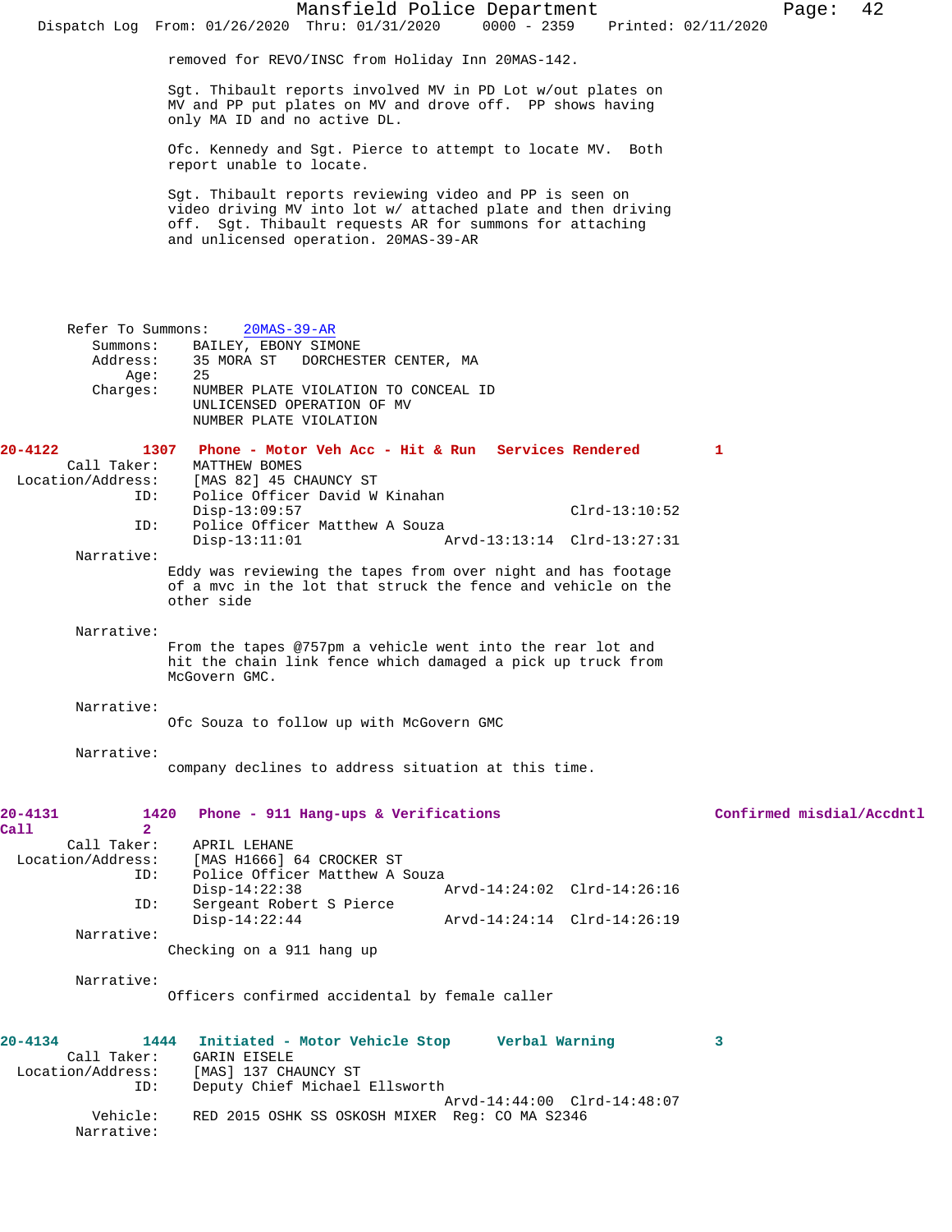removed for REVO/INSC from Holiday Inn 20MAS-142.

Sgt. Thibault reports involved MV in PD Lot w/out plates on MV and PP put plates on MV and drove off. PP shows having only MA ID and no active DL.

Ofc. Kennedy and Sgt. Pierce to attempt to locate MV. Both report unable to locate.

Sgt. Thibault reports reviewing video and PP is seen on video driving MV into lot w/ attached plate and then driving off. Sgt. Thibault requests AR for summons for attaching and unlicensed operation. 20MAS-39-AR

Refer To Summons: 20MAS-39-AR
Summons: BAILEY, EBONY SIMONE
Address: 35 MORA ST DORCHESTER CENTER, MA
Age: 25
Charges: NUMBER PLATE VIOLATION TO CONCEAL ID
UNLICENSED OPERATION OF MV
NUMBER PLATE VIOLATION

**20-4122 1307 Phone - Motor Veh Acc - Hit & Run Services Rendered 1**

Call Taker: MATTHEW BOMES
Location/Address: [MAS 82] 45 CHAUNCY ST
ID: Police Officer David W Kinahan
Disp-13:09:57 Clrd-13:10:52
ID: Police Officer Matthew A Souza
Disp-13:11:01 Arvd-13:13:14 Clrd-13:27:31

Narrative:
Eddy was reviewing the tapes from over night and has footage of a mvc in the lot that struck the fence and vehicle on the other side

Narrative:
From the tapes @757pm a vehicle went into the rear lot and hit the chain link fence which damaged a pick up truck from McGovern GMC.

Narrative:
Ofc Souza to follow up with McGovern GMC

Narrative:
company declines to address situation at this time.

**20-4131 1420 Phone - 911 Hang-ups & Verifications Confirmed misdial/Accdntl Call 2**

Call Taker: APRIL LEHANE
Location/Address: [MAS H1666] 64 CROCKER ST
ID: Police Officer Matthew A Souza
Disp-14:22:38 Arvd-14:24:02 Clrd-14:26:16
ID: Sergeant Robert S Pierce
Disp-14:22:44 Arvd-14:24:14 Clrd-14:26:19

Narrative:
Checking on a 911 hang up

Narrative:
Officers confirmed accidental by female caller

**20-4134 1444 Initiated - Motor Vehicle Stop Verbal Warning 3**

Call Taker: GARIN EISELE
Location/Address: [MAS] 137 CHAUNCY ST
ID: Deputy Chief Michael Ellsworth
Arvd-14:44:00 Clrd-14:48:07
Vehicle: RED 2015 OSHK SS OSKOSH MIXER Reg: CO MA S2346
Narrative: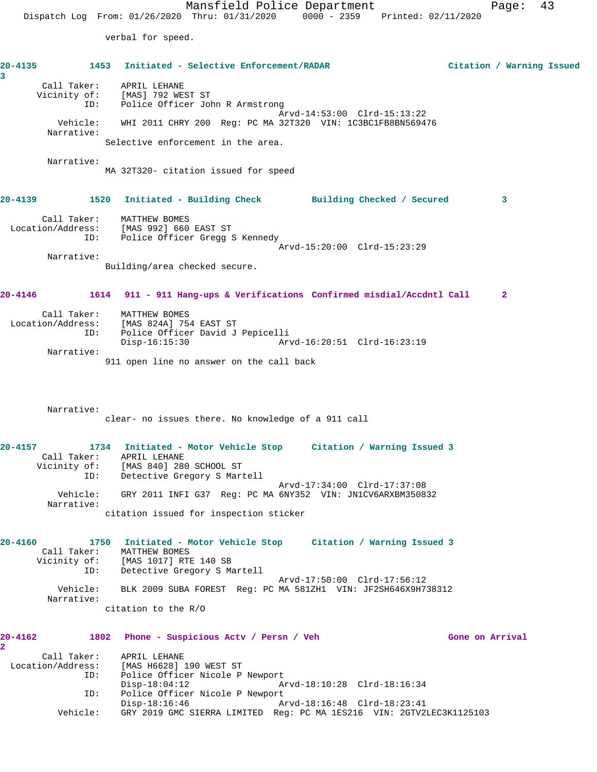verbal for speed.

**20-4135 1453 Initiated - Selective Enforcement/RADAR Citation / Warning Issued 3**

Call Taker: APRIL LEHANE
Vicinity of: [MAS] 792 WEST ST
ID: Police Officer John R Armstrong
Arvd-14:53:00 Clrd-15:13:22
Vehicle: WHI 2011 CHRY 200 Reg: PC MA 32T320 VIN: 1C3BC1FB8BN569476
Narrative:
Selective enforcement in the area.

Narrative:
MA 32T320- citation issued for speed

**20-4139 1520 Initiated - Building Check Building Checked / Secured 3**

Call Taker: MATTHEW BOMES
Location/Address: [MAS 992] 660 EAST ST
ID: Police Officer Gregg S Kennedy
Arvd-15:20:00 Clrd-15:23:29
Narrative:
Building/area checked secure.

**20-4146 1614 911 - 911 Hang-ups & Verifications Confirmed misdial/Accdntl Call 2**

Call Taker: MATTHEW BOMES
Location/Address: [MAS 824A] 754 EAST ST
ID: Police Officer David J Pepicelli
Disp-16:15:30 Arvd-16:20:51 Clrd-16:23:19
Narrative:
911 open line no answer on the call back

Narrative:
clear- no issues there. No knowledge of a 911 call

**20-4157 1734 Initiated - Motor Vehicle Stop Citation / Warning Issued 3**

Call Taker: APRIL LEHANE
Vicinity of: [MAS 840] 280 SCHOOL ST
ID: Detective Gregory S Martell
Arvd-17:34:00 Clrd-17:37:08
Vehicle: GRY 2011 INFI G37 Reg: PC MA 6NY352 VIN: JN1CV6ARXBM350832
Narrative:
citation issued for inspection sticker

**20-4160 1750 Initiated - Motor Vehicle Stop Citation / Warning Issued 3**

Call Taker: MATTHEW BOMES
Vicinity of: [MAS 1017] RTE 140 SB
ID: Detective Gregory S Martell
Arvd-17:50:00 Clrd-17:56:12
Vehicle: BLK 2009 SUBA FOREST Reg: PC MA 581ZH1 VIN: JF2SH646X9H738312
Narrative:
citation to the R/O

**20-4162 1802 Phone - Suspicious Actv / Persn / Veh Gone on Arrival 2**

Call Taker: APRIL LEHANE
Location/Address: [MAS H6628] 190 WEST ST
ID: Police Officer Nicole P Newport
Disp-18:04:12 Arvd-18:10:28 Clrd-18:16:34
ID: Police Officer Nicole P Newport
Disp-18:16:46 Arvd-18:16:48 Clrd-18:23:41
Vehicle: GRY 2019 GMC SIERRA LIMITED Reg: PC MA 1ES216 VIN: 2GTV2LEC3K1125103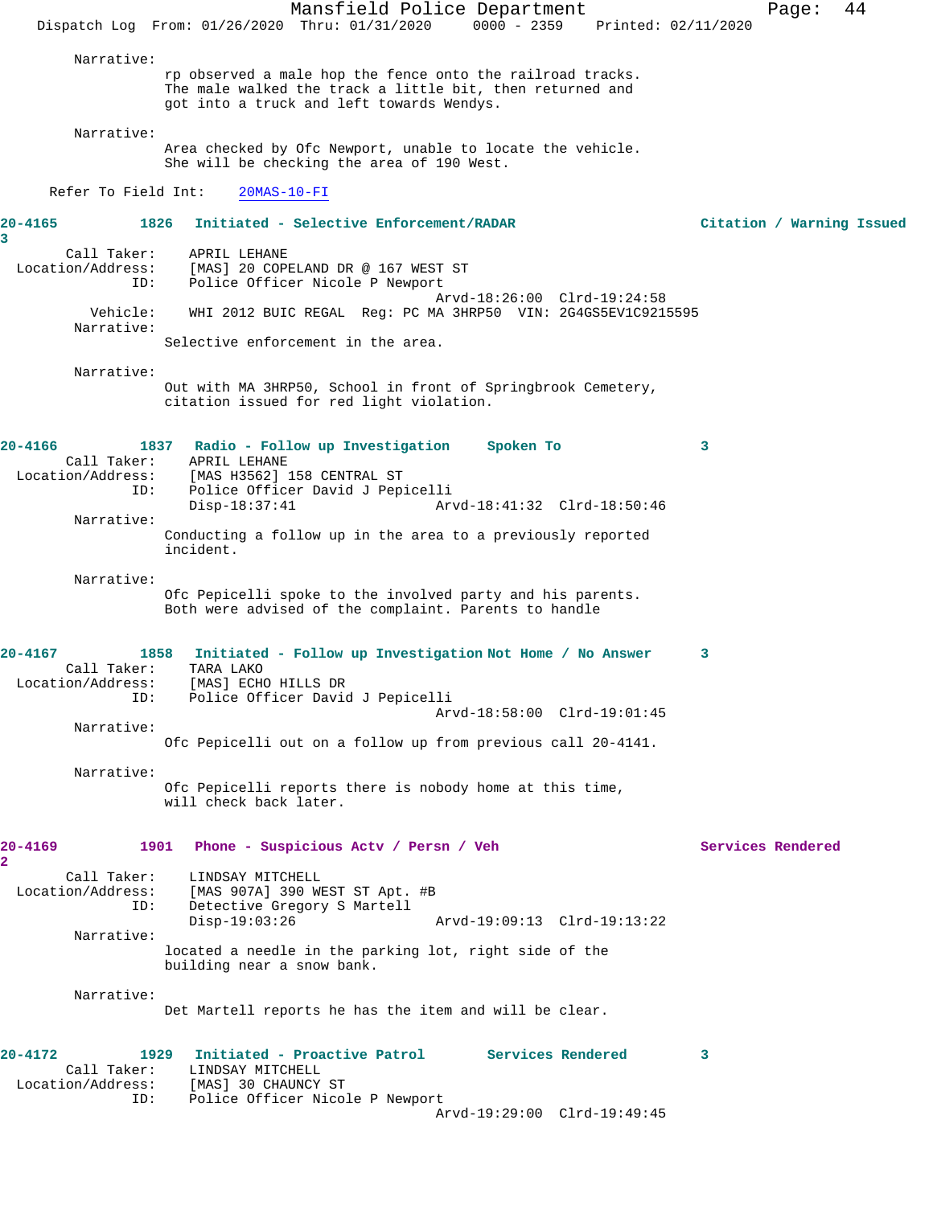Narrative:
rp observed a male hop the fence onto the railroad tracks. The male walked the track a little bit, then returned and got into a truck and left towards Wendys.

Narrative:
Area checked by Ofc Newport, unable to locate the vehicle. She will be checking the area of 190 West.

Refer To Field Int: 20MAS-10-FI

**20-4165 1826 Initiated - Selective Enforcement/RADAR Citation / Warning Issued 3**

Call Taker: APRIL LEHANE
Location/Address: [MAS] 20 COPELAND DR @ 167 WEST ST
ID: Police Officer Nicole P Newport
Arvd-18:26:00 Clrd-19:24:58
Vehicle: WHI 2012 BUIC REGAL Reg: PC MA 3HRP50 VIN: 2G4GS5EV1C9215595
Narrative:
Selective enforcement in the area.

Narrative:
Out with MA 3HRP50, School in front of Springbrook Cemetery, citation issued for red light violation.

**20-4166 1837 Radio - Follow up Investigation Spoken To 3**

Call Taker: APRIL LEHANE
Location/Address: [MAS H3562] 158 CENTRAL ST
ID: Police Officer David J Pepicelli
Disp-18:37:41 Arvd-18:41:32 Clrd-18:50:46
Narrative:
Conducting a follow up in the area to a previously reported incident.

Narrative:
Ofc Pepicelli spoke to the involved party and his parents. Both were advised of the complaint. Parents to handle

**20-4167 1858 Initiated - Follow up Investigation Not Home / No Answer 3**

Call Taker: TARA LAKO
Location/Address: [MAS] ECHO HILLS DR
ID: Police Officer David J Pepicelli
Arvd-18:58:00 Clrd-19:01:45
Narrative:
Ofc Pepicelli out on a follow up from previous call 20-4141.

Narrative:
Ofc Pepicelli reports there is nobody home at this time, will check back later.

**20-4169 1901 Phone - Suspicious Actv / Persn / Veh Services Rendered 2**

Call Taker: LINDSAY MITCHELL
Location/Address: [MAS 907A] 390 WEST ST Apt. #B
ID: Detective Gregory S Martell
Disp-19:03:26 Arvd-19:09:13 Clrd-19:13:22
Narrative:
located a needle in the parking lot, right side of the building near a snow bank.

Narrative:
Det Martell reports he has the item and will be clear.

**20-4172 1929 Initiated - Proactive Patrol Services Rendered 3**

Call Taker: LINDSAY MITCHELL
Location/Address: [MAS] 30 CHAUNCY ST
ID: Police Officer Nicole P Newport
Arvd-19:29:00 Clrd-19:49:45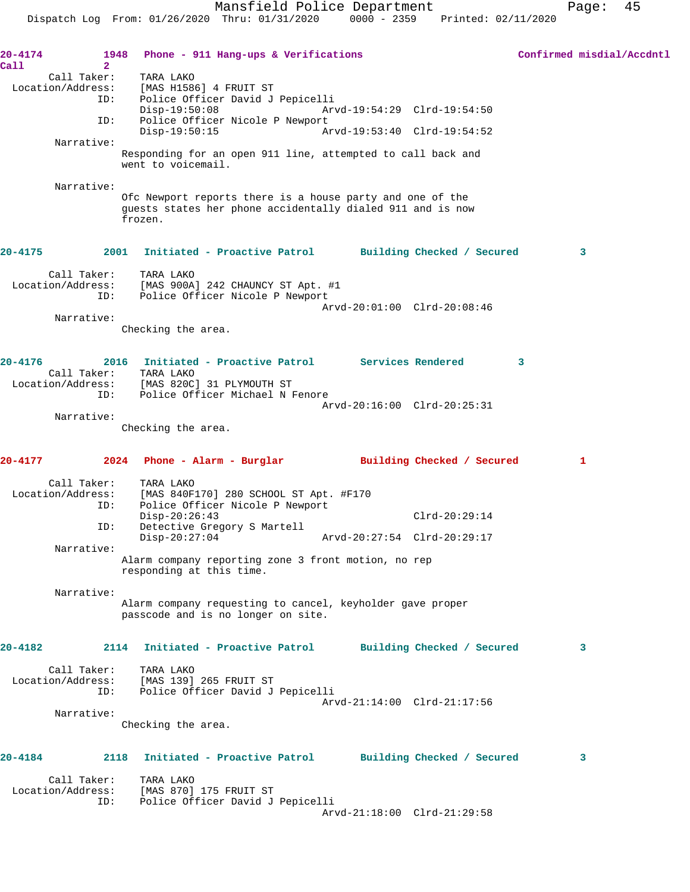**20-4174** 1948 **Phone - 911 Hang-ups & Verifications** **Confirmed misdial/Accdntl Call** 2

Call Taker: TARA LAKO
Location/Address: [MAS H1586] 4 FRUIT ST
ID: Police Officer David J Pepicelli
Disp-19:50:08 Arvd-19:54:29 Clrd-19:54:50
ID: Police Officer Nicole P Newport
Disp-19:50:15 Arvd-19:53:40 Clrd-19:54:52

Narrative:
Responding for an open 911 line, attempted to call back and went to voicemail.

Narrative:
Ofc Newport reports there is a house party and one of the guests states her phone accidentally dialed 911 and is now frozen.

**20-4175** 2001 **Initiated - Proactive Patrol** **Building Checked / Secured** 3

Call Taker: TARA LAKO
Location/Address: [MAS 900A] 242 CHAUNCY ST Apt. #1
ID: Police Officer Nicole P Newport
Arvd-20:01:00 Clrd-20:08:46

Narrative:
Checking the area.

**20-4176** 2016 **Initiated - Proactive Patrol** **Services Rendered** 3

Call Taker: TARA LAKO
Location/Address: [MAS 820C] 31 PLYMOUTH ST
ID: Police Officer Michael N Fenore
Arvd-20:16:00 Clrd-20:25:31

Narrative:
Checking the area.

**20-4177** 2024 **Phone - Alarm - Burglar** **Building Checked / Secured** 1

Call Taker: TARA LAKO
Location/Address: [MAS 840F170] 280 SCHOOL ST Apt. #F170
ID: Police Officer Nicole P Newport
Disp-20:26:43 Clrd-20:29:14
ID: Detective Gregory S Martell
Disp-20:27:04 Arvd-20:27:54 Clrd-20:29:17

Narrative:
Alarm company reporting zone 3 front motion, no rep responding at this time.

Narrative:
Alarm company requesting to cancel, keyholder gave proper passcode and is no longer on site.

**20-4182** 2114 **Initiated - Proactive Patrol** **Building Checked / Secured** 3

Call Taker: TARA LAKO
Location/Address: [MAS 139] 265 FRUIT ST
ID: Police Officer David J Pepicelli
Arvd-21:14:00 Clrd-21:17:56

Narrative:
Checking the area.

**20-4184** 2118 **Initiated - Proactive Patrol** **Building Checked / Secured** 3

Call Taker: TARA LAKO
Location/Address: [MAS 870] 175 FRUIT ST
ID: Police Officer David J Pepicelli
Arvd-21:18:00 Clrd-21:29:58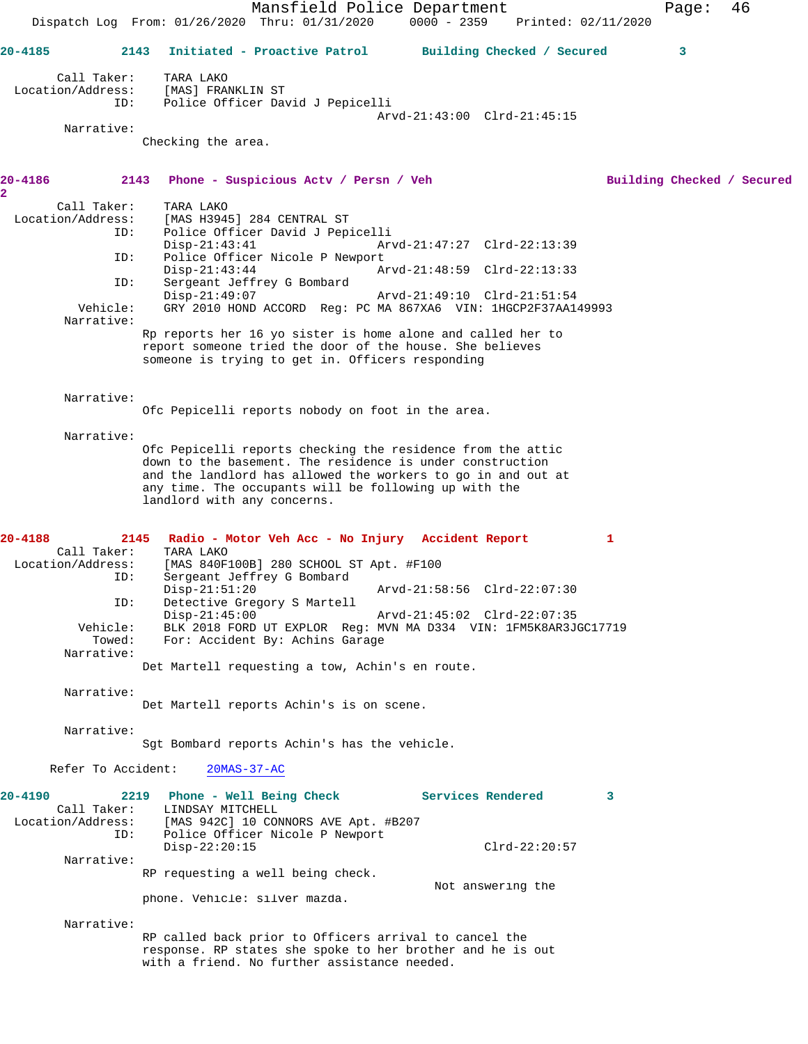**20-4185** 2143 Initiated - Proactive Patrol Building Checked / Secured 3

Call Taker: TARA LAKO
Location/Address: [MAS] FRANKLIN ST
ID: Police Officer David J Pepicelli
Arvd-21:43:00 Clrd-21:45:15

Narrative:
Checking the area.

**20-4186** 2143 Phone - Suspicious Actv / Persn / Veh Building Checked / Secured 2

Call Taker: TARA LAKO
Location/Address: [MAS H3945] 284 CENTRAL ST
ID: Police Officer David J Pepicelli
Disp-21:43:41 Arvd-21:47:27 Clrd-22:13:39
ID: Police Officer Nicole P Newport
Disp-21:43:44 Arvd-21:48:59 Clrd-22:13:33
ID: Sergeant Jeffrey G Bombard
Disp-21:49:07 Arvd-21:49:10 Clrd-21:51:54
Vehicle: GRY 2010 HOND ACCORD Reg: PC MA 867XA6 VIN: 1HGCP2F37AA149993

Narrative:
Rp reports her 16 yo sister is home alone and called her to report someone tried the door of the house. She believes someone is trying to get in. Officers responding

Narrative:
Ofc Pepicelli reports nobody on foot in the area.

Narrative:
Ofc Pepicelli reports checking the residence from the attic down to the basement. The residence is under construction and the landlord has allowed the workers to go in and out at any time. The occupants will be following up with the landlord with any concerns.

**20-4188** 2145 Radio - Motor Veh Acc - No Injury Accident Report 1

Call Taker: TARA LAKO
Location/Address: [MAS 840F100B] 280 SCHOOL ST Apt. #F100
ID: Sergeant Jeffrey G Bombard
Disp-21:51:20 Arvd-21:58:56 Clrd-22:07:30
ID: Detective Gregory S Martell
Disp-21:45:00 Arvd-21:45:02 Clrd-22:07:35
Vehicle: BLK 2018 FORD UT EXPLOR Reg: MVN MA D334 VIN: 1FM5K8AR3JGC17719
Towed: For: Accident By: Achins Garage

Narrative:
Det Martell requesting a tow, Achin's en route.

Narrative:
Det Martell reports Achin's is on scene.

Narrative:
Sgt Bombard reports Achin's has the vehicle.

Refer To Accident: 20MAS-37-AC

**20-4190** 2219 Phone - Well Being Check Services Rendered 3

Call Taker: LINDSAY MITCHELL
Location/Address: [MAS 942C] 10 CONNORS AVE Apt. #B207
ID: Police Officer Nicole P Newport
Disp-22:20:15 Clrd-22:20:57

Narrative:
RP requesting a well being check. Not answering the phone. Vehicle: silver mazda.

Narrative:
RP called back prior to Officers arrival to cancel the response. RP states she spoke to her brother and he is out with a friend. No further assistance needed.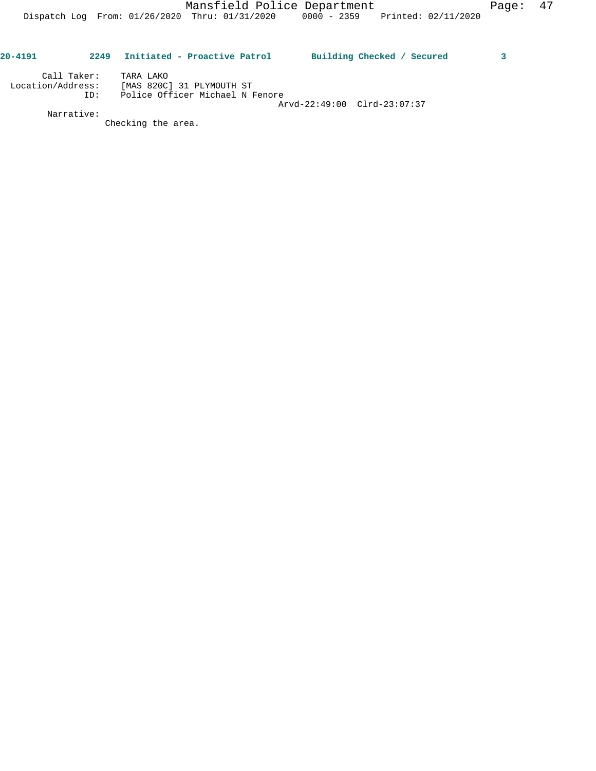**20-4191 2249 Initiated - Proactive Patrol Building Checked / Secured 3**

Call Taker: TARA LAKO
Location/Address: [MAS 820C] 31 PLYMOUTH ST
ID: Police Officer Michael N Fenore
Arvd-22:49:00 Clrd-23:07:37

Narrative:
Checking the area.